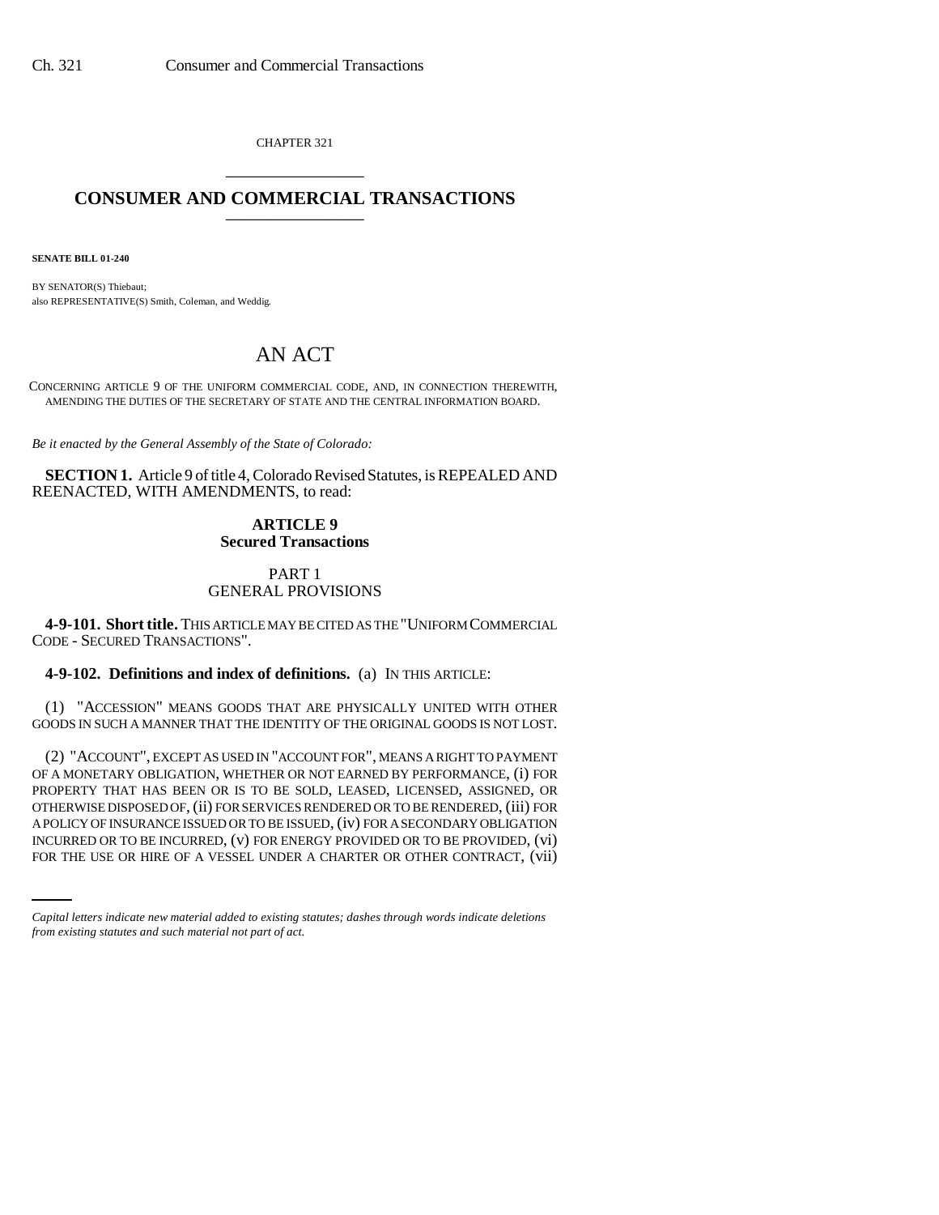CHAPTER 321

# CONSUMER AND COMMERCIAL TRANSACTIONS

**SENATE BILL 01-240**

BY SENATOR(S) Thiebaut;
also REPRESENTATIVE(S) Smith, Coleman, and Weddig.

## AN ACT

CONCERNING ARTICLE 9 OF THE UNIFORM COMMERCIAL CODE, AND, IN CONNECTION THEREWITH, AMENDING THE DUTIES OF THE SECRETARY OF STATE AND THE CENTRAL INFORMATION BOARD.

*Be it enacted by the General Assembly of the State of Colorado:*

**SECTION 1.** Article 9 of title 4, Colorado Revised Statutes, is REPEALED AND REENACTED, WITH AMENDMENTS, to read:

### ARTICLE 9
### Secured Transactions

#### PART 1
#### GENERAL PROVISIONS

**4-9-101. Short title.** THIS ARTICLE MAY BE CITED AS THE "UNIFORM COMMERCIAL CODE - SECURED TRANSACTIONS".

**4-9-102. Definitions and index of definitions.** (a) IN THIS ARTICLE:

(1) "ACCESSION" MEANS GOODS THAT ARE PHYSICALLY UNITED WITH OTHER GOODS IN SUCH A MANNER THAT THE IDENTITY OF THE ORIGINAL GOODS IS NOT LOST.

(2) "ACCOUNT", EXCEPT AS USED IN "ACCOUNT FOR", MEANS A RIGHT TO PAYMENT OF A MONETARY OBLIGATION, WHETHER OR NOT EARNED BY PERFORMANCE, (i) FOR PROPERTY THAT HAS BEEN OR IS TO BE SOLD, LEASED, LICENSED, ASSIGNED, OR OTHERWISE DISPOSED OF, (ii) FOR SERVICES RENDERED OR TO BE RENDERED, (iii) FOR A POLICY OF INSURANCE ISSUED OR TO BE ISSUED, (iv) FOR A SECONDARY OBLIGATION INCURRED OR TO BE INCURRED, (v) FOR ENERGY PROVIDED OR TO BE PROVIDED, (vi) FOR THE USE OR HIRE OF A VESSEL UNDER A CHARTER OR OTHER CONTRACT, (vii)

*Capital letters indicate new material added to existing statutes; dashes through words indicate deletions from existing statutes and such material not part of act.*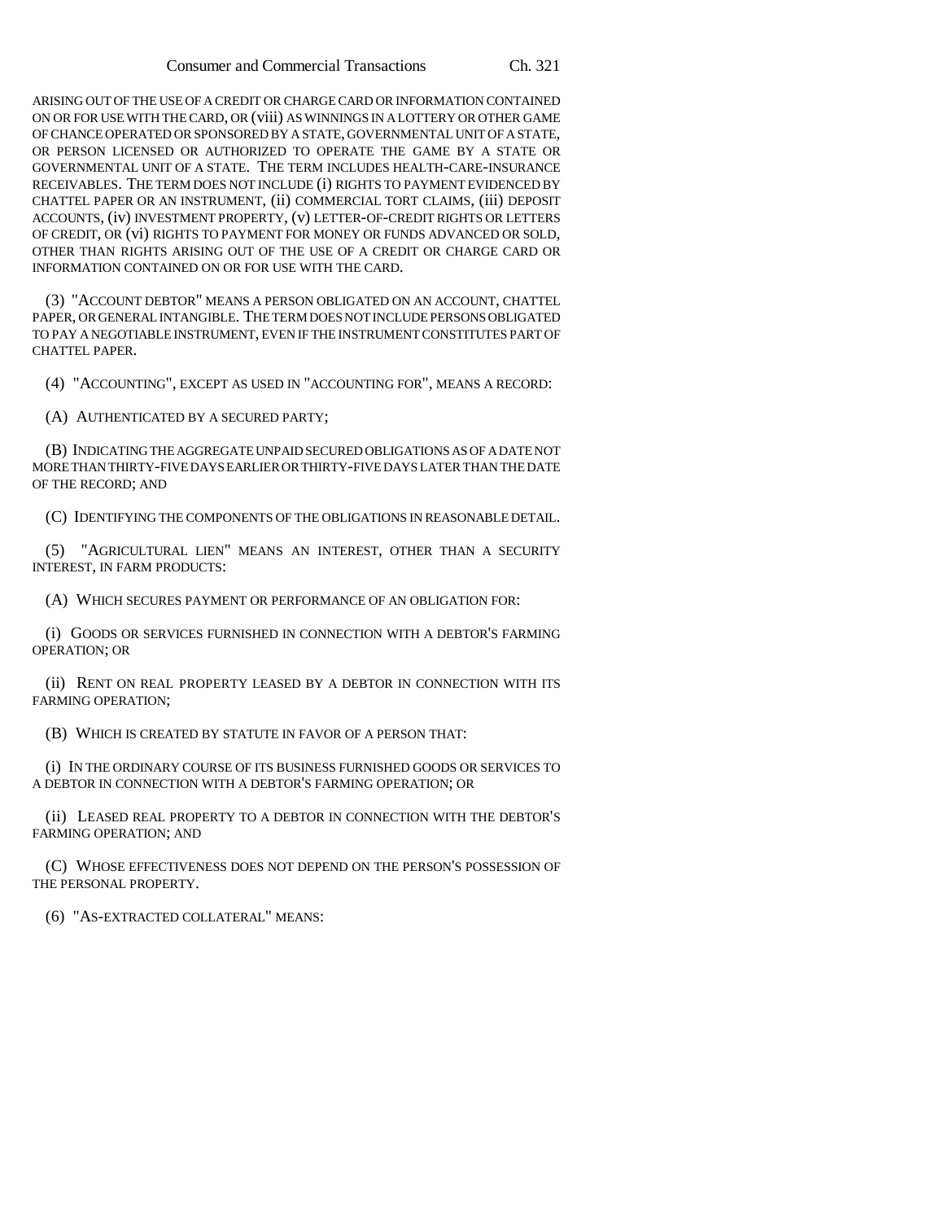ARISING OUT OF THE USE OF A CREDIT OR CHARGE CARD OR INFORMATION CONTAINED ON OR FOR USE WITH THE CARD, OR (viii) AS WINNINGS IN A LOTTERY OR OTHER GAME OF CHANCE OPERATED OR SPONSORED BY A STATE, GOVERNMENTAL UNIT OF A STATE, OR PERSON LICENSED OR AUTHORIZED TO OPERATE THE GAME BY A STATE OR GOVERNMENTAL UNIT OF A STATE. THE TERM INCLUDES HEALTH-CARE-INSURANCE RECEIVABLES. THE TERM DOES NOT INCLUDE (i) RIGHTS TO PAYMENT EVIDENCED BY CHATTEL PAPER OR AN INSTRUMENT, (ii) COMMERCIAL TORT CLAIMS, (iii) DEPOSIT ACCOUNTS, (iv) INVESTMENT PROPERTY, (v) LETTER-OF-CREDIT RIGHTS OR LETTERS OF CREDIT, OR (vi) RIGHTS TO PAYMENT FOR MONEY OR FUNDS ADVANCED OR SOLD, OTHER THAN RIGHTS ARISING OUT OF THE USE OF A CREDIT OR CHARGE CARD OR INFORMATION CONTAINED ON OR FOR USE WITH THE CARD.

(3) "ACCOUNT DEBTOR" MEANS A PERSON OBLIGATED ON AN ACCOUNT, CHATTEL PAPER, OR GENERAL INTANGIBLE. THE TERM DOES NOT INCLUDE PERSONS OBLIGATED TO PAY A NEGOTIABLE INSTRUMENT, EVEN IF THE INSTRUMENT CONSTITUTES PART OF CHATTEL PAPER.

(4) "ACCOUNTING", EXCEPT AS USED IN "ACCOUNTING FOR", MEANS A RECORD:

(A) AUTHENTICATED BY A SECURED PARTY;

(B) INDICATING THE AGGREGATE UNPAID SECURED OBLIGATIONS AS OF A DATE NOT MORE THAN THIRTY-FIVE DAYS EARLIER OR THIRTY-FIVE DAYS LATER THAN THE DATE OF THE RECORD; AND

(C) IDENTIFYING THE COMPONENTS OF THE OBLIGATIONS IN REASONABLE DETAIL.

(5) "AGRICULTURAL LIEN" MEANS AN INTEREST, OTHER THAN A SECURITY INTEREST, IN FARM PRODUCTS:

(A) WHICH SECURES PAYMENT OR PERFORMANCE OF AN OBLIGATION FOR:

(i) GOODS OR SERVICES FURNISHED IN CONNECTION WITH A DEBTOR'S FARMING OPERATION; OR

(ii) RENT ON REAL PROPERTY LEASED BY A DEBTOR IN CONNECTION WITH ITS FARMING OPERATION;

(B) WHICH IS CREATED BY STATUTE IN FAVOR OF A PERSON THAT:

(i) IN THE ORDINARY COURSE OF ITS BUSINESS FURNISHED GOODS OR SERVICES TO A DEBTOR IN CONNECTION WITH A DEBTOR'S FARMING OPERATION; OR

(ii) LEASED REAL PROPERTY TO A DEBTOR IN CONNECTION WITH THE DEBTOR'S FARMING OPERATION; AND

(C) WHOSE EFFECTIVENESS DOES NOT DEPEND ON THE PERSON'S POSSESSION OF THE PERSONAL PROPERTY.

(6) "AS-EXTRACTED COLLATERAL" MEANS: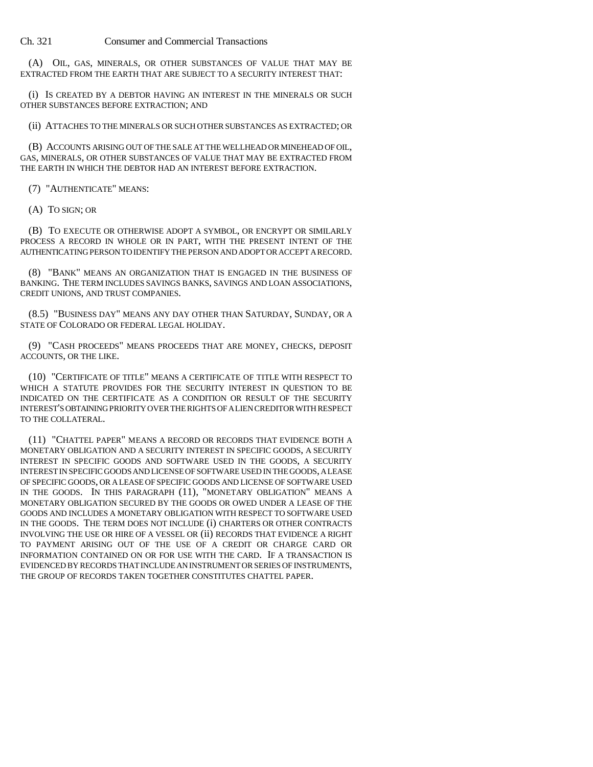(A) OIL, GAS, MINERALS, OR OTHER SUBSTANCES OF VALUE THAT MAY BE EXTRACTED FROM THE EARTH THAT ARE SUBJECT TO A SECURITY INTEREST THAT:

(i) IS CREATED BY A DEBTOR HAVING AN INTEREST IN THE MINERALS OR SUCH OTHER SUBSTANCES BEFORE EXTRACTION; AND

(ii) ATTACHES TO THE MINERALS OR SUCH OTHER SUBSTANCES AS EXTRACTED; OR

(B) ACCOUNTS ARISING OUT OF THE SALE AT THE WELLHEAD OR MINEHEAD OF OIL, GAS, MINERALS, OR OTHER SUBSTANCES OF VALUE THAT MAY BE EXTRACTED FROM THE EARTH IN WHICH THE DEBTOR HAD AN INTEREST BEFORE EXTRACTION.

(7) "AUTHENTICATE" MEANS:

(A) TO SIGN; OR

(B) TO EXECUTE OR OTHERWISE ADOPT A SYMBOL, OR ENCRYPT OR SIMILARLY PROCESS A RECORD IN WHOLE OR IN PART, WITH THE PRESENT INTENT OF THE AUTHENTICATING PERSON TO IDENTIFY THE PERSON AND ADOPT OR ACCEPT A RECORD.

(8) "BANK" MEANS AN ORGANIZATION THAT IS ENGAGED IN THE BUSINESS OF BANKING. THE TERM INCLUDES SAVINGS BANKS, SAVINGS AND LOAN ASSOCIATIONS, CREDIT UNIONS, AND TRUST COMPANIES.

(8.5) "BUSINESS DAY" MEANS ANY DAY OTHER THAN SATURDAY, SUNDAY, OR A STATE OF COLORADO OR FEDERAL LEGAL HOLIDAY.

(9) "CASH PROCEEDS" MEANS PROCEEDS THAT ARE MONEY, CHECKS, DEPOSIT ACCOUNTS, OR THE LIKE.

(10) "CERTIFICATE OF TITLE" MEANS A CERTIFICATE OF TITLE WITH RESPECT TO WHICH A STATUTE PROVIDES FOR THE SECURITY INTEREST IN QUESTION TO BE INDICATED ON THE CERTIFICATE AS A CONDITION OR RESULT OF THE SECURITY INTEREST'S OBTAINING PRIORITY OVER THE RIGHTS OF A LIEN CREDITOR WITH RESPECT TO THE COLLATERAL.

(11) "CHATTEL PAPER" MEANS A RECORD OR RECORDS THAT EVIDENCE BOTH A MONETARY OBLIGATION AND A SECURITY INTEREST IN SPECIFIC GOODS, A SECURITY INTEREST IN SPECIFIC GOODS AND SOFTWARE USED IN THE GOODS, A SECURITY INTEREST IN SPECIFIC GOODS AND LICENSE OF SOFTWARE USED IN THE GOODS, A LEASE OF SPECIFIC GOODS, OR A LEASE OF SPECIFIC GOODS AND LICENSE OF SOFTWARE USED IN THE GOODS. IN THIS PARAGRAPH (11), "MONETARY OBLIGATION" MEANS A MONETARY OBLIGATION SECURED BY THE GOODS OR OWED UNDER A LEASE OF THE GOODS AND INCLUDES A MONETARY OBLIGATION WITH RESPECT TO SOFTWARE USED IN THE GOODS. THE TERM DOES NOT INCLUDE (i) CHARTERS OR OTHER CONTRACTS INVOLVING THE USE OR HIRE OF A VESSEL OR (ii) RECORDS THAT EVIDENCE A RIGHT TO PAYMENT ARISING OUT OF THE USE OF A CREDIT OR CHARGE CARD OR INFORMATION CONTAINED ON OR FOR USE WITH THE CARD. IF A TRANSACTION IS EVIDENCED BY RECORDS THAT INCLUDE AN INSTRUMENT OR SERIES OF INSTRUMENTS, THE GROUP OF RECORDS TAKEN TOGETHER CONSTITUTES CHATTEL PAPER.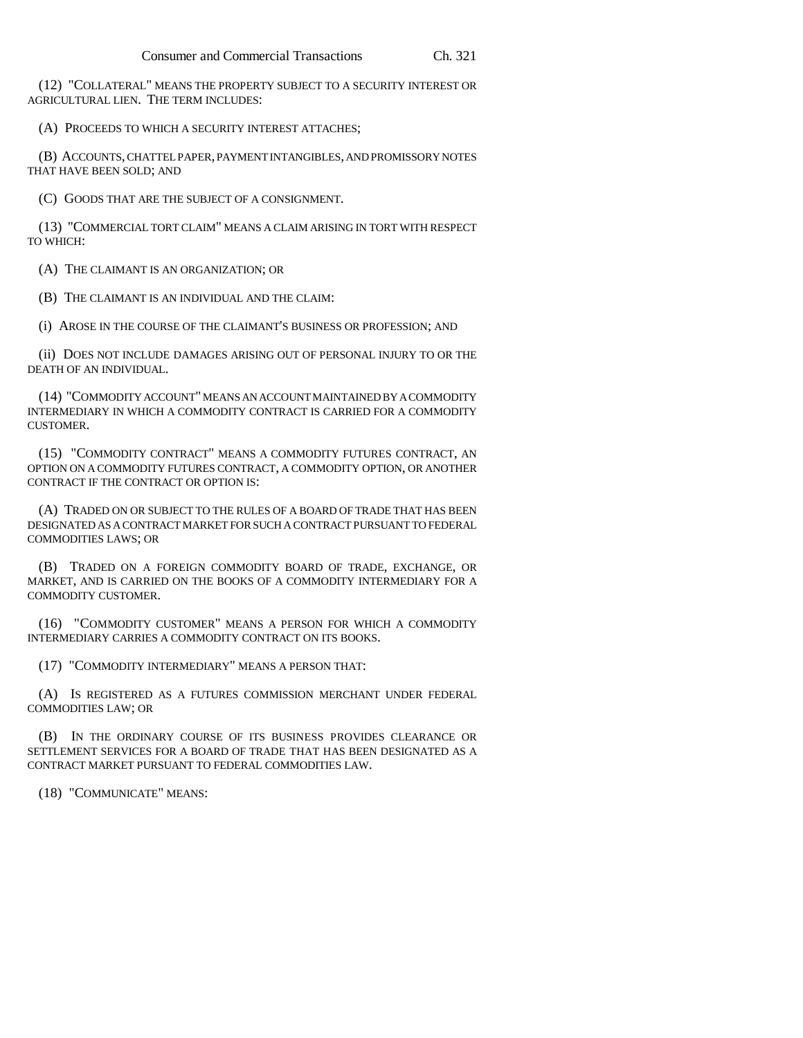(12) "COLLATERAL" MEANS THE PROPERTY SUBJECT TO A SECURITY INTEREST OR AGRICULTURAL LIEN. THE TERM INCLUDES:

(A) PROCEEDS TO WHICH A SECURITY INTEREST ATTACHES;

(B) ACCOUNTS, CHATTEL PAPER, PAYMENT INTANGIBLES, AND PROMISSORY NOTES THAT HAVE BEEN SOLD; AND

(C) GOODS THAT ARE THE SUBJECT OF A CONSIGNMENT.

(13) "COMMERCIAL TORT CLAIM" MEANS A CLAIM ARISING IN TORT WITH RESPECT TO WHICH:

(A) THE CLAIMANT IS AN ORGANIZATION; OR

(B) THE CLAIMANT IS AN INDIVIDUAL AND THE CLAIM:

(i) AROSE IN THE COURSE OF THE CLAIMANT'S BUSINESS OR PROFESSION; AND

(ii) DOES NOT INCLUDE DAMAGES ARISING OUT OF PERSONAL INJURY TO OR THE DEATH OF AN INDIVIDUAL.

(14) "COMMODITY ACCOUNT" MEANS AN ACCOUNT MAINTAINED BY A COMMODITY INTERMEDIARY IN WHICH A COMMODITY CONTRACT IS CARRIED FOR A COMMODITY CUSTOMER.

(15) "COMMODITY CONTRACT" MEANS A COMMODITY FUTURES CONTRACT, AN OPTION ON A COMMODITY FUTURES CONTRACT, A COMMODITY OPTION, OR ANOTHER CONTRACT IF THE CONTRACT OR OPTION IS:

(A) TRADED ON OR SUBJECT TO THE RULES OF A BOARD OF TRADE THAT HAS BEEN DESIGNATED AS A CONTRACT MARKET FOR SUCH A CONTRACT PURSUANT TO FEDERAL COMMODITIES LAWS; OR

(B) TRADED ON A FOREIGN COMMODITY BOARD OF TRADE, EXCHANGE, OR MARKET, AND IS CARRIED ON THE BOOKS OF A COMMODITY INTERMEDIARY FOR A COMMODITY CUSTOMER.

(16) "COMMODITY CUSTOMER" MEANS A PERSON FOR WHICH A COMMODITY INTERMEDIARY CARRIES A COMMODITY CONTRACT ON ITS BOOKS.

(17) "COMMODITY INTERMEDIARY" MEANS A PERSON THAT:

(A) IS REGISTERED AS A FUTURES COMMISSION MERCHANT UNDER FEDERAL COMMODITIES LAW; OR

(B) IN THE ORDINARY COURSE OF ITS BUSINESS PROVIDES CLEARANCE OR SETTLEMENT SERVICES FOR A BOARD OF TRADE THAT HAS BEEN DESIGNATED AS A CONTRACT MARKET PURSUANT TO FEDERAL COMMODITIES LAW.

(18) "COMMUNICATE" MEANS: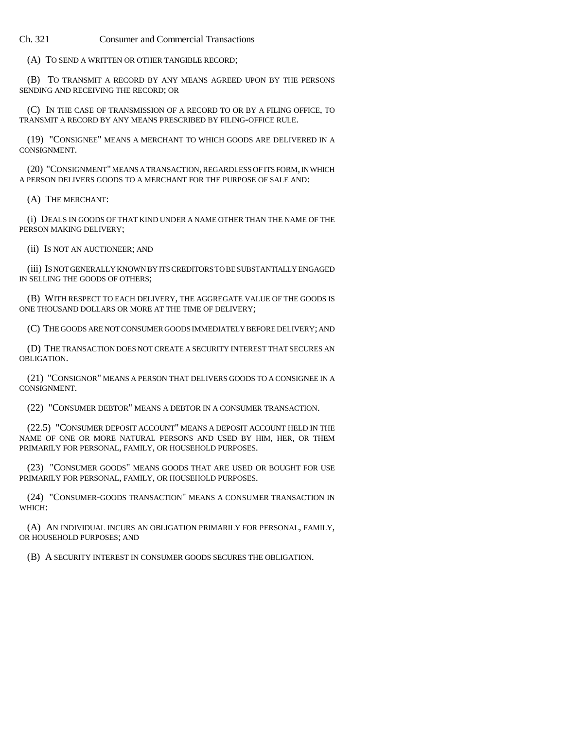(A) TO SEND A WRITTEN OR OTHER TANGIBLE RECORD;

(B) TO TRANSMIT A RECORD BY ANY MEANS AGREED UPON BY THE PERSONS SENDING AND RECEIVING THE RECORD; OR

(C) IN THE CASE OF TRANSMISSION OF A RECORD TO OR BY A FILING OFFICE, TO TRANSMIT A RECORD BY ANY MEANS PRESCRIBED BY FILING-OFFICE RULE.

(19) "CONSIGNEE" MEANS A MERCHANT TO WHICH GOODS ARE DELIVERED IN A CONSIGNMENT.

(20) "CONSIGNMENT" MEANS A TRANSACTION, REGARDLESS OF ITS FORM, IN WHICH A PERSON DELIVERS GOODS TO A MERCHANT FOR THE PURPOSE OF SALE AND:

(A) THE MERCHANT:

(i) DEALS IN GOODS OF THAT KIND UNDER A NAME OTHER THAN THE NAME OF THE PERSON MAKING DELIVERY;

(ii) IS NOT AN AUCTIONEER; AND

(iii) IS NOT GENERALLY KNOWN BY ITS CREDITORS TO BE SUBSTANTIALLY ENGAGED IN SELLING THE GOODS OF OTHERS;

(B) WITH RESPECT TO EACH DELIVERY, THE AGGREGATE VALUE OF THE GOODS IS ONE THOUSAND DOLLARS OR MORE AT THE TIME OF DELIVERY;

(C) THE GOODS ARE NOT CONSUMER GOODS IMMEDIATELY BEFORE DELIVERY; AND

(D) THE TRANSACTION DOES NOT CREATE A SECURITY INTEREST THAT SECURES AN OBLIGATION.

(21) "CONSIGNOR" MEANS A PERSON THAT DELIVERS GOODS TO A CONSIGNEE IN A CONSIGNMENT.

(22) "CONSUMER DEBTOR" MEANS A DEBTOR IN A CONSUMER TRANSACTION.

(22.5) "CONSUMER DEPOSIT ACCOUNT" MEANS A DEPOSIT ACCOUNT HELD IN THE NAME OF ONE OR MORE NATURAL PERSONS AND USED BY HIM, HER, OR THEM PRIMARILY FOR PERSONAL, FAMILY, OR HOUSEHOLD PURPOSES.

(23) "CONSUMER GOODS" MEANS GOODS THAT ARE USED OR BOUGHT FOR USE PRIMARILY FOR PERSONAL, FAMILY, OR HOUSEHOLD PURPOSES.

(24) "CONSUMER-GOODS TRANSACTION" MEANS A CONSUMER TRANSACTION IN WHICH:

(A) AN INDIVIDUAL INCURS AN OBLIGATION PRIMARILY FOR PERSONAL, FAMILY, OR HOUSEHOLD PURPOSES; AND

(B) A SECURITY INTEREST IN CONSUMER GOODS SECURES THE OBLIGATION.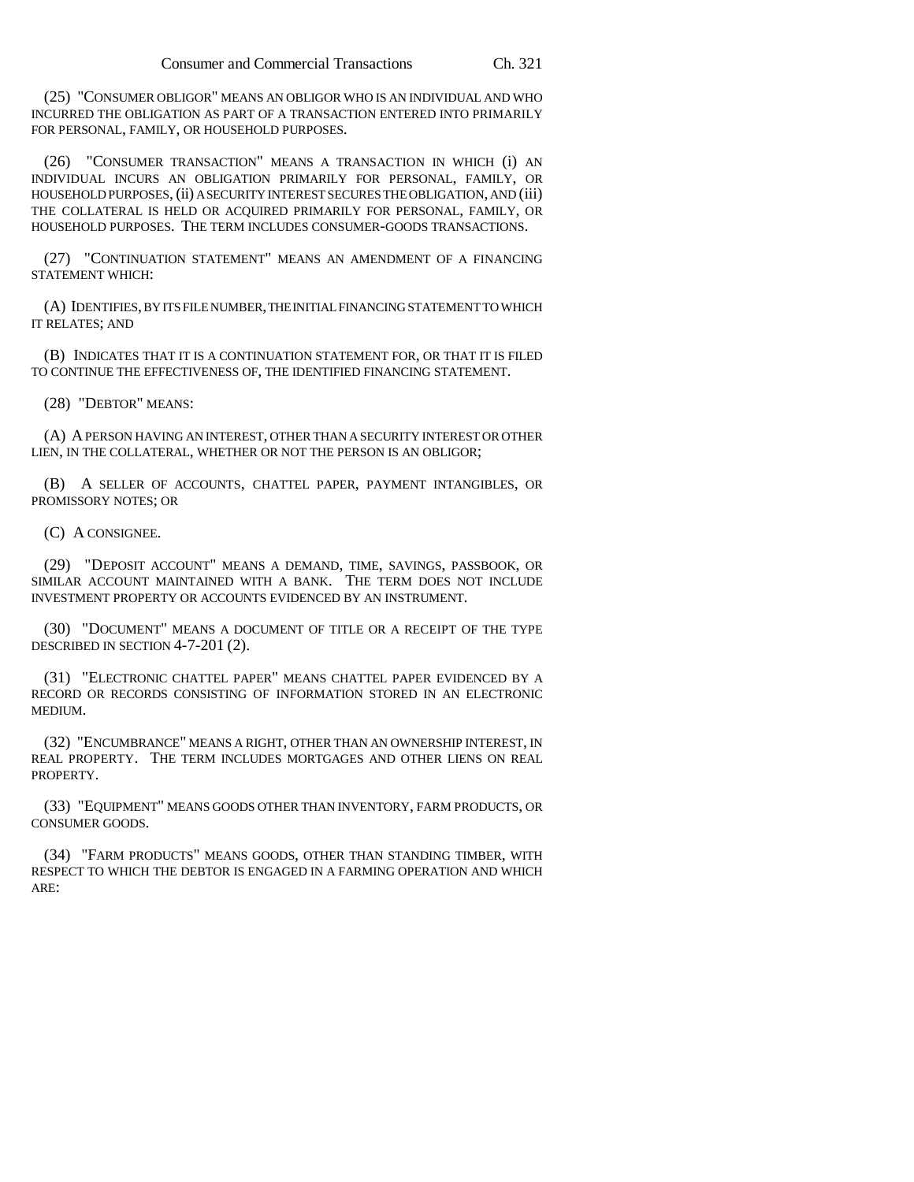(25) "CONSUMER OBLIGOR" MEANS AN OBLIGOR WHO IS AN INDIVIDUAL AND WHO INCURRED THE OBLIGATION AS PART OF A TRANSACTION ENTERED INTO PRIMARILY FOR PERSONAL, FAMILY, OR HOUSEHOLD PURPOSES.

(26) "CONSUMER TRANSACTION" MEANS A TRANSACTION IN WHICH (i) AN INDIVIDUAL INCURS AN OBLIGATION PRIMARILY FOR PERSONAL, FAMILY, OR HOUSEHOLD PURPOSES, (ii) A SECURITY INTEREST SECURES THE OBLIGATION, AND (iii) THE COLLATERAL IS HELD OR ACQUIRED PRIMARILY FOR PERSONAL, FAMILY, OR HOUSEHOLD PURPOSES. THE TERM INCLUDES CONSUMER-GOODS TRANSACTIONS.

(27) "CONTINUATION STATEMENT" MEANS AN AMENDMENT OF A FINANCING STATEMENT WHICH:

(A) IDENTIFIES, BY ITS FILE NUMBER, THE INITIAL FINANCING STATEMENT TO WHICH IT RELATES; AND

(B) INDICATES THAT IT IS A CONTINUATION STATEMENT FOR, OR THAT IT IS FILED TO CONTINUE THE EFFECTIVENESS OF, THE IDENTIFIED FINANCING STATEMENT.

(28) "DEBTOR" MEANS:

(A) A PERSON HAVING AN INTEREST, OTHER THAN A SECURITY INTEREST OR OTHER LIEN, IN THE COLLATERAL, WHETHER OR NOT THE PERSON IS AN OBLIGOR;

(B) A SELLER OF ACCOUNTS, CHATTEL PAPER, PAYMENT INTANGIBLES, OR PROMISSORY NOTES; OR

(C) A CONSIGNEE.

(29) "DEPOSIT ACCOUNT" MEANS A DEMAND, TIME, SAVINGS, PASSBOOK, OR SIMILAR ACCOUNT MAINTAINED WITH A BANK. THE TERM DOES NOT INCLUDE INVESTMENT PROPERTY OR ACCOUNTS EVIDENCED BY AN INSTRUMENT.

(30) "DOCUMENT" MEANS A DOCUMENT OF TITLE OR A RECEIPT OF THE TYPE DESCRIBED IN SECTION 4-7-201 (2).

(31) "ELECTRONIC CHATTEL PAPER" MEANS CHATTEL PAPER EVIDENCED BY A RECORD OR RECORDS CONSISTING OF INFORMATION STORED IN AN ELECTRONIC MEDIUM.

(32) "ENCUMBRANCE" MEANS A RIGHT, OTHER THAN AN OWNERSHIP INTEREST, IN REAL PROPERTY. THE TERM INCLUDES MORTGAGES AND OTHER LIENS ON REAL PROPERTY.

(33) "EQUIPMENT" MEANS GOODS OTHER THAN INVENTORY, FARM PRODUCTS, OR CONSUMER GOODS.

(34) "FARM PRODUCTS" MEANS GOODS, OTHER THAN STANDING TIMBER, WITH RESPECT TO WHICH THE DEBTOR IS ENGAGED IN A FARMING OPERATION AND WHICH ARE: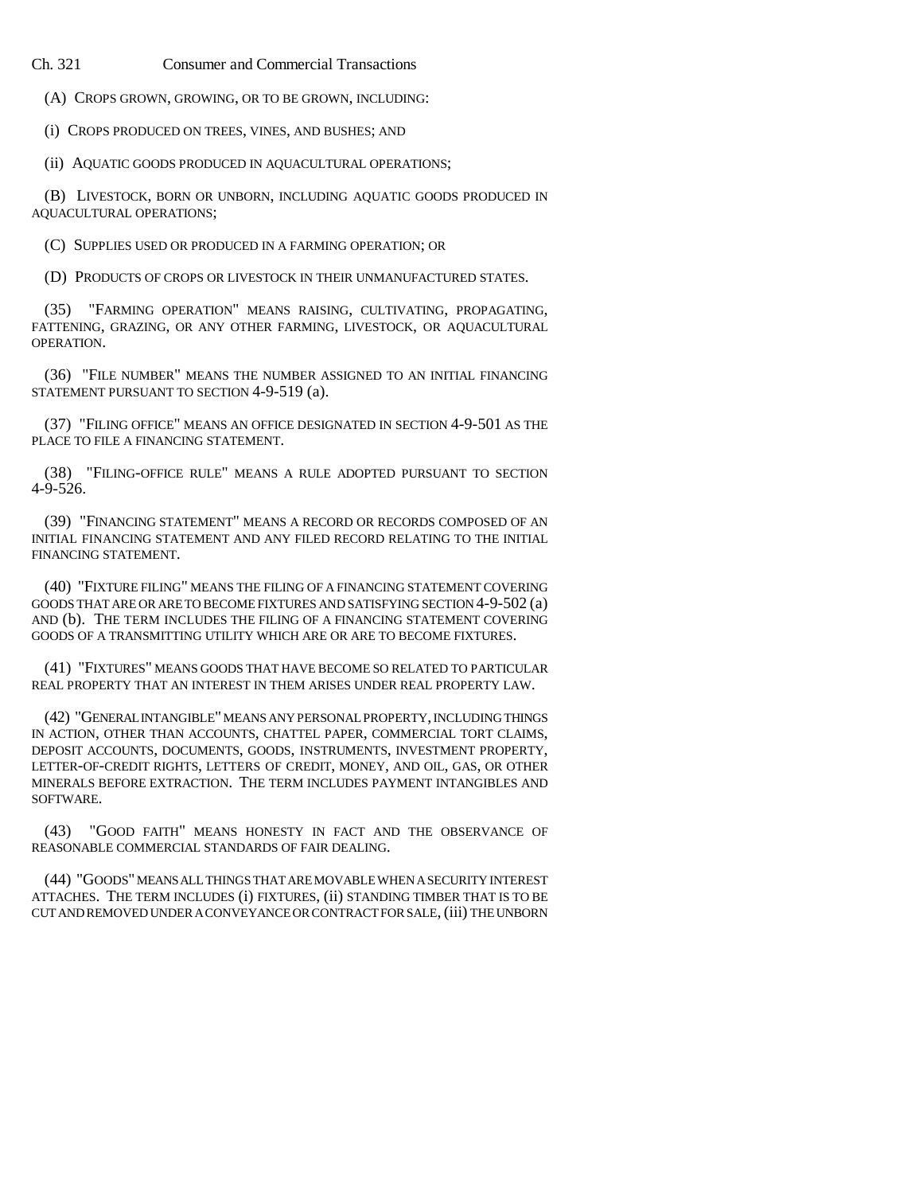(A) CROPS GROWN, GROWING, OR TO BE GROWN, INCLUDING:

(i) CROPS PRODUCED ON TREES, VINES, AND BUSHES; AND

(ii) AQUATIC GOODS PRODUCED IN AQUACULTURAL OPERATIONS;

(B) LIVESTOCK, BORN OR UNBORN, INCLUDING AQUATIC GOODS PRODUCED IN AQUACULTURAL OPERATIONS;

(C) SUPPLIES USED OR PRODUCED IN A FARMING OPERATION; OR

(D) PRODUCTS OF CROPS OR LIVESTOCK IN THEIR UNMANUFACTURED STATES.

(35) "FARMING OPERATION" MEANS RAISING, CULTIVATING, PROPAGATING, FATTENING, GRAZING, OR ANY OTHER FARMING, LIVESTOCK, OR AQUACULTURAL OPERATION.

(36) "FILE NUMBER" MEANS THE NUMBER ASSIGNED TO AN INITIAL FINANCING STATEMENT PURSUANT TO SECTION 4-9-519 (a).

(37) "FILING OFFICE" MEANS AN OFFICE DESIGNATED IN SECTION 4-9-501 AS THE PLACE TO FILE A FINANCING STATEMENT.

(38) "FILING-OFFICE RULE" MEANS A RULE ADOPTED PURSUANT TO SECTION 4-9-526.

(39) "FINANCING STATEMENT" MEANS A RECORD OR RECORDS COMPOSED OF AN INITIAL FINANCING STATEMENT AND ANY FILED RECORD RELATING TO THE INITIAL FINANCING STATEMENT.

(40) "FIXTURE FILING" MEANS THE FILING OF A FINANCING STATEMENT COVERING GOODS THAT ARE OR ARE TO BECOME FIXTURES AND SATISFYING SECTION 4-9-502 (a) AND (b). THE TERM INCLUDES THE FILING OF A FINANCING STATEMENT COVERING GOODS OF A TRANSMITTING UTILITY WHICH ARE OR ARE TO BECOME FIXTURES.

(41) "FIXTURES" MEANS GOODS THAT HAVE BECOME SO RELATED TO PARTICULAR REAL PROPERTY THAT AN INTEREST IN THEM ARISES UNDER REAL PROPERTY LAW.

(42) "GENERAL INTANGIBLE" MEANS ANY PERSONAL PROPERTY, INCLUDING THINGS IN ACTION, OTHER THAN ACCOUNTS, CHATTEL PAPER, COMMERCIAL TORT CLAIMS, DEPOSIT ACCOUNTS, DOCUMENTS, GOODS, INSTRUMENTS, INVESTMENT PROPERTY, LETTER-OF-CREDIT RIGHTS, LETTERS OF CREDIT, MONEY, AND OIL, GAS, OR OTHER MINERALS BEFORE EXTRACTION. THE TERM INCLUDES PAYMENT INTANGIBLES AND SOFTWARE.

(43) "GOOD FAITH" MEANS HONESTY IN FACT AND THE OBSERVANCE OF REASONABLE COMMERCIAL STANDARDS OF FAIR DEALING.

(44) "GOODS" MEANS ALL THINGS THAT ARE MOVABLE WHEN A SECURITY INTEREST ATTACHES. THE TERM INCLUDES (i) FIXTURES, (ii) STANDING TIMBER THAT IS TO BE CUT AND REMOVED UNDER A CONVEYANCE OR CONTRACT FOR SALE, (iii) THE UNBORN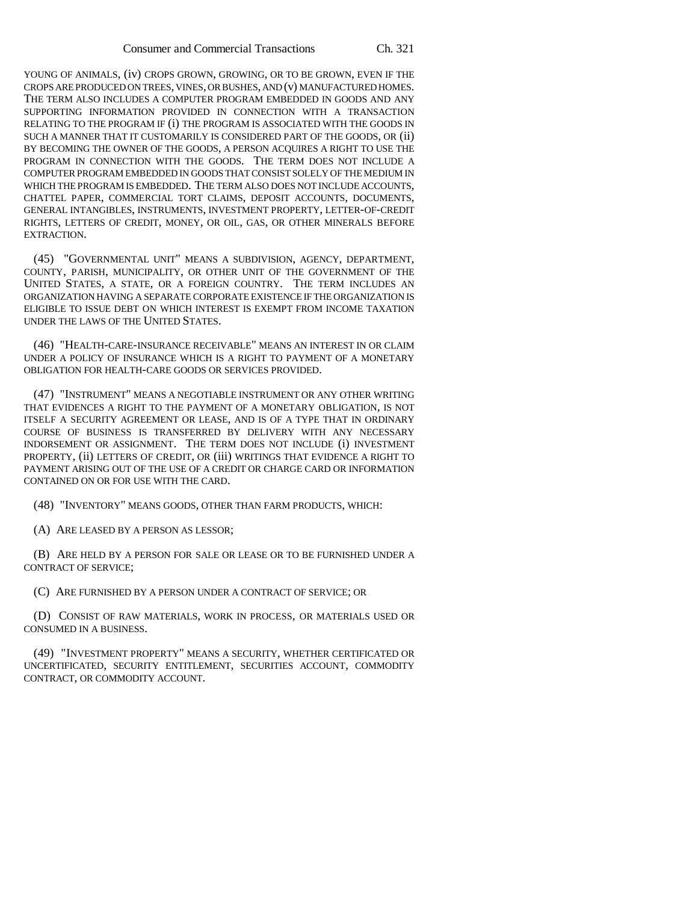YOUNG OF ANIMALS, (iv) CROPS GROWN, GROWING, OR TO BE GROWN, EVEN IF THE CROPS ARE PRODUCED ON TREES, VINES, OR BUSHES, AND (v) MANUFACTURED HOMES. THE TERM ALSO INCLUDES A COMPUTER PROGRAM EMBEDDED IN GOODS AND ANY SUPPORTING INFORMATION PROVIDED IN CONNECTION WITH A TRANSACTION RELATING TO THE PROGRAM IF (i) THE PROGRAM IS ASSOCIATED WITH THE GOODS IN SUCH A MANNER THAT IT CUSTOMARILY IS CONSIDERED PART OF THE GOODS, OR (ii) BY BECOMING THE OWNER OF THE GOODS, A PERSON ACQUIRES A RIGHT TO USE THE PROGRAM IN CONNECTION WITH THE GOODS. THE TERM DOES NOT INCLUDE A COMPUTER PROGRAM EMBEDDED IN GOODS THAT CONSIST SOLELY OF THE MEDIUM IN WHICH THE PROGRAM IS EMBEDDED. THE TERM ALSO DOES NOT INCLUDE ACCOUNTS, CHATTEL PAPER, COMMERCIAL TORT CLAIMS, DEPOSIT ACCOUNTS, DOCUMENTS, GENERAL INTANGIBLES, INSTRUMENTS, INVESTMENT PROPERTY, LETTER-OF-CREDIT RIGHTS, LETTERS OF CREDIT, MONEY, OR OIL, GAS, OR OTHER MINERALS BEFORE EXTRACTION.

(45) "GOVERNMENTAL UNIT" MEANS A SUBDIVISION, AGENCY, DEPARTMENT, COUNTY, PARISH, MUNICIPALITY, OR OTHER UNIT OF THE GOVERNMENT OF THE UNITED STATES, A STATE, OR A FOREIGN COUNTRY. THE TERM INCLUDES AN ORGANIZATION HAVING A SEPARATE CORPORATE EXISTENCE IF THE ORGANIZATION IS ELIGIBLE TO ISSUE DEBT ON WHICH INTEREST IS EXEMPT FROM INCOME TAXATION UNDER THE LAWS OF THE UNITED STATES.

(46) "HEALTH-CARE-INSURANCE RECEIVABLE" MEANS AN INTEREST IN OR CLAIM UNDER A POLICY OF INSURANCE WHICH IS A RIGHT TO PAYMENT OF A MONETARY OBLIGATION FOR HEALTH-CARE GOODS OR SERVICES PROVIDED.

(47) "INSTRUMENT" MEANS A NEGOTIABLE INSTRUMENT OR ANY OTHER WRITING THAT EVIDENCES A RIGHT TO THE PAYMENT OF A MONETARY OBLIGATION, IS NOT ITSELF A SECURITY AGREEMENT OR LEASE, AND IS OF A TYPE THAT IN ORDINARY COURSE OF BUSINESS IS TRANSFERRED BY DELIVERY WITH ANY NECESSARY INDORSEMENT OR ASSIGNMENT. THE TERM DOES NOT INCLUDE (i) INVESTMENT PROPERTY, (ii) LETTERS OF CREDIT, OR (iii) WRITINGS THAT EVIDENCE A RIGHT TO PAYMENT ARISING OUT OF THE USE OF A CREDIT OR CHARGE CARD OR INFORMATION CONTAINED ON OR FOR USE WITH THE CARD.

(48) "INVENTORY" MEANS GOODS, OTHER THAN FARM PRODUCTS, WHICH:

(A) ARE LEASED BY A PERSON AS LESSOR;

(B) ARE HELD BY A PERSON FOR SALE OR LEASE OR TO BE FURNISHED UNDER A CONTRACT OF SERVICE;

(C) ARE FURNISHED BY A PERSON UNDER A CONTRACT OF SERVICE; OR

(D) CONSIST OF RAW MATERIALS, WORK IN PROCESS, OR MATERIALS USED OR CONSUMED IN A BUSINESS.

(49) "INVESTMENT PROPERTY" MEANS A SECURITY, WHETHER CERTIFICATED OR UNCERTIFICATED, SECURITY ENTITLEMENT, SECURITIES ACCOUNT, COMMODITY CONTRACT, OR COMMODITY ACCOUNT.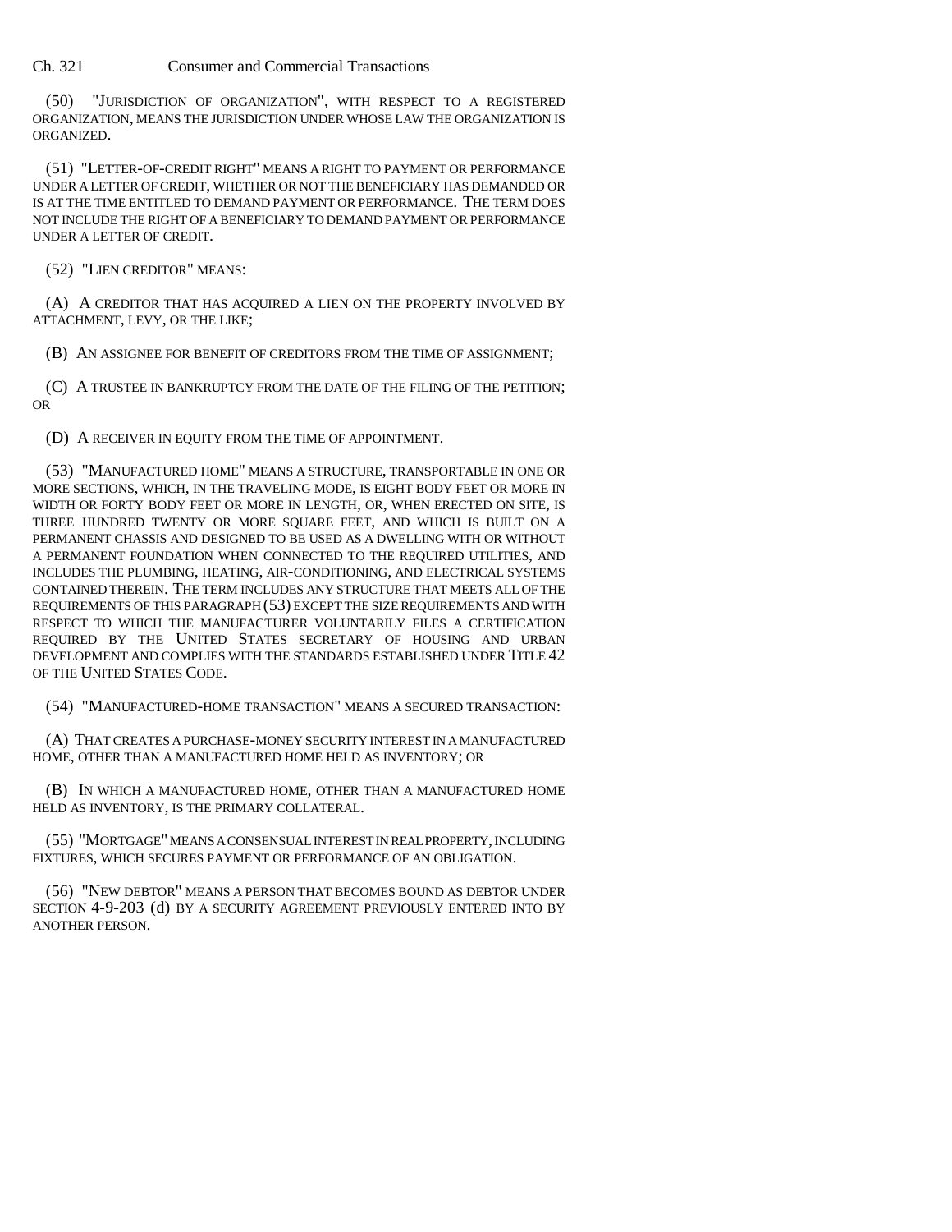(50) "JURISDICTION OF ORGANIZATION", WITH RESPECT TO A REGISTERED ORGANIZATION, MEANS THE JURISDICTION UNDER WHOSE LAW THE ORGANIZATION IS ORGANIZED.

(51) "LETTER-OF-CREDIT RIGHT" MEANS A RIGHT TO PAYMENT OR PERFORMANCE UNDER A LETTER OF CREDIT, WHETHER OR NOT THE BENEFICIARY HAS DEMANDED OR IS AT THE TIME ENTITLED TO DEMAND PAYMENT OR PERFORMANCE. THE TERM DOES NOT INCLUDE THE RIGHT OF A BENEFICIARY TO DEMAND PAYMENT OR PERFORMANCE UNDER A LETTER OF CREDIT.

(52) "LIEN CREDITOR" MEANS:

(A) A CREDITOR THAT HAS ACQUIRED A LIEN ON THE PROPERTY INVOLVED BY ATTACHMENT, LEVY, OR THE LIKE;

(B) AN ASSIGNEE FOR BENEFIT OF CREDITORS FROM THE TIME OF ASSIGNMENT;

(C) A TRUSTEE IN BANKRUPTCY FROM THE DATE OF THE FILING OF THE PETITION; OR

(D) A RECEIVER IN EQUITY FROM THE TIME OF APPOINTMENT.

(53) "MANUFACTURED HOME" MEANS A STRUCTURE, TRANSPORTABLE IN ONE OR MORE SECTIONS, WHICH, IN THE TRAVELING MODE, IS EIGHT BODY FEET OR MORE IN WIDTH OR FORTY BODY FEET OR MORE IN LENGTH, OR, WHEN ERECTED ON SITE, IS THREE HUNDRED TWENTY OR MORE SQUARE FEET, AND WHICH IS BUILT ON A PERMANENT CHASSIS AND DESIGNED TO BE USED AS A DWELLING WITH OR WITHOUT A PERMANENT FOUNDATION WHEN CONNECTED TO THE REQUIRED UTILITIES, AND INCLUDES THE PLUMBING, HEATING, AIR-CONDITIONING, AND ELECTRICAL SYSTEMS CONTAINED THEREIN. THE TERM INCLUDES ANY STRUCTURE THAT MEETS ALL OF THE REQUIREMENTS OF THIS PARAGRAPH (53) EXCEPT THE SIZE REQUIREMENTS AND WITH RESPECT TO WHICH THE MANUFACTURER VOLUNTARILY FILES A CERTIFICATION REQUIRED BY THE UNITED STATES SECRETARY OF HOUSING AND URBAN DEVELOPMENT AND COMPLIES WITH THE STANDARDS ESTABLISHED UNDER TITLE 42 OF THE UNITED STATES CODE.

(54) "MANUFACTURED-HOME TRANSACTION" MEANS A SECURED TRANSACTION:

(A) THAT CREATES A PURCHASE-MONEY SECURITY INTEREST IN A MANUFACTURED HOME, OTHER THAN A MANUFACTURED HOME HELD AS INVENTORY; OR

(B) IN WHICH A MANUFACTURED HOME, OTHER THAN A MANUFACTURED HOME HELD AS INVENTORY, IS THE PRIMARY COLLATERAL.

(55) "MORTGAGE" MEANS A CONSENSUAL INTEREST IN REAL PROPERTY, INCLUDING FIXTURES, WHICH SECURES PAYMENT OR PERFORMANCE OF AN OBLIGATION.

(56) "NEW DEBTOR" MEANS A PERSON THAT BECOMES BOUND AS DEBTOR UNDER SECTION 4-9-203 (d) BY A SECURITY AGREEMENT PREVIOUSLY ENTERED INTO BY ANOTHER PERSON.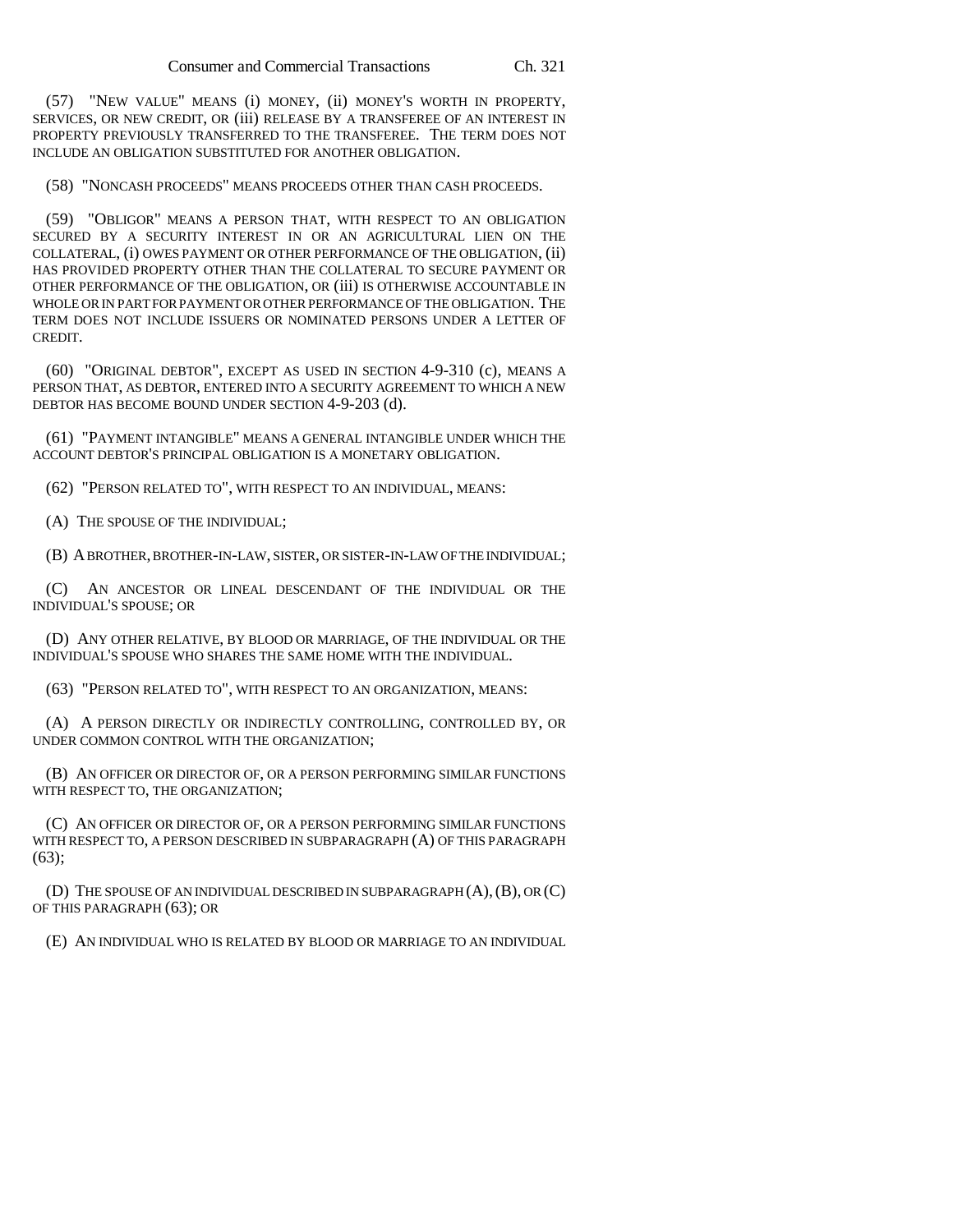(57) "NEW VALUE" MEANS (i) MONEY, (ii) MONEY'S WORTH IN PROPERTY, SERVICES, OR NEW CREDIT, OR (iii) RELEASE BY A TRANSFEREE OF AN INTEREST IN PROPERTY PREVIOUSLY TRANSFERRED TO THE TRANSFEREE. THE TERM DOES NOT INCLUDE AN OBLIGATION SUBSTITUTED FOR ANOTHER OBLIGATION.

(58) "NONCASH PROCEEDS" MEANS PROCEEDS OTHER THAN CASH PROCEEDS.

(59) "OBLIGOR" MEANS A PERSON THAT, WITH RESPECT TO AN OBLIGATION SECURED BY A SECURITY INTEREST IN OR AN AGRICULTURAL LIEN ON THE COLLATERAL, (i) OWES PAYMENT OR OTHER PERFORMANCE OF THE OBLIGATION, (ii) HAS PROVIDED PROPERTY OTHER THAN THE COLLATERAL TO SECURE PAYMENT OR OTHER PERFORMANCE OF THE OBLIGATION, OR (iii) IS OTHERWISE ACCOUNTABLE IN WHOLE OR IN PART FOR PAYMENT OR OTHER PERFORMANCE OF THE OBLIGATION. THE TERM DOES NOT INCLUDE ISSUERS OR NOMINATED PERSONS UNDER A LETTER OF CREDIT.

(60) "ORIGINAL DEBTOR", EXCEPT AS USED IN SECTION 4-9-310 (c), MEANS A PERSON THAT, AS DEBTOR, ENTERED INTO A SECURITY AGREEMENT TO WHICH A NEW DEBTOR HAS BECOME BOUND UNDER SECTION 4-9-203 (d).

(61) "PAYMENT INTANGIBLE" MEANS A GENERAL INTANGIBLE UNDER WHICH THE ACCOUNT DEBTOR'S PRINCIPAL OBLIGATION IS A MONETARY OBLIGATION.

(62) "PERSON RELATED TO", WITH RESPECT TO AN INDIVIDUAL, MEANS:

(A) THE SPOUSE OF THE INDIVIDUAL;

(B) A BROTHER, BROTHER-IN-LAW, SISTER, OR SISTER-IN-LAW OF THE INDIVIDUAL;

(C) AN ANCESTOR OR LINEAL DESCENDANT OF THE INDIVIDUAL OR THE INDIVIDUAL'S SPOUSE; OR

(D) ANY OTHER RELATIVE, BY BLOOD OR MARRIAGE, OF THE INDIVIDUAL OR THE INDIVIDUAL'S SPOUSE WHO SHARES THE SAME HOME WITH THE INDIVIDUAL.

(63) "PERSON RELATED TO", WITH RESPECT TO AN ORGANIZATION, MEANS:

(A) A PERSON DIRECTLY OR INDIRECTLY CONTROLLING, CONTROLLED BY, OR UNDER COMMON CONTROL WITH THE ORGANIZATION;

(B) AN OFFICER OR DIRECTOR OF, OR A PERSON PERFORMING SIMILAR FUNCTIONS WITH RESPECT TO, THE ORGANIZATION;

(C) AN OFFICER OR DIRECTOR OF, OR A PERSON PERFORMING SIMILAR FUNCTIONS WITH RESPECT TO, A PERSON DESCRIBED IN SUBPARAGRAPH (A) OF THIS PARAGRAPH (63);

(D) THE SPOUSE OF AN INDIVIDUAL DESCRIBED IN SUBPARAGRAPH (A), (B), OR (C) OF THIS PARAGRAPH (63); OR

(E) AN INDIVIDUAL WHO IS RELATED BY BLOOD OR MARRIAGE TO AN INDIVIDUAL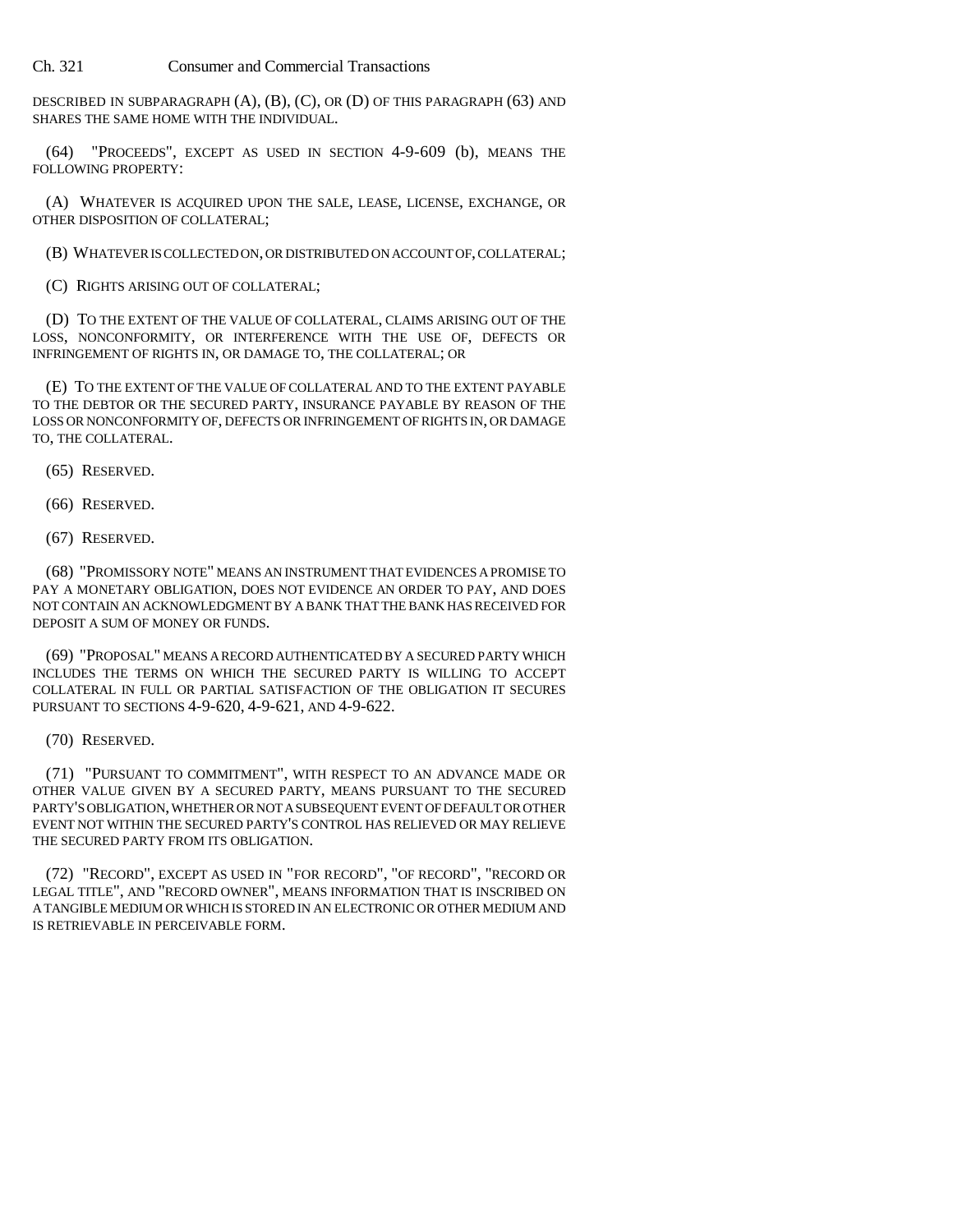DESCRIBED IN SUBPARAGRAPH (A), (B), (C), OR (D) OF THIS PARAGRAPH (63) AND SHARES THE SAME HOME WITH THE INDIVIDUAL.

(64) "PROCEEDS", EXCEPT AS USED IN SECTION 4-9-609 (b), MEANS THE FOLLOWING PROPERTY:

(A) WHATEVER IS ACQUIRED UPON THE SALE, LEASE, LICENSE, EXCHANGE, OR OTHER DISPOSITION OF COLLATERAL;

(B) WHATEVER IS COLLECTED ON, OR DISTRIBUTED ON ACCOUNT OF, COLLATERAL;

(C) RIGHTS ARISING OUT OF COLLATERAL;

(D) TO THE EXTENT OF THE VALUE OF COLLATERAL, CLAIMS ARISING OUT OF THE LOSS, NONCONFORMITY, OR INTERFERENCE WITH THE USE OF, DEFECTS OR INFRINGEMENT OF RIGHTS IN, OR DAMAGE TO, THE COLLATERAL; OR

(E) TO THE EXTENT OF THE VALUE OF COLLATERAL AND TO THE EXTENT PAYABLE TO THE DEBTOR OR THE SECURED PARTY, INSURANCE PAYABLE BY REASON OF THE LOSS OR NONCONFORMITY OF, DEFECTS OR INFRINGEMENT OF RIGHTS IN, OR DAMAGE TO, THE COLLATERAL.

(65) RESERVED.

(66) RESERVED.

(67) RESERVED.

(68) "PROMISSORY NOTE" MEANS AN INSTRUMENT THAT EVIDENCES A PROMISE TO PAY A MONETARY OBLIGATION, DOES NOT EVIDENCE AN ORDER TO PAY, AND DOES NOT CONTAIN AN ACKNOWLEDGMENT BY A BANK THAT THE BANK HAS RECEIVED FOR DEPOSIT A SUM OF MONEY OR FUNDS.

(69) "PROPOSAL" MEANS A RECORD AUTHENTICATED BY A SECURED PARTY WHICH INCLUDES THE TERMS ON WHICH THE SECURED PARTY IS WILLING TO ACCEPT COLLATERAL IN FULL OR PARTIAL SATISFACTION OF THE OBLIGATION IT SECURES PURSUANT TO SECTIONS 4-9-620, 4-9-621, AND 4-9-622.

(70) RESERVED.

(71) "PURSUANT TO COMMITMENT", WITH RESPECT TO AN ADVANCE MADE OR OTHER VALUE GIVEN BY A SECURED PARTY, MEANS PURSUANT TO THE SECURED PARTY'S OBLIGATION, WHETHER OR NOT A SUBSEQUENT EVENT OF DEFAULT OR OTHER EVENT NOT WITHIN THE SECURED PARTY'S CONTROL HAS RELIEVED OR MAY RELIEVE THE SECURED PARTY FROM ITS OBLIGATION.

(72) "RECORD", EXCEPT AS USED IN "FOR RECORD", "OF RECORD", "RECORD OR LEGAL TITLE", AND "RECORD OWNER", MEANS INFORMATION THAT IS INSCRIBED ON A TANGIBLE MEDIUM OR WHICH IS STORED IN AN ELECTRONIC OR OTHER MEDIUM AND IS RETRIEVABLE IN PERCEIVABLE FORM.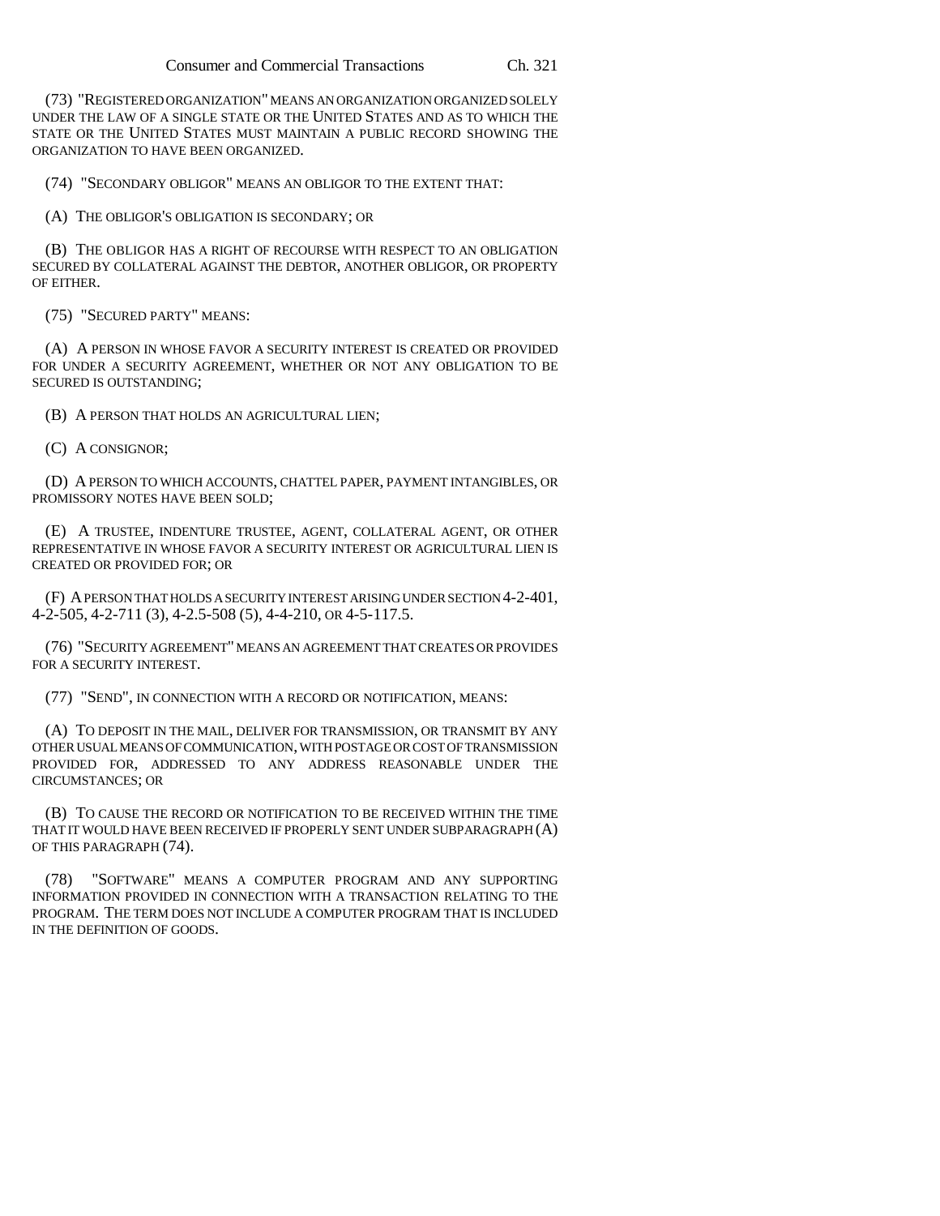(73) "REGISTERED ORGANIZATION" MEANS AN ORGANIZATION ORGANIZED SOLELY UNDER THE LAW OF A SINGLE STATE OR THE UNITED STATES AND AS TO WHICH THE STATE OR THE UNITED STATES MUST MAINTAIN A PUBLIC RECORD SHOWING THE ORGANIZATION TO HAVE BEEN ORGANIZED.

(74) "SECONDARY OBLIGOR" MEANS AN OBLIGOR TO THE EXTENT THAT:

(A) THE OBLIGOR'S OBLIGATION IS SECONDARY; OR

(B) THE OBLIGOR HAS A RIGHT OF RECOURSE WITH RESPECT TO AN OBLIGATION SECURED BY COLLATERAL AGAINST THE DEBTOR, ANOTHER OBLIGOR, OR PROPERTY OF EITHER.

(75) "SECURED PARTY" MEANS:

(A) A PERSON IN WHOSE FAVOR A SECURITY INTEREST IS CREATED OR PROVIDED FOR UNDER A SECURITY AGREEMENT, WHETHER OR NOT ANY OBLIGATION TO BE SECURED IS OUTSTANDING;

(B) A PERSON THAT HOLDS AN AGRICULTURAL LIEN;

(C) A CONSIGNOR;

(D) A PERSON TO WHICH ACCOUNTS, CHATTEL PAPER, PAYMENT INTANGIBLES, OR PROMISSORY NOTES HAVE BEEN SOLD;

(E) A TRUSTEE, INDENTURE TRUSTEE, AGENT, COLLATERAL AGENT, OR OTHER REPRESENTATIVE IN WHOSE FAVOR A SECURITY INTEREST OR AGRICULTURAL LIEN IS CREATED OR PROVIDED FOR; OR

(F) A PERSON THAT HOLDS A SECURITY INTEREST ARISING UNDER SECTION 4-2-401, 4-2-505, 4-2-711 (3), 4-2.5-508 (5), 4-4-210, OR 4-5-117.5.

(76) "SECURITY AGREEMENT" MEANS AN AGREEMENT THAT CREATES OR PROVIDES FOR A SECURITY INTEREST.

(77) "SEND", IN CONNECTION WITH A RECORD OR NOTIFICATION, MEANS:

(A) TO DEPOSIT IN THE MAIL, DELIVER FOR TRANSMISSION, OR TRANSMIT BY ANY OTHER USUAL MEANS OF COMMUNICATION, WITH POSTAGE OR COST OF TRANSMISSION PROVIDED FOR, ADDRESSED TO ANY ADDRESS REASONABLE UNDER THE CIRCUMSTANCES; OR

(B) TO CAUSE THE RECORD OR NOTIFICATION TO BE RECEIVED WITHIN THE TIME THAT IT WOULD HAVE BEEN RECEIVED IF PROPERLY SENT UNDER SUBPARAGRAPH (A) OF THIS PARAGRAPH (74).

(78) "SOFTWARE" MEANS A COMPUTER PROGRAM AND ANY SUPPORTING INFORMATION PROVIDED IN CONNECTION WITH A TRANSACTION RELATING TO THE PROGRAM. THE TERM DOES NOT INCLUDE A COMPUTER PROGRAM THAT IS INCLUDED IN THE DEFINITION OF GOODS.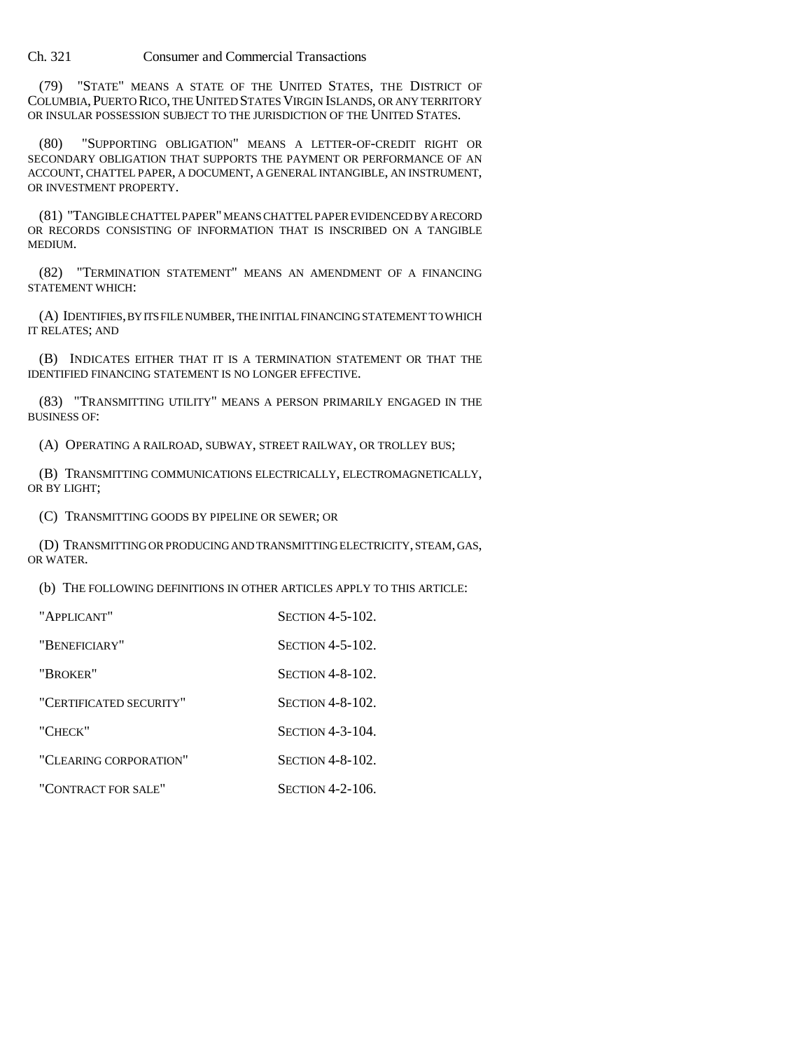(79) "STATE" MEANS A STATE OF THE UNITED STATES, THE DISTRICT OF COLUMBIA, PUERTO RICO, THE UNITED STATES VIRGIN ISLANDS, OR ANY TERRITORY OR INSULAR POSSESSION SUBJECT TO THE JURISDICTION OF THE UNITED STATES.

(80) "SUPPORTING OBLIGATION" MEANS A LETTER-OF-CREDIT RIGHT OR SECONDARY OBLIGATION THAT SUPPORTS THE PAYMENT OR PERFORMANCE OF AN ACCOUNT, CHATTEL PAPER, A DOCUMENT, A GENERAL INTANGIBLE, AN INSTRUMENT, OR INVESTMENT PROPERTY.

(81) "TANGIBLE CHATTEL PAPER" MEANS CHATTEL PAPER EVIDENCED BY A RECORD OR RECORDS CONSISTING OF INFORMATION THAT IS INSCRIBED ON A TANGIBLE MEDIUM.

(82) "TERMINATION STATEMENT" MEANS AN AMENDMENT OF A FINANCING STATEMENT WHICH:

(A) IDENTIFIES, BY ITS FILE NUMBER, THE INITIAL FINANCING STATEMENT TO WHICH IT RELATES; AND

(B) INDICATES EITHER THAT IT IS A TERMINATION STATEMENT OR THAT THE IDENTIFIED FINANCING STATEMENT IS NO LONGER EFFECTIVE.

(83) "TRANSMITTING UTILITY" MEANS A PERSON PRIMARILY ENGAGED IN THE BUSINESS OF:

(A) OPERATING A RAILROAD, SUBWAY, STREET RAILWAY, OR TROLLEY BUS;

(B) TRANSMITTING COMMUNICATIONS ELECTRICALLY, ELECTROMAGNETICALLY, OR BY LIGHT;

(C) TRANSMITTING GOODS BY PIPELINE OR SEWER; OR

(D) TRANSMITTING OR PRODUCING AND TRANSMITTING ELECTRICITY, STEAM, GAS, OR WATER.

(b) THE FOLLOWING DEFINITIONS IN OTHER ARTICLES APPLY TO THIS ARTICLE:

| | |
|---|---|
| "APPLICANT" | SECTION 4-5-102. |
| "BENEFICIARY" | SECTION 4-5-102. |
| "BROKER" | SECTION 4-8-102. |
| "CERTIFICATED SECURITY" | SECTION 4-8-102. |
| "CHECK" | SECTION 4-3-104. |
| "CLEARING CORPORATION" | SECTION 4-8-102. |
| "CONTRACT FOR SALE" | SECTION 4-2-106. |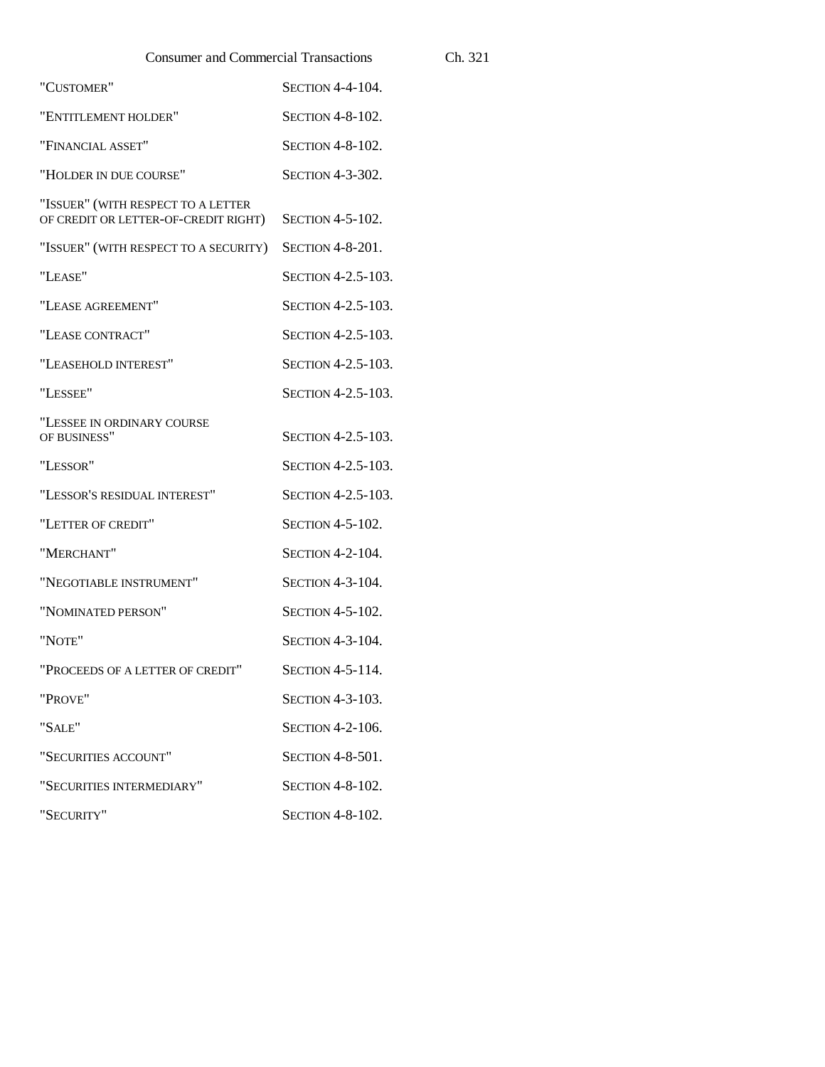"CUSTOMER" SECTION 4-4-104.

"ENTITLEMENT HOLDER" SECTION 4-8-102.

"FINANCIAL ASSET" SECTION 4-8-102.

"HOLDER IN DUE COURSE" SECTION 4-3-302.

"ISSUER" (WITH RESPECT TO A LETTER OF CREDIT OR LETTER-OF-CREDIT RIGHT) SECTION 4-5-102.

"ISSUER" (WITH RESPECT TO A SECURITY) SECTION 4-8-201.

"LEASE" SECTION 4-2.5-103.

"LEASE AGREEMENT" SECTION 4-2.5-103.

"LEASE CONTRACT" SECTION 4-2.5-103.

"LEASEHOLD INTEREST" SECTION 4-2.5-103.

"LESSEE" SECTION 4-2.5-103.

"LESSEE IN ORDINARY COURSE OF BUSINESS" SECTION 4-2.5-103.

"LESSOR" SECTION 4-2.5-103.

"LESSOR'S RESIDUAL INTEREST" SECTION 4-2.5-103.

"LETTER OF CREDIT" SECTION 4-5-102.

"MERCHANT" SECTION 4-2-104.

"NEGOTIABLE INSTRUMENT" SECTION 4-3-104.

"NOMINATED PERSON" SECTION 4-5-102.

"NOTE" SECTION 4-3-104.

"PROCEEDS OF A LETTER OF CREDIT" SECTION 4-5-114.

"PROVE" SECTION 4-3-103.

"SALE" SECTION 4-2-106.

"SECURITIES ACCOUNT" SECTION 4-8-501.

"SECURITIES INTERMEDIARY" SECTION 4-8-102.

"SECURITY" SECTION 4-8-102.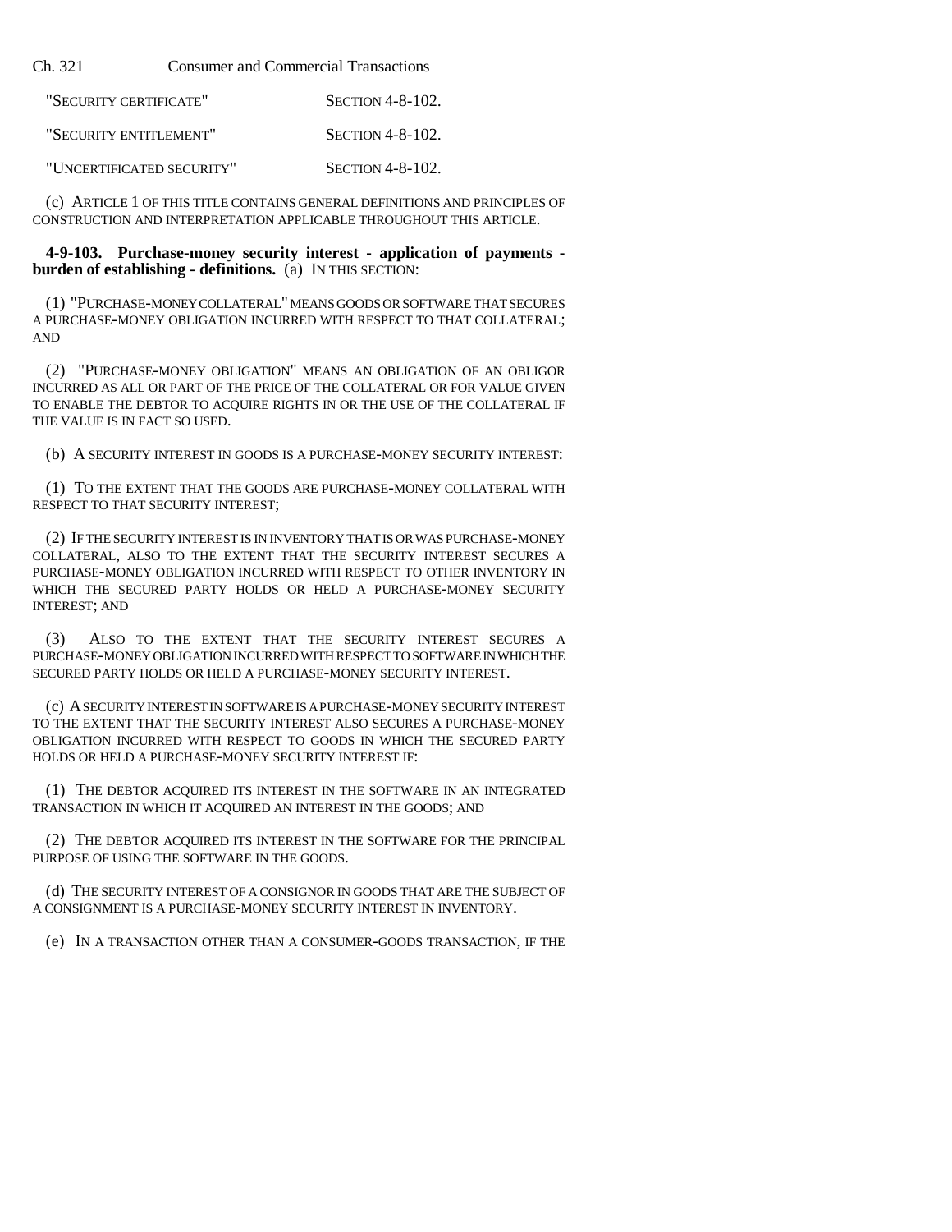| | |
|---|---|
| "SECURITY CERTIFICATE" | SECTION 4-8-102. |
| "SECURITY ENTITLEMENT" | SECTION 4-8-102. |
| "UNCERTIFICATED SECURITY" | SECTION 4-8-102. |

(c) ARTICLE 1 OF THIS TITLE CONTAINS GENERAL DEFINITIONS AND PRINCIPLES OF CONSTRUCTION AND INTERPRETATION APPLICABLE THROUGHOUT THIS ARTICLE.

**4-9-103. Purchase-money security interest - application of payments - burden of establishing - definitions.** (a) IN THIS SECTION:

(1) "PURCHASE-MONEY COLLATERAL" MEANS GOODS OR SOFTWARE THAT SECURES A PURCHASE-MONEY OBLIGATION INCURRED WITH RESPECT TO THAT COLLATERAL; AND

(2) "PURCHASE-MONEY OBLIGATION" MEANS AN OBLIGATION OF AN OBLIGOR INCURRED AS ALL OR PART OF THE PRICE OF THE COLLATERAL OR FOR VALUE GIVEN TO ENABLE THE DEBTOR TO ACQUIRE RIGHTS IN OR THE USE OF THE COLLATERAL IF THE VALUE IS IN FACT SO USED.

(b) A SECURITY INTEREST IN GOODS IS A PURCHASE-MONEY SECURITY INTEREST:

(1) TO THE EXTENT THAT THE GOODS ARE PURCHASE-MONEY COLLATERAL WITH RESPECT TO THAT SECURITY INTEREST;

(2) IF THE SECURITY INTEREST IS IN INVENTORY THAT IS OR WAS PURCHASE-MONEY COLLATERAL, ALSO TO THE EXTENT THAT THE SECURITY INTEREST SECURES A PURCHASE-MONEY OBLIGATION INCURRED WITH RESPECT TO OTHER INVENTORY IN WHICH THE SECURED PARTY HOLDS OR HELD A PURCHASE-MONEY SECURITY INTEREST; AND

(3) ALSO TO THE EXTENT THAT THE SECURITY INTEREST SECURES A PURCHASE-MONEY OBLIGATION INCURRED WITH RESPECT TO SOFTWARE IN WHICH THE SECURED PARTY HOLDS OR HELD A PURCHASE-MONEY SECURITY INTEREST.

(c) A SECURITY INTEREST IN SOFTWARE IS A PURCHASE-MONEY SECURITY INTEREST TO THE EXTENT THAT THE SECURITY INTEREST ALSO SECURES A PURCHASE-MONEY OBLIGATION INCURRED WITH RESPECT TO GOODS IN WHICH THE SECURED PARTY HOLDS OR HELD A PURCHASE-MONEY SECURITY INTEREST IF:

(1) THE DEBTOR ACQUIRED ITS INTEREST IN THE SOFTWARE IN AN INTEGRATED TRANSACTION IN WHICH IT ACQUIRED AN INTEREST IN THE GOODS; AND

(2) THE DEBTOR ACQUIRED ITS INTEREST IN THE SOFTWARE FOR THE PRINCIPAL PURPOSE OF USING THE SOFTWARE IN THE GOODS.

(d) THE SECURITY INTEREST OF A CONSIGNOR IN GOODS THAT ARE THE SUBJECT OF A CONSIGNMENT IS A PURCHASE-MONEY SECURITY INTEREST IN INVENTORY.

(e) IN A TRANSACTION OTHER THAN A CONSUMER-GOODS TRANSACTION, IF THE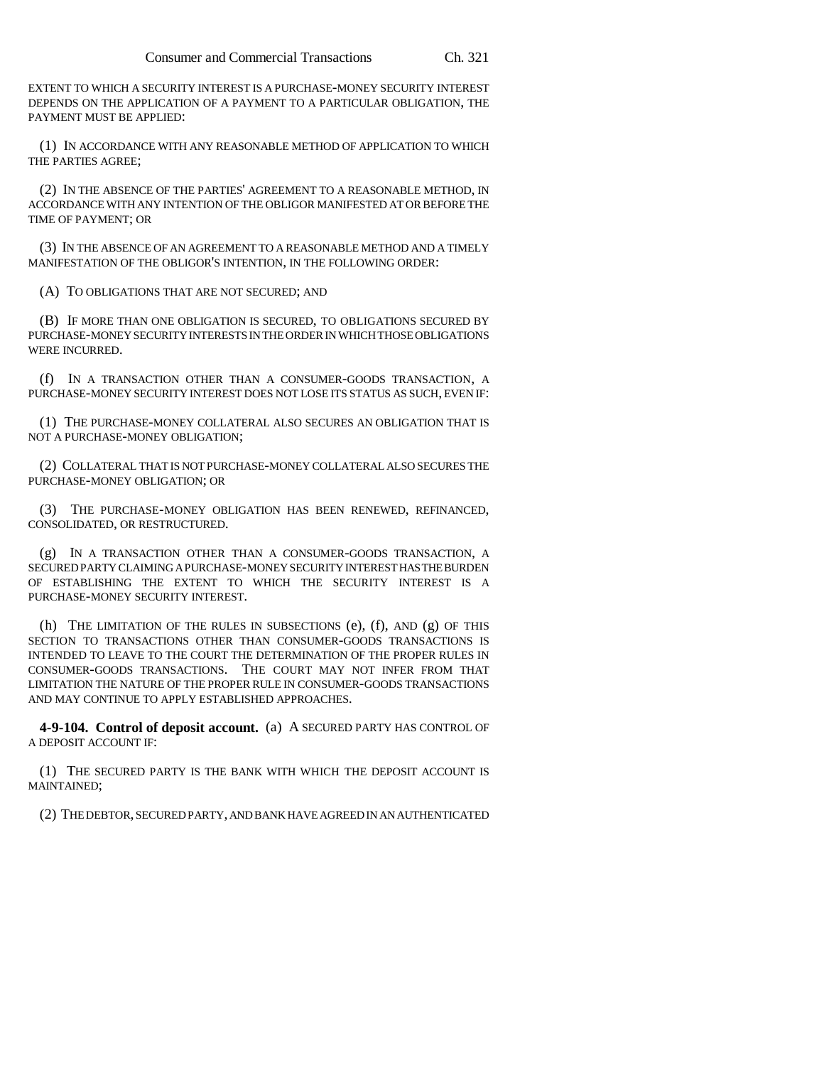EXTENT TO WHICH A SECURITY INTEREST IS A PURCHASE-MONEY SECURITY INTEREST DEPENDS ON THE APPLICATION OF A PAYMENT TO A PARTICULAR OBLIGATION, THE PAYMENT MUST BE APPLIED:

(1) IN ACCORDANCE WITH ANY REASONABLE METHOD OF APPLICATION TO WHICH THE PARTIES AGREE;

(2) IN THE ABSENCE OF THE PARTIES' AGREEMENT TO A REASONABLE METHOD, IN ACCORDANCE WITH ANY INTENTION OF THE OBLIGOR MANIFESTED AT OR BEFORE THE TIME OF PAYMENT; OR

(3) IN THE ABSENCE OF AN AGREEMENT TO A REASONABLE METHOD AND A TIMELY MANIFESTATION OF THE OBLIGOR'S INTENTION, IN THE FOLLOWING ORDER:

(A) TO OBLIGATIONS THAT ARE NOT SECURED; AND

(B) IF MORE THAN ONE OBLIGATION IS SECURED, TO OBLIGATIONS SECURED BY PURCHASE-MONEY SECURITY INTERESTS IN THE ORDER IN WHICH THOSE OBLIGATIONS WERE INCURRED.

(f) IN A TRANSACTION OTHER THAN A CONSUMER-GOODS TRANSACTION, A PURCHASE-MONEY SECURITY INTEREST DOES NOT LOSE ITS STATUS AS SUCH, EVEN IF:

(1) THE PURCHASE-MONEY COLLATERAL ALSO SECURES AN OBLIGATION THAT IS NOT A PURCHASE-MONEY OBLIGATION;

(2) COLLATERAL THAT IS NOT PURCHASE-MONEY COLLATERAL ALSO SECURES THE PURCHASE-MONEY OBLIGATION; OR

(3) THE PURCHASE-MONEY OBLIGATION HAS BEEN RENEWED, REFINANCED, CONSOLIDATED, OR RESTRUCTURED.

(g) IN A TRANSACTION OTHER THAN A CONSUMER-GOODS TRANSACTION, A SECURED PARTY CLAIMING A PURCHASE-MONEY SECURITY INTEREST HAS THE BURDEN OF ESTABLISHING THE EXTENT TO WHICH THE SECURITY INTEREST IS A PURCHASE-MONEY SECURITY INTEREST.

(h) THE LIMITATION OF THE RULES IN SUBSECTIONS (e), (f), AND (g) OF THIS SECTION TO TRANSACTIONS OTHER THAN CONSUMER-GOODS TRANSACTIONS IS INTENDED TO LEAVE TO THE COURT THE DETERMINATION OF THE PROPER RULES IN CONSUMER-GOODS TRANSACTIONS. THE COURT MAY NOT INFER FROM THAT LIMITATION THE NATURE OF THE PROPER RULE IN CONSUMER-GOODS TRANSACTIONS AND MAY CONTINUE TO APPLY ESTABLISHED APPROACHES.

**4-9-104. Control of deposit account.** (a) A SECURED PARTY HAS CONTROL OF A DEPOSIT ACCOUNT IF:

(1) THE SECURED PARTY IS THE BANK WITH WHICH THE DEPOSIT ACCOUNT IS MAINTAINED;

(2) THE DEBTOR, SECURED PARTY, AND BANK HAVE AGREED IN AN AUTHENTICATED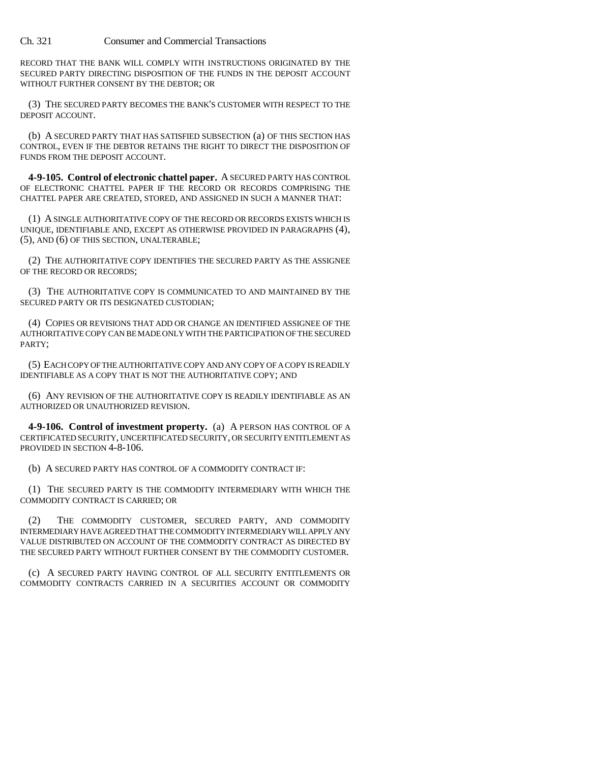RECORD THAT THE BANK WILL COMPLY WITH INSTRUCTIONS ORIGINATED BY THE SECURED PARTY DIRECTING DISPOSITION OF THE FUNDS IN THE DEPOSIT ACCOUNT WITHOUT FURTHER CONSENT BY THE DEBTOR; OR

(3) THE SECURED PARTY BECOMES THE BANK'S CUSTOMER WITH RESPECT TO THE DEPOSIT ACCOUNT.

(b) A SECURED PARTY THAT HAS SATISFIED SUBSECTION (a) OF THIS SECTION HAS CONTROL, EVEN IF THE DEBTOR RETAINS THE RIGHT TO DIRECT THE DISPOSITION OF FUNDS FROM THE DEPOSIT ACCOUNT.

**4-9-105. Control of electronic chattel paper.** A SECURED PARTY HAS CONTROL OF ELECTRONIC CHATTEL PAPER IF THE RECORD OR RECORDS COMPRISING THE CHATTEL PAPER ARE CREATED, STORED, AND ASSIGNED IN SUCH A MANNER THAT:

(1) A SINGLE AUTHORITATIVE COPY OF THE RECORD OR RECORDS EXISTS WHICH IS UNIQUE, IDENTIFIABLE AND, EXCEPT AS OTHERWISE PROVIDED IN PARAGRAPHS (4), (5), AND (6) OF THIS SECTION, UNALTERABLE;

(2) THE AUTHORITATIVE COPY IDENTIFIES THE SECURED PARTY AS THE ASSIGNEE OF THE RECORD OR RECORDS;

(3) THE AUTHORITATIVE COPY IS COMMUNICATED TO AND MAINTAINED BY THE SECURED PARTY OR ITS DESIGNATED CUSTODIAN;

(4) COPIES OR REVISIONS THAT ADD OR CHANGE AN IDENTIFIED ASSIGNEE OF THE AUTHORITATIVE COPY CAN BE MADE ONLY WITH THE PARTICIPATION OF THE SECURED PARTY;

(5) EACH COPY OF THE AUTHORITATIVE COPY AND ANY COPY OF A COPY IS READILY IDENTIFIABLE AS A COPY THAT IS NOT THE AUTHORITATIVE COPY; AND

(6) ANY REVISION OF THE AUTHORITATIVE COPY IS READILY IDENTIFIABLE AS AN AUTHORIZED OR UNAUTHORIZED REVISION.

**4-9-106. Control of investment property.** (a) A PERSON HAS CONTROL OF A CERTIFICATED SECURITY, UNCERTIFICATED SECURITY, OR SECURITY ENTITLEMENT AS PROVIDED IN SECTION 4-8-106.

(b) A SECURED PARTY HAS CONTROL OF A COMMODITY CONTRACT IF:

(1) THE SECURED PARTY IS THE COMMODITY INTERMEDIARY WITH WHICH THE COMMODITY CONTRACT IS CARRIED; OR

(2) THE COMMODITY CUSTOMER, SECURED PARTY, AND COMMODITY INTERMEDIARY HAVE AGREED THAT THE COMMODITY INTERMEDIARY WILL APPLY ANY VALUE DISTRIBUTED ON ACCOUNT OF THE COMMODITY CONTRACT AS DIRECTED BY THE SECURED PARTY WITHOUT FURTHER CONSENT BY THE COMMODITY CUSTOMER.

(c) A SECURED PARTY HAVING CONTROL OF ALL SECURITY ENTITLEMENTS OR COMMODITY CONTRACTS CARRIED IN A SECURITIES ACCOUNT OR COMMODITY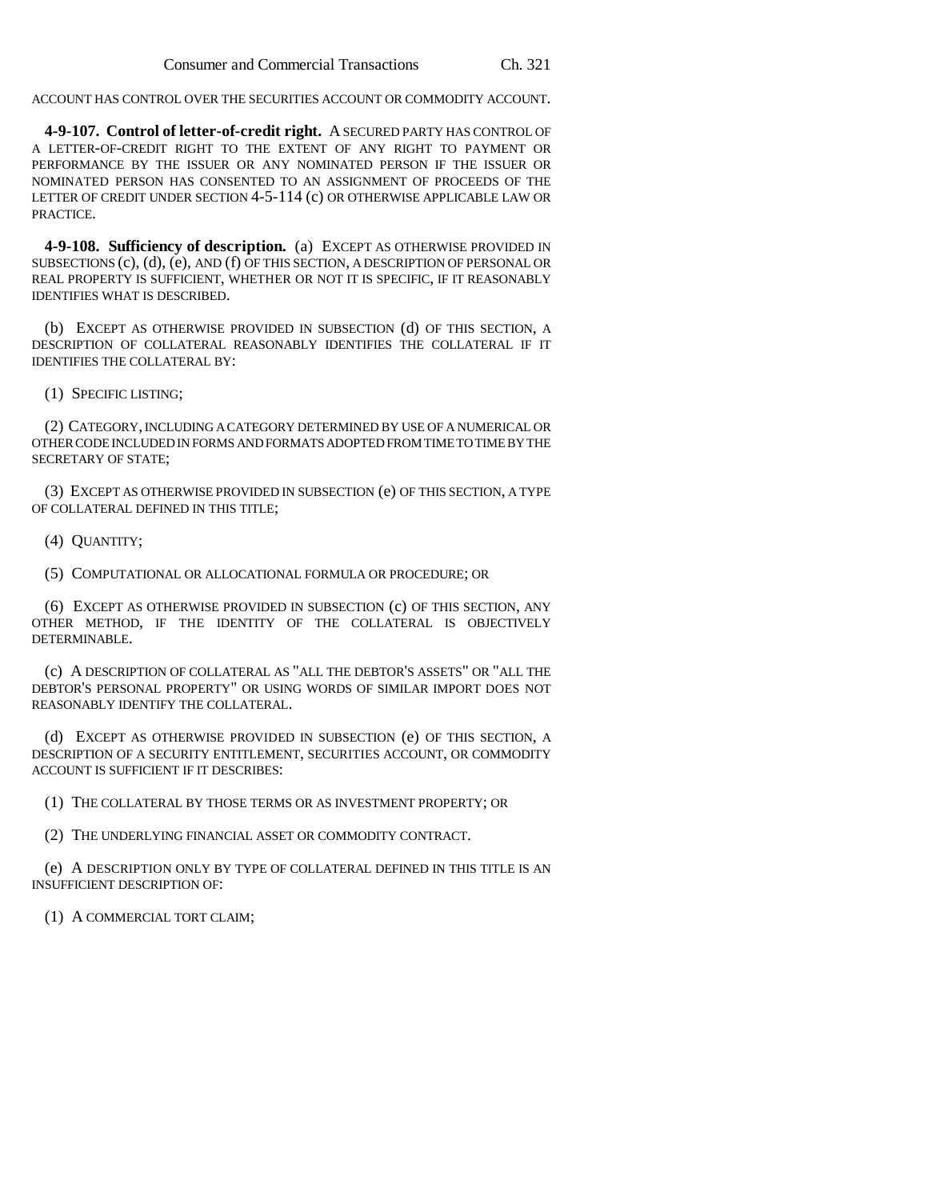ACCOUNT HAS CONTROL OVER THE SECURITIES ACCOUNT OR COMMODITY ACCOUNT.

**4-9-107. Control of letter-of-credit right.** A SECURED PARTY HAS CONTROL OF A LETTER-OF-CREDIT RIGHT TO THE EXTENT OF ANY RIGHT TO PAYMENT OR PERFORMANCE BY THE ISSUER OR ANY NOMINATED PERSON IF THE ISSUER OR NOMINATED PERSON HAS CONSENTED TO AN ASSIGNMENT OF PROCEEDS OF THE LETTER OF CREDIT UNDER SECTION 4-5-114 (c) OR OTHERWISE APPLICABLE LAW OR PRACTICE.

**4-9-108. Sufficiency of description.** (a) EXCEPT AS OTHERWISE PROVIDED IN SUBSECTIONS (c), (d), (e), AND (f) OF THIS SECTION, A DESCRIPTION OF PERSONAL OR REAL PROPERTY IS SUFFICIENT, WHETHER OR NOT IT IS SPECIFIC, IF IT REASONABLY IDENTIFIES WHAT IS DESCRIBED.

(b) EXCEPT AS OTHERWISE PROVIDED IN SUBSECTION (d) OF THIS SECTION, A DESCRIPTION OF COLLATERAL REASONABLY IDENTIFIES THE COLLATERAL IF IT IDENTIFIES THE COLLATERAL BY:

(1) SPECIFIC LISTING;

(2) CATEGORY, INCLUDING A CATEGORY DETERMINED BY USE OF A NUMERICAL OR OTHER CODE INCLUDED IN FORMS AND FORMATS ADOPTED FROM TIME TO TIME BY THE SECRETARY OF STATE;

(3) EXCEPT AS OTHERWISE PROVIDED IN SUBSECTION (e) OF THIS SECTION, A TYPE OF COLLATERAL DEFINED IN THIS TITLE;

(4) QUANTITY;

(5) COMPUTATIONAL OR ALLOCATIONAL FORMULA OR PROCEDURE; OR

(6) EXCEPT AS OTHERWISE PROVIDED IN SUBSECTION (c) OF THIS SECTION, ANY OTHER METHOD, IF THE IDENTITY OF THE COLLATERAL IS OBJECTIVELY DETERMINABLE.

(c) A DESCRIPTION OF COLLATERAL AS "ALL THE DEBTOR'S ASSETS" OR "ALL THE DEBTOR'S PERSONAL PROPERTY" OR USING WORDS OF SIMILAR IMPORT DOES NOT REASONABLY IDENTIFY THE COLLATERAL.

(d) EXCEPT AS OTHERWISE PROVIDED IN SUBSECTION (e) OF THIS SECTION, A DESCRIPTION OF A SECURITY ENTITLEMENT, SECURITIES ACCOUNT, OR COMMODITY ACCOUNT IS SUFFICIENT IF IT DESCRIBES:

(1) THE COLLATERAL BY THOSE TERMS OR AS INVESTMENT PROPERTY; OR

(2) THE UNDERLYING FINANCIAL ASSET OR COMMODITY CONTRACT.

(e) A DESCRIPTION ONLY BY TYPE OF COLLATERAL DEFINED IN THIS TITLE IS AN INSUFFICIENT DESCRIPTION OF:

(1) A COMMERCIAL TORT CLAIM;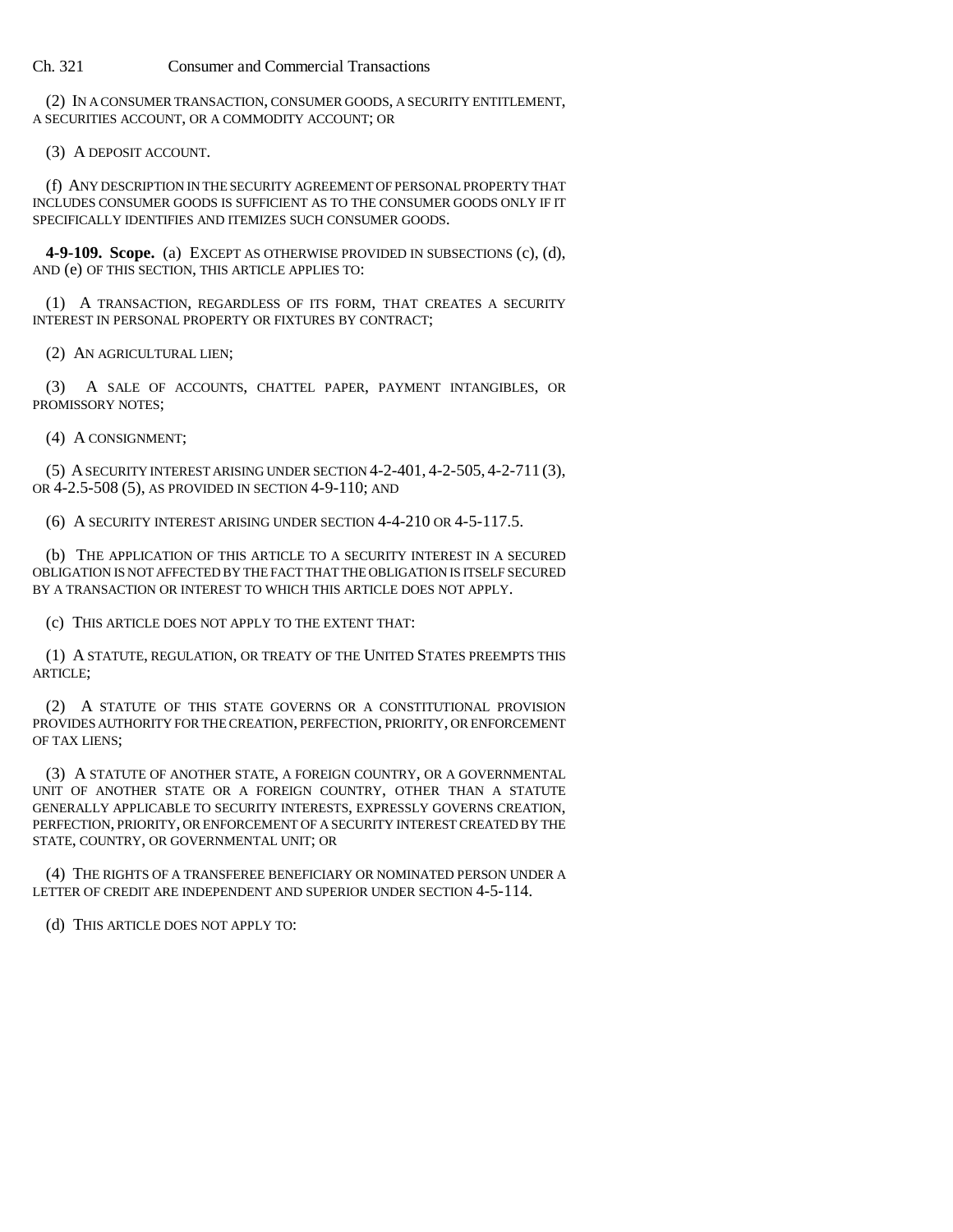(2) IN A CONSUMER TRANSACTION, CONSUMER GOODS, A SECURITY ENTITLEMENT, A SECURITIES ACCOUNT, OR A COMMODITY ACCOUNT; OR

(3) A DEPOSIT ACCOUNT.

(f) ANY DESCRIPTION IN THE SECURITY AGREEMENT OF PERSONAL PROPERTY THAT INCLUDES CONSUMER GOODS IS SUFFICIENT AS TO THE CONSUMER GOODS ONLY IF IT SPECIFICALLY IDENTIFIES AND ITEMIZES SUCH CONSUMER GOODS.

**4-9-109. Scope.** (a) EXCEPT AS OTHERWISE PROVIDED IN SUBSECTIONS (c), (d), AND (e) OF THIS SECTION, THIS ARTICLE APPLIES TO:

(1) A TRANSACTION, REGARDLESS OF ITS FORM, THAT CREATES A SECURITY INTEREST IN PERSONAL PROPERTY OR FIXTURES BY CONTRACT;

(2) AN AGRICULTURAL LIEN;

(3) A SALE OF ACCOUNTS, CHATTEL PAPER, PAYMENT INTANGIBLES, OR PROMISSORY NOTES;

(4) A CONSIGNMENT;

(5) A SECURITY INTEREST ARISING UNDER SECTION 4-2-401, 4-2-505, 4-2-711 (3), OR 4-2.5-508 (5), AS PROVIDED IN SECTION 4-9-110; AND

(6) A SECURITY INTEREST ARISING UNDER SECTION 4-4-210 OR 4-5-117.5.

(b) THE APPLICATION OF THIS ARTICLE TO A SECURITY INTEREST IN A SECURED OBLIGATION IS NOT AFFECTED BY THE FACT THAT THE OBLIGATION IS ITSELF SECURED BY A TRANSACTION OR INTEREST TO WHICH THIS ARTICLE DOES NOT APPLY.

(c) THIS ARTICLE DOES NOT APPLY TO THE EXTENT THAT:

(1) A STATUTE, REGULATION, OR TREATY OF THE UNITED STATES PREEMPTS THIS ARTICLE;

(2) A STATUTE OF THIS STATE GOVERNS OR A CONSTITUTIONAL PROVISION PROVIDES AUTHORITY FOR THE CREATION, PERFECTION, PRIORITY, OR ENFORCEMENT OF TAX LIENS;

(3) A STATUTE OF ANOTHER STATE, A FOREIGN COUNTRY, OR A GOVERNMENTAL UNIT OF ANOTHER STATE OR A FOREIGN COUNTRY, OTHER THAN A STATUTE GENERALLY APPLICABLE TO SECURITY INTERESTS, EXPRESSLY GOVERNS CREATION, PERFECTION, PRIORITY, OR ENFORCEMENT OF A SECURITY INTEREST CREATED BY THE STATE, COUNTRY, OR GOVERNMENTAL UNIT; OR

(4) THE RIGHTS OF A TRANSFEREE BENEFICIARY OR NOMINATED PERSON UNDER A LETTER OF CREDIT ARE INDEPENDENT AND SUPERIOR UNDER SECTION 4-5-114.

(d) THIS ARTICLE DOES NOT APPLY TO: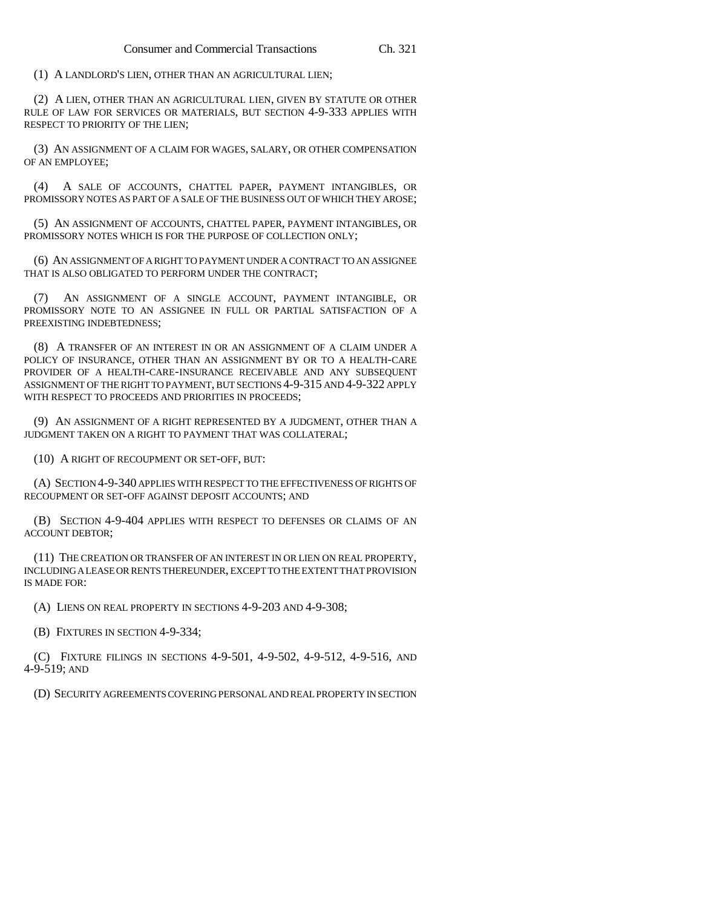(1) A LANDLORD'S LIEN, OTHER THAN AN AGRICULTURAL LIEN;

(2) A LIEN, OTHER THAN AN AGRICULTURAL LIEN, GIVEN BY STATUTE OR OTHER RULE OF LAW FOR SERVICES OR MATERIALS, BUT SECTION 4-9-333 APPLIES WITH RESPECT TO PRIORITY OF THE LIEN;

(3) AN ASSIGNMENT OF A CLAIM FOR WAGES, SALARY, OR OTHER COMPENSATION OF AN EMPLOYEE;

(4) A SALE OF ACCOUNTS, CHATTEL PAPER, PAYMENT INTANGIBLES, OR PROMISSORY NOTES AS PART OF A SALE OF THE BUSINESS OUT OF WHICH THEY AROSE;

(5) AN ASSIGNMENT OF ACCOUNTS, CHATTEL PAPER, PAYMENT INTANGIBLES, OR PROMISSORY NOTES WHICH IS FOR THE PURPOSE OF COLLECTION ONLY;

(6) AN ASSIGNMENT OF A RIGHT TO PAYMENT UNDER A CONTRACT TO AN ASSIGNEE THAT IS ALSO OBLIGATED TO PERFORM UNDER THE CONTRACT;

(7) AN ASSIGNMENT OF A SINGLE ACCOUNT, PAYMENT INTANGIBLE, OR PROMISSORY NOTE TO AN ASSIGNEE IN FULL OR PARTIAL SATISFACTION OF A PREEXISTING INDEBTEDNESS;

(8) A TRANSFER OF AN INTEREST IN OR AN ASSIGNMENT OF A CLAIM UNDER A POLICY OF INSURANCE, OTHER THAN AN ASSIGNMENT BY OR TO A HEALTH-CARE PROVIDER OF A HEALTH-CARE-INSURANCE RECEIVABLE AND ANY SUBSEQUENT ASSIGNMENT OF THE RIGHT TO PAYMENT, BUT SECTIONS 4-9-315 AND 4-9-322 APPLY WITH RESPECT TO PROCEEDS AND PRIORITIES IN PROCEEDS;

(9) AN ASSIGNMENT OF A RIGHT REPRESENTED BY A JUDGMENT, OTHER THAN A JUDGMENT TAKEN ON A RIGHT TO PAYMENT THAT WAS COLLATERAL;

(10) A RIGHT OF RECOUPMENT OR SET-OFF, BUT:

(A) SECTION 4-9-340 APPLIES WITH RESPECT TO THE EFFECTIVENESS OF RIGHTS OF RECOUPMENT OR SET-OFF AGAINST DEPOSIT ACCOUNTS; AND

(B) SECTION 4-9-404 APPLIES WITH RESPECT TO DEFENSES OR CLAIMS OF AN ACCOUNT DEBTOR;

(11) THE CREATION OR TRANSFER OF AN INTEREST IN OR LIEN ON REAL PROPERTY, INCLUDING A LEASE OR RENTS THEREUNDER, EXCEPT TO THE EXTENT THAT PROVISION IS MADE FOR:

(A) LIENS ON REAL PROPERTY IN SECTIONS 4-9-203 AND 4-9-308;

(B) FIXTURES IN SECTION 4-9-334;

(C) FIXTURE FILINGS IN SECTIONS 4-9-501, 4-9-502, 4-9-512, 4-9-516, AND 4-9-519; AND

(D) SECURITY AGREEMENTS COVERING PERSONAL AND REAL PROPERTY IN SECTION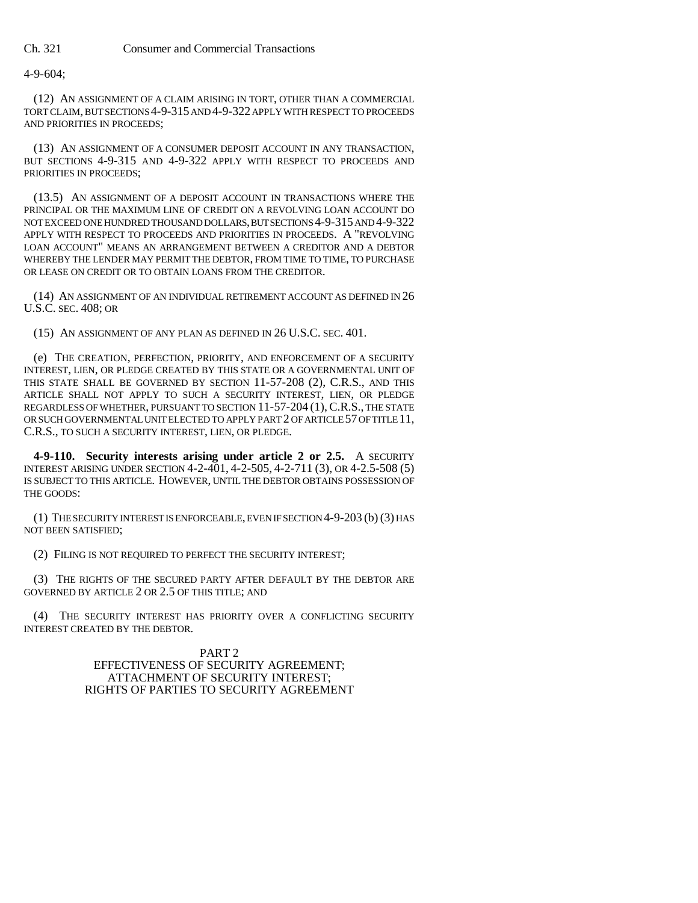4-9-604;

(12) AN ASSIGNMENT OF A CLAIM ARISING IN TORT, OTHER THAN A COMMERCIAL TORT CLAIM, BUT SECTIONS 4-9-315 AND 4-9-322 APPLY WITH RESPECT TO PROCEEDS AND PRIORITIES IN PROCEEDS;

(13) AN ASSIGNMENT OF A CONSUMER DEPOSIT ACCOUNT IN ANY TRANSACTION, BUT SECTIONS 4-9-315 AND 4-9-322 APPLY WITH RESPECT TO PROCEEDS AND PRIORITIES IN PROCEEDS;

(13.5) AN ASSIGNMENT OF A DEPOSIT ACCOUNT IN TRANSACTIONS WHERE THE PRINCIPAL OR THE MAXIMUM LINE OF CREDIT ON A REVOLVING LOAN ACCOUNT DO NOT EXCEED ONE HUNDRED THOUSAND DOLLARS, BUT SECTIONS 4-9-315 AND 4-9-322 APPLY WITH RESPECT TO PROCEEDS AND PRIORITIES IN PROCEEDS. A "REVOLVING LOAN ACCOUNT" MEANS AN ARRANGEMENT BETWEEN A CREDITOR AND A DEBTOR WHEREBY THE LENDER MAY PERMIT THE DEBTOR, FROM TIME TO TIME, TO PURCHASE OR LEASE ON CREDIT OR TO OBTAIN LOANS FROM THE CREDITOR.

(14) AN ASSIGNMENT OF AN INDIVIDUAL RETIREMENT ACCOUNT AS DEFINED IN 26 U.S.C. SEC. 408; OR

(15) AN ASSIGNMENT OF ANY PLAN AS DEFINED IN 26 U.S.C. SEC. 401.

(e) THE CREATION, PERFECTION, PRIORITY, AND ENFORCEMENT OF A SECURITY INTEREST, LIEN, OR PLEDGE CREATED BY THIS STATE OR A GOVERNMENTAL UNIT OF THIS STATE SHALL BE GOVERNED BY SECTION 11-57-208 (2), C.R.S., AND THIS ARTICLE SHALL NOT APPLY TO SUCH A SECURITY INTEREST, LIEN, OR PLEDGE REGARDLESS OF WHETHER, PURSUANT TO SECTION 11-57-204 (1), C.R.S., THE STATE OR SUCH GOVERNMENTAL UNIT ELECTED TO APPLY PART 2 OF ARTICLE 57 OF TITLE 11, C.R.S., TO SUCH A SECURITY INTEREST, LIEN, OR PLEDGE.

**4-9-110. Security interests arising under article 2 or 2.5.** A SECURITY INTEREST ARISING UNDER SECTION 4-2-401, 4-2-505, 4-2-711 (3), OR 4-2.5-508 (5) IS SUBJECT TO THIS ARTICLE. HOWEVER, UNTIL THE DEBTOR OBTAINS POSSESSION OF THE GOODS:

(1) THE SECURITY INTEREST IS ENFORCEABLE, EVEN IF SECTION 4-9-203 (b) (3) HAS NOT BEEN SATISFIED;

(2) FILING IS NOT REQUIRED TO PERFECT THE SECURITY INTEREST;

(3) THE RIGHTS OF THE SECURED PARTY AFTER DEFAULT BY THE DEBTOR ARE GOVERNED BY ARTICLE 2 OR 2.5 OF THIS TITLE; AND

(4) THE SECURITY INTEREST HAS PRIORITY OVER A CONFLICTING SECURITY INTEREST CREATED BY THE DEBTOR.

## PART 2
## EFFECTIVENESS OF SECURITY AGREEMENT; ATTACHMENT OF SECURITY INTEREST; RIGHTS OF PARTIES TO SECURITY AGREEMENT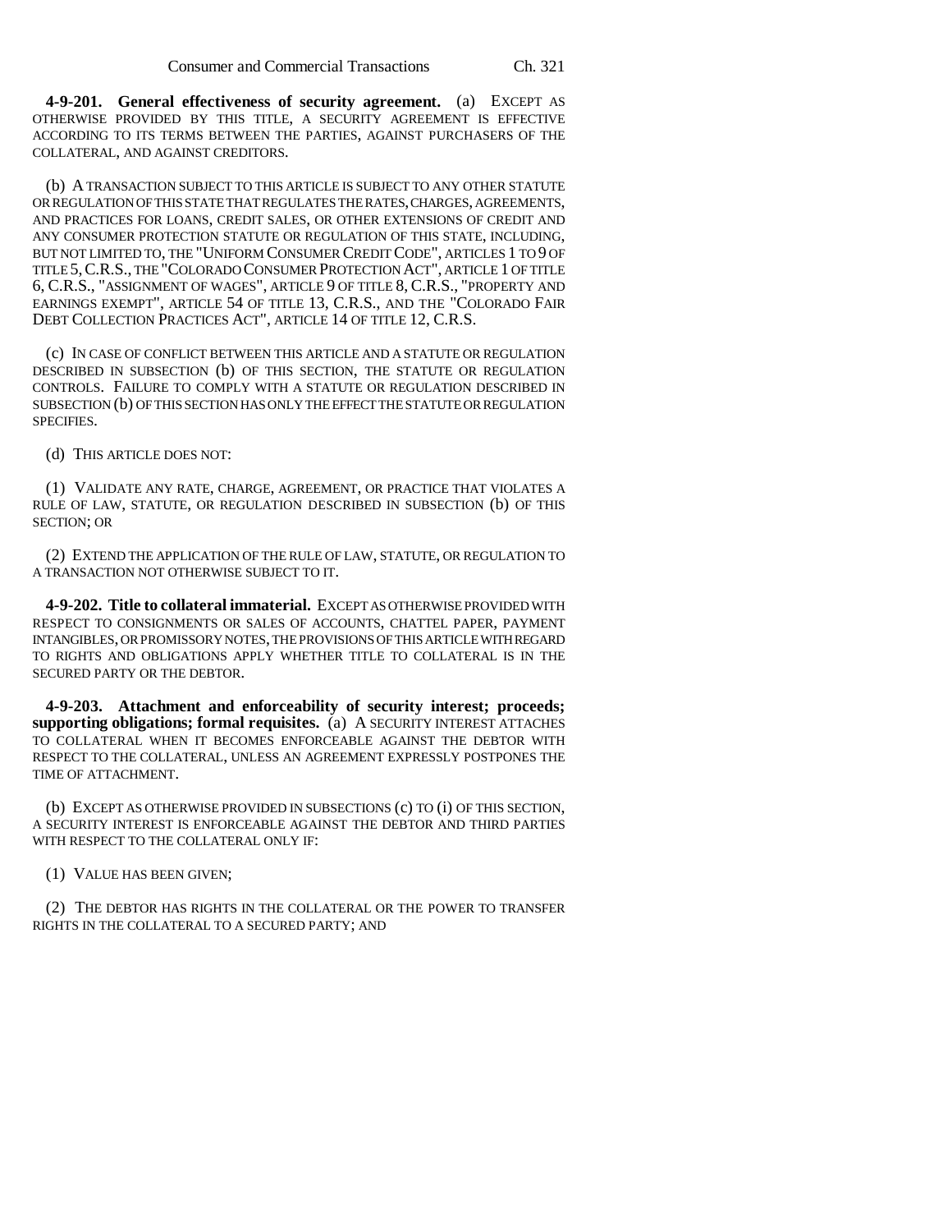**4-9-201. General effectiveness of security agreement.** (a) EXCEPT AS OTHERWISE PROVIDED BY THIS TITLE, A SECURITY AGREEMENT IS EFFECTIVE ACCORDING TO ITS TERMS BETWEEN THE PARTIES, AGAINST PURCHASERS OF THE COLLATERAL, AND AGAINST CREDITORS.

(b) A TRANSACTION SUBJECT TO THIS ARTICLE IS SUBJECT TO ANY OTHER STATUTE OR REGULATION OF THIS STATE THAT REGULATES THE RATES, CHARGES, AGREEMENTS, AND PRACTICES FOR LOANS, CREDIT SALES, OR OTHER EXTENSIONS OF CREDIT AND ANY CONSUMER PROTECTION STATUTE OR REGULATION OF THIS STATE, INCLUDING, BUT NOT LIMITED TO, THE "UNIFORM CONSUMER CREDIT CODE", ARTICLES 1 TO 9 OF TITLE 5, C.R.S., THE "COLORADO CONSUMER PROTECTION ACT", ARTICLE 1 OF TITLE 6, C.R.S., "ASSIGNMENT OF WAGES", ARTICLE 9 OF TITLE 8, C.R.S., "PROPERTY AND EARNINGS EXEMPT", ARTICLE 54 OF TITLE 13, C.R.S., AND THE "COLORADO FAIR DEBT COLLECTION PRACTICES ACT", ARTICLE 14 OF TITLE 12, C.R.S.

(c) IN CASE OF CONFLICT BETWEEN THIS ARTICLE AND A STATUTE OR REGULATION DESCRIBED IN SUBSECTION (b) OF THIS SECTION, THE STATUTE OR REGULATION CONTROLS. FAILURE TO COMPLY WITH A STATUTE OR REGULATION DESCRIBED IN SUBSECTION (b) OF THIS SECTION HAS ONLY THE EFFECT THE STATUTE OR REGULATION SPECIFIES.

(d) THIS ARTICLE DOES NOT:

(1) VALIDATE ANY RATE, CHARGE, AGREEMENT, OR PRACTICE THAT VIOLATES A RULE OF LAW, STATUTE, OR REGULATION DESCRIBED IN SUBSECTION (b) OF THIS SECTION; OR

(2) EXTEND THE APPLICATION OF THE RULE OF LAW, STATUTE, OR REGULATION TO A TRANSACTION NOT OTHERWISE SUBJECT TO IT.

**4-9-202. Title to collateral immaterial.** EXCEPT AS OTHERWISE PROVIDED WITH RESPECT TO CONSIGNMENTS OR SALES OF ACCOUNTS, CHATTEL PAPER, PAYMENT INTANGIBLES, OR PROMISSORY NOTES, THE PROVISIONS OF THIS ARTICLE WITH REGARD TO RIGHTS AND OBLIGATIONS APPLY WHETHER TITLE TO COLLATERAL IS IN THE SECURED PARTY OR THE DEBTOR.

**4-9-203. Attachment and enforceability of security interest; proceeds; supporting obligations; formal requisites.** (a) A SECURITY INTEREST ATTACHES TO COLLATERAL WHEN IT BECOMES ENFORCEABLE AGAINST THE DEBTOR WITH RESPECT TO THE COLLATERAL, UNLESS AN AGREEMENT EXPRESSLY POSTPONES THE TIME OF ATTACHMENT.

(b) EXCEPT AS OTHERWISE PROVIDED IN SUBSECTIONS (c) TO (i) OF THIS SECTION, A SECURITY INTEREST IS ENFORCEABLE AGAINST THE DEBTOR AND THIRD PARTIES WITH RESPECT TO THE COLLATERAL ONLY IF:

(1) VALUE HAS BEEN GIVEN;

(2) THE DEBTOR HAS RIGHTS IN THE COLLATERAL OR THE POWER TO TRANSFER RIGHTS IN THE COLLATERAL TO A SECURED PARTY; AND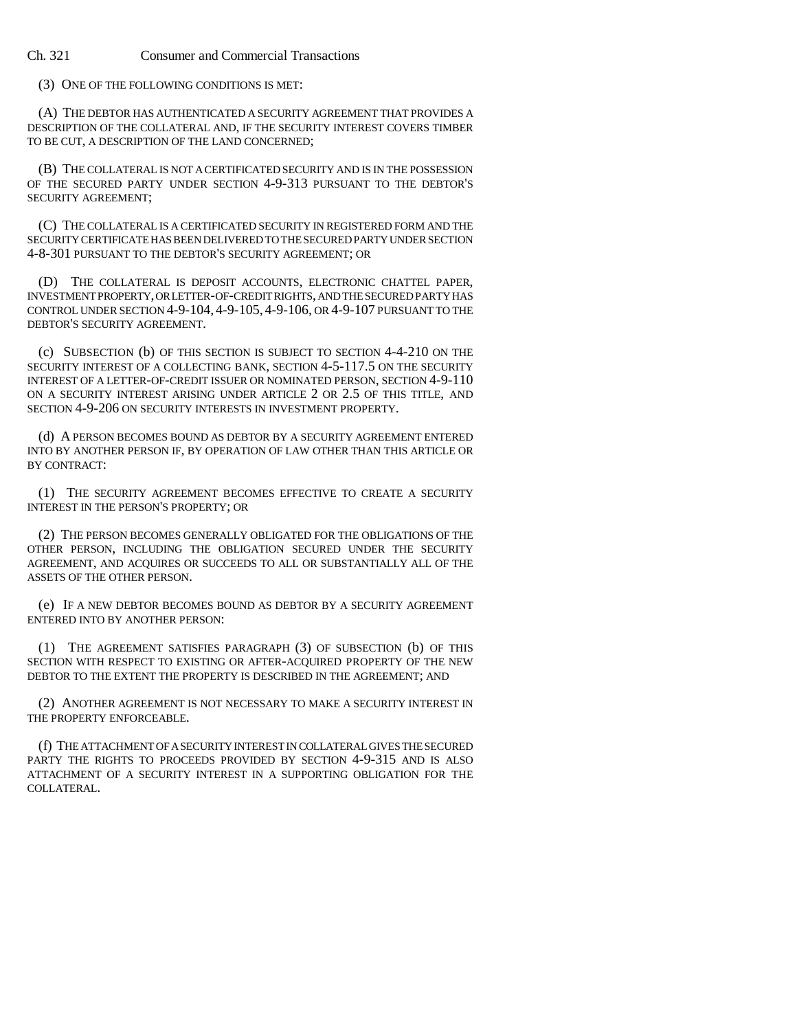(3) ONE OF THE FOLLOWING CONDITIONS IS MET:

(A) THE DEBTOR HAS AUTHENTICATED A SECURITY AGREEMENT THAT PROVIDES A DESCRIPTION OF THE COLLATERAL AND, IF THE SECURITY INTEREST COVERS TIMBER TO BE CUT, A DESCRIPTION OF THE LAND CONCERNED;

(B) THE COLLATERAL IS NOT A CERTIFICATED SECURITY AND IS IN THE POSSESSION OF THE SECURED PARTY UNDER SECTION 4-9-313 PURSUANT TO THE DEBTOR'S SECURITY AGREEMENT;

(C) THE COLLATERAL IS A CERTIFICATED SECURITY IN REGISTERED FORM AND THE SECURITY CERTIFICATE HAS BEEN DELIVERED TO THE SECURED PARTY UNDER SECTION 4-8-301 PURSUANT TO THE DEBTOR'S SECURITY AGREEMENT; OR

(D) THE COLLATERAL IS DEPOSIT ACCOUNTS, ELECTRONIC CHATTEL PAPER, INVESTMENT PROPERTY, OR LETTER-OF-CREDIT RIGHTS, AND THE SECURED PARTY HAS CONTROL UNDER SECTION 4-9-104, 4-9-105, 4-9-106, OR 4-9-107 PURSUANT TO THE DEBTOR'S SECURITY AGREEMENT.

(c) SUBSECTION (b) OF THIS SECTION IS SUBJECT TO SECTION 4-4-210 ON THE SECURITY INTEREST OF A COLLECTING BANK, SECTION 4-5-117.5 ON THE SECURITY INTEREST OF A LETTER-OF-CREDIT ISSUER OR NOMINATED PERSON, SECTION 4-9-110 ON A SECURITY INTEREST ARISING UNDER ARTICLE 2 OR 2.5 OF THIS TITLE, AND SECTION 4-9-206 ON SECURITY INTERESTS IN INVESTMENT PROPERTY.

(d) A PERSON BECOMES BOUND AS DEBTOR BY A SECURITY AGREEMENT ENTERED INTO BY ANOTHER PERSON IF, BY OPERATION OF LAW OTHER THAN THIS ARTICLE OR BY CONTRACT:

(1) THE SECURITY AGREEMENT BECOMES EFFECTIVE TO CREATE A SECURITY INTEREST IN THE PERSON'S PROPERTY; OR

(2) THE PERSON BECOMES GENERALLY OBLIGATED FOR THE OBLIGATIONS OF THE OTHER PERSON, INCLUDING THE OBLIGATION SECURED UNDER THE SECURITY AGREEMENT, AND ACQUIRES OR SUCCEEDS TO ALL OR SUBSTANTIALLY ALL OF THE ASSETS OF THE OTHER PERSON.

(e) IF A NEW DEBTOR BECOMES BOUND AS DEBTOR BY A SECURITY AGREEMENT ENTERED INTO BY ANOTHER PERSON:

(1) THE AGREEMENT SATISFIES PARAGRAPH (3) OF SUBSECTION (b) OF THIS SECTION WITH RESPECT TO EXISTING OR AFTER-ACQUIRED PROPERTY OF THE NEW DEBTOR TO THE EXTENT THE PROPERTY IS DESCRIBED IN THE AGREEMENT; AND

(2) ANOTHER AGREEMENT IS NOT NECESSARY TO MAKE A SECURITY INTEREST IN THE PROPERTY ENFORCEABLE.

(f) THE ATTACHMENT OF A SECURITY INTEREST IN COLLATERAL GIVES THE SECURED PARTY THE RIGHTS TO PROCEEDS PROVIDED BY SECTION 4-9-315 AND IS ALSO ATTACHMENT OF A SECURITY INTEREST IN A SUPPORTING OBLIGATION FOR THE COLLATERAL.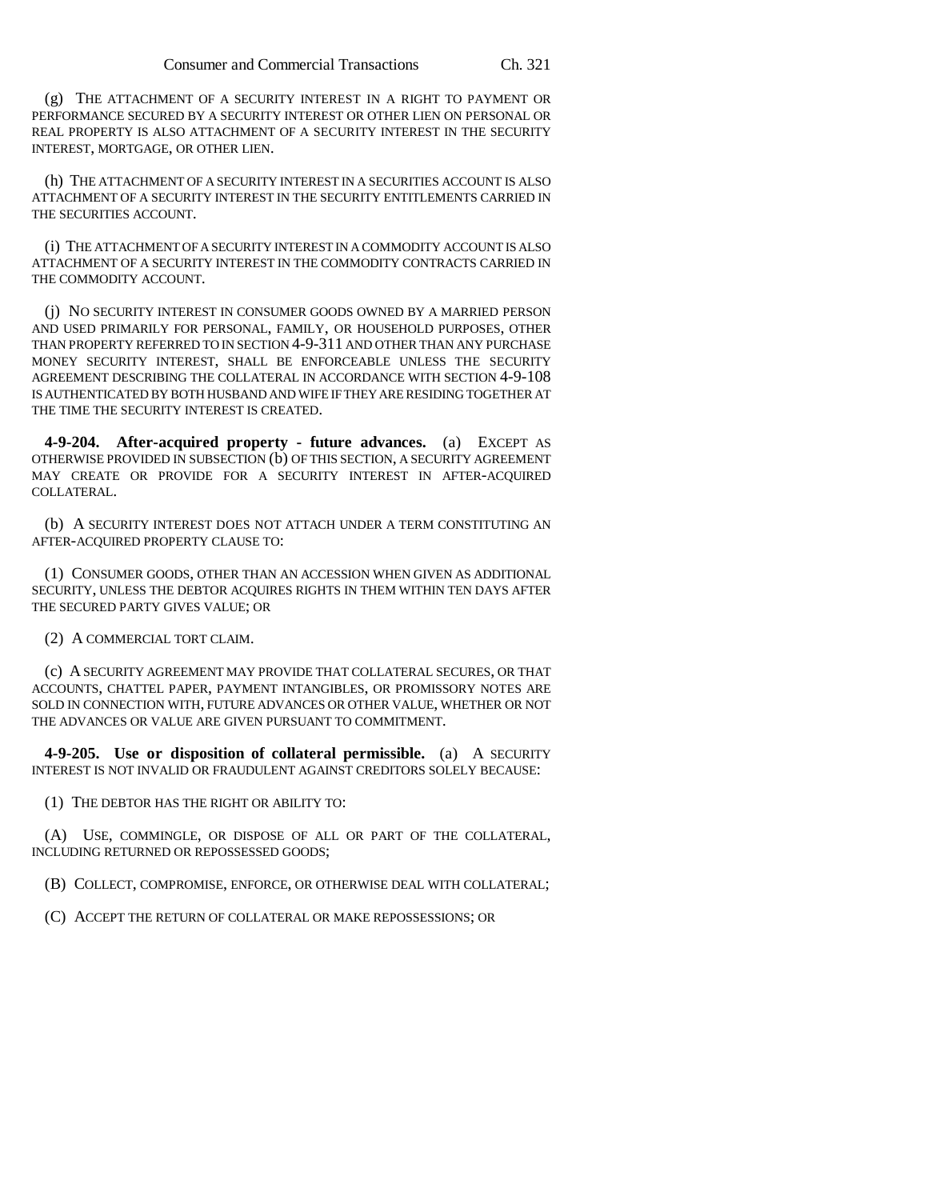(g) THE ATTACHMENT OF A SECURITY INTEREST IN A RIGHT TO PAYMENT OR PERFORMANCE SECURED BY A SECURITY INTEREST OR OTHER LIEN ON PERSONAL OR REAL PROPERTY IS ALSO ATTACHMENT OF A SECURITY INTEREST IN THE SECURITY INTEREST, MORTGAGE, OR OTHER LIEN.

(h) THE ATTACHMENT OF A SECURITY INTEREST IN A SECURITIES ACCOUNT IS ALSO ATTACHMENT OF A SECURITY INTEREST IN THE SECURITY ENTITLEMENTS CARRIED IN THE SECURITIES ACCOUNT.

(i) THE ATTACHMENT OF A SECURITY INTEREST IN A COMMODITY ACCOUNT IS ALSO ATTACHMENT OF A SECURITY INTEREST IN THE COMMODITY CONTRACTS CARRIED IN THE COMMODITY ACCOUNT.

(j) NO SECURITY INTEREST IN CONSUMER GOODS OWNED BY A MARRIED PERSON AND USED PRIMARILY FOR PERSONAL, FAMILY, OR HOUSEHOLD PURPOSES, OTHER THAN PROPERTY REFERRED TO IN SECTION 4-9-311 AND OTHER THAN ANY PURCHASE MONEY SECURITY INTEREST, SHALL BE ENFORCEABLE UNLESS THE SECURITY AGREEMENT DESCRIBING THE COLLATERAL IN ACCORDANCE WITH SECTION 4-9-108 IS AUTHENTICATED BY BOTH HUSBAND AND WIFE IF THEY ARE RESIDING TOGETHER AT THE TIME THE SECURITY INTEREST IS CREATED.

**4-9-204. After-acquired property - future advances.** (a) EXCEPT AS OTHERWISE PROVIDED IN SUBSECTION (b) OF THIS SECTION, A SECURITY AGREEMENT MAY CREATE OR PROVIDE FOR A SECURITY INTEREST IN AFTER-ACQUIRED COLLATERAL.

(b) A SECURITY INTEREST DOES NOT ATTACH UNDER A TERM CONSTITUTING AN AFTER-ACQUIRED PROPERTY CLAUSE TO:

(1) CONSUMER GOODS, OTHER THAN AN ACCESSION WHEN GIVEN AS ADDITIONAL SECURITY, UNLESS THE DEBTOR ACQUIRES RIGHTS IN THEM WITHIN TEN DAYS AFTER THE SECURED PARTY GIVES VALUE; OR

(2) A COMMERCIAL TORT CLAIM.

(c) A SECURITY AGREEMENT MAY PROVIDE THAT COLLATERAL SECURES, OR THAT ACCOUNTS, CHATTEL PAPER, PAYMENT INTANGIBLES, OR PROMISSORY NOTES ARE SOLD IN CONNECTION WITH, FUTURE ADVANCES OR OTHER VALUE, WHETHER OR NOT THE ADVANCES OR VALUE ARE GIVEN PURSUANT TO COMMITMENT.

**4-9-205. Use or disposition of collateral permissible.** (a) A SECURITY INTEREST IS NOT INVALID OR FRAUDULENT AGAINST CREDITORS SOLELY BECAUSE:

(1) THE DEBTOR HAS THE RIGHT OR ABILITY TO:

(A) USE, COMMINGLE, OR DISPOSE OF ALL OR PART OF THE COLLATERAL, INCLUDING RETURNED OR REPOSSESSED GOODS;

(B) COLLECT, COMPROMISE, ENFORCE, OR OTHERWISE DEAL WITH COLLATERAL;

(C) ACCEPT THE RETURN OF COLLATERAL OR MAKE REPOSSESSIONS; OR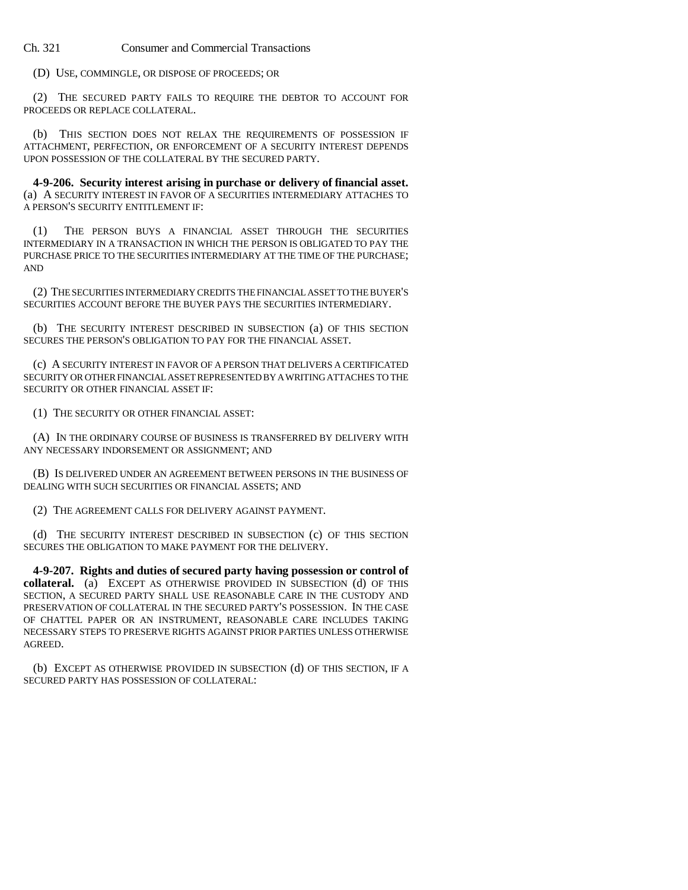(D) USE, COMMINGLE, OR DISPOSE OF PROCEEDS; OR

(2) THE SECURED PARTY FAILS TO REQUIRE THE DEBTOR TO ACCOUNT FOR PROCEEDS OR REPLACE COLLATERAL.

(b) THIS SECTION DOES NOT RELAX THE REQUIREMENTS OF POSSESSION IF ATTACHMENT, PERFECTION, OR ENFORCEMENT OF A SECURITY INTEREST DEPENDS UPON POSSESSION OF THE COLLATERAL BY THE SECURED PARTY.

**4-9-206. Security interest arising in purchase or delivery of financial asset.** (a) A SECURITY INTEREST IN FAVOR OF A SECURITIES INTERMEDIARY ATTACHES TO A PERSON'S SECURITY ENTITLEMENT IF:

(1) THE PERSON BUYS A FINANCIAL ASSET THROUGH THE SECURITIES INTERMEDIARY IN A TRANSACTION IN WHICH THE PERSON IS OBLIGATED TO PAY THE PURCHASE PRICE TO THE SECURITIES INTERMEDIARY AT THE TIME OF THE PURCHASE; AND

(2) THE SECURITIES INTERMEDIARY CREDITS THE FINANCIAL ASSET TO THE BUYER'S SECURITIES ACCOUNT BEFORE THE BUYER PAYS THE SECURITIES INTERMEDIARY.

(b) THE SECURITY INTEREST DESCRIBED IN SUBSECTION (a) OF THIS SECTION SECURES THE PERSON'S OBLIGATION TO PAY FOR THE FINANCIAL ASSET.

(c) A SECURITY INTEREST IN FAVOR OF A PERSON THAT DELIVERS A CERTIFICATED SECURITY OR OTHER FINANCIAL ASSET REPRESENTED BY A WRITING ATTACHES TO THE SECURITY OR OTHER FINANCIAL ASSET IF:

(1) THE SECURITY OR OTHER FINANCIAL ASSET:

(A) IN THE ORDINARY COURSE OF BUSINESS IS TRANSFERRED BY DELIVERY WITH ANY NECESSARY INDORSEMENT OR ASSIGNMENT; AND

(B) IS DELIVERED UNDER AN AGREEMENT BETWEEN PERSONS IN THE BUSINESS OF DEALING WITH SUCH SECURITIES OR FINANCIAL ASSETS; AND

(2) THE AGREEMENT CALLS FOR DELIVERY AGAINST PAYMENT.

(d) THE SECURITY INTEREST DESCRIBED IN SUBSECTION (c) OF THIS SECTION SECURES THE OBLIGATION TO MAKE PAYMENT FOR THE DELIVERY.

**4-9-207. Rights and duties of secured party having possession or control of collateral.** (a) EXCEPT AS OTHERWISE PROVIDED IN SUBSECTION (d) OF THIS SECTION, A SECURED PARTY SHALL USE REASONABLE CARE IN THE CUSTODY AND PRESERVATION OF COLLATERAL IN THE SECURED PARTY'S POSSESSION. IN THE CASE OF CHATTEL PAPER OR AN INSTRUMENT, REASONABLE CARE INCLUDES TAKING NECESSARY STEPS TO PRESERVE RIGHTS AGAINST PRIOR PARTIES UNLESS OTHERWISE AGREED.

(b) EXCEPT AS OTHERWISE PROVIDED IN SUBSECTION (d) OF THIS SECTION, IF A SECURED PARTY HAS POSSESSION OF COLLATERAL: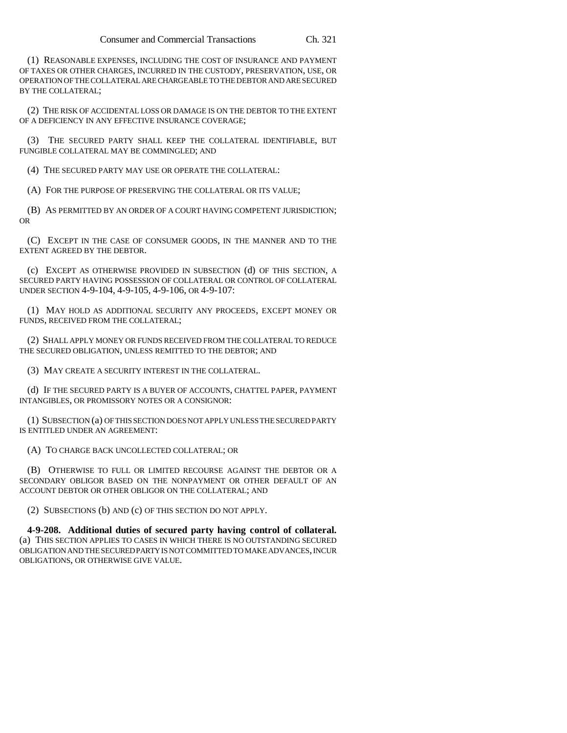(1) REASONABLE EXPENSES, INCLUDING THE COST OF INSURANCE AND PAYMENT OF TAXES OR OTHER CHARGES, INCURRED IN THE CUSTODY, PRESERVATION, USE, OR OPERATION OF THE COLLATERAL ARE CHARGEABLE TO THE DEBTOR AND ARE SECURED BY THE COLLATERAL;

(2) THE RISK OF ACCIDENTAL LOSS OR DAMAGE IS ON THE DEBTOR TO THE EXTENT OF A DEFICIENCY IN ANY EFFECTIVE INSURANCE COVERAGE;

(3) THE SECURED PARTY SHALL KEEP THE COLLATERAL IDENTIFIABLE, BUT FUNGIBLE COLLATERAL MAY BE COMMINGLED; AND

(4) THE SECURED PARTY MAY USE OR OPERATE THE COLLATERAL:

(A) FOR THE PURPOSE OF PRESERVING THE COLLATERAL OR ITS VALUE;

(B) AS PERMITTED BY AN ORDER OF A COURT HAVING COMPETENT JURISDICTION; OR

(C) EXCEPT IN THE CASE OF CONSUMER GOODS, IN THE MANNER AND TO THE EXTENT AGREED BY THE DEBTOR.

(c) EXCEPT AS OTHERWISE PROVIDED IN SUBSECTION (d) OF THIS SECTION, A SECURED PARTY HAVING POSSESSION OF COLLATERAL OR CONTROL OF COLLATERAL UNDER SECTION 4-9-104, 4-9-105, 4-9-106, OR 4-9-107:

(1) MAY HOLD AS ADDITIONAL SECURITY ANY PROCEEDS, EXCEPT MONEY OR FUNDS, RECEIVED FROM THE COLLATERAL;

(2) SHALL APPLY MONEY OR FUNDS RECEIVED FROM THE COLLATERAL TO REDUCE THE SECURED OBLIGATION, UNLESS REMITTED TO THE DEBTOR; AND

(3) MAY CREATE A SECURITY INTEREST IN THE COLLATERAL.

(d) IF THE SECURED PARTY IS A BUYER OF ACCOUNTS, CHATTEL PAPER, PAYMENT INTANGIBLES, OR PROMISSORY NOTES OR A CONSIGNOR:

(1) SUBSECTION (a) OF THIS SECTION DOES NOT APPLY UNLESS THE SECURED PARTY IS ENTITLED UNDER AN AGREEMENT:

(A) TO CHARGE BACK UNCOLLECTED COLLATERAL; OR

(B) OTHERWISE TO FULL OR LIMITED RECOURSE AGAINST THE DEBTOR OR A SECONDARY OBLIGOR BASED ON THE NONPAYMENT OR OTHER DEFAULT OF AN ACCOUNT DEBTOR OR OTHER OBLIGOR ON THE COLLATERAL; AND

(2) SUBSECTIONS (b) AND (c) OF THIS SECTION DO NOT APPLY.

**4-9-208. Additional duties of secured party having control of collateral.** (a) THIS SECTION APPLIES TO CASES IN WHICH THERE IS NO OUTSTANDING SECURED OBLIGATION AND THE SECURED PARTY IS NOT COMMITTED TO MAKE ADVANCES, INCUR OBLIGATIONS, OR OTHERWISE GIVE VALUE.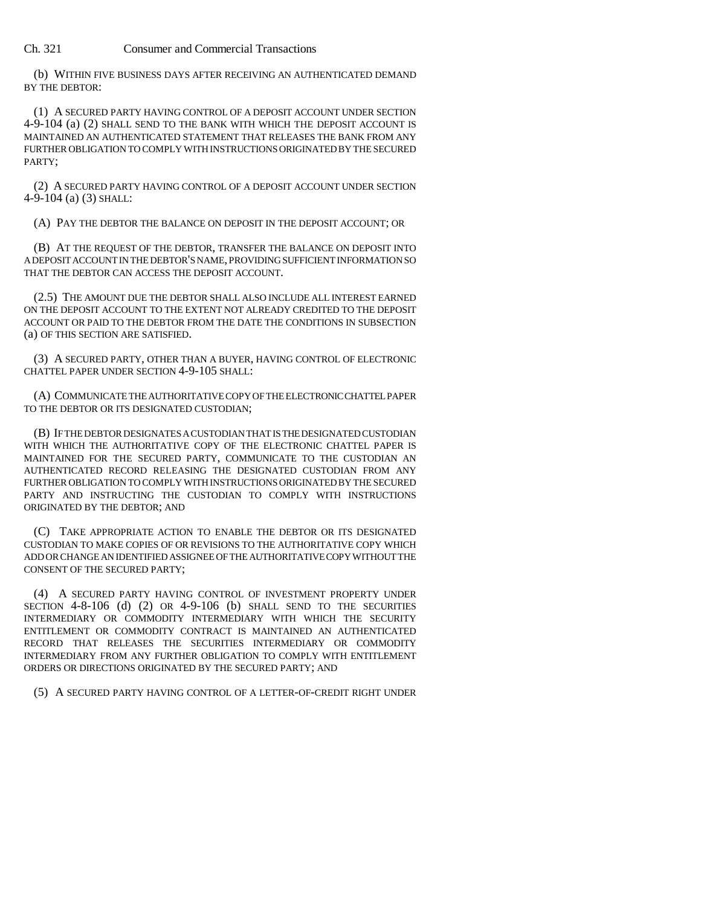(b) WITHIN FIVE BUSINESS DAYS AFTER RECEIVING AN AUTHENTICATED DEMAND BY THE DEBTOR:

(1) A SECURED PARTY HAVING CONTROL OF A DEPOSIT ACCOUNT UNDER SECTION 4-9-104 (a) (2) SHALL SEND TO THE BANK WITH WHICH THE DEPOSIT ACCOUNT IS MAINTAINED AN AUTHENTICATED STATEMENT THAT RELEASES THE BANK FROM ANY FURTHER OBLIGATION TO COMPLY WITH INSTRUCTIONS ORIGINATED BY THE SECURED PARTY;

(2) A SECURED PARTY HAVING CONTROL OF A DEPOSIT ACCOUNT UNDER SECTION 4-9-104 (a) (3) SHALL:

(A) PAY THE DEBTOR THE BALANCE ON DEPOSIT IN THE DEPOSIT ACCOUNT; OR

(B) AT THE REQUEST OF THE DEBTOR, TRANSFER THE BALANCE ON DEPOSIT INTO A DEPOSIT ACCOUNT IN THE DEBTOR'S NAME, PROVIDING SUFFICIENT INFORMATION SO THAT THE DEBTOR CAN ACCESS THE DEPOSIT ACCOUNT.

(2.5) THE AMOUNT DUE THE DEBTOR SHALL ALSO INCLUDE ALL INTEREST EARNED ON THE DEPOSIT ACCOUNT TO THE EXTENT NOT ALREADY CREDITED TO THE DEPOSIT ACCOUNT OR PAID TO THE DEBTOR FROM THE DATE THE CONDITIONS IN SUBSECTION (a) OF THIS SECTION ARE SATISFIED.

(3) A SECURED PARTY, OTHER THAN A BUYER, HAVING CONTROL OF ELECTRONIC CHATTEL PAPER UNDER SECTION 4-9-105 SHALL:

(A) COMMUNICATE THE AUTHORITATIVE COPY OF THE ELECTRONIC CHATTEL PAPER TO THE DEBTOR OR ITS DESIGNATED CUSTODIAN;

(B) IF THE DEBTOR DESIGNATES A CUSTODIAN THAT IS THE DESIGNATED CUSTODIAN WITH WHICH THE AUTHORITATIVE COPY OF THE ELECTRONIC CHATTEL PAPER IS MAINTAINED FOR THE SECURED PARTY, COMMUNICATE TO THE CUSTODIAN AN AUTHENTICATED RECORD RELEASING THE DESIGNATED CUSTODIAN FROM ANY FURTHER OBLIGATION TO COMPLY WITH INSTRUCTIONS ORIGINATED BY THE SECURED PARTY AND INSTRUCTING THE CUSTODIAN TO COMPLY WITH INSTRUCTIONS ORIGINATED BY THE DEBTOR; AND

(C) TAKE APPROPRIATE ACTION TO ENABLE THE DEBTOR OR ITS DESIGNATED CUSTODIAN TO MAKE COPIES OF OR REVISIONS TO THE AUTHORITATIVE COPY WHICH ADD OR CHANGE AN IDENTIFIED ASSIGNEE OF THE AUTHORITATIVE COPY WITHOUT THE CONSENT OF THE SECURED PARTY;

(4) A SECURED PARTY HAVING CONTROL OF INVESTMENT PROPERTY UNDER SECTION 4-8-106 (d) (2) OR 4-9-106 (b) SHALL SEND TO THE SECURITIES INTERMEDIARY OR COMMODITY INTERMEDIARY WITH WHICH THE SECURITY ENTITLEMENT OR COMMODITY CONTRACT IS MAINTAINED AN AUTHENTICATED RECORD THAT RELEASES THE SECURITIES INTERMEDIARY OR COMMODITY INTERMEDIARY FROM ANY FURTHER OBLIGATION TO COMPLY WITH ENTITLEMENT ORDERS OR DIRECTIONS ORIGINATED BY THE SECURED PARTY; AND

(5) A SECURED PARTY HAVING CONTROL OF A LETTER-OF-CREDIT RIGHT UNDER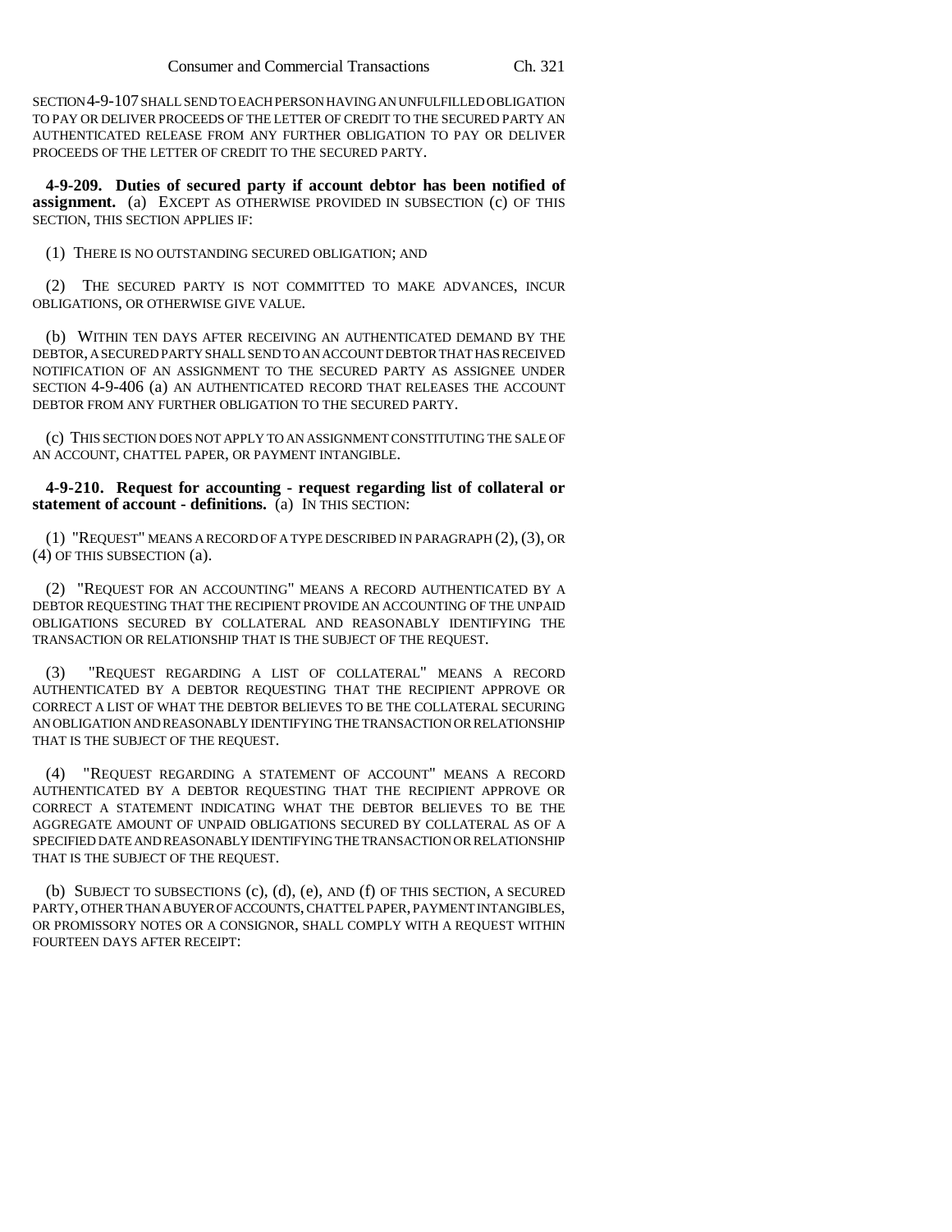SECTION 4-9-107 SHALL SEND TO EACH PERSON HAVING AN UNFULFILLED OBLIGATION TO PAY OR DELIVER PROCEEDS OF THE LETTER OF CREDIT TO THE SECURED PARTY AN AUTHENTICATED RELEASE FROM ANY FURTHER OBLIGATION TO PAY OR DELIVER PROCEEDS OF THE LETTER OF CREDIT TO THE SECURED PARTY.

**4-9-209. Duties of secured party if account debtor has been notified of assignment.** (a) EXCEPT AS OTHERWISE PROVIDED IN SUBSECTION (c) OF THIS SECTION, THIS SECTION APPLIES IF:

(1) THERE IS NO OUTSTANDING SECURED OBLIGATION; AND

(2) THE SECURED PARTY IS NOT COMMITTED TO MAKE ADVANCES, INCUR OBLIGATIONS, OR OTHERWISE GIVE VALUE.

(b) WITHIN TEN DAYS AFTER RECEIVING AN AUTHENTICATED DEMAND BY THE DEBTOR, A SECURED PARTY SHALL SEND TO AN ACCOUNT DEBTOR THAT HAS RECEIVED NOTIFICATION OF AN ASSIGNMENT TO THE SECURED PARTY AS ASSIGNEE UNDER SECTION 4-9-406 (a) AN AUTHENTICATED RECORD THAT RELEASES THE ACCOUNT DEBTOR FROM ANY FURTHER OBLIGATION TO THE SECURED PARTY.

(c) THIS SECTION DOES NOT APPLY TO AN ASSIGNMENT CONSTITUTING THE SALE OF AN ACCOUNT, CHATTEL PAPER, OR PAYMENT INTANGIBLE.

**4-9-210. Request for accounting - request regarding list of collateral or statement of account - definitions.** (a) IN THIS SECTION:

(1) "REQUEST" MEANS A RECORD OF A TYPE DESCRIBED IN PARAGRAPH (2), (3), OR (4) OF THIS SUBSECTION (a).

(2) "REQUEST FOR AN ACCOUNTING" MEANS A RECORD AUTHENTICATED BY A DEBTOR REQUESTING THAT THE RECIPIENT PROVIDE AN ACCOUNTING OF THE UNPAID OBLIGATIONS SECURED BY COLLATERAL AND REASONABLY IDENTIFYING THE TRANSACTION OR RELATIONSHIP THAT IS THE SUBJECT OF THE REQUEST.

(3) "REQUEST REGARDING A LIST OF COLLATERAL" MEANS A RECORD AUTHENTICATED BY A DEBTOR REQUESTING THAT THE RECIPIENT APPROVE OR CORRECT A LIST OF WHAT THE DEBTOR BELIEVES TO BE THE COLLATERAL SECURING AN OBLIGATION AND REASONABLY IDENTIFYING THE TRANSACTION OR RELATIONSHIP THAT IS THE SUBJECT OF THE REQUEST.

(4) "REQUEST REGARDING A STATEMENT OF ACCOUNT" MEANS A RECORD AUTHENTICATED BY A DEBTOR REQUESTING THAT THE RECIPIENT APPROVE OR CORRECT A STATEMENT INDICATING WHAT THE DEBTOR BELIEVES TO BE THE AGGREGATE AMOUNT OF UNPAID OBLIGATIONS SECURED BY COLLATERAL AS OF A SPECIFIED DATE AND REASONABLY IDENTIFYING THE TRANSACTION OR RELATIONSHIP THAT IS THE SUBJECT OF THE REQUEST.

(b) SUBJECT TO SUBSECTIONS (c), (d), (e), AND (f) OF THIS SECTION, A SECURED PARTY, OTHER THAN A BUYER OF ACCOUNTS, CHATTEL PAPER, PAYMENT INTANGIBLES, OR PROMISSORY NOTES OR A CONSIGNOR, SHALL COMPLY WITH A REQUEST WITHIN FOURTEEN DAYS AFTER RECEIPT: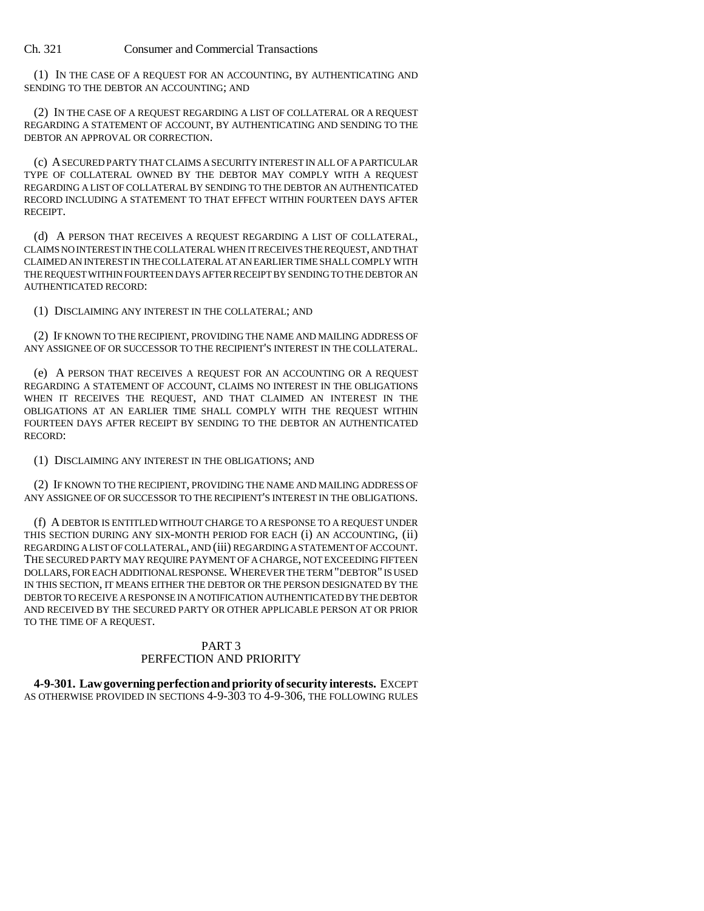(1) IN THE CASE OF A REQUEST FOR AN ACCOUNTING, BY AUTHENTICATING AND SENDING TO THE DEBTOR AN ACCOUNTING; AND

(2) IN THE CASE OF A REQUEST REGARDING A LIST OF COLLATERAL OR A REQUEST REGARDING A STATEMENT OF ACCOUNT, BY AUTHENTICATING AND SENDING TO THE DEBTOR AN APPROVAL OR CORRECTION.

(c) A SECURED PARTY THAT CLAIMS A SECURITY INTEREST IN ALL OF A PARTICULAR TYPE OF COLLATERAL OWNED BY THE DEBTOR MAY COMPLY WITH A REQUEST REGARDING A LIST OF COLLATERAL BY SENDING TO THE DEBTOR AN AUTHENTICATED RECORD INCLUDING A STATEMENT TO THAT EFFECT WITHIN FOURTEEN DAYS AFTER RECEIPT.

(d) A PERSON THAT RECEIVES A REQUEST REGARDING A LIST OF COLLATERAL, CLAIMS NO INTEREST IN THE COLLATERAL WHEN IT RECEIVES THE REQUEST, AND THAT CLAIMED AN INTEREST IN THE COLLATERAL AT AN EARLIER TIME SHALL COMPLY WITH THE REQUEST WITHIN FOURTEEN DAYS AFTER RECEIPT BY SENDING TO THE DEBTOR AN AUTHENTICATED RECORD:

(1) DISCLAIMING ANY INTEREST IN THE COLLATERAL; AND

(2) IF KNOWN TO THE RECIPIENT, PROVIDING THE NAME AND MAILING ADDRESS OF ANY ASSIGNEE OF OR SUCCESSOR TO THE RECIPIENT'S INTEREST IN THE COLLATERAL.

(e) A PERSON THAT RECEIVES A REQUEST FOR AN ACCOUNTING OR A REQUEST REGARDING A STATEMENT OF ACCOUNT, CLAIMS NO INTEREST IN THE OBLIGATIONS WHEN IT RECEIVES THE REQUEST, AND THAT CLAIMED AN INTEREST IN THE OBLIGATIONS AT AN EARLIER TIME SHALL COMPLY WITH THE REQUEST WITHIN FOURTEEN DAYS AFTER RECEIPT BY SENDING TO THE DEBTOR AN AUTHENTICATED RECORD:

(1) DISCLAIMING ANY INTEREST IN THE OBLIGATIONS; AND

(2) IF KNOWN TO THE RECIPIENT, PROVIDING THE NAME AND MAILING ADDRESS OF ANY ASSIGNEE OF OR SUCCESSOR TO THE RECIPIENT'S INTEREST IN THE OBLIGATIONS.

(f) A DEBTOR IS ENTITLED WITHOUT CHARGE TO A RESPONSE TO A REQUEST UNDER THIS SECTION DURING ANY SIX-MONTH PERIOD FOR EACH (i) AN ACCOUNTING, (ii) REGARDING A LIST OF COLLATERAL, AND (iii) REGARDING A STATEMENT OF ACCOUNT. THE SECURED PARTY MAY REQUIRE PAYMENT OF A CHARGE, NOT EXCEEDING FIFTEEN DOLLARS, FOR EACH ADDITIONAL RESPONSE. WHEREVER THE TERM "DEBTOR" IS USED IN THIS SECTION, IT MEANS EITHER THE DEBTOR OR THE PERSON DESIGNATED BY THE DEBTOR TO RECEIVE A RESPONSE IN A NOTIFICATION AUTHENTICATED BY THE DEBTOR AND RECEIVED BY THE SECURED PARTY OR OTHER APPLICABLE PERSON AT OR PRIOR TO THE TIME OF A REQUEST.

## PART 3
## PERFECTION AND PRIORITY

**4-9-301. Law governing perfection and priority of security interests.** EXCEPT AS OTHERWISE PROVIDED IN SECTIONS 4-9-303 TO 4-9-306, THE FOLLOWING RULES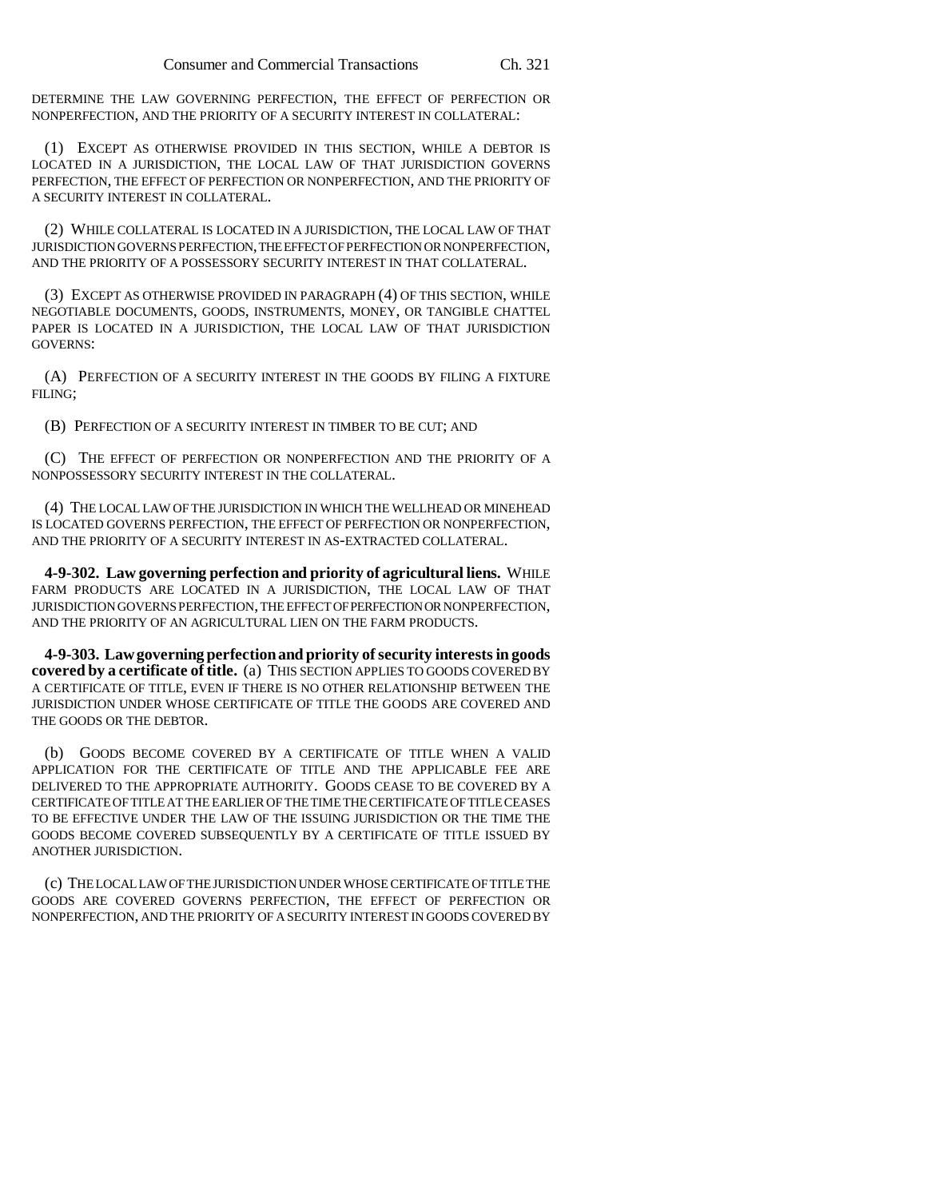DETERMINE THE LAW GOVERNING PERFECTION, THE EFFECT OF PERFECTION OR NONPERFECTION, AND THE PRIORITY OF A SECURITY INTEREST IN COLLATERAL:

(1) EXCEPT AS OTHERWISE PROVIDED IN THIS SECTION, WHILE A DEBTOR IS LOCATED IN A JURISDICTION, THE LOCAL LAW OF THAT JURISDICTION GOVERNS PERFECTION, THE EFFECT OF PERFECTION OR NONPERFECTION, AND THE PRIORITY OF A SECURITY INTEREST IN COLLATERAL.

(2) WHILE COLLATERAL IS LOCATED IN A JURISDICTION, THE LOCAL LAW OF THAT JURISDICTION GOVERNS PERFECTION, THE EFFECT OF PERFECTION OR NONPERFECTION, AND THE PRIORITY OF A POSSESSORY SECURITY INTEREST IN THAT COLLATERAL.

(3) EXCEPT AS OTHERWISE PROVIDED IN PARAGRAPH (4) OF THIS SECTION, WHILE NEGOTIABLE DOCUMENTS, GOODS, INSTRUMENTS, MONEY, OR TANGIBLE CHATTEL PAPER IS LOCATED IN A JURISDICTION, THE LOCAL LAW OF THAT JURISDICTION GOVERNS:

(A) PERFECTION OF A SECURITY INTEREST IN THE GOODS BY FILING A FIXTURE FILING;

(B) PERFECTION OF A SECURITY INTEREST IN TIMBER TO BE CUT; AND

(C) THE EFFECT OF PERFECTION OR NONPERFECTION AND THE PRIORITY OF A NONPOSSESSORY SECURITY INTEREST IN THE COLLATERAL.

(4) THE LOCAL LAW OF THE JURISDICTION IN WHICH THE WELLHEAD OR MINEHEAD IS LOCATED GOVERNS PERFECTION, THE EFFECT OF PERFECTION OR NONPERFECTION, AND THE PRIORITY OF A SECURITY INTEREST IN AS-EXTRACTED COLLATERAL.

**4-9-302. Law governing perfection and priority of agricultural liens.** WHILE FARM PRODUCTS ARE LOCATED IN A JURISDICTION, THE LOCAL LAW OF THAT JURISDICTION GOVERNS PERFECTION, THE EFFECT OF PERFECTION OR NONPERFECTION, AND THE PRIORITY OF AN AGRICULTURAL LIEN ON THE FARM PRODUCTS.

**4-9-303. Law governing perfection and priority of security interests in goods covered by a certificate of title.** (a) THIS SECTION APPLIES TO GOODS COVERED BY A CERTIFICATE OF TITLE, EVEN IF THERE IS NO OTHER RELATIONSHIP BETWEEN THE JURISDICTION UNDER WHOSE CERTIFICATE OF TITLE THE GOODS ARE COVERED AND THE GOODS OR THE DEBTOR.

(b) GOODS BECOME COVERED BY A CERTIFICATE OF TITLE WHEN A VALID APPLICATION FOR THE CERTIFICATE OF TITLE AND THE APPLICABLE FEE ARE DELIVERED TO THE APPROPRIATE AUTHORITY. GOODS CEASE TO BE COVERED BY A CERTIFICATE OF TITLE AT THE EARLIER OF THE TIME THE CERTIFICATE OF TITLE CEASES TO BE EFFECTIVE UNDER THE LAW OF THE ISSUING JURISDICTION OR THE TIME THE GOODS BECOME COVERED SUBSEQUENTLY BY A CERTIFICATE OF TITLE ISSUED BY ANOTHER JURISDICTION.

(c) THE LOCAL LAW OF THE JURISDICTION UNDER WHOSE CERTIFICATE OF TITLE THE GOODS ARE COVERED GOVERNS PERFECTION, THE EFFECT OF PERFECTION OR NONPERFECTION, AND THE PRIORITY OF A SECURITY INTEREST IN GOODS COVERED BY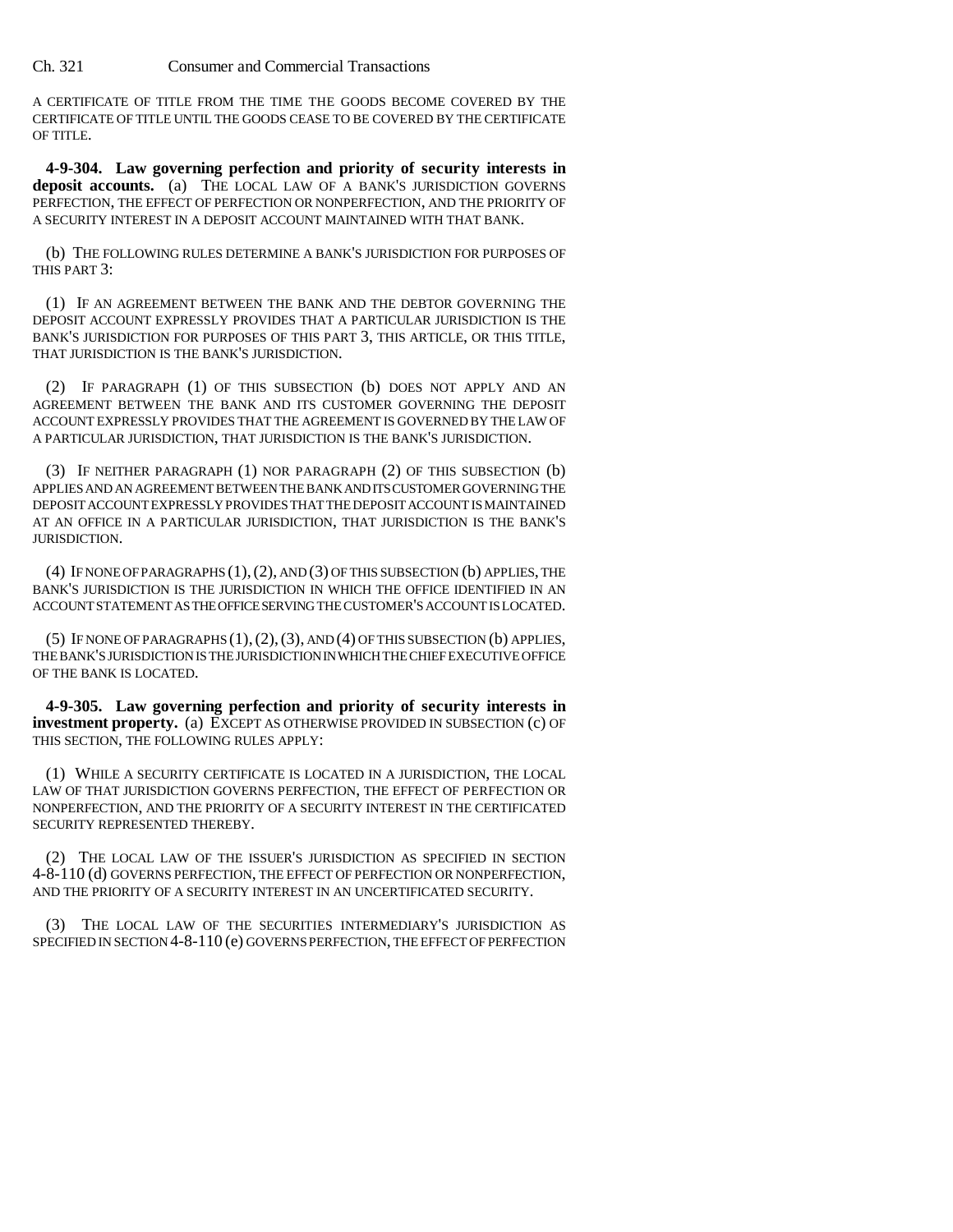A CERTIFICATE OF TITLE FROM THE TIME THE GOODS BECOME COVERED BY THE CERTIFICATE OF TITLE UNTIL THE GOODS CEASE TO BE COVERED BY THE CERTIFICATE OF TITLE.

**4-9-304. Law governing perfection and priority of security interests in deposit accounts.** (a) THE LOCAL LAW OF A BANK'S JURISDICTION GOVERNS PERFECTION, THE EFFECT OF PERFECTION OR NONPERFECTION, AND THE PRIORITY OF A SECURITY INTEREST IN A DEPOSIT ACCOUNT MAINTAINED WITH THAT BANK.

(b) THE FOLLOWING RULES DETERMINE A BANK'S JURISDICTION FOR PURPOSES OF THIS PART 3:

(1) IF AN AGREEMENT BETWEEN THE BANK AND THE DEBTOR GOVERNING THE DEPOSIT ACCOUNT EXPRESSLY PROVIDES THAT A PARTICULAR JURISDICTION IS THE BANK'S JURISDICTION FOR PURPOSES OF THIS PART 3, THIS ARTICLE, OR THIS TITLE, THAT JURISDICTION IS THE BANK'S JURISDICTION.

(2) IF PARAGRAPH (1) OF THIS SUBSECTION (b) DOES NOT APPLY AND AN AGREEMENT BETWEEN THE BANK AND ITS CUSTOMER GOVERNING THE DEPOSIT ACCOUNT EXPRESSLY PROVIDES THAT THE AGREEMENT IS GOVERNED BY THE LAW OF A PARTICULAR JURISDICTION, THAT JURISDICTION IS THE BANK'S JURISDICTION.

(3) IF NEITHER PARAGRAPH (1) NOR PARAGRAPH (2) OF THIS SUBSECTION (b) APPLIES AND AN AGREEMENT BETWEEN THE BANK AND ITS CUSTOMER GOVERNING THE DEPOSIT ACCOUNT EXPRESSLY PROVIDES THAT THE DEPOSIT ACCOUNT IS MAINTAINED AT AN OFFICE IN A PARTICULAR JURISDICTION, THAT JURISDICTION IS THE BANK'S JURISDICTION.

(4) IF NONE OF PARAGRAPHS (1), (2), AND (3) OF THIS SUBSECTION (b) APPLIES, THE BANK'S JURISDICTION IS THE JURISDICTION IN WHICH THE OFFICE IDENTIFIED IN AN ACCOUNT STATEMENT AS THE OFFICE SERVING THE CUSTOMER'S ACCOUNT IS LOCATED.

(5) IF NONE OF PARAGRAPHS (1), (2), (3), AND (4) OF THIS SUBSECTION (b) APPLIES, THE BANK'S JURISDICTION IS THE JURISDICTION IN WHICH THE CHIEF EXECUTIVE OFFICE OF THE BANK IS LOCATED.

**4-9-305. Law governing perfection and priority of security interests in investment property.** (a) EXCEPT AS OTHERWISE PROVIDED IN SUBSECTION (c) OF THIS SECTION, THE FOLLOWING RULES APPLY:

(1) WHILE A SECURITY CERTIFICATE IS LOCATED IN A JURISDICTION, THE LOCAL LAW OF THAT JURISDICTION GOVERNS PERFECTION, THE EFFECT OF PERFECTION OR NONPERFECTION, AND THE PRIORITY OF A SECURITY INTEREST IN THE CERTIFICATED SECURITY REPRESENTED THEREBY.

(2) THE LOCAL LAW OF THE ISSUER'S JURISDICTION AS SPECIFIED IN SECTION 4-8-110 (d) GOVERNS PERFECTION, THE EFFECT OF PERFECTION OR NONPERFECTION, AND THE PRIORITY OF A SECURITY INTEREST IN AN UNCERTIFICATED SECURITY.

(3) THE LOCAL LAW OF THE SECURITIES INTERMEDIARY'S JURISDICTION AS SPECIFIED IN SECTION 4-8-110 (e) GOVERNS PERFECTION, THE EFFECT OF PERFECTION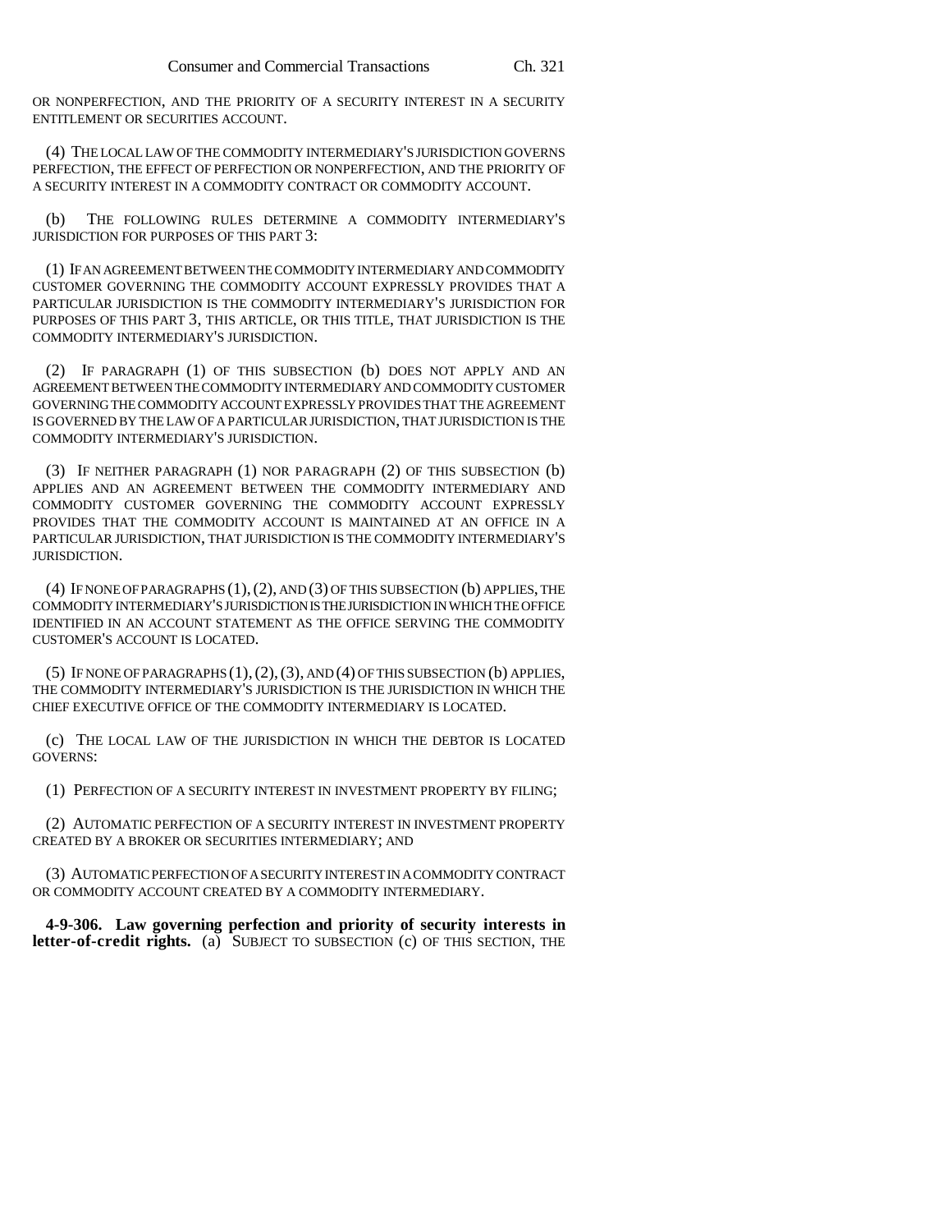OR NONPERFECTION, AND THE PRIORITY OF A SECURITY INTEREST IN A SECURITY ENTITLEMENT OR SECURITIES ACCOUNT.

(4) THE LOCAL LAW OF THE COMMODITY INTERMEDIARY'S JURISDICTION GOVERNS PERFECTION, THE EFFECT OF PERFECTION OR NONPERFECTION, AND THE PRIORITY OF A SECURITY INTEREST IN A COMMODITY CONTRACT OR COMMODITY ACCOUNT.

(b) THE FOLLOWING RULES DETERMINE A COMMODITY INTERMEDIARY'S JURISDICTION FOR PURPOSES OF THIS PART 3:

(1) IF AN AGREEMENT BETWEEN THE COMMODITY INTERMEDIARY AND COMMODITY CUSTOMER GOVERNING THE COMMODITY ACCOUNT EXPRESSLY PROVIDES THAT A PARTICULAR JURISDICTION IS THE COMMODITY INTERMEDIARY'S JURISDICTION FOR PURPOSES OF THIS PART 3, THIS ARTICLE, OR THIS TITLE, THAT JURISDICTION IS THE COMMODITY INTERMEDIARY'S JURISDICTION.

(2) IF PARAGRAPH (1) OF THIS SUBSECTION (b) DOES NOT APPLY AND AN AGREEMENT BETWEEN THE COMMODITY INTERMEDIARY AND COMMODITY CUSTOMER GOVERNING THE COMMODITY ACCOUNT EXPRESSLY PROVIDES THAT THE AGREEMENT IS GOVERNED BY THE LAW OF A PARTICULAR JURISDICTION, THAT JURISDICTION IS THE COMMODITY INTERMEDIARY'S JURISDICTION.

(3) IF NEITHER PARAGRAPH (1) NOR PARAGRAPH (2) OF THIS SUBSECTION (b) APPLIES AND AN AGREEMENT BETWEEN THE COMMODITY INTERMEDIARY AND COMMODITY CUSTOMER GOVERNING THE COMMODITY ACCOUNT EXPRESSLY PROVIDES THAT THE COMMODITY ACCOUNT IS MAINTAINED AT AN OFFICE IN A PARTICULAR JURISDICTION, THAT JURISDICTION IS THE COMMODITY INTERMEDIARY'S JURISDICTION.

(4) IF NONE OF PARAGRAPHS (1), (2), AND (3) OF THIS SUBSECTION (b) APPLIES, THE COMMODITY INTERMEDIARY'S JURISDICTION IS THE JURISDICTION IN WHICH THE OFFICE IDENTIFIED IN AN ACCOUNT STATEMENT AS THE OFFICE SERVING THE COMMODITY CUSTOMER'S ACCOUNT IS LOCATED.

(5) IF NONE OF PARAGRAPHS (1), (2), (3), AND (4) OF THIS SUBSECTION (b) APPLIES, THE COMMODITY INTERMEDIARY'S JURISDICTION IS THE JURISDICTION IN WHICH THE CHIEF EXECUTIVE OFFICE OF THE COMMODITY INTERMEDIARY IS LOCATED.

(c) THE LOCAL LAW OF THE JURISDICTION IN WHICH THE DEBTOR IS LOCATED GOVERNS:

(1) PERFECTION OF A SECURITY INTEREST IN INVESTMENT PROPERTY BY FILING;

(2) AUTOMATIC PERFECTION OF A SECURITY INTEREST IN INVESTMENT PROPERTY CREATED BY A BROKER OR SECURITIES INTERMEDIARY; AND

(3) AUTOMATIC PERFECTION OF A SECURITY INTEREST IN A COMMODITY CONTRACT OR COMMODITY ACCOUNT CREATED BY A COMMODITY INTERMEDIARY.

**4-9-306. Law governing perfection and priority of security interests in letter-of-credit rights.** (a) SUBJECT TO SUBSECTION (c) OF THIS SECTION, THE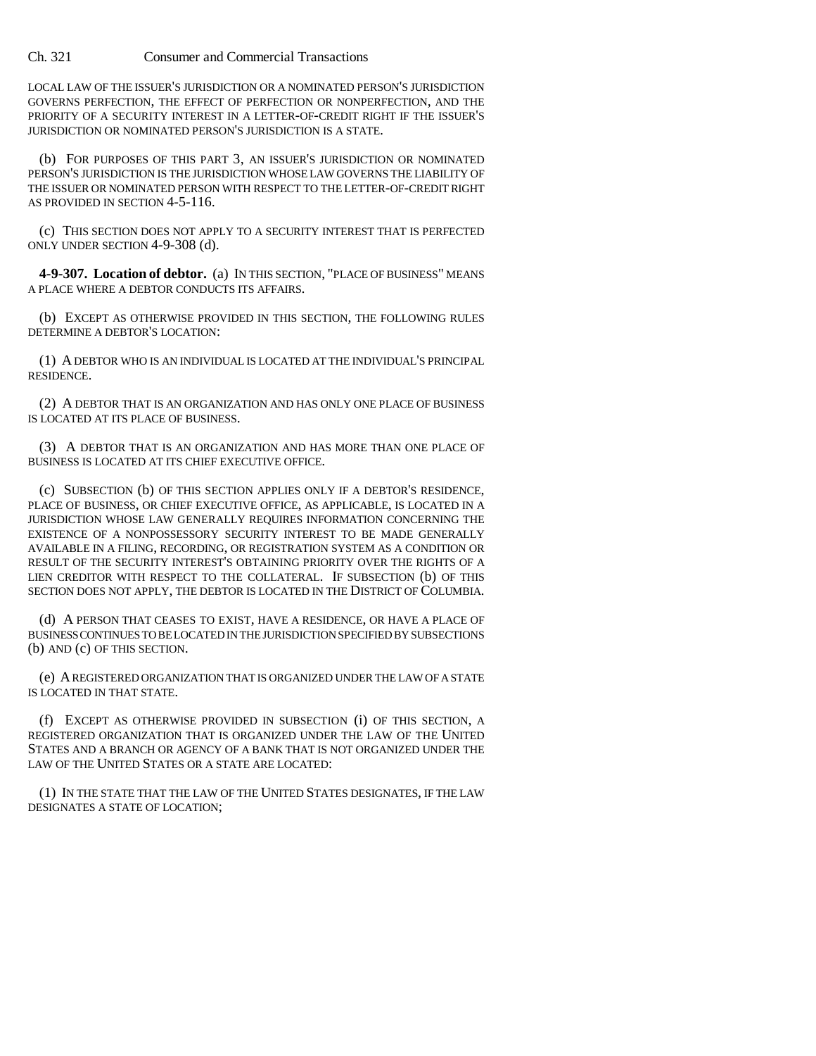LOCAL LAW OF THE ISSUER'S JURISDICTION OR A NOMINATED PERSON'S JURISDICTION GOVERNS PERFECTION, THE EFFECT OF PERFECTION OR NONPERFECTION, AND THE PRIORITY OF A SECURITY INTEREST IN A LETTER-OF-CREDIT RIGHT IF THE ISSUER'S JURISDICTION OR NOMINATED PERSON'S JURISDICTION IS A STATE.

(b) FOR PURPOSES OF THIS PART 3, AN ISSUER'S JURISDICTION OR NOMINATED PERSON'S JURISDICTION IS THE JURISDICTION WHOSE LAW GOVERNS THE LIABILITY OF THE ISSUER OR NOMINATED PERSON WITH RESPECT TO THE LETTER-OF-CREDIT RIGHT AS PROVIDED IN SECTION 4-5-116.

(c) THIS SECTION DOES NOT APPLY TO A SECURITY INTEREST THAT IS PERFECTED ONLY UNDER SECTION 4-9-308 (d).

**4-9-307. Location of debtor.** (a) IN THIS SECTION, "PLACE OF BUSINESS" MEANS A PLACE WHERE A DEBTOR CONDUCTS ITS AFFAIRS.

(b) EXCEPT AS OTHERWISE PROVIDED IN THIS SECTION, THE FOLLOWING RULES DETERMINE A DEBTOR'S LOCATION:

(1) A DEBTOR WHO IS AN INDIVIDUAL IS LOCATED AT THE INDIVIDUAL'S PRINCIPAL RESIDENCE.

(2) A DEBTOR THAT IS AN ORGANIZATION AND HAS ONLY ONE PLACE OF BUSINESS IS LOCATED AT ITS PLACE OF BUSINESS.

(3) A DEBTOR THAT IS AN ORGANIZATION AND HAS MORE THAN ONE PLACE OF BUSINESS IS LOCATED AT ITS CHIEF EXECUTIVE OFFICE.

(c) SUBSECTION (b) OF THIS SECTION APPLIES ONLY IF A DEBTOR'S RESIDENCE, PLACE OF BUSINESS, OR CHIEF EXECUTIVE OFFICE, AS APPLICABLE, IS LOCATED IN A JURISDICTION WHOSE LAW GENERALLY REQUIRES INFORMATION CONCERNING THE EXISTENCE OF A NONPOSSESSORY SECURITY INTEREST TO BE MADE GENERALLY AVAILABLE IN A FILING, RECORDING, OR REGISTRATION SYSTEM AS A CONDITION OR RESULT OF THE SECURITY INTEREST'S OBTAINING PRIORITY OVER THE RIGHTS OF A LIEN CREDITOR WITH RESPECT TO THE COLLATERAL. IF SUBSECTION (b) OF THIS SECTION DOES NOT APPLY, THE DEBTOR IS LOCATED IN THE DISTRICT OF COLUMBIA.

(d) A PERSON THAT CEASES TO EXIST, HAVE A RESIDENCE, OR HAVE A PLACE OF BUSINESS CONTINUES TO BE LOCATED IN THE JURISDICTION SPECIFIED BY SUBSECTIONS (b) AND (c) OF THIS SECTION.

(e) A REGISTERED ORGANIZATION THAT IS ORGANIZED UNDER THE LAW OF A STATE IS LOCATED IN THAT STATE.

(f) EXCEPT AS OTHERWISE PROVIDED IN SUBSECTION (i) OF THIS SECTION, A REGISTERED ORGANIZATION THAT IS ORGANIZED UNDER THE LAW OF THE UNITED STATES AND A BRANCH OR AGENCY OF A BANK THAT IS NOT ORGANIZED UNDER THE LAW OF THE UNITED STATES OR A STATE ARE LOCATED:

(1) IN THE STATE THAT THE LAW OF THE UNITED STATES DESIGNATES, IF THE LAW DESIGNATES A STATE OF LOCATION;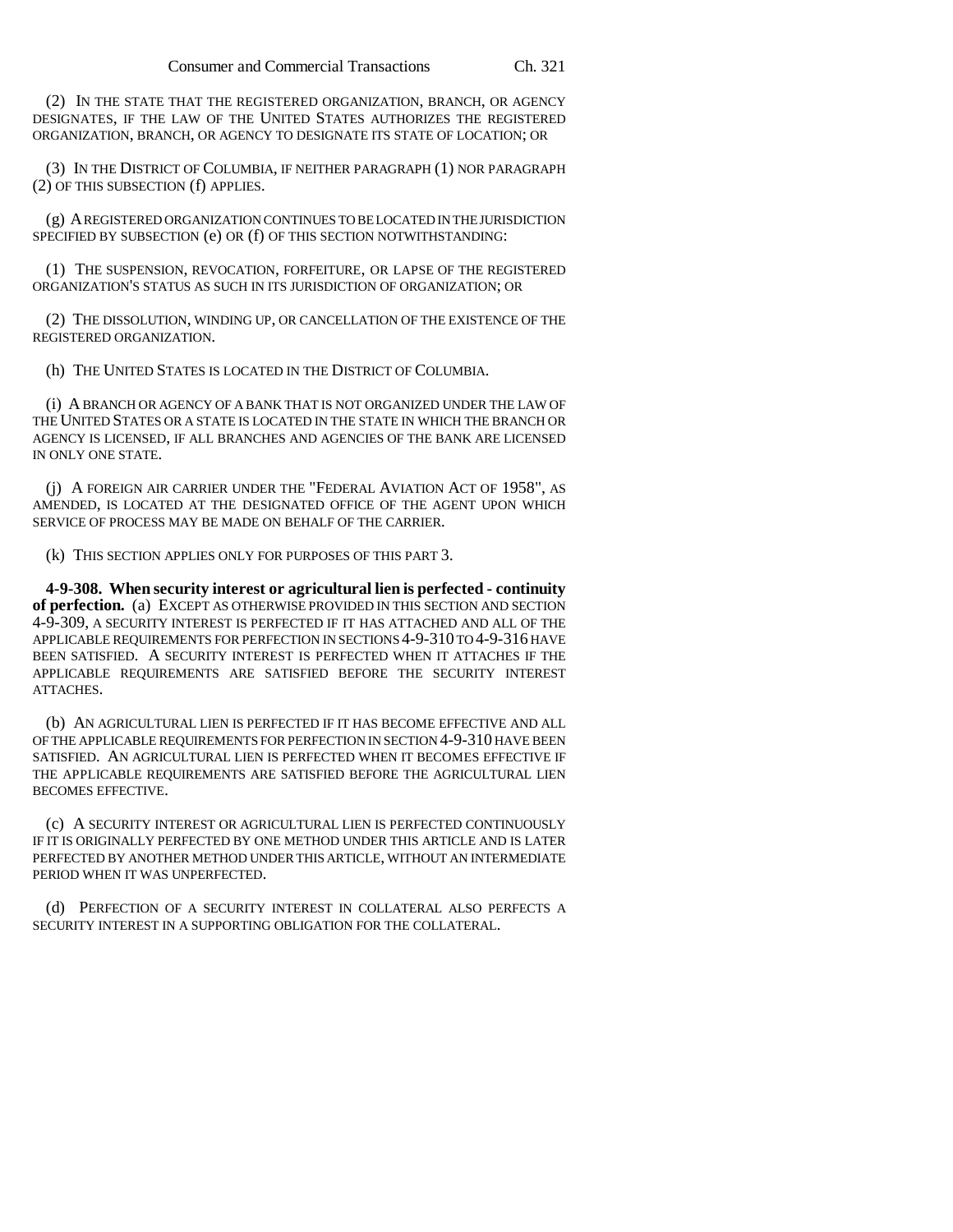(2) IN THE STATE THAT THE REGISTERED ORGANIZATION, BRANCH, OR AGENCY DESIGNATES, IF THE LAW OF THE UNITED STATES AUTHORIZES THE REGISTERED ORGANIZATION, BRANCH, OR AGENCY TO DESIGNATE ITS STATE OF LOCATION; OR

(3) IN THE DISTRICT OF COLUMBIA, IF NEITHER PARAGRAPH (1) NOR PARAGRAPH (2) OF THIS SUBSECTION (f) APPLIES.

(g) A REGISTERED ORGANIZATION CONTINUES TO BE LOCATED IN THE JURISDICTION SPECIFIED BY SUBSECTION (e) OR (f) OF THIS SECTION NOTWITHSTANDING:

(1) THE SUSPENSION, REVOCATION, FORFEITURE, OR LAPSE OF THE REGISTERED ORGANIZATION'S STATUS AS SUCH IN ITS JURISDICTION OF ORGANIZATION; OR

(2) THE DISSOLUTION, WINDING UP, OR CANCELLATION OF THE EXISTENCE OF THE REGISTERED ORGANIZATION.

(h) THE UNITED STATES IS LOCATED IN THE DISTRICT OF COLUMBIA.

(i) A BRANCH OR AGENCY OF A BANK THAT IS NOT ORGANIZED UNDER THE LAW OF THE UNITED STATES OR A STATE IS LOCATED IN THE STATE IN WHICH THE BRANCH OR AGENCY IS LICENSED, IF ALL BRANCHES AND AGENCIES OF THE BANK ARE LICENSED IN ONLY ONE STATE.

(j) A FOREIGN AIR CARRIER UNDER THE "FEDERAL AVIATION ACT OF 1958", AS AMENDED, IS LOCATED AT THE DESIGNATED OFFICE OF THE AGENT UPON WHICH SERVICE OF PROCESS MAY BE MADE ON BEHALF OF THE CARRIER.

(k) THIS SECTION APPLIES ONLY FOR PURPOSES OF THIS PART 3.

**4-9-308. When security interest or agricultural lien is perfected - continuity of perfection.** (a) EXCEPT AS OTHERWISE PROVIDED IN THIS SECTION AND SECTION 4-9-309, A SECURITY INTEREST IS PERFECTED IF IT HAS ATTACHED AND ALL OF THE APPLICABLE REQUIREMENTS FOR PERFECTION IN SECTIONS 4-9-310 TO 4-9-316 HAVE BEEN SATISFIED. A SECURITY INTEREST IS PERFECTED WHEN IT ATTACHES IF THE APPLICABLE REQUIREMENTS ARE SATISFIED BEFORE THE SECURITY INTEREST ATTACHES.

(b) AN AGRICULTURAL LIEN IS PERFECTED IF IT HAS BECOME EFFECTIVE AND ALL OF THE APPLICABLE REQUIREMENTS FOR PERFECTION IN SECTION 4-9-310 HAVE BEEN SATISFIED. AN AGRICULTURAL LIEN IS PERFECTED WHEN IT BECOMES EFFECTIVE IF THE APPLICABLE REQUIREMENTS ARE SATISFIED BEFORE THE AGRICULTURAL LIEN BECOMES EFFECTIVE.

(c) A SECURITY INTEREST OR AGRICULTURAL LIEN IS PERFECTED CONTINUOUSLY IF IT IS ORIGINALLY PERFECTED BY ONE METHOD UNDER THIS ARTICLE AND IS LATER PERFECTED BY ANOTHER METHOD UNDER THIS ARTICLE, WITHOUT AN INTERMEDIATE PERIOD WHEN IT WAS UNPERFECTED.

(d) PERFECTION OF A SECURITY INTEREST IN COLLATERAL ALSO PERFECTS A SECURITY INTEREST IN A SUPPORTING OBLIGATION FOR THE COLLATERAL.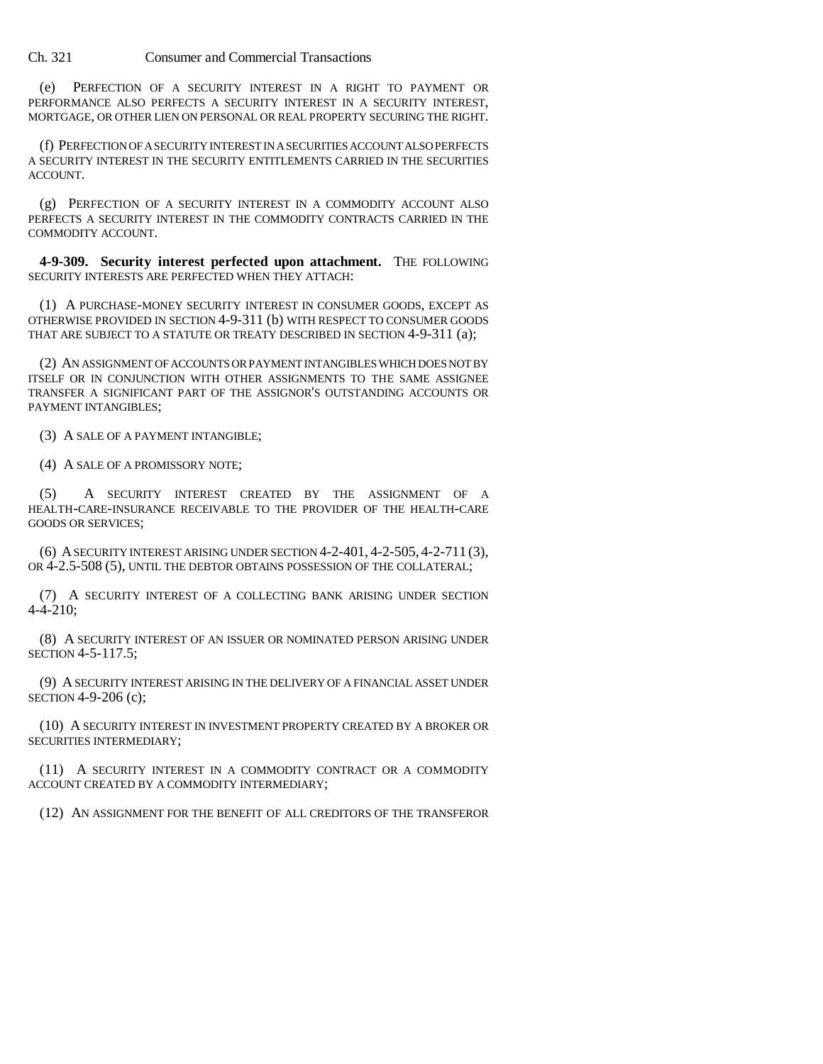(e) PERFECTION OF A SECURITY INTEREST IN A RIGHT TO PAYMENT OR PERFORMANCE ALSO PERFECTS A SECURITY INTEREST IN A SECURITY INTEREST, MORTGAGE, OR OTHER LIEN ON PERSONAL OR REAL PROPERTY SECURING THE RIGHT.

(f) PERFECTION OF A SECURITY INTEREST IN A SECURITIES ACCOUNT ALSO PERFECTS A SECURITY INTEREST IN THE SECURITY ENTITLEMENTS CARRIED IN THE SECURITIES ACCOUNT.

(g) PERFECTION OF A SECURITY INTEREST IN A COMMODITY ACCOUNT ALSO PERFECTS A SECURITY INTEREST IN THE COMMODITY CONTRACTS CARRIED IN THE COMMODITY ACCOUNT.

**4-9-309. Security interest perfected upon attachment.** THE FOLLOWING SECURITY INTERESTS ARE PERFECTED WHEN THEY ATTACH:

(1) A PURCHASE-MONEY SECURITY INTEREST IN CONSUMER GOODS, EXCEPT AS OTHERWISE PROVIDED IN SECTION 4-9-311 (b) WITH RESPECT TO CONSUMER GOODS THAT ARE SUBJECT TO A STATUTE OR TREATY DESCRIBED IN SECTION 4-9-311 (a);

(2) AN ASSIGNMENT OF ACCOUNTS OR PAYMENT INTANGIBLES WHICH DOES NOT BY ITSELF OR IN CONJUNCTION WITH OTHER ASSIGNMENTS TO THE SAME ASSIGNEE TRANSFER A SIGNIFICANT PART OF THE ASSIGNOR'S OUTSTANDING ACCOUNTS OR PAYMENT INTANGIBLES;

(3) A SALE OF A PAYMENT INTANGIBLE;

(4) A SALE OF A PROMISSORY NOTE;

(5) A SECURITY INTEREST CREATED BY THE ASSIGNMENT OF A HEALTH-CARE-INSURANCE RECEIVABLE TO THE PROVIDER OF THE HEALTH-CARE GOODS OR SERVICES;

(6) A SECURITY INTEREST ARISING UNDER SECTION 4-2-401, 4-2-505, 4-2-711 (3), OR 4-2.5-508 (5), UNTIL THE DEBTOR OBTAINS POSSESSION OF THE COLLATERAL;

(7) A SECURITY INTEREST OF A COLLECTING BANK ARISING UNDER SECTION 4-4-210;

(8) A SECURITY INTEREST OF AN ISSUER OR NOMINATED PERSON ARISING UNDER SECTION 4-5-117.5;

(9) A SECURITY INTEREST ARISING IN THE DELIVERY OF A FINANCIAL ASSET UNDER SECTION 4-9-206 (c);

(10) A SECURITY INTEREST IN INVESTMENT PROPERTY CREATED BY A BROKER OR SECURITIES INTERMEDIARY;

(11) A SECURITY INTEREST IN A COMMODITY CONTRACT OR A COMMODITY ACCOUNT CREATED BY A COMMODITY INTERMEDIARY;

(12) AN ASSIGNMENT FOR THE BENEFIT OF ALL CREDITORS OF THE TRANSFEROR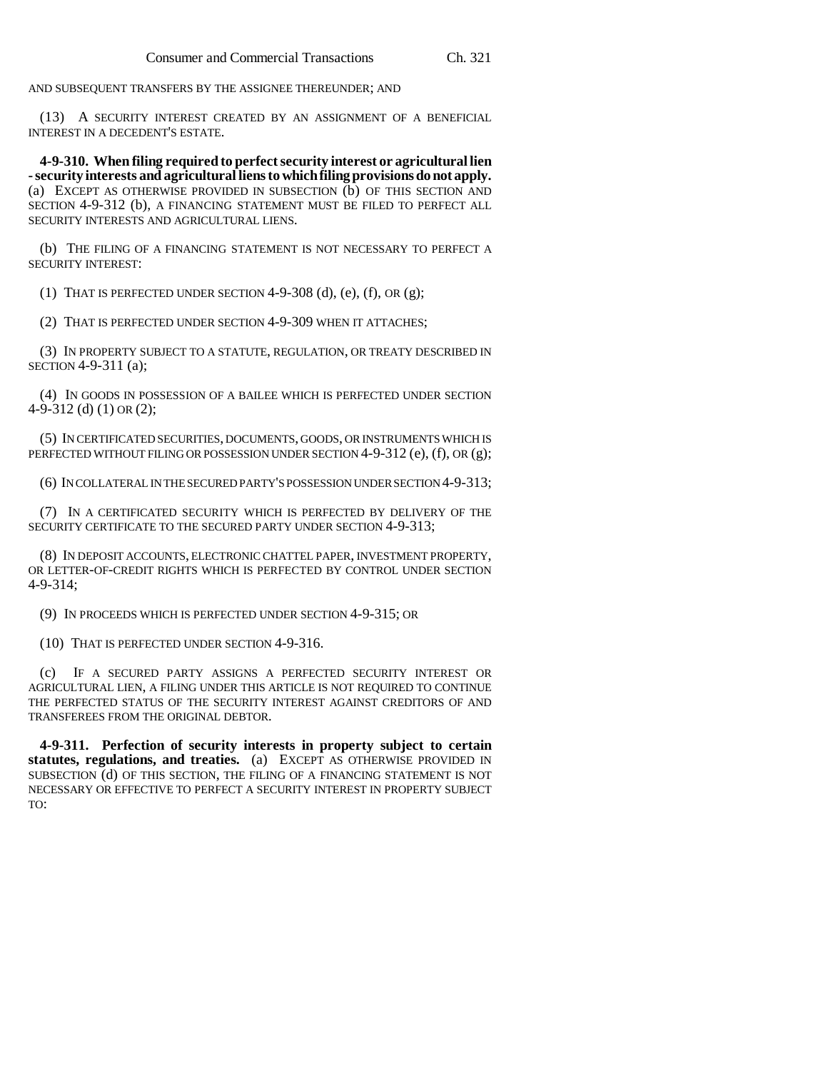AND SUBSEQUENT TRANSFERS BY THE ASSIGNEE THEREUNDER; AND

(13) A SECURITY INTEREST CREATED BY AN ASSIGNMENT OF A BENEFICIAL INTEREST IN A DECEDENT'S ESTATE.

**4-9-310. When filing required to perfect security interest or agricultural lien - security interests and agricultural liens to which filing provisions do not apply.** (a) EXCEPT AS OTHERWISE PROVIDED IN SUBSECTION (b) OF THIS SECTION AND SECTION 4-9-312 (b), A FINANCING STATEMENT MUST BE FILED TO PERFECT ALL SECURITY INTERESTS AND AGRICULTURAL LIENS.

(b) THE FILING OF A FINANCING STATEMENT IS NOT NECESSARY TO PERFECT A SECURITY INTEREST:

(1) THAT IS PERFECTED UNDER SECTION 4-9-308 (d), (e), (f), OR (g);

(2) THAT IS PERFECTED UNDER SECTION 4-9-309 WHEN IT ATTACHES;

(3) IN PROPERTY SUBJECT TO A STATUTE, REGULATION, OR TREATY DESCRIBED IN SECTION 4-9-311 (a);

(4) IN GOODS IN POSSESSION OF A BAILEE WHICH IS PERFECTED UNDER SECTION 4-9-312 (d) (1) OR (2);

(5) IN CERTIFICATED SECURITIES, DOCUMENTS, GOODS, OR INSTRUMENTS WHICH IS PERFECTED WITHOUT FILING OR POSSESSION UNDER SECTION 4-9-312 (e), (f), OR (g);

(6) IN COLLATERAL IN THE SECURED PARTY'S POSSESSION UNDER SECTION 4-9-313;

(7) IN A CERTIFICATED SECURITY WHICH IS PERFECTED BY DELIVERY OF THE SECURITY CERTIFICATE TO THE SECURED PARTY UNDER SECTION 4-9-313;

(8) IN DEPOSIT ACCOUNTS, ELECTRONIC CHATTEL PAPER, INVESTMENT PROPERTY, OR LETTER-OF-CREDIT RIGHTS WHICH IS PERFECTED BY CONTROL UNDER SECTION 4-9-314;

(9) IN PROCEEDS WHICH IS PERFECTED UNDER SECTION 4-9-315; OR

(10) THAT IS PERFECTED UNDER SECTION 4-9-316.

(c) IF A SECURED PARTY ASSIGNS A PERFECTED SECURITY INTEREST OR AGRICULTURAL LIEN, A FILING UNDER THIS ARTICLE IS NOT REQUIRED TO CONTINUE THE PERFECTED STATUS OF THE SECURITY INTEREST AGAINST CREDITORS OF AND TRANSFEREES FROM THE ORIGINAL DEBTOR.

**4-9-311. Perfection of security interests in property subject to certain statutes, regulations, and treaties.** (a) EXCEPT AS OTHERWISE PROVIDED IN SUBSECTION (d) OF THIS SECTION, THE FILING OF A FINANCING STATEMENT IS NOT NECESSARY OR EFFECTIVE TO PERFECT A SECURITY INTEREST IN PROPERTY SUBJECT TO: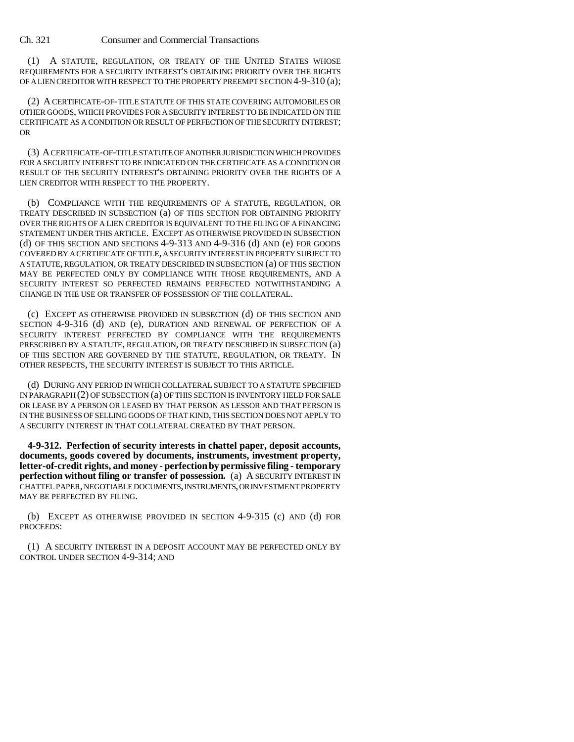(1) A STATUTE, REGULATION, OR TREATY OF THE UNITED STATES WHOSE REQUIREMENTS FOR A SECURITY INTEREST'S OBTAINING PRIORITY OVER THE RIGHTS OF A LIEN CREDITOR WITH RESPECT TO THE PROPERTY PREEMPT SECTION 4-9-310 (a);

(2) A CERTIFICATE-OF-TITLE STATUTE OF THIS STATE COVERING AUTOMOBILES OR OTHER GOODS, WHICH PROVIDES FOR A SECURITY INTEREST TO BE INDICATED ON THE CERTIFICATE AS A CONDITION OR RESULT OF PERFECTION OF THE SECURITY INTEREST; OR

(3) A CERTIFICATE-OF-TITLE STATUTE OF ANOTHER JURISDICTION WHICH PROVIDES FOR A SECURITY INTEREST TO BE INDICATED ON THE CERTIFICATE AS A CONDITION OR RESULT OF THE SECURITY INTEREST'S OBTAINING PRIORITY OVER THE RIGHTS OF A LIEN CREDITOR WITH RESPECT TO THE PROPERTY.

(b) COMPLIANCE WITH THE REQUIREMENTS OF A STATUTE, REGULATION, OR TREATY DESCRIBED IN SUBSECTION (a) OF THIS SECTION FOR OBTAINING PRIORITY OVER THE RIGHTS OF A LIEN CREDITOR IS EQUIVALENT TO THE FILING OF A FINANCING STATEMENT UNDER THIS ARTICLE. EXCEPT AS OTHERWISE PROVIDED IN SUBSECTION (d) OF THIS SECTION AND SECTIONS 4-9-313 AND 4-9-316 (d) AND (e) FOR GOODS COVERED BY A CERTIFICATE OF TITLE, A SECURITY INTEREST IN PROPERTY SUBJECT TO A STATUTE, REGULATION, OR TREATY DESCRIBED IN SUBSECTION (a) OF THIS SECTION MAY BE PERFECTED ONLY BY COMPLIANCE WITH THOSE REQUIREMENTS, AND A SECURITY INTEREST SO PERFECTED REMAINS PERFECTED NOTWITHSTANDING A CHANGE IN THE USE OR TRANSFER OF POSSESSION OF THE COLLATERAL.

(c) EXCEPT AS OTHERWISE PROVIDED IN SUBSECTION (d) OF THIS SECTION AND SECTION 4-9-316 (d) AND (e), DURATION AND RENEWAL OF PERFECTION OF A SECURITY INTEREST PERFECTED BY COMPLIANCE WITH THE REQUIREMENTS PRESCRIBED BY A STATUTE, REGULATION, OR TREATY DESCRIBED IN SUBSECTION (a) OF THIS SECTION ARE GOVERNED BY THE STATUTE, REGULATION, OR TREATY. IN OTHER RESPECTS, THE SECURITY INTEREST IS SUBJECT TO THIS ARTICLE.

(d) DURING ANY PERIOD IN WHICH COLLATERAL SUBJECT TO A STATUTE SPECIFIED IN PARAGRAPH (2) OF SUBSECTION (a) OF THIS SECTION IS INVENTORY HELD FOR SALE OR LEASE BY A PERSON OR LEASED BY THAT PERSON AS LESSOR AND THAT PERSON IS IN THE BUSINESS OF SELLING GOODS OF THAT KIND, THIS SECTION DOES NOT APPLY TO A SECURITY INTEREST IN THAT COLLATERAL CREATED BY THAT PERSON.

**4-9-312. Perfection of security interests in chattel paper, deposit accounts, documents, goods covered by documents, instruments, investment property, letter-of-credit rights, and money - perfection by permissive filing - temporary perfection without filing or transfer of possession.** (a) A SECURITY INTEREST IN CHATTEL PAPER, NEGOTIABLE DOCUMENTS, INSTRUMENTS, OR INVESTMENT PROPERTY MAY BE PERFECTED BY FILING.

(b) EXCEPT AS OTHERWISE PROVIDED IN SECTION 4-9-315 (c) AND (d) FOR PROCEEDS:

(1) A SECURITY INTEREST IN A DEPOSIT ACCOUNT MAY BE PERFECTED ONLY BY CONTROL UNDER SECTION 4-9-314; AND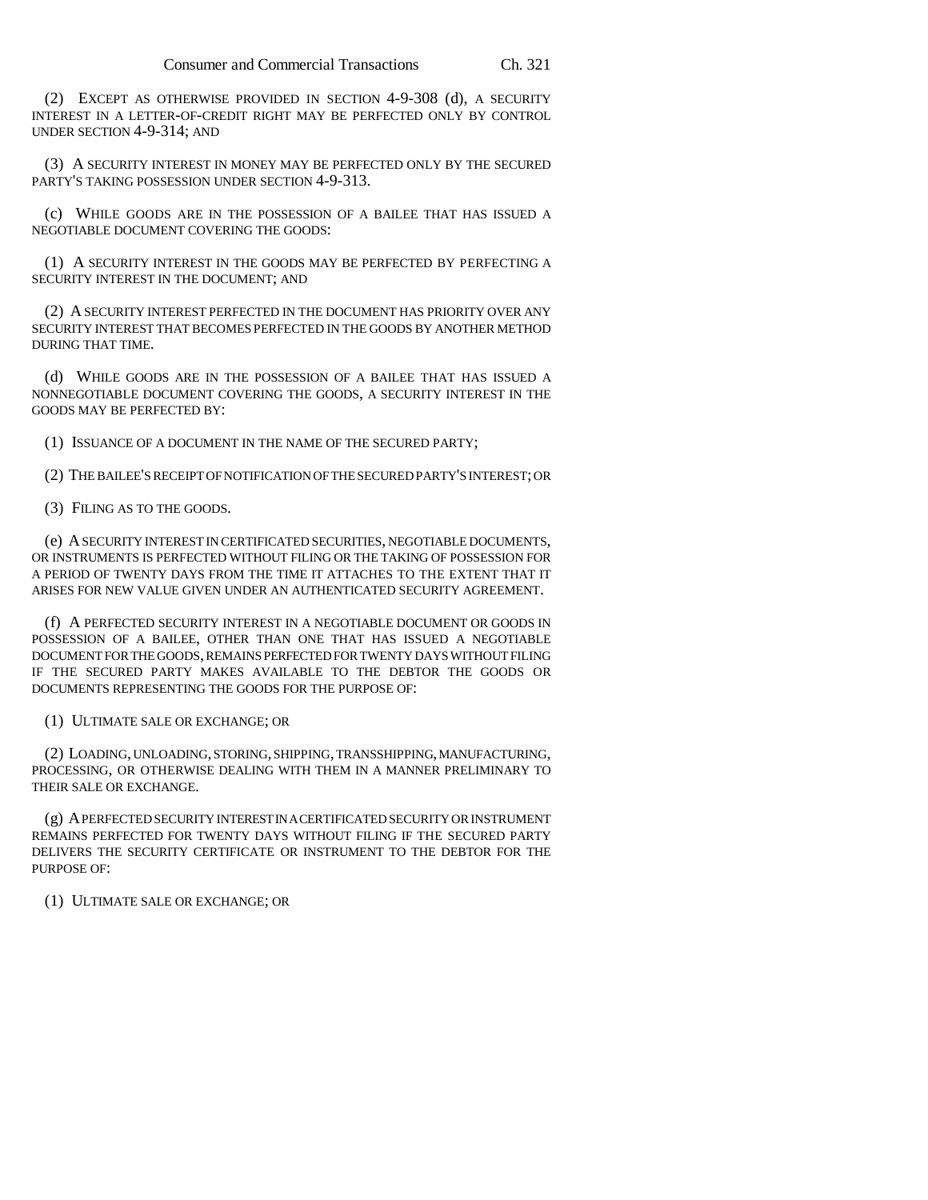(2) EXCEPT AS OTHERWISE PROVIDED IN SECTION 4-9-308 (d), A SECURITY INTEREST IN A LETTER-OF-CREDIT RIGHT MAY BE PERFECTED ONLY BY CONTROL UNDER SECTION 4-9-314; AND

(3) A SECURITY INTEREST IN MONEY MAY BE PERFECTED ONLY BY THE SECURED PARTY'S TAKING POSSESSION UNDER SECTION 4-9-313.

(c) WHILE GOODS ARE IN THE POSSESSION OF A BAILEE THAT HAS ISSUED A NEGOTIABLE DOCUMENT COVERING THE GOODS:

(1) A SECURITY INTEREST IN THE GOODS MAY BE PERFECTED BY PERFECTING A SECURITY INTEREST IN THE DOCUMENT; AND

(2) A SECURITY INTEREST PERFECTED IN THE DOCUMENT HAS PRIORITY OVER ANY SECURITY INTEREST THAT BECOMES PERFECTED IN THE GOODS BY ANOTHER METHOD DURING THAT TIME.

(d) WHILE GOODS ARE IN THE POSSESSION OF A BAILEE THAT HAS ISSUED A NONNEGOTIABLE DOCUMENT COVERING THE GOODS, A SECURITY INTEREST IN THE GOODS MAY BE PERFECTED BY:

(1) ISSUANCE OF A DOCUMENT IN THE NAME OF THE SECURED PARTY;

(2) THE BAILEE'S RECEIPT OF NOTIFICATION OF THE SECURED PARTY'S INTEREST; OR

(3) FILING AS TO THE GOODS.

(e) A SECURITY INTEREST IN CERTIFICATED SECURITIES, NEGOTIABLE DOCUMENTS, OR INSTRUMENTS IS PERFECTED WITHOUT FILING OR THE TAKING OF POSSESSION FOR A PERIOD OF TWENTY DAYS FROM THE TIME IT ATTACHES TO THE EXTENT THAT IT ARISES FOR NEW VALUE GIVEN UNDER AN AUTHENTICATED SECURITY AGREEMENT.

(f) A PERFECTED SECURITY INTEREST IN A NEGOTIABLE DOCUMENT OR GOODS IN POSSESSION OF A BAILEE, OTHER THAN ONE THAT HAS ISSUED A NEGOTIABLE DOCUMENT FOR THE GOODS, REMAINS PERFECTED FOR TWENTY DAYS WITHOUT FILING IF THE SECURED PARTY MAKES AVAILABLE TO THE DEBTOR THE GOODS OR DOCUMENTS REPRESENTING THE GOODS FOR THE PURPOSE OF:

(1) ULTIMATE SALE OR EXCHANGE; OR

(2) LOADING, UNLOADING, STORING, SHIPPING, TRANSSHIPPING, MANUFACTURING, PROCESSING, OR OTHERWISE DEALING WITH THEM IN A MANNER PRELIMINARY TO THEIR SALE OR EXCHANGE.

(g) A PERFECTED SECURITY INTEREST IN A CERTIFICATED SECURITY OR INSTRUMENT REMAINS PERFECTED FOR TWENTY DAYS WITHOUT FILING IF THE SECURED PARTY DELIVERS THE SECURITY CERTIFICATE OR INSTRUMENT TO THE DEBTOR FOR THE PURPOSE OF:

(1) ULTIMATE SALE OR EXCHANGE; OR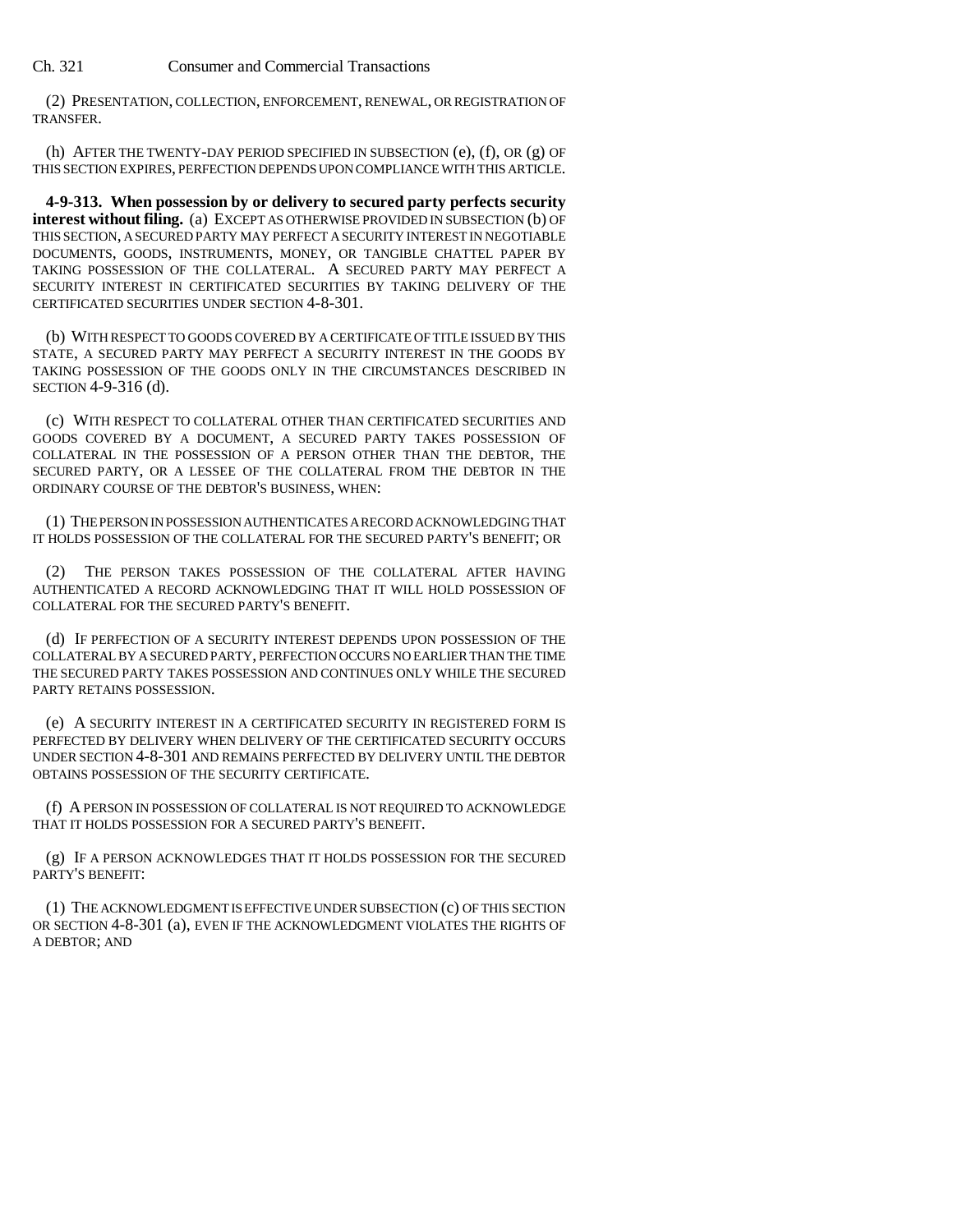(2) PRESENTATION, COLLECTION, ENFORCEMENT, RENEWAL, OR REGISTRATION OF TRANSFER.

(h) AFTER THE TWENTY-DAY PERIOD SPECIFIED IN SUBSECTION (e), (f), OR (g) OF THIS SECTION EXPIRES, PERFECTION DEPENDS UPON COMPLIANCE WITH THIS ARTICLE.

**4-9-313. When possession by or delivery to secured party perfects security interest without filing.** (a) EXCEPT AS OTHERWISE PROVIDED IN SUBSECTION (b) OF THIS SECTION, A SECURED PARTY MAY PERFECT A SECURITY INTEREST IN NEGOTIABLE DOCUMENTS, GOODS, INSTRUMENTS, MONEY, OR TANGIBLE CHATTEL PAPER BY TAKING POSSESSION OF THE COLLATERAL. A SECURED PARTY MAY PERFECT A SECURITY INTEREST IN CERTIFICATED SECURITIES BY TAKING DELIVERY OF THE CERTIFICATED SECURITIES UNDER SECTION 4-8-301.

(b) WITH RESPECT TO GOODS COVERED BY A CERTIFICATE OF TITLE ISSUED BY THIS STATE, A SECURED PARTY MAY PERFECT A SECURITY INTEREST IN THE GOODS BY TAKING POSSESSION OF THE GOODS ONLY IN THE CIRCUMSTANCES DESCRIBED IN SECTION 4-9-316 (d).

(c) WITH RESPECT TO COLLATERAL OTHER THAN CERTIFICATED SECURITIES AND GOODS COVERED BY A DOCUMENT, A SECURED PARTY TAKES POSSESSION OF COLLATERAL IN THE POSSESSION OF A PERSON OTHER THAN THE DEBTOR, THE SECURED PARTY, OR A LESSEE OF THE COLLATERAL FROM THE DEBTOR IN THE ORDINARY COURSE OF THE DEBTOR'S BUSINESS, WHEN:

(1) THE PERSON IN POSSESSION AUTHENTICATES A RECORD ACKNOWLEDGING THAT IT HOLDS POSSESSION OF THE COLLATERAL FOR THE SECURED PARTY'S BENEFIT; OR

(2) THE PERSON TAKES POSSESSION OF THE COLLATERAL AFTER HAVING AUTHENTICATED A RECORD ACKNOWLEDGING THAT IT WILL HOLD POSSESSION OF COLLATERAL FOR THE SECURED PARTY'S BENEFIT.

(d) IF PERFECTION OF A SECURITY INTEREST DEPENDS UPON POSSESSION OF THE COLLATERAL BY A SECURED PARTY, PERFECTION OCCURS NO EARLIER THAN THE TIME THE SECURED PARTY TAKES POSSESSION AND CONTINUES ONLY WHILE THE SECURED PARTY RETAINS POSSESSION.

(e) A SECURITY INTEREST IN A CERTIFICATED SECURITY IN REGISTERED FORM IS PERFECTED BY DELIVERY WHEN DELIVERY OF THE CERTIFICATED SECURITY OCCURS UNDER SECTION 4-8-301 AND REMAINS PERFECTED BY DELIVERY UNTIL THE DEBTOR OBTAINS POSSESSION OF THE SECURITY CERTIFICATE.

(f) A PERSON IN POSSESSION OF COLLATERAL IS NOT REQUIRED TO ACKNOWLEDGE THAT IT HOLDS POSSESSION FOR A SECURED PARTY'S BENEFIT.

(g) IF A PERSON ACKNOWLEDGES THAT IT HOLDS POSSESSION FOR THE SECURED PARTY'S BENEFIT:

(1) THE ACKNOWLEDGMENT IS EFFECTIVE UNDER SUBSECTION (c) OF THIS SECTION OR SECTION 4-8-301 (a), EVEN IF THE ACKNOWLEDGMENT VIOLATES THE RIGHTS OF A DEBTOR; AND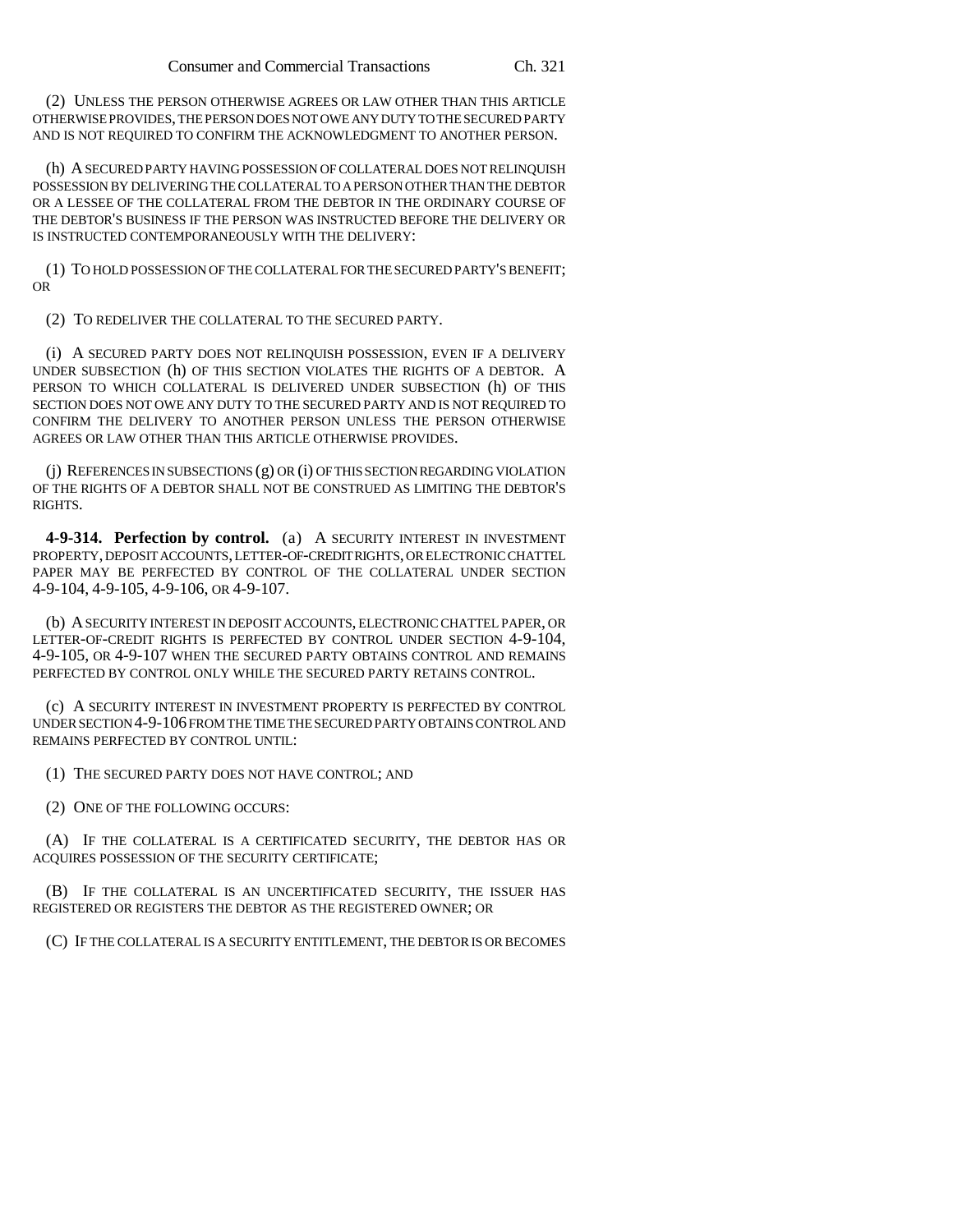(2) UNLESS THE PERSON OTHERWISE AGREES OR LAW OTHER THAN THIS ARTICLE OTHERWISE PROVIDES, THE PERSON DOES NOT OWE ANY DUTY TO THE SECURED PARTY AND IS NOT REQUIRED TO CONFIRM THE ACKNOWLEDGMENT TO ANOTHER PERSON.

(h) A SECURED PARTY HAVING POSSESSION OF COLLATERAL DOES NOT RELINQUISH POSSESSION BY DELIVERING THE COLLATERAL TO A PERSON OTHER THAN THE DEBTOR OR A LESSEE OF THE COLLATERAL FROM THE DEBTOR IN THE ORDINARY COURSE OF THE DEBTOR'S BUSINESS IF THE PERSON WAS INSTRUCTED BEFORE THE DELIVERY OR IS INSTRUCTED CONTEMPORANEOUSLY WITH THE DELIVERY:

(1) TO HOLD POSSESSION OF THE COLLATERAL FOR THE SECURED PARTY'S BENEFIT; OR

(2) TO REDELIVER THE COLLATERAL TO THE SECURED PARTY.

(i) A SECURED PARTY DOES NOT RELINQUISH POSSESSION, EVEN IF A DELIVERY UNDER SUBSECTION (h) OF THIS SECTION VIOLATES THE RIGHTS OF A DEBTOR. A PERSON TO WHICH COLLATERAL IS DELIVERED UNDER SUBSECTION (h) OF THIS SECTION DOES NOT OWE ANY DUTY TO THE SECURED PARTY AND IS NOT REQUIRED TO CONFIRM THE DELIVERY TO ANOTHER PERSON UNLESS THE PERSON OTHERWISE AGREES OR LAW OTHER THAN THIS ARTICLE OTHERWISE PROVIDES.

(j) REFERENCES IN SUBSECTIONS (g) OR (i) OF THIS SECTION REGARDING VIOLATION OF THE RIGHTS OF A DEBTOR SHALL NOT BE CONSTRUED AS LIMITING THE DEBTOR'S RIGHTS.

**4-9-314. Perfection by control.** (a) A SECURITY INTEREST IN INVESTMENT PROPERTY, DEPOSIT ACCOUNTS, LETTER-OF-CREDIT RIGHTS, OR ELECTRONIC CHATTEL PAPER MAY BE PERFECTED BY CONTROL OF THE COLLATERAL UNDER SECTION 4-9-104, 4-9-105, 4-9-106, OR 4-9-107.

(b) A SECURITY INTEREST IN DEPOSIT ACCOUNTS, ELECTRONIC CHATTEL PAPER, OR LETTER-OF-CREDIT RIGHTS IS PERFECTED BY CONTROL UNDER SECTION 4-9-104, 4-9-105, OR 4-9-107 WHEN THE SECURED PARTY OBTAINS CONTROL AND REMAINS PERFECTED BY CONTROL ONLY WHILE THE SECURED PARTY RETAINS CONTROL.

(c) A SECURITY INTEREST IN INVESTMENT PROPERTY IS PERFECTED BY CONTROL UNDER SECTION 4-9-106 FROM THE TIME THE SECURED PARTY OBTAINS CONTROL AND REMAINS PERFECTED BY CONTROL UNTIL:

(1) THE SECURED PARTY DOES NOT HAVE CONTROL; AND

(2) ONE OF THE FOLLOWING OCCURS:

(A) IF THE COLLATERAL IS A CERTIFICATED SECURITY, THE DEBTOR HAS OR ACQUIRES POSSESSION OF THE SECURITY CERTIFICATE;

(B) IF THE COLLATERAL IS AN UNCERTIFICATED SECURITY, THE ISSUER HAS REGISTERED OR REGISTERS THE DEBTOR AS THE REGISTERED OWNER; OR

(C) IF THE COLLATERAL IS A SECURITY ENTITLEMENT, THE DEBTOR IS OR BECOMES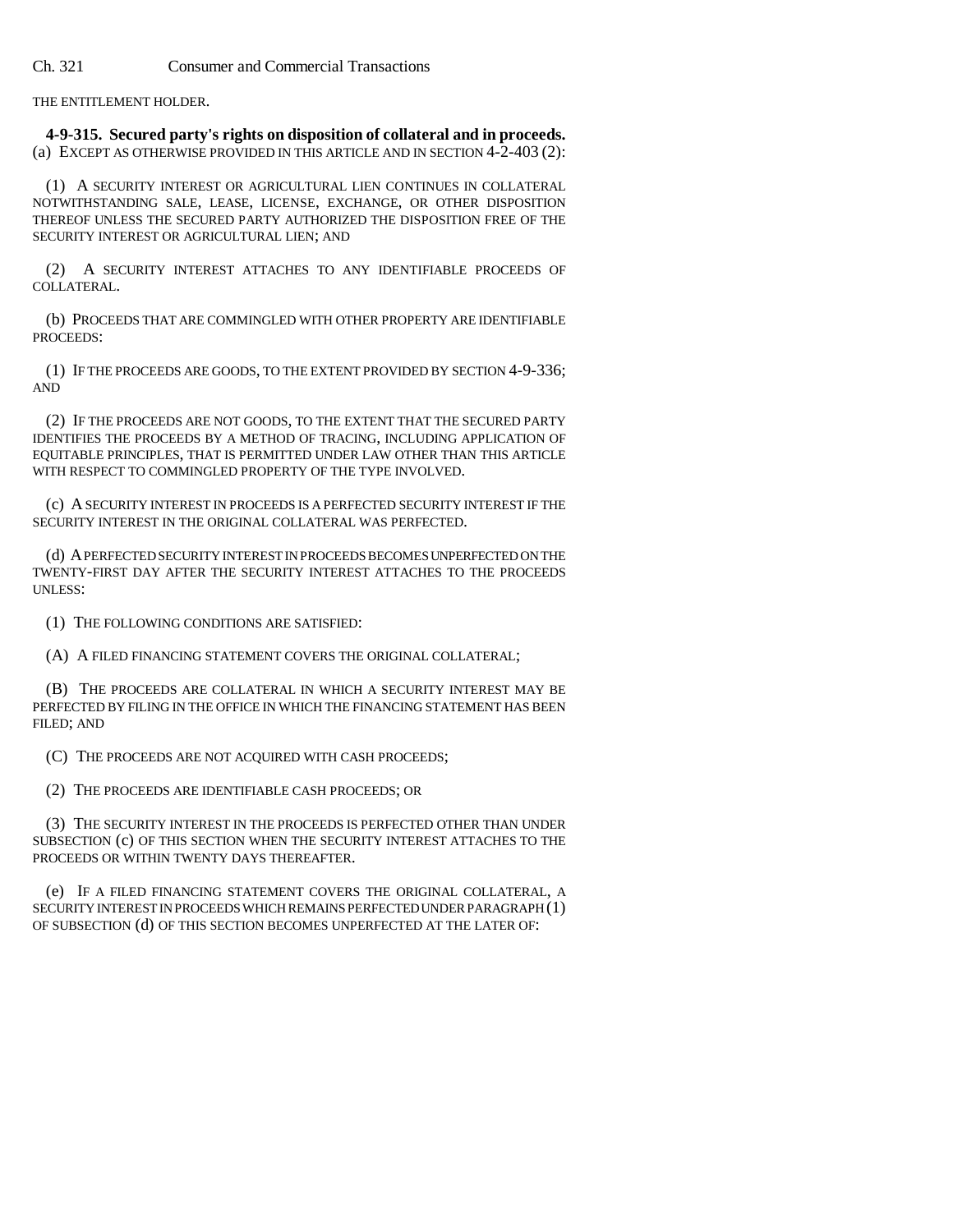THE ENTITLEMENT HOLDER.

**4-9-315. Secured party's rights on disposition of collateral and in proceeds.** (a) EXCEPT AS OTHERWISE PROVIDED IN THIS ARTICLE AND IN SECTION 4-2-403 (2):

(1) A SECURITY INTEREST OR AGRICULTURAL LIEN CONTINUES IN COLLATERAL NOTWITHSTANDING SALE, LEASE, LICENSE, EXCHANGE, OR OTHER DISPOSITION THEREOF UNLESS THE SECURED PARTY AUTHORIZED THE DISPOSITION FREE OF THE SECURITY INTEREST OR AGRICULTURAL LIEN; AND

(2) A SECURITY INTEREST ATTACHES TO ANY IDENTIFIABLE PROCEEDS OF COLLATERAL.

(b) PROCEEDS THAT ARE COMMINGLED WITH OTHER PROPERTY ARE IDENTIFIABLE PROCEEDS:

(1) IF THE PROCEEDS ARE GOODS, TO THE EXTENT PROVIDED BY SECTION 4-9-336; AND

(2) IF THE PROCEEDS ARE NOT GOODS, TO THE EXTENT THAT THE SECURED PARTY IDENTIFIES THE PROCEEDS BY A METHOD OF TRACING, INCLUDING APPLICATION OF EQUITABLE PRINCIPLES, THAT IS PERMITTED UNDER LAW OTHER THAN THIS ARTICLE WITH RESPECT TO COMMINGLED PROPERTY OF THE TYPE INVOLVED.

(c) A SECURITY INTEREST IN PROCEEDS IS A PERFECTED SECURITY INTEREST IF THE SECURITY INTEREST IN THE ORIGINAL COLLATERAL WAS PERFECTED.

(d) A PERFECTED SECURITY INTEREST IN PROCEEDS BECOMES UNPERFECTED ON THE TWENTY-FIRST DAY AFTER THE SECURITY INTEREST ATTACHES TO THE PROCEEDS UNLESS:

(1) THE FOLLOWING CONDITIONS ARE SATISFIED:

(A) A FILED FINANCING STATEMENT COVERS THE ORIGINAL COLLATERAL;

(B) THE PROCEEDS ARE COLLATERAL IN WHICH A SECURITY INTEREST MAY BE PERFECTED BY FILING IN THE OFFICE IN WHICH THE FINANCING STATEMENT HAS BEEN FILED; AND

(C) THE PROCEEDS ARE NOT ACQUIRED WITH CASH PROCEEDS;

(2) THE PROCEEDS ARE IDENTIFIABLE CASH PROCEEDS; OR

(3) THE SECURITY INTEREST IN THE PROCEEDS IS PERFECTED OTHER THAN UNDER SUBSECTION (c) OF THIS SECTION WHEN THE SECURITY INTEREST ATTACHES TO THE PROCEEDS OR WITHIN TWENTY DAYS THEREAFTER.

(e) IF A FILED FINANCING STATEMENT COVERS THE ORIGINAL COLLATERAL, A SECURITY INTEREST IN PROCEEDS WHICH REMAINS PERFECTED UNDER PARAGRAPH (1) OF SUBSECTION (d) OF THIS SECTION BECOMES UNPERFECTED AT THE LATER OF: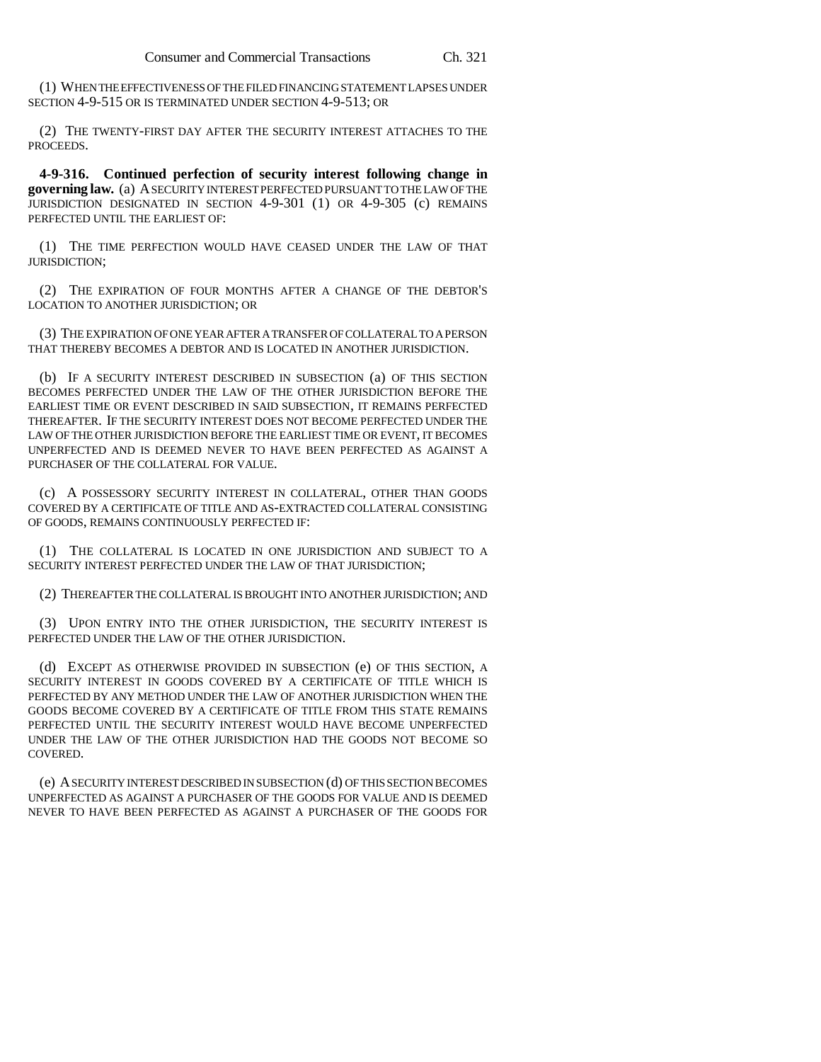(1) WHEN THE EFFECTIVENESS OF THE FILED FINANCING STATEMENT LAPSES UNDER SECTION 4-9-515 OR IS TERMINATED UNDER SECTION 4-9-513; OR

(2) THE TWENTY-FIRST DAY AFTER THE SECURITY INTEREST ATTACHES TO THE PROCEEDS.

**4-9-316. Continued perfection of security interest following change in governing law.** (a) A SECURITY INTEREST PERFECTED PURSUANT TO THE LAW OF THE JURISDICTION DESIGNATED IN SECTION 4-9-301 (1) OR 4-9-305 (c) REMAINS PERFECTED UNTIL THE EARLIEST OF:

(1) THE TIME PERFECTION WOULD HAVE CEASED UNDER THE LAW OF THAT JURISDICTION;

(2) THE EXPIRATION OF FOUR MONTHS AFTER A CHANGE OF THE DEBTOR'S LOCATION TO ANOTHER JURISDICTION; OR

(3) THE EXPIRATION OF ONE YEAR AFTER A TRANSFER OF COLLATERAL TO A PERSON THAT THEREBY BECOMES A DEBTOR AND IS LOCATED IN ANOTHER JURISDICTION.

(b) IF A SECURITY INTEREST DESCRIBED IN SUBSECTION (a) OF THIS SECTION BECOMES PERFECTED UNDER THE LAW OF THE OTHER JURISDICTION BEFORE THE EARLIEST TIME OR EVENT DESCRIBED IN SAID SUBSECTION, IT REMAINS PERFECTED THEREAFTER. IF THE SECURITY INTEREST DOES NOT BECOME PERFECTED UNDER THE LAW OF THE OTHER JURISDICTION BEFORE THE EARLIEST TIME OR EVENT, IT BECOMES UNPERFECTED AND IS DEEMED NEVER TO HAVE BEEN PERFECTED AS AGAINST A PURCHASER OF THE COLLATERAL FOR VALUE.

(c) A POSSESSORY SECURITY INTEREST IN COLLATERAL, OTHER THAN GOODS COVERED BY A CERTIFICATE OF TITLE AND AS-EXTRACTED COLLATERAL CONSISTING OF GOODS, REMAINS CONTINUOUSLY PERFECTED IF:

(1) THE COLLATERAL IS LOCATED IN ONE JURISDICTION AND SUBJECT TO A SECURITY INTEREST PERFECTED UNDER THE LAW OF THAT JURISDICTION;

(2) THEREAFTER THE COLLATERAL IS BROUGHT INTO ANOTHER JURISDICTION; AND

(3) UPON ENTRY INTO THE OTHER JURISDICTION, THE SECURITY INTEREST IS PERFECTED UNDER THE LAW OF THE OTHER JURISDICTION.

(d) EXCEPT AS OTHERWISE PROVIDED IN SUBSECTION (e) OF THIS SECTION, A SECURITY INTEREST IN GOODS COVERED BY A CERTIFICATE OF TITLE WHICH IS PERFECTED BY ANY METHOD UNDER THE LAW OF ANOTHER JURISDICTION WHEN THE GOODS BECOME COVERED BY A CERTIFICATE OF TITLE FROM THIS STATE REMAINS PERFECTED UNTIL THE SECURITY INTEREST WOULD HAVE BECOME UNPERFECTED UNDER THE LAW OF THE OTHER JURISDICTION HAD THE GOODS NOT BECOME SO COVERED.

(e) A SECURITY INTEREST DESCRIBED IN SUBSECTION (d) OF THIS SECTION BECOMES UNPERFECTED AS AGAINST A PURCHASER OF THE GOODS FOR VALUE AND IS DEEMED NEVER TO HAVE BEEN PERFECTED AS AGAINST A PURCHASER OF THE GOODS FOR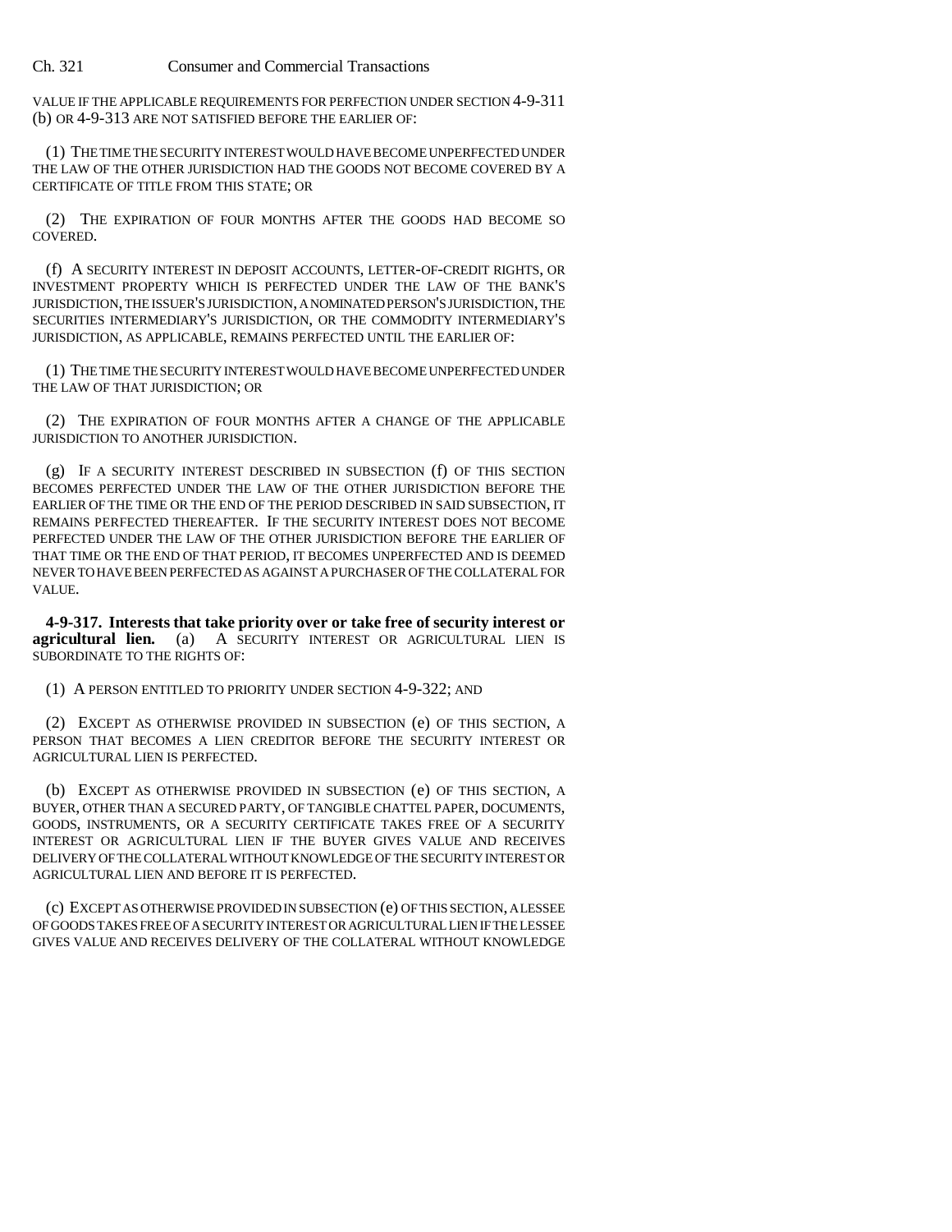VALUE IF THE APPLICABLE REQUIREMENTS FOR PERFECTION UNDER SECTION 4-9-311 (b) OR 4-9-313 ARE NOT SATISFIED BEFORE THE EARLIER OF:

(1) THE TIME THE SECURITY INTEREST WOULD HAVE BECOME UNPERFECTED UNDER THE LAW OF THE OTHER JURISDICTION HAD THE GOODS NOT BECOME COVERED BY A CERTIFICATE OF TITLE FROM THIS STATE; OR

(2) THE EXPIRATION OF FOUR MONTHS AFTER THE GOODS HAD BECOME SO COVERED.

(f) A SECURITY INTEREST IN DEPOSIT ACCOUNTS, LETTER-OF-CREDIT RIGHTS, OR INVESTMENT PROPERTY WHICH IS PERFECTED UNDER THE LAW OF THE BANK'S JURISDICTION, THE ISSUER'S JURISDICTION, A NOMINATED PERSON'S JURISDICTION, THE SECURITIES INTERMEDIARY'S JURISDICTION, OR THE COMMODITY INTERMEDIARY'S JURISDICTION, AS APPLICABLE, REMAINS PERFECTED UNTIL THE EARLIER OF:

(1) THE TIME THE SECURITY INTEREST WOULD HAVE BECOME UNPERFECTED UNDER THE LAW OF THAT JURISDICTION; OR

(2) THE EXPIRATION OF FOUR MONTHS AFTER A CHANGE OF THE APPLICABLE JURISDICTION TO ANOTHER JURISDICTION.

(g) IF A SECURITY INTEREST DESCRIBED IN SUBSECTION (f) OF THIS SECTION BECOMES PERFECTED UNDER THE LAW OF THE OTHER JURISDICTION BEFORE THE EARLIER OF THE TIME OR THE END OF THE PERIOD DESCRIBED IN SAID SUBSECTION, IT REMAINS PERFECTED THEREAFTER. IF THE SECURITY INTEREST DOES NOT BECOME PERFECTED UNDER THE LAW OF THE OTHER JURISDICTION BEFORE THE EARLIER OF THAT TIME OR THE END OF THAT PERIOD, IT BECOMES UNPERFECTED AND IS DEEMED NEVER TO HAVE BEEN PERFECTED AS AGAINST A PURCHASER OF THE COLLATERAL FOR VALUE.

**4-9-317. Interests that take priority over or take free of security interest or agricultural lien.** (a) A SECURITY INTEREST OR AGRICULTURAL LIEN IS SUBORDINATE TO THE RIGHTS OF:

(1) A PERSON ENTITLED TO PRIORITY UNDER SECTION 4-9-322; AND

(2) EXCEPT AS OTHERWISE PROVIDED IN SUBSECTION (e) OF THIS SECTION, A PERSON THAT BECOMES A LIEN CREDITOR BEFORE THE SECURITY INTEREST OR AGRICULTURAL LIEN IS PERFECTED.

(b) EXCEPT AS OTHERWISE PROVIDED IN SUBSECTION (e) OF THIS SECTION, A BUYER, OTHER THAN A SECURED PARTY, OF TANGIBLE CHATTEL PAPER, DOCUMENTS, GOODS, INSTRUMENTS, OR A SECURITY CERTIFICATE TAKES FREE OF A SECURITY INTEREST OR AGRICULTURAL LIEN IF THE BUYER GIVES VALUE AND RECEIVES DELIVERY OF THE COLLATERAL WITHOUT KNOWLEDGE OF THE SECURITY INTEREST OR AGRICULTURAL LIEN AND BEFORE IT IS PERFECTED.

(c) EXCEPT AS OTHERWISE PROVIDED IN SUBSECTION (e) OF THIS SECTION, A LESSEE OF GOODS TAKES FREE OF A SECURITY INTEREST OR AGRICULTURAL LIEN IF THE LESSEE GIVES VALUE AND RECEIVES DELIVERY OF THE COLLATERAL WITHOUT KNOWLEDGE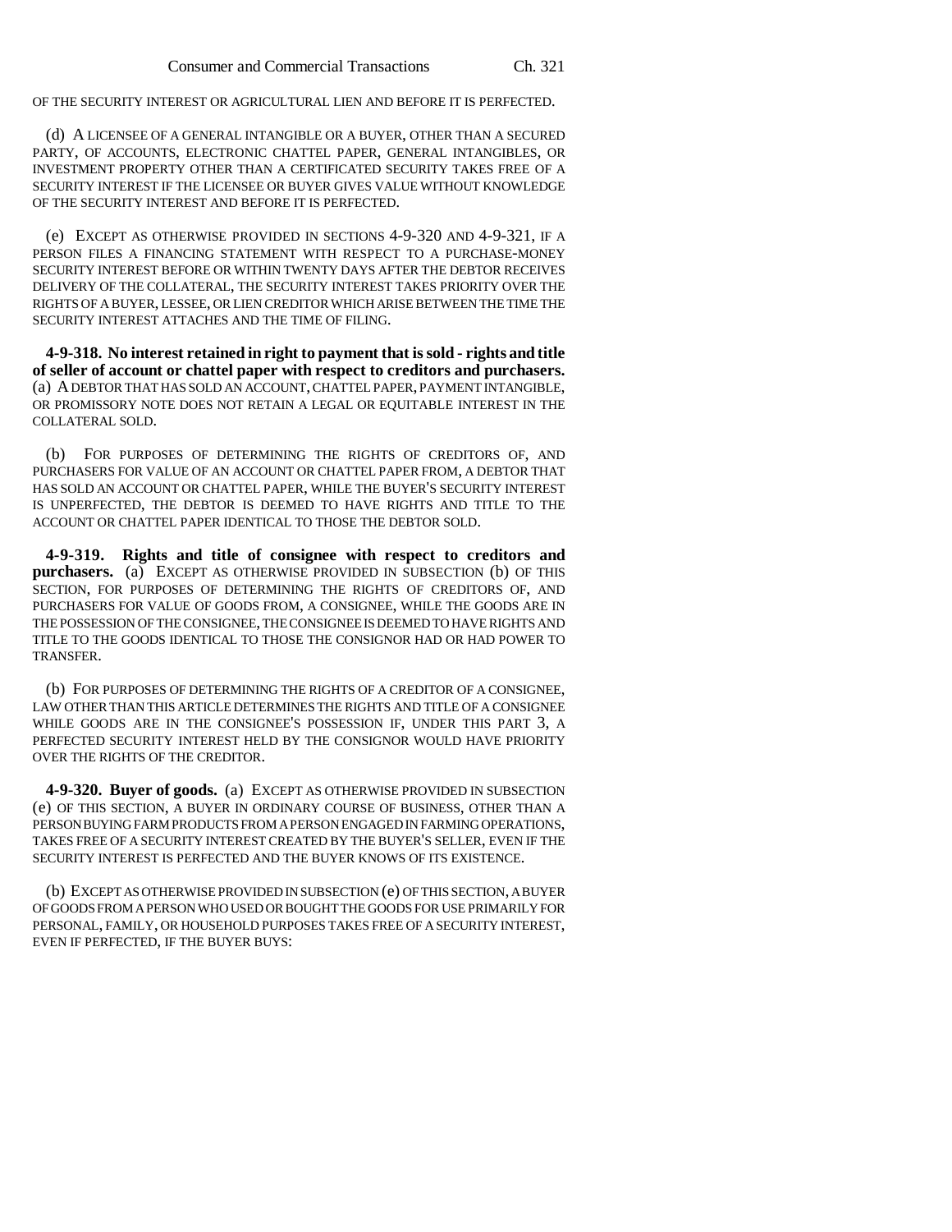OF THE SECURITY INTEREST OR AGRICULTURAL LIEN AND BEFORE IT IS PERFECTED.

(d) A LICENSEE OF A GENERAL INTANGIBLE OR A BUYER, OTHER THAN A SECURED PARTY, OF ACCOUNTS, ELECTRONIC CHATTEL PAPER, GENERAL INTANGIBLES, OR INVESTMENT PROPERTY OTHER THAN A CERTIFICATED SECURITY TAKES FREE OF A SECURITY INTEREST IF THE LICENSEE OR BUYER GIVES VALUE WITHOUT KNOWLEDGE OF THE SECURITY INTEREST AND BEFORE IT IS PERFECTED.

(e) EXCEPT AS OTHERWISE PROVIDED IN SECTIONS 4-9-320 AND 4-9-321, IF A PERSON FILES A FINANCING STATEMENT WITH RESPECT TO A PURCHASE-MONEY SECURITY INTEREST BEFORE OR WITHIN TWENTY DAYS AFTER THE DEBTOR RECEIVES DELIVERY OF THE COLLATERAL, THE SECURITY INTEREST TAKES PRIORITY OVER THE RIGHTS OF A BUYER, LESSEE, OR LIEN CREDITOR WHICH ARISE BETWEEN THE TIME THE SECURITY INTEREST ATTACHES AND THE TIME OF FILING.

**4-9-318. No interest retained in right to payment that is sold - rights and title of seller of account or chattel paper with respect to creditors and purchasers.** (a) A DEBTOR THAT HAS SOLD AN ACCOUNT, CHATTEL PAPER, PAYMENT INTANGIBLE, OR PROMISSORY NOTE DOES NOT RETAIN A LEGAL OR EQUITABLE INTEREST IN THE COLLATERAL SOLD.

(b) FOR PURPOSES OF DETERMINING THE RIGHTS OF CREDITORS OF, AND PURCHASERS FOR VALUE OF AN ACCOUNT OR CHATTEL PAPER FROM, A DEBTOR THAT HAS SOLD AN ACCOUNT OR CHATTEL PAPER, WHILE THE BUYER'S SECURITY INTEREST IS UNPERFECTED, THE DEBTOR IS DEEMED TO HAVE RIGHTS AND TITLE TO THE ACCOUNT OR CHATTEL PAPER IDENTICAL TO THOSE THE DEBTOR SOLD.

**4-9-319. Rights and title of consignee with respect to creditors and purchasers.** (a) EXCEPT AS OTHERWISE PROVIDED IN SUBSECTION (b) OF THIS SECTION, FOR PURPOSES OF DETERMINING THE RIGHTS OF CREDITORS OF, AND PURCHASERS FOR VALUE OF GOODS FROM, A CONSIGNEE, WHILE THE GOODS ARE IN THE POSSESSION OF THE CONSIGNEE, THE CONSIGNEE IS DEEMED TO HAVE RIGHTS AND TITLE TO THE GOODS IDENTICAL TO THOSE THE CONSIGNOR HAD OR HAD POWER TO TRANSFER.

(b) FOR PURPOSES OF DETERMINING THE RIGHTS OF A CREDITOR OF A CONSIGNEE, LAW OTHER THAN THIS ARTICLE DETERMINES THE RIGHTS AND TITLE OF A CONSIGNEE WHILE GOODS ARE IN THE CONSIGNEE'S POSSESSION IF, UNDER THIS PART 3, A PERFECTED SECURITY INTEREST HELD BY THE CONSIGNOR WOULD HAVE PRIORITY OVER THE RIGHTS OF THE CREDITOR.

**4-9-320. Buyer of goods.** (a) EXCEPT AS OTHERWISE PROVIDED IN SUBSECTION (e) OF THIS SECTION, A BUYER IN ORDINARY COURSE OF BUSINESS, OTHER THAN A PERSON BUYING FARM PRODUCTS FROM A PERSON ENGAGED IN FARMING OPERATIONS, TAKES FREE OF A SECURITY INTEREST CREATED BY THE BUYER'S SELLER, EVEN IF THE SECURITY INTEREST IS PERFECTED AND THE BUYER KNOWS OF ITS EXISTENCE.

(b) EXCEPT AS OTHERWISE PROVIDED IN SUBSECTION (e) OF THIS SECTION, A BUYER OF GOODS FROM A PERSON WHO USED OR BOUGHT THE GOODS FOR USE PRIMARILY FOR PERSONAL, FAMILY, OR HOUSEHOLD PURPOSES TAKES FREE OF A SECURITY INTEREST, EVEN IF PERFECTED, IF THE BUYER BUYS: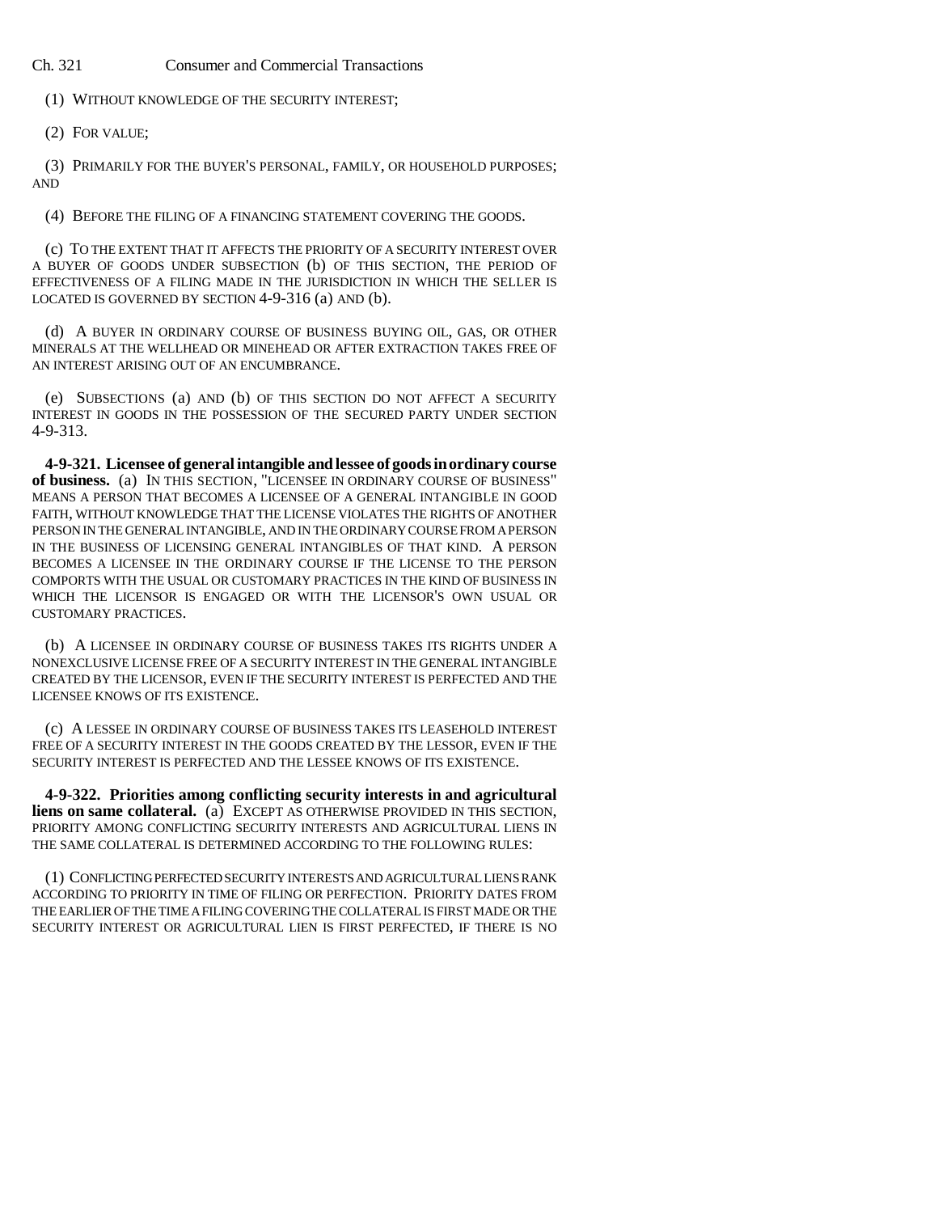(1) WITHOUT KNOWLEDGE OF THE SECURITY INTEREST;

(2) FOR VALUE;

(3) PRIMARILY FOR THE BUYER'S PERSONAL, FAMILY, OR HOUSEHOLD PURPOSES; AND

(4) BEFORE THE FILING OF A FINANCING STATEMENT COVERING THE GOODS.

(c) TO THE EXTENT THAT IT AFFECTS THE PRIORITY OF A SECURITY INTEREST OVER A BUYER OF GOODS UNDER SUBSECTION (b) OF THIS SECTION, THE PERIOD OF EFFECTIVENESS OF A FILING MADE IN THE JURISDICTION IN WHICH THE SELLER IS LOCATED IS GOVERNED BY SECTION 4-9-316 (a) AND (b).

(d) A BUYER IN ORDINARY COURSE OF BUSINESS BUYING OIL, GAS, OR OTHER MINERALS AT THE WELLHEAD OR MINEHEAD OR AFTER EXTRACTION TAKES FREE OF AN INTEREST ARISING OUT OF AN ENCUMBRANCE.

(e) SUBSECTIONS (a) AND (b) OF THIS SECTION DO NOT AFFECT A SECURITY INTEREST IN GOODS IN THE POSSESSION OF THE SECURED PARTY UNDER SECTION 4-9-313.

**4-9-321. Licensee of general intangible and lessee of goods in ordinary course of business.** (a) IN THIS SECTION, "LICENSEE IN ORDINARY COURSE OF BUSINESS" MEANS A PERSON THAT BECOMES A LICENSEE OF A GENERAL INTANGIBLE IN GOOD FAITH, WITHOUT KNOWLEDGE THAT THE LICENSE VIOLATES THE RIGHTS OF ANOTHER PERSON IN THE GENERAL INTANGIBLE, AND IN THE ORDINARY COURSE FROM A PERSON IN THE BUSINESS OF LICENSING GENERAL INTANGIBLES OF THAT KIND. A PERSON BECOMES A LICENSEE IN THE ORDINARY COURSE IF THE LICENSE TO THE PERSON COMPORTS WITH THE USUAL OR CUSTOMARY PRACTICES IN THE KIND OF BUSINESS IN WHICH THE LICENSOR IS ENGAGED OR WITH THE LICENSOR'S OWN USUAL OR CUSTOMARY PRACTICES.

(b) A LICENSEE IN ORDINARY COURSE OF BUSINESS TAKES ITS RIGHTS UNDER A NONEXCLUSIVE LICENSE FREE OF A SECURITY INTEREST IN THE GENERAL INTANGIBLE CREATED BY THE LICENSOR, EVEN IF THE SECURITY INTEREST IS PERFECTED AND THE LICENSEE KNOWS OF ITS EXISTENCE.

(c) A LESSEE IN ORDINARY COURSE OF BUSINESS TAKES ITS LEASEHOLD INTEREST FREE OF A SECURITY INTEREST IN THE GOODS CREATED BY THE LESSOR, EVEN IF THE SECURITY INTEREST IS PERFECTED AND THE LESSEE KNOWS OF ITS EXISTENCE.

**4-9-322. Priorities among conflicting security interests in and agricultural liens on same collateral.** (a) EXCEPT AS OTHERWISE PROVIDED IN THIS SECTION, PRIORITY AMONG CONFLICTING SECURITY INTERESTS AND AGRICULTURAL LIENS IN THE SAME COLLATERAL IS DETERMINED ACCORDING TO THE FOLLOWING RULES:

(1) CONFLICTING PERFECTED SECURITY INTERESTS AND AGRICULTURAL LIENS RANK ACCORDING TO PRIORITY IN TIME OF FILING OR PERFECTION. PRIORITY DATES FROM THE EARLIER OF THE TIME A FILING COVERING THE COLLATERAL IS FIRST MADE OR THE SECURITY INTEREST OR AGRICULTURAL LIEN IS FIRST PERFECTED, IF THERE IS NO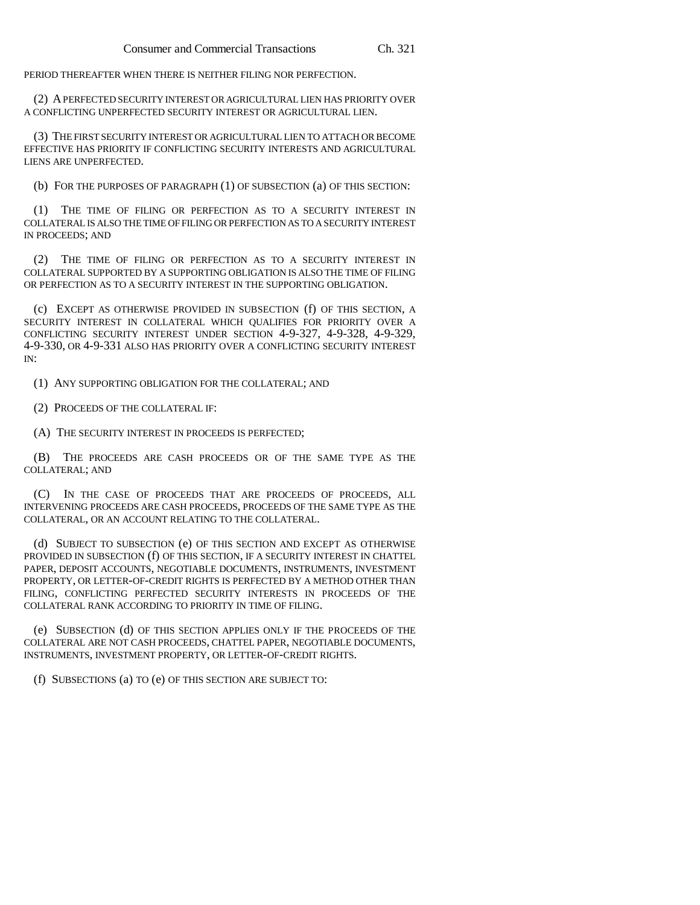PERIOD THEREAFTER WHEN THERE IS NEITHER FILING NOR PERFECTION.

(2) A PERFECTED SECURITY INTEREST OR AGRICULTURAL LIEN HAS PRIORITY OVER A CONFLICTING UNPERFECTED SECURITY INTEREST OR AGRICULTURAL LIEN.

(3) THE FIRST SECURITY INTEREST OR AGRICULTURAL LIEN TO ATTACH OR BECOME EFFECTIVE HAS PRIORITY IF CONFLICTING SECURITY INTERESTS AND AGRICULTURAL LIENS ARE UNPERFECTED.

(b) FOR THE PURPOSES OF PARAGRAPH (1) OF SUBSECTION (a) OF THIS SECTION:

(1) THE TIME OF FILING OR PERFECTION AS TO A SECURITY INTEREST IN COLLATERAL IS ALSO THE TIME OF FILING OR PERFECTION AS TO A SECURITY INTEREST IN PROCEEDS; AND

(2) THE TIME OF FILING OR PERFECTION AS TO A SECURITY INTEREST IN COLLATERAL SUPPORTED BY A SUPPORTING OBLIGATION IS ALSO THE TIME OF FILING OR PERFECTION AS TO A SECURITY INTEREST IN THE SUPPORTING OBLIGATION.

(c) EXCEPT AS OTHERWISE PROVIDED IN SUBSECTION (f) OF THIS SECTION, A SECURITY INTEREST IN COLLATERAL WHICH QUALIFIES FOR PRIORITY OVER A CONFLICTING SECURITY INTEREST UNDER SECTION 4-9-327, 4-9-328, 4-9-329, 4-9-330, OR 4-9-331 ALSO HAS PRIORITY OVER A CONFLICTING SECURITY INTEREST IN:

(1) ANY SUPPORTING OBLIGATION FOR THE COLLATERAL; AND

(2) PROCEEDS OF THE COLLATERAL IF:

(A) THE SECURITY INTEREST IN PROCEEDS IS PERFECTED;

(B) THE PROCEEDS ARE CASH PROCEEDS OR OF THE SAME TYPE AS THE COLLATERAL; AND

(C) IN THE CASE OF PROCEEDS THAT ARE PROCEEDS OF PROCEEDS, ALL INTERVENING PROCEEDS ARE CASH PROCEEDS, PROCEEDS OF THE SAME TYPE AS THE COLLATERAL, OR AN ACCOUNT RELATING TO THE COLLATERAL.

(d) SUBJECT TO SUBSECTION (e) OF THIS SECTION AND EXCEPT AS OTHERWISE PROVIDED IN SUBSECTION (f) OF THIS SECTION, IF A SECURITY INTEREST IN CHATTEL PAPER, DEPOSIT ACCOUNTS, NEGOTIABLE DOCUMENTS, INSTRUMENTS, INVESTMENT PROPERTY, OR LETTER-OF-CREDIT RIGHTS IS PERFECTED BY A METHOD OTHER THAN FILING, CONFLICTING PERFECTED SECURITY INTERESTS IN PROCEEDS OF THE COLLATERAL RANK ACCORDING TO PRIORITY IN TIME OF FILING.

(e) SUBSECTION (d) OF THIS SECTION APPLIES ONLY IF THE PROCEEDS OF THE COLLATERAL ARE NOT CASH PROCEEDS, CHATTEL PAPER, NEGOTIABLE DOCUMENTS, INSTRUMENTS, INVESTMENT PROPERTY, OR LETTER-OF-CREDIT RIGHTS.

(f) SUBSECTIONS (a) TO (e) OF THIS SECTION ARE SUBJECT TO: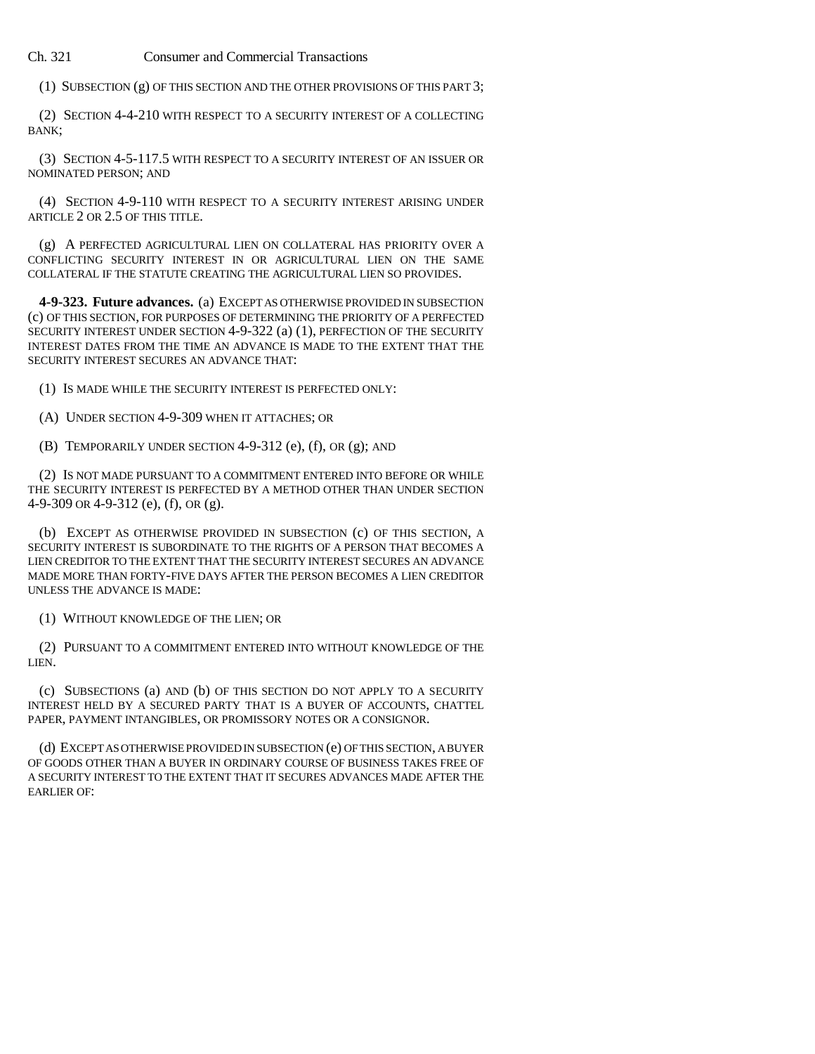(1) SUBSECTION (g) OF THIS SECTION AND THE OTHER PROVISIONS OF THIS PART 3;

(2) SECTION 4-4-210 WITH RESPECT TO A SECURITY INTEREST OF A COLLECTING BANK;

(3) SECTION 4-5-117.5 WITH RESPECT TO A SECURITY INTEREST OF AN ISSUER OR NOMINATED PERSON; AND

(4) SECTION 4-9-110 WITH RESPECT TO A SECURITY INTEREST ARISING UNDER ARTICLE 2 OR 2.5 OF THIS TITLE.

(g) A PERFECTED AGRICULTURAL LIEN ON COLLATERAL HAS PRIORITY OVER A CONFLICTING SECURITY INTEREST IN OR AGRICULTURAL LIEN ON THE SAME COLLATERAL IF THE STATUTE CREATING THE AGRICULTURAL LIEN SO PROVIDES.

**4-9-323. Future advances.** (a) EXCEPT AS OTHERWISE PROVIDED IN SUBSECTION (c) OF THIS SECTION, FOR PURPOSES OF DETERMINING THE PRIORITY OF A PERFECTED SECURITY INTEREST UNDER SECTION 4-9-322 (a) (1), PERFECTION OF THE SECURITY INTEREST DATES FROM THE TIME AN ADVANCE IS MADE TO THE EXTENT THAT THE SECURITY INTEREST SECURES AN ADVANCE THAT:

(1) IS MADE WHILE THE SECURITY INTEREST IS PERFECTED ONLY:

(A) UNDER SECTION 4-9-309 WHEN IT ATTACHES; OR

(B) TEMPORARILY UNDER SECTION 4-9-312 (e), (f), OR (g); AND

(2) IS NOT MADE PURSUANT TO A COMMITMENT ENTERED INTO BEFORE OR WHILE THE SECURITY INTEREST IS PERFECTED BY A METHOD OTHER THAN UNDER SECTION 4-9-309 OR 4-9-312 (e), (f), OR (g).

(b) EXCEPT AS OTHERWISE PROVIDED IN SUBSECTION (c) OF THIS SECTION, A SECURITY INTEREST IS SUBORDINATE TO THE RIGHTS OF A PERSON THAT BECOMES A LIEN CREDITOR TO THE EXTENT THAT THE SECURITY INTEREST SECURES AN ADVANCE MADE MORE THAN FORTY-FIVE DAYS AFTER THE PERSON BECOMES A LIEN CREDITOR UNLESS THE ADVANCE IS MADE:

(1) WITHOUT KNOWLEDGE OF THE LIEN; OR

(2) PURSUANT TO A COMMITMENT ENTERED INTO WITHOUT KNOWLEDGE OF THE LIEN.

(c) SUBSECTIONS (a) AND (b) OF THIS SECTION DO NOT APPLY TO A SECURITY INTEREST HELD BY A SECURED PARTY THAT IS A BUYER OF ACCOUNTS, CHATTEL PAPER, PAYMENT INTANGIBLES, OR PROMISSORY NOTES OR A CONSIGNOR.

(d) EXCEPT AS OTHERWISE PROVIDED IN SUBSECTION (e) OF THIS SECTION, A BUYER OF GOODS OTHER THAN A BUYER IN ORDINARY COURSE OF BUSINESS TAKES FREE OF A SECURITY INTEREST TO THE EXTENT THAT IT SECURES ADVANCES MADE AFTER THE EARLIER OF: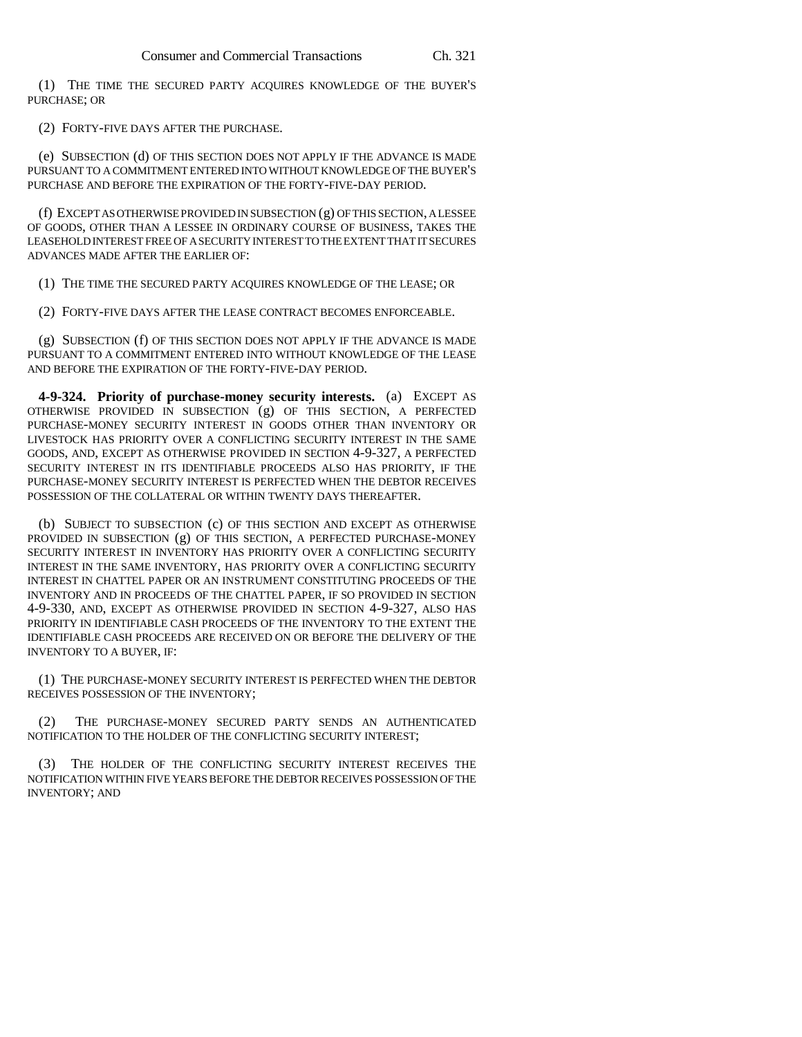(1) THE TIME THE SECURED PARTY ACQUIRES KNOWLEDGE OF THE BUYER'S PURCHASE; OR

(2) FORTY-FIVE DAYS AFTER THE PURCHASE.

(e) SUBSECTION (d) OF THIS SECTION DOES NOT APPLY IF THE ADVANCE IS MADE PURSUANT TO A COMMITMENT ENTERED INTO WITHOUT KNOWLEDGE OF THE BUYER'S PURCHASE AND BEFORE THE EXPIRATION OF THE FORTY-FIVE-DAY PERIOD.

(f) EXCEPT AS OTHERWISE PROVIDED IN SUBSECTION (g) OF THIS SECTION, A LESSEE OF GOODS, OTHER THAN A LESSEE IN ORDINARY COURSE OF BUSINESS, TAKES THE LEASEHOLD INTEREST FREE OF A SECURITY INTEREST TO THE EXTENT THAT IT SECURES ADVANCES MADE AFTER THE EARLIER OF:

(1) THE TIME THE SECURED PARTY ACQUIRES KNOWLEDGE OF THE LEASE; OR

(2) FORTY-FIVE DAYS AFTER THE LEASE CONTRACT BECOMES ENFORCEABLE.

(g) SUBSECTION (f) OF THIS SECTION DOES NOT APPLY IF THE ADVANCE IS MADE PURSUANT TO A COMMITMENT ENTERED INTO WITHOUT KNOWLEDGE OF THE LEASE AND BEFORE THE EXPIRATION OF THE FORTY-FIVE-DAY PERIOD.

**4-9-324. Priority of purchase-money security interests.** (a) EXCEPT AS OTHERWISE PROVIDED IN SUBSECTION (g) OF THIS SECTION, A PERFECTED PURCHASE-MONEY SECURITY INTEREST IN GOODS OTHER THAN INVENTORY OR LIVESTOCK HAS PRIORITY OVER A CONFLICTING SECURITY INTEREST IN THE SAME GOODS, AND, EXCEPT AS OTHERWISE PROVIDED IN SECTION 4-9-327, A PERFECTED SECURITY INTEREST IN ITS IDENTIFIABLE PROCEEDS ALSO HAS PRIORITY, IF THE PURCHASE-MONEY SECURITY INTEREST IS PERFECTED WHEN THE DEBTOR RECEIVES POSSESSION OF THE COLLATERAL OR WITHIN TWENTY DAYS THEREAFTER.

(b) SUBJECT TO SUBSECTION (c) OF THIS SECTION AND EXCEPT AS OTHERWISE PROVIDED IN SUBSECTION (g) OF THIS SECTION, A PERFECTED PURCHASE-MONEY SECURITY INTEREST IN INVENTORY HAS PRIORITY OVER A CONFLICTING SECURITY INTEREST IN THE SAME INVENTORY, HAS PRIORITY OVER A CONFLICTING SECURITY INTEREST IN CHATTEL PAPER OR AN INSTRUMENT CONSTITUTING PROCEEDS OF THE INVENTORY AND IN PROCEEDS OF THE CHATTEL PAPER, IF SO PROVIDED IN SECTION 4-9-330, AND, EXCEPT AS OTHERWISE PROVIDED IN SECTION 4-9-327, ALSO HAS PRIORITY IN IDENTIFIABLE CASH PROCEEDS OF THE INVENTORY TO THE EXTENT THE IDENTIFIABLE CASH PROCEEDS ARE RECEIVED ON OR BEFORE THE DELIVERY OF THE INVENTORY TO A BUYER, IF:

(1) THE PURCHASE-MONEY SECURITY INTEREST IS PERFECTED WHEN THE DEBTOR RECEIVES POSSESSION OF THE INVENTORY;

(2) THE PURCHASE-MONEY SECURED PARTY SENDS AN AUTHENTICATED NOTIFICATION TO THE HOLDER OF THE CONFLICTING SECURITY INTEREST;

(3) THE HOLDER OF THE CONFLICTING SECURITY INTEREST RECEIVES THE NOTIFICATION WITHIN FIVE YEARS BEFORE THE DEBTOR RECEIVES POSSESSION OF THE INVENTORY; AND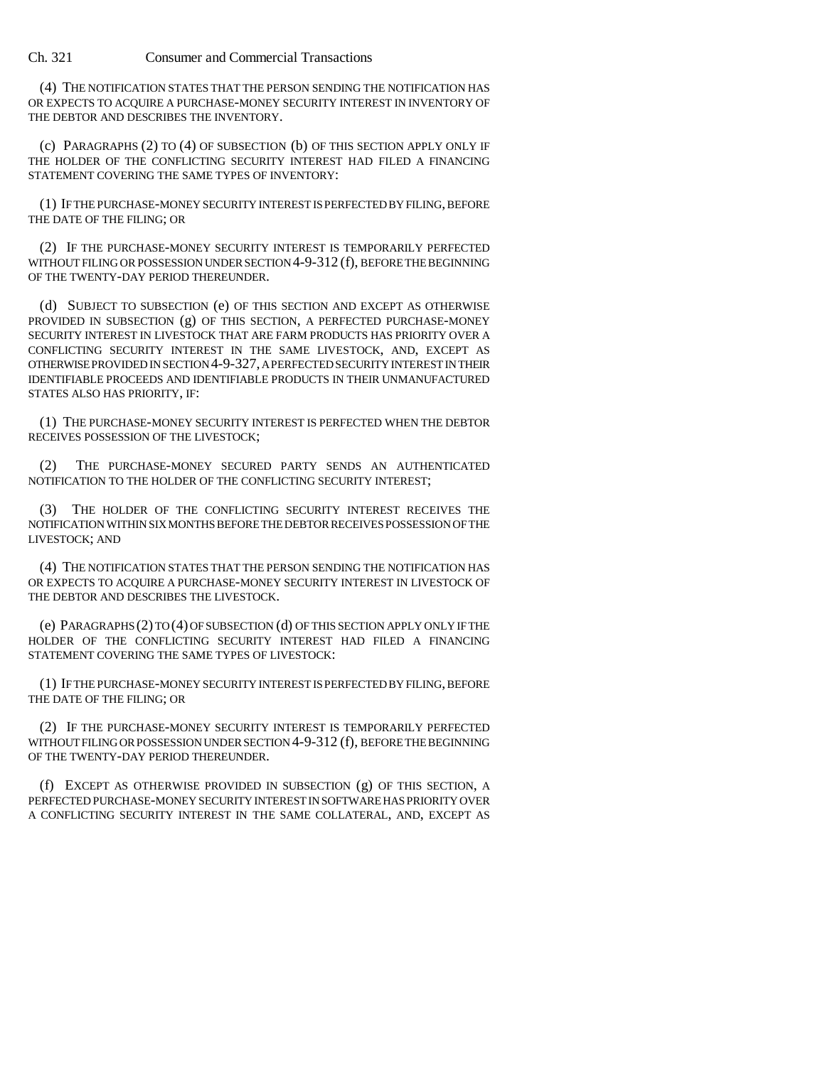(4) THE NOTIFICATION STATES THAT THE PERSON SENDING THE NOTIFICATION HAS OR EXPECTS TO ACQUIRE A PURCHASE-MONEY SECURITY INTEREST IN INVENTORY OF THE DEBTOR AND DESCRIBES THE INVENTORY.

(c) PARAGRAPHS (2) TO (4) OF SUBSECTION (b) OF THIS SECTION APPLY ONLY IF THE HOLDER OF THE CONFLICTING SECURITY INTEREST HAD FILED A FINANCING STATEMENT COVERING THE SAME TYPES OF INVENTORY:

(1) IF THE PURCHASE-MONEY SECURITY INTEREST IS PERFECTED BY FILING, BEFORE THE DATE OF THE FILING; OR

(2) IF THE PURCHASE-MONEY SECURITY INTEREST IS TEMPORARILY PERFECTED WITHOUT FILING OR POSSESSION UNDER SECTION 4-9-312 (f), BEFORE THE BEGINNING OF THE TWENTY-DAY PERIOD THEREUNDER.

(d) SUBJECT TO SUBSECTION (e) OF THIS SECTION AND EXCEPT AS OTHERWISE PROVIDED IN SUBSECTION (g) OF THIS SECTION, A PERFECTED PURCHASE-MONEY SECURITY INTEREST IN LIVESTOCK THAT ARE FARM PRODUCTS HAS PRIORITY OVER A CONFLICTING SECURITY INTEREST IN THE SAME LIVESTOCK, AND, EXCEPT AS OTHERWISE PROVIDED IN SECTION 4-9-327, A PERFECTED SECURITY INTEREST IN THEIR IDENTIFIABLE PROCEEDS AND IDENTIFIABLE PRODUCTS IN THEIR UNMANUFACTURED STATES ALSO HAS PRIORITY, IF:

(1) THE PURCHASE-MONEY SECURITY INTEREST IS PERFECTED WHEN THE DEBTOR RECEIVES POSSESSION OF THE LIVESTOCK;

(2) THE PURCHASE-MONEY SECURED PARTY SENDS AN AUTHENTICATED NOTIFICATION TO THE HOLDER OF THE CONFLICTING SECURITY INTEREST;

(3) THE HOLDER OF THE CONFLICTING SECURITY INTEREST RECEIVES THE NOTIFICATION WITHIN SIX MONTHS BEFORE THE DEBTOR RECEIVES POSSESSION OF THE LIVESTOCK; AND

(4) THE NOTIFICATION STATES THAT THE PERSON SENDING THE NOTIFICATION HAS OR EXPECTS TO ACQUIRE A PURCHASE-MONEY SECURITY INTEREST IN LIVESTOCK OF THE DEBTOR AND DESCRIBES THE LIVESTOCK.

(e) PARAGRAPHS (2) TO (4) OF SUBSECTION (d) OF THIS SECTION APPLY ONLY IF THE HOLDER OF THE CONFLICTING SECURITY INTEREST HAD FILED A FINANCING STATEMENT COVERING THE SAME TYPES OF LIVESTOCK:

(1) IF THE PURCHASE-MONEY SECURITY INTEREST IS PERFECTED BY FILING, BEFORE THE DATE OF THE FILING; OR

(2) IF THE PURCHASE-MONEY SECURITY INTEREST IS TEMPORARILY PERFECTED WITHOUT FILING OR POSSESSION UNDER SECTION 4-9-312 (f), BEFORE THE BEGINNING OF THE TWENTY-DAY PERIOD THEREUNDER.

(f) EXCEPT AS OTHERWISE PROVIDED IN SUBSECTION (g) OF THIS SECTION, A PERFECTED PURCHASE-MONEY SECURITY INTEREST IN SOFTWARE HAS PRIORITY OVER A CONFLICTING SECURITY INTEREST IN THE SAME COLLATERAL, AND, EXCEPT AS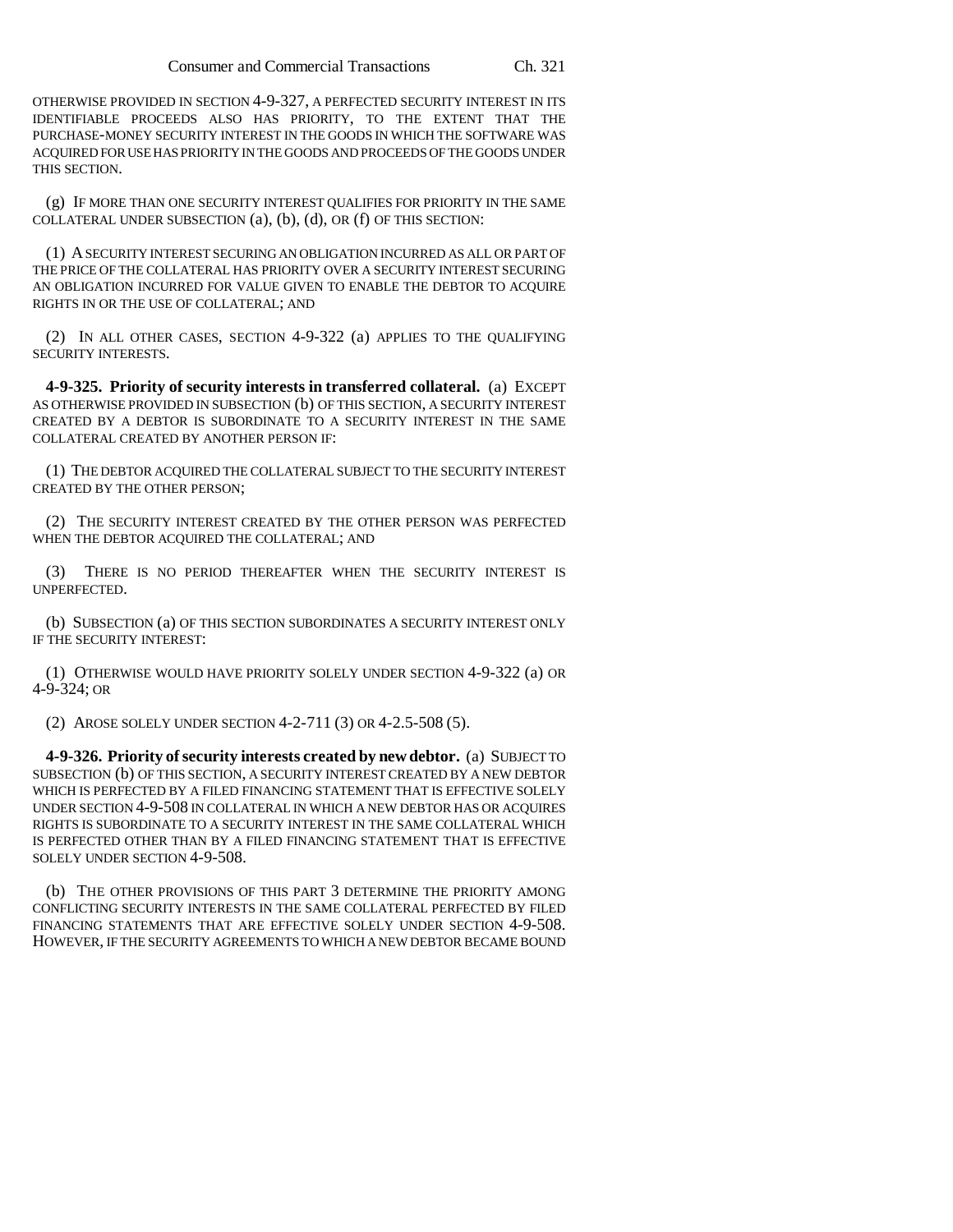OTHERWISE PROVIDED IN SECTION 4-9-327, A PERFECTED SECURITY INTEREST IN ITS IDENTIFIABLE PROCEEDS ALSO HAS PRIORITY, TO THE EXTENT THAT THE PURCHASE-MONEY SECURITY INTEREST IN THE GOODS IN WHICH THE SOFTWARE WAS ACQUIRED FOR USE HAS PRIORITY IN THE GOODS AND PROCEEDS OF THE GOODS UNDER THIS SECTION.

(g) IF MORE THAN ONE SECURITY INTEREST QUALIFIES FOR PRIORITY IN THE SAME COLLATERAL UNDER SUBSECTION (a), (b), (d), OR (f) OF THIS SECTION:

(1) A SECURITY INTEREST SECURING AN OBLIGATION INCURRED AS ALL OR PART OF THE PRICE OF THE COLLATERAL HAS PRIORITY OVER A SECURITY INTEREST SECURING AN OBLIGATION INCURRED FOR VALUE GIVEN TO ENABLE THE DEBTOR TO ACQUIRE RIGHTS IN OR THE USE OF COLLATERAL; AND

(2) IN ALL OTHER CASES, SECTION 4-9-322 (a) APPLIES TO THE QUALIFYING SECURITY INTERESTS.

**4-9-325. Priority of security interests in transferred collateral.** (a) EXCEPT AS OTHERWISE PROVIDED IN SUBSECTION (b) OF THIS SECTION, A SECURITY INTEREST CREATED BY A DEBTOR IS SUBORDINATE TO A SECURITY INTEREST IN THE SAME COLLATERAL CREATED BY ANOTHER PERSON IF:

(1) THE DEBTOR ACQUIRED THE COLLATERAL SUBJECT TO THE SECURITY INTEREST CREATED BY THE OTHER PERSON;

(2) THE SECURITY INTEREST CREATED BY THE OTHER PERSON WAS PERFECTED WHEN THE DEBTOR ACQUIRED THE COLLATERAL; AND

(3) THERE IS NO PERIOD THEREAFTER WHEN THE SECURITY INTEREST IS UNPERFECTED.

(b) SUBSECTION (a) OF THIS SECTION SUBORDINATES A SECURITY INTEREST ONLY IF THE SECURITY INTEREST:

(1) OTHERWISE WOULD HAVE PRIORITY SOLELY UNDER SECTION 4-9-322 (a) OR 4-9-324; OR

(2) AROSE SOLELY UNDER SECTION 4-2-711 (3) OR 4-2.5-508 (5).

**4-9-326. Priority of security interests created by new debtor.** (a) SUBJECT TO SUBSECTION (b) OF THIS SECTION, A SECURITY INTEREST CREATED BY A NEW DEBTOR WHICH IS PERFECTED BY A FILED FINANCING STATEMENT THAT IS EFFECTIVE SOLELY UNDER SECTION 4-9-508 IN COLLATERAL IN WHICH A NEW DEBTOR HAS OR ACQUIRES RIGHTS IS SUBORDINATE TO A SECURITY INTEREST IN THE SAME COLLATERAL WHICH IS PERFECTED OTHER THAN BY A FILED FINANCING STATEMENT THAT IS EFFECTIVE SOLELY UNDER SECTION 4-9-508.

(b) THE OTHER PROVISIONS OF THIS PART 3 DETERMINE THE PRIORITY AMONG CONFLICTING SECURITY INTERESTS IN THE SAME COLLATERAL PERFECTED BY FILED FINANCING STATEMENTS THAT ARE EFFECTIVE SOLELY UNDER SECTION 4-9-508. HOWEVER, IF THE SECURITY AGREEMENTS TO WHICH A NEW DEBTOR BECAME BOUND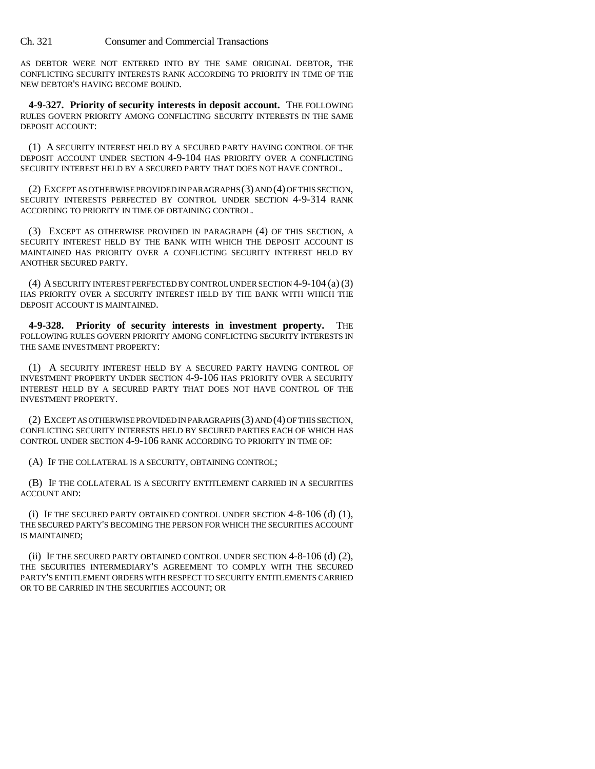AS DEBTOR WERE NOT ENTERED INTO BY THE SAME ORIGINAL DEBTOR, THE CONFLICTING SECURITY INTERESTS RANK ACCORDING TO PRIORITY IN TIME OF THE NEW DEBTOR'S HAVING BECOME BOUND.

**4-9-327. Priority of security interests in deposit account.** THE FOLLOWING RULES GOVERN PRIORITY AMONG CONFLICTING SECURITY INTERESTS IN THE SAME DEPOSIT ACCOUNT:

(1) A SECURITY INTEREST HELD BY A SECURED PARTY HAVING CONTROL OF THE DEPOSIT ACCOUNT UNDER SECTION 4-9-104 HAS PRIORITY OVER A CONFLICTING SECURITY INTEREST HELD BY A SECURED PARTY THAT DOES NOT HAVE CONTROL.

(2) EXCEPT AS OTHERWISE PROVIDED IN PARAGRAPHS (3) AND (4) OF THIS SECTION, SECURITY INTERESTS PERFECTED BY CONTROL UNDER SECTION 4-9-314 RANK ACCORDING TO PRIORITY IN TIME OF OBTAINING CONTROL.

(3) EXCEPT AS OTHERWISE PROVIDED IN PARAGRAPH (4) OF THIS SECTION, A SECURITY INTEREST HELD BY THE BANK WITH WHICH THE DEPOSIT ACCOUNT IS MAINTAINED HAS PRIORITY OVER A CONFLICTING SECURITY INTEREST HELD BY ANOTHER SECURED PARTY.

(4) A SECURITY INTEREST PERFECTED BY CONTROL UNDER SECTION 4-9-104 (a) (3) HAS PRIORITY OVER A SECURITY INTEREST HELD BY THE BANK WITH WHICH THE DEPOSIT ACCOUNT IS MAINTAINED.

**4-9-328. Priority of security interests in investment property.** THE FOLLOWING RULES GOVERN PRIORITY AMONG CONFLICTING SECURITY INTERESTS IN THE SAME INVESTMENT PROPERTY:

(1) A SECURITY INTEREST HELD BY A SECURED PARTY HAVING CONTROL OF INVESTMENT PROPERTY UNDER SECTION 4-9-106 HAS PRIORITY OVER A SECURITY INTEREST HELD BY A SECURED PARTY THAT DOES NOT HAVE CONTROL OF THE INVESTMENT PROPERTY.

(2) EXCEPT AS OTHERWISE PROVIDED IN PARAGRAPHS (3) AND (4) OF THIS SECTION, CONFLICTING SECURITY INTERESTS HELD BY SECURED PARTIES EACH OF WHICH HAS CONTROL UNDER SECTION 4-9-106 RANK ACCORDING TO PRIORITY IN TIME OF:

(A) IF THE COLLATERAL IS A SECURITY, OBTAINING CONTROL;

(B) IF THE COLLATERAL IS A SECURITY ENTITLEMENT CARRIED IN A SECURITIES ACCOUNT AND:

(i) IF THE SECURED PARTY OBTAINED CONTROL UNDER SECTION 4-8-106 (d) (1), THE SECURED PARTY'S BECOMING THE PERSON FOR WHICH THE SECURITIES ACCOUNT IS MAINTAINED;

(ii) IF THE SECURED PARTY OBTAINED CONTROL UNDER SECTION 4-8-106 (d) (2), THE SECURITIES INTERMEDIARY'S AGREEMENT TO COMPLY WITH THE SECURED PARTY'S ENTITLEMENT ORDERS WITH RESPECT TO SECURITY ENTITLEMENTS CARRIED OR TO BE CARRIED IN THE SECURITIES ACCOUNT; OR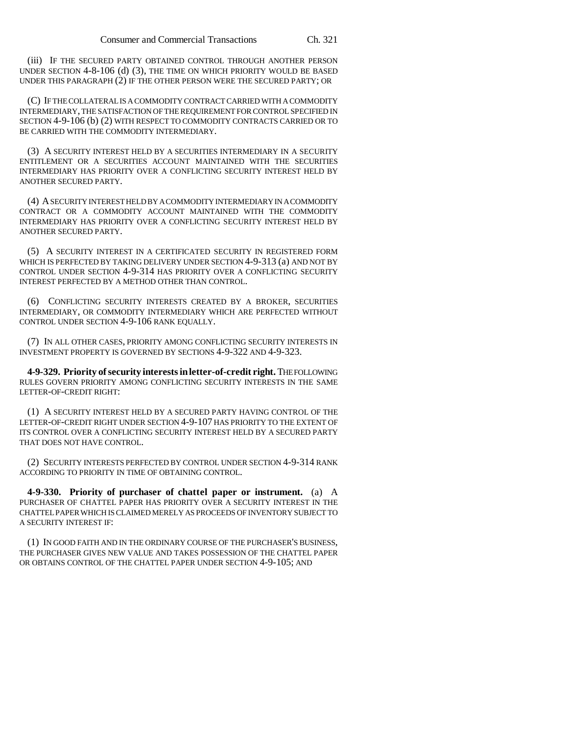(iii) IF THE SECURED PARTY OBTAINED CONTROL THROUGH ANOTHER PERSON UNDER SECTION 4-8-106 (d) (3), THE TIME ON WHICH PRIORITY WOULD BE BASED UNDER THIS PARAGRAPH (2) IF THE OTHER PERSON WERE THE SECURED PARTY; OR

(C) IF THE COLLATERAL IS A COMMODITY CONTRACT CARRIED WITH A COMMODITY INTERMEDIARY, THE SATISFACTION OF THE REQUIREMENT FOR CONTROL SPECIFIED IN SECTION 4-9-106 (b) (2) WITH RESPECT TO COMMODITY CONTRACTS CARRIED OR TO BE CARRIED WITH THE COMMODITY INTERMEDIARY.

(3) A SECURITY INTEREST HELD BY A SECURITIES INTERMEDIARY IN A SECURITY ENTITLEMENT OR A SECURITIES ACCOUNT MAINTAINED WITH THE SECURITIES INTERMEDIARY HAS PRIORITY OVER A CONFLICTING SECURITY INTEREST HELD BY ANOTHER SECURED PARTY.

(4) A SECURITY INTEREST HELD BY A COMMODITY INTERMEDIARY IN A COMMODITY CONTRACT OR A COMMODITY ACCOUNT MAINTAINED WITH THE COMMODITY INTERMEDIARY HAS PRIORITY OVER A CONFLICTING SECURITY INTEREST HELD BY ANOTHER SECURED PARTY.

(5) A SECURITY INTEREST IN A CERTIFICATED SECURITY IN REGISTERED FORM WHICH IS PERFECTED BY TAKING DELIVERY UNDER SECTION 4-9-313 (a) AND NOT BY CONTROL UNDER SECTION 4-9-314 HAS PRIORITY OVER A CONFLICTING SECURITY INTEREST PERFECTED BY A METHOD OTHER THAN CONTROL.

(6) CONFLICTING SECURITY INTERESTS CREATED BY A BROKER, SECURITIES INTERMEDIARY, OR COMMODITY INTERMEDIARY WHICH ARE PERFECTED WITHOUT CONTROL UNDER SECTION 4-9-106 RANK EQUALLY.

(7) IN ALL OTHER CASES, PRIORITY AMONG CONFLICTING SECURITY INTERESTS IN INVESTMENT PROPERTY IS GOVERNED BY SECTIONS 4-9-322 AND 4-9-323.

**4-9-329. Priority of security interests in letter-of-credit right.** THE FOLLOWING RULES GOVERN PRIORITY AMONG CONFLICTING SECURITY INTERESTS IN THE SAME LETTER-OF-CREDIT RIGHT:

(1) A SECURITY INTEREST HELD BY A SECURED PARTY HAVING CONTROL OF THE LETTER-OF-CREDIT RIGHT UNDER SECTION 4-9-107 HAS PRIORITY TO THE EXTENT OF ITS CONTROL OVER A CONFLICTING SECURITY INTEREST HELD BY A SECURED PARTY THAT DOES NOT HAVE CONTROL.

(2) SECURITY INTERESTS PERFECTED BY CONTROL UNDER SECTION 4-9-314 RANK ACCORDING TO PRIORITY IN TIME OF OBTAINING CONTROL.

**4-9-330. Priority of purchaser of chattel paper or instrument.** (a) A PURCHASER OF CHATTEL PAPER HAS PRIORITY OVER A SECURITY INTEREST IN THE CHATTEL PAPER WHICH IS CLAIMED MERELY AS PROCEEDS OF INVENTORY SUBJECT TO A SECURITY INTEREST IF:

(1) IN GOOD FAITH AND IN THE ORDINARY COURSE OF THE PURCHASER'S BUSINESS, THE PURCHASER GIVES NEW VALUE AND TAKES POSSESSION OF THE CHATTEL PAPER OR OBTAINS CONTROL OF THE CHATTEL PAPER UNDER SECTION 4-9-105; AND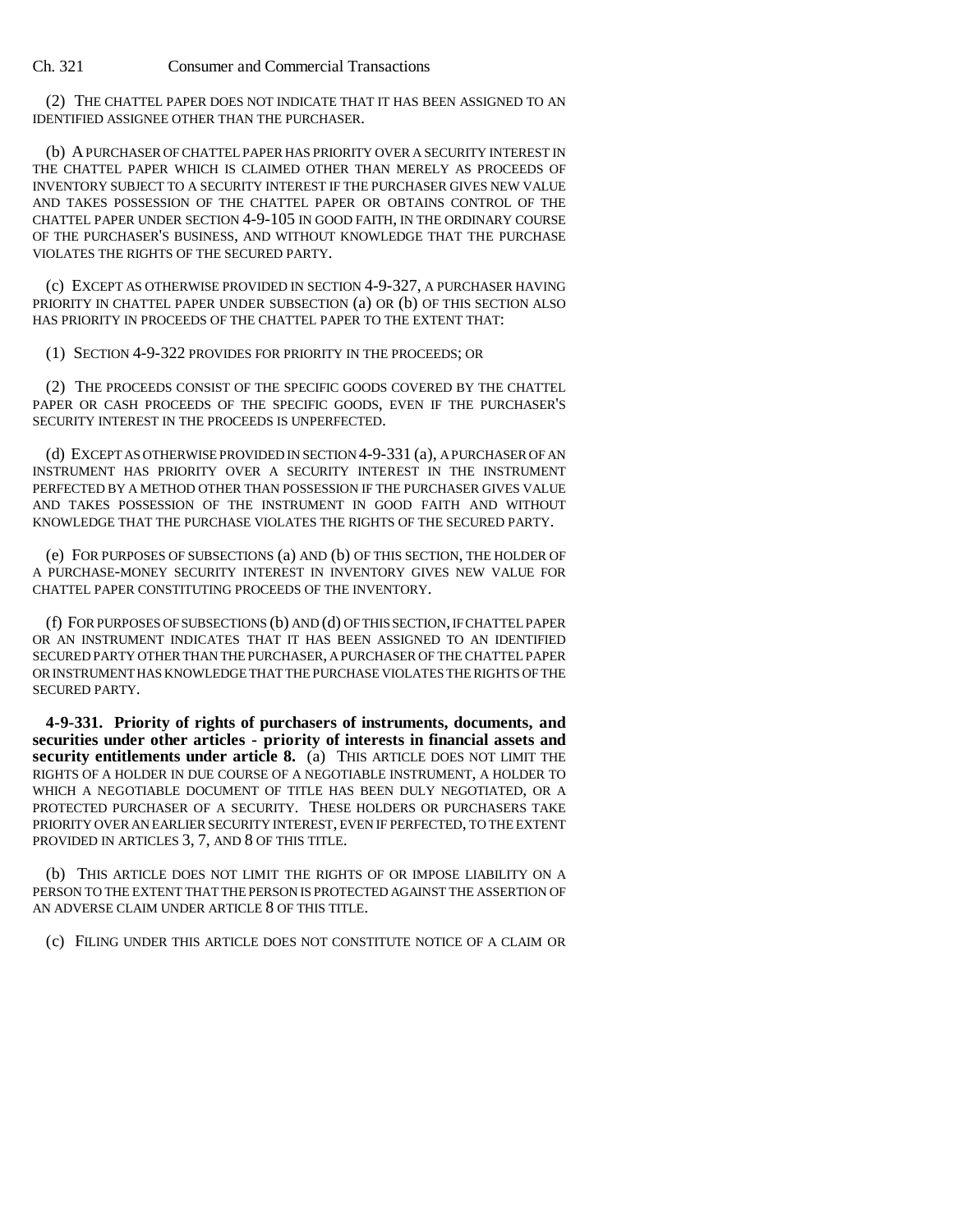(2) THE CHATTEL PAPER DOES NOT INDICATE THAT IT HAS BEEN ASSIGNED TO AN IDENTIFIED ASSIGNEE OTHER THAN THE PURCHASER.

(b) A PURCHASER OF CHATTEL PAPER HAS PRIORITY OVER A SECURITY INTEREST IN THE CHATTEL PAPER WHICH IS CLAIMED OTHER THAN MERELY AS PROCEEDS OF INVENTORY SUBJECT TO A SECURITY INTEREST IF THE PURCHASER GIVES NEW VALUE AND TAKES POSSESSION OF THE CHATTEL PAPER OR OBTAINS CONTROL OF THE CHATTEL PAPER UNDER SECTION 4-9-105 IN GOOD FAITH, IN THE ORDINARY COURSE OF THE PURCHASER'S BUSINESS, AND WITHOUT KNOWLEDGE THAT THE PURCHASE VIOLATES THE RIGHTS OF THE SECURED PARTY.

(c) EXCEPT AS OTHERWISE PROVIDED IN SECTION 4-9-327, A PURCHASER HAVING PRIORITY IN CHATTEL PAPER UNDER SUBSECTION (a) OR (b) OF THIS SECTION ALSO HAS PRIORITY IN PROCEEDS OF THE CHATTEL PAPER TO THE EXTENT THAT:

(1) SECTION 4-9-322 PROVIDES FOR PRIORITY IN THE PROCEEDS; OR

(2) THE PROCEEDS CONSIST OF THE SPECIFIC GOODS COVERED BY THE CHATTEL PAPER OR CASH PROCEEDS OF THE SPECIFIC GOODS, EVEN IF THE PURCHASER'S SECURITY INTEREST IN THE PROCEEDS IS UNPERFECTED.

(d) EXCEPT AS OTHERWISE PROVIDED IN SECTION 4-9-331 (a), A PURCHASER OF AN INSTRUMENT HAS PRIORITY OVER A SECURITY INTEREST IN THE INSTRUMENT PERFECTED BY A METHOD OTHER THAN POSSESSION IF THE PURCHASER GIVES VALUE AND TAKES POSSESSION OF THE INSTRUMENT IN GOOD FAITH AND WITHOUT KNOWLEDGE THAT THE PURCHASE VIOLATES THE RIGHTS OF THE SECURED PARTY.

(e) FOR PURPOSES OF SUBSECTIONS (a) AND (b) OF THIS SECTION, THE HOLDER OF A PURCHASE-MONEY SECURITY INTEREST IN INVENTORY GIVES NEW VALUE FOR CHATTEL PAPER CONSTITUTING PROCEEDS OF THE INVENTORY.

(f) FOR PURPOSES OF SUBSECTIONS (b) AND (d) OF THIS SECTION, IF CHATTEL PAPER OR AN INSTRUMENT INDICATES THAT IT HAS BEEN ASSIGNED TO AN IDENTIFIED SECURED PARTY OTHER THAN THE PURCHASER, A PURCHASER OF THE CHATTEL PAPER OR INSTRUMENT HAS KNOWLEDGE THAT THE PURCHASE VIOLATES THE RIGHTS OF THE SECURED PARTY.

**4-9-331. Priority of rights of purchasers of instruments, documents, and securities under other articles - priority of interests in financial assets and security entitlements under article 8.** (a) THIS ARTICLE DOES NOT LIMIT THE RIGHTS OF A HOLDER IN DUE COURSE OF A NEGOTIABLE INSTRUMENT, A HOLDER TO WHICH A NEGOTIABLE DOCUMENT OF TITLE HAS BEEN DULY NEGOTIATED, OR A PROTECTED PURCHASER OF A SECURITY. THESE HOLDERS OR PURCHASERS TAKE PRIORITY OVER AN EARLIER SECURITY INTEREST, EVEN IF PERFECTED, TO THE EXTENT PROVIDED IN ARTICLES 3, 7, AND 8 OF THIS TITLE.

(b) THIS ARTICLE DOES NOT LIMIT THE RIGHTS OF OR IMPOSE LIABILITY ON A PERSON TO THE EXTENT THAT THE PERSON IS PROTECTED AGAINST THE ASSERTION OF AN ADVERSE CLAIM UNDER ARTICLE 8 OF THIS TITLE.

(c) FILING UNDER THIS ARTICLE DOES NOT CONSTITUTE NOTICE OF A CLAIM OR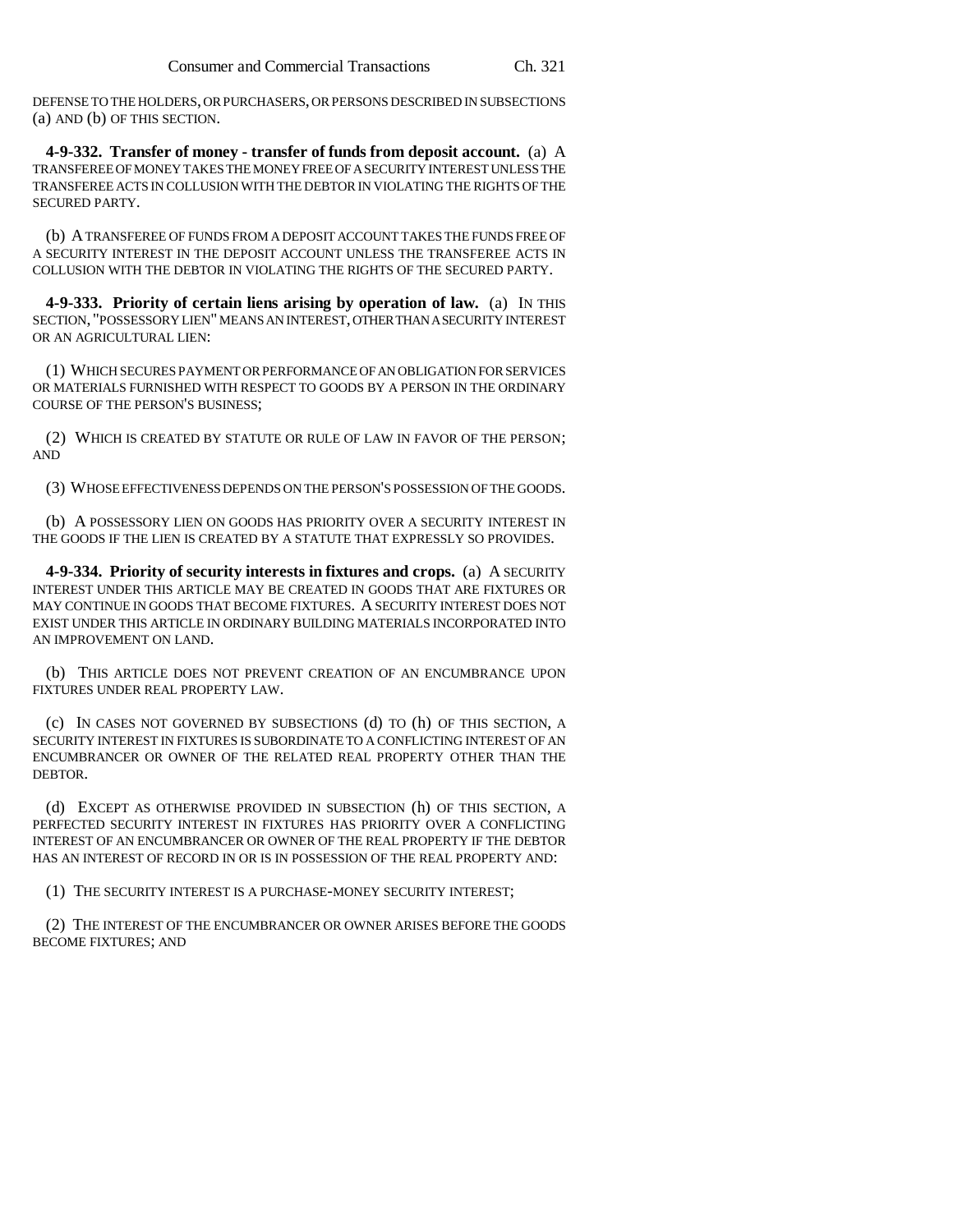DEFENSE TO THE HOLDERS, OR PURCHASERS, OR PERSONS DESCRIBED IN SUBSECTIONS (a) AND (b) OF THIS SECTION.

**4-9-332. Transfer of money - transfer of funds from deposit account.** (a) A TRANSFEREE OF MONEY TAKES THE MONEY FREE OF A SECURITY INTEREST UNLESS THE TRANSFEREE ACTS IN COLLUSION WITH THE DEBTOR IN VIOLATING THE RIGHTS OF THE SECURED PARTY.

(b) A TRANSFEREE OF FUNDS FROM A DEPOSIT ACCOUNT TAKES THE FUNDS FREE OF A SECURITY INTEREST IN THE DEPOSIT ACCOUNT UNLESS THE TRANSFEREE ACTS IN COLLUSION WITH THE DEBTOR IN VIOLATING THE RIGHTS OF THE SECURED PARTY.

**4-9-333. Priority of certain liens arising by operation of law.** (a) IN THIS SECTION, "POSSESSORY LIEN" MEANS AN INTEREST, OTHER THAN A SECURITY INTEREST OR AN AGRICULTURAL LIEN:

(1) WHICH SECURES PAYMENT OR PERFORMANCE OF AN OBLIGATION FOR SERVICES OR MATERIALS FURNISHED WITH RESPECT TO GOODS BY A PERSON IN THE ORDINARY COURSE OF THE PERSON'S BUSINESS;

(2) WHICH IS CREATED BY STATUTE OR RULE OF LAW IN FAVOR OF THE PERSON; AND

(3) WHOSE EFFECTIVENESS DEPENDS ON THE PERSON'S POSSESSION OF THE GOODS.

(b) A POSSESSORY LIEN ON GOODS HAS PRIORITY OVER A SECURITY INTEREST IN THE GOODS IF THE LIEN IS CREATED BY A STATUTE THAT EXPRESSLY SO PROVIDES.

**4-9-334. Priority of security interests in fixtures and crops.** (a) A SECURITY INTEREST UNDER THIS ARTICLE MAY BE CREATED IN GOODS THAT ARE FIXTURES OR MAY CONTINUE IN GOODS THAT BECOME FIXTURES. A SECURITY INTEREST DOES NOT EXIST UNDER THIS ARTICLE IN ORDINARY BUILDING MATERIALS INCORPORATED INTO AN IMPROVEMENT ON LAND.

(b) THIS ARTICLE DOES NOT PREVENT CREATION OF AN ENCUMBRANCE UPON FIXTURES UNDER REAL PROPERTY LAW.

(c) IN CASES NOT GOVERNED BY SUBSECTIONS (d) TO (h) OF THIS SECTION, A SECURITY INTEREST IN FIXTURES IS SUBORDINATE TO A CONFLICTING INTEREST OF AN ENCUMBRANCER OR OWNER OF THE RELATED REAL PROPERTY OTHER THAN THE DEBTOR.

(d) EXCEPT AS OTHERWISE PROVIDED IN SUBSECTION (h) OF THIS SECTION, A PERFECTED SECURITY INTEREST IN FIXTURES HAS PRIORITY OVER A CONFLICTING INTEREST OF AN ENCUMBRANCER OR OWNER OF THE REAL PROPERTY IF THE DEBTOR HAS AN INTEREST OF RECORD IN OR IS IN POSSESSION OF THE REAL PROPERTY AND:

(1) THE SECURITY INTEREST IS A PURCHASE-MONEY SECURITY INTEREST;

(2) THE INTEREST OF THE ENCUMBRANCER OR OWNER ARISES BEFORE THE GOODS BECOME FIXTURES; AND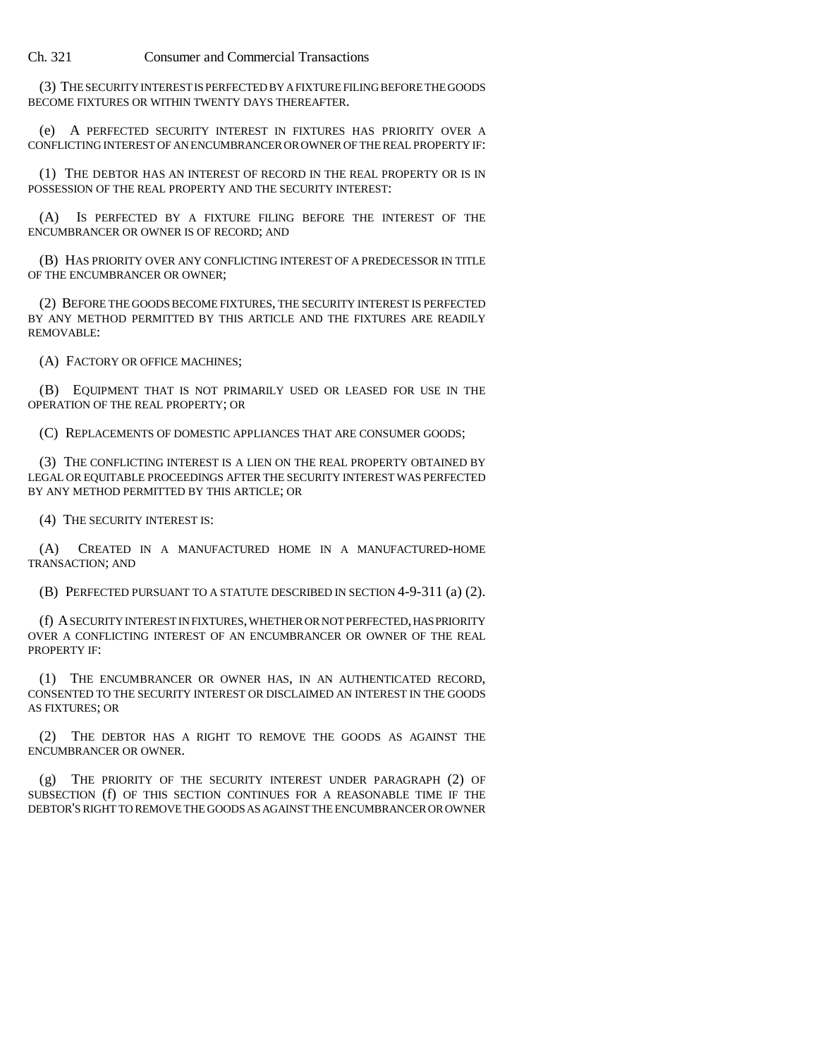(3) THE SECURITY INTEREST IS PERFECTED BY A FIXTURE FILING BEFORE THE GOODS BECOME FIXTURES OR WITHIN TWENTY DAYS THEREAFTER.

(e) A PERFECTED SECURITY INTEREST IN FIXTURES HAS PRIORITY OVER A CONFLICTING INTEREST OF AN ENCUMBRANCER OR OWNER OF THE REAL PROPERTY IF:

(1) THE DEBTOR HAS AN INTEREST OF RECORD IN THE REAL PROPERTY OR IS IN POSSESSION OF THE REAL PROPERTY AND THE SECURITY INTEREST:

(A) IS PERFECTED BY A FIXTURE FILING BEFORE THE INTEREST OF THE ENCUMBRANCER OR OWNER IS OF RECORD; AND

(B) HAS PRIORITY OVER ANY CONFLICTING INTEREST OF A PREDECESSOR IN TITLE OF THE ENCUMBRANCER OR OWNER;

(2) BEFORE THE GOODS BECOME FIXTURES, THE SECURITY INTEREST IS PERFECTED BY ANY METHOD PERMITTED BY THIS ARTICLE AND THE FIXTURES ARE READILY REMOVABLE:

(A) FACTORY OR OFFICE MACHINES;

(B) EQUIPMENT THAT IS NOT PRIMARILY USED OR LEASED FOR USE IN THE OPERATION OF THE REAL PROPERTY; OR

(C) REPLACEMENTS OF DOMESTIC APPLIANCES THAT ARE CONSUMER GOODS;

(3) THE CONFLICTING INTEREST IS A LIEN ON THE REAL PROPERTY OBTAINED BY LEGAL OR EQUITABLE PROCEEDINGS AFTER THE SECURITY INTEREST WAS PERFECTED BY ANY METHOD PERMITTED BY THIS ARTICLE; OR

(4) THE SECURITY INTEREST IS:

(A) CREATED IN A MANUFACTURED HOME IN A MANUFACTURED-HOME TRANSACTION; AND

(B) PERFECTED PURSUANT TO A STATUTE DESCRIBED IN SECTION 4-9-311 (a) (2).

(f) A SECURITY INTEREST IN FIXTURES, WHETHER OR NOT PERFECTED, HAS PRIORITY OVER A CONFLICTING INTEREST OF AN ENCUMBRANCER OR OWNER OF THE REAL PROPERTY IF:

(1) THE ENCUMBRANCER OR OWNER HAS, IN AN AUTHENTICATED RECORD, CONSENTED TO THE SECURITY INTEREST OR DISCLAIMED AN INTEREST IN THE GOODS AS FIXTURES; OR

(2) THE DEBTOR HAS A RIGHT TO REMOVE THE GOODS AS AGAINST THE ENCUMBRANCER OR OWNER.

(g) THE PRIORITY OF THE SECURITY INTEREST UNDER PARAGRAPH (2) OF SUBSECTION (f) OF THIS SECTION CONTINUES FOR A REASONABLE TIME IF THE DEBTOR'S RIGHT TO REMOVE THE GOODS AS AGAINST THE ENCUMBRANCER OR OWNER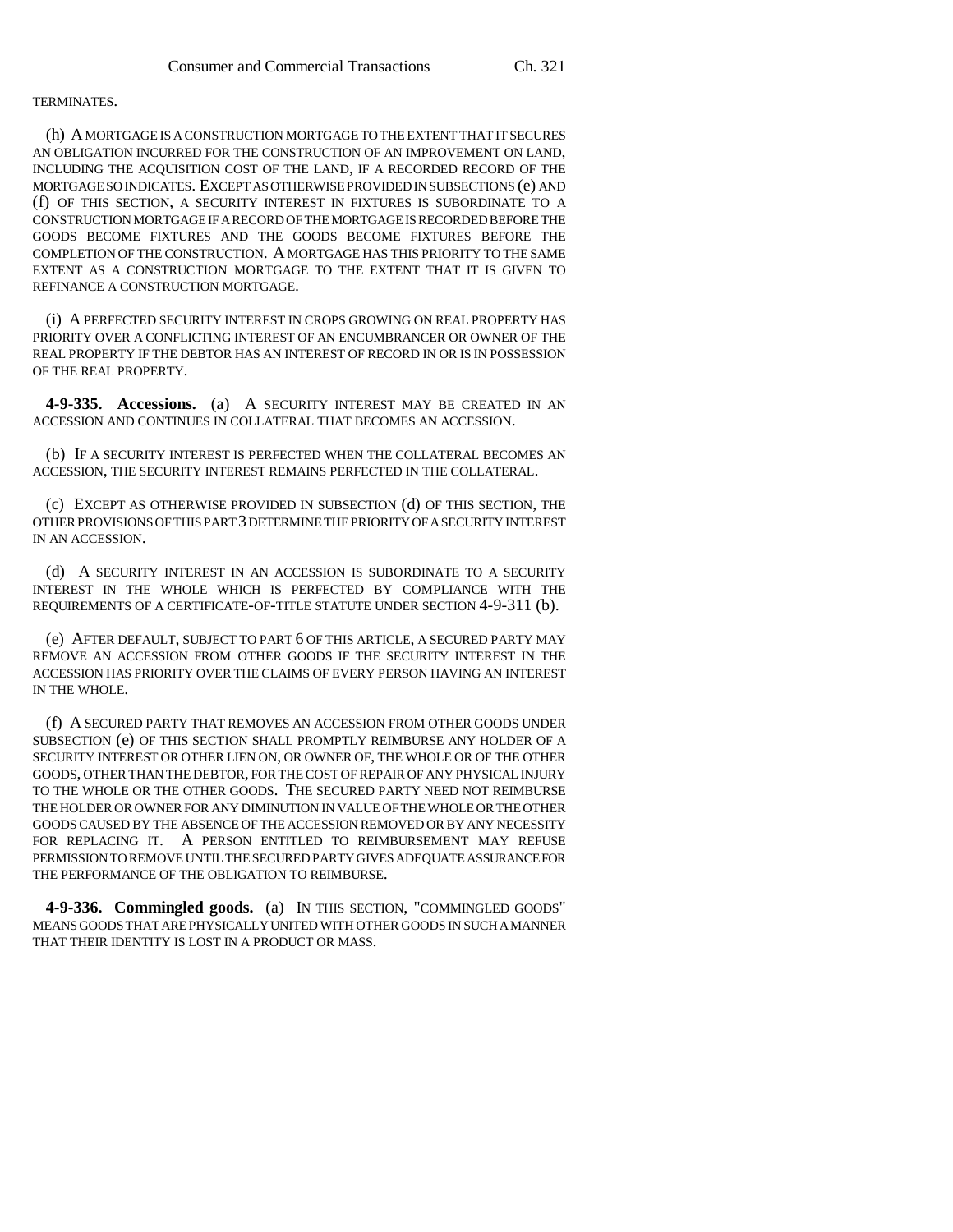TERMINATES.

(h) A MORTGAGE IS A CONSTRUCTION MORTGAGE TO THE EXTENT THAT IT SECURES AN OBLIGATION INCURRED FOR THE CONSTRUCTION OF AN IMPROVEMENT ON LAND, INCLUDING THE ACQUISITION COST OF THE LAND, IF A RECORDED RECORD OF THE MORTGAGE SO INDICATES. EXCEPT AS OTHERWISE PROVIDED IN SUBSECTIONS (e) AND (f) OF THIS SECTION, A SECURITY INTEREST IN FIXTURES IS SUBORDINATE TO A CONSTRUCTION MORTGAGE IF A RECORD OF THE MORTGAGE IS RECORDED BEFORE THE GOODS BECOME FIXTURES AND THE GOODS BECOME FIXTURES BEFORE THE COMPLETION OF THE CONSTRUCTION. A MORTGAGE HAS THIS PRIORITY TO THE SAME EXTENT AS A CONSTRUCTION MORTGAGE TO THE EXTENT THAT IT IS GIVEN TO REFINANCE A CONSTRUCTION MORTGAGE.

(i) A PERFECTED SECURITY INTEREST IN CROPS GROWING ON REAL PROPERTY HAS PRIORITY OVER A CONFLICTING INTEREST OF AN ENCUMBRANCER OR OWNER OF THE REAL PROPERTY IF THE DEBTOR HAS AN INTEREST OF RECORD IN OR IS IN POSSESSION OF THE REAL PROPERTY.

**4-9-335. Accessions.** (a) A SECURITY INTEREST MAY BE CREATED IN AN ACCESSION AND CONTINUES IN COLLATERAL THAT BECOMES AN ACCESSION.

(b) IF A SECURITY INTEREST IS PERFECTED WHEN THE COLLATERAL BECOMES AN ACCESSION, THE SECURITY INTEREST REMAINS PERFECTED IN THE COLLATERAL.

(c) EXCEPT AS OTHERWISE PROVIDED IN SUBSECTION (d) OF THIS SECTION, THE OTHER PROVISIONS OF THIS PART 3 DETERMINE THE PRIORITY OF A SECURITY INTEREST IN AN ACCESSION.

(d) A SECURITY INTEREST IN AN ACCESSION IS SUBORDINATE TO A SECURITY INTEREST IN THE WHOLE WHICH IS PERFECTED BY COMPLIANCE WITH THE REQUIREMENTS OF A CERTIFICATE-OF-TITLE STATUTE UNDER SECTION 4-9-311 (b).

(e) AFTER DEFAULT, SUBJECT TO PART 6 OF THIS ARTICLE, A SECURED PARTY MAY REMOVE AN ACCESSION FROM OTHER GOODS IF THE SECURITY INTEREST IN THE ACCESSION HAS PRIORITY OVER THE CLAIMS OF EVERY PERSON HAVING AN INTEREST IN THE WHOLE.

(f) A SECURED PARTY THAT REMOVES AN ACCESSION FROM OTHER GOODS UNDER SUBSECTION (e) OF THIS SECTION SHALL PROMPTLY REIMBURSE ANY HOLDER OF A SECURITY INTEREST OR OTHER LIEN ON, OR OWNER OF, THE WHOLE OR OF THE OTHER GOODS, OTHER THAN THE DEBTOR, FOR THE COST OF REPAIR OF ANY PHYSICAL INJURY TO THE WHOLE OR THE OTHER GOODS. THE SECURED PARTY NEED NOT REIMBURSE THE HOLDER OR OWNER FOR ANY DIMINUTION IN VALUE OF THE WHOLE OR THE OTHER GOODS CAUSED BY THE ABSENCE OF THE ACCESSION REMOVED OR BY ANY NECESSITY FOR REPLACING IT. A PERSON ENTITLED TO REIMBURSEMENT MAY REFUSE PERMISSION TO REMOVE UNTIL THE SECURED PARTY GIVES ADEQUATE ASSURANCE FOR THE PERFORMANCE OF THE OBLIGATION TO REIMBURSE.

**4-9-336. Commingled goods.** (a) IN THIS SECTION, "COMMINGLED GOODS" MEANS GOODS THAT ARE PHYSICALLY UNITED WITH OTHER GOODS IN SUCH A MANNER THAT THEIR IDENTITY IS LOST IN A PRODUCT OR MASS.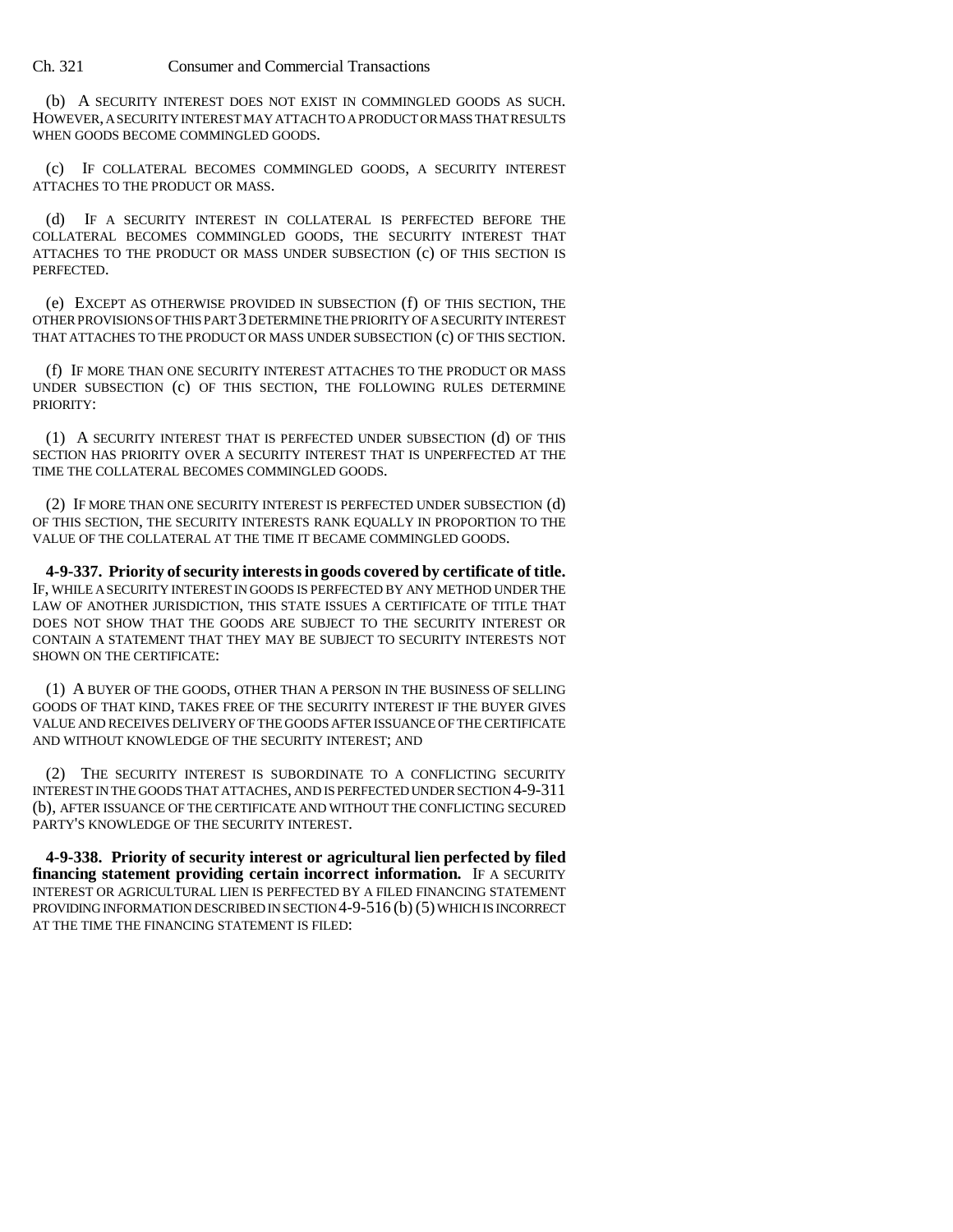(b) A SECURITY INTEREST DOES NOT EXIST IN COMMINGLED GOODS AS SUCH. HOWEVER, A SECURITY INTEREST MAY ATTACH TO A PRODUCT OR MASS THAT RESULTS WHEN GOODS BECOME COMMINGLED GOODS.

(c) IF COLLATERAL BECOMES COMMINGLED GOODS, A SECURITY INTEREST ATTACHES TO THE PRODUCT OR MASS.

(d) IF A SECURITY INTEREST IN COLLATERAL IS PERFECTED BEFORE THE COLLATERAL BECOMES COMMINGLED GOODS, THE SECURITY INTEREST THAT ATTACHES TO THE PRODUCT OR MASS UNDER SUBSECTION (c) OF THIS SECTION IS PERFECTED.

(e) EXCEPT AS OTHERWISE PROVIDED IN SUBSECTION (f) OF THIS SECTION, THE OTHER PROVISIONS OF THIS PART 3 DETERMINE THE PRIORITY OF A SECURITY INTEREST THAT ATTACHES TO THE PRODUCT OR MASS UNDER SUBSECTION (c) OF THIS SECTION.

(f) IF MORE THAN ONE SECURITY INTEREST ATTACHES TO THE PRODUCT OR MASS UNDER SUBSECTION (c) OF THIS SECTION, THE FOLLOWING RULES DETERMINE PRIORITY:

(1) A SECURITY INTEREST THAT IS PERFECTED UNDER SUBSECTION (d) OF THIS SECTION HAS PRIORITY OVER A SECURITY INTEREST THAT IS UNPERFECTED AT THE TIME THE COLLATERAL BECOMES COMMINGLED GOODS.

(2) IF MORE THAN ONE SECURITY INTEREST IS PERFECTED UNDER SUBSECTION (d) OF THIS SECTION, THE SECURITY INTERESTS RANK EQUALLY IN PROPORTION TO THE VALUE OF THE COLLATERAL AT THE TIME IT BECAME COMMINGLED GOODS.

**4-9-337. Priority of security interests in goods covered by certificate of title.** IF, WHILE A SECURITY INTEREST IN GOODS IS PERFECTED BY ANY METHOD UNDER THE LAW OF ANOTHER JURISDICTION, THIS STATE ISSUES A CERTIFICATE OF TITLE THAT DOES NOT SHOW THAT THE GOODS ARE SUBJECT TO THE SECURITY INTEREST OR CONTAIN A STATEMENT THAT THEY MAY BE SUBJECT TO SECURITY INTERESTS NOT SHOWN ON THE CERTIFICATE:

(1) A BUYER OF THE GOODS, OTHER THAN A PERSON IN THE BUSINESS OF SELLING GOODS OF THAT KIND, TAKES FREE OF THE SECURITY INTEREST IF THE BUYER GIVES VALUE AND RECEIVES DELIVERY OF THE GOODS AFTER ISSUANCE OF THE CERTIFICATE AND WITHOUT KNOWLEDGE OF THE SECURITY INTEREST; AND

(2) THE SECURITY INTEREST IS SUBORDINATE TO A CONFLICTING SECURITY INTEREST IN THE GOODS THAT ATTACHES, AND IS PERFECTED UNDER SECTION 4-9-311 (b), AFTER ISSUANCE OF THE CERTIFICATE AND WITHOUT THE CONFLICTING SECURED PARTY'S KNOWLEDGE OF THE SECURITY INTEREST.

**4-9-338. Priority of security interest or agricultural lien perfected by filed financing statement providing certain incorrect information.** IF A SECURITY INTEREST OR AGRICULTURAL LIEN IS PERFECTED BY A FILED FINANCING STATEMENT PROVIDING INFORMATION DESCRIBED IN SECTION 4-9-516 (b) (5) WHICH IS INCORRECT AT THE TIME THE FINANCING STATEMENT IS FILED: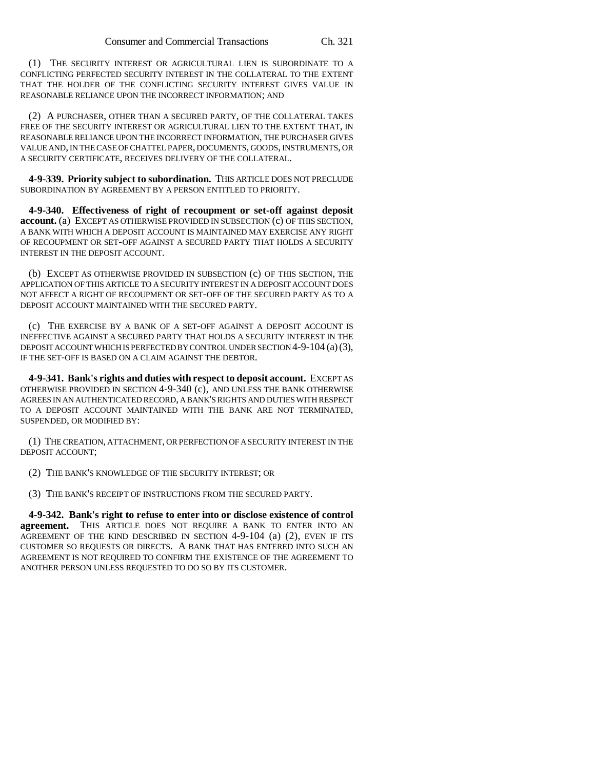(1) THE SECURITY INTEREST OR AGRICULTURAL LIEN IS SUBORDINATE TO A CONFLICTING PERFECTED SECURITY INTEREST IN THE COLLATERAL TO THE EXTENT THAT THE HOLDER OF THE CONFLICTING SECURITY INTEREST GIVES VALUE IN REASONABLE RELIANCE UPON THE INCORRECT INFORMATION; AND

(2) A PURCHASER, OTHER THAN A SECURED PARTY, OF THE COLLATERAL TAKES FREE OF THE SECURITY INTEREST OR AGRICULTURAL LIEN TO THE EXTENT THAT, IN REASONABLE RELIANCE UPON THE INCORRECT INFORMATION, THE PURCHASER GIVES VALUE AND, IN THE CASE OF CHATTEL PAPER, DOCUMENTS, GOODS, INSTRUMENTS, OR A SECURITY CERTIFICATE, RECEIVES DELIVERY OF THE COLLATERAL.

**4-9-339. Priority subject to subordination.** THIS ARTICLE DOES NOT PRECLUDE SUBORDINATION BY AGREEMENT BY A PERSON ENTITLED TO PRIORITY.

**4-9-340. Effectiveness of right of recoupment or set-off against deposit account.** (a) EXCEPT AS OTHERWISE PROVIDED IN SUBSECTION (c) OF THIS SECTION, A BANK WITH WHICH A DEPOSIT ACCOUNT IS MAINTAINED MAY EXERCISE ANY RIGHT OF RECOUPMENT OR SET-OFF AGAINST A SECURED PARTY THAT HOLDS A SECURITY INTEREST IN THE DEPOSIT ACCOUNT.

(b) EXCEPT AS OTHERWISE PROVIDED IN SUBSECTION (c) OF THIS SECTION, THE APPLICATION OF THIS ARTICLE TO A SECURITY INTEREST IN A DEPOSIT ACCOUNT DOES NOT AFFECT A RIGHT OF RECOUPMENT OR SET-OFF OF THE SECURED PARTY AS TO A DEPOSIT ACCOUNT MAINTAINED WITH THE SECURED PARTY.

(c) THE EXERCISE BY A BANK OF A SET-OFF AGAINST A DEPOSIT ACCOUNT IS INEFFECTIVE AGAINST A SECURED PARTY THAT HOLDS A SECURITY INTEREST IN THE DEPOSIT ACCOUNT WHICH IS PERFECTED BY CONTROL UNDER SECTION 4-9-104 (a) (3), IF THE SET-OFF IS BASED ON A CLAIM AGAINST THE DEBTOR.

**4-9-341. Bank's rights and duties with respect to deposit account.** EXCEPT AS OTHERWISE PROVIDED IN SECTION 4-9-340 (c), AND UNLESS THE BANK OTHERWISE AGREES IN AN AUTHENTICATED RECORD, A BANK'S RIGHTS AND DUTIES WITH RESPECT TO A DEPOSIT ACCOUNT MAINTAINED WITH THE BANK ARE NOT TERMINATED, SUSPENDED, OR MODIFIED BY:

(1) THE CREATION, ATTACHMENT, OR PERFECTION OF A SECURITY INTEREST IN THE DEPOSIT ACCOUNT;

(2) THE BANK'S KNOWLEDGE OF THE SECURITY INTEREST; OR

(3) THE BANK'S RECEIPT OF INSTRUCTIONS FROM THE SECURED PARTY.

**4-9-342. Bank's right to refuse to enter into or disclose existence of control agreement.** THIS ARTICLE DOES NOT REQUIRE A BANK TO ENTER INTO AN AGREEMENT OF THE KIND DESCRIBED IN SECTION 4-9-104 (a) (2), EVEN IF ITS CUSTOMER SO REQUESTS OR DIRECTS. A BANK THAT HAS ENTERED INTO SUCH AN AGREEMENT IS NOT REQUIRED TO CONFIRM THE EXISTENCE OF THE AGREEMENT TO ANOTHER PERSON UNLESS REQUESTED TO DO SO BY ITS CUSTOMER.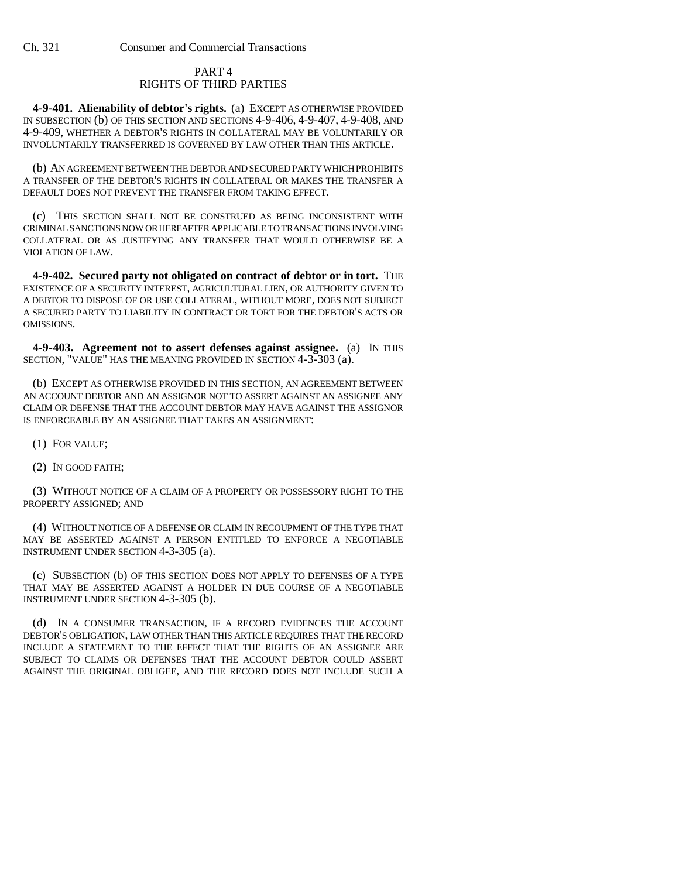## PART 4
## RIGHTS OF THIRD PARTIES

**4-9-401. Alienability of debtor's rights.** (a) EXCEPT AS OTHERWISE PROVIDED IN SUBSECTION (b) OF THIS SECTION AND SECTIONS 4-9-406, 4-9-407, 4-9-408, AND 4-9-409, WHETHER A DEBTOR'S RIGHTS IN COLLATERAL MAY BE VOLUNTARILY OR INVOLUNTARILY TRANSFERRED IS GOVERNED BY LAW OTHER THAN THIS ARTICLE.

(b) AN AGREEMENT BETWEEN THE DEBTOR AND SECURED PARTY WHICH PROHIBITS A TRANSFER OF THE DEBTOR'S RIGHTS IN COLLATERAL OR MAKES THE TRANSFER A DEFAULT DOES NOT PREVENT THE TRANSFER FROM TAKING EFFECT.

(c) THIS SECTION SHALL NOT BE CONSTRUED AS BEING INCONSISTENT WITH CRIMINAL SANCTIONS NOW OR HEREAFTER APPLICABLE TO TRANSACTIONS INVOLVING COLLATERAL OR AS JUSTIFYING ANY TRANSFER THAT WOULD OTHERWISE BE A VIOLATION OF LAW.

**4-9-402. Secured party not obligated on contract of debtor or in tort.** THE EXISTENCE OF A SECURITY INTEREST, AGRICULTURAL LIEN, OR AUTHORITY GIVEN TO A DEBTOR TO DISPOSE OF OR USE COLLATERAL, WITHOUT MORE, DOES NOT SUBJECT A SECURED PARTY TO LIABILITY IN CONTRACT OR TORT FOR THE DEBTOR'S ACTS OR OMISSIONS.

**4-9-403. Agreement not to assert defenses against assignee.** (a) IN THIS SECTION, "VALUE" HAS THE MEANING PROVIDED IN SECTION 4-3-303 (a).

(b) EXCEPT AS OTHERWISE PROVIDED IN THIS SECTION, AN AGREEMENT BETWEEN AN ACCOUNT DEBTOR AND AN ASSIGNOR NOT TO ASSERT AGAINST AN ASSIGNEE ANY CLAIM OR DEFENSE THAT THE ACCOUNT DEBTOR MAY HAVE AGAINST THE ASSIGNOR IS ENFORCEABLE BY AN ASSIGNEE THAT TAKES AN ASSIGNMENT:

(1) FOR VALUE;

(2) IN GOOD FAITH;

(3) WITHOUT NOTICE OF A CLAIM OF A PROPERTY OR POSSESSORY RIGHT TO THE PROPERTY ASSIGNED; AND

(4) WITHOUT NOTICE OF A DEFENSE OR CLAIM IN RECOUPMENT OF THE TYPE THAT MAY BE ASSERTED AGAINST A PERSON ENTITLED TO ENFORCE A NEGOTIABLE INSTRUMENT UNDER SECTION 4-3-305 (a).

(c) SUBSECTION (b) OF THIS SECTION DOES NOT APPLY TO DEFENSES OF A TYPE THAT MAY BE ASSERTED AGAINST A HOLDER IN DUE COURSE OF A NEGOTIABLE INSTRUMENT UNDER SECTION 4-3-305 (b).

(d) IN A CONSUMER TRANSACTION, IF A RECORD EVIDENCES THE ACCOUNT DEBTOR'S OBLIGATION, LAW OTHER THAN THIS ARTICLE REQUIRES THAT THE RECORD INCLUDE A STATEMENT TO THE EFFECT THAT THE RIGHTS OF AN ASSIGNEE ARE SUBJECT TO CLAIMS OR DEFENSES THAT THE ACCOUNT DEBTOR COULD ASSERT AGAINST THE ORIGINAL OBLIGEE, AND THE RECORD DOES NOT INCLUDE SUCH A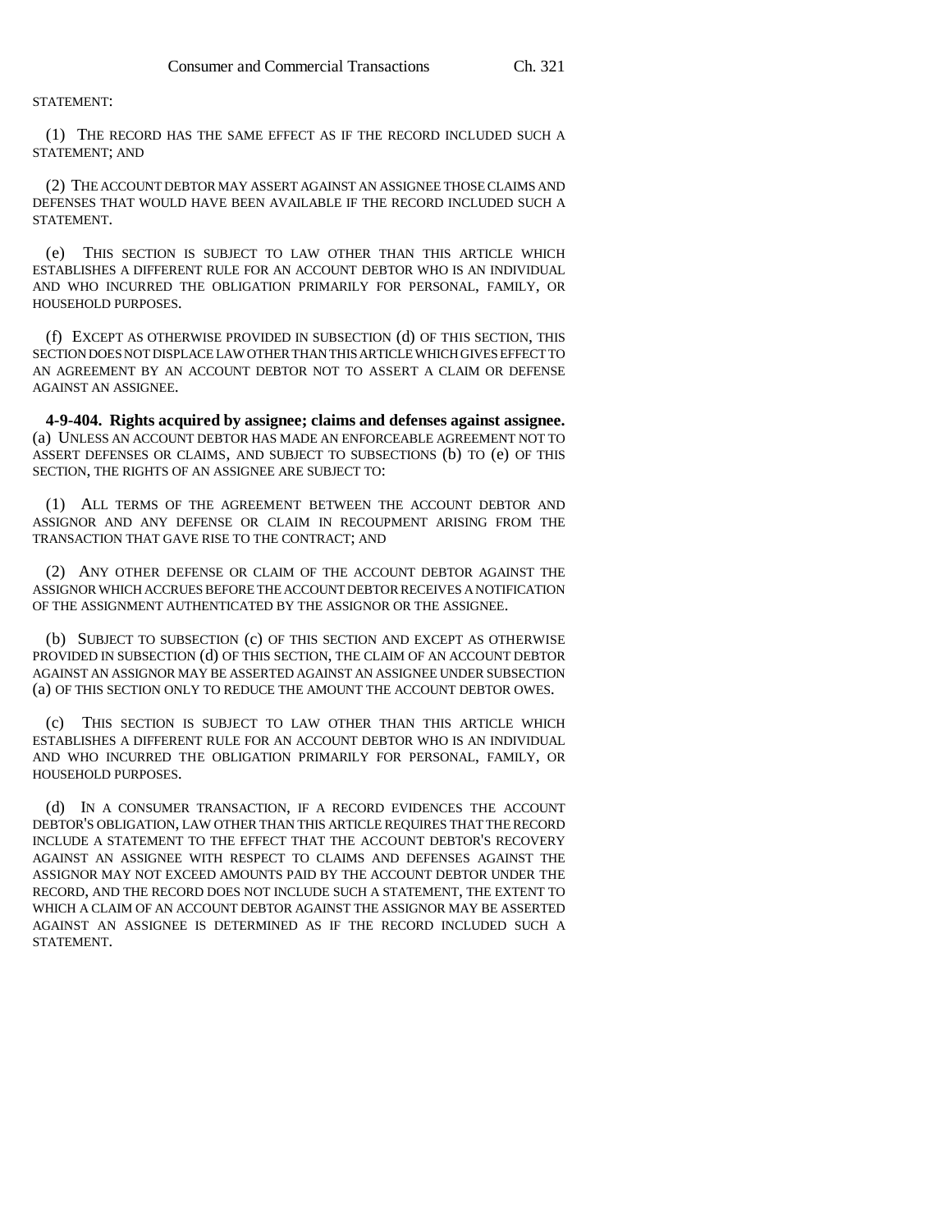STATEMENT:

(1) THE RECORD HAS THE SAME EFFECT AS IF THE RECORD INCLUDED SUCH A STATEMENT; AND

(2) THE ACCOUNT DEBTOR MAY ASSERT AGAINST AN ASSIGNEE THOSE CLAIMS AND DEFENSES THAT WOULD HAVE BEEN AVAILABLE IF THE RECORD INCLUDED SUCH A STATEMENT.

(e) THIS SECTION IS SUBJECT TO LAW OTHER THAN THIS ARTICLE WHICH ESTABLISHES A DIFFERENT RULE FOR AN ACCOUNT DEBTOR WHO IS AN INDIVIDUAL AND WHO INCURRED THE OBLIGATION PRIMARILY FOR PERSONAL, FAMILY, OR HOUSEHOLD PURPOSES.

(f) EXCEPT AS OTHERWISE PROVIDED IN SUBSECTION (d) OF THIS SECTION, THIS SECTION DOES NOT DISPLACE LAW OTHER THAN THIS ARTICLE WHICH GIVES EFFECT TO AN AGREEMENT BY AN ACCOUNT DEBTOR NOT TO ASSERT A CLAIM OR DEFENSE AGAINST AN ASSIGNEE.

**4-9-404. Rights acquired by assignee; claims and defenses against assignee.** (a) UNLESS AN ACCOUNT DEBTOR HAS MADE AN ENFORCEABLE AGREEMENT NOT TO ASSERT DEFENSES OR CLAIMS, AND SUBJECT TO SUBSECTIONS (b) TO (e) OF THIS SECTION, THE RIGHTS OF AN ASSIGNEE ARE SUBJECT TO:

(1) ALL TERMS OF THE AGREEMENT BETWEEN THE ACCOUNT DEBTOR AND ASSIGNOR AND ANY DEFENSE OR CLAIM IN RECOUPMENT ARISING FROM THE TRANSACTION THAT GAVE RISE TO THE CONTRACT; AND

(2) ANY OTHER DEFENSE OR CLAIM OF THE ACCOUNT DEBTOR AGAINST THE ASSIGNOR WHICH ACCRUES BEFORE THE ACCOUNT DEBTOR RECEIVES A NOTIFICATION OF THE ASSIGNMENT AUTHENTICATED BY THE ASSIGNOR OR THE ASSIGNEE.

(b) SUBJECT TO SUBSECTION (c) OF THIS SECTION AND EXCEPT AS OTHERWISE PROVIDED IN SUBSECTION (d) OF THIS SECTION, THE CLAIM OF AN ACCOUNT DEBTOR AGAINST AN ASSIGNOR MAY BE ASSERTED AGAINST AN ASSIGNEE UNDER SUBSECTION (a) OF THIS SECTION ONLY TO REDUCE THE AMOUNT THE ACCOUNT DEBTOR OWES.

(c) THIS SECTION IS SUBJECT TO LAW OTHER THAN THIS ARTICLE WHICH ESTABLISHES A DIFFERENT RULE FOR AN ACCOUNT DEBTOR WHO IS AN INDIVIDUAL AND WHO INCURRED THE OBLIGATION PRIMARILY FOR PERSONAL, FAMILY, OR HOUSEHOLD PURPOSES.

(d) IN A CONSUMER TRANSACTION, IF A RECORD EVIDENCES THE ACCOUNT DEBTOR'S OBLIGATION, LAW OTHER THAN THIS ARTICLE REQUIRES THAT THE RECORD INCLUDE A STATEMENT TO THE EFFECT THAT THE ACCOUNT DEBTOR'S RECOVERY AGAINST AN ASSIGNEE WITH RESPECT TO CLAIMS AND DEFENSES AGAINST THE ASSIGNOR MAY NOT EXCEED AMOUNTS PAID BY THE ACCOUNT DEBTOR UNDER THE RECORD, AND THE RECORD DOES NOT INCLUDE SUCH A STATEMENT, THE EXTENT TO WHICH A CLAIM OF AN ACCOUNT DEBTOR AGAINST THE ASSIGNOR MAY BE ASSERTED AGAINST AN ASSIGNEE IS DETERMINED AS IF THE RECORD INCLUDED SUCH A STATEMENT.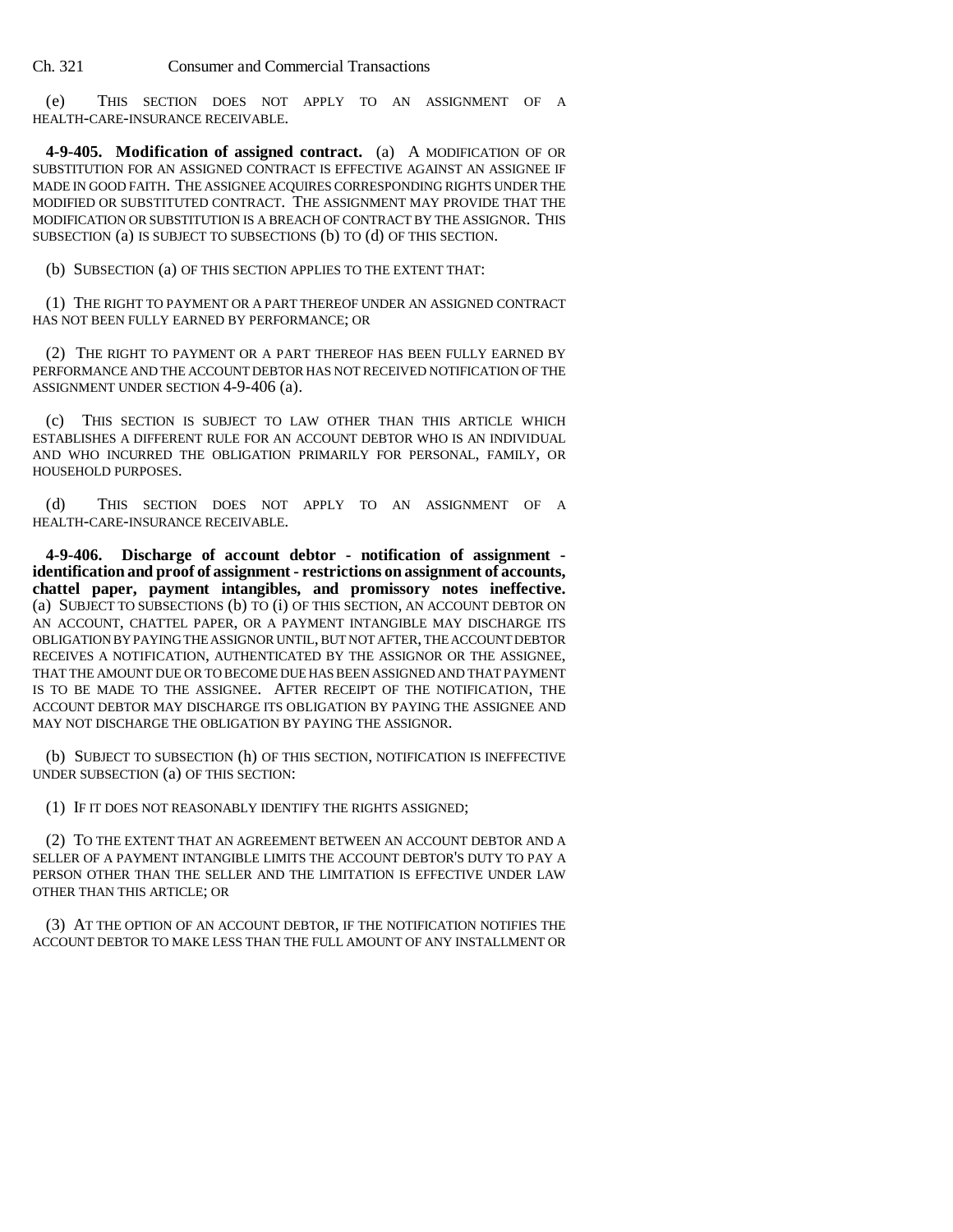(e) THIS SECTION DOES NOT APPLY TO AN ASSIGNMENT OF A HEALTH-CARE-INSURANCE RECEIVABLE.

**4-9-405. Modification of assigned contract.** (a) A MODIFICATION OF OR SUBSTITUTION FOR AN ASSIGNED CONTRACT IS EFFECTIVE AGAINST AN ASSIGNEE IF MADE IN GOOD FAITH. THE ASSIGNEE ACQUIRES CORRESPONDING RIGHTS UNDER THE MODIFIED OR SUBSTITUTED CONTRACT. THE ASSIGNMENT MAY PROVIDE THAT THE MODIFICATION OR SUBSTITUTION IS A BREACH OF CONTRACT BY THE ASSIGNOR. THIS SUBSECTION (a) IS SUBJECT TO SUBSECTIONS (b) TO (d) OF THIS SECTION.

(b) SUBSECTION (a) OF THIS SECTION APPLIES TO THE EXTENT THAT:

(1) THE RIGHT TO PAYMENT OR A PART THEREOF UNDER AN ASSIGNED CONTRACT HAS NOT BEEN FULLY EARNED BY PERFORMANCE; OR

(2) THE RIGHT TO PAYMENT OR A PART THEREOF HAS BEEN FULLY EARNED BY PERFORMANCE AND THE ACCOUNT DEBTOR HAS NOT RECEIVED NOTIFICATION OF THE ASSIGNMENT UNDER SECTION 4-9-406 (a).

(c) THIS SECTION IS SUBJECT TO LAW OTHER THAN THIS ARTICLE WHICH ESTABLISHES A DIFFERENT RULE FOR AN ACCOUNT DEBTOR WHO IS AN INDIVIDUAL AND WHO INCURRED THE OBLIGATION PRIMARILY FOR PERSONAL, FAMILY, OR HOUSEHOLD PURPOSES.

(d) THIS SECTION DOES NOT APPLY TO AN ASSIGNMENT OF A HEALTH-CARE-INSURANCE RECEIVABLE.

**4-9-406. Discharge of account debtor - notification of assignment - identification and proof of assignment - restrictions on assignment of accounts, chattel paper, payment intangibles, and promissory notes ineffective.** (a) SUBJECT TO SUBSECTIONS (b) TO (i) OF THIS SECTION, AN ACCOUNT DEBTOR ON AN ACCOUNT, CHATTEL PAPER, OR A PAYMENT INTANGIBLE MAY DISCHARGE ITS OBLIGATION BY PAYING THE ASSIGNOR UNTIL, BUT NOT AFTER, THE ACCOUNT DEBTOR RECEIVES A NOTIFICATION, AUTHENTICATED BY THE ASSIGNOR OR THE ASSIGNEE, THAT THE AMOUNT DUE OR TO BECOME DUE HAS BEEN ASSIGNED AND THAT PAYMENT IS TO BE MADE TO THE ASSIGNEE. AFTER RECEIPT OF THE NOTIFICATION, THE ACCOUNT DEBTOR MAY DISCHARGE ITS OBLIGATION BY PAYING THE ASSIGNEE AND MAY NOT DISCHARGE THE OBLIGATION BY PAYING THE ASSIGNOR.

(b) SUBJECT TO SUBSECTION (h) OF THIS SECTION, NOTIFICATION IS INEFFECTIVE UNDER SUBSECTION (a) OF THIS SECTION:

(1) IF IT DOES NOT REASONABLY IDENTIFY THE RIGHTS ASSIGNED;

(2) TO THE EXTENT THAT AN AGREEMENT BETWEEN AN ACCOUNT DEBTOR AND A SELLER OF A PAYMENT INTANGIBLE LIMITS THE ACCOUNT DEBTOR'S DUTY TO PAY A PERSON OTHER THAN THE SELLER AND THE LIMITATION IS EFFECTIVE UNDER LAW OTHER THAN THIS ARTICLE; OR

(3) AT THE OPTION OF AN ACCOUNT DEBTOR, IF THE NOTIFICATION NOTIFIES THE ACCOUNT DEBTOR TO MAKE LESS THAN THE FULL AMOUNT OF ANY INSTALLMENT OR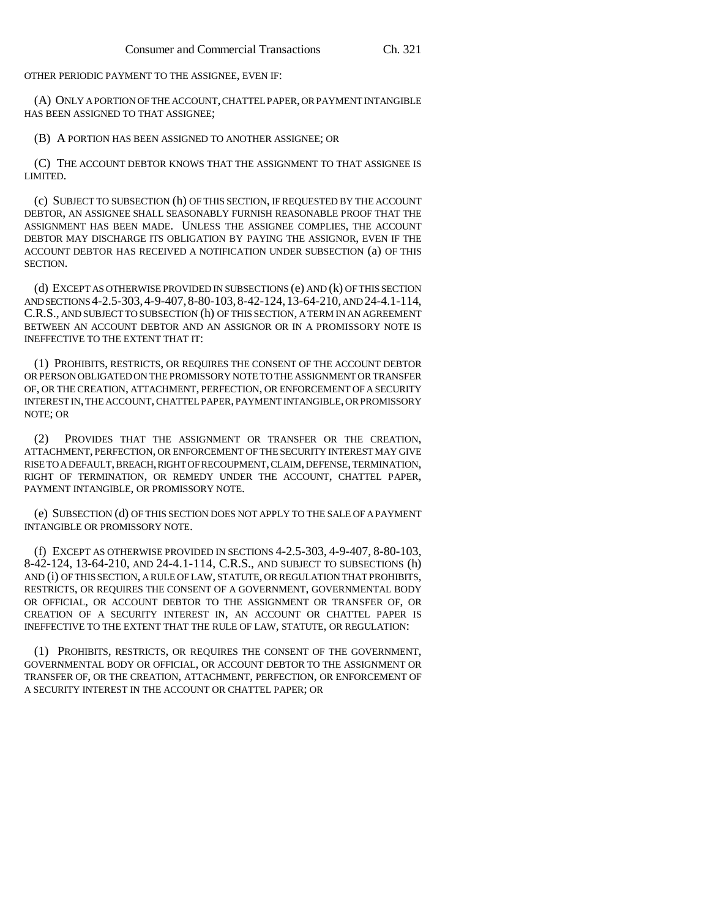OTHER PERIODIC PAYMENT TO THE ASSIGNEE, EVEN IF:

(A) ONLY A PORTION OF THE ACCOUNT, CHATTEL PAPER, OR PAYMENT INTANGIBLE HAS BEEN ASSIGNED TO THAT ASSIGNEE;

(B) A PORTION HAS BEEN ASSIGNED TO ANOTHER ASSIGNEE; OR

(C) THE ACCOUNT DEBTOR KNOWS THAT THE ASSIGNMENT TO THAT ASSIGNEE IS LIMITED.

(c) SUBJECT TO SUBSECTION (h) OF THIS SECTION, IF REQUESTED BY THE ACCOUNT DEBTOR, AN ASSIGNEE SHALL SEASONABLY FURNISH REASONABLE PROOF THAT THE ASSIGNMENT HAS BEEN MADE. UNLESS THE ASSIGNEE COMPLIES, THE ACCOUNT DEBTOR MAY DISCHARGE ITS OBLIGATION BY PAYING THE ASSIGNOR, EVEN IF THE ACCOUNT DEBTOR HAS RECEIVED A NOTIFICATION UNDER SUBSECTION (a) OF THIS SECTION.

(d) EXCEPT AS OTHERWISE PROVIDED IN SUBSECTIONS (e) AND (k) OF THIS SECTION AND SECTIONS 4-2.5-303, 4-9-407, 8-80-103, 8-42-124, 13-64-210, AND 24-4.1-114, C.R.S., AND SUBJECT TO SUBSECTION (h) OF THIS SECTION, A TERM IN AN AGREEMENT BETWEEN AN ACCOUNT DEBTOR AND AN ASSIGNOR OR IN A PROMISSORY NOTE IS INEFFECTIVE TO THE EXTENT THAT IT:

(1) PROHIBITS, RESTRICTS, OR REQUIRES THE CONSENT OF THE ACCOUNT DEBTOR OR PERSON OBLIGATED ON THE PROMISSORY NOTE TO THE ASSIGNMENT OR TRANSFER OF, OR THE CREATION, ATTACHMENT, PERFECTION, OR ENFORCEMENT OF A SECURITY INTEREST IN, THE ACCOUNT, CHATTEL PAPER, PAYMENT INTANGIBLE, OR PROMISSORY NOTE; OR

(2) PROVIDES THAT THE ASSIGNMENT OR TRANSFER OR THE CREATION, ATTACHMENT, PERFECTION, OR ENFORCEMENT OF THE SECURITY INTEREST MAY GIVE RISE TO A DEFAULT, BREACH, RIGHT OF RECOUPMENT, CLAIM, DEFENSE, TERMINATION, RIGHT OF TERMINATION, OR REMEDY UNDER THE ACCOUNT, CHATTEL PAPER, PAYMENT INTANGIBLE, OR PROMISSORY NOTE.

(e) SUBSECTION (d) OF THIS SECTION DOES NOT APPLY TO THE SALE OF A PAYMENT INTANGIBLE OR PROMISSORY NOTE.

(f) EXCEPT AS OTHERWISE PROVIDED IN SECTIONS 4-2.5-303, 4-9-407, 8-80-103, 8-42-124, 13-64-210, AND 24-4.1-114, C.R.S., AND SUBJECT TO SUBSECTIONS (h) AND (i) OF THIS SECTION, A RULE OF LAW, STATUTE, OR REGULATION THAT PROHIBITS, RESTRICTS, OR REQUIRES THE CONSENT OF A GOVERNMENT, GOVERNMENTAL BODY OR OFFICIAL, OR ACCOUNT DEBTOR TO THE ASSIGNMENT OR TRANSFER OF, OR CREATION OF A SECURITY INTEREST IN, AN ACCOUNT OR CHATTEL PAPER IS INEFFECTIVE TO THE EXTENT THAT THE RULE OF LAW, STATUTE, OR REGULATION:

(1) PROHIBITS, RESTRICTS, OR REQUIRES THE CONSENT OF THE GOVERNMENT, GOVERNMENTAL BODY OR OFFICIAL, OR ACCOUNT DEBTOR TO THE ASSIGNMENT OR TRANSFER OF, OR THE CREATION, ATTACHMENT, PERFECTION, OR ENFORCEMENT OF A SECURITY INTEREST IN THE ACCOUNT OR CHATTEL PAPER; OR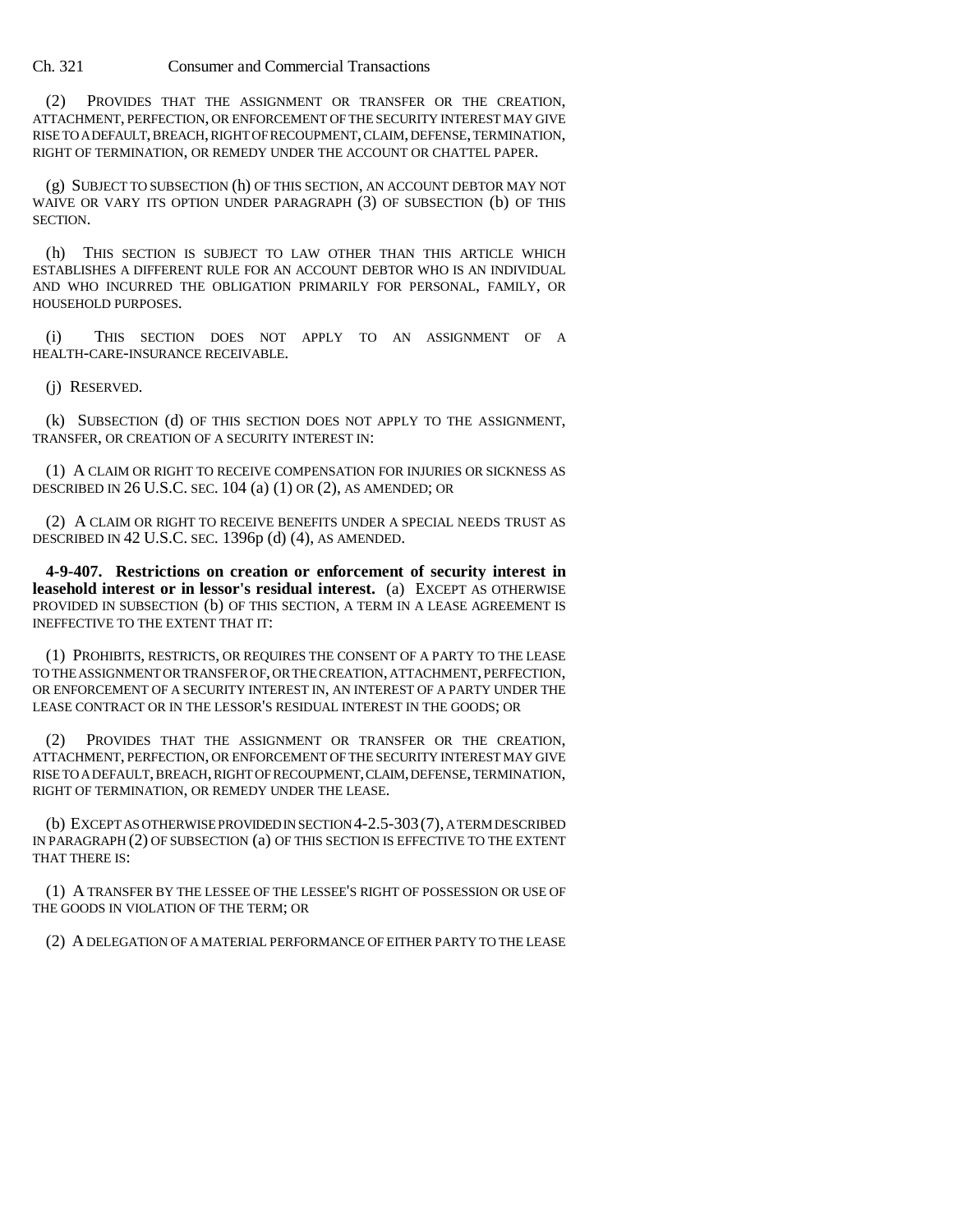(2) PROVIDES THAT THE ASSIGNMENT OR TRANSFER OR THE CREATION, ATTACHMENT, PERFECTION, OR ENFORCEMENT OF THE SECURITY INTEREST MAY GIVE RISE TO A DEFAULT, BREACH, RIGHT OF RECOUPMENT, CLAIM, DEFENSE, TERMINATION, RIGHT OF TERMINATION, OR REMEDY UNDER THE ACCOUNT OR CHATTEL PAPER.

(g) SUBJECT TO SUBSECTION (h) OF THIS SECTION, AN ACCOUNT DEBTOR MAY NOT WAIVE OR VARY ITS OPTION UNDER PARAGRAPH (3) OF SUBSECTION (b) OF THIS SECTION.

(h) THIS SECTION IS SUBJECT TO LAW OTHER THAN THIS ARTICLE WHICH ESTABLISHES A DIFFERENT RULE FOR AN ACCOUNT DEBTOR WHO IS AN INDIVIDUAL AND WHO INCURRED THE OBLIGATION PRIMARILY FOR PERSONAL, FAMILY, OR HOUSEHOLD PURPOSES.

(i) THIS SECTION DOES NOT APPLY TO AN ASSIGNMENT OF A HEALTH-CARE-INSURANCE RECEIVABLE.

(j) RESERVED.

(k) SUBSECTION (d) OF THIS SECTION DOES NOT APPLY TO THE ASSIGNMENT, TRANSFER, OR CREATION OF A SECURITY INTEREST IN:

(1) A CLAIM OR RIGHT TO RECEIVE COMPENSATION FOR INJURIES OR SICKNESS AS DESCRIBED IN 26 U.S.C. SEC. 104 (a) (1) OR (2), AS AMENDED; OR

(2) A CLAIM OR RIGHT TO RECEIVE BENEFITS UNDER A SPECIAL NEEDS TRUST AS DESCRIBED IN 42 U.S.C. SEC. 1396p (d) (4), AS AMENDED.

**4-9-407. Restrictions on creation or enforcement of security interest in leasehold interest or in lessor's residual interest.** (a) EXCEPT AS OTHERWISE PROVIDED IN SUBSECTION (b) OF THIS SECTION, A TERM IN A LEASE AGREEMENT IS INEFFECTIVE TO THE EXTENT THAT IT:

(1) PROHIBITS, RESTRICTS, OR REQUIRES THE CONSENT OF A PARTY TO THE LEASE TO THE ASSIGNMENT OR TRANSFER OF, OR THE CREATION, ATTACHMENT, PERFECTION, OR ENFORCEMENT OF A SECURITY INTEREST IN, AN INTEREST OF A PARTY UNDER THE LEASE CONTRACT OR IN THE LESSOR'S RESIDUAL INTEREST IN THE GOODS; OR

(2) PROVIDES THAT THE ASSIGNMENT OR TRANSFER OR THE CREATION, ATTACHMENT, PERFECTION, OR ENFORCEMENT OF THE SECURITY INTEREST MAY GIVE RISE TO A DEFAULT, BREACH, RIGHT OF RECOUPMENT, CLAIM, DEFENSE, TERMINATION, RIGHT OF TERMINATION, OR REMEDY UNDER THE LEASE.

(b) EXCEPT AS OTHERWISE PROVIDED IN SECTION 4-2.5-303 (7), A TERM DESCRIBED IN PARAGRAPH (2) OF SUBSECTION (a) OF THIS SECTION IS EFFECTIVE TO THE EXTENT THAT THERE IS:

(1) A TRANSFER BY THE LESSEE OF THE LESSEE'S RIGHT OF POSSESSION OR USE OF THE GOODS IN VIOLATION OF THE TERM; OR

(2) A DELEGATION OF A MATERIAL PERFORMANCE OF EITHER PARTY TO THE LEASE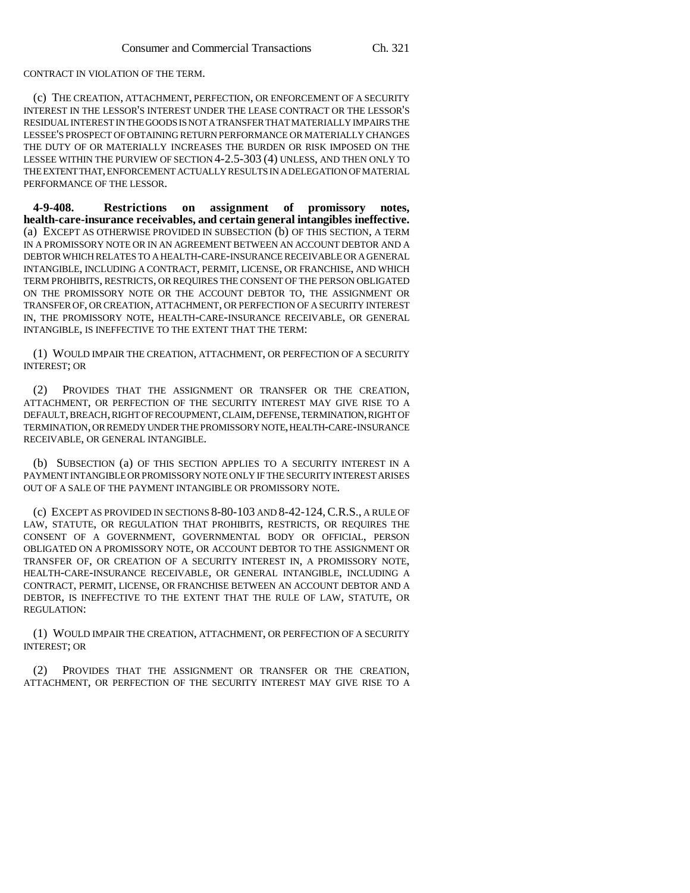CONTRACT IN VIOLATION OF THE TERM.

(c) THE CREATION, ATTACHMENT, PERFECTION, OR ENFORCEMENT OF A SECURITY INTEREST IN THE LESSOR'S INTEREST UNDER THE LEASE CONTRACT OR THE LESSOR'S RESIDUAL INTEREST IN THE GOODS IS NOT A TRANSFER THAT MATERIALLY IMPAIRS THE LESSEE'S PROSPECT OF OBTAINING RETURN PERFORMANCE OR MATERIALLY CHANGES THE DUTY OF OR MATERIALLY INCREASES THE BURDEN OR RISK IMPOSED ON THE LESSEE WITHIN THE PURVIEW OF SECTION 4-2.5-303 (4) UNLESS, AND THEN ONLY TO THE EXTENT THAT, ENFORCEMENT ACTUALLY RESULTS IN A DELEGATION OF MATERIAL PERFORMANCE OF THE LESSOR.

**4-9-408. Restrictions on assignment of promissory notes, health-care-insurance receivables, and certain general intangibles ineffective.** (a) EXCEPT AS OTHERWISE PROVIDED IN SUBSECTION (b) OF THIS SECTION, A TERM IN A PROMISSORY NOTE OR IN AN AGREEMENT BETWEEN AN ACCOUNT DEBTOR AND A DEBTOR WHICH RELATES TO A HEALTH-CARE-INSURANCE RECEIVABLE OR A GENERAL INTANGIBLE, INCLUDING A CONTRACT, PERMIT, LICENSE, OR FRANCHISE, AND WHICH TERM PROHIBITS, RESTRICTS, OR REQUIRES THE CONSENT OF THE PERSON OBLIGATED ON THE PROMISSORY NOTE OR THE ACCOUNT DEBTOR TO, THE ASSIGNMENT OR TRANSFER OF, OR CREATION, ATTACHMENT, OR PERFECTION OF A SECURITY INTEREST IN, THE PROMISSORY NOTE, HEALTH-CARE-INSURANCE RECEIVABLE, OR GENERAL INTANGIBLE, IS INEFFECTIVE TO THE EXTENT THAT THE TERM:

(1) WOULD IMPAIR THE CREATION, ATTACHMENT, OR PERFECTION OF A SECURITY INTEREST; OR

(2) PROVIDES THAT THE ASSIGNMENT OR TRANSFER OR THE CREATION, ATTACHMENT, OR PERFECTION OF THE SECURITY INTEREST MAY GIVE RISE TO A DEFAULT, BREACH, RIGHT OF RECOUPMENT, CLAIM, DEFENSE, TERMINATION, RIGHT OF TERMINATION, OR REMEDY UNDER THE PROMISSORY NOTE, HEALTH-CARE-INSURANCE RECEIVABLE, OR GENERAL INTANGIBLE.

(b) SUBSECTION (a) OF THIS SECTION APPLIES TO A SECURITY INTEREST IN A PAYMENT INTANGIBLE OR PROMISSORY NOTE ONLY IF THE SECURITY INTEREST ARISES OUT OF A SALE OF THE PAYMENT INTANGIBLE OR PROMISSORY NOTE.

(c) EXCEPT AS PROVIDED IN SECTIONS 8-80-103 AND 8-42-124, C.R.S., A RULE OF LAW, STATUTE, OR REGULATION THAT PROHIBITS, RESTRICTS, OR REQUIRES THE CONSENT OF A GOVERNMENT, GOVERNMENTAL BODY OR OFFICIAL, PERSON OBLIGATED ON A PROMISSORY NOTE, OR ACCOUNT DEBTOR TO THE ASSIGNMENT OR TRANSFER OF, OR CREATION OF A SECURITY INTEREST IN, A PROMISSORY NOTE, HEALTH-CARE-INSURANCE RECEIVABLE, OR GENERAL INTANGIBLE, INCLUDING A CONTRACT, PERMIT, LICENSE, OR FRANCHISE BETWEEN AN ACCOUNT DEBTOR AND A DEBTOR, IS INEFFECTIVE TO THE EXTENT THAT THE RULE OF LAW, STATUTE, OR REGULATION:

(1) WOULD IMPAIR THE CREATION, ATTACHMENT, OR PERFECTION OF A SECURITY INTEREST; OR

(2) PROVIDES THAT THE ASSIGNMENT OR TRANSFER OR THE CREATION, ATTACHMENT, OR PERFECTION OF THE SECURITY INTEREST MAY GIVE RISE TO A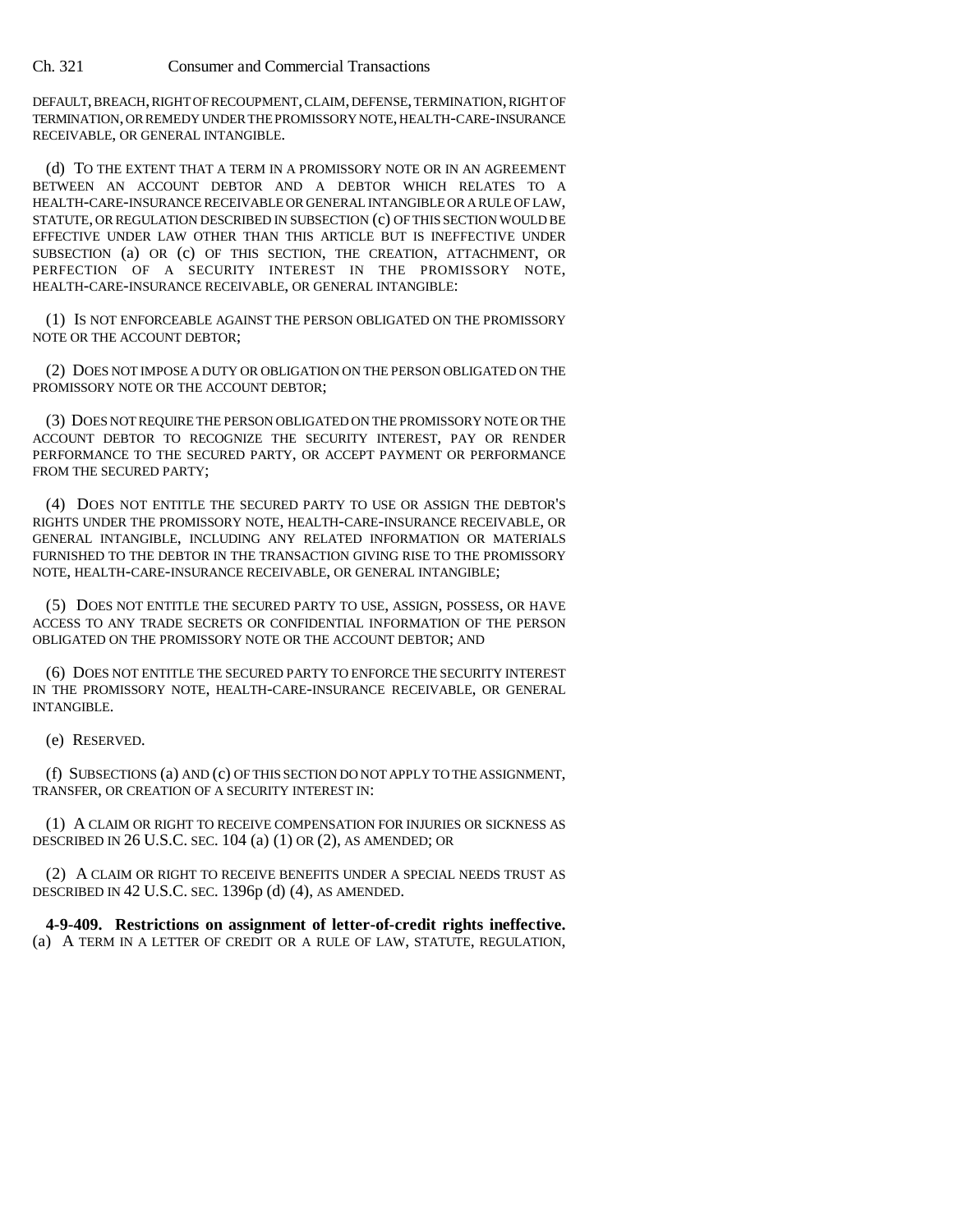DEFAULT, BREACH, RIGHT OF RECOUPMENT, CLAIM, DEFENSE, TERMINATION, RIGHT OF TERMINATION, OR REMEDY UNDER THE PROMISSORY NOTE, HEALTH-CARE-INSURANCE RECEIVABLE, OR GENERAL INTANGIBLE.

(d) TO THE EXTENT THAT A TERM IN A PROMISSORY NOTE OR IN AN AGREEMENT BETWEEN AN ACCOUNT DEBTOR AND A DEBTOR WHICH RELATES TO A HEALTH-CARE-INSURANCE RECEIVABLE OR GENERAL INTANGIBLE OR A RULE OF LAW, STATUTE, OR REGULATION DESCRIBED IN SUBSECTION (c) OF THIS SECTION WOULD BE EFFECTIVE UNDER LAW OTHER THAN THIS ARTICLE BUT IS INEFFECTIVE UNDER SUBSECTION (a) OR (c) OF THIS SECTION, THE CREATION, ATTACHMENT, OR PERFECTION OF A SECURITY INTEREST IN THE PROMISSORY NOTE, HEALTH-CARE-INSURANCE RECEIVABLE, OR GENERAL INTANGIBLE:

(1) IS NOT ENFORCEABLE AGAINST THE PERSON OBLIGATED ON THE PROMISSORY NOTE OR THE ACCOUNT DEBTOR;

(2) DOES NOT IMPOSE A DUTY OR OBLIGATION ON THE PERSON OBLIGATED ON THE PROMISSORY NOTE OR THE ACCOUNT DEBTOR;

(3) DOES NOT REQUIRE THE PERSON OBLIGATED ON THE PROMISSORY NOTE OR THE ACCOUNT DEBTOR TO RECOGNIZE THE SECURITY INTEREST, PAY OR RENDER PERFORMANCE TO THE SECURED PARTY, OR ACCEPT PAYMENT OR PERFORMANCE FROM THE SECURED PARTY;

(4) DOES NOT ENTITLE THE SECURED PARTY TO USE OR ASSIGN THE DEBTOR'S RIGHTS UNDER THE PROMISSORY NOTE, HEALTH-CARE-INSURANCE RECEIVABLE, OR GENERAL INTANGIBLE, INCLUDING ANY RELATED INFORMATION OR MATERIALS FURNISHED TO THE DEBTOR IN THE TRANSACTION GIVING RISE TO THE PROMISSORY NOTE, HEALTH-CARE-INSURANCE RECEIVABLE, OR GENERAL INTANGIBLE;

(5) DOES NOT ENTITLE THE SECURED PARTY TO USE, ASSIGN, POSSESS, OR HAVE ACCESS TO ANY TRADE SECRETS OR CONFIDENTIAL INFORMATION OF THE PERSON OBLIGATED ON THE PROMISSORY NOTE OR THE ACCOUNT DEBTOR; AND

(6) DOES NOT ENTITLE THE SECURED PARTY TO ENFORCE THE SECURITY INTEREST IN THE PROMISSORY NOTE, HEALTH-CARE-INSURANCE RECEIVABLE, OR GENERAL INTANGIBLE.

(e) RESERVED.

(f) SUBSECTIONS (a) AND (c) OF THIS SECTION DO NOT APPLY TO THE ASSIGNMENT, TRANSFER, OR CREATION OF A SECURITY INTEREST IN:

(1) A CLAIM OR RIGHT TO RECEIVE COMPENSATION FOR INJURIES OR SICKNESS AS DESCRIBED IN 26 U.S.C. SEC. 104 (a) (1) OR (2), AS AMENDED; OR

(2) A CLAIM OR RIGHT TO RECEIVE BENEFITS UNDER A SPECIAL NEEDS TRUST AS DESCRIBED IN 42 U.S.C. SEC. 1396p (d) (4), AS AMENDED.

**4-9-409. Restrictions on assignment of letter-of-credit rights ineffective.** (a) A TERM IN A LETTER OF CREDIT OR A RULE OF LAW, STATUTE, REGULATION,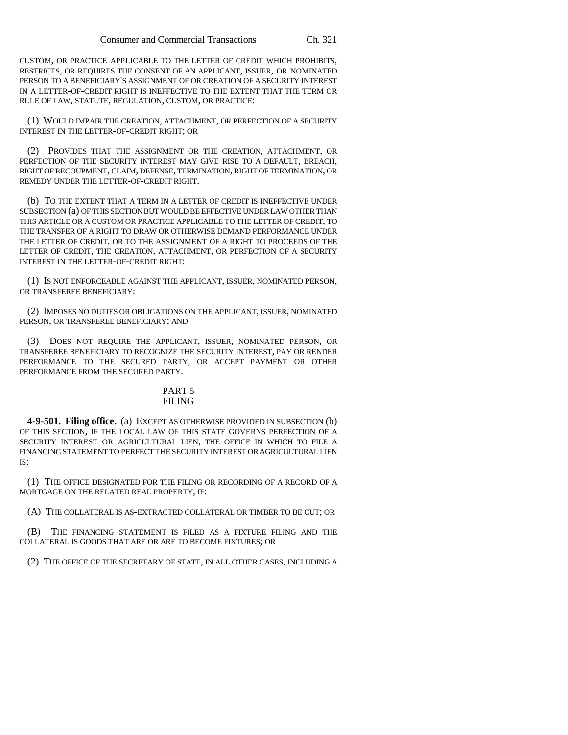CUSTOM, OR PRACTICE APPLICABLE TO THE LETTER OF CREDIT WHICH PROHIBITS, RESTRICTS, OR REQUIRES THE CONSENT OF AN APPLICANT, ISSUER, OR NOMINATED PERSON TO A BENEFICIARY'S ASSIGNMENT OF OR CREATION OF A SECURITY INTEREST IN A LETTER-OF-CREDIT RIGHT IS INEFFECTIVE TO THE EXTENT THAT THE TERM OR RULE OF LAW, STATUTE, REGULATION, CUSTOM, OR PRACTICE:

(1) WOULD IMPAIR THE CREATION, ATTACHMENT, OR PERFECTION OF A SECURITY INTEREST IN THE LETTER-OF-CREDIT RIGHT; OR

(2) PROVIDES THAT THE ASSIGNMENT OR THE CREATION, ATTACHMENT, OR PERFECTION OF THE SECURITY INTEREST MAY GIVE RISE TO A DEFAULT, BREACH, RIGHT OF RECOUPMENT, CLAIM, DEFENSE, TERMINATION, RIGHT OF TERMINATION, OR REMEDY UNDER THE LETTER-OF-CREDIT RIGHT.

(b) TO THE EXTENT THAT A TERM IN A LETTER OF CREDIT IS INEFFECTIVE UNDER SUBSECTION (a) OF THIS SECTION BUT WOULD BE EFFECTIVE UNDER LAW OTHER THAN THIS ARTICLE OR A CUSTOM OR PRACTICE APPLICABLE TO THE LETTER OF CREDIT, TO THE TRANSFER OF A RIGHT TO DRAW OR OTHERWISE DEMAND PERFORMANCE UNDER THE LETTER OF CREDIT, OR TO THE ASSIGNMENT OF A RIGHT TO PROCEEDS OF THE LETTER OF CREDIT, THE CREATION, ATTACHMENT, OR PERFECTION OF A SECURITY INTEREST IN THE LETTER-OF-CREDIT RIGHT:

(1) IS NOT ENFORCEABLE AGAINST THE APPLICANT, ISSUER, NOMINATED PERSON, OR TRANSFEREE BENEFICIARY;

(2) IMPOSES NO DUTIES OR OBLIGATIONS ON THE APPLICANT, ISSUER, NOMINATED PERSON, OR TRANSFEREE BENEFICIARY; AND

(3) DOES NOT REQUIRE THE APPLICANT, ISSUER, NOMINATED PERSON, OR TRANSFEREE BENEFICIARY TO RECOGNIZE THE SECURITY INTEREST, PAY OR RENDER PERFORMANCE TO THE SECURED PARTY, OR ACCEPT PAYMENT OR OTHER PERFORMANCE FROM THE SECURED PARTY.

## PART 5
## FILING

**4-9-501. Filing office.** (a) EXCEPT AS OTHERWISE PROVIDED IN SUBSECTION (b) OF THIS SECTION, IF THE LOCAL LAW OF THIS STATE GOVERNS PERFECTION OF A SECURITY INTEREST OR AGRICULTURAL LIEN, THE OFFICE IN WHICH TO FILE A FINANCING STATEMENT TO PERFECT THE SECURITY INTEREST OR AGRICULTURAL LIEN IS:

(1) THE OFFICE DESIGNATED FOR THE FILING OR RECORDING OF A RECORD OF A MORTGAGE ON THE RELATED REAL PROPERTY, IF:

(A) THE COLLATERAL IS AS-EXTRACTED COLLATERAL OR TIMBER TO BE CUT; OR

(B) THE FINANCING STATEMENT IS FILED AS A FIXTURE FILING AND THE COLLATERAL IS GOODS THAT ARE OR ARE TO BECOME FIXTURES; OR

(2) THE OFFICE OF THE SECRETARY OF STATE, IN ALL OTHER CASES, INCLUDING A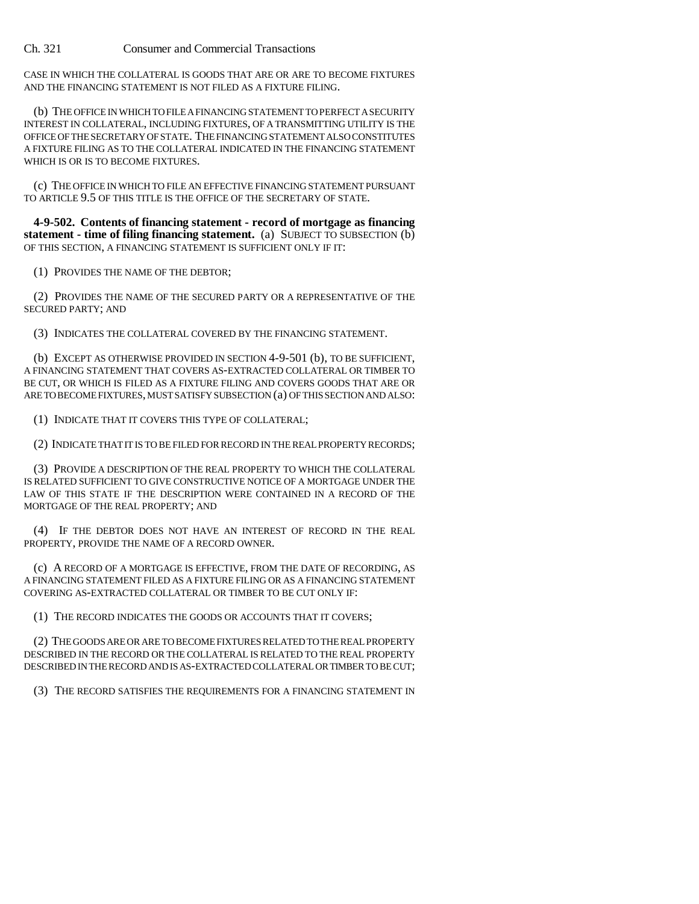CASE IN WHICH THE COLLATERAL IS GOODS THAT ARE OR ARE TO BECOME FIXTURES AND THE FINANCING STATEMENT IS NOT FILED AS A FIXTURE FILING.

(b) THE OFFICE IN WHICH TO FILE A FINANCING STATEMENT TO PERFECT A SECURITY INTEREST IN COLLATERAL, INCLUDING FIXTURES, OF A TRANSMITTING UTILITY IS THE OFFICE OF THE SECRETARY OF STATE. THE FINANCING STATEMENT ALSO CONSTITUTES A FIXTURE FILING AS TO THE COLLATERAL INDICATED IN THE FINANCING STATEMENT WHICH IS OR IS TO BECOME FIXTURES.

(c) THE OFFICE IN WHICH TO FILE AN EFFECTIVE FINANCING STATEMENT PURSUANT TO ARTICLE 9.5 OF THIS TITLE IS THE OFFICE OF THE SECRETARY OF STATE.

**4-9-502. Contents of financing statement - record of mortgage as financing statement - time of filing financing statement.** (a) SUBJECT TO SUBSECTION (b) OF THIS SECTION, A FINANCING STATEMENT IS SUFFICIENT ONLY IF IT:

(1) PROVIDES THE NAME OF THE DEBTOR;

(2) PROVIDES THE NAME OF THE SECURED PARTY OR A REPRESENTATIVE OF THE SECURED PARTY; AND

(3) INDICATES THE COLLATERAL COVERED BY THE FINANCING STATEMENT.

(b) EXCEPT AS OTHERWISE PROVIDED IN SECTION 4-9-501 (b), TO BE SUFFICIENT, A FINANCING STATEMENT THAT COVERS AS-EXTRACTED COLLATERAL OR TIMBER TO BE CUT, OR WHICH IS FILED AS A FIXTURE FILING AND COVERS GOODS THAT ARE OR ARE TO BECOME FIXTURES, MUST SATISFY SUBSECTION (a) OF THIS SECTION AND ALSO:

(1) INDICATE THAT IT COVERS THIS TYPE OF COLLATERAL;

(2) INDICATE THAT IT IS TO BE FILED FOR RECORD IN THE REAL PROPERTY RECORDS;

(3) PROVIDE A DESCRIPTION OF THE REAL PROPERTY TO WHICH THE COLLATERAL IS RELATED SUFFICIENT TO GIVE CONSTRUCTIVE NOTICE OF A MORTGAGE UNDER THE LAW OF THIS STATE IF THE DESCRIPTION WERE CONTAINED IN A RECORD OF THE MORTGAGE OF THE REAL PROPERTY; AND

(4) IF THE DEBTOR DOES NOT HAVE AN INTEREST OF RECORD IN THE REAL PROPERTY, PROVIDE THE NAME OF A RECORD OWNER.

(c) A RECORD OF A MORTGAGE IS EFFECTIVE, FROM THE DATE OF RECORDING, AS A FINANCING STATEMENT FILED AS A FIXTURE FILING OR AS A FINANCING STATEMENT COVERING AS-EXTRACTED COLLATERAL OR TIMBER TO BE CUT ONLY IF:

(1) THE RECORD INDICATES THE GOODS OR ACCOUNTS THAT IT COVERS;

(2) THE GOODS ARE OR ARE TO BECOME FIXTURES RELATED TO THE REAL PROPERTY DESCRIBED IN THE RECORD OR THE COLLATERAL IS RELATED TO THE REAL PROPERTY DESCRIBED IN THE RECORD AND IS AS-EXTRACTED COLLATERAL OR TIMBER TO BE CUT;

(3) THE RECORD SATISFIES THE REQUIREMENTS FOR A FINANCING STATEMENT IN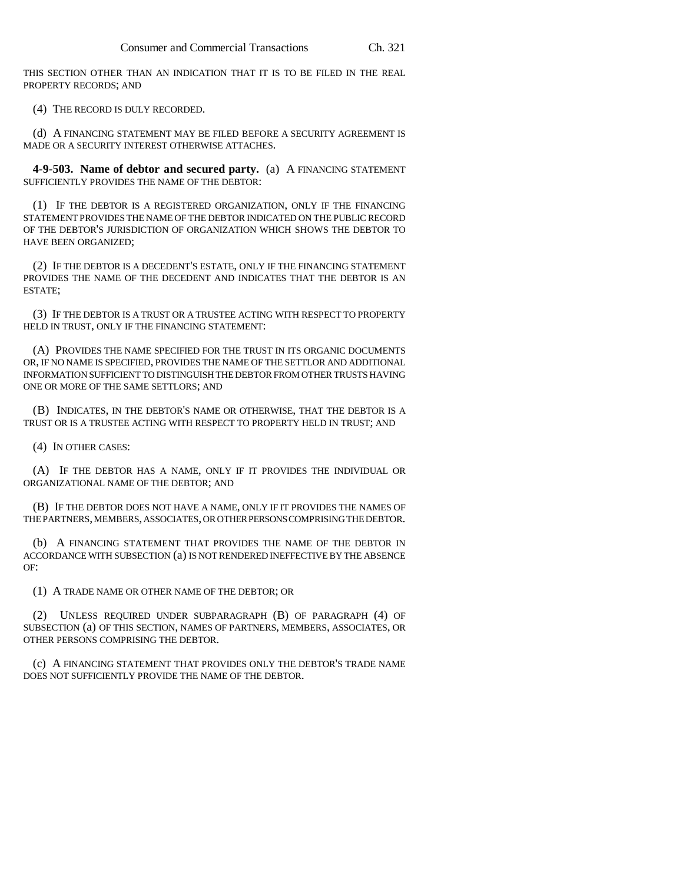THIS SECTION OTHER THAN AN INDICATION THAT IT IS TO BE FILED IN THE REAL PROPERTY RECORDS; AND

(4) THE RECORD IS DULY RECORDED.

(d) A FINANCING STATEMENT MAY BE FILED BEFORE A SECURITY AGREEMENT IS MADE OR A SECURITY INTEREST OTHERWISE ATTACHES.

**4-9-503. Name of debtor and secured party.** (a) A FINANCING STATEMENT SUFFICIENTLY PROVIDES THE NAME OF THE DEBTOR:

(1) IF THE DEBTOR IS A REGISTERED ORGANIZATION, ONLY IF THE FINANCING STATEMENT PROVIDES THE NAME OF THE DEBTOR INDICATED ON THE PUBLIC RECORD OF THE DEBTOR'S JURISDICTION OF ORGANIZATION WHICH SHOWS THE DEBTOR TO HAVE BEEN ORGANIZED;

(2) IF THE DEBTOR IS A DECEDENT'S ESTATE, ONLY IF THE FINANCING STATEMENT PROVIDES THE NAME OF THE DECEDENT AND INDICATES THAT THE DEBTOR IS AN ESTATE;

(3) IF THE DEBTOR IS A TRUST OR A TRUSTEE ACTING WITH RESPECT TO PROPERTY HELD IN TRUST, ONLY IF THE FINANCING STATEMENT:

(A) PROVIDES THE NAME SPECIFIED FOR THE TRUST IN ITS ORGANIC DOCUMENTS OR, IF NO NAME IS SPECIFIED, PROVIDES THE NAME OF THE SETTLOR AND ADDITIONAL INFORMATION SUFFICIENT TO DISTINGUISH THE DEBTOR FROM OTHER TRUSTS HAVING ONE OR MORE OF THE SAME SETTLORS; AND

(B) INDICATES, IN THE DEBTOR'S NAME OR OTHERWISE, THAT THE DEBTOR IS A TRUST OR IS A TRUSTEE ACTING WITH RESPECT TO PROPERTY HELD IN TRUST; AND

(4) IN OTHER CASES:

(A) IF THE DEBTOR HAS A NAME, ONLY IF IT PROVIDES THE INDIVIDUAL OR ORGANIZATIONAL NAME OF THE DEBTOR; AND

(B) IF THE DEBTOR DOES NOT HAVE A NAME, ONLY IF IT PROVIDES THE NAMES OF THE PARTNERS, MEMBERS, ASSOCIATES, OR OTHER PERSONS COMPRISING THE DEBTOR.

(b) A FINANCING STATEMENT THAT PROVIDES THE NAME OF THE DEBTOR IN ACCORDANCE WITH SUBSECTION (a) IS NOT RENDERED INEFFECTIVE BY THE ABSENCE OF:

(1) A TRADE NAME OR OTHER NAME OF THE DEBTOR; OR

(2) UNLESS REQUIRED UNDER SUBPARAGRAPH (B) OF PARAGRAPH (4) OF SUBSECTION (a) OF THIS SECTION, NAMES OF PARTNERS, MEMBERS, ASSOCIATES, OR OTHER PERSONS COMPRISING THE DEBTOR.

(c) A FINANCING STATEMENT THAT PROVIDES ONLY THE DEBTOR'S TRADE NAME DOES NOT SUFFICIENTLY PROVIDE THE NAME OF THE DEBTOR.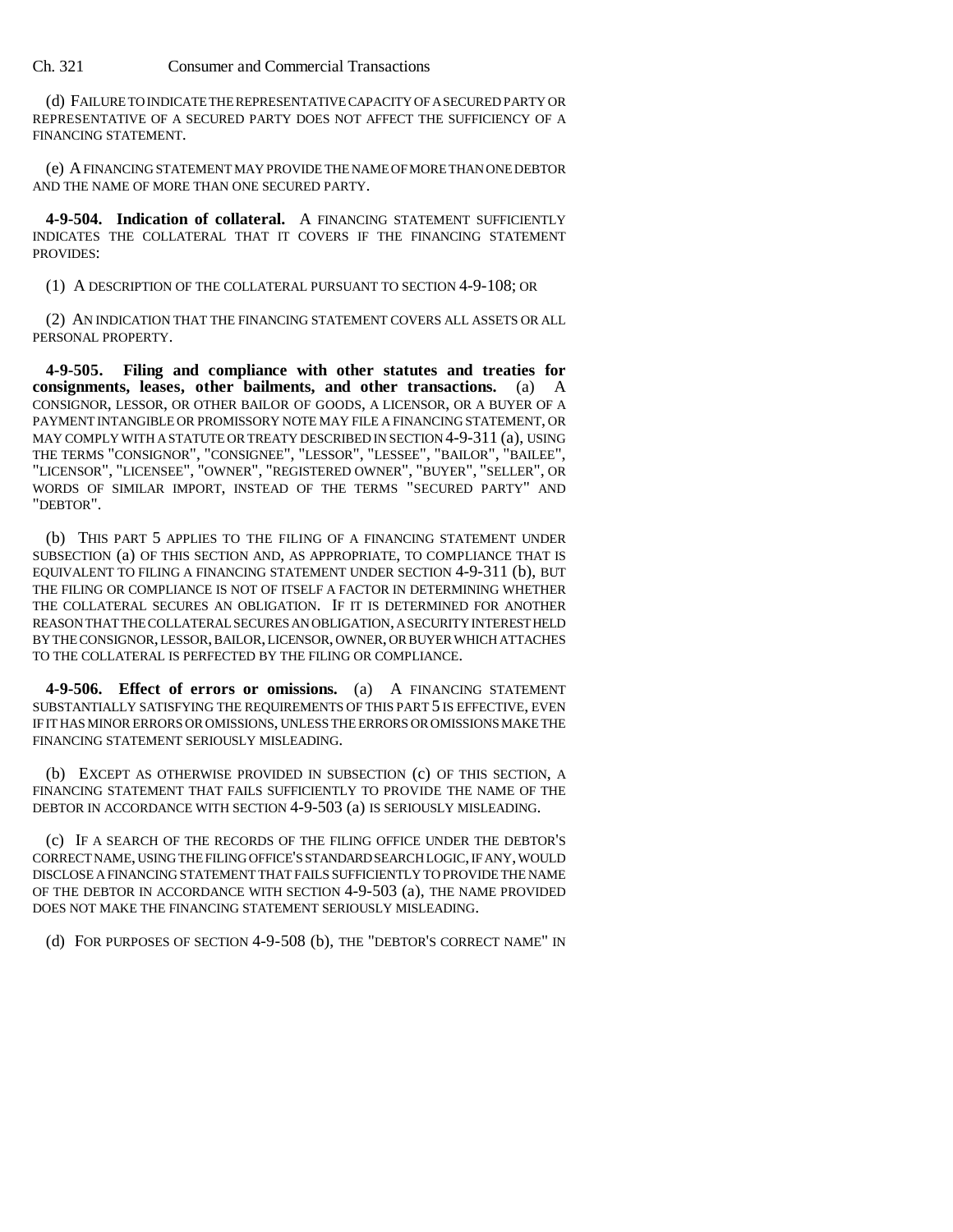(d) FAILURE TO INDICATE THE REPRESENTATIVE CAPACITY OF A SECURED PARTY OR REPRESENTATIVE OF A SECURED PARTY DOES NOT AFFECT THE SUFFICIENCY OF A FINANCING STATEMENT.

(e) A FINANCING STATEMENT MAY PROVIDE THE NAME OF MORE THAN ONE DEBTOR AND THE NAME OF MORE THAN ONE SECURED PARTY.

**4-9-504. Indication of collateral.** A FINANCING STATEMENT SUFFICIENTLY INDICATES THE COLLATERAL THAT IT COVERS IF THE FINANCING STATEMENT PROVIDES:

(1) A DESCRIPTION OF THE COLLATERAL PURSUANT TO SECTION 4-9-108; OR

(2) AN INDICATION THAT THE FINANCING STATEMENT COVERS ALL ASSETS OR ALL PERSONAL PROPERTY.

**4-9-505. Filing and compliance with other statutes and treaties for consignments, leases, other bailments, and other transactions.** (a) A CONSIGNOR, LESSOR, OR OTHER BAILOR OF GOODS, A LICENSOR, OR A BUYER OF A PAYMENT INTANGIBLE OR PROMISSORY NOTE MAY FILE A FINANCING STATEMENT, OR MAY COMPLY WITH A STATUTE OR TREATY DESCRIBED IN SECTION 4-9-311 (a), USING THE TERMS "CONSIGNOR", "CONSIGNEE", "LESSOR", "LESSEE", "BAILOR", "BAILEE", "LICENSOR", "LICENSEE", "OWNER", "REGISTERED OWNER", "BUYER", "SELLER", OR WORDS OF SIMILAR IMPORT, INSTEAD OF THE TERMS "SECURED PARTY" AND "DEBTOR".

(b) THIS PART 5 APPLIES TO THE FILING OF A FINANCING STATEMENT UNDER SUBSECTION (a) OF THIS SECTION AND, AS APPROPRIATE, TO COMPLIANCE THAT IS EQUIVALENT TO FILING A FINANCING STATEMENT UNDER SECTION 4-9-311 (b), BUT THE FILING OR COMPLIANCE IS NOT OF ITSELF A FACTOR IN DETERMINING WHETHER THE COLLATERAL SECURES AN OBLIGATION. IF IT IS DETERMINED FOR ANOTHER REASON THAT THE COLLATERAL SECURES AN OBLIGATION, A SECURITY INTEREST HELD BY THE CONSIGNOR, LESSOR, BAILOR, LICENSOR, OWNER, OR BUYER WHICH ATTACHES TO THE COLLATERAL IS PERFECTED BY THE FILING OR COMPLIANCE.

**4-9-506. Effect of errors or omissions.** (a) A FINANCING STATEMENT SUBSTANTIALLY SATISFYING THE REQUIREMENTS OF THIS PART 5 IS EFFECTIVE, EVEN IF IT HAS MINOR ERRORS OR OMISSIONS, UNLESS THE ERRORS OR OMISSIONS MAKE THE FINANCING STATEMENT SERIOUSLY MISLEADING.

(b) EXCEPT AS OTHERWISE PROVIDED IN SUBSECTION (c) OF THIS SECTION, A FINANCING STATEMENT THAT FAILS SUFFICIENTLY TO PROVIDE THE NAME OF THE DEBTOR IN ACCORDANCE WITH SECTION 4-9-503 (a) IS SERIOUSLY MISLEADING.

(c) IF A SEARCH OF THE RECORDS OF THE FILING OFFICE UNDER THE DEBTOR'S CORRECT NAME, USING THE FILING OFFICE'S STANDARD SEARCH LOGIC, IF ANY, WOULD DISCLOSE A FINANCING STATEMENT THAT FAILS SUFFICIENTLY TO PROVIDE THE NAME OF THE DEBTOR IN ACCORDANCE WITH SECTION 4-9-503 (a), THE NAME PROVIDED DOES NOT MAKE THE FINANCING STATEMENT SERIOUSLY MISLEADING.

(d) FOR PURPOSES OF SECTION 4-9-508 (b), THE "DEBTOR'S CORRECT NAME" IN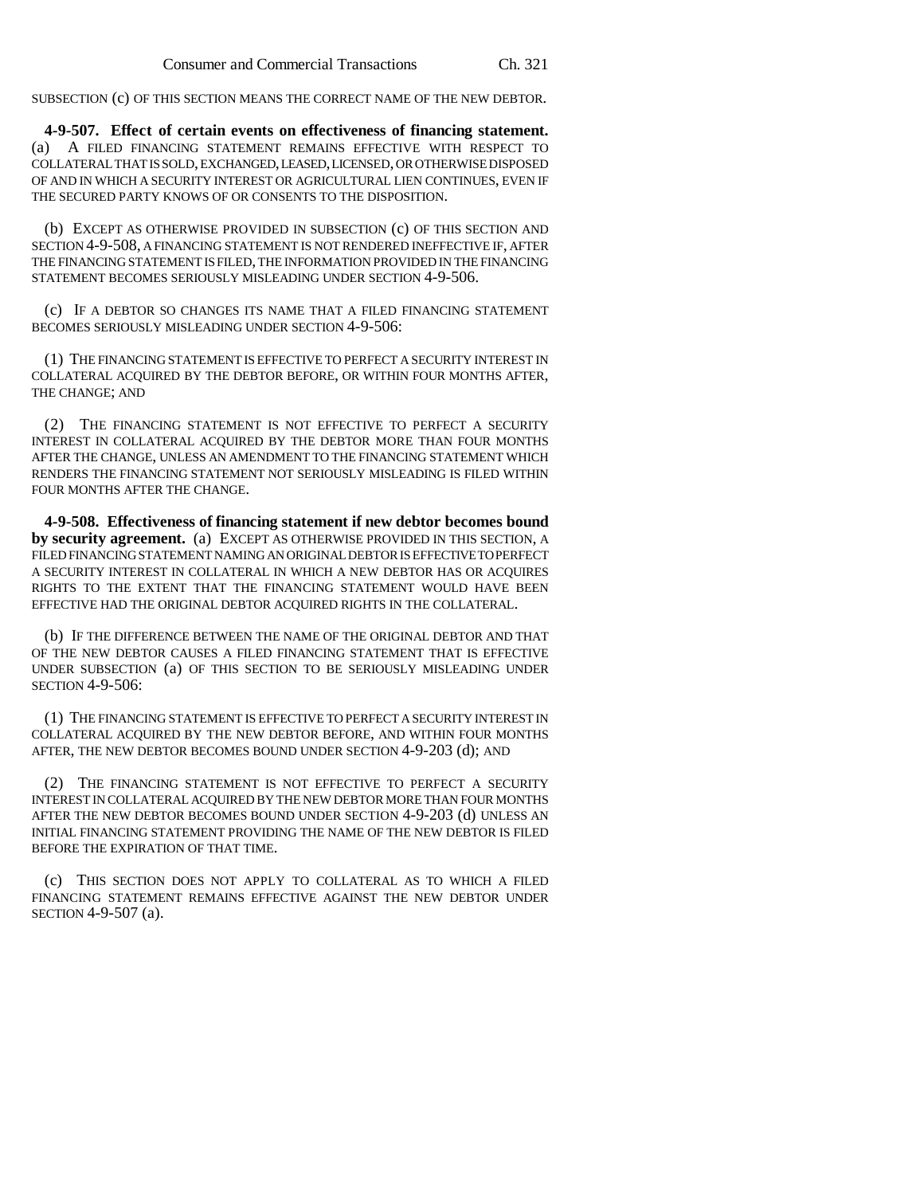SUBSECTION (c) OF THIS SECTION MEANS THE CORRECT NAME OF THE NEW DEBTOR.

**4-9-507. Effect of certain events on effectiveness of financing statement.** (a) A FILED FINANCING STATEMENT REMAINS EFFECTIVE WITH RESPECT TO COLLATERAL THAT IS SOLD, EXCHANGED, LEASED, LICENSED, OR OTHERWISE DISPOSED OF AND IN WHICH A SECURITY INTEREST OR AGRICULTURAL LIEN CONTINUES, EVEN IF THE SECURED PARTY KNOWS OF OR CONSENTS TO THE DISPOSITION.

(b) EXCEPT AS OTHERWISE PROVIDED IN SUBSECTION (c) OF THIS SECTION AND SECTION 4-9-508, A FINANCING STATEMENT IS NOT RENDERED INEFFECTIVE IF, AFTER THE FINANCING STATEMENT IS FILED, THE INFORMATION PROVIDED IN THE FINANCING STATEMENT BECOMES SERIOUSLY MISLEADING UNDER SECTION 4-9-506.

(c) IF A DEBTOR SO CHANGES ITS NAME THAT A FILED FINANCING STATEMENT BECOMES SERIOUSLY MISLEADING UNDER SECTION 4-9-506:

(1) THE FINANCING STATEMENT IS EFFECTIVE TO PERFECT A SECURITY INTEREST IN COLLATERAL ACQUIRED BY THE DEBTOR BEFORE, OR WITHIN FOUR MONTHS AFTER, THE CHANGE; AND

(2) THE FINANCING STATEMENT IS NOT EFFECTIVE TO PERFECT A SECURITY INTEREST IN COLLATERAL ACQUIRED BY THE DEBTOR MORE THAN FOUR MONTHS AFTER THE CHANGE, UNLESS AN AMENDMENT TO THE FINANCING STATEMENT WHICH RENDERS THE FINANCING STATEMENT NOT SERIOUSLY MISLEADING IS FILED WITHIN FOUR MONTHS AFTER THE CHANGE.

**4-9-508. Effectiveness of financing statement if new debtor becomes bound by security agreement.** (a) EXCEPT AS OTHERWISE PROVIDED IN THIS SECTION, A FILED FINANCING STATEMENT NAMING AN ORIGINAL DEBTOR IS EFFECTIVE TO PERFECT A SECURITY INTEREST IN COLLATERAL IN WHICH A NEW DEBTOR HAS OR ACQUIRES RIGHTS TO THE EXTENT THAT THE FINANCING STATEMENT WOULD HAVE BEEN EFFECTIVE HAD THE ORIGINAL DEBTOR ACQUIRED RIGHTS IN THE COLLATERAL.

(b) IF THE DIFFERENCE BETWEEN THE NAME OF THE ORIGINAL DEBTOR AND THAT OF THE NEW DEBTOR CAUSES A FILED FINANCING STATEMENT THAT IS EFFECTIVE UNDER SUBSECTION (a) OF THIS SECTION TO BE SERIOUSLY MISLEADING UNDER SECTION 4-9-506:

(1) THE FINANCING STATEMENT IS EFFECTIVE TO PERFECT A SECURITY INTEREST IN COLLATERAL ACQUIRED BY THE NEW DEBTOR BEFORE, AND WITHIN FOUR MONTHS AFTER, THE NEW DEBTOR BECOMES BOUND UNDER SECTION 4-9-203 (d); AND

(2) THE FINANCING STATEMENT IS NOT EFFECTIVE TO PERFECT A SECURITY INTEREST IN COLLATERAL ACQUIRED BY THE NEW DEBTOR MORE THAN FOUR MONTHS AFTER THE NEW DEBTOR BECOMES BOUND UNDER SECTION 4-9-203 (d) UNLESS AN INITIAL FINANCING STATEMENT PROVIDING THE NAME OF THE NEW DEBTOR IS FILED BEFORE THE EXPIRATION OF THAT TIME.

(c) THIS SECTION DOES NOT APPLY TO COLLATERAL AS TO WHICH A FILED FINANCING STATEMENT REMAINS EFFECTIVE AGAINST THE NEW DEBTOR UNDER SECTION 4-9-507 (a).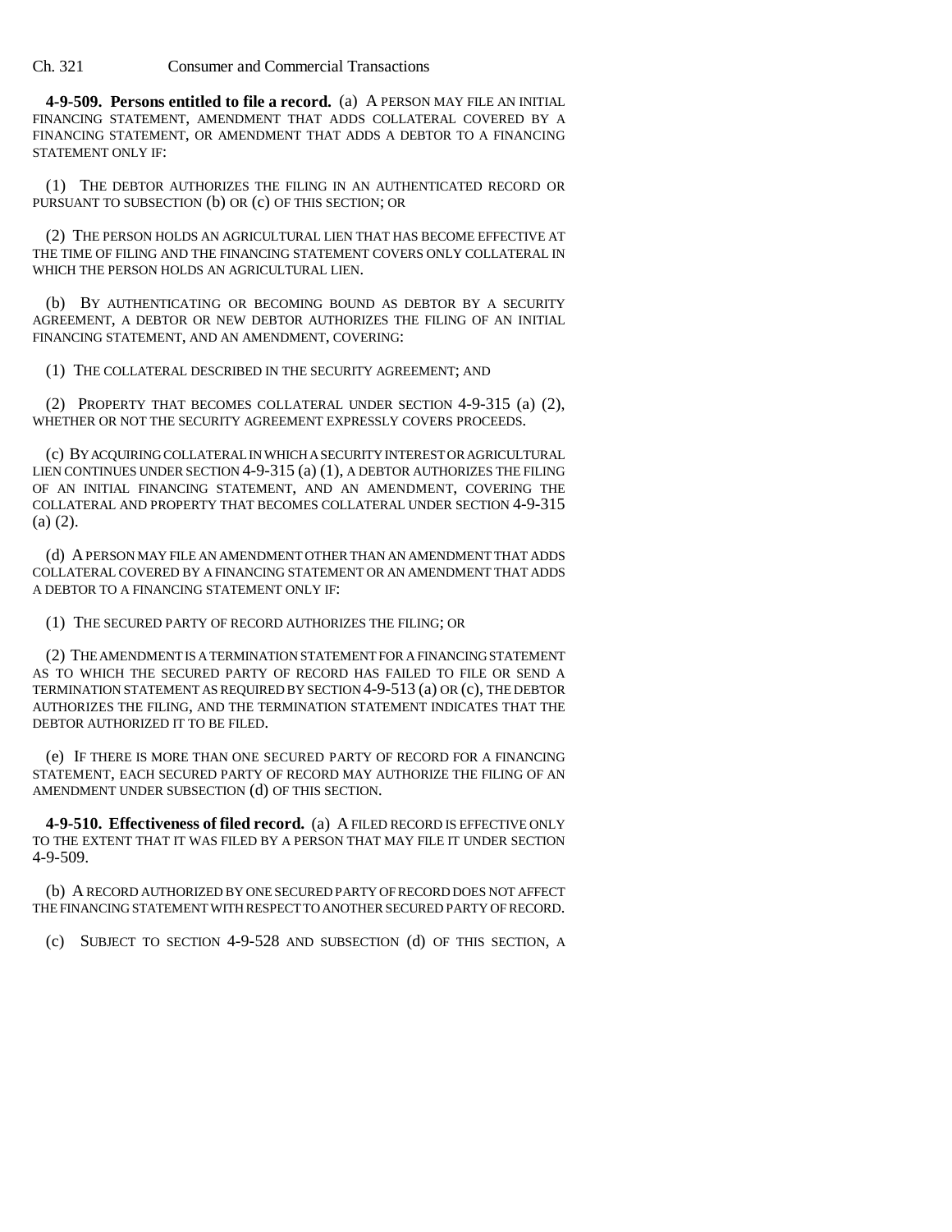**4-9-509. Persons entitled to file a record.** (a) A PERSON MAY FILE AN INITIAL FINANCING STATEMENT, AMENDMENT THAT ADDS COLLATERAL COVERED BY A FINANCING STATEMENT, OR AMENDMENT THAT ADDS A DEBTOR TO A FINANCING STATEMENT ONLY IF:

(1) THE DEBTOR AUTHORIZES THE FILING IN AN AUTHENTICATED RECORD OR PURSUANT TO SUBSECTION (b) OR (c) OF THIS SECTION; OR

(2) THE PERSON HOLDS AN AGRICULTURAL LIEN THAT HAS BECOME EFFECTIVE AT THE TIME OF FILING AND THE FINANCING STATEMENT COVERS ONLY COLLATERAL IN WHICH THE PERSON HOLDS AN AGRICULTURAL LIEN.

(b) BY AUTHENTICATING OR BECOMING BOUND AS DEBTOR BY A SECURITY AGREEMENT, A DEBTOR OR NEW DEBTOR AUTHORIZES THE FILING OF AN INITIAL FINANCING STATEMENT, AND AN AMENDMENT, COVERING:

(1) THE COLLATERAL DESCRIBED IN THE SECURITY AGREEMENT; AND

(2) PROPERTY THAT BECOMES COLLATERAL UNDER SECTION 4-9-315 (a) (2), WHETHER OR NOT THE SECURITY AGREEMENT EXPRESSLY COVERS PROCEEDS.

(c) BY ACQUIRING COLLATERAL IN WHICH A SECURITY INTEREST OR AGRICULTURAL LIEN CONTINUES UNDER SECTION 4-9-315 (a) (1), A DEBTOR AUTHORIZES THE FILING OF AN INITIAL FINANCING STATEMENT, AND AN AMENDMENT, COVERING THE COLLATERAL AND PROPERTY THAT BECOMES COLLATERAL UNDER SECTION 4-9-315 (a) (2).

(d) A PERSON MAY FILE AN AMENDMENT OTHER THAN AN AMENDMENT THAT ADDS COLLATERAL COVERED BY A FINANCING STATEMENT OR AN AMENDMENT THAT ADDS A DEBTOR TO A FINANCING STATEMENT ONLY IF:

(1) THE SECURED PARTY OF RECORD AUTHORIZES THE FILING; OR

(2) THE AMENDMENT IS A TERMINATION STATEMENT FOR A FINANCING STATEMENT AS TO WHICH THE SECURED PARTY OF RECORD HAS FAILED TO FILE OR SEND A TERMINATION STATEMENT AS REQUIRED BY SECTION 4-9-513 (a) OR (c), THE DEBTOR AUTHORIZES THE FILING, AND THE TERMINATION STATEMENT INDICATES THAT THE DEBTOR AUTHORIZED IT TO BE FILED.

(e) IF THERE IS MORE THAN ONE SECURED PARTY OF RECORD FOR A FINANCING STATEMENT, EACH SECURED PARTY OF RECORD MAY AUTHORIZE THE FILING OF AN AMENDMENT UNDER SUBSECTION (d) OF THIS SECTION.

**4-9-510. Effectiveness of filed record.** (a) A FILED RECORD IS EFFECTIVE ONLY TO THE EXTENT THAT IT WAS FILED BY A PERSON THAT MAY FILE IT UNDER SECTION 4-9-509.

(b) A RECORD AUTHORIZED BY ONE SECURED PARTY OF RECORD DOES NOT AFFECT THE FINANCING STATEMENT WITH RESPECT TO ANOTHER SECURED PARTY OF RECORD.

(c) SUBJECT TO SECTION 4-9-528 AND SUBSECTION (d) OF THIS SECTION, A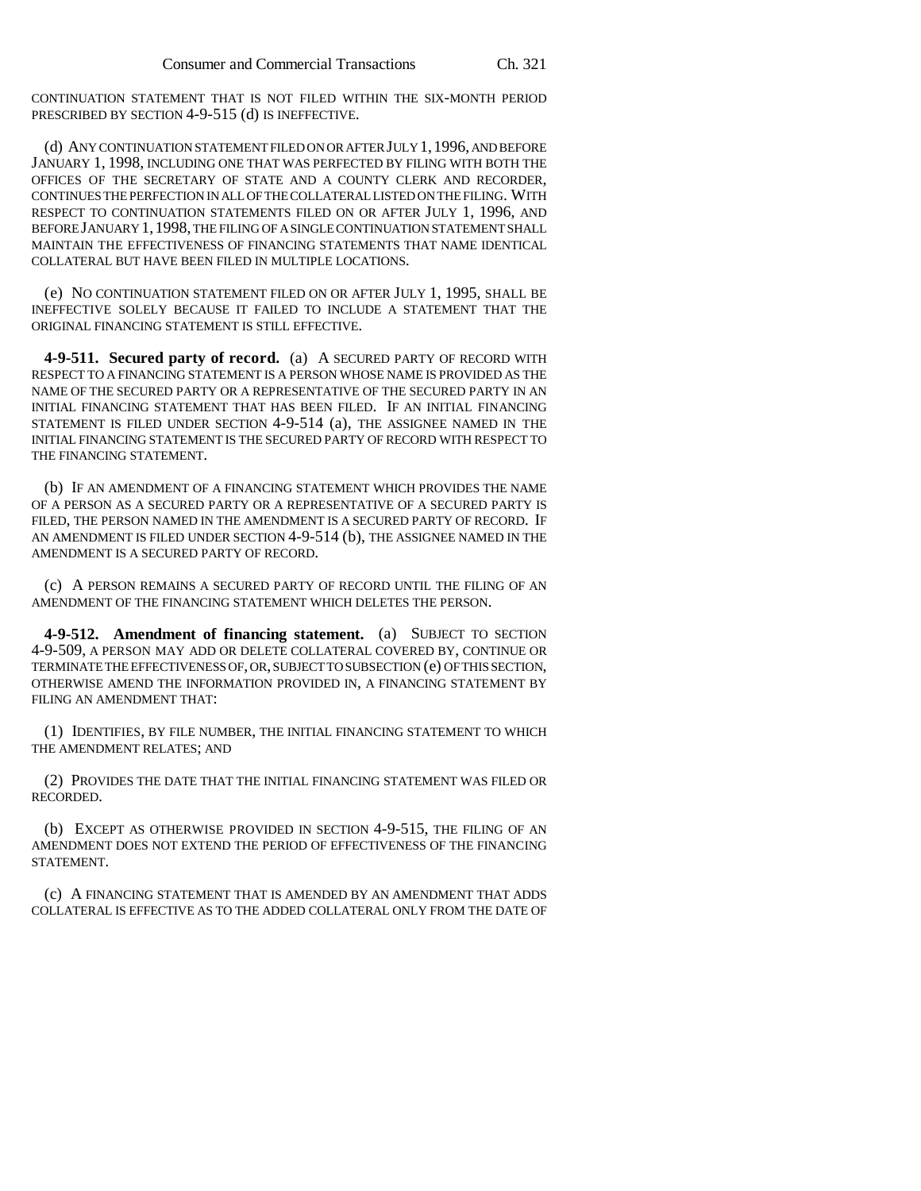CONTINUATION STATEMENT THAT IS NOT FILED WITHIN THE SIX-MONTH PERIOD PRESCRIBED BY SECTION 4-9-515 (d) IS INEFFECTIVE.

(d) ANY CONTINUATION STATEMENT FILED ON OR AFTER JULY 1, 1996, AND BEFORE JANUARY 1, 1998, INCLUDING ONE THAT WAS PERFECTED BY FILING WITH BOTH THE OFFICES OF THE SECRETARY OF STATE AND A COUNTY CLERK AND RECORDER, CONTINUES THE PERFECTION IN ALL OF THE COLLATERAL LISTED ON THE FILING. WITH RESPECT TO CONTINUATION STATEMENTS FILED ON OR AFTER JULY 1, 1996, AND BEFORE JANUARY 1, 1998, THE FILING OF A SINGLE CONTINUATION STATEMENT SHALL MAINTAIN THE EFFECTIVENESS OF FINANCING STATEMENTS THAT NAME IDENTICAL COLLATERAL BUT HAVE BEEN FILED IN MULTIPLE LOCATIONS.

(e) NO CONTINUATION STATEMENT FILED ON OR AFTER JULY 1, 1995, SHALL BE INEFFECTIVE SOLELY BECAUSE IT FAILED TO INCLUDE A STATEMENT THAT THE ORIGINAL FINANCING STATEMENT IS STILL EFFECTIVE.

**4-9-511. Secured party of record.** (a) A SECURED PARTY OF RECORD WITH RESPECT TO A FINANCING STATEMENT IS A PERSON WHOSE NAME IS PROVIDED AS THE NAME OF THE SECURED PARTY OR A REPRESENTATIVE OF THE SECURED PARTY IN AN INITIAL FINANCING STATEMENT THAT HAS BEEN FILED. IF AN INITIAL FINANCING STATEMENT IS FILED UNDER SECTION 4-9-514 (a), THE ASSIGNEE NAMED IN THE INITIAL FINANCING STATEMENT IS THE SECURED PARTY OF RECORD WITH RESPECT TO THE FINANCING STATEMENT.

(b) IF AN AMENDMENT OF A FINANCING STATEMENT WHICH PROVIDES THE NAME OF A PERSON AS A SECURED PARTY OR A REPRESENTATIVE OF A SECURED PARTY IS FILED, THE PERSON NAMED IN THE AMENDMENT IS A SECURED PARTY OF RECORD. IF AN AMENDMENT IS FILED UNDER SECTION 4-9-514 (b), THE ASSIGNEE NAMED IN THE AMENDMENT IS A SECURED PARTY OF RECORD.

(c) A PERSON REMAINS A SECURED PARTY OF RECORD UNTIL THE FILING OF AN AMENDMENT OF THE FINANCING STATEMENT WHICH DELETES THE PERSON.

**4-9-512. Amendment of financing statement.** (a) SUBJECT TO SECTION 4-9-509, A PERSON MAY ADD OR DELETE COLLATERAL COVERED BY, CONTINUE OR TERMINATE THE EFFECTIVENESS OF, OR, SUBJECT TO SUBSECTION (e) OF THIS SECTION, OTHERWISE AMEND THE INFORMATION PROVIDED IN, A FINANCING STATEMENT BY FILING AN AMENDMENT THAT:

(1) IDENTIFIES, BY FILE NUMBER, THE INITIAL FINANCING STATEMENT TO WHICH THE AMENDMENT RELATES; AND

(2) PROVIDES THE DATE THAT THE INITIAL FINANCING STATEMENT WAS FILED OR RECORDED.

(b) EXCEPT AS OTHERWISE PROVIDED IN SECTION 4-9-515, THE FILING OF AN AMENDMENT DOES NOT EXTEND THE PERIOD OF EFFECTIVENESS OF THE FINANCING STATEMENT.

(c) A FINANCING STATEMENT THAT IS AMENDED BY AN AMENDMENT THAT ADDS COLLATERAL IS EFFECTIVE AS TO THE ADDED COLLATERAL ONLY FROM THE DATE OF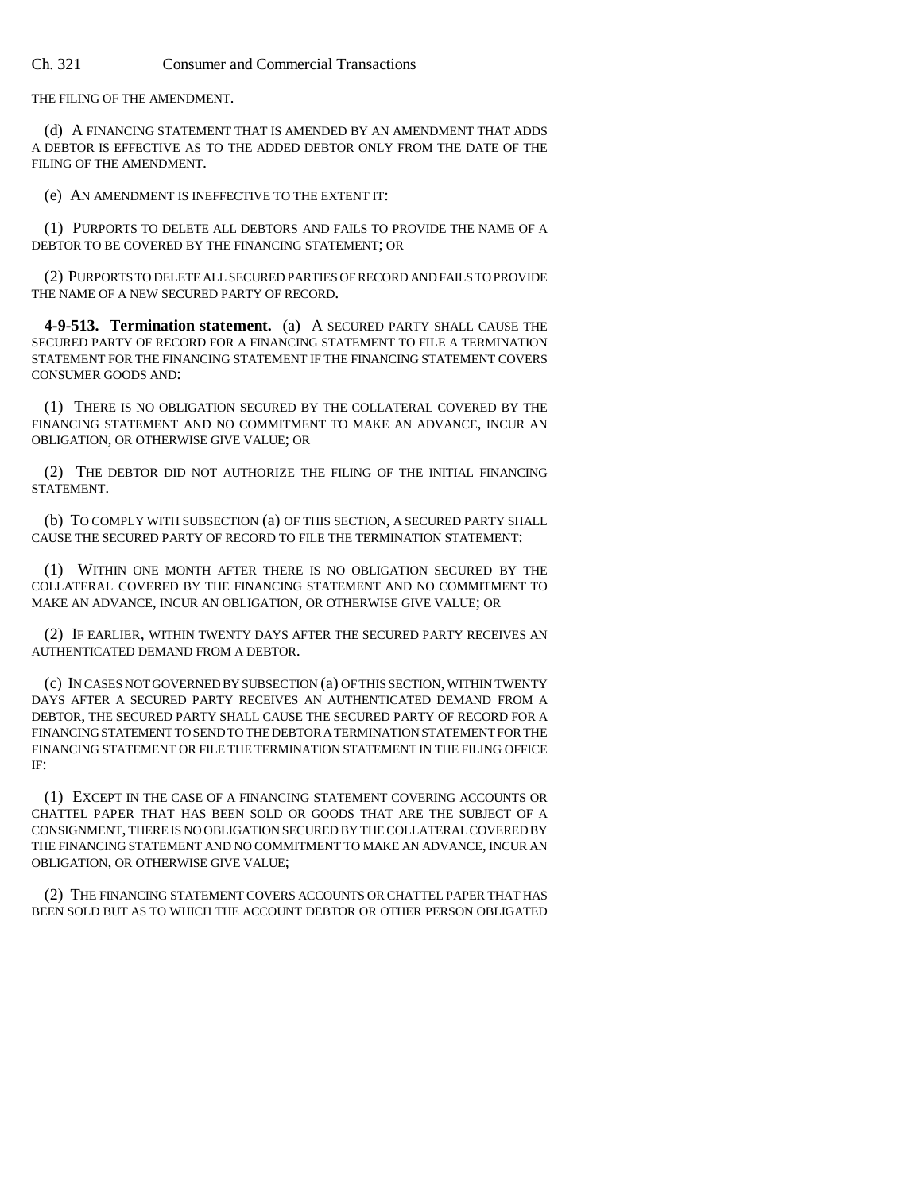THE FILING OF THE AMENDMENT.

(d) A FINANCING STATEMENT THAT IS AMENDED BY AN AMENDMENT THAT ADDS A DEBTOR IS EFFECTIVE AS TO THE ADDED DEBTOR ONLY FROM THE DATE OF THE FILING OF THE AMENDMENT.

(e) AN AMENDMENT IS INEFFECTIVE TO THE EXTENT IT:

(1) PURPORTS TO DELETE ALL DEBTORS AND FAILS TO PROVIDE THE NAME OF A DEBTOR TO BE COVERED BY THE FINANCING STATEMENT; OR

(2) PURPORTS TO DELETE ALL SECURED PARTIES OF RECORD AND FAILS TO PROVIDE THE NAME OF A NEW SECURED PARTY OF RECORD.

**4-9-513. Termination statement.** (a) A SECURED PARTY SHALL CAUSE THE SECURED PARTY OF RECORD FOR A FINANCING STATEMENT TO FILE A TERMINATION STATEMENT FOR THE FINANCING STATEMENT IF THE FINANCING STATEMENT COVERS CONSUMER GOODS AND:

(1) THERE IS NO OBLIGATION SECURED BY THE COLLATERAL COVERED BY THE FINANCING STATEMENT AND NO COMMITMENT TO MAKE AN ADVANCE, INCUR AN OBLIGATION, OR OTHERWISE GIVE VALUE; OR

(2) THE DEBTOR DID NOT AUTHORIZE THE FILING OF THE INITIAL FINANCING STATEMENT.

(b) TO COMPLY WITH SUBSECTION (a) OF THIS SECTION, A SECURED PARTY SHALL CAUSE THE SECURED PARTY OF RECORD TO FILE THE TERMINATION STATEMENT:

(1) WITHIN ONE MONTH AFTER THERE IS NO OBLIGATION SECURED BY THE COLLATERAL COVERED BY THE FINANCING STATEMENT AND NO COMMITMENT TO MAKE AN ADVANCE, INCUR AN OBLIGATION, OR OTHERWISE GIVE VALUE; OR

(2) IF EARLIER, WITHIN TWENTY DAYS AFTER THE SECURED PARTY RECEIVES AN AUTHENTICATED DEMAND FROM A DEBTOR.

(c) IN CASES NOT GOVERNED BY SUBSECTION (a) OF THIS SECTION, WITHIN TWENTY DAYS AFTER A SECURED PARTY RECEIVES AN AUTHENTICATED DEMAND FROM A DEBTOR, THE SECURED PARTY SHALL CAUSE THE SECURED PARTY OF RECORD FOR A FINANCING STATEMENT TO SEND TO THE DEBTOR A TERMINATION STATEMENT FOR THE FINANCING STATEMENT OR FILE THE TERMINATION STATEMENT IN THE FILING OFFICE IF:

(1) EXCEPT IN THE CASE OF A FINANCING STATEMENT COVERING ACCOUNTS OR CHATTEL PAPER THAT HAS BEEN SOLD OR GOODS THAT ARE THE SUBJECT OF A CONSIGNMENT, THERE IS NO OBLIGATION SECURED BY THE COLLATERAL COVERED BY THE FINANCING STATEMENT AND NO COMMITMENT TO MAKE AN ADVANCE, INCUR AN OBLIGATION, OR OTHERWISE GIVE VALUE;

(2) THE FINANCING STATEMENT COVERS ACCOUNTS OR CHATTEL PAPER THAT HAS BEEN SOLD BUT AS TO WHICH THE ACCOUNT DEBTOR OR OTHER PERSON OBLIGATED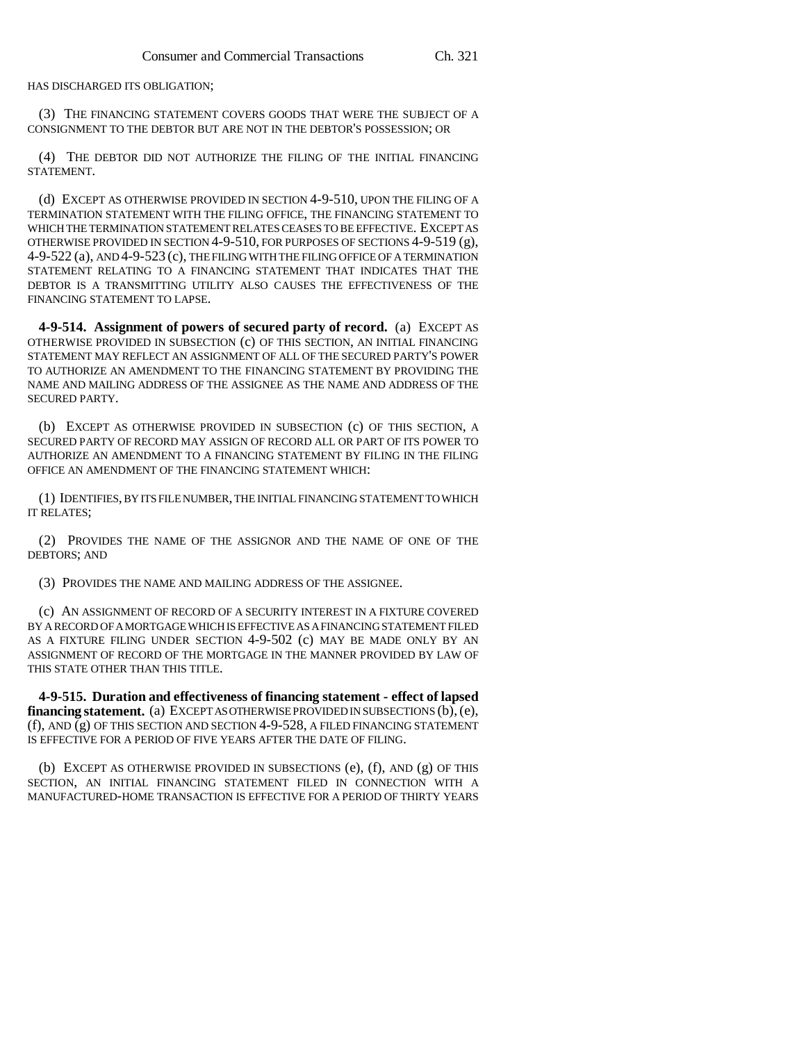HAS DISCHARGED ITS OBLIGATION;

(3) THE FINANCING STATEMENT COVERS GOODS THAT WERE THE SUBJECT OF A CONSIGNMENT TO THE DEBTOR BUT ARE NOT IN THE DEBTOR'S POSSESSION; OR

(4) THE DEBTOR DID NOT AUTHORIZE THE FILING OF THE INITIAL FINANCING STATEMENT.

(d) EXCEPT AS OTHERWISE PROVIDED IN SECTION 4-9-510, UPON THE FILING OF A TERMINATION STATEMENT WITH THE FILING OFFICE, THE FINANCING STATEMENT TO WHICH THE TERMINATION STATEMENT RELATES CEASES TO BE EFFECTIVE. EXCEPT AS OTHERWISE PROVIDED IN SECTION 4-9-510, FOR PURPOSES OF SECTIONS 4-9-519 (g), 4-9-522 (a), AND 4-9-523 (c), THE FILING WITH THE FILING OFFICE OF A TERMINATION STATEMENT RELATING TO A FINANCING STATEMENT THAT INDICATES THAT THE DEBTOR IS A TRANSMITTING UTILITY ALSO CAUSES THE EFFECTIVENESS OF THE FINANCING STATEMENT TO LAPSE.

**4-9-514. Assignment of powers of secured party of record.** (a) EXCEPT AS OTHERWISE PROVIDED IN SUBSECTION (c) OF THIS SECTION, AN INITIAL FINANCING STATEMENT MAY REFLECT AN ASSIGNMENT OF ALL OF THE SECURED PARTY'S POWER TO AUTHORIZE AN AMENDMENT TO THE FINANCING STATEMENT BY PROVIDING THE NAME AND MAILING ADDRESS OF THE ASSIGNEE AS THE NAME AND ADDRESS OF THE SECURED PARTY.

(b) EXCEPT AS OTHERWISE PROVIDED IN SUBSECTION (c) OF THIS SECTION, A SECURED PARTY OF RECORD MAY ASSIGN OF RECORD ALL OR PART OF ITS POWER TO AUTHORIZE AN AMENDMENT TO A FINANCING STATEMENT BY FILING IN THE FILING OFFICE AN AMENDMENT OF THE FINANCING STATEMENT WHICH:

(1) IDENTIFIES, BY ITS FILE NUMBER, THE INITIAL FINANCING STATEMENT TO WHICH IT RELATES;

(2) PROVIDES THE NAME OF THE ASSIGNOR AND THE NAME OF ONE OF THE DEBTORS; AND

(3) PROVIDES THE NAME AND MAILING ADDRESS OF THE ASSIGNEE.

(c) AN ASSIGNMENT OF RECORD OF A SECURITY INTEREST IN A FIXTURE COVERED BY A RECORD OF A MORTGAGE WHICH IS EFFECTIVE AS A FINANCING STATEMENT FILED AS A FIXTURE FILING UNDER SECTION 4-9-502 (c) MAY BE MADE ONLY BY AN ASSIGNMENT OF RECORD OF THE MORTGAGE IN THE MANNER PROVIDED BY LAW OF THIS STATE OTHER THAN THIS TITLE.

**4-9-515. Duration and effectiveness of financing statement - effect of lapsed financing statement.** (a) EXCEPT AS OTHERWISE PROVIDED IN SUBSECTIONS (b), (e), (f), AND (g) OF THIS SECTION AND SECTION 4-9-528, A FILED FINANCING STATEMENT IS EFFECTIVE FOR A PERIOD OF FIVE YEARS AFTER THE DATE OF FILING.

(b) EXCEPT AS OTHERWISE PROVIDED IN SUBSECTIONS (e), (f), AND (g) OF THIS SECTION, AN INITIAL FINANCING STATEMENT FILED IN CONNECTION WITH A MANUFACTURED-HOME TRANSACTION IS EFFECTIVE FOR A PERIOD OF THIRTY YEARS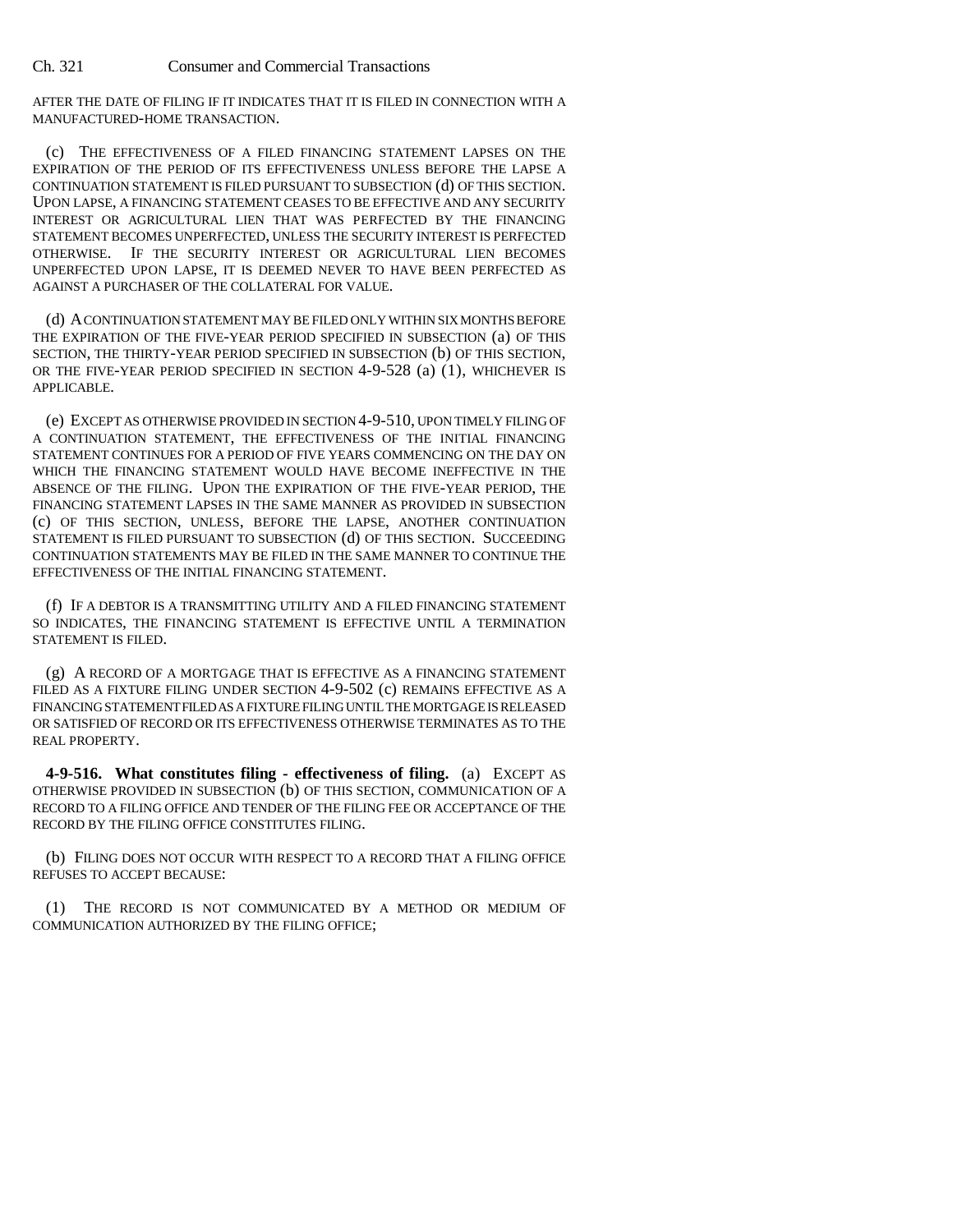AFTER THE DATE OF FILING IF IT INDICATES THAT IT IS FILED IN CONNECTION WITH A MANUFACTURED-HOME TRANSACTION.

(c) THE EFFECTIVENESS OF A FILED FINANCING STATEMENT LAPSES ON THE EXPIRATION OF THE PERIOD OF ITS EFFECTIVENESS UNLESS BEFORE THE LAPSE A CONTINUATION STATEMENT IS FILED PURSUANT TO SUBSECTION (d) OF THIS SECTION. UPON LAPSE, A FINANCING STATEMENT CEASES TO BE EFFECTIVE AND ANY SECURITY INTEREST OR AGRICULTURAL LIEN THAT WAS PERFECTED BY THE FINANCING STATEMENT BECOMES UNPERFECTED, UNLESS THE SECURITY INTEREST IS PERFECTED OTHERWISE. IF THE SECURITY INTEREST OR AGRICULTURAL LIEN BECOMES UNPERFECTED UPON LAPSE, IT IS DEEMED NEVER TO HAVE BEEN PERFECTED AS AGAINST A PURCHASER OF THE COLLATERAL FOR VALUE.

(d) A CONTINUATION STATEMENT MAY BE FILED ONLY WITHIN SIX MONTHS BEFORE THE EXPIRATION OF THE FIVE-YEAR PERIOD SPECIFIED IN SUBSECTION (a) OF THIS SECTION, THE THIRTY-YEAR PERIOD SPECIFIED IN SUBSECTION (b) OF THIS SECTION, OR THE FIVE-YEAR PERIOD SPECIFIED IN SECTION 4-9-528 (a) (1), WHICHEVER IS APPLICABLE.

(e) EXCEPT AS OTHERWISE PROVIDED IN SECTION 4-9-510, UPON TIMELY FILING OF A CONTINUATION STATEMENT, THE EFFECTIVENESS OF THE INITIAL FINANCING STATEMENT CONTINUES FOR A PERIOD OF FIVE YEARS COMMENCING ON THE DAY ON WHICH THE FINANCING STATEMENT WOULD HAVE BECOME INEFFECTIVE IN THE ABSENCE OF THE FILING. UPON THE EXPIRATION OF THE FIVE-YEAR PERIOD, THE FINANCING STATEMENT LAPSES IN THE SAME MANNER AS PROVIDED IN SUBSECTION (c) OF THIS SECTION, UNLESS, BEFORE THE LAPSE, ANOTHER CONTINUATION STATEMENT IS FILED PURSUANT TO SUBSECTION (d) OF THIS SECTION. SUCCEEDING CONTINUATION STATEMENTS MAY BE FILED IN THE SAME MANNER TO CONTINUE THE EFFECTIVENESS OF THE INITIAL FINANCING STATEMENT.

(f) IF A DEBTOR IS A TRANSMITTING UTILITY AND A FILED FINANCING STATEMENT SO INDICATES, THE FINANCING STATEMENT IS EFFECTIVE UNTIL A TERMINATION STATEMENT IS FILED.

(g) A RECORD OF A MORTGAGE THAT IS EFFECTIVE AS A FINANCING STATEMENT FILED AS A FIXTURE FILING UNDER SECTION 4-9-502 (c) REMAINS EFFECTIVE AS A FINANCING STATEMENT FILED AS A FIXTURE FILING UNTIL THE MORTGAGE IS RELEASED OR SATISFIED OF RECORD OR ITS EFFECTIVENESS OTHERWISE TERMINATES AS TO THE REAL PROPERTY.

**4-9-516. What constitutes filing - effectiveness of filing.** (a) EXCEPT AS OTHERWISE PROVIDED IN SUBSECTION (b) OF THIS SECTION, COMMUNICATION OF A RECORD TO A FILING OFFICE AND TENDER OF THE FILING FEE OR ACCEPTANCE OF THE RECORD BY THE FILING OFFICE CONSTITUTES FILING.

(b) FILING DOES NOT OCCUR WITH RESPECT TO A RECORD THAT A FILING OFFICE REFUSES TO ACCEPT BECAUSE:

(1) THE RECORD IS NOT COMMUNICATED BY A METHOD OR MEDIUM OF COMMUNICATION AUTHORIZED BY THE FILING OFFICE;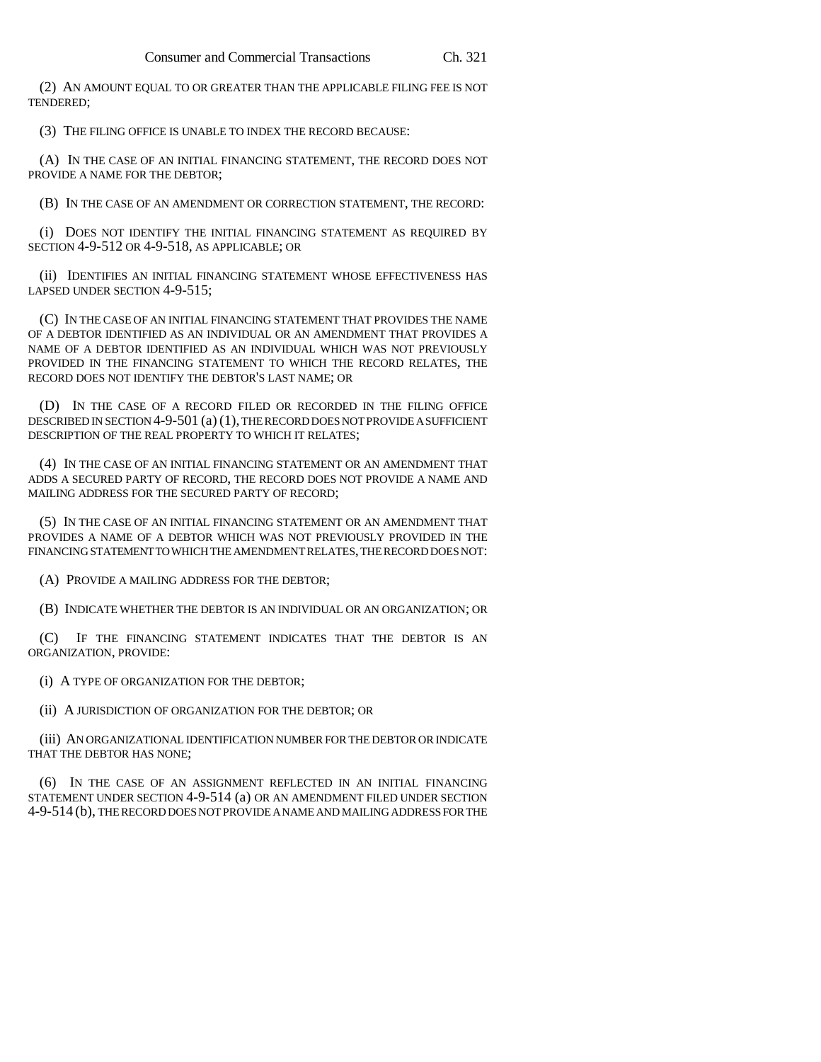(2) AN AMOUNT EQUAL TO OR GREATER THAN THE APPLICABLE FILING FEE IS NOT TENDERED;

(3) THE FILING OFFICE IS UNABLE TO INDEX THE RECORD BECAUSE:

(A) IN THE CASE OF AN INITIAL FINANCING STATEMENT, THE RECORD DOES NOT PROVIDE A NAME FOR THE DEBTOR;

(B) IN THE CASE OF AN AMENDMENT OR CORRECTION STATEMENT, THE RECORD:

(i) DOES NOT IDENTIFY THE INITIAL FINANCING STATEMENT AS REQUIRED BY SECTION 4-9-512 OR 4-9-518, AS APPLICABLE; OR

(ii) IDENTIFIES AN INITIAL FINANCING STATEMENT WHOSE EFFECTIVENESS HAS LAPSED UNDER SECTION 4-9-515;

(C) IN THE CASE OF AN INITIAL FINANCING STATEMENT THAT PROVIDES THE NAME OF A DEBTOR IDENTIFIED AS AN INDIVIDUAL OR AN AMENDMENT THAT PROVIDES A NAME OF A DEBTOR IDENTIFIED AS AN INDIVIDUAL WHICH WAS NOT PREVIOUSLY PROVIDED IN THE FINANCING STATEMENT TO WHICH THE RECORD RELATES, THE RECORD DOES NOT IDENTIFY THE DEBTOR'S LAST NAME; OR

(D) IN THE CASE OF A RECORD FILED OR RECORDED IN THE FILING OFFICE DESCRIBED IN SECTION 4-9-501 (a) (1), THE RECORD DOES NOT PROVIDE A SUFFICIENT DESCRIPTION OF THE REAL PROPERTY TO WHICH IT RELATES;

(4) IN THE CASE OF AN INITIAL FINANCING STATEMENT OR AN AMENDMENT THAT ADDS A SECURED PARTY OF RECORD, THE RECORD DOES NOT PROVIDE A NAME AND MAILING ADDRESS FOR THE SECURED PARTY OF RECORD;

(5) IN THE CASE OF AN INITIAL FINANCING STATEMENT OR AN AMENDMENT THAT PROVIDES A NAME OF A DEBTOR WHICH WAS NOT PREVIOUSLY PROVIDED IN THE FINANCING STATEMENT TO WHICH THE AMENDMENT RELATES, THE RECORD DOES NOT:

(A) PROVIDE A MAILING ADDRESS FOR THE DEBTOR;

(B) INDICATE WHETHER THE DEBTOR IS AN INDIVIDUAL OR AN ORGANIZATION; OR

(C) IF THE FINANCING STATEMENT INDICATES THAT THE DEBTOR IS AN ORGANIZATION, PROVIDE:

(i) A TYPE OF ORGANIZATION FOR THE DEBTOR;

(ii) A JURISDICTION OF ORGANIZATION FOR THE DEBTOR; OR

(iii) AN ORGANIZATIONAL IDENTIFICATION NUMBER FOR THE DEBTOR OR INDICATE THAT THE DEBTOR HAS NONE;

(6) IN THE CASE OF AN ASSIGNMENT REFLECTED IN AN INITIAL FINANCING STATEMENT UNDER SECTION 4-9-514 (a) OR AN AMENDMENT FILED UNDER SECTION 4-9-514 (b), THE RECORD DOES NOT PROVIDE A NAME AND MAILING ADDRESS FOR THE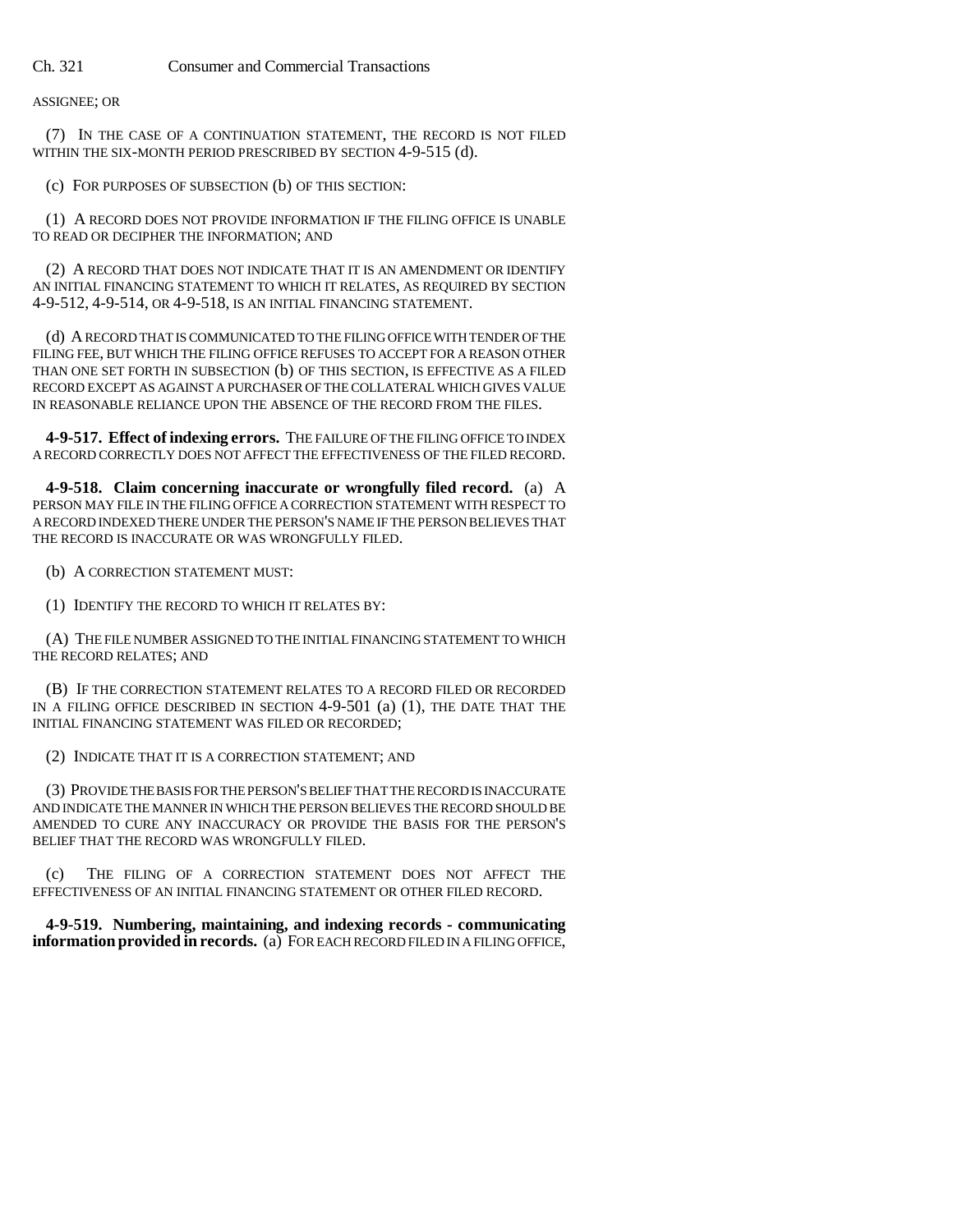ASSIGNEE; OR

(7) IN THE CASE OF A CONTINUATION STATEMENT, THE RECORD IS NOT FILED WITHIN THE SIX-MONTH PERIOD PRESCRIBED BY SECTION 4-9-515 (d).

(c) FOR PURPOSES OF SUBSECTION (b) OF THIS SECTION:

(1) A RECORD DOES NOT PROVIDE INFORMATION IF THE FILING OFFICE IS UNABLE TO READ OR DECIPHER THE INFORMATION; AND

(2) A RECORD THAT DOES NOT INDICATE THAT IT IS AN AMENDMENT OR IDENTIFY AN INITIAL FINANCING STATEMENT TO WHICH IT RELATES, AS REQUIRED BY SECTION 4-9-512, 4-9-514, OR 4-9-518, IS AN INITIAL FINANCING STATEMENT.

(d) A RECORD THAT IS COMMUNICATED TO THE FILING OFFICE WITH TENDER OF THE FILING FEE, BUT WHICH THE FILING OFFICE REFUSES TO ACCEPT FOR A REASON OTHER THAN ONE SET FORTH IN SUBSECTION (b) OF THIS SECTION, IS EFFECTIVE AS A FILED RECORD EXCEPT AS AGAINST A PURCHASER OF THE COLLATERAL WHICH GIVES VALUE IN REASONABLE RELIANCE UPON THE ABSENCE OF THE RECORD FROM THE FILES.

**4-9-517. Effect of indexing errors.** THE FAILURE OF THE FILING OFFICE TO INDEX A RECORD CORRECTLY DOES NOT AFFECT THE EFFECTIVENESS OF THE FILED RECORD.

**4-9-518. Claim concerning inaccurate or wrongfully filed record.** (a) A PERSON MAY FILE IN THE FILING OFFICE A CORRECTION STATEMENT WITH RESPECT TO A RECORD INDEXED THERE UNDER THE PERSON'S NAME IF THE PERSON BELIEVES THAT THE RECORD IS INACCURATE OR WAS WRONGFULLY FILED.

(b) A CORRECTION STATEMENT MUST:

(1) IDENTIFY THE RECORD TO WHICH IT RELATES BY:

(A) THE FILE NUMBER ASSIGNED TO THE INITIAL FINANCING STATEMENT TO WHICH THE RECORD RELATES; AND

(B) IF THE CORRECTION STATEMENT RELATES TO A RECORD FILED OR RECORDED IN A FILING OFFICE DESCRIBED IN SECTION 4-9-501 (a) (1), THE DATE THAT THE INITIAL FINANCING STATEMENT WAS FILED OR RECORDED;

(2) INDICATE THAT IT IS A CORRECTION STATEMENT; AND

(3) PROVIDE THE BASIS FOR THE PERSON'S BELIEF THAT THE RECORD IS INACCURATE AND INDICATE THE MANNER IN WHICH THE PERSON BELIEVES THE RECORD SHOULD BE AMENDED TO CURE ANY INACCURACY OR PROVIDE THE BASIS FOR THE PERSON'S BELIEF THAT THE RECORD WAS WRONGFULLY FILED.

(c) THE FILING OF A CORRECTION STATEMENT DOES NOT AFFECT THE EFFECTIVENESS OF AN INITIAL FINANCING STATEMENT OR OTHER FILED RECORD.

**4-9-519. Numbering, maintaining, and indexing records - communicating information provided in records.** (a) FOR EACH RECORD FILED IN A FILING OFFICE,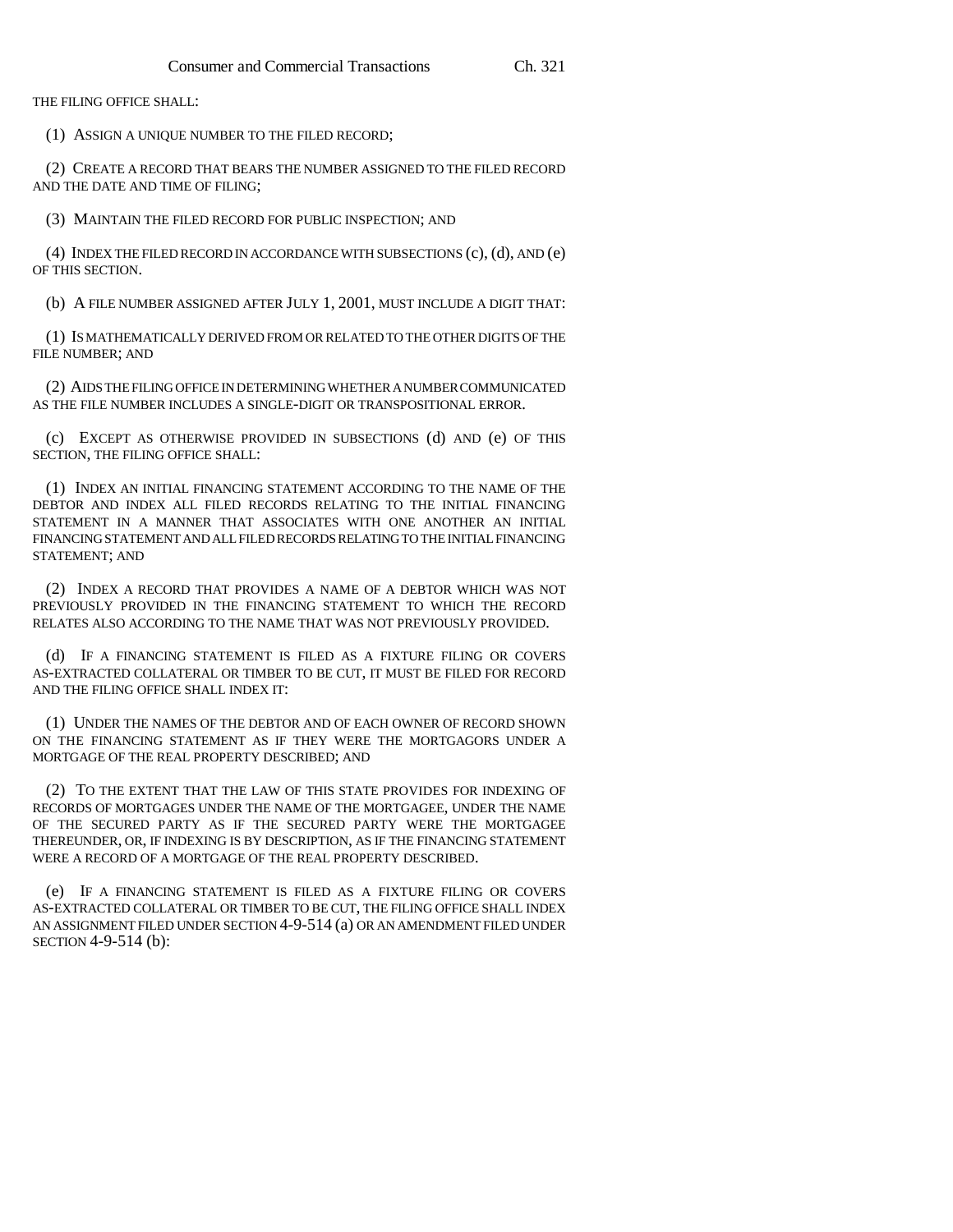THE FILING OFFICE SHALL:

(1) ASSIGN A UNIQUE NUMBER TO THE FILED RECORD;

(2) CREATE A RECORD THAT BEARS THE NUMBER ASSIGNED TO THE FILED RECORD AND THE DATE AND TIME OF FILING;

(3) MAINTAIN THE FILED RECORD FOR PUBLIC INSPECTION; AND

(4) INDEX THE FILED RECORD IN ACCORDANCE WITH SUBSECTIONS (c), (d), AND (e) OF THIS SECTION.

(b) A FILE NUMBER ASSIGNED AFTER JULY 1, 2001, MUST INCLUDE A DIGIT THAT:

(1) IS MATHEMATICALLY DERIVED FROM OR RELATED TO THE OTHER DIGITS OF THE FILE NUMBER; AND

(2) AIDS THE FILING OFFICE IN DETERMINING WHETHER A NUMBER COMMUNICATED AS THE FILE NUMBER INCLUDES A SINGLE-DIGIT OR TRANSPOSITIONAL ERROR.

(c) EXCEPT AS OTHERWISE PROVIDED IN SUBSECTIONS (d) AND (e) OF THIS SECTION, THE FILING OFFICE SHALL:

(1) INDEX AN INITIAL FINANCING STATEMENT ACCORDING TO THE NAME OF THE DEBTOR AND INDEX ALL FILED RECORDS RELATING TO THE INITIAL FINANCING STATEMENT IN A MANNER THAT ASSOCIATES WITH ONE ANOTHER AN INITIAL FINANCING STATEMENT AND ALL FILED RECORDS RELATING TO THE INITIAL FINANCING STATEMENT; AND

(2) INDEX A RECORD THAT PROVIDES A NAME OF A DEBTOR WHICH WAS NOT PREVIOUSLY PROVIDED IN THE FINANCING STATEMENT TO WHICH THE RECORD RELATES ALSO ACCORDING TO THE NAME THAT WAS NOT PREVIOUSLY PROVIDED.

(d) IF A FINANCING STATEMENT IS FILED AS A FIXTURE FILING OR COVERS AS-EXTRACTED COLLATERAL OR TIMBER TO BE CUT, IT MUST BE FILED FOR RECORD AND THE FILING OFFICE SHALL INDEX IT:

(1) UNDER THE NAMES OF THE DEBTOR AND OF EACH OWNER OF RECORD SHOWN ON THE FINANCING STATEMENT AS IF THEY WERE THE MORTGAGORS UNDER A MORTGAGE OF THE REAL PROPERTY DESCRIBED; AND

(2) TO THE EXTENT THAT THE LAW OF THIS STATE PROVIDES FOR INDEXING OF RECORDS OF MORTGAGES UNDER THE NAME OF THE MORTGAGEE, UNDER THE NAME OF THE SECURED PARTY AS IF THE SECURED PARTY WERE THE MORTGAGEE THEREUNDER, OR, IF INDEXING IS BY DESCRIPTION, AS IF THE FINANCING STATEMENT WERE A RECORD OF A MORTGAGE OF THE REAL PROPERTY DESCRIBED.

(e) IF A FINANCING STATEMENT IS FILED AS A FIXTURE FILING OR COVERS AS-EXTRACTED COLLATERAL OR TIMBER TO BE CUT, THE FILING OFFICE SHALL INDEX AN ASSIGNMENT FILED UNDER SECTION 4-9-514 (a) OR AN AMENDMENT FILED UNDER SECTION 4-9-514 (b):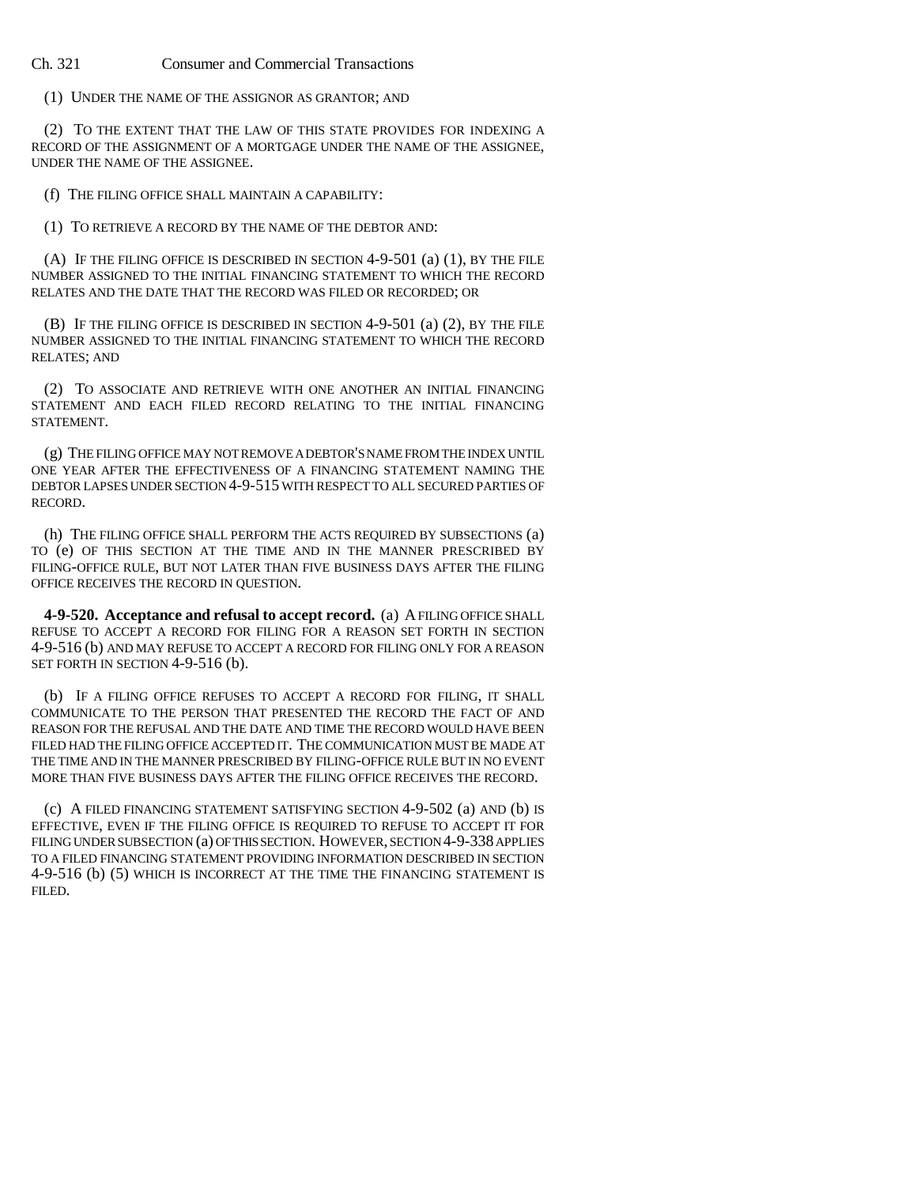(1) UNDER THE NAME OF THE ASSIGNOR AS GRANTOR; AND

(2) TO THE EXTENT THAT THE LAW OF THIS STATE PROVIDES FOR INDEXING A RECORD OF THE ASSIGNMENT OF A MORTGAGE UNDER THE NAME OF THE ASSIGNEE, UNDER THE NAME OF THE ASSIGNEE.

(f) THE FILING OFFICE SHALL MAINTAIN A CAPABILITY:

(1) TO RETRIEVE A RECORD BY THE NAME OF THE DEBTOR AND:

(A) IF THE FILING OFFICE IS DESCRIBED IN SECTION 4-9-501 (a) (1), BY THE FILE NUMBER ASSIGNED TO THE INITIAL FINANCING STATEMENT TO WHICH THE RECORD RELATES AND THE DATE THAT THE RECORD WAS FILED OR RECORDED; OR

(B) IF THE FILING OFFICE IS DESCRIBED IN SECTION 4-9-501 (a) (2), BY THE FILE NUMBER ASSIGNED TO THE INITIAL FINANCING STATEMENT TO WHICH THE RECORD RELATES; AND

(2) TO ASSOCIATE AND RETRIEVE WITH ONE ANOTHER AN INITIAL FINANCING STATEMENT AND EACH FILED RECORD RELATING TO THE INITIAL FINANCING STATEMENT.

(g) THE FILING OFFICE MAY NOT REMOVE A DEBTOR'S NAME FROM THE INDEX UNTIL ONE YEAR AFTER THE EFFECTIVENESS OF A FINANCING STATEMENT NAMING THE DEBTOR LAPSES UNDER SECTION 4-9-515 WITH RESPECT TO ALL SECURED PARTIES OF RECORD.

(h) THE FILING OFFICE SHALL PERFORM THE ACTS REQUIRED BY SUBSECTIONS (a) TO (e) OF THIS SECTION AT THE TIME AND IN THE MANNER PRESCRIBED BY FILING-OFFICE RULE, BUT NOT LATER THAN FIVE BUSINESS DAYS AFTER THE FILING OFFICE RECEIVES THE RECORD IN QUESTION.

**4-9-520. Acceptance and refusal to accept record.** (a) A FILING OFFICE SHALL REFUSE TO ACCEPT A RECORD FOR FILING FOR A REASON SET FORTH IN SECTION 4-9-516 (b) AND MAY REFUSE TO ACCEPT A RECORD FOR FILING ONLY FOR A REASON SET FORTH IN SECTION 4-9-516 (b).

(b) IF A FILING OFFICE REFUSES TO ACCEPT A RECORD FOR FILING, IT SHALL COMMUNICATE TO THE PERSON THAT PRESENTED THE RECORD THE FACT OF AND REASON FOR THE REFUSAL AND THE DATE AND TIME THE RECORD WOULD HAVE BEEN FILED HAD THE FILING OFFICE ACCEPTED IT. THE COMMUNICATION MUST BE MADE AT THE TIME AND IN THE MANNER PRESCRIBED BY FILING-OFFICE RULE BUT IN NO EVENT MORE THAN FIVE BUSINESS DAYS AFTER THE FILING OFFICE RECEIVES THE RECORD.

(c) A FILED FINANCING STATEMENT SATISFYING SECTION 4-9-502 (a) AND (b) IS EFFECTIVE, EVEN IF THE FILING OFFICE IS REQUIRED TO REFUSE TO ACCEPT IT FOR FILING UNDER SUBSECTION (a) OF THIS SECTION. HOWEVER, SECTION 4-9-338 APPLIES TO A FILED FINANCING STATEMENT PROVIDING INFORMATION DESCRIBED IN SECTION 4-9-516 (b) (5) WHICH IS INCORRECT AT THE TIME THE FINANCING STATEMENT IS FILED.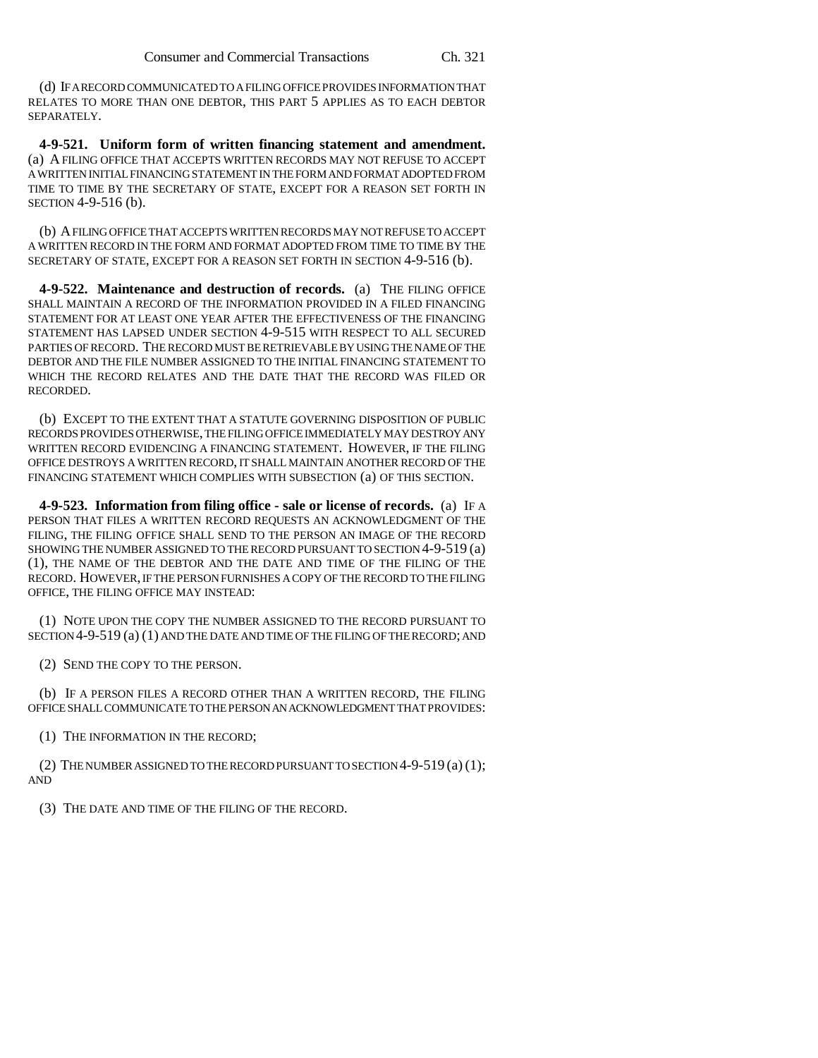(d) IF A RECORD COMMUNICATED TO A FILING OFFICE PROVIDES INFORMATION THAT RELATES TO MORE THAN ONE DEBTOR, THIS PART 5 APPLIES AS TO EACH DEBTOR SEPARATELY.

**4-9-521. Uniform form of written financing statement and amendment.** (a) A FILING OFFICE THAT ACCEPTS WRITTEN RECORDS MAY NOT REFUSE TO ACCEPT A WRITTEN INITIAL FINANCING STATEMENT IN THE FORM AND FORMAT ADOPTED FROM TIME TO TIME BY THE SECRETARY OF STATE, EXCEPT FOR A REASON SET FORTH IN SECTION 4-9-516 (b).

(b) A FILING OFFICE THAT ACCEPTS WRITTEN RECORDS MAY NOT REFUSE TO ACCEPT A WRITTEN RECORD IN THE FORM AND FORMAT ADOPTED FROM TIME TO TIME BY THE SECRETARY OF STATE, EXCEPT FOR A REASON SET FORTH IN SECTION 4-9-516 (b).

**4-9-522. Maintenance and destruction of records.** (a) THE FILING OFFICE SHALL MAINTAIN A RECORD OF THE INFORMATION PROVIDED IN A FILED FINANCING STATEMENT FOR AT LEAST ONE YEAR AFTER THE EFFECTIVENESS OF THE FINANCING STATEMENT HAS LAPSED UNDER SECTION 4-9-515 WITH RESPECT TO ALL SECURED PARTIES OF RECORD. THE RECORD MUST BE RETRIEVABLE BY USING THE NAME OF THE DEBTOR AND THE FILE NUMBER ASSIGNED TO THE INITIAL FINANCING STATEMENT TO WHICH THE RECORD RELATES AND THE DATE THAT THE RECORD WAS FILED OR RECORDED.

(b) EXCEPT TO THE EXTENT THAT A STATUTE GOVERNING DISPOSITION OF PUBLIC RECORDS PROVIDES OTHERWISE, THE FILING OFFICE IMMEDIATELY MAY DESTROY ANY WRITTEN RECORD EVIDENCING A FINANCING STATEMENT. HOWEVER, IF THE FILING OFFICE DESTROYS A WRITTEN RECORD, IT SHALL MAINTAIN ANOTHER RECORD OF THE FINANCING STATEMENT WHICH COMPLIES WITH SUBSECTION (a) OF THIS SECTION.

**4-9-523. Information from filing office - sale or license of records.** (a) IF A PERSON THAT FILES A WRITTEN RECORD REQUESTS AN ACKNOWLEDGMENT OF THE FILING, THE FILING OFFICE SHALL SEND TO THE PERSON AN IMAGE OF THE RECORD SHOWING THE NUMBER ASSIGNED TO THE RECORD PURSUANT TO SECTION 4-9-519 (a) (1), THE NAME OF THE DEBTOR AND THE DATE AND TIME OF THE FILING OF THE RECORD. HOWEVER, IF THE PERSON FURNISHES A COPY OF THE RECORD TO THE FILING OFFICE, THE FILING OFFICE MAY INSTEAD:

(1) NOTE UPON THE COPY THE NUMBER ASSIGNED TO THE RECORD PURSUANT TO SECTION 4-9-519 (a) (1) AND THE DATE AND TIME OF THE FILING OF THE RECORD; AND

(2) SEND THE COPY TO THE PERSON.

(b) IF A PERSON FILES A RECORD OTHER THAN A WRITTEN RECORD, THE FILING OFFICE SHALL COMMUNICATE TO THE PERSON AN ACKNOWLEDGMENT THAT PROVIDES:

(1) THE INFORMATION IN THE RECORD;

(2) THE NUMBER ASSIGNED TO THE RECORD PURSUANT TO SECTION 4-9-519 (a) (1); AND

(3) THE DATE AND TIME OF THE FILING OF THE RECORD.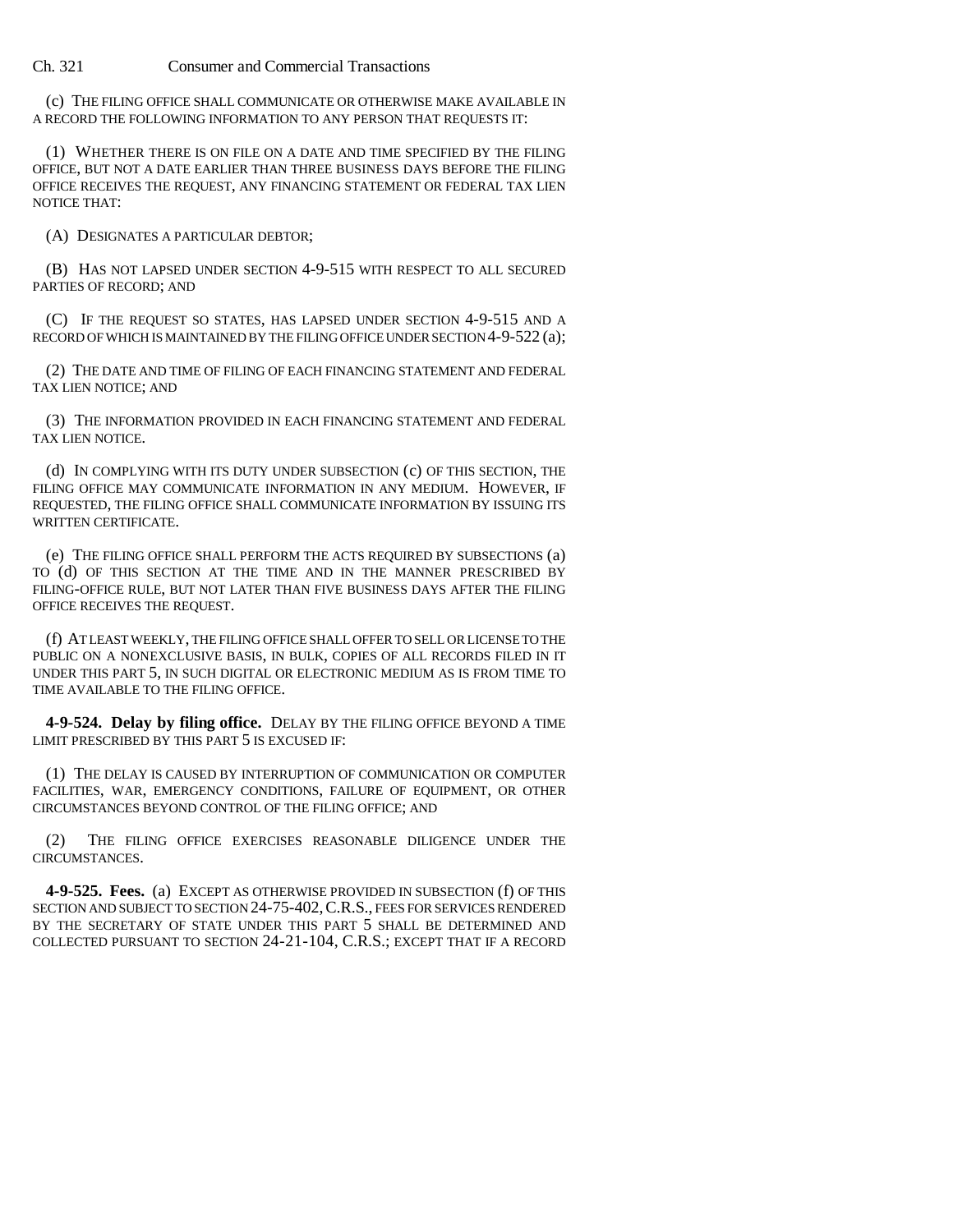(c) THE FILING OFFICE SHALL COMMUNICATE OR OTHERWISE MAKE AVAILABLE IN A RECORD THE FOLLOWING INFORMATION TO ANY PERSON THAT REQUESTS IT:

(1) WHETHER THERE IS ON FILE ON A DATE AND TIME SPECIFIED BY THE FILING OFFICE, BUT NOT A DATE EARLIER THAN THREE BUSINESS DAYS BEFORE THE FILING OFFICE RECEIVES THE REQUEST, ANY FINANCING STATEMENT OR FEDERAL TAX LIEN NOTICE THAT:

(A) DESIGNATES A PARTICULAR DEBTOR;

(B) HAS NOT LAPSED UNDER SECTION 4-9-515 WITH RESPECT TO ALL SECURED PARTIES OF RECORD; AND

(C) IF THE REQUEST SO STATES, HAS LAPSED UNDER SECTION 4-9-515 AND A RECORD OF WHICH IS MAINTAINED BY THE FILING OFFICE UNDER SECTION 4-9-522 (a);

(2) THE DATE AND TIME OF FILING OF EACH FINANCING STATEMENT AND FEDERAL TAX LIEN NOTICE; AND

(3) THE INFORMATION PROVIDED IN EACH FINANCING STATEMENT AND FEDERAL TAX LIEN NOTICE.

(d) IN COMPLYING WITH ITS DUTY UNDER SUBSECTION (c) OF THIS SECTION, THE FILING OFFICE MAY COMMUNICATE INFORMATION IN ANY MEDIUM. HOWEVER, IF REQUESTED, THE FILING OFFICE SHALL COMMUNICATE INFORMATION BY ISSUING ITS WRITTEN CERTIFICATE.

(e) THE FILING OFFICE SHALL PERFORM THE ACTS REQUIRED BY SUBSECTIONS (a) TO (d) OF THIS SECTION AT THE TIME AND IN THE MANNER PRESCRIBED BY FILING-OFFICE RULE, BUT NOT LATER THAN FIVE BUSINESS DAYS AFTER THE FILING OFFICE RECEIVES THE REQUEST.

(f) AT LEAST WEEKLY, THE FILING OFFICE SHALL OFFER TO SELL OR LICENSE TO THE PUBLIC ON A NONEXCLUSIVE BASIS, IN BULK, COPIES OF ALL RECORDS FILED IN IT UNDER THIS PART 5, IN SUCH DIGITAL OR ELECTRONIC MEDIUM AS IS FROM TIME TO TIME AVAILABLE TO THE FILING OFFICE.

**4-9-524. Delay by filing office.** DELAY BY THE FILING OFFICE BEYOND A TIME LIMIT PRESCRIBED BY THIS PART 5 IS EXCUSED IF:

(1) THE DELAY IS CAUSED BY INTERRUPTION OF COMMUNICATION OR COMPUTER FACILITIES, WAR, EMERGENCY CONDITIONS, FAILURE OF EQUIPMENT, OR OTHER CIRCUMSTANCES BEYOND CONTROL OF THE FILING OFFICE; AND

(2) THE FILING OFFICE EXERCISES REASONABLE DILIGENCE UNDER THE CIRCUMSTANCES.

**4-9-525. Fees.** (a) EXCEPT AS OTHERWISE PROVIDED IN SUBSECTION (f) OF THIS SECTION AND SUBJECT TO SECTION 24-75-402, C.R.S., FEES FOR SERVICES RENDERED BY THE SECRETARY OF STATE UNDER THIS PART 5 SHALL BE DETERMINED AND COLLECTED PURSUANT TO SECTION 24-21-104, C.R.S.; EXCEPT THAT IF A RECORD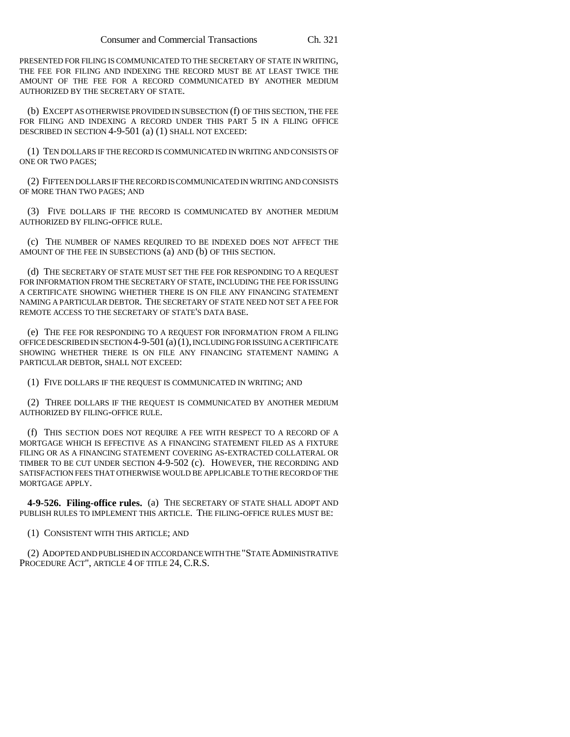PRESENTED FOR FILING IS COMMUNICATED TO THE SECRETARY OF STATE IN WRITING, THE FEE FOR FILING AND INDEXING THE RECORD MUST BE AT LEAST TWICE THE AMOUNT OF THE FEE FOR A RECORD COMMUNICATED BY ANOTHER MEDIUM AUTHORIZED BY THE SECRETARY OF STATE.

(b) EXCEPT AS OTHERWISE PROVIDED IN SUBSECTION (f) OF THIS SECTION, THE FEE FOR FILING AND INDEXING A RECORD UNDER THIS PART 5 IN A FILING OFFICE DESCRIBED IN SECTION 4-9-501 (a) (1) SHALL NOT EXCEED:

(1) TEN DOLLARS IF THE RECORD IS COMMUNICATED IN WRITING AND CONSISTS OF ONE OR TWO PAGES;

(2) FIFTEEN DOLLARS IF THE RECORD IS COMMUNICATED IN WRITING AND CONSISTS OF MORE THAN TWO PAGES; AND

(3) FIVE DOLLARS IF THE RECORD IS COMMUNICATED BY ANOTHER MEDIUM AUTHORIZED BY FILING-OFFICE RULE.

(c) THE NUMBER OF NAMES REQUIRED TO BE INDEXED DOES NOT AFFECT THE AMOUNT OF THE FEE IN SUBSECTIONS (a) AND (b) OF THIS SECTION.

(d) THE SECRETARY OF STATE MUST SET THE FEE FOR RESPONDING TO A REQUEST FOR INFORMATION FROM THE SECRETARY OF STATE, INCLUDING THE FEE FOR ISSUING A CERTIFICATE SHOWING WHETHER THERE IS ON FILE ANY FINANCING STATEMENT NAMING A PARTICULAR DEBTOR. THE SECRETARY OF STATE NEED NOT SET A FEE FOR REMOTE ACCESS TO THE SECRETARY OF STATE'S DATA BASE.

(e) THE FEE FOR RESPONDING TO A REQUEST FOR INFORMATION FROM A FILING OFFICE DESCRIBED IN SECTION 4-9-501 (a) (1), INCLUDING FOR ISSUING A CERTIFICATE SHOWING WHETHER THERE IS ON FILE ANY FINANCING STATEMENT NAMING A PARTICULAR DEBTOR, SHALL NOT EXCEED:

(1) FIVE DOLLARS IF THE REQUEST IS COMMUNICATED IN WRITING; AND

(2) THREE DOLLARS IF THE REQUEST IS COMMUNICATED BY ANOTHER MEDIUM AUTHORIZED BY FILING-OFFICE RULE.

(f) THIS SECTION DOES NOT REQUIRE A FEE WITH RESPECT TO A RECORD OF A MORTGAGE WHICH IS EFFECTIVE AS A FINANCING STATEMENT FILED AS A FIXTURE FILING OR AS A FINANCING STATEMENT COVERING AS-EXTRACTED COLLATERAL OR TIMBER TO BE CUT UNDER SECTION 4-9-502 (c). HOWEVER, THE RECORDING AND SATISFACTION FEES THAT OTHERWISE WOULD BE APPLICABLE TO THE RECORD OF THE MORTGAGE APPLY.

**4-9-526. Filing-office rules.** (a) THE SECRETARY OF STATE SHALL ADOPT AND PUBLISH RULES TO IMPLEMENT THIS ARTICLE. THE FILING-OFFICE RULES MUST BE:

(1) CONSISTENT WITH THIS ARTICLE; AND

(2) ADOPTED AND PUBLISHED IN ACCORDANCE WITH THE "STATE ADMINISTRATIVE PROCEDURE ACT", ARTICLE 4 OF TITLE 24, C.R.S.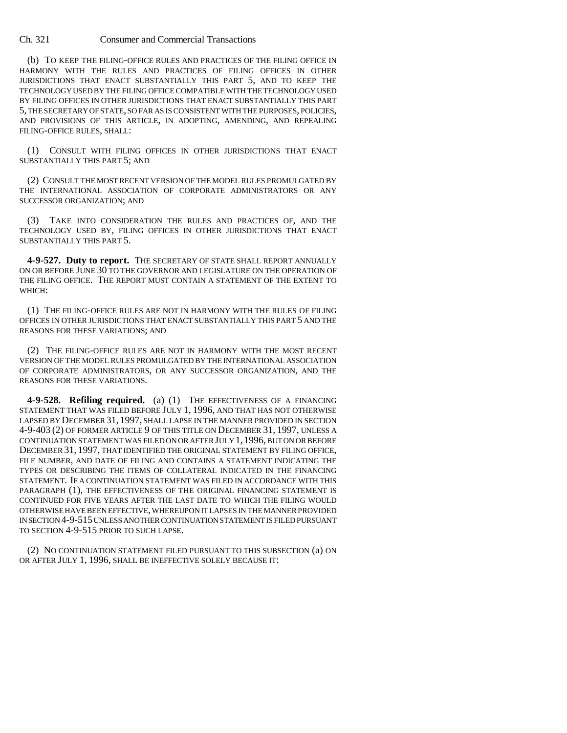(b) TO KEEP THE FILING-OFFICE RULES AND PRACTICES OF THE FILING OFFICE IN HARMONY WITH THE RULES AND PRACTICES OF FILING OFFICES IN OTHER JURISDICTIONS THAT ENACT SUBSTANTIALLY THIS PART 5, AND TO KEEP THE TECHNOLOGY USED BY THE FILING OFFICE COMPATIBLE WITH THE TECHNOLOGY USED BY FILING OFFICES IN OTHER JURISDICTIONS THAT ENACT SUBSTANTIALLY THIS PART 5, THE SECRETARY OF STATE, SO FAR AS IS CONSISTENT WITH THE PURPOSES, POLICIES, AND PROVISIONS OF THIS ARTICLE, IN ADOPTING, AMENDING, AND REPEALING FILING-OFFICE RULES, SHALL:

(1) CONSULT WITH FILING OFFICES IN OTHER JURISDICTIONS THAT ENACT SUBSTANTIALLY THIS PART 5; AND

(2) CONSULT THE MOST RECENT VERSION OF THE MODEL RULES PROMULGATED BY THE INTERNATIONAL ASSOCIATION OF CORPORATE ADMINISTRATORS OR ANY SUCCESSOR ORGANIZATION; AND

(3) TAKE INTO CONSIDERATION THE RULES AND PRACTICES OF, AND THE TECHNOLOGY USED BY, FILING OFFICES IN OTHER JURISDICTIONS THAT ENACT SUBSTANTIALLY THIS PART 5.

**4-9-527. Duty to report.** THE SECRETARY OF STATE SHALL REPORT ANNUALLY ON OR BEFORE JUNE 30 TO THE GOVERNOR AND LEGISLATURE ON THE OPERATION OF THE FILING OFFICE. THE REPORT MUST CONTAIN A STATEMENT OF THE EXTENT TO WHICH:

(1) THE FILING-OFFICE RULES ARE NOT IN HARMONY WITH THE RULES OF FILING OFFICES IN OTHER JURISDICTIONS THAT ENACT SUBSTANTIALLY THIS PART 5 AND THE REASONS FOR THESE VARIATIONS; AND

(2) THE FILING-OFFICE RULES ARE NOT IN HARMONY WITH THE MOST RECENT VERSION OF THE MODEL RULES PROMULGATED BY THE INTERNATIONAL ASSOCIATION OF CORPORATE ADMINISTRATORS, OR ANY SUCCESSOR ORGANIZATION, AND THE REASONS FOR THESE VARIATIONS.

**4-9-528. Refiling required.** (a) (1) THE EFFECTIVENESS OF A FINANCING STATEMENT THAT WAS FILED BEFORE JULY 1, 1996, AND THAT HAS NOT OTHERWISE LAPSED BY DECEMBER 31, 1997, SHALL LAPSE IN THE MANNER PROVIDED IN SECTION 4-9-403 (2) OF FORMER ARTICLE 9 OF THIS TITLE ON DECEMBER 31, 1997, UNLESS A CONTINUATION STATEMENT WAS FILED ON OR AFTER JULY 1, 1996, BUT ON OR BEFORE DECEMBER 31, 1997, THAT IDENTIFIED THE ORIGINAL STATEMENT BY FILING OFFICE, FILE NUMBER, AND DATE OF FILING AND CONTAINS A STATEMENT INDICATING THE TYPES OR DESCRIBING THE ITEMS OF COLLATERAL INDICATED IN THE FINANCING STATEMENT. IF A CONTINUATION STATEMENT WAS FILED IN ACCORDANCE WITH THIS PARAGRAPH (1), THE EFFECTIVENESS OF THE ORIGINAL FINANCING STATEMENT IS CONTINUED FOR FIVE YEARS AFTER THE LAST DATE TO WHICH THE FILING WOULD OTHERWISE HAVE BEEN EFFECTIVE, WHEREUPON IT LAPSES IN THE MANNER PROVIDED IN SECTION 4-9-515 UNLESS ANOTHER CONTINUATION STATEMENT IS FILED PURSUANT TO SECTION 4-9-515 PRIOR TO SUCH LAPSE.

(2) NO CONTINUATION STATEMENT FILED PURSUANT TO THIS SUBSECTION (a) ON OR AFTER JULY 1, 1996, SHALL BE INEFFECTIVE SOLELY BECAUSE IT: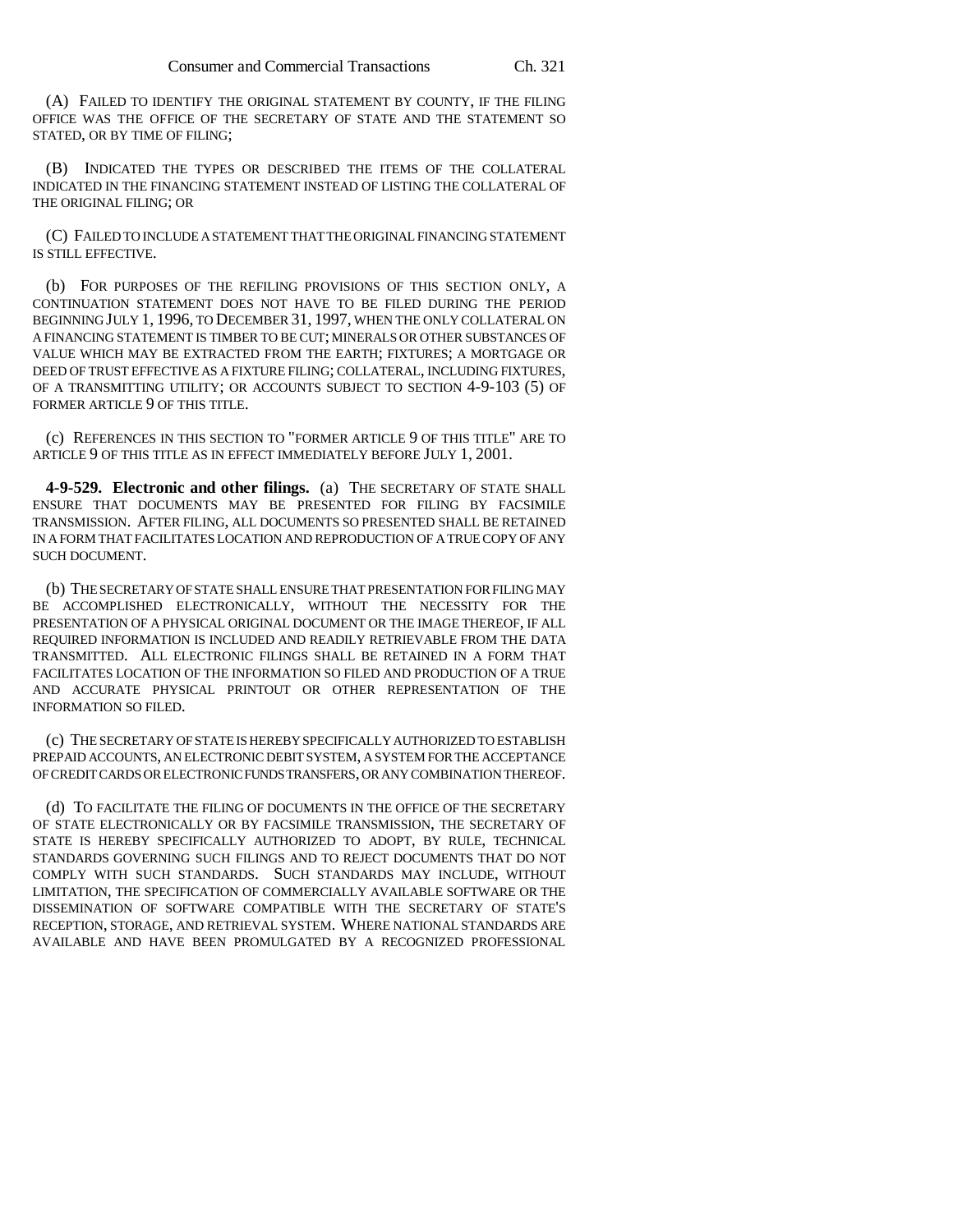(A) FAILED TO IDENTIFY THE ORIGINAL STATEMENT BY COUNTY, IF THE FILING OFFICE WAS THE OFFICE OF THE SECRETARY OF STATE AND THE STATEMENT SO STATED, OR BY TIME OF FILING;

(B) INDICATED THE TYPES OR DESCRIBED THE ITEMS OF THE COLLATERAL INDICATED IN THE FINANCING STATEMENT INSTEAD OF LISTING THE COLLATERAL OF THE ORIGINAL FILING; OR

(C) FAILED TO INCLUDE A STATEMENT THAT THE ORIGINAL FINANCING STATEMENT IS STILL EFFECTIVE.

(b) FOR PURPOSES OF THE REFILING PROVISIONS OF THIS SECTION ONLY, A CONTINUATION STATEMENT DOES NOT HAVE TO BE FILED DURING THE PERIOD BEGINNING JULY 1, 1996, TO DECEMBER 31, 1997, WHEN THE ONLY COLLATERAL ON A FINANCING STATEMENT IS TIMBER TO BE CUT; MINERALS OR OTHER SUBSTANCES OF VALUE WHICH MAY BE EXTRACTED FROM THE EARTH; FIXTURES; A MORTGAGE OR DEED OF TRUST EFFECTIVE AS A FIXTURE FILING; COLLATERAL, INCLUDING FIXTURES, OF A TRANSMITTING UTILITY; OR ACCOUNTS SUBJECT TO SECTION 4-9-103 (5) OF FORMER ARTICLE 9 OF THIS TITLE.

(c) REFERENCES IN THIS SECTION TO "FORMER ARTICLE 9 OF THIS TITLE" ARE TO ARTICLE 9 OF THIS TITLE AS IN EFFECT IMMEDIATELY BEFORE JULY 1, 2001.

**4-9-529. Electronic and other filings.** (a) THE SECRETARY OF STATE SHALL ENSURE THAT DOCUMENTS MAY BE PRESENTED FOR FILING BY FACSIMILE TRANSMISSION. AFTER FILING, ALL DOCUMENTS SO PRESENTED SHALL BE RETAINED IN A FORM THAT FACILITATES LOCATION AND REPRODUCTION OF A TRUE COPY OF ANY SUCH DOCUMENT.

(b) THE SECRETARY OF STATE SHALL ENSURE THAT PRESENTATION FOR FILING MAY BE ACCOMPLISHED ELECTRONICALLY, WITHOUT THE NECESSITY FOR THE PRESENTATION OF A PHYSICAL ORIGINAL DOCUMENT OR THE IMAGE THEREOF, IF ALL REQUIRED INFORMATION IS INCLUDED AND READILY RETRIEVABLE FROM THE DATA TRANSMITTED. ALL ELECTRONIC FILINGS SHALL BE RETAINED IN A FORM THAT FACILITATES LOCATION OF THE INFORMATION SO FILED AND PRODUCTION OF A TRUE AND ACCURATE PHYSICAL PRINTOUT OR OTHER REPRESENTATION OF THE INFORMATION SO FILED.

(c) THE SECRETARY OF STATE IS HEREBY SPECIFICALLY AUTHORIZED TO ESTABLISH PREPAID ACCOUNTS, AN ELECTRONIC DEBIT SYSTEM, A SYSTEM FOR THE ACCEPTANCE OF CREDIT CARDS OR ELECTRONIC FUNDS TRANSFERS, OR ANY COMBINATION THEREOF.

(d) TO FACILITATE THE FILING OF DOCUMENTS IN THE OFFICE OF THE SECRETARY OF STATE ELECTRONICALLY OR BY FACSIMILE TRANSMISSION, THE SECRETARY OF STATE IS HEREBY SPECIFICALLY AUTHORIZED TO ADOPT, BY RULE, TECHNICAL STANDARDS GOVERNING SUCH FILINGS AND TO REJECT DOCUMENTS THAT DO NOT COMPLY WITH SUCH STANDARDS. SUCH STANDARDS MAY INCLUDE, WITHOUT LIMITATION, THE SPECIFICATION OF COMMERCIALLY AVAILABLE SOFTWARE OR THE DISSEMINATION OF SOFTWARE COMPATIBLE WITH THE SECRETARY OF STATE'S RECEPTION, STORAGE, AND RETRIEVAL SYSTEM. WHERE NATIONAL STANDARDS ARE AVAILABLE AND HAVE BEEN PROMULGATED BY A RECOGNIZED PROFESSIONAL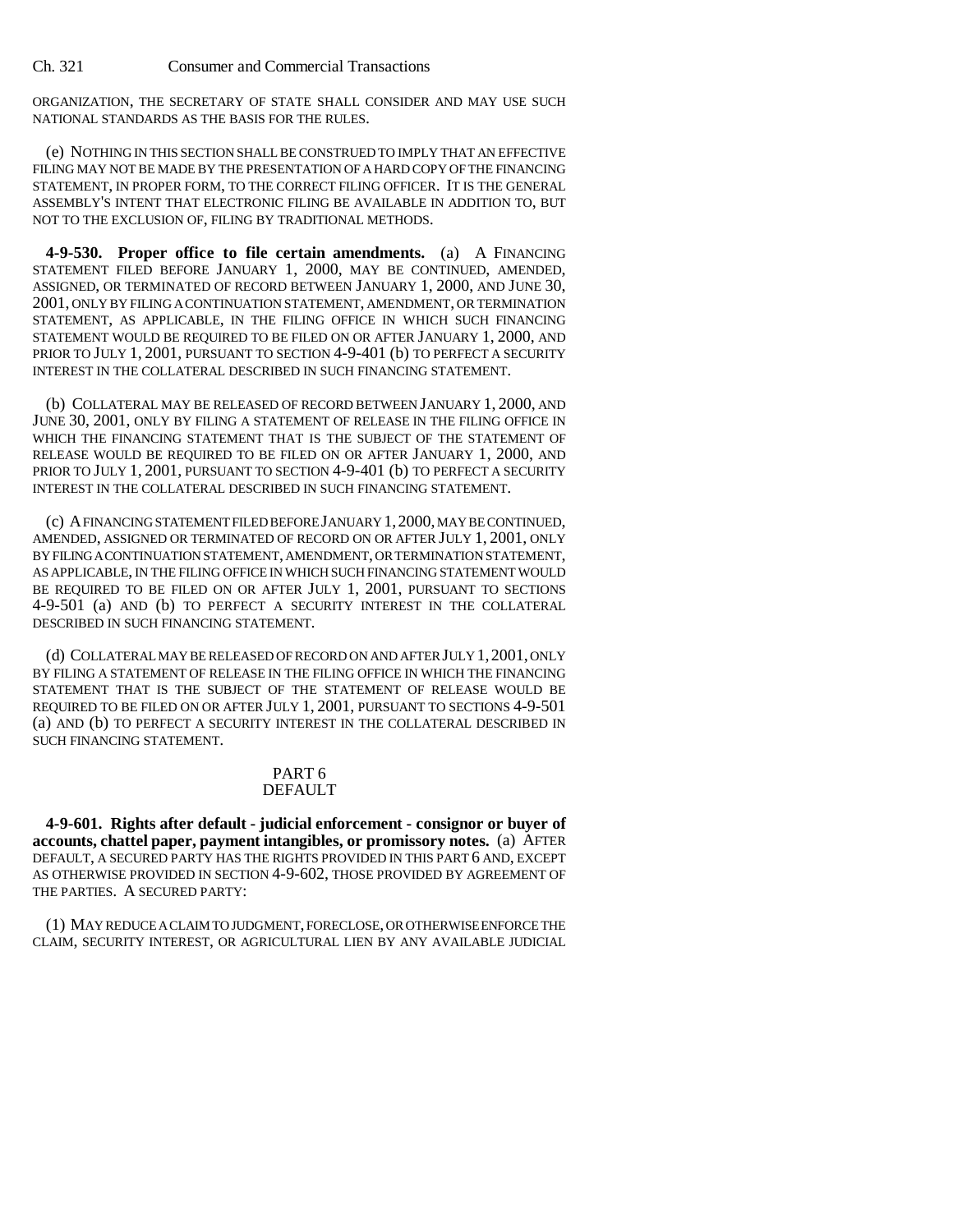ORGANIZATION, THE SECRETARY OF STATE SHALL CONSIDER AND MAY USE SUCH NATIONAL STANDARDS AS THE BASIS FOR THE RULES.

(e) NOTHING IN THIS SECTION SHALL BE CONSTRUED TO IMPLY THAT AN EFFECTIVE FILING MAY NOT BE MADE BY THE PRESENTATION OF A HARD COPY OF THE FINANCING STATEMENT, IN PROPER FORM, TO THE CORRECT FILING OFFICER. IT IS THE GENERAL ASSEMBLY'S INTENT THAT ELECTRONIC FILING BE AVAILABLE IN ADDITION TO, BUT NOT TO THE EXCLUSION OF, FILING BY TRADITIONAL METHODS.

**4-9-530. Proper office to file certain amendments.** (a) A FINANCING STATEMENT FILED BEFORE JANUARY 1, 2000, MAY BE CONTINUED, AMENDED, ASSIGNED, OR TERMINATED OF RECORD BETWEEN JANUARY 1, 2000, AND JUNE 30, 2001, ONLY BY FILING A CONTINUATION STATEMENT, AMENDMENT, OR TERMINATION STATEMENT, AS APPLICABLE, IN THE FILING OFFICE IN WHICH SUCH FINANCING STATEMENT WOULD BE REQUIRED TO BE FILED ON OR AFTER JANUARY 1, 2000, AND PRIOR TO JULY 1, 2001, PURSUANT TO SECTION 4-9-401 (b) TO PERFECT A SECURITY INTEREST IN THE COLLATERAL DESCRIBED IN SUCH FINANCING STATEMENT.

(b) COLLATERAL MAY BE RELEASED OF RECORD BETWEEN JANUARY 1, 2000, AND JUNE 30, 2001, ONLY BY FILING A STATEMENT OF RELEASE IN THE FILING OFFICE IN WHICH THE FINANCING STATEMENT THAT IS THE SUBJECT OF THE STATEMENT OF RELEASE WOULD BE REQUIRED TO BE FILED ON OR AFTER JANUARY 1, 2000, AND PRIOR TO JULY 1, 2001, PURSUANT TO SECTION 4-9-401 (b) TO PERFECT A SECURITY INTEREST IN THE COLLATERAL DESCRIBED IN SUCH FINANCING STATEMENT.

(c) A FINANCING STATEMENT FILED BEFORE JANUARY 1, 2000, MAY BE CONTINUED, AMENDED, ASSIGNED OR TERMINATED OF RECORD ON OR AFTER JULY 1, 2001, ONLY BY FILING A CONTINUATION STATEMENT, AMENDMENT, OR TERMINATION STATEMENT, AS APPLICABLE, IN THE FILING OFFICE IN WHICH SUCH FINANCING STATEMENT WOULD BE REQUIRED TO BE FILED ON OR AFTER JULY 1, 2001, PURSUANT TO SECTIONS 4-9-501 (a) AND (b) TO PERFECT A SECURITY INTEREST IN THE COLLATERAL DESCRIBED IN SUCH FINANCING STATEMENT.

(d) COLLATERAL MAY BE RELEASED OF RECORD ON AND AFTER JULY 1, 2001, ONLY BY FILING A STATEMENT OF RELEASE IN THE FILING OFFICE IN WHICH THE FINANCING STATEMENT THAT IS THE SUBJECT OF THE STATEMENT OF RELEASE WOULD BE REQUIRED TO BE FILED ON OR AFTER JULY 1, 2001, PURSUANT TO SECTIONS 4-9-501 (a) AND (b) TO PERFECT A SECURITY INTEREST IN THE COLLATERAL DESCRIBED IN SUCH FINANCING STATEMENT.

PART 6
DEFAULT

**4-9-601. Rights after default - judicial enforcement - consignor or buyer of accounts, chattel paper, payment intangibles, or promissory notes.** (a) AFTER DEFAULT, A SECURED PARTY HAS THE RIGHTS PROVIDED IN THIS PART 6 AND, EXCEPT AS OTHERWISE PROVIDED IN SECTION 4-9-602, THOSE PROVIDED BY AGREEMENT OF THE PARTIES. A SECURED PARTY:

(1) MAY REDUCE A CLAIM TO JUDGMENT, FORECLOSE, OR OTHERWISE ENFORCE THE CLAIM, SECURITY INTEREST, OR AGRICULTURAL LIEN BY ANY AVAILABLE JUDICIAL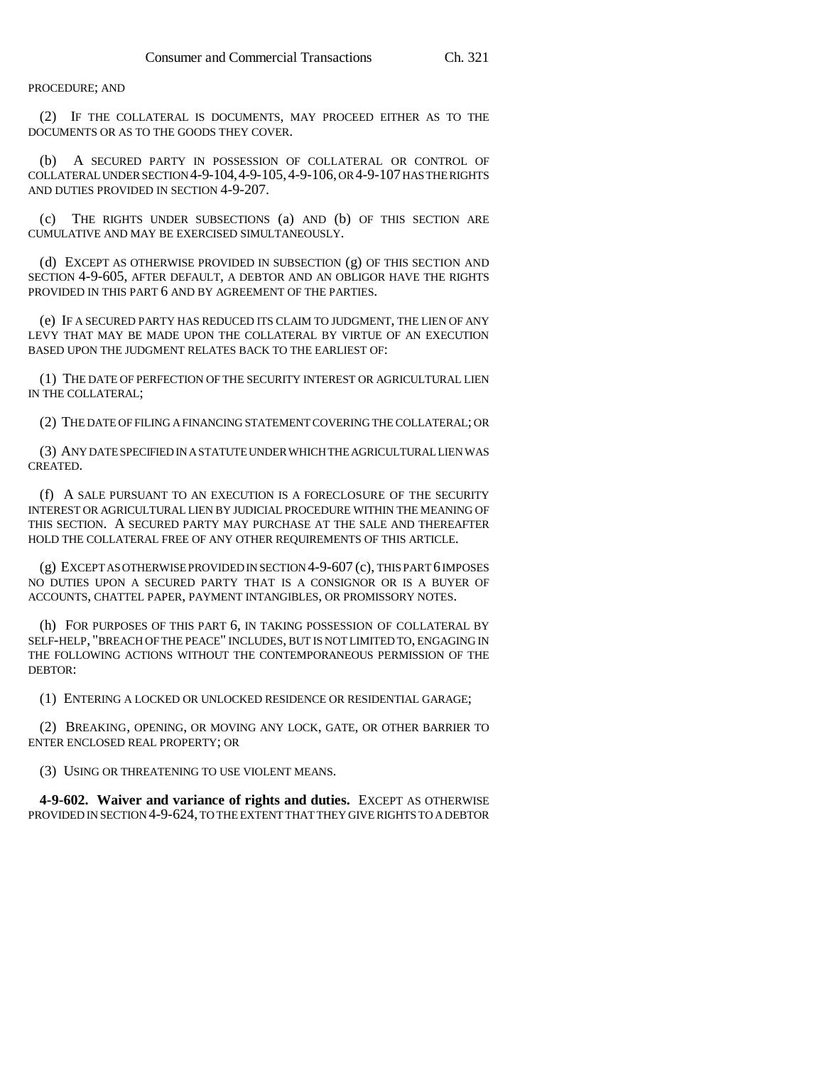PROCEDURE; AND

(2) IF THE COLLATERAL IS DOCUMENTS, MAY PROCEED EITHER AS TO THE DOCUMENTS OR AS TO THE GOODS THEY COVER.

(b) A SECURED PARTY IN POSSESSION OF COLLATERAL OR CONTROL OF COLLATERAL UNDER SECTION 4-9-104, 4-9-105, 4-9-106, OR 4-9-107 HAS THE RIGHTS AND DUTIES PROVIDED IN SECTION 4-9-207.

(c) THE RIGHTS UNDER SUBSECTIONS (a) AND (b) OF THIS SECTION ARE CUMULATIVE AND MAY BE EXERCISED SIMULTANEOUSLY.

(d) EXCEPT AS OTHERWISE PROVIDED IN SUBSECTION (g) OF THIS SECTION AND SECTION 4-9-605, AFTER DEFAULT, A DEBTOR AND AN OBLIGOR HAVE THE RIGHTS PROVIDED IN THIS PART 6 AND BY AGREEMENT OF THE PARTIES.

(e) IF A SECURED PARTY HAS REDUCED ITS CLAIM TO JUDGMENT, THE LIEN OF ANY LEVY THAT MAY BE MADE UPON THE COLLATERAL BY VIRTUE OF AN EXECUTION BASED UPON THE JUDGMENT RELATES BACK TO THE EARLIEST OF:

(1) THE DATE OF PERFECTION OF THE SECURITY INTEREST OR AGRICULTURAL LIEN IN THE COLLATERAL;

(2) THE DATE OF FILING A FINANCING STATEMENT COVERING THE COLLATERAL; OR

(3) ANY DATE SPECIFIED IN A STATUTE UNDER WHICH THE AGRICULTURAL LIEN WAS CREATED.

(f) A SALE PURSUANT TO AN EXECUTION IS A FORECLOSURE OF THE SECURITY INTEREST OR AGRICULTURAL LIEN BY JUDICIAL PROCEDURE WITHIN THE MEANING OF THIS SECTION. A SECURED PARTY MAY PURCHASE AT THE SALE AND THEREAFTER HOLD THE COLLATERAL FREE OF ANY OTHER REQUIREMENTS OF THIS ARTICLE.

(g) EXCEPT AS OTHERWISE PROVIDED IN SECTION 4-9-607 (c), THIS PART 6 IMPOSES NO DUTIES UPON A SECURED PARTY THAT IS A CONSIGNOR OR IS A BUYER OF ACCOUNTS, CHATTEL PAPER, PAYMENT INTANGIBLES, OR PROMISSORY NOTES.

(h) FOR PURPOSES OF THIS PART 6, IN TAKING POSSESSION OF COLLATERAL BY SELF-HELP, "BREACH OF THE PEACE" INCLUDES, BUT IS NOT LIMITED TO, ENGAGING IN THE FOLLOWING ACTIONS WITHOUT THE CONTEMPORANEOUS PERMISSION OF THE DEBTOR:

(1) ENTERING A LOCKED OR UNLOCKED RESIDENCE OR RESIDENTIAL GARAGE;

(2) BREAKING, OPENING, OR MOVING ANY LOCK, GATE, OR OTHER BARRIER TO ENTER ENCLOSED REAL PROPERTY; OR

(3) USING OR THREATENING TO USE VIOLENT MEANS.

**4-9-602. Waiver and variance of rights and duties.** EXCEPT AS OTHERWISE PROVIDED IN SECTION 4-9-624, TO THE EXTENT THAT THEY GIVE RIGHTS TO A DEBTOR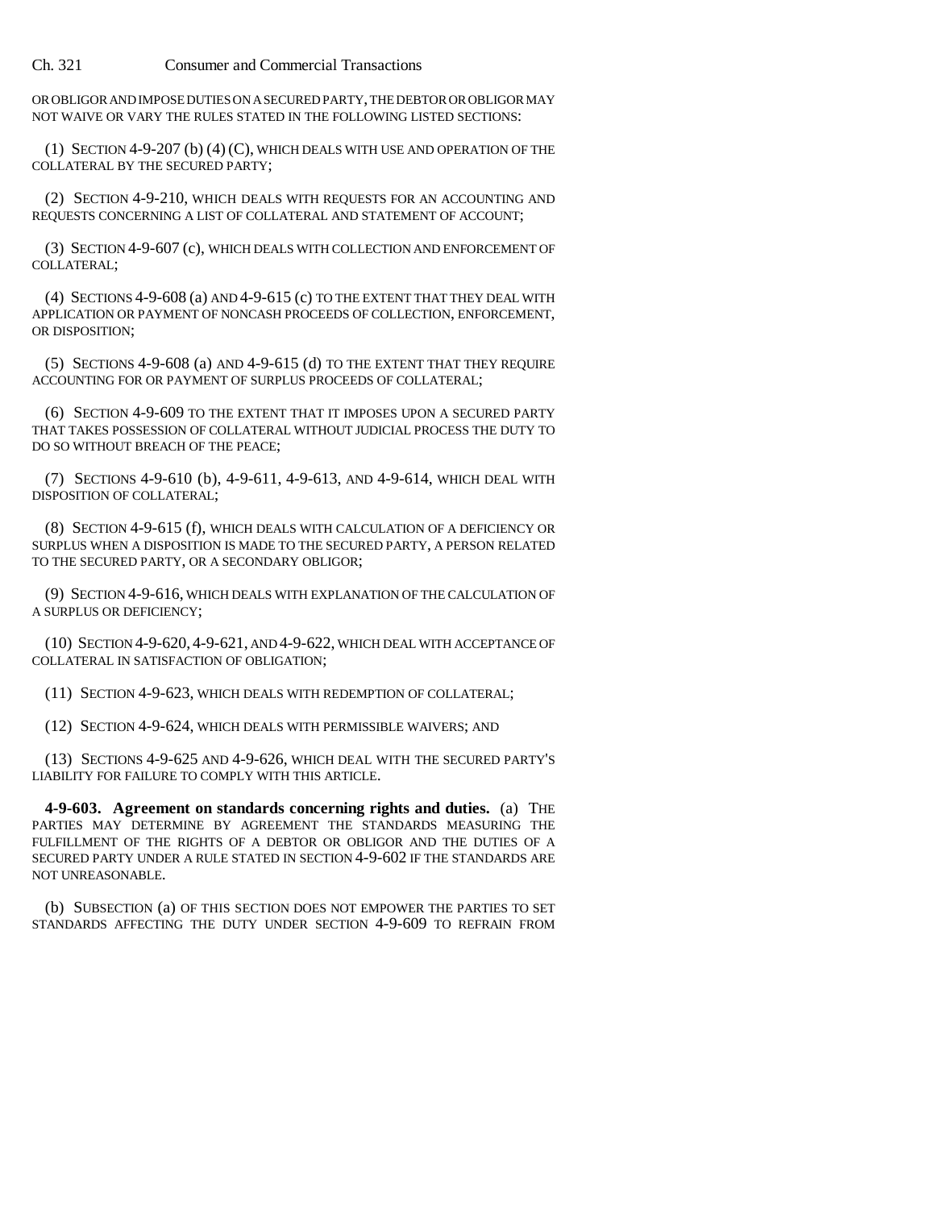OR OBLIGOR AND IMPOSE DUTIES ON A SECURED PARTY, THE DEBTOR OR OBLIGOR MAY NOT WAIVE OR VARY THE RULES STATED IN THE FOLLOWING LISTED SECTIONS:

(1) SECTION 4-9-207 (b) (4) (C), WHICH DEALS WITH USE AND OPERATION OF THE COLLATERAL BY THE SECURED PARTY;

(2) SECTION 4-9-210, WHICH DEALS WITH REQUESTS FOR AN ACCOUNTING AND REQUESTS CONCERNING A LIST OF COLLATERAL AND STATEMENT OF ACCOUNT;

(3) SECTION 4-9-607 (c), WHICH DEALS WITH COLLECTION AND ENFORCEMENT OF COLLATERAL;

(4) SECTIONS 4-9-608 (a) AND 4-9-615 (c) TO THE EXTENT THAT THEY DEAL WITH APPLICATION OR PAYMENT OF NONCASH PROCEEDS OF COLLECTION, ENFORCEMENT, OR DISPOSITION;

(5) SECTIONS 4-9-608 (a) AND 4-9-615 (d) TO THE EXTENT THAT THEY REQUIRE ACCOUNTING FOR OR PAYMENT OF SURPLUS PROCEEDS OF COLLATERAL;

(6) SECTION 4-9-609 TO THE EXTENT THAT IT IMPOSES UPON A SECURED PARTY THAT TAKES POSSESSION OF COLLATERAL WITHOUT JUDICIAL PROCESS THE DUTY TO DO SO WITHOUT BREACH OF THE PEACE;

(7) SECTIONS 4-9-610 (b), 4-9-611, 4-9-613, AND 4-9-614, WHICH DEAL WITH DISPOSITION OF COLLATERAL;

(8) SECTION 4-9-615 (f), WHICH DEALS WITH CALCULATION OF A DEFICIENCY OR SURPLUS WHEN A DISPOSITION IS MADE TO THE SECURED PARTY, A PERSON RELATED TO THE SECURED PARTY, OR A SECONDARY OBLIGOR;

(9) SECTION 4-9-616, WHICH DEALS WITH EXPLANATION OF THE CALCULATION OF A SURPLUS OR DEFICIENCY;

(10) SECTION 4-9-620, 4-9-621, AND 4-9-622, WHICH DEAL WITH ACCEPTANCE OF COLLATERAL IN SATISFACTION OF OBLIGATION;

(11) SECTION 4-9-623, WHICH DEALS WITH REDEMPTION OF COLLATERAL;

(12) SECTION 4-9-624, WHICH DEALS WITH PERMISSIBLE WAIVERS; AND

(13) SECTIONS 4-9-625 AND 4-9-626, WHICH DEAL WITH THE SECURED PARTY'S LIABILITY FOR FAILURE TO COMPLY WITH THIS ARTICLE.

**4-9-603. Agreement on standards concerning rights and duties.** (a) THE PARTIES MAY DETERMINE BY AGREEMENT THE STANDARDS MEASURING THE FULFILLMENT OF THE RIGHTS OF A DEBTOR OR OBLIGOR AND THE DUTIES OF A SECURED PARTY UNDER A RULE STATED IN SECTION 4-9-602 IF THE STANDARDS ARE NOT UNREASONABLE.

(b) SUBSECTION (a) OF THIS SECTION DOES NOT EMPOWER THE PARTIES TO SET STANDARDS AFFECTING THE DUTY UNDER SECTION 4-9-609 TO REFRAIN FROM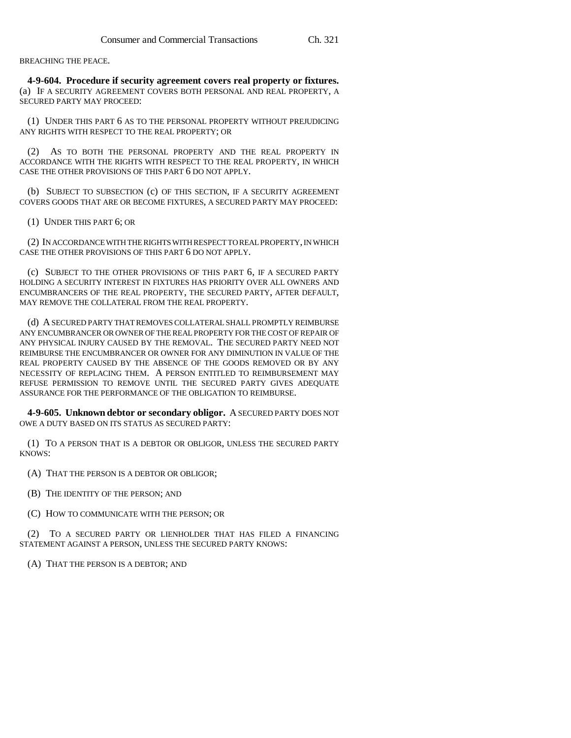BREACHING THE PEACE.

**4-9-604. Procedure if security agreement covers real property or fixtures.** (a) IF A SECURITY AGREEMENT COVERS BOTH PERSONAL AND REAL PROPERTY, A SECURED PARTY MAY PROCEED:

(1) UNDER THIS PART 6 AS TO THE PERSONAL PROPERTY WITHOUT PREJUDICING ANY RIGHTS WITH RESPECT TO THE REAL PROPERTY; OR

(2) AS TO BOTH THE PERSONAL PROPERTY AND THE REAL PROPERTY IN ACCORDANCE WITH THE RIGHTS WITH RESPECT TO THE REAL PROPERTY, IN WHICH CASE THE OTHER PROVISIONS OF THIS PART 6 DO NOT APPLY.

(b) SUBJECT TO SUBSECTION (c) OF THIS SECTION, IF A SECURITY AGREEMENT COVERS GOODS THAT ARE OR BECOME FIXTURES, A SECURED PARTY MAY PROCEED:

(1) UNDER THIS PART 6; OR

(2) IN ACCORDANCE WITH THE RIGHTS WITH RESPECT TO REAL PROPERTY, IN WHICH CASE THE OTHER PROVISIONS OF THIS PART 6 DO NOT APPLY.

(c) SUBJECT TO THE OTHER PROVISIONS OF THIS PART 6, IF A SECURED PARTY HOLDING A SECURITY INTEREST IN FIXTURES HAS PRIORITY OVER ALL OWNERS AND ENCUMBRANCERS OF THE REAL PROPERTY, THE SECURED PARTY, AFTER DEFAULT, MAY REMOVE THE COLLATERAL FROM THE REAL PROPERTY.

(d) A SECURED PARTY THAT REMOVES COLLATERAL SHALL PROMPTLY REIMBURSE ANY ENCUMBRANCER OR OWNER OF THE REAL PROPERTY FOR THE COST OF REPAIR OF ANY PHYSICAL INJURY CAUSED BY THE REMOVAL. THE SECURED PARTY NEED NOT REIMBURSE THE ENCUMBRANCER OR OWNER FOR ANY DIMINUTION IN VALUE OF THE REAL PROPERTY CAUSED BY THE ABSENCE OF THE GOODS REMOVED OR BY ANY NECESSITY OF REPLACING THEM. A PERSON ENTITLED TO REIMBURSEMENT MAY REFUSE PERMISSION TO REMOVE UNTIL THE SECURED PARTY GIVES ADEQUATE ASSURANCE FOR THE PERFORMANCE OF THE OBLIGATION TO REIMBURSE.

**4-9-605. Unknown debtor or secondary obligor.** A SECURED PARTY DOES NOT OWE A DUTY BASED ON ITS STATUS AS SECURED PARTY:

(1) TO A PERSON THAT IS A DEBTOR OR OBLIGOR, UNLESS THE SECURED PARTY KNOWS:

(A) THAT THE PERSON IS A DEBTOR OR OBLIGOR;

(B) THE IDENTITY OF THE PERSON; AND

(C) HOW TO COMMUNICATE WITH THE PERSON; OR

(2) TO A SECURED PARTY OR LIENHOLDER THAT HAS FILED A FINANCING STATEMENT AGAINST A PERSON, UNLESS THE SECURED PARTY KNOWS:

(A) THAT THE PERSON IS A DEBTOR; AND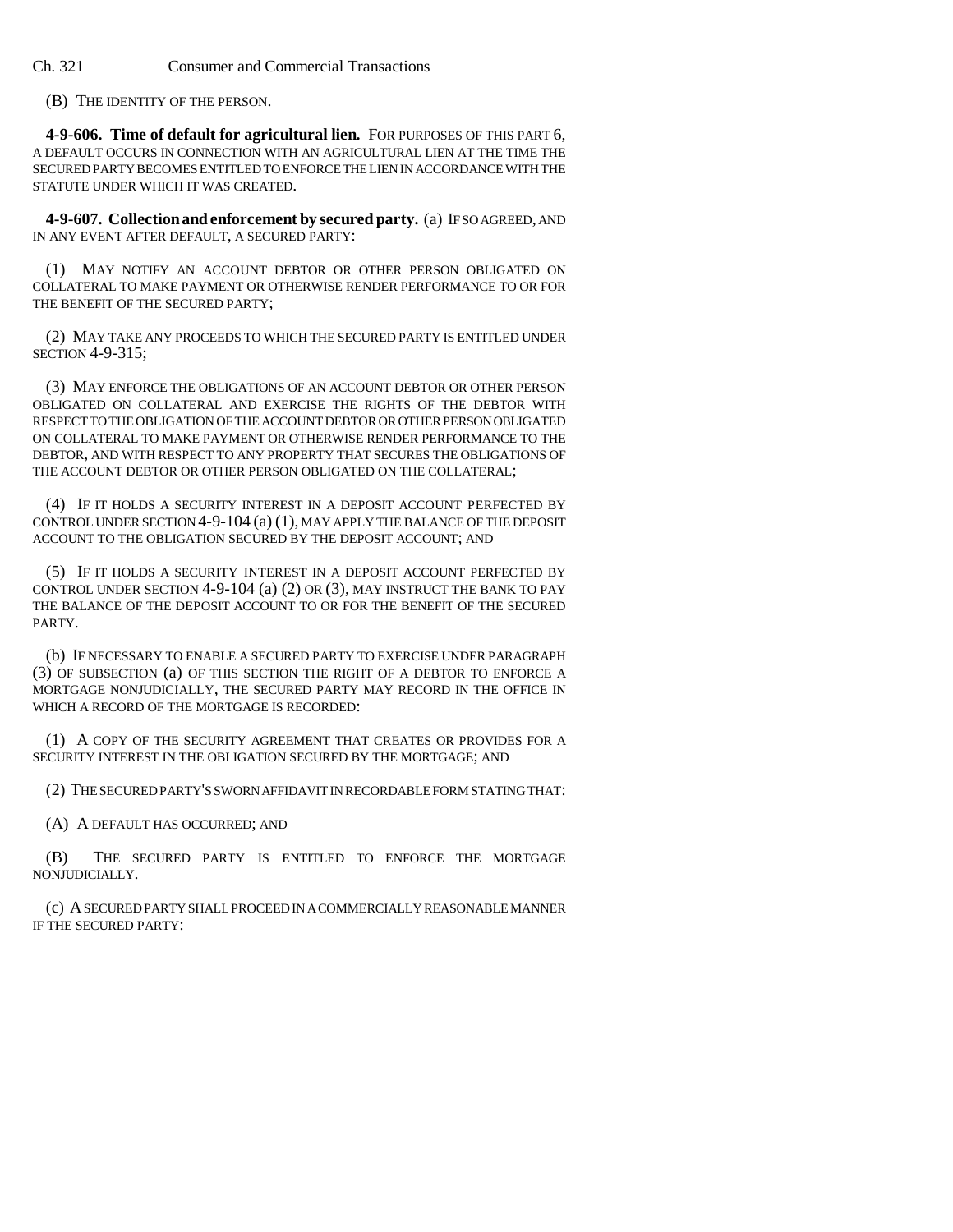(B) THE IDENTITY OF THE PERSON.

**4-9-606. Time of default for agricultural lien.** FOR PURPOSES OF THIS PART 6, A DEFAULT OCCURS IN CONNECTION WITH AN AGRICULTURAL LIEN AT THE TIME THE SECURED PARTY BECOMES ENTITLED TO ENFORCE THE LIEN IN ACCORDANCE WITH THE STATUTE UNDER WHICH IT WAS CREATED.

**4-9-607. Collection and enforcement by secured party.** (a) IF SO AGREED, AND IN ANY EVENT AFTER DEFAULT, A SECURED PARTY:

(1) MAY NOTIFY AN ACCOUNT DEBTOR OR OTHER PERSON OBLIGATED ON COLLATERAL TO MAKE PAYMENT OR OTHERWISE RENDER PERFORMANCE TO OR FOR THE BENEFIT OF THE SECURED PARTY;

(2) MAY TAKE ANY PROCEEDS TO WHICH THE SECURED PARTY IS ENTITLED UNDER SECTION 4-9-315;

(3) MAY ENFORCE THE OBLIGATIONS OF AN ACCOUNT DEBTOR OR OTHER PERSON OBLIGATED ON COLLATERAL AND EXERCISE THE RIGHTS OF THE DEBTOR WITH RESPECT TO THE OBLIGATION OF THE ACCOUNT DEBTOR OR OTHER PERSON OBLIGATED ON COLLATERAL TO MAKE PAYMENT OR OTHERWISE RENDER PERFORMANCE TO THE DEBTOR, AND WITH RESPECT TO ANY PROPERTY THAT SECURES THE OBLIGATIONS OF THE ACCOUNT DEBTOR OR OTHER PERSON OBLIGATED ON THE COLLATERAL;

(4) IF IT HOLDS A SECURITY INTEREST IN A DEPOSIT ACCOUNT PERFECTED BY CONTROL UNDER SECTION 4-9-104 (a) (1), MAY APPLY THE BALANCE OF THE DEPOSIT ACCOUNT TO THE OBLIGATION SECURED BY THE DEPOSIT ACCOUNT; AND

(5) IF IT HOLDS A SECURITY INTEREST IN A DEPOSIT ACCOUNT PERFECTED BY CONTROL UNDER SECTION 4-9-104 (a) (2) OR (3), MAY INSTRUCT THE BANK TO PAY THE BALANCE OF THE DEPOSIT ACCOUNT TO OR FOR THE BENEFIT OF THE SECURED PARTY.

(b) IF NECESSARY TO ENABLE A SECURED PARTY TO EXERCISE UNDER PARAGRAPH (3) OF SUBSECTION (a) OF THIS SECTION THE RIGHT OF A DEBTOR TO ENFORCE A MORTGAGE NONJUDICIALLY, THE SECURED PARTY MAY RECORD IN THE OFFICE IN WHICH A RECORD OF THE MORTGAGE IS RECORDED:

(1) A COPY OF THE SECURITY AGREEMENT THAT CREATES OR PROVIDES FOR A SECURITY INTEREST IN THE OBLIGATION SECURED BY THE MORTGAGE; AND

(2) THE SECURED PARTY'S SWORN AFFIDAVIT IN RECORDABLE FORM STATING THAT:

(A) A DEFAULT HAS OCCURRED; AND

(B) THE SECURED PARTY IS ENTITLED TO ENFORCE THE MORTGAGE NONJUDICIALLY.

(c) A SECURED PARTY SHALL PROCEED IN A COMMERCIALLY REASONABLE MANNER IF THE SECURED PARTY: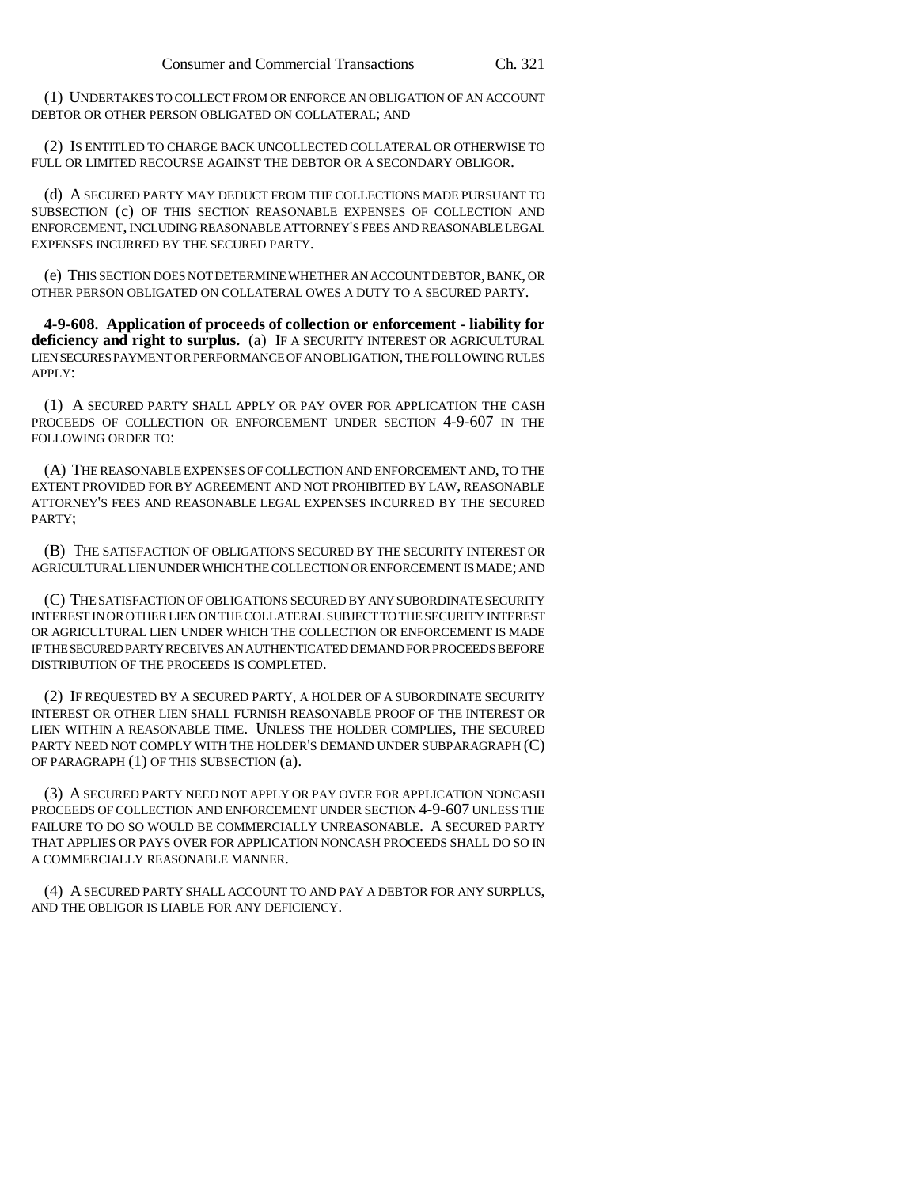(1) UNDERTAKES TO COLLECT FROM OR ENFORCE AN OBLIGATION OF AN ACCOUNT DEBTOR OR OTHER PERSON OBLIGATED ON COLLATERAL; AND

(2) IS ENTITLED TO CHARGE BACK UNCOLLECTED COLLATERAL OR OTHERWISE TO FULL OR LIMITED RECOURSE AGAINST THE DEBTOR OR A SECONDARY OBLIGOR.

(d) A SECURED PARTY MAY DEDUCT FROM THE COLLECTIONS MADE PURSUANT TO SUBSECTION (c) OF THIS SECTION REASONABLE EXPENSES OF COLLECTION AND ENFORCEMENT, INCLUDING REASONABLE ATTORNEY'S FEES AND REASONABLE LEGAL EXPENSES INCURRED BY THE SECURED PARTY.

(e) THIS SECTION DOES NOT DETERMINE WHETHER AN ACCOUNT DEBTOR, BANK, OR OTHER PERSON OBLIGATED ON COLLATERAL OWES A DUTY TO A SECURED PARTY.

**4-9-608. Application of proceeds of collection or enforcement - liability for deficiency and right to surplus.** (a) IF A SECURITY INTEREST OR AGRICULTURAL LIEN SECURES PAYMENT OR PERFORMANCE OF AN OBLIGATION, THE FOLLOWING RULES APPLY:

(1) A SECURED PARTY SHALL APPLY OR PAY OVER FOR APPLICATION THE CASH PROCEEDS OF COLLECTION OR ENFORCEMENT UNDER SECTION 4-9-607 IN THE FOLLOWING ORDER TO:

(A) THE REASONABLE EXPENSES OF COLLECTION AND ENFORCEMENT AND, TO THE EXTENT PROVIDED FOR BY AGREEMENT AND NOT PROHIBITED BY LAW, REASONABLE ATTORNEY'S FEES AND REASONABLE LEGAL EXPENSES INCURRED BY THE SECURED PARTY;

(B) THE SATISFACTION OF OBLIGATIONS SECURED BY THE SECURITY INTEREST OR AGRICULTURAL LIEN UNDER WHICH THE COLLECTION OR ENFORCEMENT IS MADE; AND

(C) THE SATISFACTION OF OBLIGATIONS SECURED BY ANY SUBORDINATE SECURITY INTEREST IN OR OTHER LIEN ON THE COLLATERAL SUBJECT TO THE SECURITY INTEREST OR AGRICULTURAL LIEN UNDER WHICH THE COLLECTION OR ENFORCEMENT IS MADE IF THE SECURED PARTY RECEIVES AN AUTHENTICATED DEMAND FOR PROCEEDS BEFORE DISTRIBUTION OF THE PROCEEDS IS COMPLETED.

(2) IF REQUESTED BY A SECURED PARTY, A HOLDER OF A SUBORDINATE SECURITY INTEREST OR OTHER LIEN SHALL FURNISH REASONABLE PROOF OF THE INTEREST OR LIEN WITHIN A REASONABLE TIME. UNLESS THE HOLDER COMPLIES, THE SECURED PARTY NEED NOT COMPLY WITH THE HOLDER'S DEMAND UNDER SUBPARAGRAPH (C) OF PARAGRAPH (1) OF THIS SUBSECTION (a).

(3) A SECURED PARTY NEED NOT APPLY OR PAY OVER FOR APPLICATION NONCASH PROCEEDS OF COLLECTION AND ENFORCEMENT UNDER SECTION 4-9-607 UNLESS THE FAILURE TO DO SO WOULD BE COMMERCIALLY UNREASONABLE. A SECURED PARTY THAT APPLIES OR PAYS OVER FOR APPLICATION NONCASH PROCEEDS SHALL DO SO IN A COMMERCIALLY REASONABLE MANNER.

(4) A SECURED PARTY SHALL ACCOUNT TO AND PAY A DEBTOR FOR ANY SURPLUS, AND THE OBLIGOR IS LIABLE FOR ANY DEFICIENCY.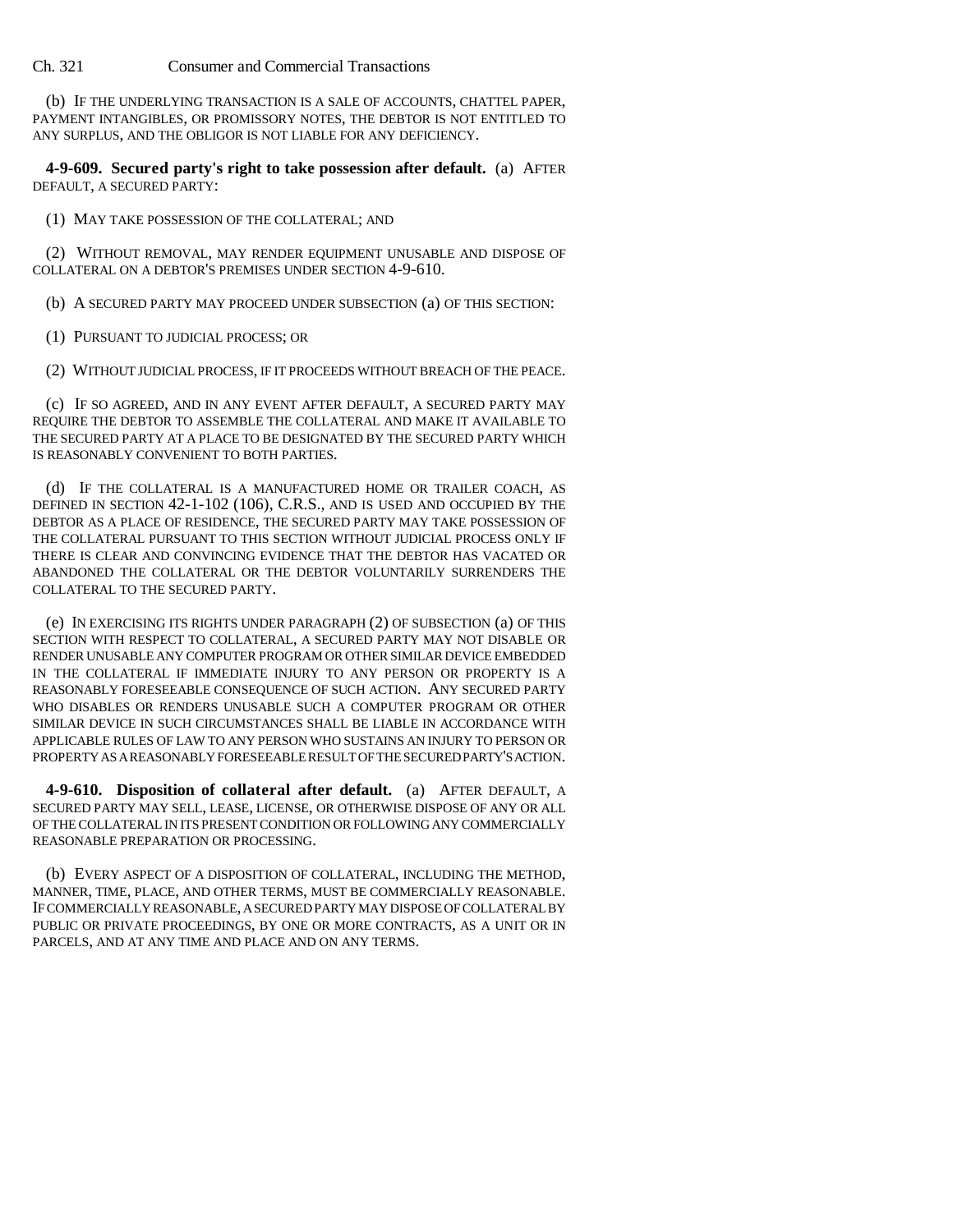(b) IF THE UNDERLYING TRANSACTION IS A SALE OF ACCOUNTS, CHATTEL PAPER, PAYMENT INTANGIBLES, OR PROMISSORY NOTES, THE DEBTOR IS NOT ENTITLED TO ANY SURPLUS, AND THE OBLIGOR IS NOT LIABLE FOR ANY DEFICIENCY.

**4-9-609. Secured party's right to take possession after default.** (a) AFTER DEFAULT, A SECURED PARTY:

(1) MAY TAKE POSSESSION OF THE COLLATERAL; AND

(2) WITHOUT REMOVAL, MAY RENDER EQUIPMENT UNUSABLE AND DISPOSE OF COLLATERAL ON A DEBTOR'S PREMISES UNDER SECTION 4-9-610.

(b) A SECURED PARTY MAY PROCEED UNDER SUBSECTION (a) OF THIS SECTION:

(1) PURSUANT TO JUDICIAL PROCESS; OR

(2) WITHOUT JUDICIAL PROCESS, IF IT PROCEEDS WITHOUT BREACH OF THE PEACE.

(c) IF SO AGREED, AND IN ANY EVENT AFTER DEFAULT, A SECURED PARTY MAY REQUIRE THE DEBTOR TO ASSEMBLE THE COLLATERAL AND MAKE IT AVAILABLE TO THE SECURED PARTY AT A PLACE TO BE DESIGNATED BY THE SECURED PARTY WHICH IS REASONABLY CONVENIENT TO BOTH PARTIES.

(d) IF THE COLLATERAL IS A MANUFACTURED HOME OR TRAILER COACH, AS DEFINED IN SECTION 42-1-102 (106), C.R.S., AND IS USED AND OCCUPIED BY THE DEBTOR AS A PLACE OF RESIDENCE, THE SECURED PARTY MAY TAKE POSSESSION OF THE COLLATERAL PURSUANT TO THIS SECTION WITHOUT JUDICIAL PROCESS ONLY IF THERE IS CLEAR AND CONVINCING EVIDENCE THAT THE DEBTOR HAS VACATED OR ABANDONED THE COLLATERAL OR THE DEBTOR VOLUNTARILY SURRENDERS THE COLLATERAL TO THE SECURED PARTY.

(e) IN EXERCISING ITS RIGHTS UNDER PARAGRAPH (2) OF SUBSECTION (a) OF THIS SECTION WITH RESPECT TO COLLATERAL, A SECURED PARTY MAY NOT DISABLE OR RENDER UNUSABLE ANY COMPUTER PROGRAM OR OTHER SIMILAR DEVICE EMBEDDED IN THE COLLATERAL IF IMMEDIATE INJURY TO ANY PERSON OR PROPERTY IS A REASONABLY FORESEEABLE CONSEQUENCE OF SUCH ACTION. ANY SECURED PARTY WHO DISABLES OR RENDERS UNUSABLE SUCH A COMPUTER PROGRAM OR OTHER SIMILAR DEVICE IN SUCH CIRCUMSTANCES SHALL BE LIABLE IN ACCORDANCE WITH APPLICABLE RULES OF LAW TO ANY PERSON WHO SUSTAINS AN INJURY TO PERSON OR PROPERTY AS A REASONABLY FORESEEABLE RESULT OF THE SECURED PARTY'S ACTION.

**4-9-610. Disposition of collateral after default.** (a) AFTER DEFAULT, A SECURED PARTY MAY SELL, LEASE, LICENSE, OR OTHERWISE DISPOSE OF ANY OR ALL OF THE COLLATERAL IN ITS PRESENT CONDITION OR FOLLOWING ANY COMMERCIALLY REASONABLE PREPARATION OR PROCESSING.

(b) EVERY ASPECT OF A DISPOSITION OF COLLATERAL, INCLUDING THE METHOD, MANNER, TIME, PLACE, AND OTHER TERMS, MUST BE COMMERCIALLY REASONABLE. IF COMMERCIALLY REASONABLE, A SECURED PARTY MAY DISPOSE OF COLLATERAL BY PUBLIC OR PRIVATE PROCEEDINGS, BY ONE OR MORE CONTRACTS, AS A UNIT OR IN PARCELS, AND AT ANY TIME AND PLACE AND ON ANY TERMS.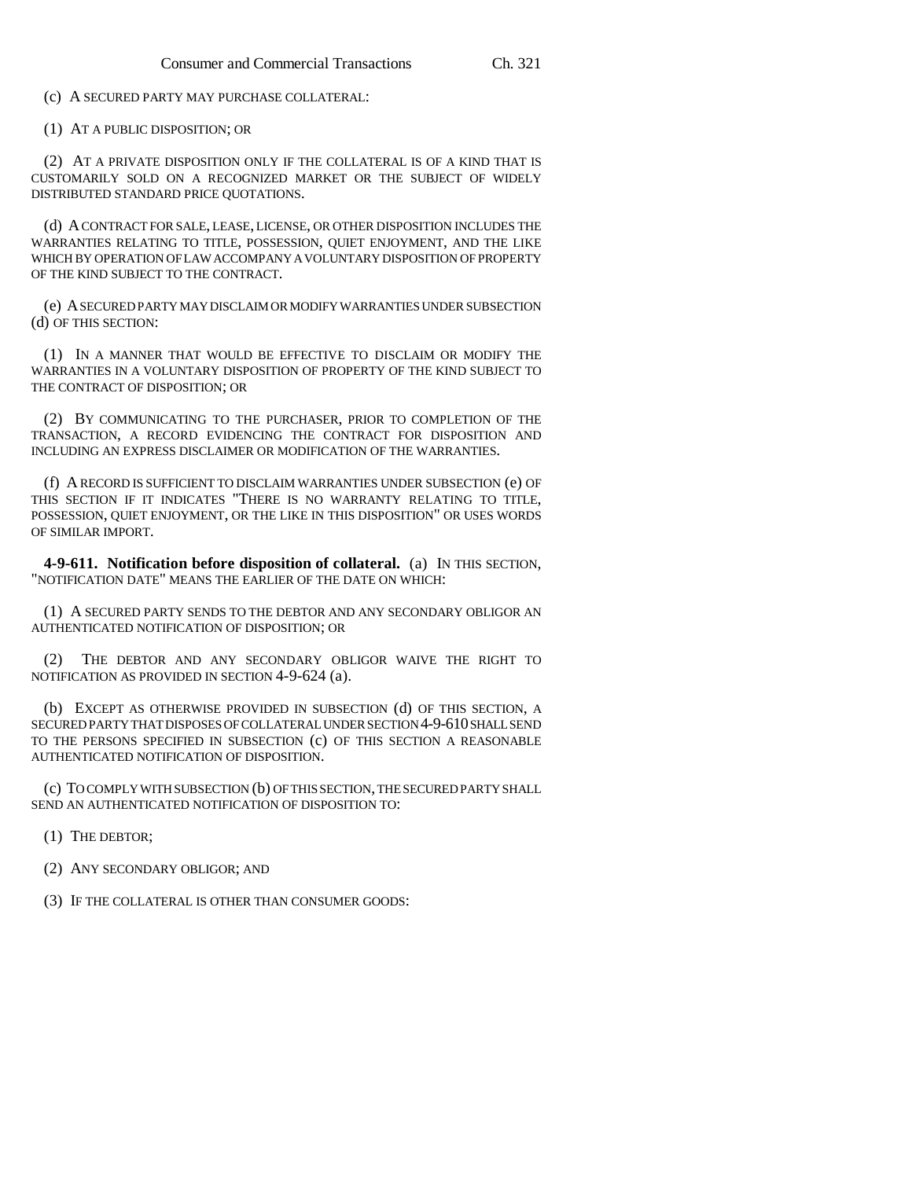(c) A SECURED PARTY MAY PURCHASE COLLATERAL:

(1) AT A PUBLIC DISPOSITION; OR

(2) AT A PRIVATE DISPOSITION ONLY IF THE COLLATERAL IS OF A KIND THAT IS CUSTOMARILY SOLD ON A RECOGNIZED MARKET OR THE SUBJECT OF WIDELY DISTRIBUTED STANDARD PRICE QUOTATIONS.

(d) A CONTRACT FOR SALE, LEASE, LICENSE, OR OTHER DISPOSITION INCLUDES THE WARRANTIES RELATING TO TITLE, POSSESSION, QUIET ENJOYMENT, AND THE LIKE WHICH BY OPERATION OF LAW ACCOMPANY A VOLUNTARY DISPOSITION OF PROPERTY OF THE KIND SUBJECT TO THE CONTRACT.

(e) A SECURED PARTY MAY DISCLAIM OR MODIFY WARRANTIES UNDER SUBSECTION (d) OF THIS SECTION:

(1) IN A MANNER THAT WOULD BE EFFECTIVE TO DISCLAIM OR MODIFY THE WARRANTIES IN A VOLUNTARY DISPOSITION OF PROPERTY OF THE KIND SUBJECT TO THE CONTRACT OF DISPOSITION; OR

(2) BY COMMUNICATING TO THE PURCHASER, PRIOR TO COMPLETION OF THE TRANSACTION, A RECORD EVIDENCING THE CONTRACT FOR DISPOSITION AND INCLUDING AN EXPRESS DISCLAIMER OR MODIFICATION OF THE WARRANTIES.

(f) A RECORD IS SUFFICIENT TO DISCLAIM WARRANTIES UNDER SUBSECTION (e) OF THIS SECTION IF IT INDICATES "THERE IS NO WARRANTY RELATING TO TITLE, POSSESSION, QUIET ENJOYMENT, OR THE LIKE IN THIS DISPOSITION" OR USES WORDS OF SIMILAR IMPORT.

**4-9-611. Notification before disposition of collateral.** (a) IN THIS SECTION, "NOTIFICATION DATE" MEANS THE EARLIER OF THE DATE ON WHICH:

(1) A SECURED PARTY SENDS TO THE DEBTOR AND ANY SECONDARY OBLIGOR AN AUTHENTICATED NOTIFICATION OF DISPOSITION; OR

(2) THE DEBTOR AND ANY SECONDARY OBLIGOR WAIVE THE RIGHT TO NOTIFICATION AS PROVIDED IN SECTION 4-9-624 (a).

(b) EXCEPT AS OTHERWISE PROVIDED IN SUBSECTION (d) OF THIS SECTION, A SECURED PARTY THAT DISPOSES OF COLLATERAL UNDER SECTION 4-9-610 SHALL SEND TO THE PERSONS SPECIFIED IN SUBSECTION (c) OF THIS SECTION A REASONABLE AUTHENTICATED NOTIFICATION OF DISPOSITION.

(c) TO COMPLY WITH SUBSECTION (b) OF THIS SECTION, THE SECURED PARTY SHALL SEND AN AUTHENTICATED NOTIFICATION OF DISPOSITION TO:

(1) THE DEBTOR;

(2) ANY SECONDARY OBLIGOR; AND

(3) IF THE COLLATERAL IS OTHER THAN CONSUMER GOODS: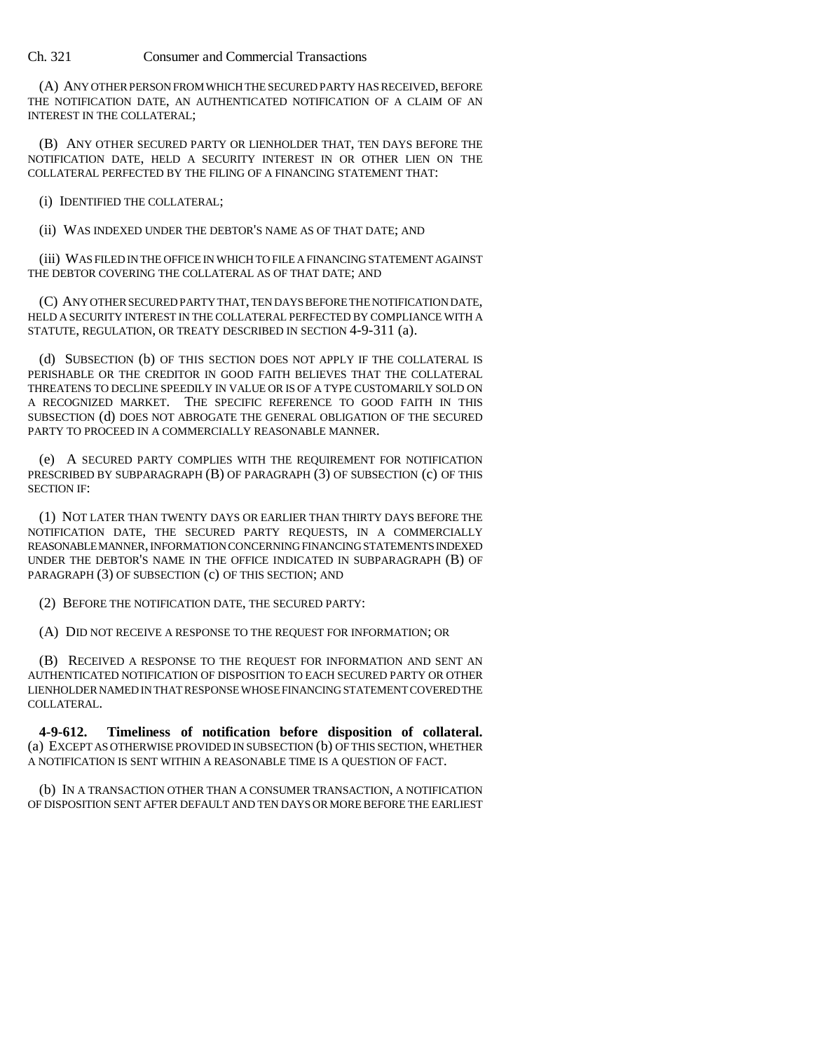(A) ANY OTHER PERSON FROM WHICH THE SECURED PARTY HAS RECEIVED, BEFORE THE NOTIFICATION DATE, AN AUTHENTICATED NOTIFICATION OF A CLAIM OF AN INTEREST IN THE COLLATERAL;

(B) ANY OTHER SECURED PARTY OR LIENHOLDER THAT, TEN DAYS BEFORE THE NOTIFICATION DATE, HELD A SECURITY INTEREST IN OR OTHER LIEN ON THE COLLATERAL PERFECTED BY THE FILING OF A FINANCING STATEMENT THAT:

(i) IDENTIFIED THE COLLATERAL;

(ii) WAS INDEXED UNDER THE DEBTOR'S NAME AS OF THAT DATE; AND

(iii) WAS FILED IN THE OFFICE IN WHICH TO FILE A FINANCING STATEMENT AGAINST THE DEBTOR COVERING THE COLLATERAL AS OF THAT DATE; AND

(C) ANY OTHER SECURED PARTY THAT, TEN DAYS BEFORE THE NOTIFICATION DATE, HELD A SECURITY INTEREST IN THE COLLATERAL PERFECTED BY COMPLIANCE WITH A STATUTE, REGULATION, OR TREATY DESCRIBED IN SECTION 4-9-311 (a).

(d) SUBSECTION (b) OF THIS SECTION DOES NOT APPLY IF THE COLLATERAL IS PERISHABLE OR THE CREDITOR IN GOOD FAITH BELIEVES THAT THE COLLATERAL THREATENS TO DECLINE SPEEDILY IN VALUE OR IS OF A TYPE CUSTOMARILY SOLD ON A RECOGNIZED MARKET. THE SPECIFIC REFERENCE TO GOOD FAITH IN THIS SUBSECTION (d) DOES NOT ABROGATE THE GENERAL OBLIGATION OF THE SECURED PARTY TO PROCEED IN A COMMERCIALLY REASONABLE MANNER.

(e) A SECURED PARTY COMPLIES WITH THE REQUIREMENT FOR NOTIFICATION PRESCRIBED BY SUBPARAGRAPH (B) OF PARAGRAPH (3) OF SUBSECTION (c) OF THIS SECTION IF:

(1) NOT LATER THAN TWENTY DAYS OR EARLIER THAN THIRTY DAYS BEFORE THE NOTIFICATION DATE, THE SECURED PARTY REQUESTS, IN A COMMERCIALLY REASONABLE MANNER, INFORMATION CONCERNING FINANCING STATEMENTS INDEXED UNDER THE DEBTOR'S NAME IN THE OFFICE INDICATED IN SUBPARAGRAPH (B) OF PARAGRAPH (3) OF SUBSECTION (c) OF THIS SECTION; AND

(2) BEFORE THE NOTIFICATION DATE, THE SECURED PARTY:

(A) DID NOT RECEIVE A RESPONSE TO THE REQUEST FOR INFORMATION; OR

(B) RECEIVED A RESPONSE TO THE REQUEST FOR INFORMATION AND SENT AN AUTHENTICATED NOTIFICATION OF DISPOSITION TO EACH SECURED PARTY OR OTHER LIENHOLDER NAMED IN THAT RESPONSE WHOSE FINANCING STATEMENT COVERED THE COLLATERAL.

**4-9-612. Timeliness of notification before disposition of collateral.** (a) EXCEPT AS OTHERWISE PROVIDED IN SUBSECTION (b) OF THIS SECTION, WHETHER A NOTIFICATION IS SENT WITHIN A REASONABLE TIME IS A QUESTION OF FACT.

(b) IN A TRANSACTION OTHER THAN A CONSUMER TRANSACTION, A NOTIFICATION OF DISPOSITION SENT AFTER DEFAULT AND TEN DAYS OR MORE BEFORE THE EARLIEST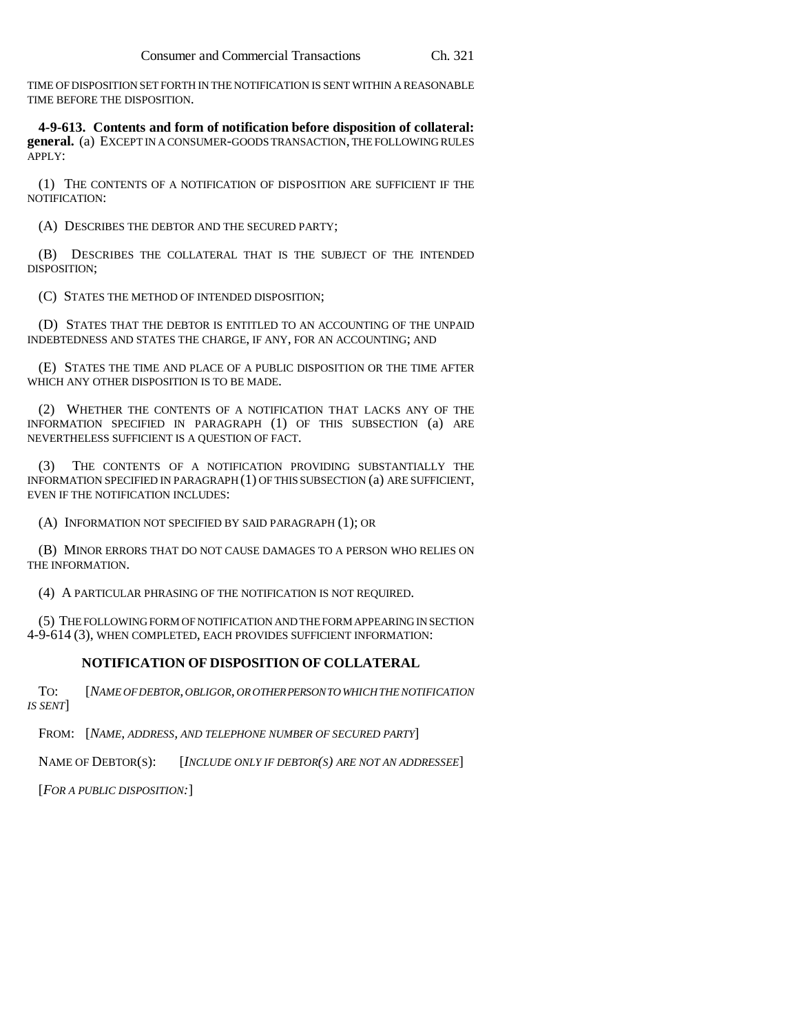TIME OF DISPOSITION SET FORTH IN THE NOTIFICATION IS SENT WITHIN A REASONABLE TIME BEFORE THE DISPOSITION.

**4-9-613. Contents and form of notification before disposition of collateral: general.** (a) EXCEPT IN A CONSUMER-GOODS TRANSACTION, THE FOLLOWING RULES APPLY:

(1) THE CONTENTS OF A NOTIFICATION OF DISPOSITION ARE SUFFICIENT IF THE NOTIFICATION:

(A) DESCRIBES THE DEBTOR AND THE SECURED PARTY;

(B) DESCRIBES THE COLLATERAL THAT IS THE SUBJECT OF THE INTENDED DISPOSITION;

(C) STATES THE METHOD OF INTENDED DISPOSITION;

(D) STATES THAT THE DEBTOR IS ENTITLED TO AN ACCOUNTING OF THE UNPAID INDEBTEDNESS AND STATES THE CHARGE, IF ANY, FOR AN ACCOUNTING; AND

(E) STATES THE TIME AND PLACE OF A PUBLIC DISPOSITION OR THE TIME AFTER WHICH ANY OTHER DISPOSITION IS TO BE MADE.

(2) WHETHER THE CONTENTS OF A NOTIFICATION THAT LACKS ANY OF THE INFORMATION SPECIFIED IN PARAGRAPH (1) OF THIS SUBSECTION (a) ARE NEVERTHELESS SUFFICIENT IS A QUESTION OF FACT.

(3) THE CONTENTS OF A NOTIFICATION PROVIDING SUBSTANTIALLY THE INFORMATION SPECIFIED IN PARAGRAPH (1) OF THIS SUBSECTION (a) ARE SUFFICIENT, EVEN IF THE NOTIFICATION INCLUDES:

(A) INFORMATION NOT SPECIFIED BY SAID PARAGRAPH (1); OR

(B) MINOR ERRORS THAT DO NOT CAUSE DAMAGES TO A PERSON WHO RELIES ON THE INFORMATION.

(4) A PARTICULAR PHRASING OF THE NOTIFICATION IS NOT REQUIRED.

(5) THE FOLLOWING FORM OF NOTIFICATION AND THE FORM APPEARING IN SECTION 4-9-614 (3), WHEN COMPLETED, EACH PROVIDES SUFFICIENT INFORMATION:

**NOTIFICATION OF DISPOSITION OF COLLATERAL**

TO: [*NAME OF DEBTOR, OBLIGOR, OR OTHER PERSON TO WHICH THE NOTIFICATION IS SENT*]

FROM: [*NAME, ADDRESS, AND TELEPHONE NUMBER OF SECURED PARTY*]

NAME OF DEBTOR(S): [*INCLUDE ONLY IF DEBTOR(S) ARE NOT AN ADDRESSEE*]

[*FOR A PUBLIC DISPOSITION:*]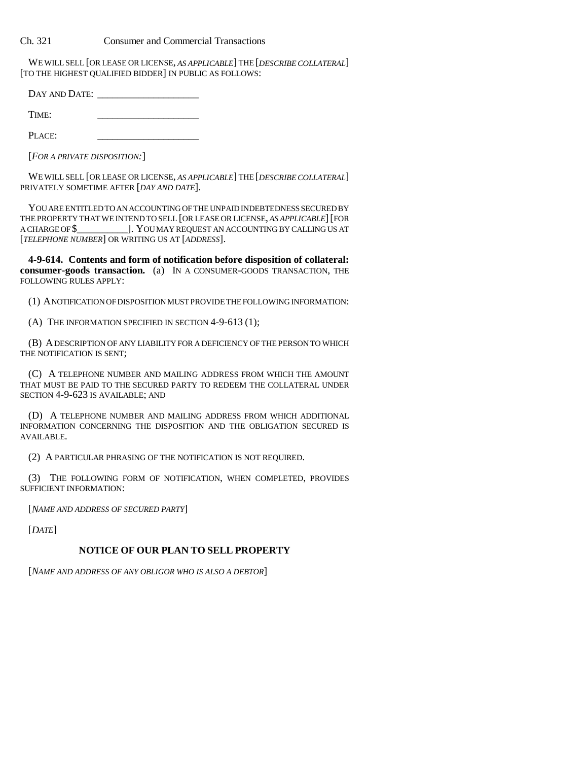WE WILL SELL [OR LEASE OR LICENSE, *AS APPLICABLE*] THE [*DESCRIBE COLLATERAL*] [TO THE HIGHEST QUALIFIED BIDDER] IN PUBLIC AS FOLLOWS:

DAY AND DATE: ____________________

TIME: ____________________

PLACE: ____________________

[*FOR A PRIVATE DISPOSITION:*]

WE WILL SELL [OR LEASE OR LICENSE, *AS APPLICABLE*] THE [*DESCRIBE COLLATERAL*] PRIVATELY SOMETIME AFTER [*DAY AND DATE*].

YOU ARE ENTITLED TO AN ACCOUNTING OF THE UNPAID INDEBTEDNESS SECURED BY THE PROPERTY THAT WE INTEND TO SELL [OR LEASE OR LICENSE, *AS APPLICABLE*] [FOR A CHARGE OF $__________]. YOU MAY REQUEST AN ACCOUNTING BY CALLING US AT [*TELEPHONE NUMBER*] OR WRITING US AT [*ADDRESS*].

**4-9-614. Contents and form of notification before disposition of collateral: consumer-goods transaction.** (a) IN A CONSUMER-GOODS TRANSACTION, THE FOLLOWING RULES APPLY:

(1) A NOTIFICATION OF DISPOSITION MUST PROVIDE THE FOLLOWING INFORMATION:

(A) THE INFORMATION SPECIFIED IN SECTION 4-9-613 (1);

(B) A DESCRIPTION OF ANY LIABILITY FOR A DEFICIENCY OF THE PERSON TO WHICH THE NOTIFICATION IS SENT;

(C) A TELEPHONE NUMBER AND MAILING ADDRESS FROM WHICH THE AMOUNT THAT MUST BE PAID TO THE SECURED PARTY TO REDEEM THE COLLATERAL UNDER SECTION 4-9-623 IS AVAILABLE; AND

(D) A TELEPHONE NUMBER AND MAILING ADDRESS FROM WHICH ADDITIONAL INFORMATION CONCERNING THE DISPOSITION AND THE OBLIGATION SECURED IS AVAILABLE.

(2) A PARTICULAR PHRASING OF THE NOTIFICATION IS NOT REQUIRED.

(3) THE FOLLOWING FORM OF NOTIFICATION, WHEN COMPLETED, PROVIDES SUFFICIENT INFORMATION:

[*NAME AND ADDRESS OF SECURED PARTY*]

[*DATE*]

**NOTICE OF OUR PLAN TO SELL PROPERTY**

[*NAME AND ADDRESS OF ANY OBLIGOR WHO IS ALSO A DEBTOR*]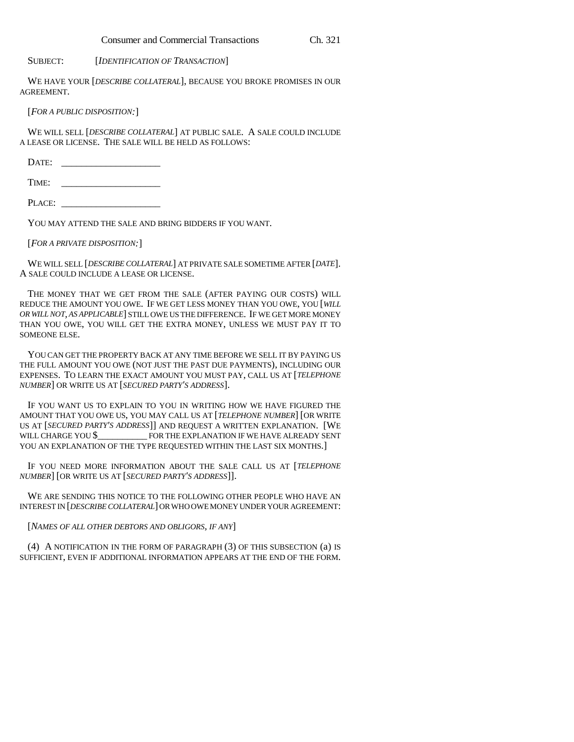SUBJECT: [*IDENTIFICATION OF TRANSACTION*]

WE HAVE YOUR [*DESCRIBE COLLATERAL*], BECAUSE YOU BROKE PROMISES IN OUR AGREEMENT.

[*FOR A PUBLIC DISPOSITION:*]

WE WILL SELL [*DESCRIBE COLLATERAL*] AT PUBLIC SALE. A SALE COULD INCLUDE A LEASE OR LICENSE. THE SALE WILL BE HELD AS FOLLOWS:

DATE: ____________________

TIME: ____________________

PLACE: ____________________

YOU MAY ATTEND THE SALE AND BRING BIDDERS IF YOU WANT.

[*FOR A PRIVATE DISPOSITION:*]

WE WILL SELL [*DESCRIBE COLLATERAL*] AT PRIVATE SALE SOMETIME AFTER [*DATE*]. A SALE COULD INCLUDE A LEASE OR LICENSE.

THE MONEY THAT WE GET FROM THE SALE (AFTER PAYING OUR COSTS) WILL REDUCE THE AMOUNT YOU OWE. IF WE GET LESS MONEY THAN YOU OWE, YOU [*WILL OR WILL NOT, AS APPLICABLE*] STILL OWE US THE DIFFERENCE. IF WE GET MORE MONEY THAN YOU OWE, YOU WILL GET THE EXTRA MONEY, UNLESS WE MUST PAY IT TO SOMEONE ELSE.

YOU CAN GET THE PROPERTY BACK AT ANY TIME BEFORE WE SELL IT BY PAYING US THE FULL AMOUNT YOU OWE (NOT JUST THE PAST DUE PAYMENTS), INCLUDING OUR EXPENSES. TO LEARN THE EXACT AMOUNT YOU MUST PAY, CALL US AT [*TELEPHONE NUMBER*] OR WRITE US AT [*SECURED PARTY'S ADDRESS*].

IF YOU WANT US TO EXPLAIN TO YOU IN WRITING HOW WE HAVE FIGURED THE AMOUNT THAT YOU OWE US, YOU MAY CALL US AT [*TELEPHONE NUMBER*] [OR WRITE US AT [*SECURED PARTY'S ADDRESS*]] AND REQUEST A WRITTEN EXPLANATION. [WE WILL CHARGE YOU $__________ FOR THE EXPLANATION IF WE HAVE ALREADY SENT YOU AN EXPLANATION OF THE TYPE REQUESTED WITHIN THE LAST SIX MONTHS.]

IF YOU NEED MORE INFORMATION ABOUT THE SALE CALL US AT [*TELEPHONE NUMBER*] [OR WRITE US AT [*SECURED PARTY'S ADDRESS*]].

WE ARE SENDING THIS NOTICE TO THE FOLLOWING OTHER PEOPLE WHO HAVE AN INTEREST IN [*DESCRIBE COLLATERAL*] OR WHO OWE MONEY UNDER YOUR AGREEMENT:

[*NAMES OF ALL OTHER DEBTORS AND OBLIGORS, IF ANY*]

(4) A NOTIFICATION IN THE FORM OF PARAGRAPH (3) OF THIS SUBSECTION (a) IS SUFFICIENT, EVEN IF ADDITIONAL INFORMATION APPEARS AT THE END OF THE FORM.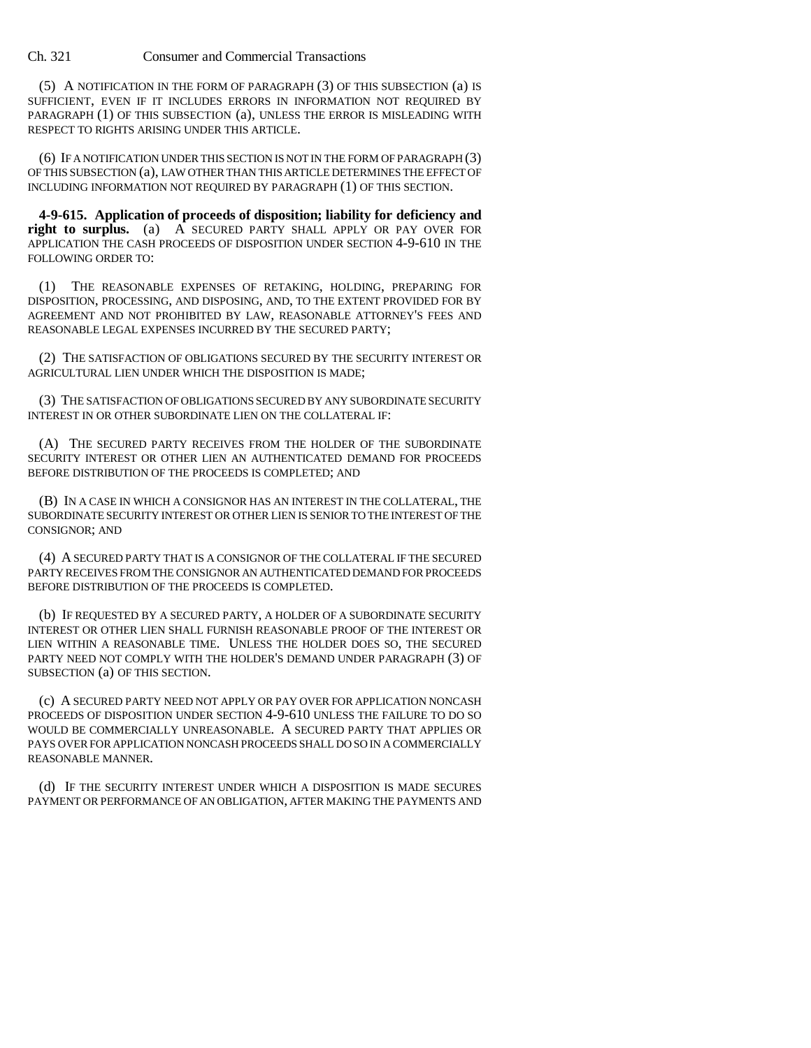(5) A NOTIFICATION IN THE FORM OF PARAGRAPH (3) OF THIS SUBSECTION (a) IS SUFFICIENT, EVEN IF IT INCLUDES ERRORS IN INFORMATION NOT REQUIRED BY PARAGRAPH (1) OF THIS SUBSECTION (a), UNLESS THE ERROR IS MISLEADING WITH RESPECT TO RIGHTS ARISING UNDER THIS ARTICLE.

(6) IF A NOTIFICATION UNDER THIS SECTION IS NOT IN THE FORM OF PARAGRAPH (3) OF THIS SUBSECTION (a), LAW OTHER THAN THIS ARTICLE DETERMINES THE EFFECT OF INCLUDING INFORMATION NOT REQUIRED BY PARAGRAPH (1) OF THIS SECTION.

**4-9-615. Application of proceeds of disposition; liability for deficiency and right to surplus.** (a) A SECURED PARTY SHALL APPLY OR PAY OVER FOR APPLICATION THE CASH PROCEEDS OF DISPOSITION UNDER SECTION 4-9-610 IN THE FOLLOWING ORDER TO:

(1) THE REASONABLE EXPENSES OF RETAKING, HOLDING, PREPARING FOR DISPOSITION, PROCESSING, AND DISPOSING, AND, TO THE EXTENT PROVIDED FOR BY AGREEMENT AND NOT PROHIBITED BY LAW, REASONABLE ATTORNEY'S FEES AND REASONABLE LEGAL EXPENSES INCURRED BY THE SECURED PARTY;

(2) THE SATISFACTION OF OBLIGATIONS SECURED BY THE SECURITY INTEREST OR AGRICULTURAL LIEN UNDER WHICH THE DISPOSITION IS MADE;

(3) THE SATISFACTION OF OBLIGATIONS SECURED BY ANY SUBORDINATE SECURITY INTEREST IN OR OTHER SUBORDINATE LIEN ON THE COLLATERAL IF:

(A) THE SECURED PARTY RECEIVES FROM THE HOLDER OF THE SUBORDINATE SECURITY INTEREST OR OTHER LIEN AN AUTHENTICATED DEMAND FOR PROCEEDS BEFORE DISTRIBUTION OF THE PROCEEDS IS COMPLETED; AND

(B) IN A CASE IN WHICH A CONSIGNOR HAS AN INTEREST IN THE COLLATERAL, THE SUBORDINATE SECURITY INTEREST OR OTHER LIEN IS SENIOR TO THE INTEREST OF THE CONSIGNOR; AND

(4) A SECURED PARTY THAT IS A CONSIGNOR OF THE COLLATERAL IF THE SECURED PARTY RECEIVES FROM THE CONSIGNOR AN AUTHENTICATED DEMAND FOR PROCEEDS BEFORE DISTRIBUTION OF THE PROCEEDS IS COMPLETED.

(b) IF REQUESTED BY A SECURED PARTY, A HOLDER OF A SUBORDINATE SECURITY INTEREST OR OTHER LIEN SHALL FURNISH REASONABLE PROOF OF THE INTEREST OR LIEN WITHIN A REASONABLE TIME. UNLESS THE HOLDER DOES SO, THE SECURED PARTY NEED NOT COMPLY WITH THE HOLDER'S DEMAND UNDER PARAGRAPH (3) OF SUBSECTION (a) OF THIS SECTION.

(c) A SECURED PARTY NEED NOT APPLY OR PAY OVER FOR APPLICATION NONCASH PROCEEDS OF DISPOSITION UNDER SECTION 4-9-610 UNLESS THE FAILURE TO DO SO WOULD BE COMMERCIALLY UNREASONABLE. A SECURED PARTY THAT APPLIES OR PAYS OVER FOR APPLICATION NONCASH PROCEEDS SHALL DO SO IN A COMMERCIALLY REASONABLE MANNER.

(d) IF THE SECURITY INTEREST UNDER WHICH A DISPOSITION IS MADE SECURES PAYMENT OR PERFORMANCE OF AN OBLIGATION, AFTER MAKING THE PAYMENTS AND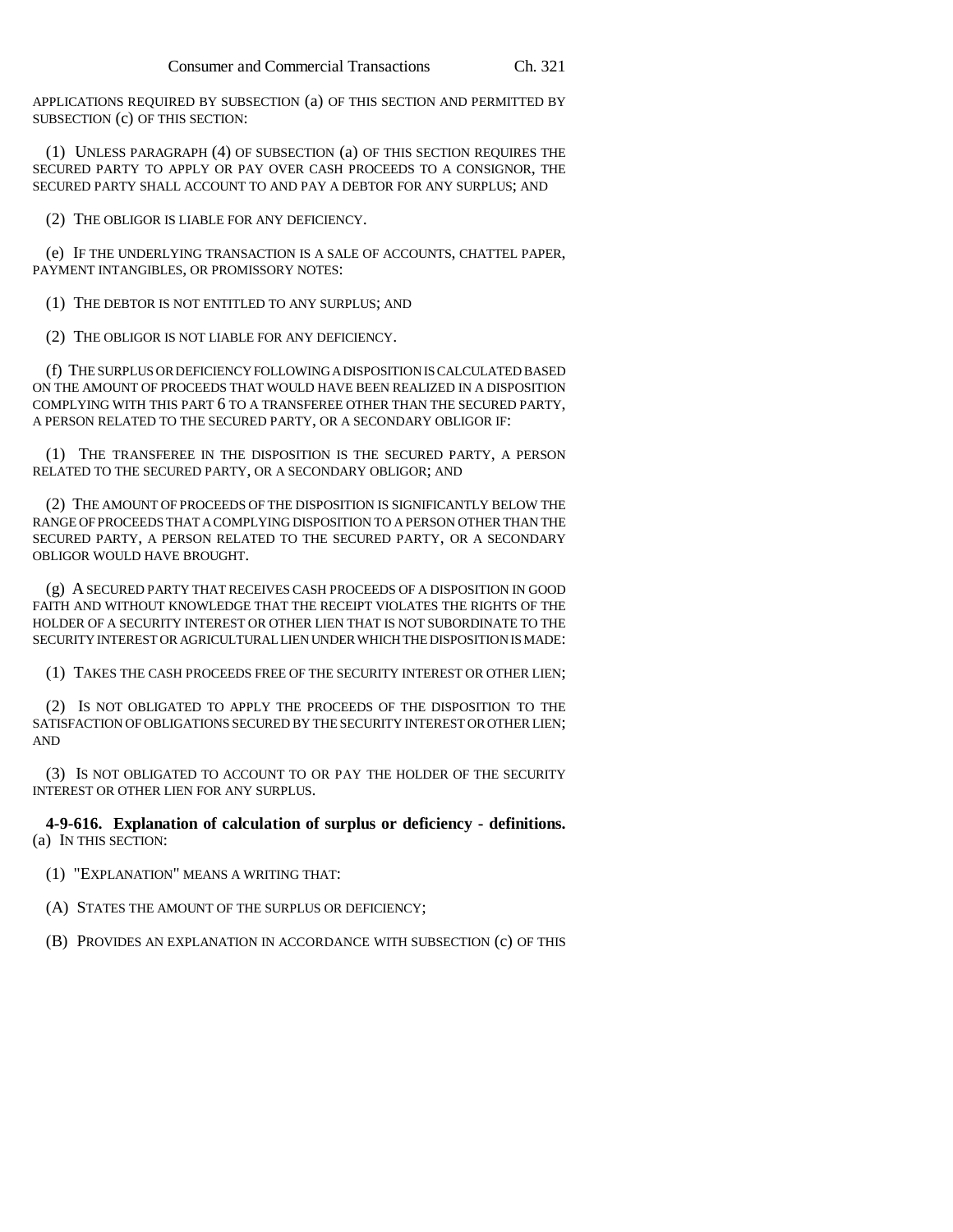APPLICATIONS REQUIRED BY SUBSECTION (a) OF THIS SECTION AND PERMITTED BY SUBSECTION (c) OF THIS SECTION:

(1) UNLESS PARAGRAPH (4) OF SUBSECTION (a) OF THIS SECTION REQUIRES THE SECURED PARTY TO APPLY OR PAY OVER CASH PROCEEDS TO A CONSIGNOR, THE SECURED PARTY SHALL ACCOUNT TO AND PAY A DEBTOR FOR ANY SURPLUS; AND

(2) THE OBLIGOR IS LIABLE FOR ANY DEFICIENCY.

(e) IF THE UNDERLYING TRANSACTION IS A SALE OF ACCOUNTS, CHATTEL PAPER, PAYMENT INTANGIBLES, OR PROMISSORY NOTES:

(1) THE DEBTOR IS NOT ENTITLED TO ANY SURPLUS; AND

(2) THE OBLIGOR IS NOT LIABLE FOR ANY DEFICIENCY.

(f) THE SURPLUS OR DEFICIENCY FOLLOWING A DISPOSITION IS CALCULATED BASED ON THE AMOUNT OF PROCEEDS THAT WOULD HAVE BEEN REALIZED IN A DISPOSITION COMPLYING WITH THIS PART 6 TO A TRANSFEREE OTHER THAN THE SECURED PARTY, A PERSON RELATED TO THE SECURED PARTY, OR A SECONDARY OBLIGOR IF:

(1) THE TRANSFEREE IN THE DISPOSITION IS THE SECURED PARTY, A PERSON RELATED TO THE SECURED PARTY, OR A SECONDARY OBLIGOR; AND

(2) THE AMOUNT OF PROCEEDS OF THE DISPOSITION IS SIGNIFICANTLY BELOW THE RANGE OF PROCEEDS THAT A COMPLYING DISPOSITION TO A PERSON OTHER THAN THE SECURED PARTY, A PERSON RELATED TO THE SECURED PARTY, OR A SECONDARY OBLIGOR WOULD HAVE BROUGHT.

(g) A SECURED PARTY THAT RECEIVES CASH PROCEEDS OF A DISPOSITION IN GOOD FAITH AND WITHOUT KNOWLEDGE THAT THE RECEIPT VIOLATES THE RIGHTS OF THE HOLDER OF A SECURITY INTEREST OR OTHER LIEN THAT IS NOT SUBORDINATE TO THE SECURITY INTEREST OR AGRICULTURAL LIEN UNDER WHICH THE DISPOSITION IS MADE:

(1) TAKES THE CASH PROCEEDS FREE OF THE SECURITY INTEREST OR OTHER LIEN;

(2) IS NOT OBLIGATED TO APPLY THE PROCEEDS OF THE DISPOSITION TO THE SATISFACTION OF OBLIGATIONS SECURED BY THE SECURITY INTEREST OR OTHER LIEN; AND

(3) IS NOT OBLIGATED TO ACCOUNT TO OR PAY THE HOLDER OF THE SECURITY INTEREST OR OTHER LIEN FOR ANY SURPLUS.

**4-9-616. Explanation of calculation of surplus or deficiency - definitions.** (a) IN THIS SECTION:

(1) "EXPLANATION" MEANS A WRITING THAT:

(A) STATES THE AMOUNT OF THE SURPLUS OR DEFICIENCY;

(B) PROVIDES AN EXPLANATION IN ACCORDANCE WITH SUBSECTION (c) OF THIS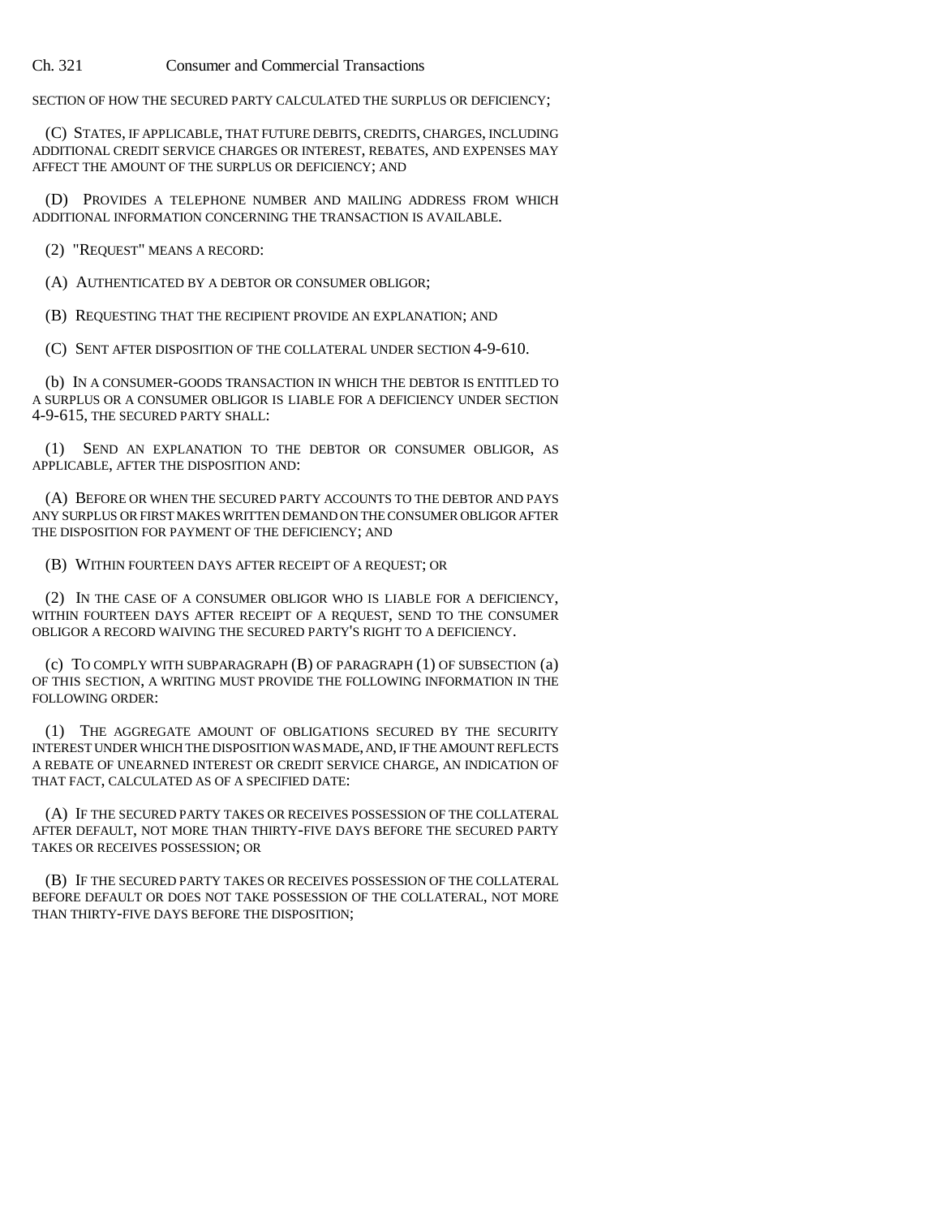SECTION OF HOW THE SECURED PARTY CALCULATED THE SURPLUS OR DEFICIENCY;

(C) STATES, IF APPLICABLE, THAT FUTURE DEBITS, CREDITS, CHARGES, INCLUDING ADDITIONAL CREDIT SERVICE CHARGES OR INTEREST, REBATES, AND EXPENSES MAY AFFECT THE AMOUNT OF THE SURPLUS OR DEFICIENCY; AND

(D) PROVIDES A TELEPHONE NUMBER AND MAILING ADDRESS FROM WHICH ADDITIONAL INFORMATION CONCERNING THE TRANSACTION IS AVAILABLE.

(2) "REQUEST" MEANS A RECORD:

(A) AUTHENTICATED BY A DEBTOR OR CONSUMER OBLIGOR;

(B) REQUESTING THAT THE RECIPIENT PROVIDE AN EXPLANATION; AND

(C) SENT AFTER DISPOSITION OF THE COLLATERAL UNDER SECTION 4-9-610.

(b) IN A CONSUMER-GOODS TRANSACTION IN WHICH THE DEBTOR IS ENTITLED TO A SURPLUS OR A CONSUMER OBLIGOR IS LIABLE FOR A DEFICIENCY UNDER SECTION 4-9-615, THE SECURED PARTY SHALL:

(1) SEND AN EXPLANATION TO THE DEBTOR OR CONSUMER OBLIGOR, AS APPLICABLE, AFTER THE DISPOSITION AND:

(A) BEFORE OR WHEN THE SECURED PARTY ACCOUNTS TO THE DEBTOR AND PAYS ANY SURPLUS OR FIRST MAKES WRITTEN DEMAND ON THE CONSUMER OBLIGOR AFTER THE DISPOSITION FOR PAYMENT OF THE DEFICIENCY; AND

(B) WITHIN FOURTEEN DAYS AFTER RECEIPT OF A REQUEST; OR

(2) IN THE CASE OF A CONSUMER OBLIGOR WHO IS LIABLE FOR A DEFICIENCY, WITHIN FOURTEEN DAYS AFTER RECEIPT OF A REQUEST, SEND TO THE CONSUMER OBLIGOR A RECORD WAIVING THE SECURED PARTY'S RIGHT TO A DEFICIENCY.

(c) TO COMPLY WITH SUBPARAGRAPH (B) OF PARAGRAPH (1) OF SUBSECTION (a) OF THIS SECTION, A WRITING MUST PROVIDE THE FOLLOWING INFORMATION IN THE FOLLOWING ORDER:

(1) THE AGGREGATE AMOUNT OF OBLIGATIONS SECURED BY THE SECURITY INTEREST UNDER WHICH THE DISPOSITION WAS MADE, AND, IF THE AMOUNT REFLECTS A REBATE OF UNEARNED INTEREST OR CREDIT SERVICE CHARGE, AN INDICATION OF THAT FACT, CALCULATED AS OF A SPECIFIED DATE:

(A) IF THE SECURED PARTY TAKES OR RECEIVES POSSESSION OF THE COLLATERAL AFTER DEFAULT, NOT MORE THAN THIRTY-FIVE DAYS BEFORE THE SECURED PARTY TAKES OR RECEIVES POSSESSION; OR

(B) IF THE SECURED PARTY TAKES OR RECEIVES POSSESSION OF THE COLLATERAL BEFORE DEFAULT OR DOES NOT TAKE POSSESSION OF THE COLLATERAL, NOT MORE THAN THIRTY-FIVE DAYS BEFORE THE DISPOSITION;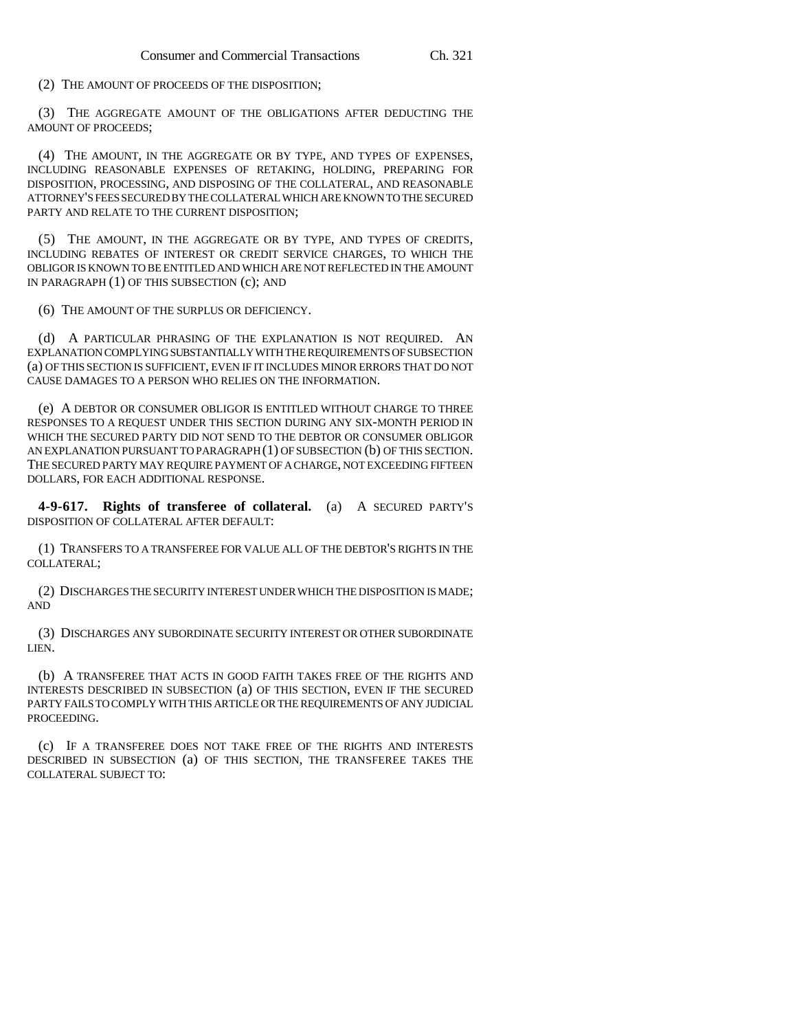(2) THE AMOUNT OF PROCEEDS OF THE DISPOSITION;

(3) THE AGGREGATE AMOUNT OF THE OBLIGATIONS AFTER DEDUCTING THE AMOUNT OF PROCEEDS;

(4) THE AMOUNT, IN THE AGGREGATE OR BY TYPE, AND TYPES OF EXPENSES, INCLUDING REASONABLE EXPENSES OF RETAKING, HOLDING, PREPARING FOR DISPOSITION, PROCESSING, AND DISPOSING OF THE COLLATERAL, AND REASONABLE ATTORNEY'S FEES SECURED BY THE COLLATERAL WHICH ARE KNOWN TO THE SECURED PARTY AND RELATE TO THE CURRENT DISPOSITION;

(5) THE AMOUNT, IN THE AGGREGATE OR BY TYPE, AND TYPES OF CREDITS, INCLUDING REBATES OF INTEREST OR CREDIT SERVICE CHARGES, TO WHICH THE OBLIGOR IS KNOWN TO BE ENTITLED AND WHICH ARE NOT REFLECTED IN THE AMOUNT IN PARAGRAPH (1) OF THIS SUBSECTION (c); AND

(6) THE AMOUNT OF THE SURPLUS OR DEFICIENCY.

(d) A PARTICULAR PHRASING OF THE EXPLANATION IS NOT REQUIRED. AN EXPLANATION COMPLYING SUBSTANTIALLY WITH THE REQUIREMENTS OF SUBSECTION (a) OF THIS SECTION IS SUFFICIENT, EVEN IF IT INCLUDES MINOR ERRORS THAT DO NOT CAUSE DAMAGES TO A PERSON WHO RELIES ON THE INFORMATION.

(e) A DEBTOR OR CONSUMER OBLIGOR IS ENTITLED WITHOUT CHARGE TO THREE RESPONSES TO A REQUEST UNDER THIS SECTION DURING ANY SIX-MONTH PERIOD IN WHICH THE SECURED PARTY DID NOT SEND TO THE DEBTOR OR CONSUMER OBLIGOR AN EXPLANATION PURSUANT TO PARAGRAPH (1) OF SUBSECTION (b) OF THIS SECTION. THE SECURED PARTY MAY REQUIRE PAYMENT OF A CHARGE, NOT EXCEEDING FIFTEEN DOLLARS, FOR EACH ADDITIONAL RESPONSE.

**4-9-617. Rights of transferee of collateral.** (a) A SECURED PARTY'S DISPOSITION OF COLLATERAL AFTER DEFAULT:

(1) TRANSFERS TO A TRANSFEREE FOR VALUE ALL OF THE DEBTOR'S RIGHTS IN THE COLLATERAL;

(2) DISCHARGES THE SECURITY INTEREST UNDER WHICH THE DISPOSITION IS MADE; AND

(3) DISCHARGES ANY SUBORDINATE SECURITY INTEREST OR OTHER SUBORDINATE LIEN.

(b) A TRANSFEREE THAT ACTS IN GOOD FAITH TAKES FREE OF THE RIGHTS AND INTERESTS DESCRIBED IN SUBSECTION (a) OF THIS SECTION, EVEN IF THE SECURED PARTY FAILS TO COMPLY WITH THIS ARTICLE OR THE REQUIREMENTS OF ANY JUDICIAL PROCEEDING.

(c) IF A TRANSFEREE DOES NOT TAKE FREE OF THE RIGHTS AND INTERESTS DESCRIBED IN SUBSECTION (a) OF THIS SECTION, THE TRANSFEREE TAKES THE COLLATERAL SUBJECT TO: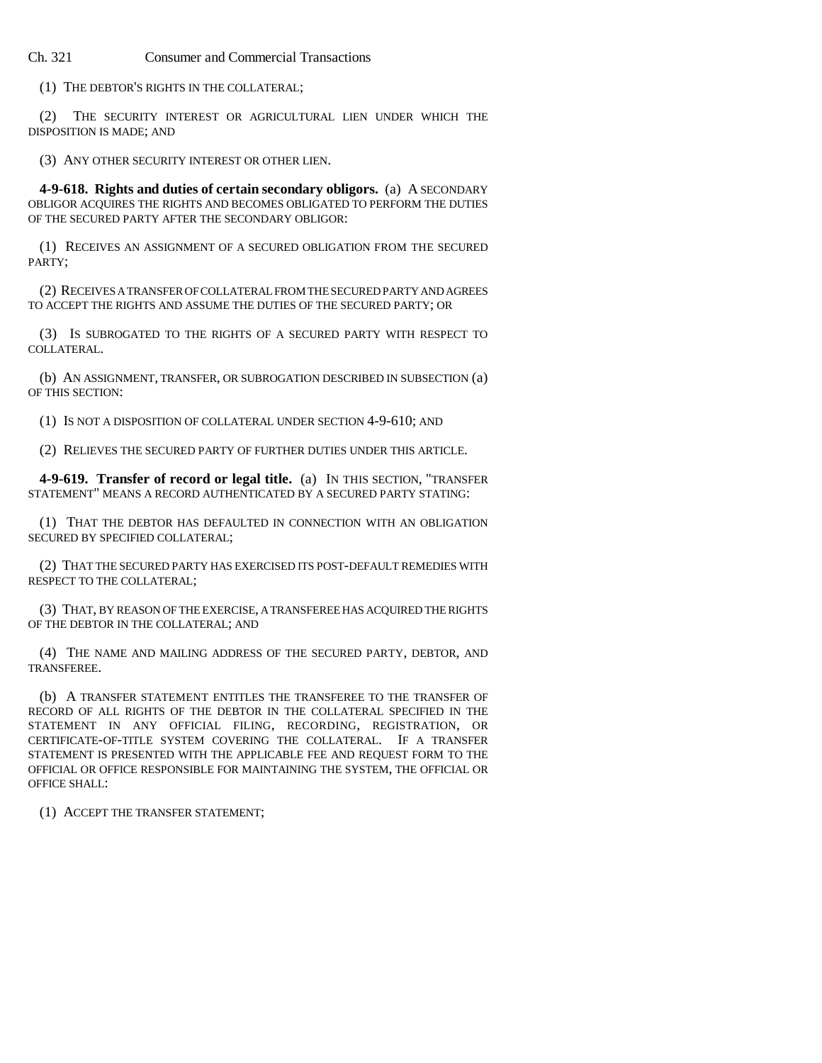(1) THE DEBTOR'S RIGHTS IN THE COLLATERAL;

(2) THE SECURITY INTEREST OR AGRICULTURAL LIEN UNDER WHICH THE DISPOSITION IS MADE; AND

(3) ANY OTHER SECURITY INTEREST OR OTHER LIEN.

**4-9-618. Rights and duties of certain secondary obligors.** (a) A SECONDARY OBLIGOR ACQUIRES THE RIGHTS AND BECOMES OBLIGATED TO PERFORM THE DUTIES OF THE SECURED PARTY AFTER THE SECONDARY OBLIGOR:

(1) RECEIVES AN ASSIGNMENT OF A SECURED OBLIGATION FROM THE SECURED PARTY;

(2) RECEIVES A TRANSFER OF COLLATERAL FROM THE SECURED PARTY AND AGREES TO ACCEPT THE RIGHTS AND ASSUME THE DUTIES OF THE SECURED PARTY; OR

(3) IS SUBROGATED TO THE RIGHTS OF A SECURED PARTY WITH RESPECT TO COLLATERAL.

(b) AN ASSIGNMENT, TRANSFER, OR SUBROGATION DESCRIBED IN SUBSECTION (a) OF THIS SECTION:

(1) IS NOT A DISPOSITION OF COLLATERAL UNDER SECTION 4-9-610; AND

(2) RELIEVES THE SECURED PARTY OF FURTHER DUTIES UNDER THIS ARTICLE.

**4-9-619. Transfer of record or legal title.** (a) IN THIS SECTION, "TRANSFER STATEMENT" MEANS A RECORD AUTHENTICATED BY A SECURED PARTY STATING:

(1) THAT THE DEBTOR HAS DEFAULTED IN CONNECTION WITH AN OBLIGATION SECURED BY SPECIFIED COLLATERAL;

(2) THAT THE SECURED PARTY HAS EXERCISED ITS POST-DEFAULT REMEDIES WITH RESPECT TO THE COLLATERAL;

(3) THAT, BY REASON OF THE EXERCISE, A TRANSFEREE HAS ACQUIRED THE RIGHTS OF THE DEBTOR IN THE COLLATERAL; AND

(4) THE NAME AND MAILING ADDRESS OF THE SECURED PARTY, DEBTOR, AND TRANSFEREE.

(b) A TRANSFER STATEMENT ENTITLES THE TRANSFEREE TO THE TRANSFER OF RECORD OF ALL RIGHTS OF THE DEBTOR IN THE COLLATERAL SPECIFIED IN THE STATEMENT IN ANY OFFICIAL FILING, RECORDING, REGISTRATION, OR CERTIFICATE-OF-TITLE SYSTEM COVERING THE COLLATERAL. IF A TRANSFER STATEMENT IS PRESENTED WITH THE APPLICABLE FEE AND REQUEST FORM TO THE OFFICIAL OR OFFICE RESPONSIBLE FOR MAINTAINING THE SYSTEM, THE OFFICIAL OR OFFICE SHALL:

(1) ACCEPT THE TRANSFER STATEMENT;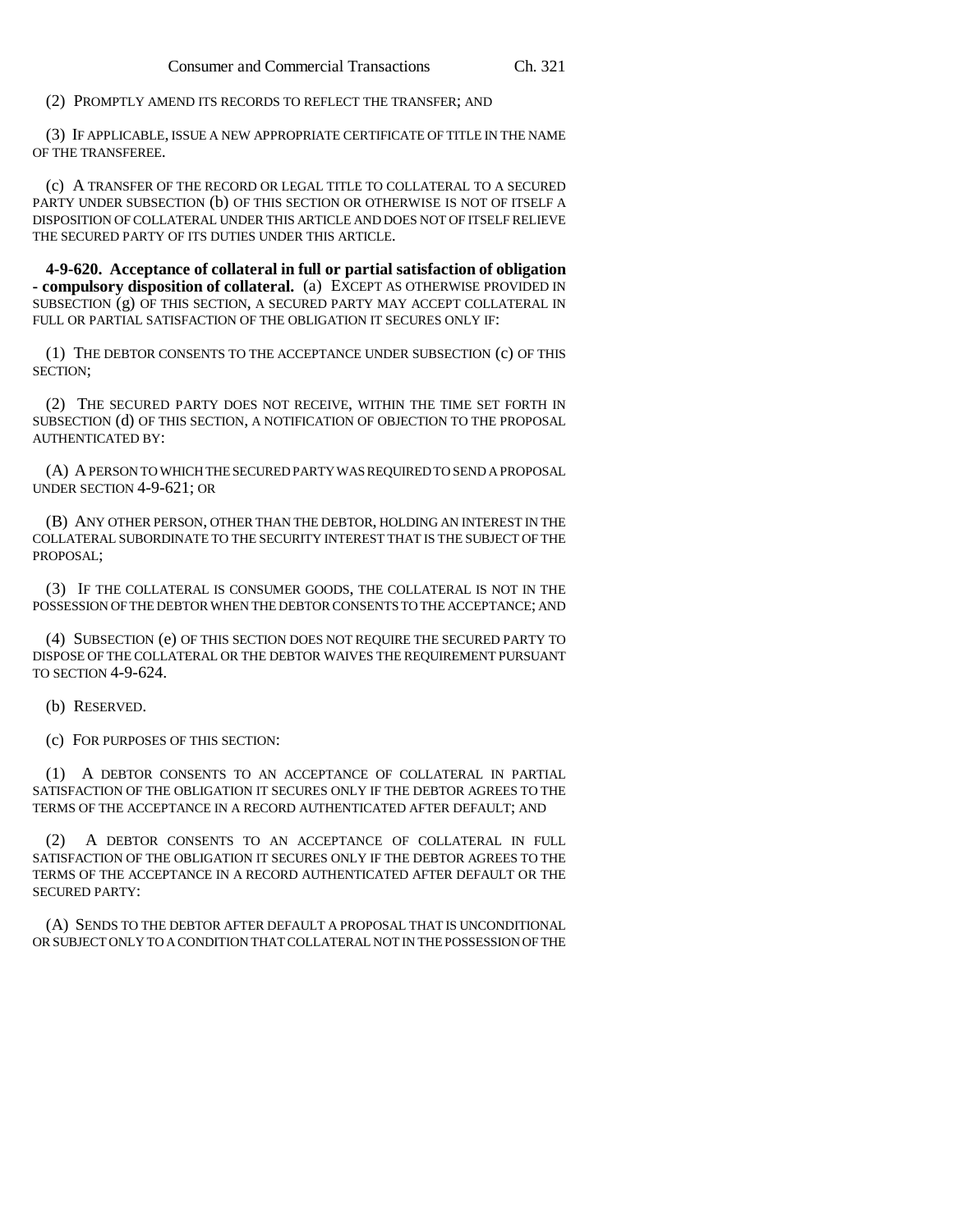(2) PROMPTLY AMEND ITS RECORDS TO REFLECT THE TRANSFER; AND

(3) IF APPLICABLE, ISSUE A NEW APPROPRIATE CERTIFICATE OF TITLE IN THE NAME OF THE TRANSFEREE.

(c) A TRANSFER OF THE RECORD OR LEGAL TITLE TO COLLATERAL TO A SECURED PARTY UNDER SUBSECTION (b) OF THIS SECTION OR OTHERWISE IS NOT OF ITSELF A DISPOSITION OF COLLATERAL UNDER THIS ARTICLE AND DOES NOT OF ITSELF RELIEVE THE SECURED PARTY OF ITS DUTIES UNDER THIS ARTICLE.

**4-9-620. Acceptance of collateral in full or partial satisfaction of obligation - compulsory disposition of collateral.** (a) EXCEPT AS OTHERWISE PROVIDED IN SUBSECTION (g) OF THIS SECTION, A SECURED PARTY MAY ACCEPT COLLATERAL IN FULL OR PARTIAL SATISFACTION OF THE OBLIGATION IT SECURES ONLY IF:

(1) THE DEBTOR CONSENTS TO THE ACCEPTANCE UNDER SUBSECTION (c) OF THIS SECTION;

(2) THE SECURED PARTY DOES NOT RECEIVE, WITHIN THE TIME SET FORTH IN SUBSECTION (d) OF THIS SECTION, A NOTIFICATION OF OBJECTION TO THE PROPOSAL AUTHENTICATED BY:

(A) A PERSON TO WHICH THE SECURED PARTY WAS REQUIRED TO SEND A PROPOSAL UNDER SECTION 4-9-621; OR

(B) ANY OTHER PERSON, OTHER THAN THE DEBTOR, HOLDING AN INTEREST IN THE COLLATERAL SUBORDINATE TO THE SECURITY INTEREST THAT IS THE SUBJECT OF THE PROPOSAL;

(3) IF THE COLLATERAL IS CONSUMER GOODS, THE COLLATERAL IS NOT IN THE POSSESSION OF THE DEBTOR WHEN THE DEBTOR CONSENTS TO THE ACCEPTANCE; AND

(4) SUBSECTION (e) OF THIS SECTION DOES NOT REQUIRE THE SECURED PARTY TO DISPOSE OF THE COLLATERAL OR THE DEBTOR WAIVES THE REQUIREMENT PURSUANT TO SECTION 4-9-624.

(b) RESERVED.

(c) FOR PURPOSES OF THIS SECTION:

(1) A DEBTOR CONSENTS TO AN ACCEPTANCE OF COLLATERAL IN PARTIAL SATISFACTION OF THE OBLIGATION IT SECURES ONLY IF THE DEBTOR AGREES TO THE TERMS OF THE ACCEPTANCE IN A RECORD AUTHENTICATED AFTER DEFAULT; AND

(2) A DEBTOR CONSENTS TO AN ACCEPTANCE OF COLLATERAL IN FULL SATISFACTION OF THE OBLIGATION IT SECURES ONLY IF THE DEBTOR AGREES TO THE TERMS OF THE ACCEPTANCE IN A RECORD AUTHENTICATED AFTER DEFAULT OR THE SECURED PARTY:

(A) SENDS TO THE DEBTOR AFTER DEFAULT A PROPOSAL THAT IS UNCONDITIONAL OR SUBJECT ONLY TO A CONDITION THAT COLLATERAL NOT IN THE POSSESSION OF THE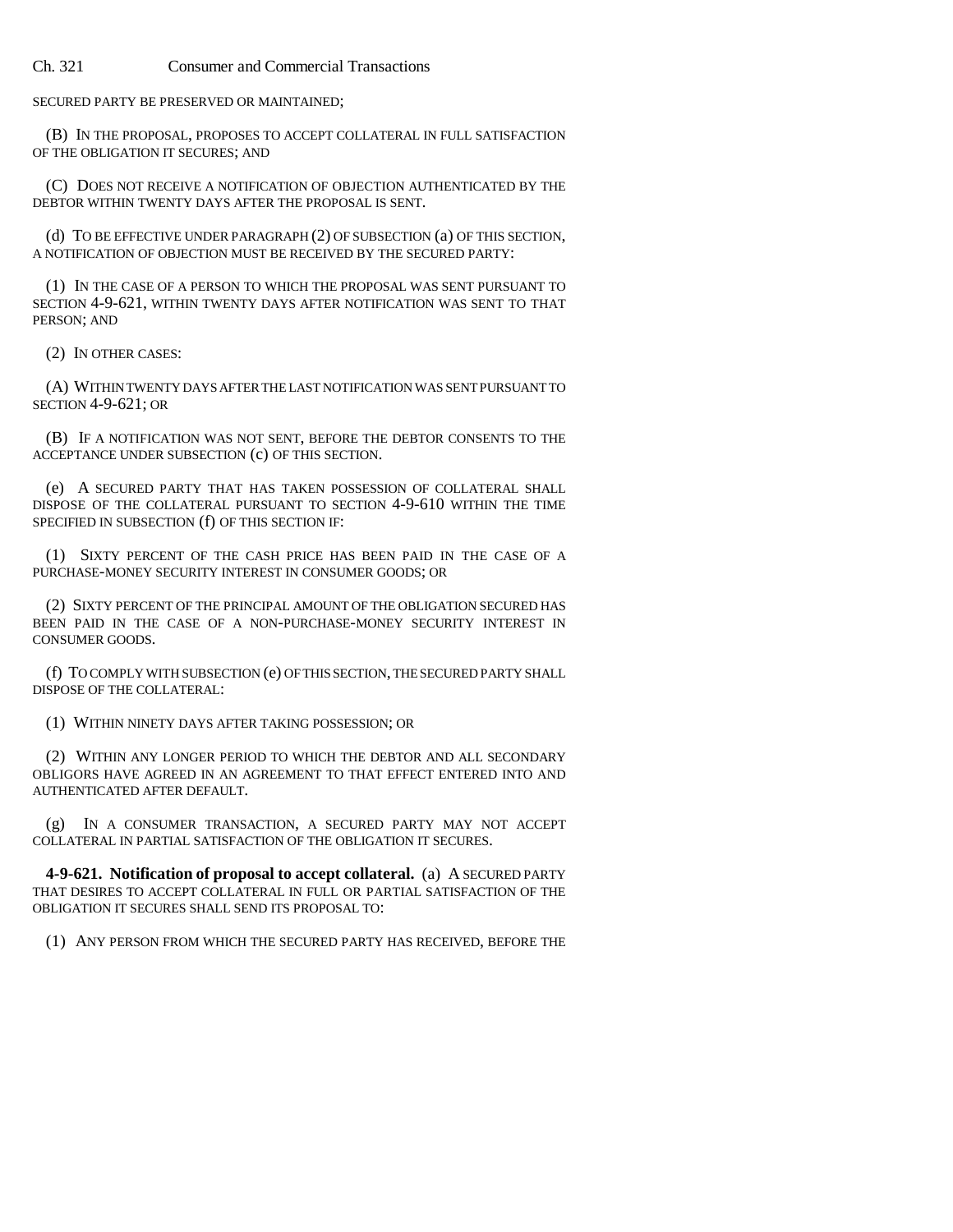SECURED PARTY BE PRESERVED OR MAINTAINED;

(B) IN THE PROPOSAL, PROPOSES TO ACCEPT COLLATERAL IN FULL SATISFACTION OF THE OBLIGATION IT SECURES; AND

(C) DOES NOT RECEIVE A NOTIFICATION OF OBJECTION AUTHENTICATED BY THE DEBTOR WITHIN TWENTY DAYS AFTER THE PROPOSAL IS SENT.

(d) TO BE EFFECTIVE UNDER PARAGRAPH (2) OF SUBSECTION (a) OF THIS SECTION, A NOTIFICATION OF OBJECTION MUST BE RECEIVED BY THE SECURED PARTY:

(1) IN THE CASE OF A PERSON TO WHICH THE PROPOSAL WAS SENT PURSUANT TO SECTION 4-9-621, WITHIN TWENTY DAYS AFTER NOTIFICATION WAS SENT TO THAT PERSON; AND

(2) IN OTHER CASES:

(A) WITHIN TWENTY DAYS AFTER THE LAST NOTIFICATION WAS SENT PURSUANT TO SECTION 4-9-621; OR

(B) IF A NOTIFICATION WAS NOT SENT, BEFORE THE DEBTOR CONSENTS TO THE ACCEPTANCE UNDER SUBSECTION (c) OF THIS SECTION.

(e) A SECURED PARTY THAT HAS TAKEN POSSESSION OF COLLATERAL SHALL DISPOSE OF THE COLLATERAL PURSUANT TO SECTION 4-9-610 WITHIN THE TIME SPECIFIED IN SUBSECTION (f) OF THIS SECTION IF:

(1) SIXTY PERCENT OF THE CASH PRICE HAS BEEN PAID IN THE CASE OF A PURCHASE-MONEY SECURITY INTEREST IN CONSUMER GOODS; OR

(2) SIXTY PERCENT OF THE PRINCIPAL AMOUNT OF THE OBLIGATION SECURED HAS BEEN PAID IN THE CASE OF A NON-PURCHASE-MONEY SECURITY INTEREST IN CONSUMER GOODS.

(f) TO COMPLY WITH SUBSECTION (e) OF THIS SECTION, THE SECURED PARTY SHALL DISPOSE OF THE COLLATERAL:

(1) WITHIN NINETY DAYS AFTER TAKING POSSESSION; OR

(2) WITHIN ANY LONGER PERIOD TO WHICH THE DEBTOR AND ALL SECONDARY OBLIGORS HAVE AGREED IN AN AGREEMENT TO THAT EFFECT ENTERED INTO AND AUTHENTICATED AFTER DEFAULT.

(g) IN A CONSUMER TRANSACTION, A SECURED PARTY MAY NOT ACCEPT COLLATERAL IN PARTIAL SATISFACTION OF THE OBLIGATION IT SECURES.

**4-9-621. Notification of proposal to accept collateral.** (a) A SECURED PARTY THAT DESIRES TO ACCEPT COLLATERAL IN FULL OR PARTIAL SATISFACTION OF THE OBLIGATION IT SECURES SHALL SEND ITS PROPOSAL TO:

(1) ANY PERSON FROM WHICH THE SECURED PARTY HAS RECEIVED, BEFORE THE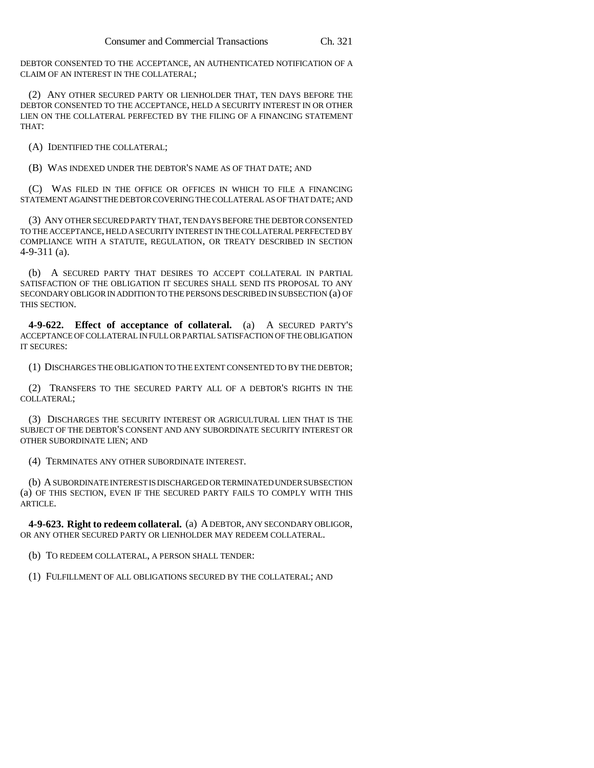DEBTOR CONSENTED TO THE ACCEPTANCE, AN AUTHENTICATED NOTIFICATION OF A CLAIM OF AN INTEREST IN THE COLLATERAL;

(2) ANY OTHER SECURED PARTY OR LIENHOLDER THAT, TEN DAYS BEFORE THE DEBTOR CONSENTED TO THE ACCEPTANCE, HELD A SECURITY INTEREST IN OR OTHER LIEN ON THE COLLATERAL PERFECTED BY THE FILING OF A FINANCING STATEMENT THAT:

(A) IDENTIFIED THE COLLATERAL;

(B) WAS INDEXED UNDER THE DEBTOR'S NAME AS OF THAT DATE; AND

(C) WAS FILED IN THE OFFICE OR OFFICES IN WHICH TO FILE A FINANCING STATEMENT AGAINST THE DEBTOR COVERING THE COLLATERAL AS OF THAT DATE; AND

(3) ANY OTHER SECURED PARTY THAT, TEN DAYS BEFORE THE DEBTOR CONSENTED TO THE ACCEPTANCE, HELD A SECURITY INTEREST IN THE COLLATERAL PERFECTED BY COMPLIANCE WITH A STATUTE, REGULATION, OR TREATY DESCRIBED IN SECTION 4-9-311 (a).

(b) A SECURED PARTY THAT DESIRES TO ACCEPT COLLATERAL IN PARTIAL SATISFACTION OF THE OBLIGATION IT SECURES SHALL SEND ITS PROPOSAL TO ANY SECONDARY OBLIGOR IN ADDITION TO THE PERSONS DESCRIBED IN SUBSECTION (a) OF THIS SECTION.

**4-9-622. Effect of acceptance of collateral.** (a) A SECURED PARTY'S ACCEPTANCE OF COLLATERAL IN FULL OR PARTIAL SATISFACTION OF THE OBLIGATION IT SECURES:

(1) DISCHARGES THE OBLIGATION TO THE EXTENT CONSENTED TO BY THE DEBTOR;

(2) TRANSFERS TO THE SECURED PARTY ALL OF A DEBTOR'S RIGHTS IN THE COLLATERAL;

(3) DISCHARGES THE SECURITY INTEREST OR AGRICULTURAL LIEN THAT IS THE SUBJECT OF THE DEBTOR'S CONSENT AND ANY SUBORDINATE SECURITY INTEREST OR OTHER SUBORDINATE LIEN; AND

(4) TERMINATES ANY OTHER SUBORDINATE INTEREST.

(b) A SUBORDINATE INTEREST IS DISCHARGED OR TERMINATED UNDER SUBSECTION (a) OF THIS SECTION, EVEN IF THE SECURED PARTY FAILS TO COMPLY WITH THIS ARTICLE.

**4-9-623. Right to redeem collateral.** (a) A DEBTOR, ANY SECONDARY OBLIGOR, OR ANY OTHER SECURED PARTY OR LIENHOLDER MAY REDEEM COLLATERAL.

(b) TO REDEEM COLLATERAL, A PERSON SHALL TENDER:

(1) FULFILLMENT OF ALL OBLIGATIONS SECURED BY THE COLLATERAL; AND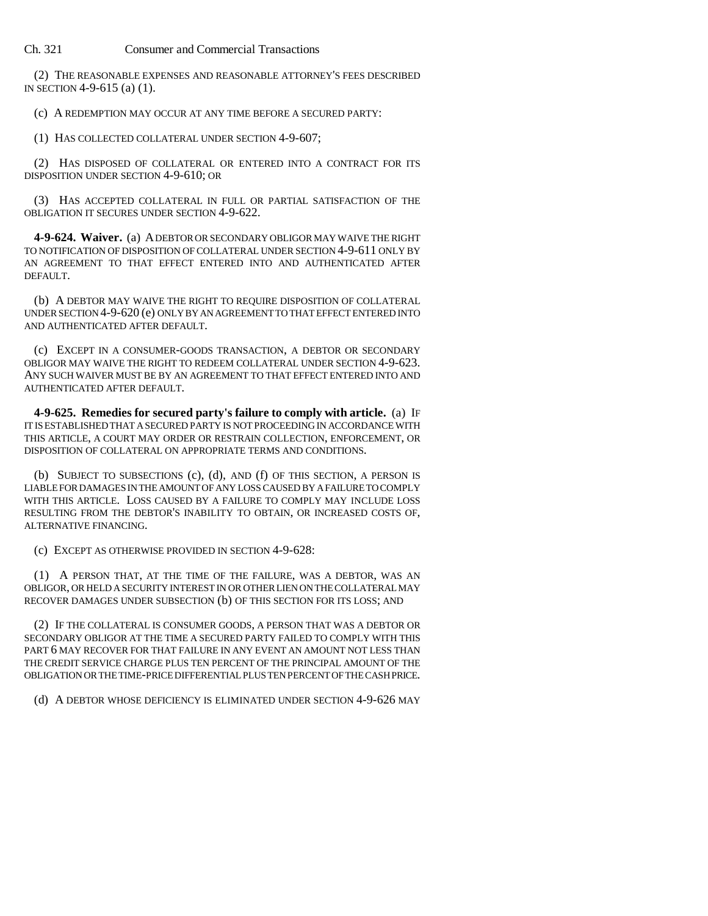(2) THE REASONABLE EXPENSES AND REASONABLE ATTORNEY'S FEES DESCRIBED IN SECTION 4-9-615 (a) (1).

(c) A REDEMPTION MAY OCCUR AT ANY TIME BEFORE A SECURED PARTY:

(1) HAS COLLECTED COLLATERAL UNDER SECTION 4-9-607;

(2) HAS DISPOSED OF COLLATERAL OR ENTERED INTO A CONTRACT FOR ITS DISPOSITION UNDER SECTION 4-9-610; OR

(3) HAS ACCEPTED COLLATERAL IN FULL OR PARTIAL SATISFACTION OF THE OBLIGATION IT SECURES UNDER SECTION 4-9-622.

**4-9-624. Waiver.** (a) A DEBTOR OR SECONDARY OBLIGOR MAY WAIVE THE RIGHT TO NOTIFICATION OF DISPOSITION OF COLLATERAL UNDER SECTION 4-9-611 ONLY BY AN AGREEMENT TO THAT EFFECT ENTERED INTO AND AUTHENTICATED AFTER DEFAULT.

(b) A DEBTOR MAY WAIVE THE RIGHT TO REQUIRE DISPOSITION OF COLLATERAL UNDER SECTION 4-9-620 (e) ONLY BY AN AGREEMENT TO THAT EFFECT ENTERED INTO AND AUTHENTICATED AFTER DEFAULT.

(c) EXCEPT IN A CONSUMER-GOODS TRANSACTION, A DEBTOR OR SECONDARY OBLIGOR MAY WAIVE THE RIGHT TO REDEEM COLLATERAL UNDER SECTION 4-9-623. ANY SUCH WAIVER MUST BE BY AN AGREEMENT TO THAT EFFECT ENTERED INTO AND AUTHENTICATED AFTER DEFAULT.

**4-9-625. Remedies for secured party's failure to comply with article.** (a) IF IT IS ESTABLISHED THAT A SECURED PARTY IS NOT PROCEEDING IN ACCORDANCE WITH THIS ARTICLE, A COURT MAY ORDER OR RESTRAIN COLLECTION, ENFORCEMENT, OR DISPOSITION OF COLLATERAL ON APPROPRIATE TERMS AND CONDITIONS.

(b) SUBJECT TO SUBSECTIONS (c), (d), AND (f) OF THIS SECTION, A PERSON IS LIABLE FOR DAMAGES IN THE AMOUNT OF ANY LOSS CAUSED BY A FAILURE TO COMPLY WITH THIS ARTICLE. LOSS CAUSED BY A FAILURE TO COMPLY MAY INCLUDE LOSS RESULTING FROM THE DEBTOR'S INABILITY TO OBTAIN, OR INCREASED COSTS OF, ALTERNATIVE FINANCING.

(c) EXCEPT AS OTHERWISE PROVIDED IN SECTION 4-9-628:

(1) A PERSON THAT, AT THE TIME OF THE FAILURE, WAS A DEBTOR, WAS AN OBLIGOR, OR HELD A SECURITY INTEREST IN OR OTHER LIEN ON THE COLLATERAL MAY RECOVER DAMAGES UNDER SUBSECTION (b) OF THIS SECTION FOR ITS LOSS; AND

(2) IF THE COLLATERAL IS CONSUMER GOODS, A PERSON THAT WAS A DEBTOR OR SECONDARY OBLIGOR AT THE TIME A SECURED PARTY FAILED TO COMPLY WITH THIS PART 6 MAY RECOVER FOR THAT FAILURE IN ANY EVENT AN AMOUNT NOT LESS THAN THE CREDIT SERVICE CHARGE PLUS TEN PERCENT OF THE PRINCIPAL AMOUNT OF THE OBLIGATION OR THE TIME-PRICE DIFFERENTIAL PLUS TEN PERCENT OF THE CASH PRICE.

(d) A DEBTOR WHOSE DEFICIENCY IS ELIMINATED UNDER SECTION 4-9-626 MAY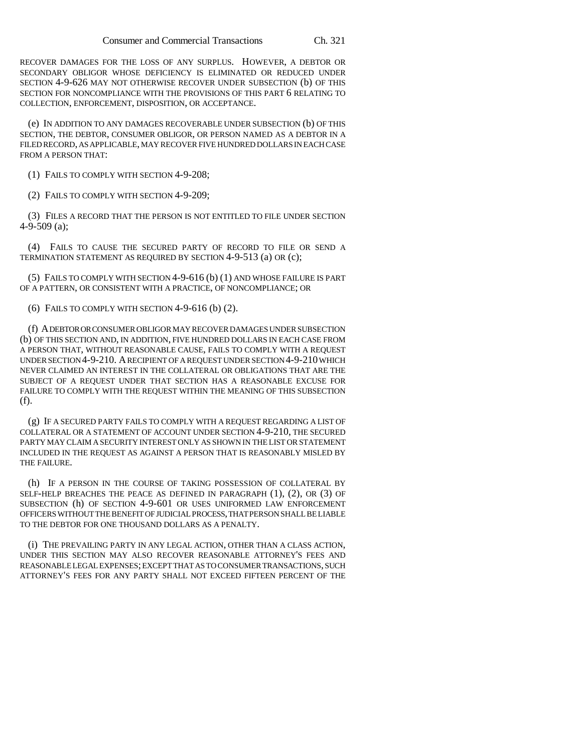RECOVER DAMAGES FOR THE LOSS OF ANY SURPLUS. HOWEVER, A DEBTOR OR SECONDARY OBLIGOR WHOSE DEFICIENCY IS ELIMINATED OR REDUCED UNDER SECTION 4-9-626 MAY NOT OTHERWISE RECOVER UNDER SUBSECTION (b) OF THIS SECTION FOR NONCOMPLIANCE WITH THE PROVISIONS OF THIS PART 6 RELATING TO COLLECTION, ENFORCEMENT, DISPOSITION, OR ACCEPTANCE.

(e) IN ADDITION TO ANY DAMAGES RECOVERABLE UNDER SUBSECTION (b) OF THIS SECTION, THE DEBTOR, CONSUMER OBLIGOR, OR PERSON NAMED AS A DEBTOR IN A FILED RECORD, AS APPLICABLE, MAY RECOVER FIVE HUNDRED DOLLARS IN EACH CASE FROM A PERSON THAT:

(1) FAILS TO COMPLY WITH SECTION 4-9-208;

(2) FAILS TO COMPLY WITH SECTION 4-9-209;

(3) FILES A RECORD THAT THE PERSON IS NOT ENTITLED TO FILE UNDER SECTION 4-9-509 (a);

(4) FAILS TO CAUSE THE SECURED PARTY OF RECORD TO FILE OR SEND A TERMINATION STATEMENT AS REQUIRED BY SECTION 4-9-513 (a) OR (c);

(5) FAILS TO COMPLY WITH SECTION 4-9-616 (b) (1) AND WHOSE FAILURE IS PART OF A PATTERN, OR CONSISTENT WITH A PRACTICE, OF NONCOMPLIANCE; OR

(6) FAILS TO COMPLY WITH SECTION 4-9-616 (b) (2).

(f) A DEBTOR OR CONSUMER OBLIGOR MAY RECOVER DAMAGES UNDER SUBSECTION (b) OF THIS SECTION AND, IN ADDITION, FIVE HUNDRED DOLLARS IN EACH CASE FROM A PERSON THAT, WITHOUT REASONABLE CAUSE, FAILS TO COMPLY WITH A REQUEST UNDER SECTION 4-9-210. A RECIPIENT OF A REQUEST UNDER SECTION 4-9-210 WHICH NEVER CLAIMED AN INTEREST IN THE COLLATERAL OR OBLIGATIONS THAT ARE THE SUBJECT OF A REQUEST UNDER THAT SECTION HAS A REASONABLE EXCUSE FOR FAILURE TO COMPLY WITH THE REQUEST WITHIN THE MEANING OF THIS SUBSECTION (f).

(g) IF A SECURED PARTY FAILS TO COMPLY WITH A REQUEST REGARDING A LIST OF COLLATERAL OR A STATEMENT OF ACCOUNT UNDER SECTION 4-9-210, THE SECURED PARTY MAY CLAIM A SECURITY INTEREST ONLY AS SHOWN IN THE LIST OR STATEMENT INCLUDED IN THE REQUEST AS AGAINST A PERSON THAT IS REASONABLY MISLED BY THE FAILURE.

(h) IF A PERSON IN THE COURSE OF TAKING POSSESSION OF COLLATERAL BY SELF-HELP BREACHES THE PEACE AS DEFINED IN PARAGRAPH (1), (2), OR (3) OF SUBSECTION (h) OF SECTION 4-9-601 OR USES UNIFORMED LAW ENFORCEMENT OFFICERS WITHOUT THE BENEFIT OF JUDICIAL PROCESS, THAT PERSON SHALL BE LIABLE TO THE DEBTOR FOR ONE THOUSAND DOLLARS AS A PENALTY.

(i) THE PREVAILING PARTY IN ANY LEGAL ACTION, OTHER THAN A CLASS ACTION, UNDER THIS SECTION MAY ALSO RECOVER REASONABLE ATTORNEY'S FEES AND REASONABLE LEGAL EXPENSES; EXCEPT THAT AS TO CONSUMER TRANSACTIONS, SUCH ATTORNEY'S FEES FOR ANY PARTY SHALL NOT EXCEED FIFTEEN PERCENT OF THE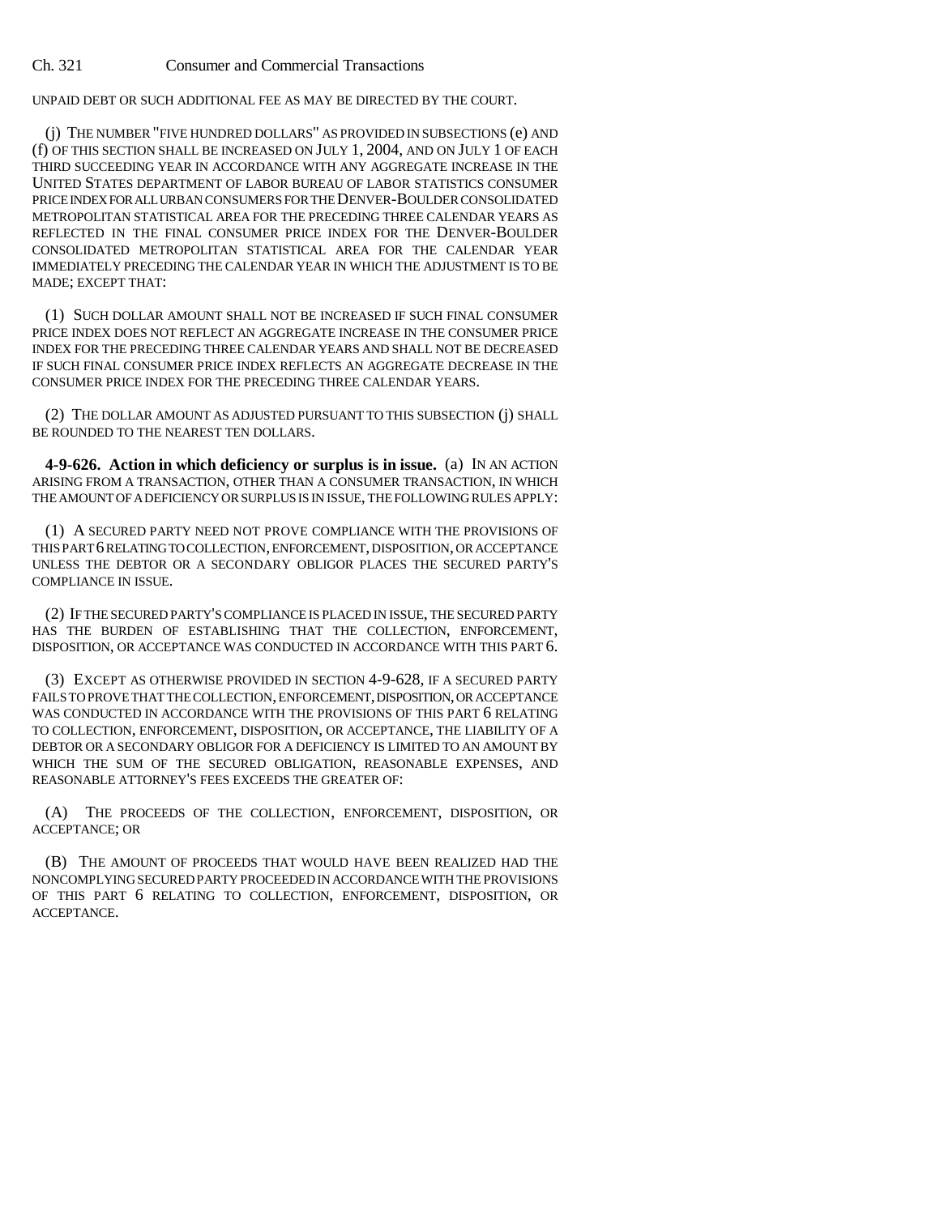UNPAID DEBT OR SUCH ADDITIONAL FEE AS MAY BE DIRECTED BY THE COURT.

(j) THE NUMBER "FIVE HUNDRED DOLLARS" AS PROVIDED IN SUBSECTIONS (e) AND (f) OF THIS SECTION SHALL BE INCREASED ON JULY 1, 2004, AND ON JULY 1 OF EACH THIRD SUCCEEDING YEAR IN ACCORDANCE WITH ANY AGGREGATE INCREASE IN THE UNITED STATES DEPARTMENT OF LABOR BUREAU OF LABOR STATISTICS CONSUMER PRICE INDEX FOR ALL URBAN CONSUMERS FOR THE DENVER-BOULDER CONSOLIDATED METROPOLITAN STATISTICAL AREA FOR THE PRECEDING THREE CALENDAR YEARS AS REFLECTED IN THE FINAL CONSUMER PRICE INDEX FOR THE DENVER-BOULDER CONSOLIDATED METROPOLITAN STATISTICAL AREA FOR THE CALENDAR YEAR IMMEDIATELY PRECEDING THE CALENDAR YEAR IN WHICH THE ADJUSTMENT IS TO BE MADE; EXCEPT THAT:

(1) SUCH DOLLAR AMOUNT SHALL NOT BE INCREASED IF SUCH FINAL CONSUMER PRICE INDEX DOES NOT REFLECT AN AGGREGATE INCREASE IN THE CONSUMER PRICE INDEX FOR THE PRECEDING THREE CALENDAR YEARS AND SHALL NOT BE DECREASED IF SUCH FINAL CONSUMER PRICE INDEX REFLECTS AN AGGREGATE DECREASE IN THE CONSUMER PRICE INDEX FOR THE PRECEDING THREE CALENDAR YEARS.

(2) THE DOLLAR AMOUNT AS ADJUSTED PURSUANT TO THIS SUBSECTION (j) SHALL BE ROUNDED TO THE NEAREST TEN DOLLARS.

**4-9-626. Action in which deficiency or surplus is in issue.** (a) IN AN ACTION ARISING FROM A TRANSACTION, OTHER THAN A CONSUMER TRANSACTION, IN WHICH THE AMOUNT OF A DEFICIENCY OR SURPLUS IS IN ISSUE, THE FOLLOWING RULES APPLY:

(1) A SECURED PARTY NEED NOT PROVE COMPLIANCE WITH THE PROVISIONS OF THIS PART 6 RELATING TO COLLECTION, ENFORCEMENT, DISPOSITION, OR ACCEPTANCE UNLESS THE DEBTOR OR A SECONDARY OBLIGOR PLACES THE SECURED PARTY'S COMPLIANCE IN ISSUE.

(2) IF THE SECURED PARTY'S COMPLIANCE IS PLACED IN ISSUE, THE SECURED PARTY HAS THE BURDEN OF ESTABLISHING THAT THE COLLECTION, ENFORCEMENT, DISPOSITION, OR ACCEPTANCE WAS CONDUCTED IN ACCORDANCE WITH THIS PART 6.

(3) EXCEPT AS OTHERWISE PROVIDED IN SECTION 4-9-628, IF A SECURED PARTY FAILS TO PROVE THAT THE COLLECTION, ENFORCEMENT, DISPOSITION, OR ACCEPTANCE WAS CONDUCTED IN ACCORDANCE WITH THE PROVISIONS OF THIS PART 6 RELATING TO COLLECTION, ENFORCEMENT, DISPOSITION, OR ACCEPTANCE, THE LIABILITY OF A DEBTOR OR A SECONDARY OBLIGOR FOR A DEFICIENCY IS LIMITED TO AN AMOUNT BY WHICH THE SUM OF THE SECURED OBLIGATION, REASONABLE EXPENSES, AND REASONABLE ATTORNEY'S FEES EXCEEDS THE GREATER OF:

(A) THE PROCEEDS OF THE COLLECTION, ENFORCEMENT, DISPOSITION, OR ACCEPTANCE; OR

(B) THE AMOUNT OF PROCEEDS THAT WOULD HAVE BEEN REALIZED HAD THE NONCOMPLYING SECURED PARTY PROCEEDED IN ACCORDANCE WITH THE PROVISIONS OF THIS PART 6 RELATING TO COLLECTION, ENFORCEMENT, DISPOSITION, OR ACCEPTANCE.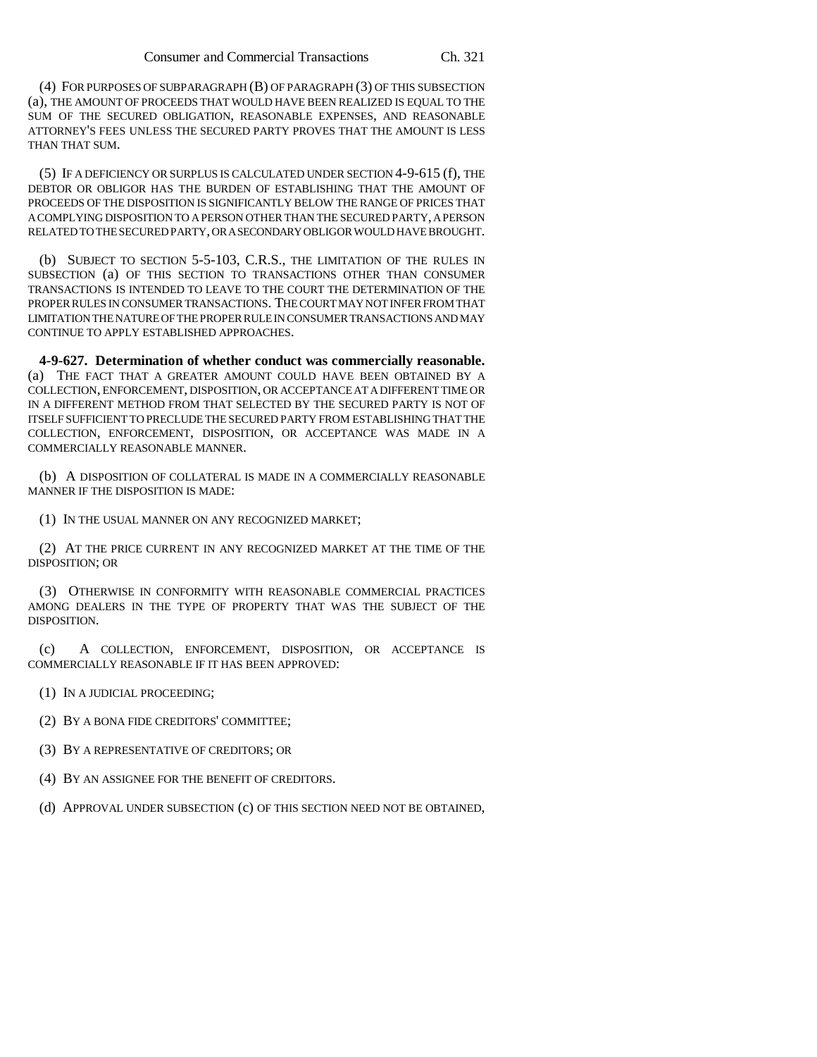(4) FOR PURPOSES OF SUBPARAGRAPH (B) OF PARAGRAPH (3) OF THIS SUBSECTION (a), THE AMOUNT OF PROCEEDS THAT WOULD HAVE BEEN REALIZED IS EQUAL TO THE SUM OF THE SECURED OBLIGATION, REASONABLE EXPENSES, AND REASONABLE ATTORNEY'S FEES UNLESS THE SECURED PARTY PROVES THAT THE AMOUNT IS LESS THAN THAT SUM.

(5) IF A DEFICIENCY OR SURPLUS IS CALCULATED UNDER SECTION 4-9-615 (f), THE DEBTOR OR OBLIGOR HAS THE BURDEN OF ESTABLISHING THAT THE AMOUNT OF PROCEEDS OF THE DISPOSITION IS SIGNIFICANTLY BELOW THE RANGE OF PRICES THAT A COMPLYING DISPOSITION TO A PERSON OTHER THAN THE SECURED PARTY, A PERSON RELATED TO THE SECURED PARTY, OR A SECONDARY OBLIGOR WOULD HAVE BROUGHT.

(b) SUBJECT TO SECTION 5-5-103, C.R.S., THE LIMITATION OF THE RULES IN SUBSECTION (a) OF THIS SECTION TO TRANSACTIONS OTHER THAN CONSUMER TRANSACTIONS IS INTENDED TO LEAVE TO THE COURT THE DETERMINATION OF THE PROPER RULES IN CONSUMER TRANSACTIONS. THE COURT MAY NOT INFER FROM THAT LIMITATION THE NATURE OF THE PROPER RULE IN CONSUMER TRANSACTIONS AND MAY CONTINUE TO APPLY ESTABLISHED APPROACHES.

**4-9-627. Determination of whether conduct was commercially reasonable.** (a) THE FACT THAT A GREATER AMOUNT COULD HAVE BEEN OBTAINED BY A COLLECTION, ENFORCEMENT, DISPOSITION, OR ACCEPTANCE AT A DIFFERENT TIME OR IN A DIFFERENT METHOD FROM THAT SELECTED BY THE SECURED PARTY IS NOT OF ITSELF SUFFICIENT TO PRECLUDE THE SECURED PARTY FROM ESTABLISHING THAT THE COLLECTION, ENFORCEMENT, DISPOSITION, OR ACCEPTANCE WAS MADE IN A COMMERCIALLY REASONABLE MANNER.

(b) A DISPOSITION OF COLLATERAL IS MADE IN A COMMERCIALLY REASONABLE MANNER IF THE DISPOSITION IS MADE:

(1) IN THE USUAL MANNER ON ANY RECOGNIZED MARKET;

(2) AT THE PRICE CURRENT IN ANY RECOGNIZED MARKET AT THE TIME OF THE DISPOSITION; OR

(3) OTHERWISE IN CONFORMITY WITH REASONABLE COMMERCIAL PRACTICES AMONG DEALERS IN THE TYPE OF PROPERTY THAT WAS THE SUBJECT OF THE DISPOSITION.

(c) A COLLECTION, ENFORCEMENT, DISPOSITION, OR ACCEPTANCE IS COMMERCIALLY REASONABLE IF IT HAS BEEN APPROVED:

(1) IN A JUDICIAL PROCEEDING;

(2) BY A BONA FIDE CREDITORS' COMMITTEE;

(3) BY A REPRESENTATIVE OF CREDITORS; OR

(4) BY AN ASSIGNEE FOR THE BENEFIT OF CREDITORS.

(d) APPROVAL UNDER SUBSECTION (c) OF THIS SECTION NEED NOT BE OBTAINED,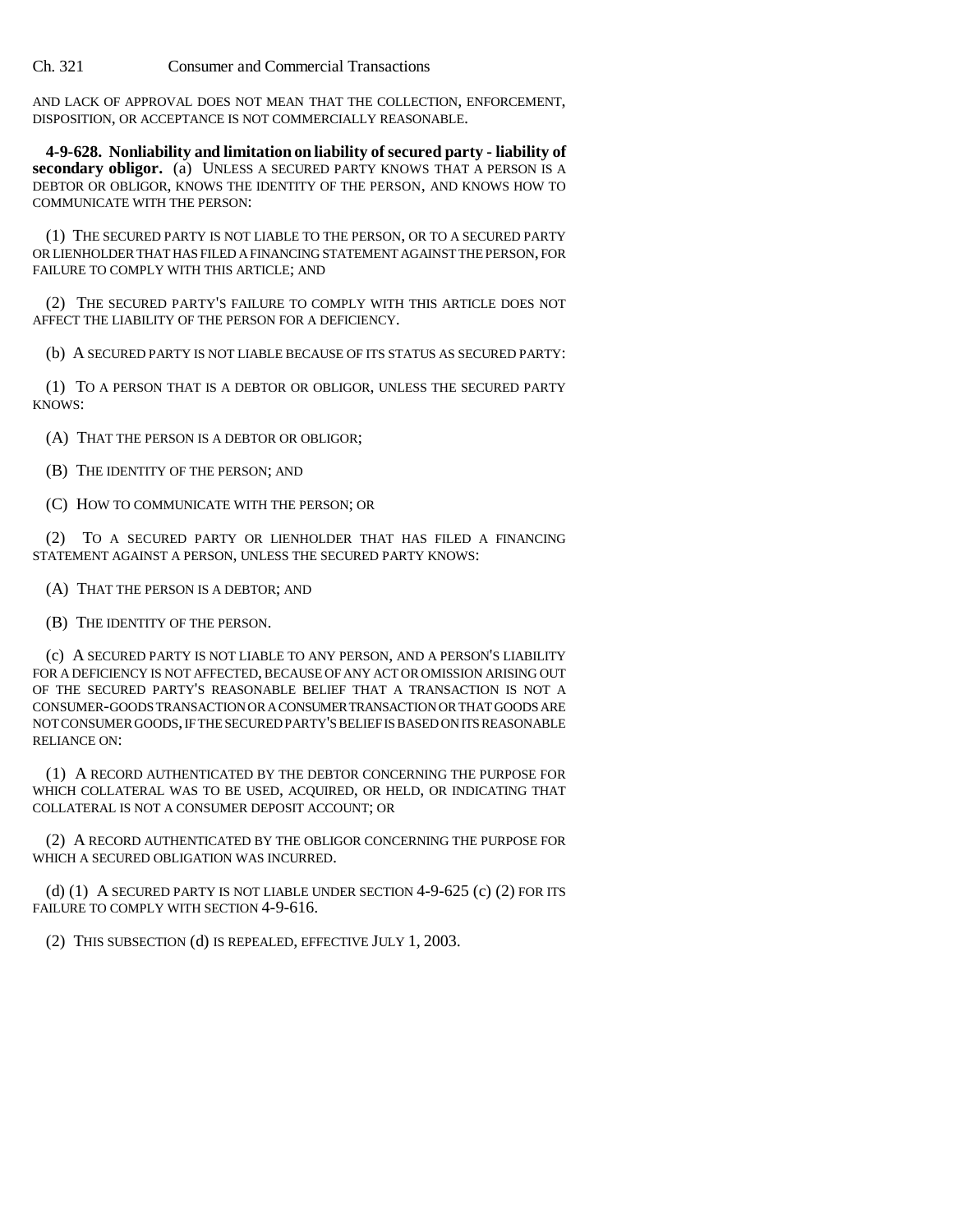AND LACK OF APPROVAL DOES NOT MEAN THAT THE COLLECTION, ENFORCEMENT, DISPOSITION, OR ACCEPTANCE IS NOT COMMERCIALLY REASONABLE.

**4-9-628. Nonliability and limitation on liability of secured party - liability of secondary obligor.** (a) UNLESS A SECURED PARTY KNOWS THAT A PERSON IS A DEBTOR OR OBLIGOR, KNOWS THE IDENTITY OF THE PERSON, AND KNOWS HOW TO COMMUNICATE WITH THE PERSON:

(1) THE SECURED PARTY IS NOT LIABLE TO THE PERSON, OR TO A SECURED PARTY OR LIENHOLDER THAT HAS FILED A FINANCING STATEMENT AGAINST THE PERSON, FOR FAILURE TO COMPLY WITH THIS ARTICLE; AND

(2) THE SECURED PARTY'S FAILURE TO COMPLY WITH THIS ARTICLE DOES NOT AFFECT THE LIABILITY OF THE PERSON FOR A DEFICIENCY.

(b) A SECURED PARTY IS NOT LIABLE BECAUSE OF ITS STATUS AS SECURED PARTY:

(1) TO A PERSON THAT IS A DEBTOR OR OBLIGOR, UNLESS THE SECURED PARTY KNOWS:

(A) THAT THE PERSON IS A DEBTOR OR OBLIGOR;

(B) THE IDENTITY OF THE PERSON; AND

(C) HOW TO COMMUNICATE WITH THE PERSON; OR

(2) TO A SECURED PARTY OR LIENHOLDER THAT HAS FILED A FINANCING STATEMENT AGAINST A PERSON, UNLESS THE SECURED PARTY KNOWS:

(A) THAT THE PERSON IS A DEBTOR; AND

(B) THE IDENTITY OF THE PERSON.

(c) A SECURED PARTY IS NOT LIABLE TO ANY PERSON, AND A PERSON'S LIABILITY FOR A DEFICIENCY IS NOT AFFECTED, BECAUSE OF ANY ACT OR OMISSION ARISING OUT OF THE SECURED PARTY'S REASONABLE BELIEF THAT A TRANSACTION IS NOT A CONSUMER-GOODS TRANSACTION OR A CONSUMER TRANSACTION OR THAT GOODS ARE NOT CONSUMER GOODS, IF THE SECURED PARTY'S BELIEF IS BASED ON ITS REASONABLE RELIANCE ON:

(1) A RECORD AUTHENTICATED BY THE DEBTOR CONCERNING THE PURPOSE FOR WHICH COLLATERAL WAS TO BE USED, ACQUIRED, OR HELD, OR INDICATING THAT COLLATERAL IS NOT A CONSUMER DEPOSIT ACCOUNT; OR

(2) A RECORD AUTHENTICATED BY THE OBLIGOR CONCERNING THE PURPOSE FOR WHICH A SECURED OBLIGATION WAS INCURRED.

(d) (1) A SECURED PARTY IS NOT LIABLE UNDER SECTION 4-9-625 (c) (2) FOR ITS FAILURE TO COMPLY WITH SECTION 4-9-616.

(2) THIS SUBSECTION (d) IS REPEALED, EFFECTIVE JULY 1, 2003.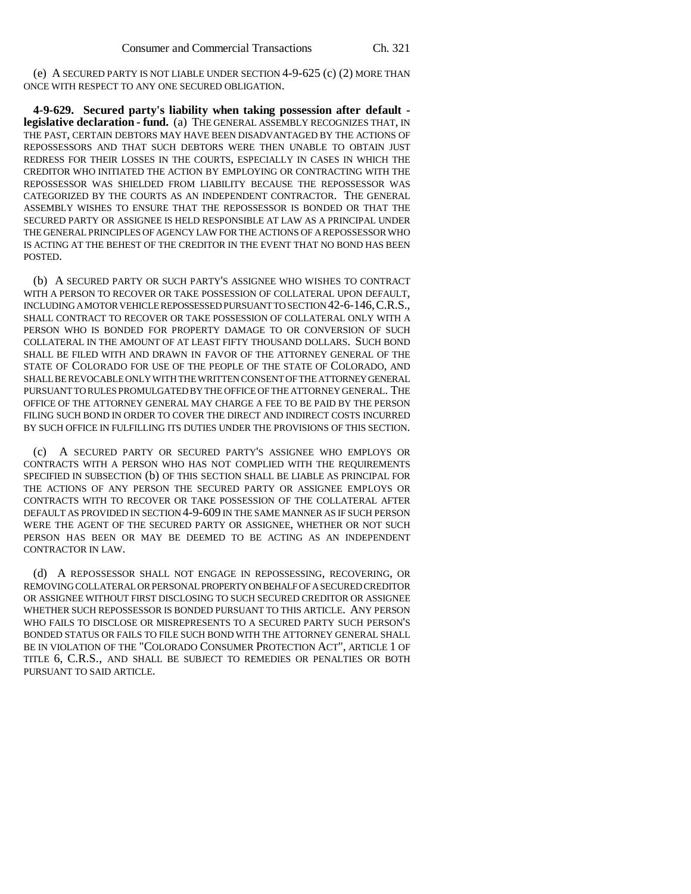(e) A SECURED PARTY IS NOT LIABLE UNDER SECTION 4-9-625 (c) (2) MORE THAN ONCE WITH RESPECT TO ANY ONE SECURED OBLIGATION.

**4-9-629. Secured party's liability when taking possession after default - legislative declaration - fund.** (a) THE GENERAL ASSEMBLY RECOGNIZES THAT, IN THE PAST, CERTAIN DEBTORS MAY HAVE BEEN DISADVANTAGED BY THE ACTIONS OF REPOSSESSORS AND THAT SUCH DEBTORS WERE THEN UNABLE TO OBTAIN JUST REDRESS FOR THEIR LOSSES IN THE COURTS, ESPECIALLY IN CASES IN WHICH THE CREDITOR WHO INITIATED THE ACTION BY EMPLOYING OR CONTRACTING WITH THE REPOSSESSOR WAS SHIELDED FROM LIABILITY BECAUSE THE REPOSSESSOR WAS CATEGORIZED BY THE COURTS AS AN INDEPENDENT CONTRACTOR. THE GENERAL ASSEMBLY WISHES TO ENSURE THAT THE REPOSSESSOR IS BONDED OR THAT THE SECURED PARTY OR ASSIGNEE IS HELD RESPONSIBLE AT LAW AS A PRINCIPAL UNDER THE GENERAL PRINCIPLES OF AGENCY LAW FOR THE ACTIONS OF A REPOSSESSOR WHO IS ACTING AT THE BEHEST OF THE CREDITOR IN THE EVENT THAT NO BOND HAS BEEN POSTED.

(b) A SECURED PARTY OR SUCH PARTY'S ASSIGNEE WHO WISHES TO CONTRACT WITH A PERSON TO RECOVER OR TAKE POSSESSION OF COLLATERAL UPON DEFAULT, INCLUDING A MOTOR VEHICLE REPOSSESSED PURSUANT TO SECTION 42-6-146, C.R.S., SHALL CONTRACT TO RECOVER OR TAKE POSSESSION OF COLLATERAL ONLY WITH A PERSON WHO IS BONDED FOR PROPERTY DAMAGE TO OR CONVERSION OF SUCH COLLATERAL IN THE AMOUNT OF AT LEAST FIFTY THOUSAND DOLLARS. SUCH BOND SHALL BE FILED WITH AND DRAWN IN FAVOR OF THE ATTORNEY GENERAL OF THE STATE OF COLORADO FOR USE OF THE PEOPLE OF THE STATE OF COLORADO, AND SHALL BE REVOCABLE ONLY WITH THE WRITTEN CONSENT OF THE ATTORNEY GENERAL PURSUANT TO RULES PROMULGATED BY THE OFFICE OF THE ATTORNEY GENERAL. THE OFFICE OF THE ATTORNEY GENERAL MAY CHARGE A FEE TO BE PAID BY THE PERSON FILING SUCH BOND IN ORDER TO COVER THE DIRECT AND INDIRECT COSTS INCURRED BY SUCH OFFICE IN FULFILLING ITS DUTIES UNDER THE PROVISIONS OF THIS SECTION.

(c) A SECURED PARTY OR SECURED PARTY'S ASSIGNEE WHO EMPLOYS OR CONTRACTS WITH A PERSON WHO HAS NOT COMPLIED WITH THE REQUIREMENTS SPECIFIED IN SUBSECTION (b) OF THIS SECTION SHALL BE LIABLE AS PRINCIPAL FOR THE ACTIONS OF ANY PERSON THE SECURED PARTY OR ASSIGNEE EMPLOYS OR CONTRACTS WITH TO RECOVER OR TAKE POSSESSION OF THE COLLATERAL AFTER DEFAULT AS PROVIDED IN SECTION 4-9-609 IN THE SAME MANNER AS IF SUCH PERSON WERE THE AGENT OF THE SECURED PARTY OR ASSIGNEE, WHETHER OR NOT SUCH PERSON HAS BEEN OR MAY BE DEEMED TO BE ACTING AS AN INDEPENDENT CONTRACTOR IN LAW.

(d) A REPOSSESSOR SHALL NOT ENGAGE IN REPOSSESSING, RECOVERING, OR REMOVING COLLATERAL OR PERSONAL PROPERTY ON BEHALF OF A SECURED CREDITOR OR ASSIGNEE WITHOUT FIRST DISCLOSING TO SUCH SECURED CREDITOR OR ASSIGNEE WHETHER SUCH REPOSSESSOR IS BONDED PURSUANT TO THIS ARTICLE. ANY PERSON WHO FAILS TO DISCLOSE OR MISREPRESENTS TO A SECURED PARTY SUCH PERSON'S BONDED STATUS OR FAILS TO FILE SUCH BOND WITH THE ATTORNEY GENERAL SHALL BE IN VIOLATION OF THE "COLORADO CONSUMER PROTECTION ACT", ARTICLE 1 OF TITLE 6, C.R.S., AND SHALL BE SUBJECT TO REMEDIES OR PENALTIES OR BOTH PURSUANT TO SAID ARTICLE.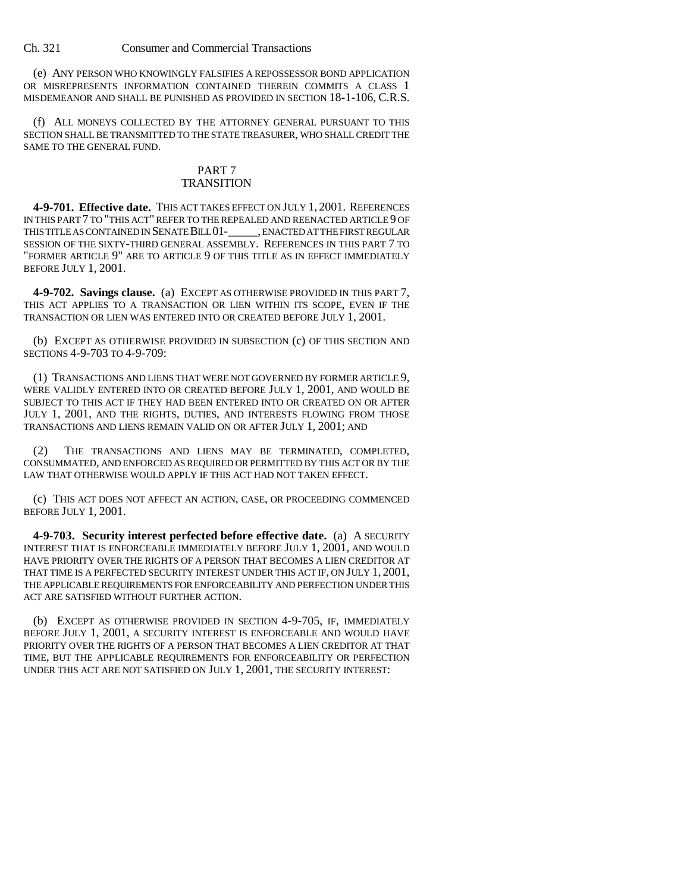(e) ANY PERSON WHO KNOWINGLY FALSIFIES A REPOSSESSOR BOND APPLICATION OR MISREPRESENTS INFORMATION CONTAINED THEREIN COMMITS A CLASS 1 MISDEMEANOR AND SHALL BE PUNISHED AS PROVIDED IN SECTION 18-1-106, C.R.S.

(f) ALL MONEYS COLLECTED BY THE ATTORNEY GENERAL PURSUANT TO THIS SECTION SHALL BE TRANSMITTED TO THE STATE TREASURER, WHO SHALL CREDIT THE SAME TO THE GENERAL FUND.

## PART 7
## TRANSITION

**4-9-701. Effective date.** THIS ACT TAKES EFFECT ON JULY 1, 2001. REFERENCES IN THIS PART 7 TO "THIS ACT" REFER TO THE REPEALED AND REENACTED ARTICLE 9 OF THIS TITLE AS CONTAINED IN SENATE BILL 01-_____, ENACTED AT THE FIRST REGULAR SESSION OF THE SIXTY-THIRD GENERAL ASSEMBLY. REFERENCES IN THIS PART 7 TO "FORMER ARTICLE 9" ARE TO ARTICLE 9 OF THIS TITLE AS IN EFFECT IMMEDIATELY BEFORE JULY 1, 2001.

**4-9-702. Savings clause.** (a) EXCEPT AS OTHERWISE PROVIDED IN THIS PART 7, THIS ACT APPLIES TO A TRANSACTION OR LIEN WITHIN ITS SCOPE, EVEN IF THE TRANSACTION OR LIEN WAS ENTERED INTO OR CREATED BEFORE JULY 1, 2001.

(b) EXCEPT AS OTHERWISE PROVIDED IN SUBSECTION (c) OF THIS SECTION AND SECTIONS 4-9-703 TO 4-9-709:

(1) TRANSACTIONS AND LIENS THAT WERE NOT GOVERNED BY FORMER ARTICLE 9, WERE VALIDLY ENTERED INTO OR CREATED BEFORE JULY 1, 2001, AND WOULD BE SUBJECT TO THIS ACT IF THEY HAD BEEN ENTERED INTO OR CREATED ON OR AFTER JULY 1, 2001, AND THE RIGHTS, DUTIES, AND INTERESTS FLOWING FROM THOSE TRANSACTIONS AND LIENS REMAIN VALID ON OR AFTER JULY 1, 2001; AND

(2) THE TRANSACTIONS AND LIENS MAY BE TERMINATED, COMPLETED, CONSUMMATED, AND ENFORCED AS REQUIRED OR PERMITTED BY THIS ACT OR BY THE LAW THAT OTHERWISE WOULD APPLY IF THIS ACT HAD NOT TAKEN EFFECT.

(c) THIS ACT DOES NOT AFFECT AN ACTION, CASE, OR PROCEEDING COMMENCED BEFORE JULY 1, 2001.

**4-9-703. Security interest perfected before effective date.** (a) A SECURITY INTEREST THAT IS ENFORCEABLE IMMEDIATELY BEFORE JULY 1, 2001, AND WOULD HAVE PRIORITY OVER THE RIGHTS OF A PERSON THAT BECOMES A LIEN CREDITOR AT THAT TIME IS A PERFECTED SECURITY INTEREST UNDER THIS ACT IF, ON JULY 1, 2001, THE APPLICABLE REQUIREMENTS FOR ENFORCEABILITY AND PERFECTION UNDER THIS ACT ARE SATISFIED WITHOUT FURTHER ACTION.

(b) EXCEPT AS OTHERWISE PROVIDED IN SECTION 4-9-705, IF, IMMEDIATELY BEFORE JULY 1, 2001, A SECURITY INTEREST IS ENFORCEABLE AND WOULD HAVE PRIORITY OVER THE RIGHTS OF A PERSON THAT BECOMES A LIEN CREDITOR AT THAT TIME, BUT THE APPLICABLE REQUIREMENTS FOR ENFORCEABILITY OR PERFECTION UNDER THIS ACT ARE NOT SATISFIED ON JULY 1, 2001, THE SECURITY INTEREST: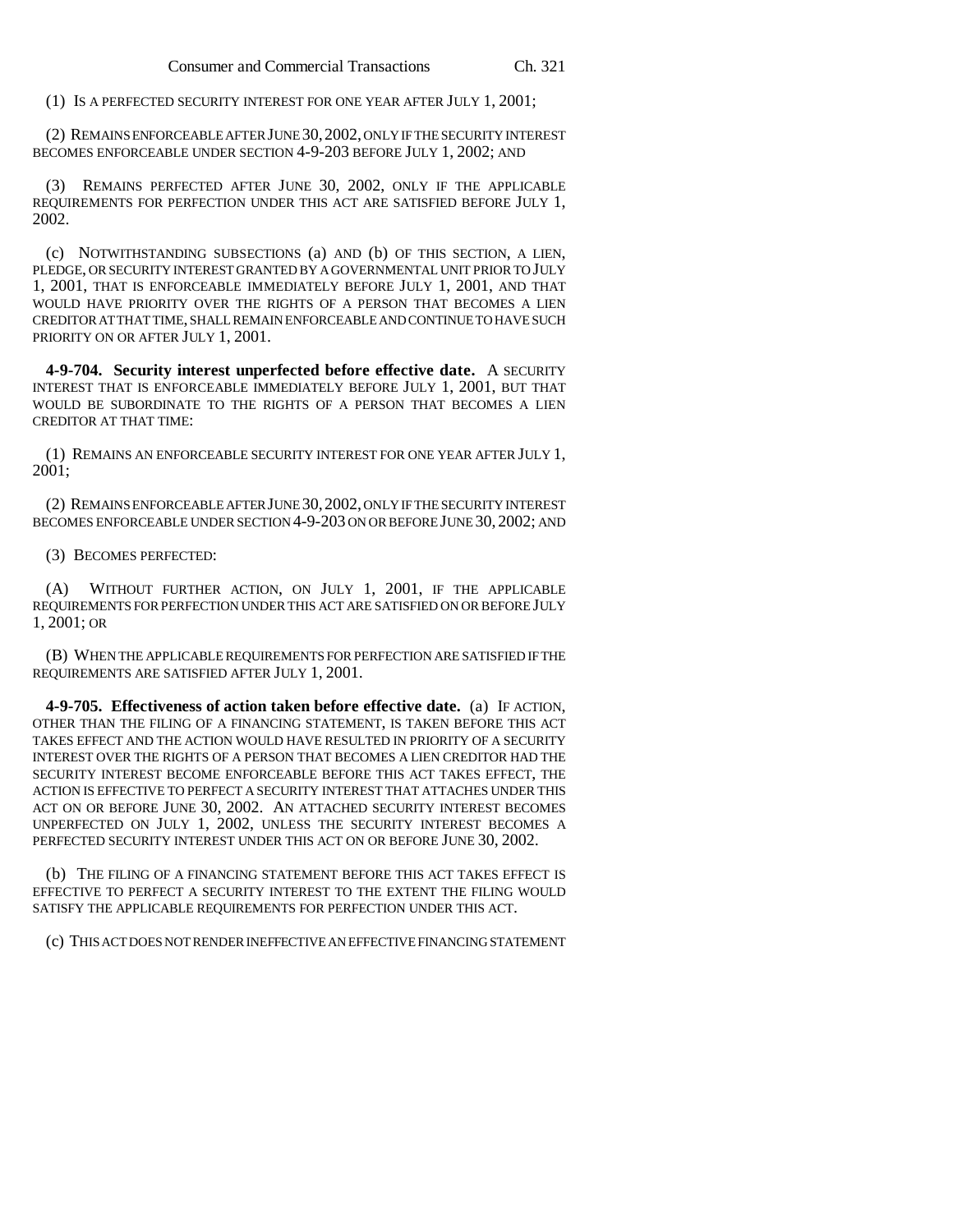(1) IS A PERFECTED SECURITY INTEREST FOR ONE YEAR AFTER JULY 1, 2001;

(2) REMAINS ENFORCEABLE AFTER JUNE 30, 2002, ONLY IF THE SECURITY INTEREST BECOMES ENFORCEABLE UNDER SECTION 4-9-203 BEFORE JULY 1, 2002; AND

(3) REMAINS PERFECTED AFTER JUNE 30, 2002, ONLY IF THE APPLICABLE REQUIREMENTS FOR PERFECTION UNDER THIS ACT ARE SATISFIED BEFORE JULY 1, 2002.

(c) NOTWITHSTANDING SUBSECTIONS (a) AND (b) OF THIS SECTION, A LIEN, PLEDGE, OR SECURITY INTEREST GRANTED BY A GOVERNMENTAL UNIT PRIOR TO JULY 1, 2001, THAT IS ENFORCEABLE IMMEDIATELY BEFORE JULY 1, 2001, AND THAT WOULD HAVE PRIORITY OVER THE RIGHTS OF A PERSON THAT BECOMES A LIEN CREDITOR AT THAT TIME, SHALL REMAIN ENFORCEABLE AND CONTINUE TO HAVE SUCH PRIORITY ON OR AFTER JULY 1, 2001.

**4-9-704. Security interest unperfected before effective date.** A SECURITY INTEREST THAT IS ENFORCEABLE IMMEDIATELY BEFORE JULY 1, 2001, BUT THAT WOULD BE SUBORDINATE TO THE RIGHTS OF A PERSON THAT BECOMES A LIEN CREDITOR AT THAT TIME:

(1) REMAINS AN ENFORCEABLE SECURITY INTEREST FOR ONE YEAR AFTER JULY 1, 2001;

(2) REMAINS ENFORCEABLE AFTER JUNE 30, 2002, ONLY IF THE SECURITY INTEREST BECOMES ENFORCEABLE UNDER SECTION 4-9-203 ON OR BEFORE JUNE 30, 2002; AND

(3) BECOMES PERFECTED:

(A) WITHOUT FURTHER ACTION, ON JULY 1, 2001, IF THE APPLICABLE REQUIREMENTS FOR PERFECTION UNDER THIS ACT ARE SATISFIED ON OR BEFORE JULY 1, 2001; OR

(B) WHEN THE APPLICABLE REQUIREMENTS FOR PERFECTION ARE SATISFIED IF THE REQUIREMENTS ARE SATISFIED AFTER JULY 1, 2001.

**4-9-705. Effectiveness of action taken before effective date.** (a) IF ACTION, OTHER THAN THE FILING OF A FINANCING STATEMENT, IS TAKEN BEFORE THIS ACT TAKES EFFECT AND THE ACTION WOULD HAVE RESULTED IN PRIORITY OF A SECURITY INTEREST OVER THE RIGHTS OF A PERSON THAT BECOMES A LIEN CREDITOR HAD THE SECURITY INTEREST BECOME ENFORCEABLE BEFORE THIS ACT TAKES EFFECT, THE ACTION IS EFFECTIVE TO PERFECT A SECURITY INTEREST THAT ATTACHES UNDER THIS ACT ON OR BEFORE JUNE 30, 2002. AN ATTACHED SECURITY INTEREST BECOMES UNPERFECTED ON JULY 1, 2002, UNLESS THE SECURITY INTEREST BECOMES A PERFECTED SECURITY INTEREST UNDER THIS ACT ON OR BEFORE JUNE 30, 2002.

(b) THE FILING OF A FINANCING STATEMENT BEFORE THIS ACT TAKES EFFECT IS EFFECTIVE TO PERFECT A SECURITY INTEREST TO THE EXTENT THE FILING WOULD SATISFY THE APPLICABLE REQUIREMENTS FOR PERFECTION UNDER THIS ACT.

(c) THIS ACT DOES NOT RENDER INEFFECTIVE AN EFFECTIVE FINANCING STATEMENT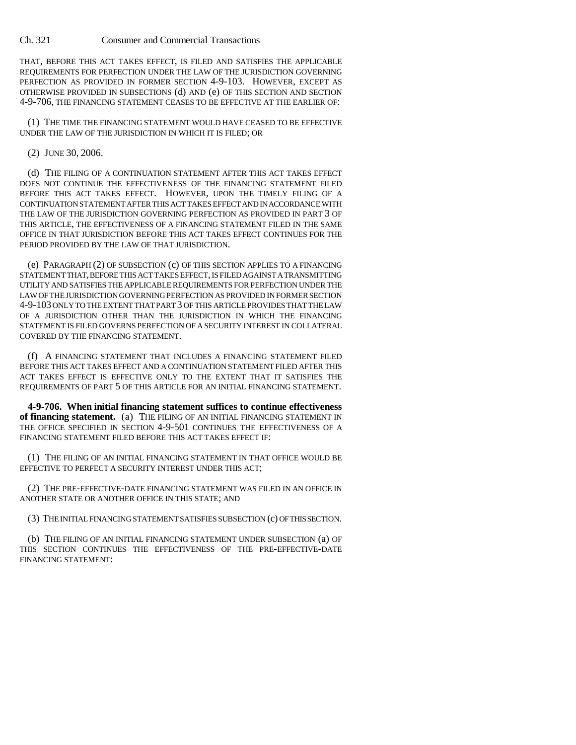THAT, BEFORE THIS ACT TAKES EFFECT, IS FILED AND SATISFIES THE APPLICABLE REQUIREMENTS FOR PERFECTION UNDER THE LAW OF THE JURISDICTION GOVERNING PERFECTION AS PROVIDED IN FORMER SECTION 4-9-103. HOWEVER, EXCEPT AS OTHERWISE PROVIDED IN SUBSECTIONS (d) AND (e) OF THIS SECTION AND SECTION 4-9-706, THE FINANCING STATEMENT CEASES TO BE EFFECTIVE AT THE EARLIER OF:

(1) THE TIME THE FINANCING STATEMENT WOULD HAVE CEASED TO BE EFFECTIVE UNDER THE LAW OF THE JURISDICTION IN WHICH IT IS FILED; OR

(2) JUNE 30, 2006.

(d) THE FILING OF A CONTINUATION STATEMENT AFTER THIS ACT TAKES EFFECT DOES NOT CONTINUE THE EFFECTIVENESS OF THE FINANCING STATEMENT FILED BEFORE THIS ACT TAKES EFFECT. HOWEVER, UPON THE TIMELY FILING OF A CONTINUATION STATEMENT AFTER THIS ACT TAKES EFFECT AND IN ACCORDANCE WITH THE LAW OF THE JURISDICTION GOVERNING PERFECTION AS PROVIDED IN PART 3 OF THIS ARTICLE, THE EFFECTIVENESS OF A FINANCING STATEMENT FILED IN THE SAME OFFICE IN THAT JURISDICTION BEFORE THIS ACT TAKES EFFECT CONTINUES FOR THE PERIOD PROVIDED BY THE LAW OF THAT JURISDICTION.

(e) PARAGRAPH (2) OF SUBSECTION (c) OF THIS SECTION APPLIES TO A FINANCING STATEMENT THAT, BEFORE THIS ACT TAKES EFFECT, IS FILED AGAINST A TRANSMITTING UTILITY AND SATISFIES THE APPLICABLE REQUIREMENTS FOR PERFECTION UNDER THE LAW OF THE JURISDICTION GOVERNING PERFECTION AS PROVIDED IN FORMER SECTION 4-9-103 ONLY TO THE EXTENT THAT PART 3 OF THIS ARTICLE PROVIDES THAT THE LAW OF A JURISDICTION OTHER THAN THE JURISDICTION IN WHICH THE FINANCING STATEMENT IS FILED GOVERNS PERFECTION OF A SECURITY INTEREST IN COLLATERAL COVERED BY THE FINANCING STATEMENT.

(f) A FINANCING STATEMENT THAT INCLUDES A FINANCING STATEMENT FILED BEFORE THIS ACT TAKES EFFECT AND A CONTINUATION STATEMENT FILED AFTER THIS ACT TAKES EFFECT IS EFFECTIVE ONLY TO THE EXTENT THAT IT SATISFIES THE REQUIREMENTS OF PART 5 OF THIS ARTICLE FOR AN INITIAL FINANCING STATEMENT.

**4-9-706. When initial financing statement suffices to continue effectiveness of financing statement.** (a) THE FILING OF AN INITIAL FINANCING STATEMENT IN THE OFFICE SPECIFIED IN SECTION 4-9-501 CONTINUES THE EFFECTIVENESS OF A FINANCING STATEMENT FILED BEFORE THIS ACT TAKES EFFECT IF:

(1) THE FILING OF AN INITIAL FINANCING STATEMENT IN THAT OFFICE WOULD BE EFFECTIVE TO PERFECT A SECURITY INTEREST UNDER THIS ACT;

(2) THE PRE-EFFECTIVE-DATE FINANCING STATEMENT WAS FILED IN AN OFFICE IN ANOTHER STATE OR ANOTHER OFFICE IN THIS STATE; AND

(3) THE INITIAL FINANCING STATEMENT SATISFIES SUBSECTION (c) OF THIS SECTION.

(b) THE FILING OF AN INITIAL FINANCING STATEMENT UNDER SUBSECTION (a) OF THIS SECTION CONTINUES THE EFFECTIVENESS OF THE PRE-EFFECTIVE-DATE FINANCING STATEMENT: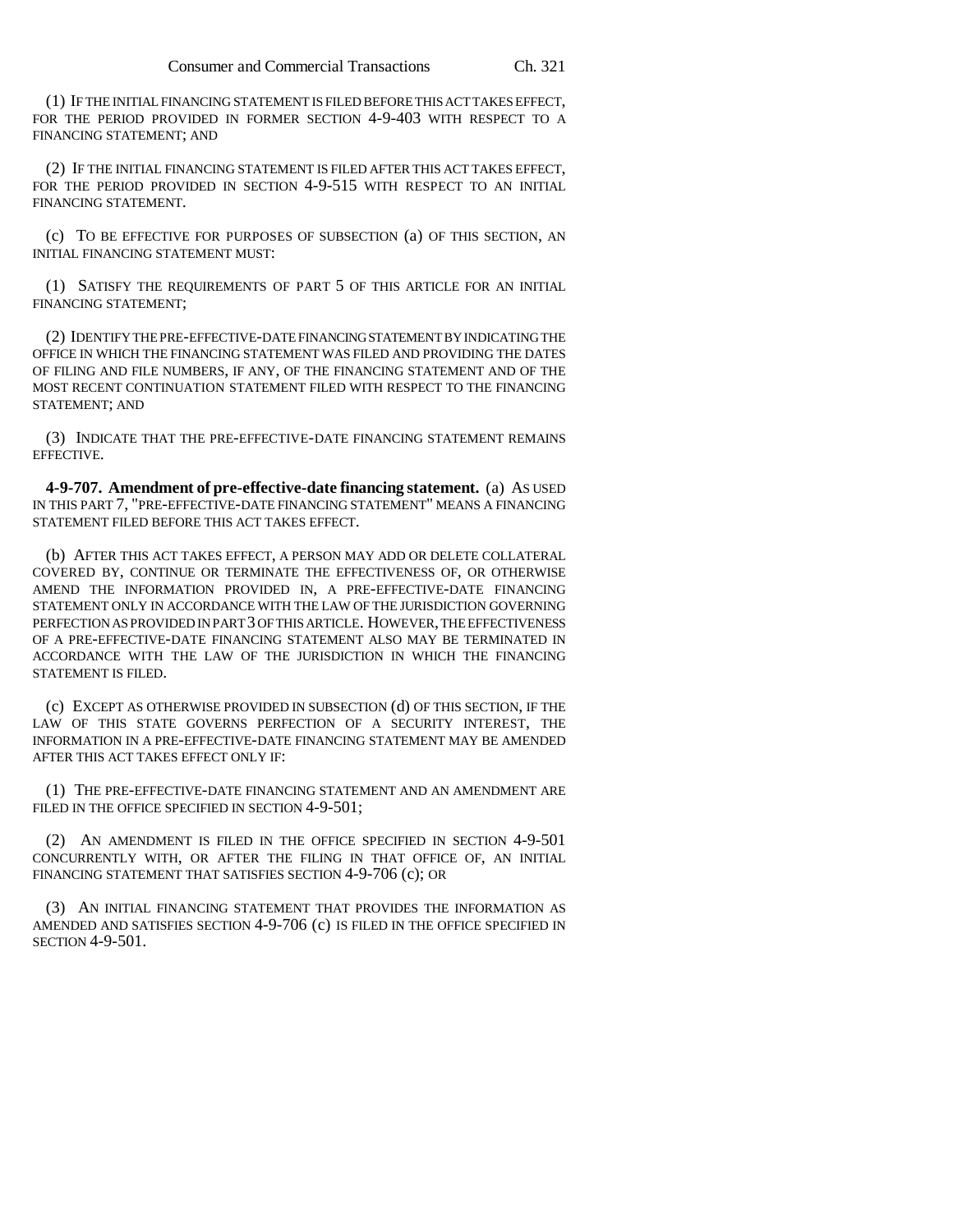(1) IF THE INITIAL FINANCING STATEMENT IS FILED BEFORE THIS ACT TAKES EFFECT, FOR THE PERIOD PROVIDED IN FORMER SECTION 4-9-403 WITH RESPECT TO A FINANCING STATEMENT; AND

(2) IF THE INITIAL FINANCING STATEMENT IS FILED AFTER THIS ACT TAKES EFFECT, FOR THE PERIOD PROVIDED IN SECTION 4-9-515 WITH RESPECT TO AN INITIAL FINANCING STATEMENT.

(c) TO BE EFFECTIVE FOR PURPOSES OF SUBSECTION (a) OF THIS SECTION, AN INITIAL FINANCING STATEMENT MUST:

(1) SATISFY THE REQUIREMENTS OF PART 5 OF THIS ARTICLE FOR AN INITIAL FINANCING STATEMENT;

(2) IDENTIFY THE PRE-EFFECTIVE-DATE FINANCING STATEMENT BY INDICATING THE OFFICE IN WHICH THE FINANCING STATEMENT WAS FILED AND PROVIDING THE DATES OF FILING AND FILE NUMBERS, IF ANY, OF THE FINANCING STATEMENT AND OF THE MOST RECENT CONTINUATION STATEMENT FILED WITH RESPECT TO THE FINANCING STATEMENT; AND

(3) INDICATE THAT THE PRE-EFFECTIVE-DATE FINANCING STATEMENT REMAINS EFFECTIVE.

**4-9-707. Amendment of pre-effective-date financing statement.** (a) AS USED IN THIS PART 7, "PRE-EFFECTIVE-DATE FINANCING STATEMENT" MEANS A FINANCING STATEMENT FILED BEFORE THIS ACT TAKES EFFECT.

(b) AFTER THIS ACT TAKES EFFECT, A PERSON MAY ADD OR DELETE COLLATERAL COVERED BY, CONTINUE OR TERMINATE THE EFFECTIVENESS OF, OR OTHERWISE AMEND THE INFORMATION PROVIDED IN, A PRE-EFFECTIVE-DATE FINANCING STATEMENT ONLY IN ACCORDANCE WITH THE LAW OF THE JURISDICTION GOVERNING PERFECTION AS PROVIDED IN PART 3 OF THIS ARTICLE. HOWEVER, THE EFFECTIVENESS OF A PRE-EFFECTIVE-DATE FINANCING STATEMENT ALSO MAY BE TERMINATED IN ACCORDANCE WITH THE LAW OF THE JURISDICTION IN WHICH THE FINANCING STATEMENT IS FILED.

(c) EXCEPT AS OTHERWISE PROVIDED IN SUBSECTION (d) OF THIS SECTION, IF THE LAW OF THIS STATE GOVERNS PERFECTION OF A SECURITY INTEREST, THE INFORMATION IN A PRE-EFFECTIVE-DATE FINANCING STATEMENT MAY BE AMENDED AFTER THIS ACT TAKES EFFECT ONLY IF:

(1) THE PRE-EFFECTIVE-DATE FINANCING STATEMENT AND AN AMENDMENT ARE FILED IN THE OFFICE SPECIFIED IN SECTION 4-9-501;

(2) AN AMENDMENT IS FILED IN THE OFFICE SPECIFIED IN SECTION 4-9-501 CONCURRENTLY WITH, OR AFTER THE FILING IN THAT OFFICE OF, AN INITIAL FINANCING STATEMENT THAT SATISFIES SECTION 4-9-706 (c); OR

(3) AN INITIAL FINANCING STATEMENT THAT PROVIDES THE INFORMATION AS AMENDED AND SATISFIES SECTION 4-9-706 (c) IS FILED IN THE OFFICE SPECIFIED IN SECTION 4-9-501.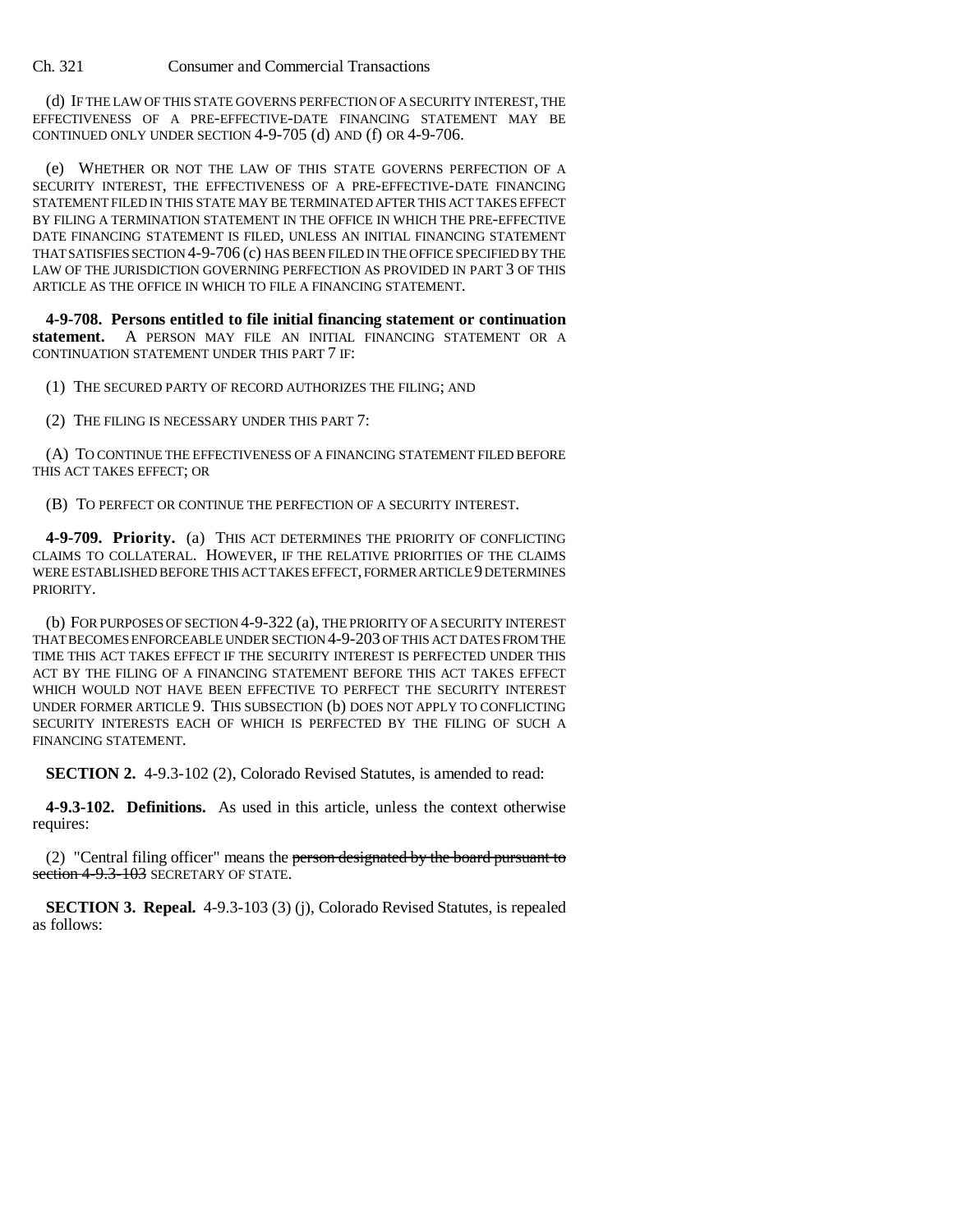(d) IF THE LAW OF THIS STATE GOVERNS PERFECTION OF A SECURITY INTEREST, THE EFFECTIVENESS OF A PRE-EFFECTIVE-DATE FINANCING STATEMENT MAY BE CONTINUED ONLY UNDER SECTION 4-9-705 (d) AND (f) OR 4-9-706.

(e) WHETHER OR NOT THE LAW OF THIS STATE GOVERNS PERFECTION OF A SECURITY INTEREST, THE EFFECTIVENESS OF A PRE-EFFECTIVE-DATE FINANCING STATEMENT FILED IN THIS STATE MAY BE TERMINATED AFTER THIS ACT TAKES EFFECT BY FILING A TERMINATION STATEMENT IN THE OFFICE IN WHICH THE PRE-EFFECTIVE DATE FINANCING STATEMENT IS FILED, UNLESS AN INITIAL FINANCING STATEMENT THAT SATISFIES SECTION 4-9-706 (c) HAS BEEN FILED IN THE OFFICE SPECIFIED BY THE LAW OF THE JURISDICTION GOVERNING PERFECTION AS PROVIDED IN PART 3 OF THIS ARTICLE AS THE OFFICE IN WHICH TO FILE A FINANCING STATEMENT.

**4-9-708. Persons entitled to file initial financing statement or continuation statement.** A PERSON MAY FILE AN INITIAL FINANCING STATEMENT OR A CONTINUATION STATEMENT UNDER THIS PART 7 IF:

(1) THE SECURED PARTY OF RECORD AUTHORIZES THE FILING; AND

(2) THE FILING IS NECESSARY UNDER THIS PART 7:

(A) TO CONTINUE THE EFFECTIVENESS OF A FINANCING STATEMENT FILED BEFORE THIS ACT TAKES EFFECT; OR

(B) TO PERFECT OR CONTINUE THE PERFECTION OF A SECURITY INTEREST.

**4-9-709. Priority.** (a) THIS ACT DETERMINES THE PRIORITY OF CONFLICTING CLAIMS TO COLLATERAL. HOWEVER, IF THE RELATIVE PRIORITIES OF THE CLAIMS WERE ESTABLISHED BEFORE THIS ACT TAKES EFFECT, FORMER ARTICLE 9 DETERMINES PRIORITY.

(b) FOR PURPOSES OF SECTION 4-9-322 (a), THE PRIORITY OF A SECURITY INTEREST THAT BECOMES ENFORCEABLE UNDER SECTION 4-9-203 OF THIS ACT DATES FROM THE TIME THIS ACT TAKES EFFECT IF THE SECURITY INTEREST IS PERFECTED UNDER THIS ACT BY THE FILING OF A FINANCING STATEMENT BEFORE THIS ACT TAKES EFFECT WHICH WOULD NOT HAVE BEEN EFFECTIVE TO PERFECT THE SECURITY INTEREST UNDER FORMER ARTICLE 9. THIS SUBSECTION (b) DOES NOT APPLY TO CONFLICTING SECURITY INTERESTS EACH OF WHICH IS PERFECTED BY THE FILING OF SUCH A FINANCING STATEMENT.

**SECTION 2.** 4-9.3-102 (2), Colorado Revised Statutes, is amended to read:

**4-9.3-102. Definitions.** As used in this article, unless the context otherwise requires:

(2) "Central filing officer" means the ~~person designated by the board pursuant to section 4-9.3-103~~ SECRETARY OF STATE.

**SECTION 3. Repeal.** 4-9.3-103 (3) (j), Colorado Revised Statutes, is repealed as follows: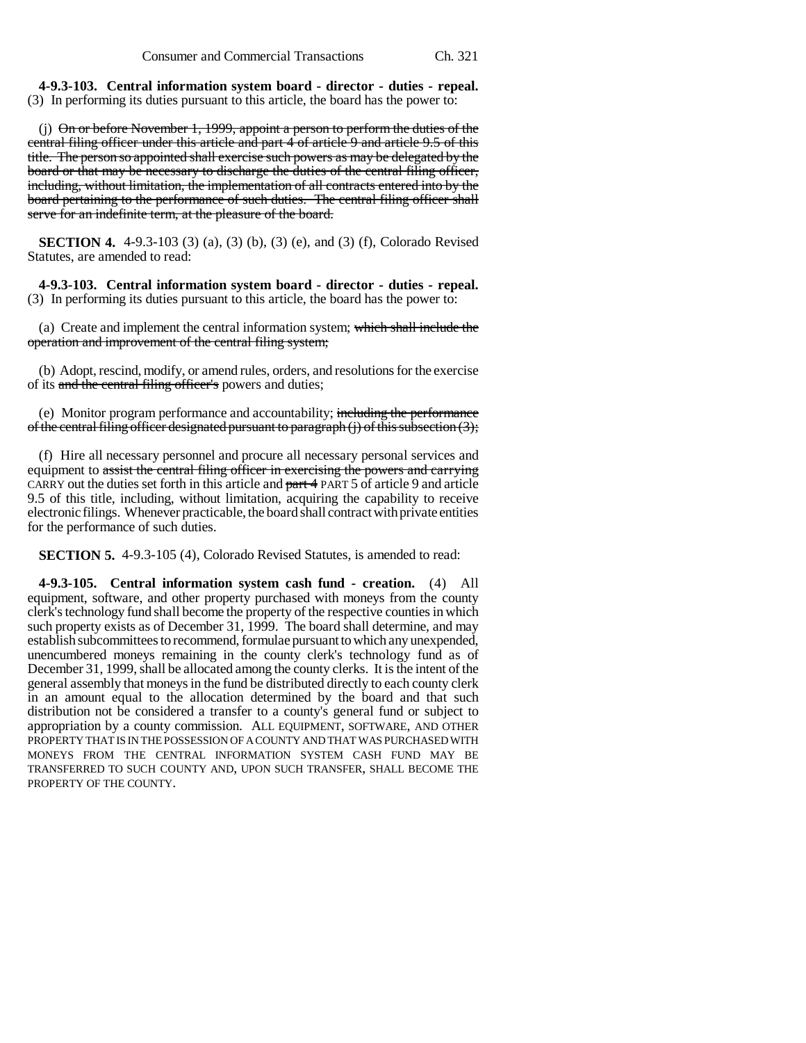**4-9.3-103. Central information system board - director - duties - repeal.** (3) In performing its duties pursuant to this article, the board has the power to:

(j) ~~On or before November 1, 1999, appoint a person to perform the duties of the central filing officer under this article and part 4 of article 9 and article 9.5 of this title. The person so appointed shall exercise such powers as may be delegated by the board or that may be necessary to discharge the duties of the central filing officer, including, without limitation, the implementation of all contracts entered into by the board pertaining to the performance of such duties. The central filing officer shall serve for an indefinite term, at the pleasure of the board.~~

**SECTION 4.** 4-9.3-103 (3) (a), (3) (b), (3) (e), and (3) (f), Colorado Revised Statutes, are amended to read:

**4-9.3-103. Central information system board - director - duties - repeal.** (3) In performing its duties pursuant to this article, the board has the power to:

(a) Create and implement the central information system; ~~which shall include the operation and improvement of the central filing system;~~

(b) Adopt, rescind, modify, or amend rules, orders, and resolutions for the exercise of its ~~and the central filing officer's~~ powers and duties;

(e) Monitor program performance and accountability; ~~including the performance of the central filing officer designated pursuant to paragraph (j) of this subsection (3);~~

(f) Hire all necessary personnel and procure all necessary personal services and equipment to ~~assist the central filing officer in exercising the powers and carrying~~ CARRY out the duties set forth in this article and ~~part 4~~ PART 5 of article 9 and article 9.5 of this title, including, without limitation, acquiring the capability to receive electronic filings. Whenever practicable, the board shall contract with private entities for the performance of such duties.

**SECTION 5.** 4-9.3-105 (4), Colorado Revised Statutes, is amended to read:

**4-9.3-105. Central information system cash fund - creation.** (4) All equipment, software, and other property purchased with moneys from the county clerk's technology fund shall become the property of the respective counties in which such property exists as of December 31, 1999. The board shall determine, and may establish subcommittees to recommend, formulae pursuant to which any unexpended, unencumbered moneys remaining in the county clerk's technology fund as of December 31, 1999, shall be allocated among the county clerks. It is the intent of the general assembly that moneys in the fund be distributed directly to each county clerk in an amount equal to the allocation determined by the board and that such distribution not be considered a transfer to a county's general fund or subject to appropriation by a county commission. ALL EQUIPMENT, SOFTWARE, AND OTHER PROPERTY THAT IS IN THE POSSESSION OF A COUNTY AND THAT WAS PURCHASED WITH MONEYS FROM THE CENTRAL INFORMATION SYSTEM CASH FUND MAY BE TRANSFERRED TO SUCH COUNTY AND, UPON SUCH TRANSFER, SHALL BECOME THE PROPERTY OF THE COUNTY.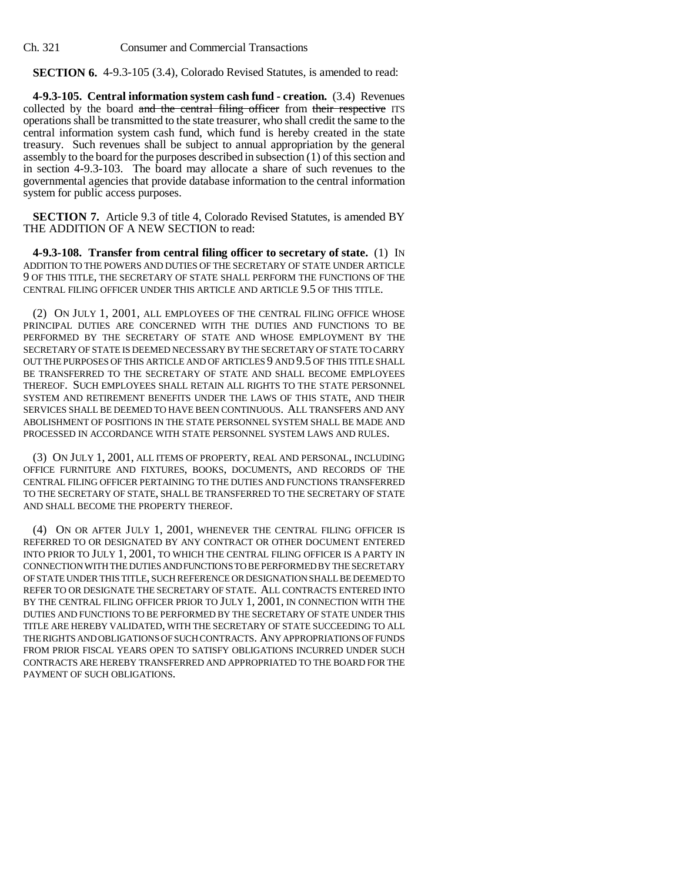**SECTION 6.** 4-9.3-105 (3.4), Colorado Revised Statutes, is amended to read:

**4-9.3-105. Central information system cash fund - creation.** (3.4) Revenues collected by the board ~~and the central filing officer~~ from ~~their respective~~ ITS operations shall be transmitted to the state treasurer, who shall credit the same to the central information system cash fund, which fund is hereby created in the state treasury. Such revenues shall be subject to annual appropriation by the general assembly to the board for the purposes described in subsection (1) of this section and in section 4-9.3-103. The board may allocate a share of such revenues to the governmental agencies that provide database information to the central information system for public access purposes.

**SECTION 7.** Article 9.3 of title 4, Colorado Revised Statutes, is amended BY THE ADDITION OF A NEW SECTION to read:

**4-9.3-108. Transfer from central filing officer to secretary of state.** (1) IN ADDITION TO THE POWERS AND DUTIES OF THE SECRETARY OF STATE UNDER ARTICLE 9 OF THIS TITLE, THE SECRETARY OF STATE SHALL PERFORM THE FUNCTIONS OF THE CENTRAL FILING OFFICER UNDER THIS ARTICLE AND ARTICLE 9.5 OF THIS TITLE.

(2) ON JULY 1, 2001, ALL EMPLOYEES OF THE CENTRAL FILING OFFICE WHOSE PRINCIPAL DUTIES ARE CONCERNED WITH THE DUTIES AND FUNCTIONS TO BE PERFORMED BY THE SECRETARY OF STATE AND WHOSE EMPLOYMENT BY THE SECRETARY OF STATE IS DEEMED NECESSARY BY THE SECRETARY OF STATE TO CARRY OUT THE PURPOSES OF THIS ARTICLE AND OF ARTICLES 9 AND 9.5 OF THIS TITLE SHALL BE TRANSFERRED TO THE SECRETARY OF STATE AND SHALL BECOME EMPLOYEES THEREOF. SUCH EMPLOYEES SHALL RETAIN ALL RIGHTS TO THE STATE PERSONNEL SYSTEM AND RETIREMENT BENEFITS UNDER THE LAWS OF THIS STATE, AND THEIR SERVICES SHALL BE DEEMED TO HAVE BEEN CONTINUOUS. ALL TRANSFERS AND ANY ABOLISHMENT OF POSITIONS IN THE STATE PERSONNEL SYSTEM SHALL BE MADE AND PROCESSED IN ACCORDANCE WITH STATE PERSONNEL SYSTEM LAWS AND RULES.

(3) ON JULY 1, 2001, ALL ITEMS OF PROPERTY, REAL AND PERSONAL, INCLUDING OFFICE FURNITURE AND FIXTURES, BOOKS, DOCUMENTS, AND RECORDS OF THE CENTRAL FILING OFFICER PERTAINING TO THE DUTIES AND FUNCTIONS TRANSFERRED TO THE SECRETARY OF STATE, SHALL BE TRANSFERRED TO THE SECRETARY OF STATE AND SHALL BECOME THE PROPERTY THEREOF.

(4) ON OR AFTER JULY 1, 2001, WHENEVER THE CENTRAL FILING OFFICER IS REFERRED TO OR DESIGNATED BY ANY CONTRACT OR OTHER DOCUMENT ENTERED INTO PRIOR TO JULY 1, 2001, TO WHICH THE CENTRAL FILING OFFICER IS A PARTY IN CONNECTION WITH THE DUTIES AND FUNCTIONS TO BE PERFORMED BY THE SECRETARY OF STATE UNDER THIS TITLE, SUCH REFERENCE OR DESIGNATION SHALL BE DEEMED TO REFER TO OR DESIGNATE THE SECRETARY OF STATE. ALL CONTRACTS ENTERED INTO BY THE CENTRAL FILING OFFICER PRIOR TO JULY 1, 2001, IN CONNECTION WITH THE DUTIES AND FUNCTIONS TO BE PERFORMED BY THE SECRETARY OF STATE UNDER THIS TITLE ARE HEREBY VALIDATED, WITH THE SECRETARY OF STATE SUCCEEDING TO ALL THE RIGHTS AND OBLIGATIONS OF SUCH CONTRACTS. ANY APPROPRIATIONS OF FUNDS FROM PRIOR FISCAL YEARS OPEN TO SATISFY OBLIGATIONS INCURRED UNDER SUCH CONTRACTS ARE HEREBY TRANSFERRED AND APPROPRIATED TO THE BOARD FOR THE PAYMENT OF SUCH OBLIGATIONS.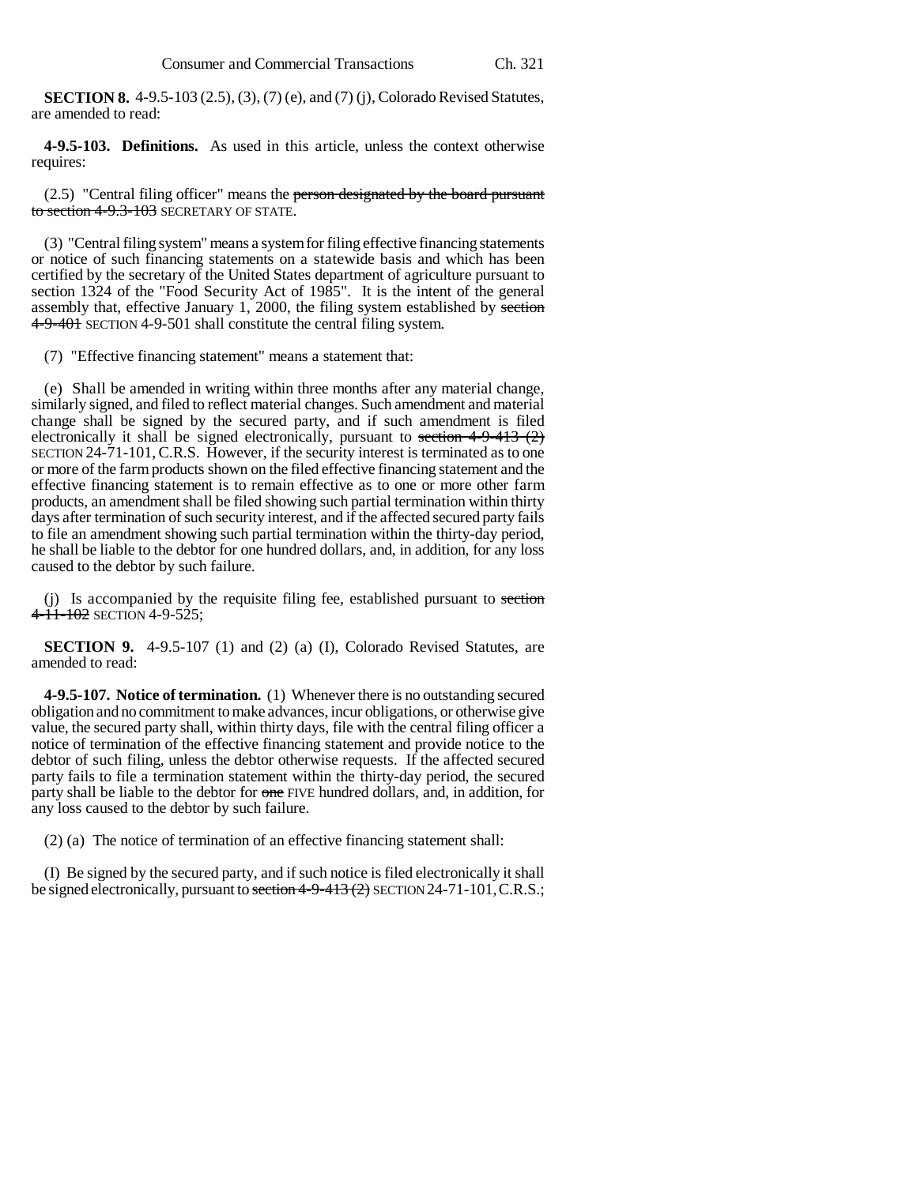**SECTION 8.** 4-9.5-103 (2.5), (3), (7) (e), and (7) (j), Colorado Revised Statutes, are amended to read:

**4-9.5-103. Definitions.** As used in this article, unless the context otherwise requires:

(2.5) "Central filing officer" means the ~~person designated by the board pursuant to section 4-9.3-103~~ SECRETARY OF STATE.

(3) "Central filing system" means a system for filing effective financing statements or notice of such financing statements on a statewide basis and which has been certified by the secretary of the United States department of agriculture pursuant to section 1324 of the "Food Security Act of 1985". It is the intent of the general assembly that, effective January 1, 2000, the filing system established by ~~section 4-9-401~~ SECTION 4-9-501 shall constitute the central filing system.

(7) "Effective financing statement" means a statement that:

(e) Shall be amended in writing within three months after any material change, similarly signed, and filed to reflect material changes. Such amendment and material change shall be signed by the secured party, and if such amendment is filed electronically it shall be signed electronically, pursuant to ~~section 4-9-413 (2)~~ SECTION 24-71-101, C.R.S. However, if the security interest is terminated as to one or more of the farm products shown on the filed effective financing statement and the effective financing statement is to remain effective as to one or more other farm products, an amendment shall be filed showing such partial termination within thirty days after termination of such security interest, and if the affected secured party fails to file an amendment showing such partial termination within the thirty-day period, he shall be liable to the debtor for one hundred dollars, and, in addition, for any loss caused to the debtor by such failure.

(j) Is accompanied by the requisite filing fee, established pursuant to ~~section 4-11-102~~ SECTION 4-9-525;

**SECTION 9.** 4-9.5-107 (1) and (2) (a) (I), Colorado Revised Statutes, are amended to read:

**4-9.5-107. Notice of termination.** (1) Whenever there is no outstanding secured obligation and no commitment to make advances, incur obligations, or otherwise give value, the secured party shall, within thirty days, file with the central filing officer a notice of termination of the effective financing statement and provide notice to the debtor of such filing, unless the debtor otherwise requests. If the affected secured party fails to file a termination statement within the thirty-day period, the secured party shall be liable to the debtor for ~~one~~ FIVE hundred dollars, and, in addition, for any loss caused to the debtor by such failure.

(2) (a) The notice of termination of an effective financing statement shall:

(I) Be signed by the secured party, and if such notice is filed electronically it shall be signed electronically, pursuant to ~~section 4-9-413 (2)~~ SECTION 24-71-101, C.R.S.;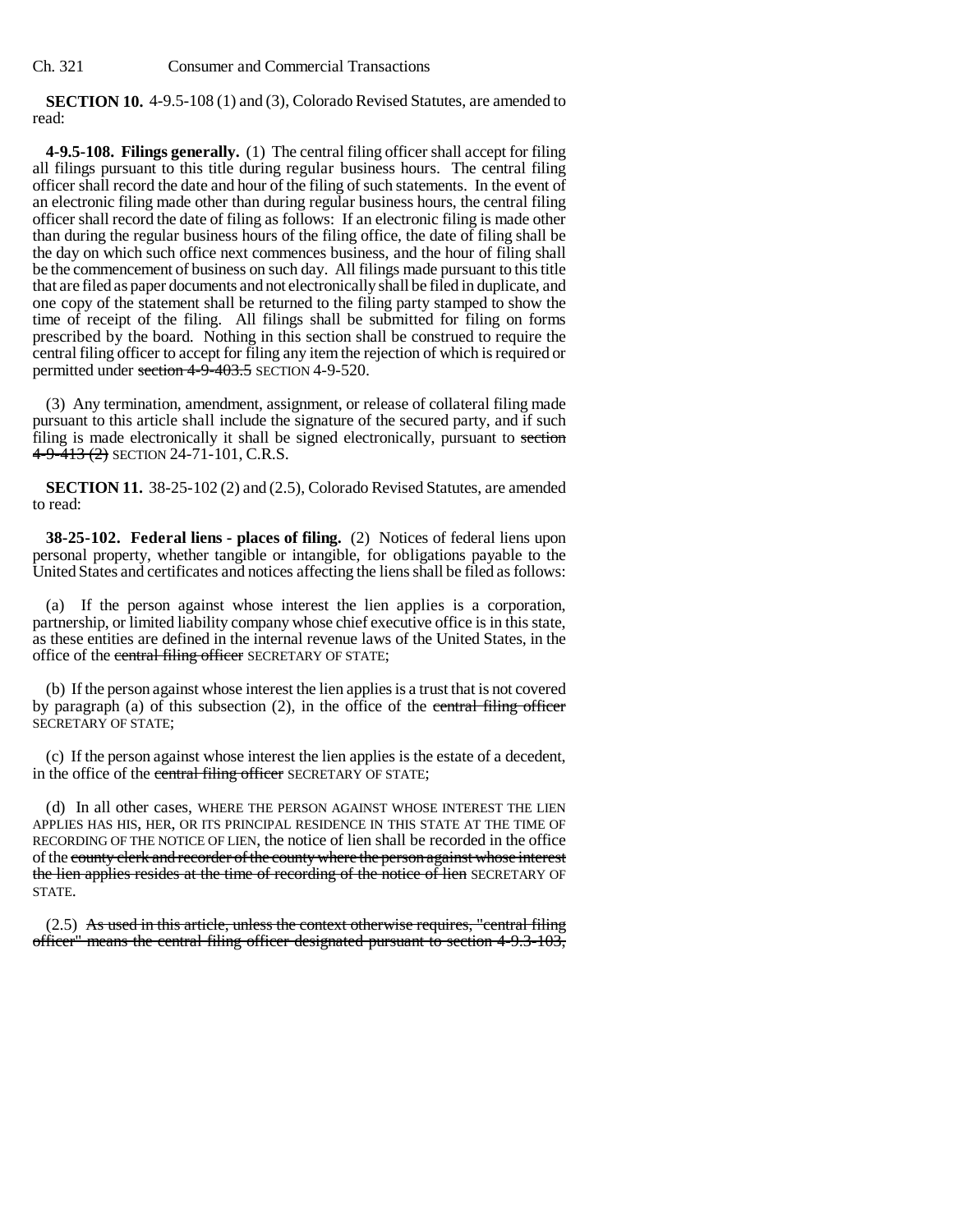**SECTION 10.** 4-9.5-108 (1) and (3), Colorado Revised Statutes, are amended to read:

**4-9.5-108. Filings generally.** (1) The central filing officer shall accept for filing all filings pursuant to this title during regular business hours. The central filing officer shall record the date and hour of the filing of such statements. In the event of an electronic filing made other than during regular business hours, the central filing officer shall record the date of filing as follows: If an electronic filing is made other than during the regular business hours of the filing office, the date of filing shall be the day on which such office next commences business, and the hour of filing shall be the commencement of business on such day. All filings made pursuant to this title that are filed as paper documents and not electronically shall be filed in duplicate, and one copy of the statement shall be returned to the filing party stamped to show the time of receipt of the filing. All filings shall be submitted for filing on forms prescribed by the board. Nothing in this section shall be construed to require the central filing officer to accept for filing any item the rejection of which is required or permitted under ~~section 4-9-403.5~~ SECTION 4-9-520.

(3) Any termination, amendment, assignment, or release of collateral filing made pursuant to this article shall include the signature of the secured party, and if such filing is made electronically it shall be signed electronically, pursuant to ~~section 4-9-413 (2)~~ SECTION 24-71-101, C.R.S.

**SECTION 11.** 38-25-102 (2) and (2.5), Colorado Revised Statutes, are amended to read:

**38-25-102. Federal liens - places of filing.** (2) Notices of federal liens upon personal property, whether tangible or intangible, for obligations payable to the United States and certificates and notices affecting the liens shall be filed as follows:

(a) If the person against whose interest the lien applies is a corporation, partnership, or limited liability company whose chief executive office is in this state, as these entities are defined in the internal revenue laws of the United States, in the office of the ~~central filing officer~~ SECRETARY OF STATE;

(b) If the person against whose interest the lien applies is a trust that is not covered by paragraph (a) of this subsection (2), in the office of the ~~central filing officer~~ SECRETARY OF STATE;

(c) If the person against whose interest the lien applies is the estate of a decedent, in the office of the ~~central filing officer~~ SECRETARY OF STATE;

(d) In all other cases, WHERE THE PERSON AGAINST WHOSE INTEREST THE LIEN APPLIES HAS HIS, HER, OR ITS PRINCIPAL RESIDENCE IN THIS STATE AT THE TIME OF RECORDING OF THE NOTICE OF LIEN, the notice of lien shall be recorded in the office of the ~~county clerk and recorder of the county where the person against whose interest the lien applies resides at the time of recording of the notice of lien~~ SECRETARY OF STATE.

(2.5) ~~As used in this article, unless the context otherwise requires, "central filing officer" means the central filing officer designated pursuant to section 4-9.3-103,~~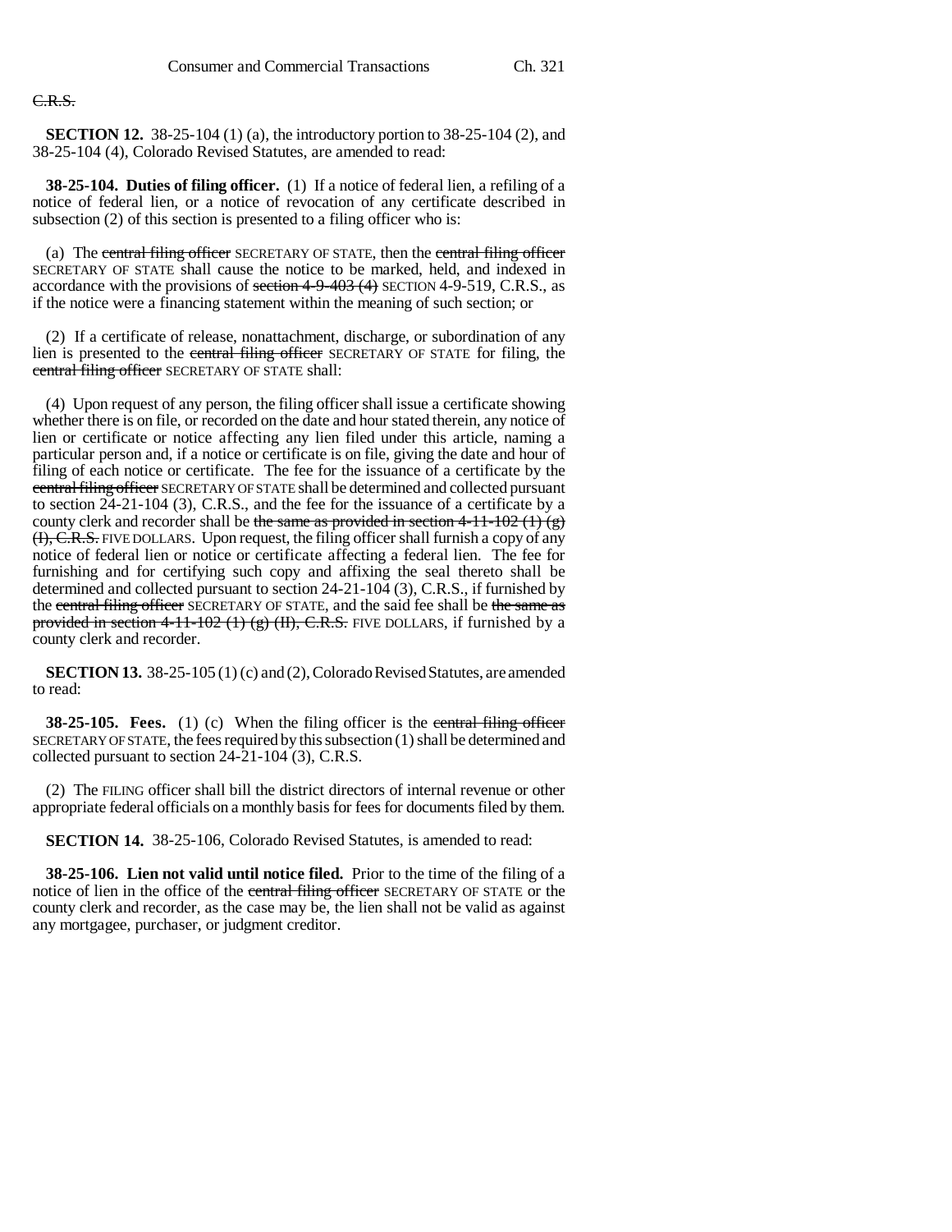~~C.R.S.~~

**SECTION 12.** 38-25-104 (1) (a), the introductory portion to 38-25-104 (2), and 38-25-104 (4), Colorado Revised Statutes, are amended to read:

**38-25-104. Duties of filing officer.** (1) If a notice of federal lien, a refiling of a notice of federal lien, or a notice of revocation of any certificate described in subsection (2) of this section is presented to a filing officer who is:

(a) The ~~central filing officer~~ SECRETARY OF STATE, then the ~~central filing officer~~ SECRETARY OF STATE shall cause the notice to be marked, held, and indexed in accordance with the provisions of ~~section 4-9-403 (4)~~ SECTION 4-9-519, C.R.S., as if the notice were a financing statement within the meaning of such section; or

(2) If a certificate of release, nonattachment, discharge, or subordination of any lien is presented to the ~~central filing officer~~ SECRETARY OF STATE for filing, the ~~central filing officer~~ SECRETARY OF STATE shall:

(4) Upon request of any person, the filing officer shall issue a certificate showing whether there is on file, or recorded on the date and hour stated therein, any notice of lien or certificate or notice affecting any lien filed under this article, naming a particular person and, if a notice or certificate is on file, giving the date and hour of filing of each notice or certificate. The fee for the issuance of a certificate by the ~~central filing officer~~ SECRETARY OF STATE shall be determined and collected pursuant to section 24-21-104 (3), C.R.S., and the fee for the issuance of a certificate by a county clerk and recorder shall be ~~the same as provided in section 4-11-102 (1) (g) (I), C.R.S.~~ FIVE DOLLARS. Upon request, the filing officer shall furnish a copy of any notice of federal lien or notice or certificate affecting a federal lien. The fee for furnishing and for certifying such copy and affixing the seal thereto shall be determined and collected pursuant to section 24-21-104 (3), C.R.S., if furnished by the ~~central filing officer~~ SECRETARY OF STATE, and the said fee shall be ~~the same as provided in section 4-11-102 (1) (g) (II), C.R.S.~~ FIVE DOLLARS, if furnished by a county clerk and recorder.

**SECTION 13.** 38-25-105 (1) (c) and (2), Colorado Revised Statutes, are amended to read:

**38-25-105. Fees.** (1) (c) When the filing officer is the ~~central filing officer~~ SECRETARY OF STATE, the fees required by this subsection (1) shall be determined and collected pursuant to section 24-21-104 (3), C.R.S.

(2) The FILING officer shall bill the district directors of internal revenue or other appropriate federal officials on a monthly basis for fees for documents filed by them.

**SECTION 14.** 38-25-106, Colorado Revised Statutes, is amended to read:

**38-25-106. Lien not valid until notice filed.** Prior to the time of the filing of a notice of lien in the office of the ~~central filing officer~~ SECRETARY OF STATE or the county clerk and recorder, as the case may be, the lien shall not be valid as against any mortgagee, purchaser, or judgment creditor.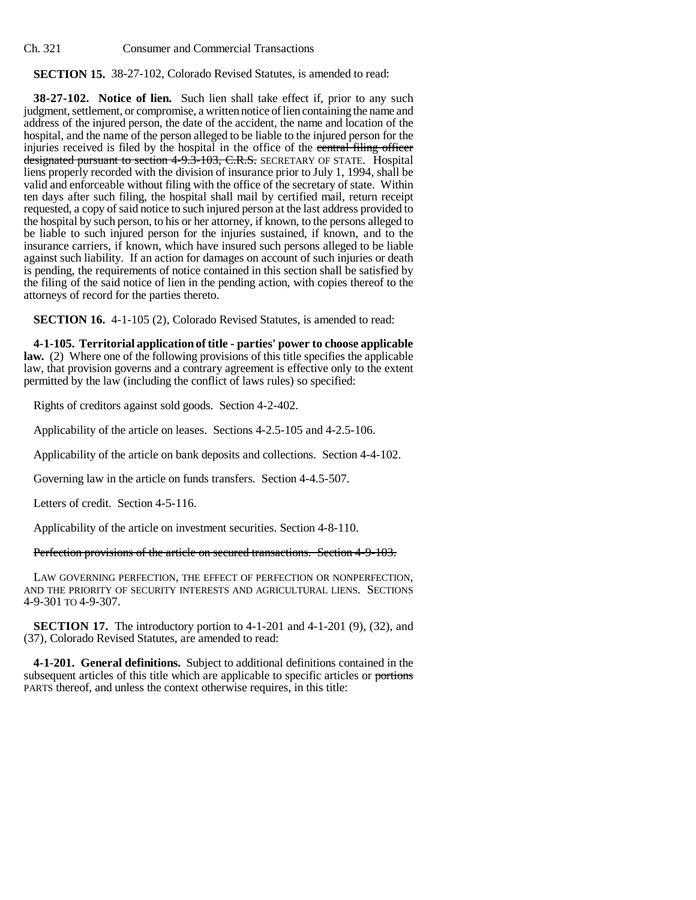**SECTION 15.** 38-27-102, Colorado Revised Statutes, is amended to read:

**38-27-102. Notice of lien.** Such lien shall take effect if, prior to any such judgment, settlement, or compromise, a written notice of lien containing the name and address of the injured person, the date of the accident, the name and location of the hospital, and the name of the person alleged to be liable to the injured person for the injuries received is filed by the hospital in the office of the ~~central filing officer designated pursuant to section 4-9.3-103, C.R.S.~~ SECRETARY OF STATE. Hospital liens properly recorded with the division of insurance prior to July 1, 1994, shall be valid and enforceable without filing with the office of the secretary of state. Within ten days after such filing, the hospital shall mail by certified mail, return receipt requested, a copy of said notice to such injured person at the last address provided to the hospital by such person, to his or her attorney, if known, to the persons alleged to be liable to such injured person for the injuries sustained, if known, and to the insurance carriers, if known, which have insured such persons alleged to be liable against such liability. If an action for damages on account of such injuries or death is pending, the requirements of notice contained in this section shall be satisfied by the filing of the said notice of lien in the pending action, with copies thereof to the attorneys of record for the parties thereto.

**SECTION 16.** 4-1-105 (2), Colorado Revised Statutes, is amended to read:

**4-1-105. Territorial application of title - parties' power to choose applicable law.** (2) Where one of the following provisions of this title specifies the applicable law, that provision governs and a contrary agreement is effective only to the extent permitted by the law (including the conflict of laws rules) so specified:

Rights of creditors against sold goods. Section 4-2-402.

Applicability of the article on leases. Sections 4-2.5-105 and 4-2.5-106.

Applicability of the article on bank deposits and collections. Section 4-4-102.

Governing law in the article on funds transfers. Section 4-4.5-507.

Letters of credit. Section 4-5-116.

Applicability of the article on investment securities. Section 4-8-110.

~~Perfection provisions of the article on secured transactions. Section 4-9-103.~~

LAW GOVERNING PERFECTION, THE EFFECT OF PERFECTION OR NONPERFECTION, AND THE PRIORITY OF SECURITY INTERESTS AND AGRICULTURAL LIENS. SECTIONS 4-9-301 TO 4-9-307.

**SECTION 17.** The introductory portion to 4-1-201 and 4-1-201 (9), (32), and (37), Colorado Revised Statutes, are amended to read:

**4-1-201. General definitions.** Subject to additional definitions contained in the subsequent articles of this title which are applicable to specific articles or ~~portions~~ PARTS thereof, and unless the context otherwise requires, in this title: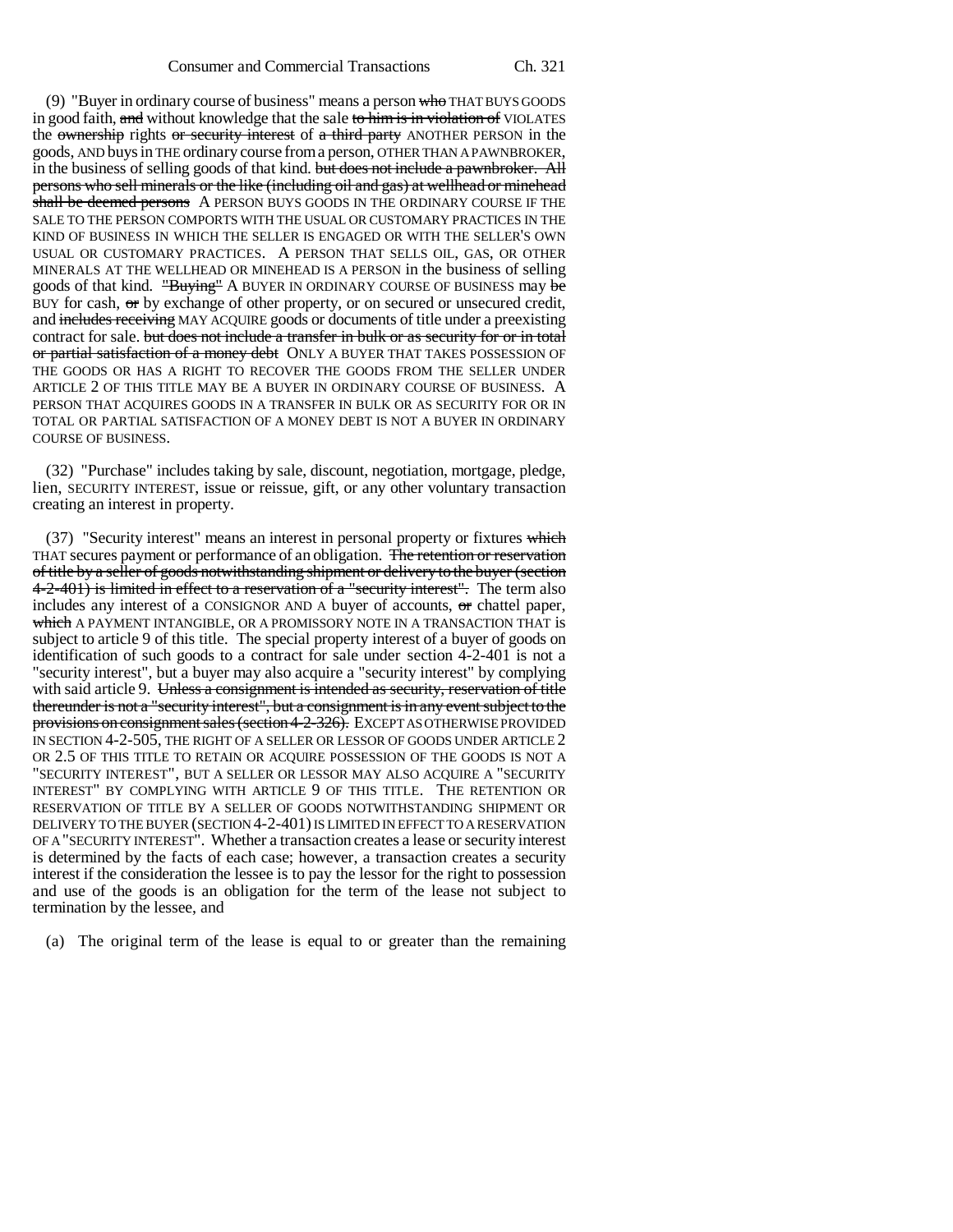(9) "Buyer in ordinary course of business" means a person ~~who~~ THAT BUYS GOODS in good faith, ~~and~~ without knowledge that the sale ~~to him is in violation of~~ VIOLATES the ~~ownership~~ rights ~~or security interest~~ of ~~a third party~~ ANOTHER PERSON in the goods, AND buys in THE ordinary course from a person, OTHER THAN A PAWNBROKER, in the business of selling goods of that kind. ~~but does not include a pawnbroker. All persons who sell minerals or the like (including oil and gas) at wellhead or minehead shall be deemed persons~~ A PERSON BUYS GOODS IN THE ORDINARY COURSE IF THE SALE TO THE PERSON COMPORTS WITH THE USUAL OR CUSTOMARY PRACTICES IN THE KIND OF BUSINESS IN WHICH THE SELLER IS ENGAGED OR WITH THE SELLER'S OWN USUAL OR CUSTOMARY PRACTICES. A PERSON THAT SELLS OIL, GAS, OR OTHER MINERALS AT THE WELLHEAD OR MINEHEAD IS A PERSON in the business of selling goods of that kind. ~~"Buying"~~ A BUYER IN ORDINARY COURSE OF BUSINESS may ~~be~~ BUY for cash, ~~or~~ by exchange of other property, or on secured or unsecured credit, and ~~includes receiving~~ MAY ACQUIRE goods or documents of title under a preexisting contract for sale. ~~but does not include a transfer in bulk or as security for or in total or partial satisfaction of a money debt~~ ONLY A BUYER THAT TAKES POSSESSION OF THE GOODS OR HAS A RIGHT TO RECOVER THE GOODS FROM THE SELLER UNDER ARTICLE 2 OF THIS TITLE MAY BE A BUYER IN ORDINARY COURSE OF BUSINESS. A PERSON THAT ACQUIRES GOODS IN A TRANSFER IN BULK OR AS SECURITY FOR OR IN TOTAL OR PARTIAL SATISFACTION OF A MONEY DEBT IS NOT A BUYER IN ORDINARY COURSE OF BUSINESS.

(32) "Purchase" includes taking by sale, discount, negotiation, mortgage, pledge, lien, SECURITY INTEREST, issue or reissue, gift, or any other voluntary transaction creating an interest in property.

(37) "Security interest" means an interest in personal property or fixtures ~~which~~ THAT secures payment or performance of an obligation. ~~The retention or reservation of title by a seller of goods notwithstanding shipment or delivery to the buyer (section 4-2-401) is limited in effect to a reservation of a "security interest".~~ The term also includes any interest of a CONSIGNOR AND A buyer of accounts, ~~or~~ chattel paper, ~~which~~ A PAYMENT INTANGIBLE, OR A PROMISSORY NOTE IN A TRANSACTION THAT is subject to article 9 of this title. The special property interest of a buyer of goods on identification of such goods to a contract for sale under section 4-2-401 is not a "security interest", but a buyer may also acquire a "security interest" by complying with said article 9. ~~Unless a consignment is intended as security, reservation of title thereunder is not a "security interest", but a consignment is in any event subject to the provisions on consignment sales (section 4-2-326).~~ EXCEPT AS OTHERWISE PROVIDED IN SECTION 4-2-505, THE RIGHT OF A SELLER OR LESSOR OF GOODS UNDER ARTICLE 2 OR 2.5 OF THIS TITLE TO RETAIN OR ACQUIRE POSSESSION OF THE GOODS IS NOT A "SECURITY INTEREST", BUT A SELLER OR LESSOR MAY ALSO ACQUIRE A "SECURITY INTEREST" BY COMPLYING WITH ARTICLE 9 OF THIS TITLE. THE RETENTION OR RESERVATION OF TITLE BY A SELLER OF GOODS NOTWITHSTANDING SHIPMENT OR DELIVERY TO THE BUYER (SECTION 4-2-401) IS LIMITED IN EFFECT TO A RESERVATION OF A "SECURITY INTEREST". Whether a transaction creates a lease or security interest is determined by the facts of each case; however, a transaction creates a security interest if the consideration the lessee is to pay the lessor for the right to possession and use of the goods is an obligation for the term of the lease not subject to termination by the lessee, and

(a) The original term of the lease is equal to or greater than the remaining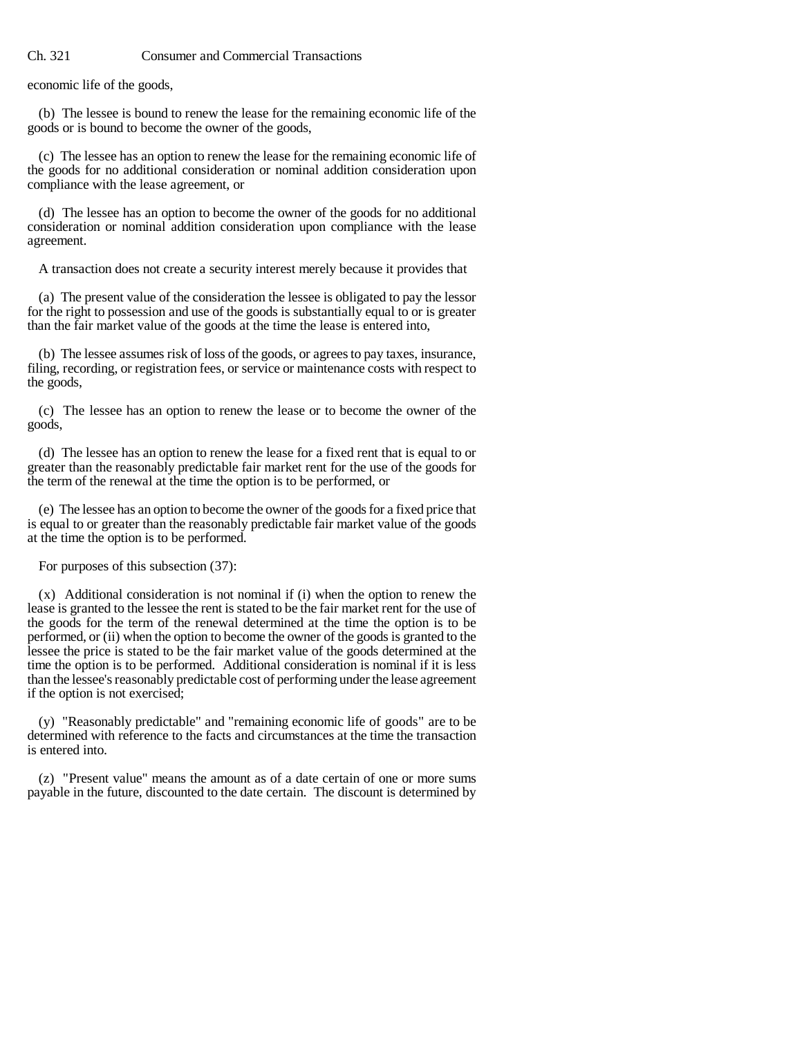economic life of the goods,

(b) The lessee is bound to renew the lease for the remaining economic life of the goods or is bound to become the owner of the goods,

(c) The lessee has an option to renew the lease for the remaining economic life of the goods for no additional consideration or nominal addition consideration upon compliance with the lease agreement, or

(d) The lessee has an option to become the owner of the goods for no additional consideration or nominal addition consideration upon compliance with the lease agreement.

A transaction does not create a security interest merely because it provides that

(a) The present value of the consideration the lessee is obligated to pay the lessor for the right to possession and use of the goods is substantially equal to or is greater than the fair market value of the goods at the time the lease is entered into,

(b) The lessee assumes risk of loss of the goods, or agrees to pay taxes, insurance, filing, recording, or registration fees, or service or maintenance costs with respect to the goods,

(c) The lessee has an option to renew the lease or to become the owner of the goods,

(d) The lessee has an option to renew the lease for a fixed rent that is equal to or greater than the reasonably predictable fair market rent for the use of the goods for the term of the renewal at the time the option is to be performed, or

(e) The lessee has an option to become the owner of the goods for a fixed price that is equal to or greater than the reasonably predictable fair market value of the goods at the time the option is to be performed.

For purposes of this subsection (37):

(x) Additional consideration is not nominal if (i) when the option to renew the lease is granted to the lessee the rent is stated to be the fair market rent for the use of the goods for the term of the renewal determined at the time the option is to be performed, or (ii) when the option to become the owner of the goods is granted to the lessee the price is stated to be the fair market value of the goods determined at the time the option is to be performed. Additional consideration is nominal if it is less than the lessee's reasonably predictable cost of performing under the lease agreement if the option is not exercised;

(y) "Reasonably predictable" and "remaining economic life of goods" are to be determined with reference to the facts and circumstances at the time the transaction is entered into.

(z) "Present value" means the amount as of a date certain of one or more sums payable in the future, discounted to the date certain. The discount is determined by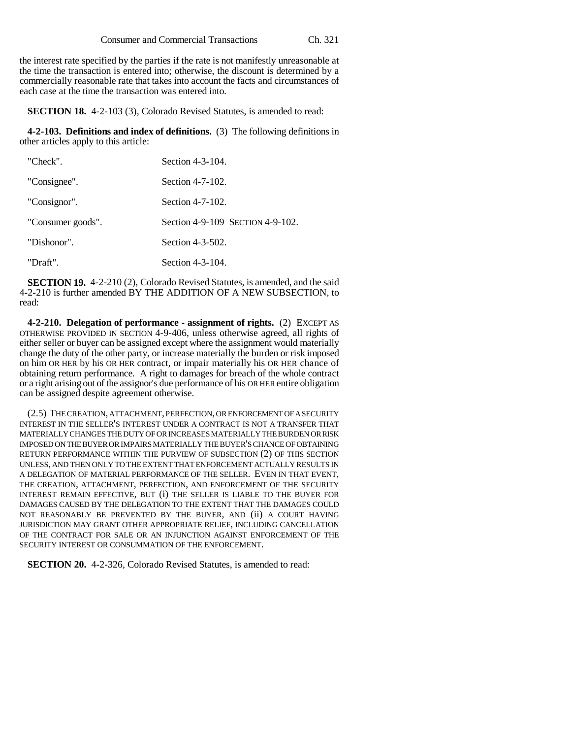the interest rate specified by the parties if the rate is not manifestly unreasonable at the time the transaction is entered into; otherwise, the discount is determined by a commercially reasonable rate that takes into account the facts and circumstances of each case at the time the transaction was entered into.

**SECTION 18.** 4-2-103 (3), Colorado Revised Statutes, is amended to read:

**4-2-103. Definitions and index of definitions.** (3) The following definitions in other articles apply to this article:

| | |
|---|---|
| "Check". | Section 4-3-104. |
| "Consignee". | Section 4-7-102. |
| "Consignor". | Section 4-7-102. |
| "Consumer goods". | ~~Section 4-9-109~~ SECTION 4-9-102. |
| "Dishonor". | Section 4-3-502. |
| "Draft". | Section 4-3-104. |

**SECTION 19.** 4-2-210 (2), Colorado Revised Statutes, is amended, and the said 4-2-210 is further amended BY THE ADDITION OF A NEW SUBSECTION, to read:

**4-2-210. Delegation of performance - assignment of rights.** (2) EXCEPT AS OTHERWISE PROVIDED IN SECTION 4-9-406, unless otherwise agreed, all rights of either seller or buyer can be assigned except where the assignment would materially change the duty of the other party, or increase materially the burden or risk imposed on him OR HER by his OR HER contract, or impair materially his OR HER chance of obtaining return performance. A right to damages for breach of the whole contract or a right arising out of the assignor's due performance of his OR HER entire obligation can be assigned despite agreement otherwise.

(2.5) THE CREATION, ATTACHMENT, PERFECTION, OR ENFORCEMENT OF A SECURITY INTEREST IN THE SELLER'S INTEREST UNDER A CONTRACT IS NOT A TRANSFER THAT MATERIALLY CHANGES THE DUTY OF OR INCREASES MATERIALLY THE BURDEN OR RISK IMPOSED ON THE BUYER OR IMPAIRS MATERIALLY THE BUYER'S CHANCE OF OBTAINING RETURN PERFORMANCE WITHIN THE PURVIEW OF SUBSECTION (2) OF THIS SECTION UNLESS, AND THEN ONLY TO THE EXTENT THAT ENFORCEMENT ACTUALLY RESULTS IN A DELEGATION OF MATERIAL PERFORMANCE OF THE SELLER. EVEN IN THAT EVENT, THE CREATION, ATTACHMENT, PERFECTION, AND ENFORCEMENT OF THE SECURITY INTEREST REMAIN EFFECTIVE, BUT (i) THE SELLER IS LIABLE TO THE BUYER FOR DAMAGES CAUSED BY THE DELEGATION TO THE EXTENT THAT THE DAMAGES COULD NOT REASONABLY BE PREVENTED BY THE BUYER, AND (ii) A COURT HAVING JURISDICTION MAY GRANT OTHER APPROPRIATE RELIEF, INCLUDING CANCELLATION OF THE CONTRACT FOR SALE OR AN INJUNCTION AGAINST ENFORCEMENT OF THE SECURITY INTEREST OR CONSUMMATION OF THE ENFORCEMENT.

**SECTION 20.** 4-2-326, Colorado Revised Statutes, is amended to read: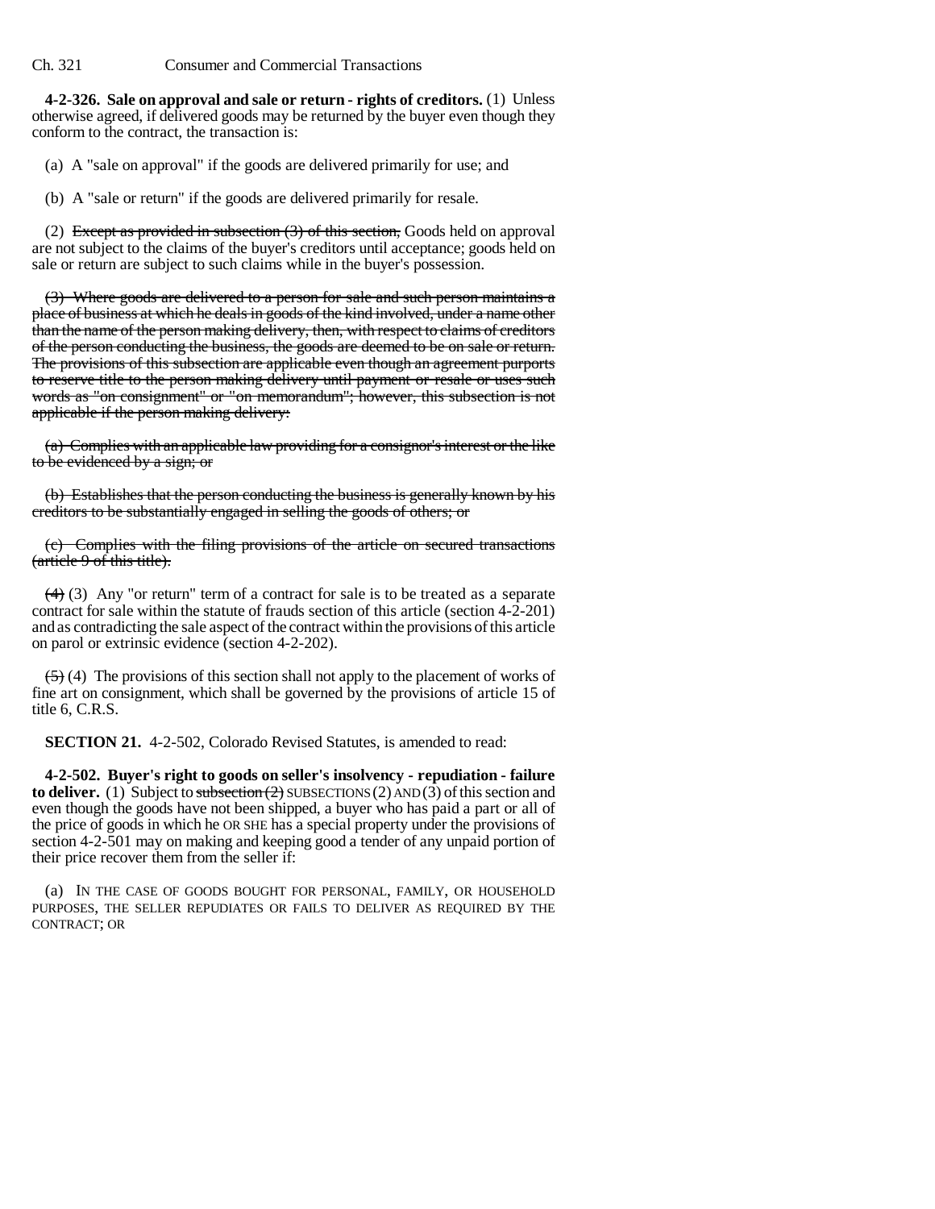**4-2-326. Sale on approval and sale or return - rights of creditors.** (1) Unless otherwise agreed, if delivered goods may be returned by the buyer even though they conform to the contract, the transaction is:

(a) A "sale on approval" if the goods are delivered primarily for use; and

(b) A "sale or return" if the goods are delivered primarily for resale.

(2) ~~Except as provided in subsection (3) of this section,~~ Goods held on approval are not subject to the claims of the buyer's creditors until acceptance; goods held on sale or return are subject to such claims while in the buyer's possession.

~~(3) Where goods are delivered to a person for sale and such person maintains a place of business at which he deals in goods of the kind involved, under a name other than the name of the person making delivery, then, with respect to claims of creditors of the person conducting the business, the goods are deemed to be on sale or return. The provisions of this subsection are applicable even though an agreement purports to reserve title to the person making delivery until payment or resale or uses such words as "on consignment" or "on memorandum"; however, this subsection is not applicable if the person making delivery:~~

~~(a) Complies with an applicable law providing for a consignor's interest or the like to be evidenced by a sign; or~~

~~(b) Establishes that the person conducting the business is generally known by his creditors to be substantially engaged in selling the goods of others; or~~

~~(c) Complies with the filing provisions of the article on secured transactions (article 9 of this title).~~

~~(4)~~ (3) Any "or return" term of a contract for sale is to be treated as a separate contract for sale within the statute of frauds section of this article (section 4-2-201) and as contradicting the sale aspect of the contract within the provisions of this article on parol or extrinsic evidence (section 4-2-202).

~~(5)~~ (4) The provisions of this section shall not apply to the placement of works of fine art on consignment, which shall be governed by the provisions of article 15 of title 6, C.R.S.

**SECTION 21.** 4-2-502, Colorado Revised Statutes, is amended to read:

**4-2-502. Buyer's right to goods on seller's insolvency - repudiation - failure to deliver.** (1) Subject to ~~subsection (2)~~ SUBSECTIONS (2) AND (3) of this section and even though the goods have not been shipped, a buyer who has paid a part or all of the price of goods in which he OR SHE has a special property under the provisions of section 4-2-501 may on making and keeping good a tender of any unpaid portion of their price recover them from the seller if:

(a) IN THE CASE OF GOODS BOUGHT FOR PERSONAL, FAMILY, OR HOUSEHOLD PURPOSES, THE SELLER REPUDIATES OR FAILS TO DELIVER AS REQUIRED BY THE CONTRACT; OR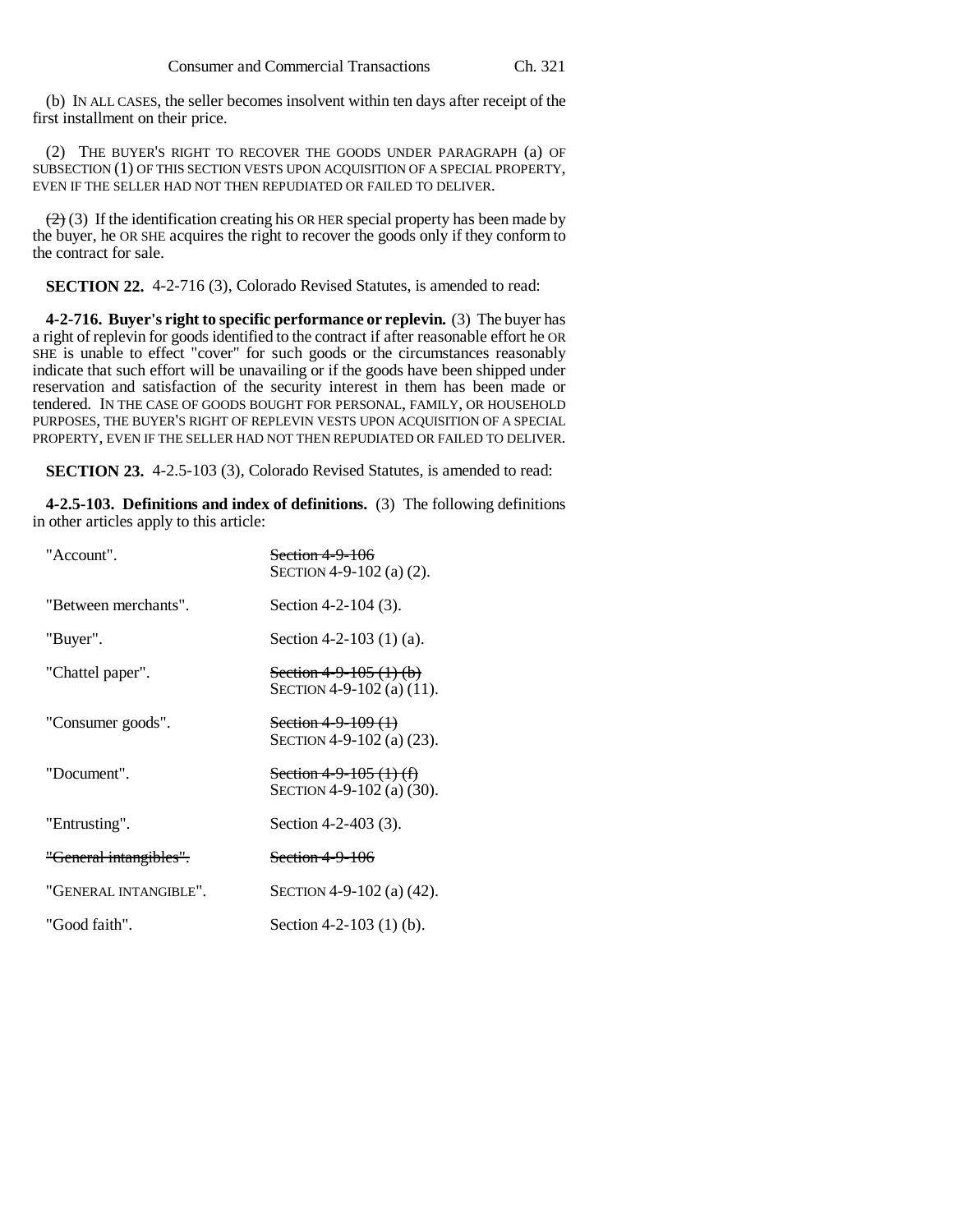(b) IN ALL CASES, the seller becomes insolvent within ten days after receipt of the first installment on their price.

(2) THE BUYER'S RIGHT TO RECOVER THE GOODS UNDER PARAGRAPH (a) OF SUBSECTION (1) OF THIS SECTION VESTS UPON ACQUISITION OF A SPECIAL PROPERTY, EVEN IF THE SELLER HAD NOT THEN REPUDIATED OR FAILED TO DELIVER.

~~(2)~~ (3) If the identification creating his OR HER special property has been made by the buyer, he OR SHE acquires the right to recover the goods only if they conform to the contract for sale.

**SECTION 22.** 4-2-716 (3), Colorado Revised Statutes, is amended to read:

**4-2-716. Buyer's right to specific performance or replevin.** (3) The buyer has a right of replevin for goods identified to the contract if after reasonable effort he OR SHE is unable to effect "cover" for such goods or the circumstances reasonably indicate that such effort will be unavailing or if the goods have been shipped under reservation and satisfaction of the security interest in them has been made or tendered. IN THE CASE OF GOODS BOUGHT FOR PERSONAL, FAMILY, OR HOUSEHOLD PURPOSES, THE BUYER'S RIGHT OF REPLEVIN VESTS UPON ACQUISITION OF A SPECIAL PROPERTY, EVEN IF THE SELLER HAD NOT THEN REPUDIATED OR FAILED TO DELIVER.

**SECTION 23.** 4-2.5-103 (3), Colorado Revised Statutes, is amended to read:

**4-2.5-103. Definitions and index of definitions.** (3) The following definitions in other articles apply to this article:

| | |
|---|---|
| "Account". | ~~Section 4-9-106~~ SECTION 4-9-102 (a) (2). |
| "Between merchants". | Section 4-2-104 (3). |
| "Buyer". | Section 4-2-103 (1) (a). |
| "Chattel paper". | ~~Section 4-9-105 (1) (b)~~ SECTION 4-9-102 (a) (11). |
| "Consumer goods". | ~~Section 4-9-109 (1)~~ SECTION 4-9-102 (a) (23). |
| "Document". | ~~Section 4-9-105 (1) (f)~~ SECTION 4-9-102 (a) (30). |
| "Entrusting". | Section 4-2-403 (3). |
| ~~"General intangibles".~~ | ~~Section 4-9-106~~ |
| "GENERAL INTANGIBLE". | SECTION 4-9-102 (a) (42). |
| "Good faith". | Section 4-2-103 (1) (b). |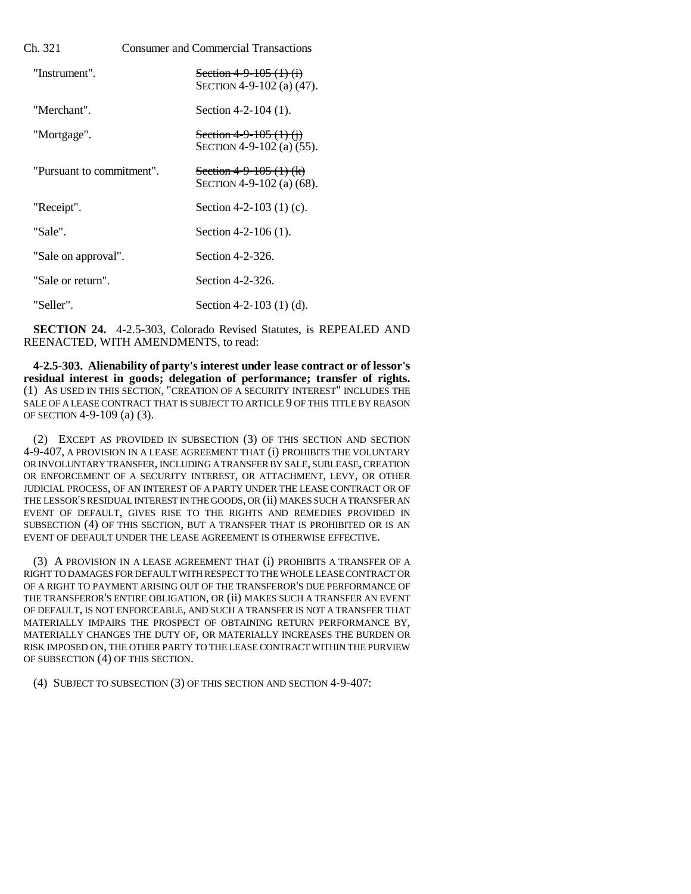| | |
|---|---|
| "Instrument". | ~~Section 4-9-105 (1) (i)~~ SECTION 4-9-102 (a) (47). |
| "Merchant". | Section 4-2-104 (1). |
| "Mortgage". | ~~Section 4-9-105 (1) (j)~~ SECTION 4-9-102 (a) (55). |
| "Pursuant to commitment". | ~~Section 4-9-105 (1) (k)~~ SECTION 4-9-102 (a) (68). |
| "Receipt". | Section 4-2-103 (1) (c). |
| "Sale". | Section 4-2-106 (1). |
| "Sale on approval". | Section 4-2-326. |
| "Sale or return". | Section 4-2-326. |
| "Seller". | Section 4-2-103 (1) (d). |

**SECTION 24.** 4-2.5-303, Colorado Revised Statutes, is REPEALED AND REENACTED, WITH AMENDMENTS, to read:

**4-2.5-303. Alienability of party's interest under lease contract or of lessor's residual interest in goods; delegation of performance; transfer of rights.** (1) AS USED IN THIS SECTION, "CREATION OF A SECURITY INTEREST" INCLUDES THE SALE OF A LEASE CONTRACT THAT IS SUBJECT TO ARTICLE 9 OF THIS TITLE BY REASON OF SECTION 4-9-109 (a) (3).

(2) EXCEPT AS PROVIDED IN SUBSECTION (3) OF THIS SECTION AND SECTION 4-9-407, A PROVISION IN A LEASE AGREEMENT THAT (i) PROHIBITS THE VOLUNTARY OR INVOLUNTARY TRANSFER, INCLUDING A TRANSFER BY SALE, SUBLEASE, CREATION OR ENFORCEMENT OF A SECURITY INTEREST, OR ATTACHMENT, LEVY, OR OTHER JUDICIAL PROCESS, OF AN INTEREST OF A PARTY UNDER THE LEASE CONTRACT OR OF THE LESSOR'S RESIDUAL INTEREST IN THE GOODS, OR (ii) MAKES SUCH A TRANSFER AN EVENT OF DEFAULT, GIVES RISE TO THE RIGHTS AND REMEDIES PROVIDED IN SUBSECTION (4) OF THIS SECTION, BUT A TRANSFER THAT IS PROHIBITED OR IS AN EVENT OF DEFAULT UNDER THE LEASE AGREEMENT IS OTHERWISE EFFECTIVE.

(3) A PROVISION IN A LEASE AGREEMENT THAT (i) PROHIBITS A TRANSFER OF A RIGHT TO DAMAGES FOR DEFAULT WITH RESPECT TO THE WHOLE LEASE CONTRACT OR OF A RIGHT TO PAYMENT ARISING OUT OF THE TRANSFEROR'S DUE PERFORMANCE OF THE TRANSFEROR'S ENTIRE OBLIGATION, OR (ii) MAKES SUCH A TRANSFER AN EVENT OF DEFAULT, IS NOT ENFORCEABLE, AND SUCH A TRANSFER IS NOT A TRANSFER THAT MATERIALLY IMPAIRS THE PROSPECT OF OBTAINING RETURN PERFORMANCE BY, MATERIALLY CHANGES THE DUTY OF, OR MATERIALLY INCREASES THE BURDEN OR RISK IMPOSED ON, THE OTHER PARTY TO THE LEASE CONTRACT WITHIN THE PURVIEW OF SUBSECTION (4) OF THIS SECTION.

(4) SUBJECT TO SUBSECTION (3) OF THIS SECTION AND SECTION 4-9-407: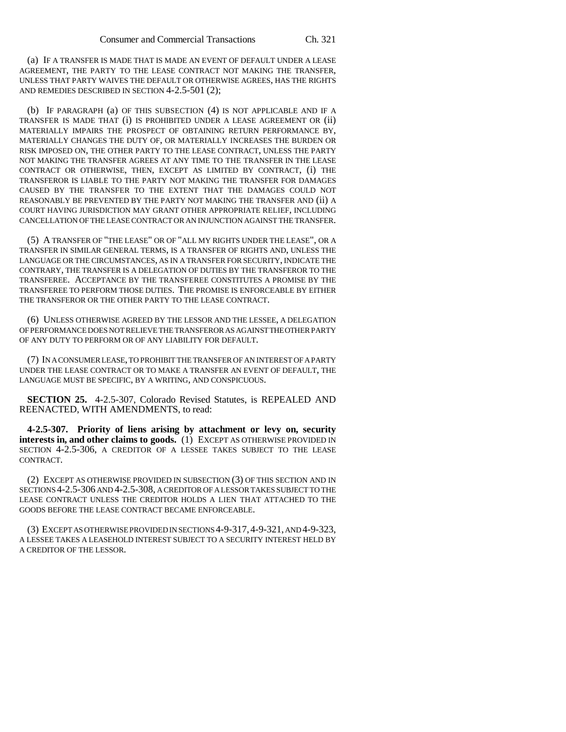(a) IF A TRANSFER IS MADE THAT IS MADE AN EVENT OF DEFAULT UNDER A LEASE AGREEMENT, THE PARTY TO THE LEASE CONTRACT NOT MAKING THE TRANSFER, UNLESS THAT PARTY WAIVES THE DEFAULT OR OTHERWISE AGREES, HAS THE RIGHTS AND REMEDIES DESCRIBED IN SECTION 4-2.5-501 (2);

(b) IF PARAGRAPH (a) OF THIS SUBSECTION (4) IS NOT APPLICABLE AND IF A TRANSFER IS MADE THAT (i) IS PROHIBITED UNDER A LEASE AGREEMENT OR (ii) MATERIALLY IMPAIRS THE PROSPECT OF OBTAINING RETURN PERFORMANCE BY, MATERIALLY CHANGES THE DUTY OF, OR MATERIALLY INCREASES THE BURDEN OR RISK IMPOSED ON, THE OTHER PARTY TO THE LEASE CONTRACT, UNLESS THE PARTY NOT MAKING THE TRANSFER AGREES AT ANY TIME TO THE TRANSFER IN THE LEASE CONTRACT OR OTHERWISE, THEN, EXCEPT AS LIMITED BY CONTRACT, (i) THE TRANSFEROR IS LIABLE TO THE PARTY NOT MAKING THE TRANSFER FOR DAMAGES CAUSED BY THE TRANSFER TO THE EXTENT THAT THE DAMAGES COULD NOT REASONABLY BE PREVENTED BY THE PARTY NOT MAKING THE TRANSFER AND (ii) A COURT HAVING JURISDICTION MAY GRANT OTHER APPROPRIATE RELIEF, INCLUDING CANCELLATION OF THE LEASE CONTRACT OR AN INJUNCTION AGAINST THE TRANSFER.

(5) A TRANSFER OF "THE LEASE" OR OF "ALL MY RIGHTS UNDER THE LEASE", OR A TRANSFER IN SIMILAR GENERAL TERMS, IS A TRANSFER OF RIGHTS AND, UNLESS THE LANGUAGE OR THE CIRCUMSTANCES, AS IN A TRANSFER FOR SECURITY, INDICATE THE CONTRARY, THE TRANSFER IS A DELEGATION OF DUTIES BY THE TRANSFEROR TO THE TRANSFEREE. ACCEPTANCE BY THE TRANSFEREE CONSTITUTES A PROMISE BY THE TRANSFEREE TO PERFORM THOSE DUTIES. THE PROMISE IS ENFORCEABLE BY EITHER THE TRANSFEROR OR THE OTHER PARTY TO THE LEASE CONTRACT.

(6) UNLESS OTHERWISE AGREED BY THE LESSOR AND THE LESSEE, A DELEGATION OF PERFORMANCE DOES NOT RELIEVE THE TRANSFEROR AS AGAINST THE OTHER PARTY OF ANY DUTY TO PERFORM OR OF ANY LIABILITY FOR DEFAULT.

(7) IN A CONSUMER LEASE, TO PROHIBIT THE TRANSFER OF AN INTEREST OF A PARTY UNDER THE LEASE CONTRACT OR TO MAKE A TRANSFER AN EVENT OF DEFAULT, THE LANGUAGE MUST BE SPECIFIC, BY A WRITING, AND CONSPICUOUS.

**SECTION 25.** 4-2.5-307, Colorado Revised Statutes, is REPEALED AND REENACTED, WITH AMENDMENTS, to read:

**4-2.5-307. Priority of liens arising by attachment or levy on, security interests in, and other claims to goods.** (1) EXCEPT AS OTHERWISE PROVIDED IN SECTION 4-2.5-306, A CREDITOR OF A LESSEE TAKES SUBJECT TO THE LEASE CONTRACT.

(2) EXCEPT AS OTHERWISE PROVIDED IN SUBSECTION (3) OF THIS SECTION AND IN SECTIONS 4-2.5-306 AND 4-2.5-308, A CREDITOR OF A LESSOR TAKES SUBJECT TO THE LEASE CONTRACT UNLESS THE CREDITOR HOLDS A LIEN THAT ATTACHED TO THE GOODS BEFORE THE LEASE CONTRACT BECAME ENFORCEABLE.

(3) EXCEPT AS OTHERWISE PROVIDED IN SECTIONS 4-9-317, 4-9-321, AND 4-9-323, A LESSEE TAKES A LEASEHOLD INTEREST SUBJECT TO A SECURITY INTEREST HELD BY A CREDITOR OF THE LESSOR.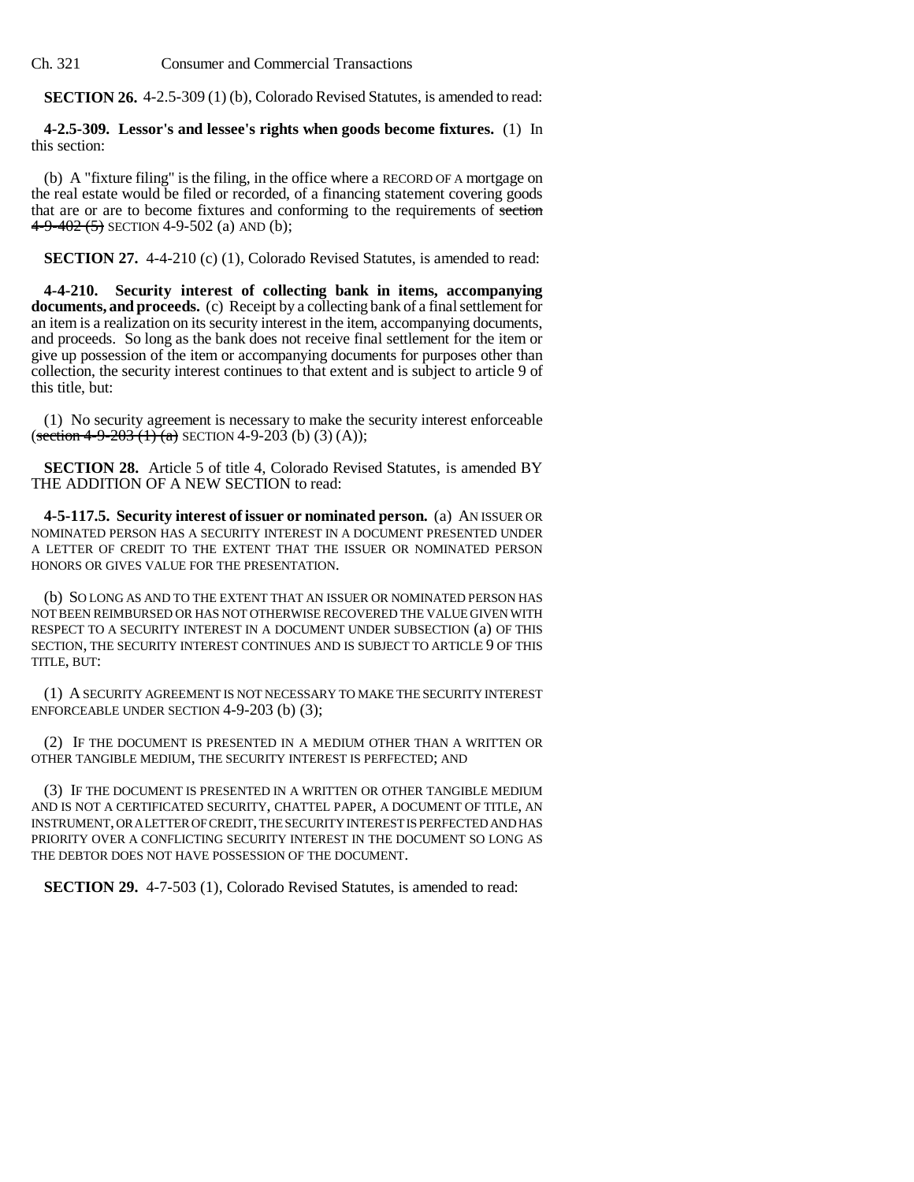**SECTION 26.** 4-2.5-309 (1) (b), Colorado Revised Statutes, is amended to read:

**4-2.5-309. Lessor's and lessee's rights when goods become fixtures.** (1) In this section:

(b) A "fixture filing" is the filing, in the office where a RECORD OF A mortgage on the real estate would be filed or recorded, of a financing statement covering goods that are or are to become fixtures and conforming to the requirements of ~~section 4-9-402 (5)~~ SECTION 4-9-502 (a) AND (b);

**SECTION 27.** 4-4-210 (c) (1), Colorado Revised Statutes, is amended to read:

**4-4-210. Security interest of collecting bank in items, accompanying documents, and proceeds.** (c) Receipt by a collecting bank of a final settlement for an item is a realization on its security interest in the item, accompanying documents, and proceeds. So long as the bank does not receive final settlement for the item or give up possession of the item or accompanying documents for purposes other than collection, the security interest continues to that extent and is subject to article 9 of this title, but:

(1) No security agreement is necessary to make the security interest enforceable (~~section 4-9-203 (1) (a)~~ SECTION 4-9-203 (b) (3) (A));

**SECTION 28.** Article 5 of title 4, Colorado Revised Statutes, is amended BY THE ADDITION OF A NEW SECTION to read:

**4-5-117.5. Security interest of issuer or nominated person.** (a) AN ISSUER OR NOMINATED PERSON HAS A SECURITY INTEREST IN A DOCUMENT PRESENTED UNDER A LETTER OF CREDIT TO THE EXTENT THAT THE ISSUER OR NOMINATED PERSON HONORS OR GIVES VALUE FOR THE PRESENTATION.

(b) SO LONG AS AND TO THE EXTENT THAT AN ISSUER OR NOMINATED PERSON HAS NOT BEEN REIMBURSED OR HAS NOT OTHERWISE RECOVERED THE VALUE GIVEN WITH RESPECT TO A SECURITY INTEREST IN A DOCUMENT UNDER SUBSECTION (a) OF THIS SECTION, THE SECURITY INTEREST CONTINUES AND IS SUBJECT TO ARTICLE 9 OF THIS TITLE, BUT:

(1) A SECURITY AGREEMENT IS NOT NECESSARY TO MAKE THE SECURITY INTEREST ENFORCEABLE UNDER SECTION 4-9-203 (b) (3);

(2) IF THE DOCUMENT IS PRESENTED IN A MEDIUM OTHER THAN A WRITTEN OR OTHER TANGIBLE MEDIUM, THE SECURITY INTEREST IS PERFECTED; AND

(3) IF THE DOCUMENT IS PRESENTED IN A WRITTEN OR OTHER TANGIBLE MEDIUM AND IS NOT A CERTIFICATED SECURITY, CHATTEL PAPER, A DOCUMENT OF TITLE, AN INSTRUMENT, OR A LETTER OF CREDIT, THE SECURITY INTEREST IS PERFECTED AND HAS PRIORITY OVER A CONFLICTING SECURITY INTEREST IN THE DOCUMENT SO LONG AS THE DEBTOR DOES NOT HAVE POSSESSION OF THE DOCUMENT.

**SECTION 29.** 4-7-503 (1), Colorado Revised Statutes, is amended to read: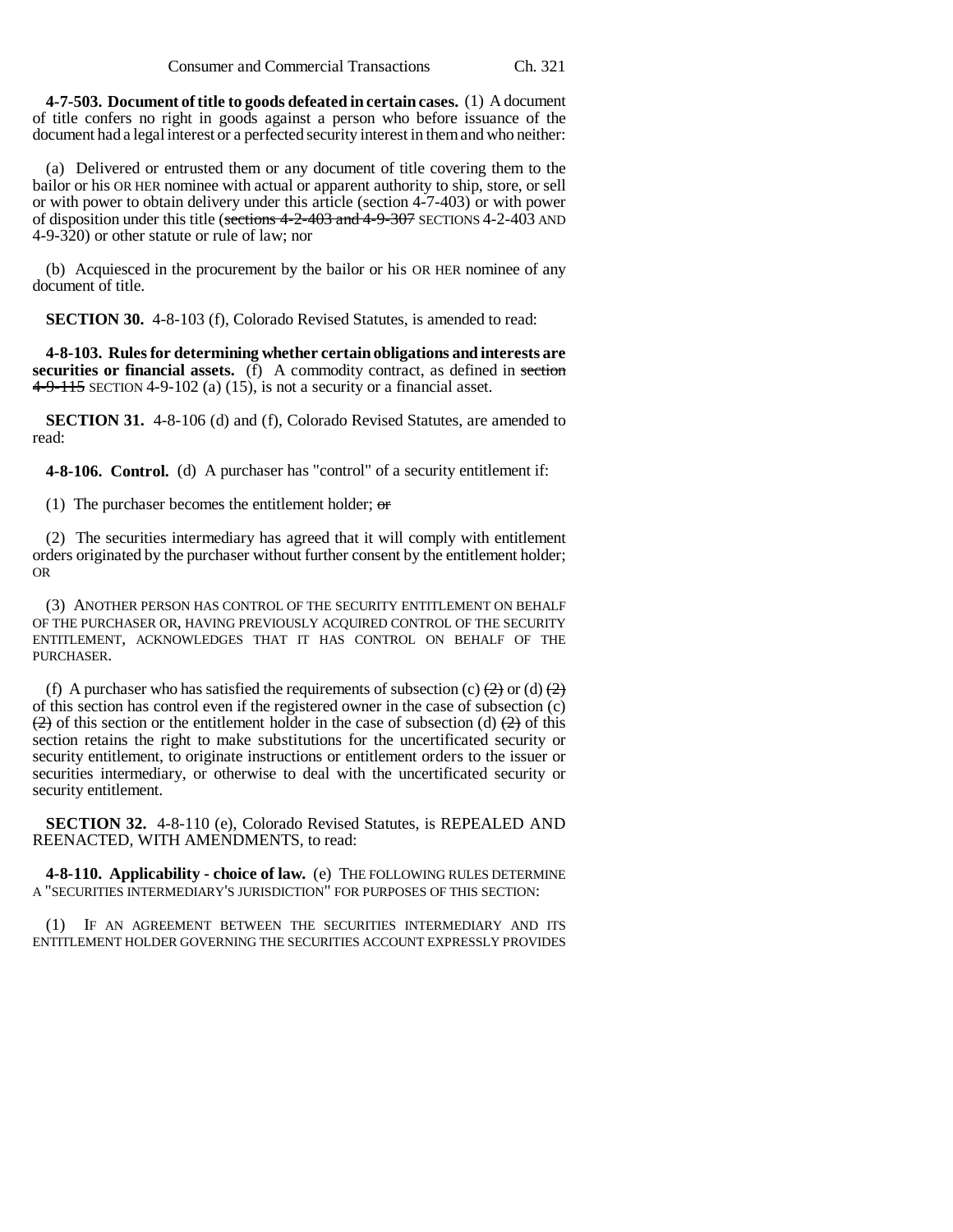**4-7-503. Document of title to goods defeated in certain cases.** (1) A document of title confers no right in goods against a person who before issuance of the document had a legal interest or a perfected security interest in them and who neither:

(a) Delivered or entrusted them or any document of title covering them to the bailor or his OR HER nominee with actual or apparent authority to ship, store, or sell or with power to obtain delivery under this article (section 4-7-403) or with power of disposition under this title (~~sections 4-2-403 and 4-9-307~~ SECTIONS 4-2-403 AND 4-9-320) or other statute or rule of law; nor

(b) Acquiesced in the procurement by the bailor or his OR HER nominee of any document of title.

**SECTION 30.** 4-8-103 (f), Colorado Revised Statutes, is amended to read:

**4-8-103. Rules for determining whether certain obligations and interests are securities or financial assets.** (f) A commodity contract, as defined in ~~section 4-9-115~~ SECTION 4-9-102 (a) (15), is not a security or a financial asset.

**SECTION 31.** 4-8-106 (d) and (f), Colorado Revised Statutes, are amended to read:

**4-8-106. Control.** (d) A purchaser has "control" of a security entitlement if:

(1) The purchaser becomes the entitlement holder; ~~or~~

(2) The securities intermediary has agreed that it will comply with entitlement orders originated by the purchaser without further consent by the entitlement holder; OR

(3) ANOTHER PERSON HAS CONTROL OF THE SECURITY ENTITLEMENT ON BEHALF OF THE PURCHASER OR, HAVING PREVIOUSLY ACQUIRED CONTROL OF THE SECURITY ENTITLEMENT, ACKNOWLEDGES THAT IT HAS CONTROL ON BEHALF OF THE PURCHASER.

(f) A purchaser who has satisfied the requirements of subsection (c) ~~(2)~~ or (d) ~~(2)~~ of this section has control even if the registered owner in the case of subsection (c) ~~(2)~~ of this section or the entitlement holder in the case of subsection (d) ~~(2)~~ of this section retains the right to make substitutions for the uncertificated security or security entitlement, to originate instructions or entitlement orders to the issuer or securities intermediary, or otherwise to deal with the uncertificated security or security entitlement.

**SECTION 32.** 4-8-110 (e), Colorado Revised Statutes, is REPEALED AND REENACTED, WITH AMENDMENTS, to read:

**4-8-110. Applicability - choice of law.** (e) THE FOLLOWING RULES DETERMINE A "SECURITIES INTERMEDIARY'S JURISDICTION" FOR PURPOSES OF THIS SECTION:

(1) IF AN AGREEMENT BETWEEN THE SECURITIES INTERMEDIARY AND ITS ENTITLEMENT HOLDER GOVERNING THE SECURITIES ACCOUNT EXPRESSLY PROVIDES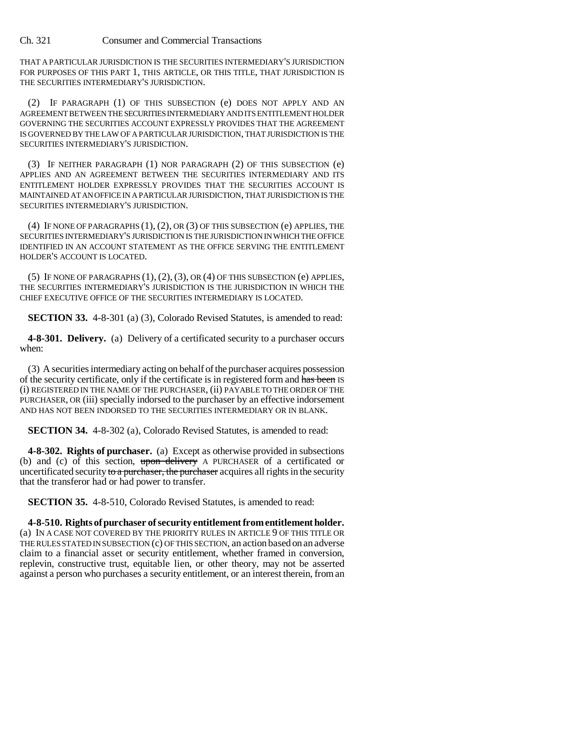THAT A PARTICULAR JURISDICTION IS THE SECURITIES INTERMEDIARY'S JURISDICTION FOR PURPOSES OF THIS PART 1, THIS ARTICLE, OR THIS TITLE, THAT JURISDICTION IS THE SECURITIES INTERMEDIARY'S JURISDICTION.

(2) IF PARAGRAPH (1) OF THIS SUBSECTION (e) DOES NOT APPLY AND AN AGREEMENT BETWEEN THE SECURITIES INTERMEDIARY AND ITS ENTITLEMENT HOLDER GOVERNING THE SECURITIES ACCOUNT EXPRESSLY PROVIDES THAT THE AGREEMENT IS GOVERNED BY THE LAW OF A PARTICULAR JURISDICTION, THAT JURISDICTION IS THE SECURITIES INTERMEDIARY'S JURISDICTION.

(3) IF NEITHER PARAGRAPH (1) NOR PARAGRAPH (2) OF THIS SUBSECTION (e) APPLIES AND AN AGREEMENT BETWEEN THE SECURITIES INTERMEDIARY AND ITS ENTITLEMENT HOLDER EXPRESSLY PROVIDES THAT THE SECURITIES ACCOUNT IS MAINTAINED AT AN OFFICE IN A PARTICULAR JURISDICTION, THAT JURISDICTION IS THE SECURITIES INTERMEDIARY'S JURISDICTION.

(4) IF NONE OF PARAGRAPHS (1), (2), OR (3) OF THIS SUBSECTION (e) APPLIES, THE SECURITIES INTERMEDIARY'S JURISDICTION IS THE JURISDICTION IN WHICH THE OFFICE IDENTIFIED IN AN ACCOUNT STATEMENT AS THE OFFICE SERVING THE ENTITLEMENT HOLDER'S ACCOUNT IS LOCATED.

(5) IF NONE OF PARAGRAPHS (1), (2), (3), OR (4) OF THIS SUBSECTION (e) APPLIES, THE SECURITIES INTERMEDIARY'S JURISDICTION IS THE JURISDICTION IN WHICH THE CHIEF EXECUTIVE OFFICE OF THE SECURITIES INTERMEDIARY IS LOCATED.

**SECTION 33.** 4-8-301 (a) (3), Colorado Revised Statutes, is amended to read:

**4-8-301. Delivery.** (a) Delivery of a certificated security to a purchaser occurs when:

(3) A securities intermediary acting on behalf of the purchaser acquires possession of the security certificate, only if the certificate is in registered form and ~~has been~~ IS (i) REGISTERED IN THE NAME OF THE PURCHASER, (ii) PAYABLE TO THE ORDER OF THE PURCHASER, OR (iii) specially indorsed to the purchaser by an effective indorsement AND HAS NOT BEEN INDORSED TO THE SECURITIES INTERMEDIARY OR IN BLANK.

**SECTION 34.** 4-8-302 (a), Colorado Revised Statutes, is amended to read:

**4-8-302. Rights of purchaser.** (a) Except as otherwise provided in subsections (b) and (c) of this section, ~~upon delivery~~ A PURCHASER of a certificated or uncertificated security ~~to a purchaser, the purchaser~~ acquires all rights in the security that the transferor had or had power to transfer.

**SECTION 35.** 4-8-510, Colorado Revised Statutes, is amended to read:

**4-8-510. Rights of purchaser of security entitlement from entitlement holder.** (a) IN A CASE NOT COVERED BY THE PRIORITY RULES IN ARTICLE 9 OF THIS TITLE OR THE RULES STATED IN SUBSECTION (c) OF THIS SECTION, an action based on an adverse claim to a financial asset or security entitlement, whether framed in conversion, replevin, constructive trust, equitable lien, or other theory, may not be asserted against a person who purchases a security entitlement, or an interest therein, from an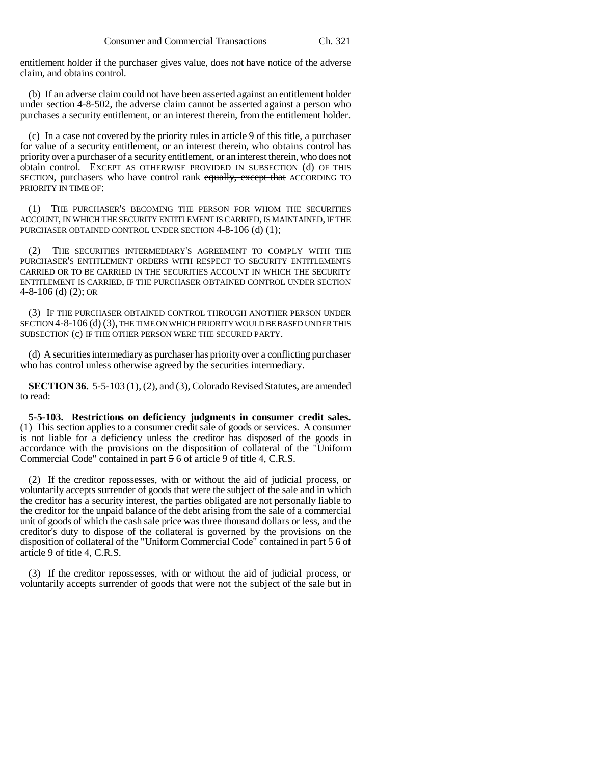entitlement holder if the purchaser gives value, does not have notice of the adverse claim, and obtains control.

(b) If an adverse claim could not have been asserted against an entitlement holder under section 4-8-502, the adverse claim cannot be asserted against a person who purchases a security entitlement, or an interest therein, from the entitlement holder.

(c) In a case not covered by the priority rules in article 9 of this title, a purchaser for value of a security entitlement, or an interest therein, who obtains control has priority over a purchaser of a security entitlement, or an interest therein, who does not obtain control. EXCEPT AS OTHERWISE PROVIDED IN SUBSECTION (d) OF THIS SECTION, purchasers who have control rank ~~equally, except that~~ ACCORDING TO PRIORITY IN TIME OF:

(1) THE PURCHASER'S BECOMING THE PERSON FOR WHOM THE SECURITIES ACCOUNT, IN WHICH THE SECURITY ENTITLEMENT IS CARRIED, IS MAINTAINED, IF THE PURCHASER OBTAINED CONTROL UNDER SECTION 4-8-106 (d) (1);

(2) THE SECURITIES INTERMEDIARY'S AGREEMENT TO COMPLY WITH THE PURCHASER'S ENTITLEMENT ORDERS WITH RESPECT TO SECURITY ENTITLEMENTS CARRIED OR TO BE CARRIED IN THE SECURITIES ACCOUNT IN WHICH THE SECURITY ENTITLEMENT IS CARRIED, IF THE PURCHASER OBTAINED CONTROL UNDER SECTION 4-8-106 (d) (2); OR

(3) IF THE PURCHASER OBTAINED CONTROL THROUGH ANOTHER PERSON UNDER SECTION 4-8-106 (d) (3), THE TIME ON WHICH PRIORITY WOULD BE BASED UNDER THIS SUBSECTION (c) IF THE OTHER PERSON WERE THE SECURED PARTY.

(d) A securities intermediary as purchaser has priority over a conflicting purchaser who has control unless otherwise agreed by the securities intermediary.

**SECTION 36.** 5-5-103 (1), (2), and (3), Colorado Revised Statutes, are amended to read:

**5-5-103. Restrictions on deficiency judgments in consumer credit sales.** (1) This section applies to a consumer credit sale of goods or services. A consumer is not liable for a deficiency unless the creditor has disposed of the goods in accordance with the provisions on the disposition of collateral of the "Uniform Commercial Code" contained in part ~~5~~ 6 of article 9 of title 4, C.R.S.

(2) If the creditor repossesses, with or without the aid of judicial process, or voluntarily accepts surrender of goods that were the subject of the sale and in which the creditor has a security interest, the parties obligated are not personally liable to the creditor for the unpaid balance of the debt arising from the sale of a commercial unit of goods of which the cash sale price was three thousand dollars or less, and the creditor's duty to dispose of the collateral is governed by the provisions on the disposition of collateral of the "Uniform Commercial Code" contained in part ~~5~~ 6 of article 9 of title 4, C.R.S.

(3) If the creditor repossesses, with or without the aid of judicial process, or voluntarily accepts surrender of goods that were not the subject of the sale but in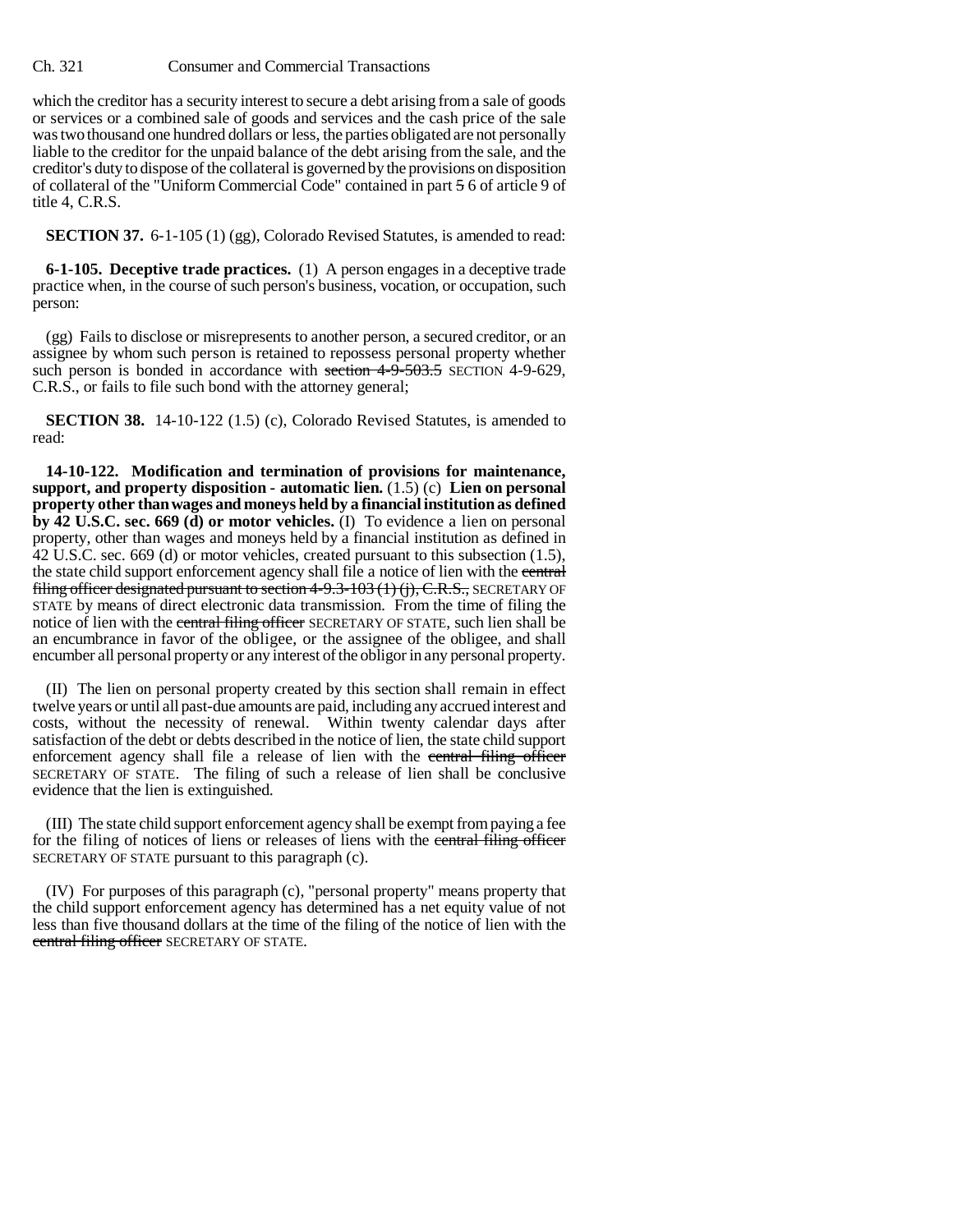which the creditor has a security interest to secure a debt arising from a sale of goods or services or a combined sale of goods and services and the cash price of the sale was two thousand one hundred dollars or less, the parties obligated are not personally liable to the creditor for the unpaid balance of the debt arising from the sale, and the creditor's duty to dispose of the collateral is governed by the provisions on disposition of collateral of the "Uniform Commercial Code" contained in part ~~5~~ 6 of article 9 of title 4, C.R.S.

**SECTION 37.** 6-1-105 (1) (gg), Colorado Revised Statutes, is amended to read:

**6-1-105. Deceptive trade practices.** (1) A person engages in a deceptive trade practice when, in the course of such person's business, vocation, or occupation, such person:

(gg) Fails to disclose or misrepresents to another person, a secured creditor, or an assignee by whom such person is retained to repossess personal property whether such person is bonded in accordance with ~~section 4-9-503.5~~ SECTION 4-9-629, C.R.S., or fails to file such bond with the attorney general;

**SECTION 38.** 14-10-122 (1.5) (c), Colorado Revised Statutes, is amended to read:

**14-10-122. Modification and termination of provisions for maintenance, support, and property disposition - automatic lien.** (1.5) (c) **Lien on personal property other than wages and moneys held by a financial institution as defined by 42 U.S.C. sec. 669 (d) or motor vehicles.** (I) To evidence a lien on personal property, other than wages and moneys held by a financial institution as defined in 42 U.S.C. sec. 669 (d) or motor vehicles, created pursuant to this subsection (1.5), the state child support enforcement agency shall file a notice of lien with the ~~central filing officer designated pursuant to section 4-9.3-103 (1) (j), C.R.S.,~~ SECRETARY OF STATE by means of direct electronic data transmission. From the time of filing the notice of lien with the ~~central filing officer~~ SECRETARY OF STATE, such lien shall be an encumbrance in favor of the obligee, or the assignee of the obligee, and shall encumber all personal property or any interest of the obligor in any personal property.

(II) The lien on personal property created by this section shall remain in effect twelve years or until all past-due amounts are paid, including any accrued interest and costs, without the necessity of renewal. Within twenty calendar days after satisfaction of the debt or debts described in the notice of lien, the state child support enforcement agency shall file a release of lien with the ~~central filing officer~~ SECRETARY OF STATE. The filing of such a release of lien shall be conclusive evidence that the lien is extinguished.

(III) The state child support enforcement agency shall be exempt from paying a fee for the filing of notices of liens or releases of liens with the ~~central filing officer~~ SECRETARY OF STATE pursuant to this paragraph (c).

(IV) For purposes of this paragraph (c), "personal property" means property that the child support enforcement agency has determined has a net equity value of not less than five thousand dollars at the time of the filing of the notice of lien with the ~~central filing officer~~ SECRETARY OF STATE.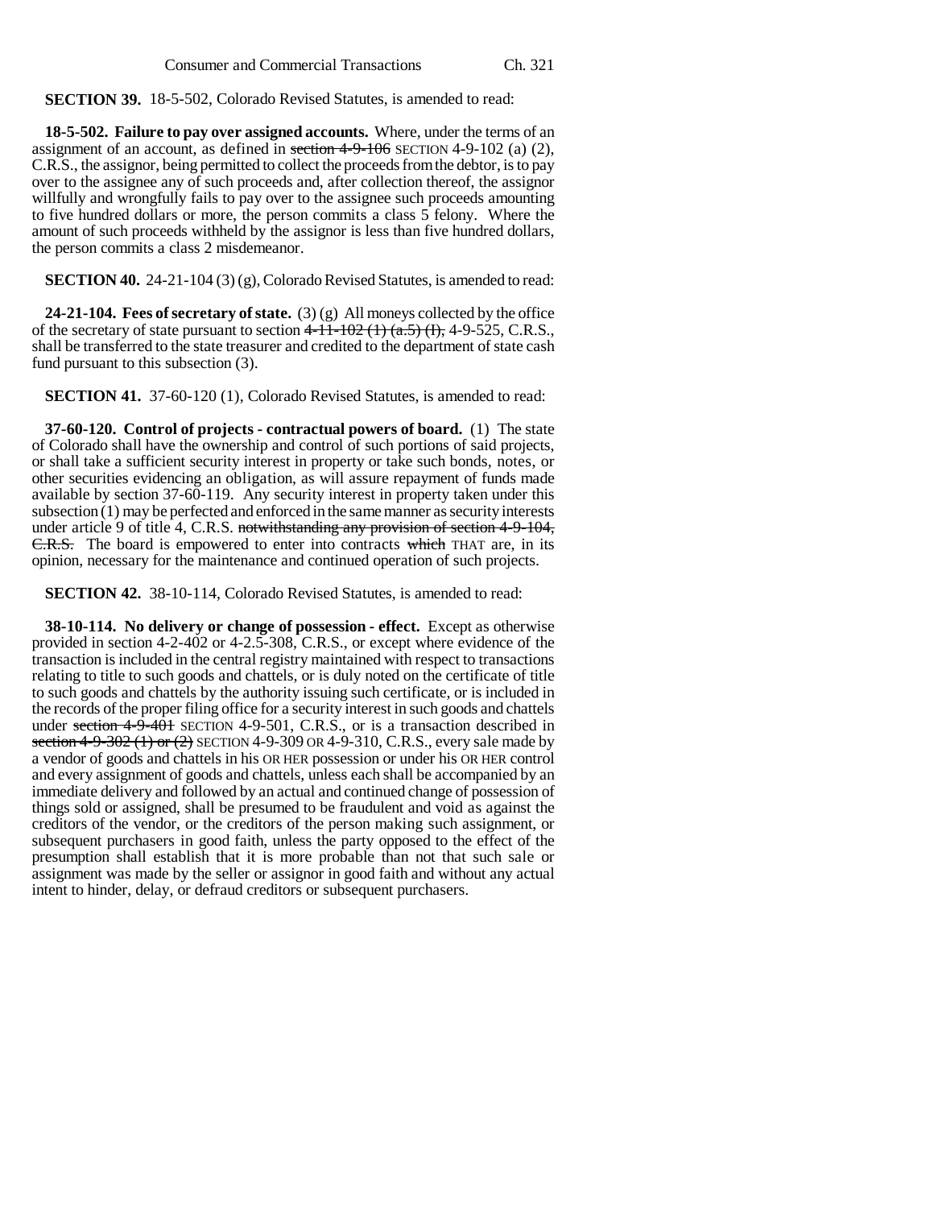**SECTION 39.** 18-5-502, Colorado Revised Statutes, is amended to read:

**18-5-502. Failure to pay over assigned accounts.** Where, under the terms of an assignment of an account, as defined in ~~section 4-9-106~~ SECTION 4-9-102 (a) (2), C.R.S., the assignor, being permitted to collect the proceeds from the debtor, is to pay over to the assignee any of such proceeds and, after collection thereof, the assignor willfully and wrongfully fails to pay over to the assignee such proceeds amounting to five hundred dollars or more, the person commits a class 5 felony. Where the amount of such proceeds withheld by the assignor is less than five hundred dollars, the person commits a class 2 misdemeanor.

**SECTION 40.** 24-21-104 (3) (g), Colorado Revised Statutes, is amended to read:

**24-21-104. Fees of secretary of state.** (3) (g) All moneys collected by the office of the secretary of state pursuant to section ~~4-11-102 (1) (a.5) (I),~~ 4-9-525, C.R.S., shall be transferred to the state treasurer and credited to the department of state cash fund pursuant to this subsection (3).

**SECTION 41.** 37-60-120 (1), Colorado Revised Statutes, is amended to read:

**37-60-120. Control of projects - contractual powers of board.** (1) The state of Colorado shall have the ownership and control of such portions of said projects, or shall take a sufficient security interest in property or take such bonds, notes, or other securities evidencing an obligation, as will assure repayment of funds made available by section 37-60-119. Any security interest in property taken under this subsection (1) may be perfected and enforced in the same manner as security interests under article 9 of title 4, C.R.S. ~~notwithstanding any provision of section 4-9-104, C.R.S.~~ The board is empowered to enter into contracts ~~which~~ THAT are, in its opinion, necessary for the maintenance and continued operation of such projects.

**SECTION 42.** 38-10-114, Colorado Revised Statutes, is amended to read:

**38-10-114. No delivery or change of possession - effect.** Except as otherwise provided in section 4-2-402 or 4-2.5-308, C.R.S., or except where evidence of the transaction is included in the central registry maintained with respect to transactions relating to title to such goods and chattels, or is duly noted on the certificate of title to such goods and chattels by the authority issuing such certificate, or is included in the records of the proper filing office for a security interest in such goods and chattels under ~~section 4-9-401~~ SECTION 4-9-501, C.R.S., or is a transaction described in ~~section 4-9-302 (1) or (2)~~ SECTION 4-9-309 OR 4-9-310, C.R.S., every sale made by a vendor of goods and chattels in his OR HER possession or under his OR HER control and every assignment of goods and chattels, unless each shall be accompanied by an immediate delivery and followed by an actual and continued change of possession of things sold or assigned, shall be presumed to be fraudulent and void as against the creditors of the vendor, or the creditors of the person making such assignment, or subsequent purchasers in good faith, unless the party opposed to the effect of the presumption shall establish that it is more probable than not that such sale or assignment was made by the seller or assignor in good faith and without any actual intent to hinder, delay, or defraud creditors or subsequent purchasers.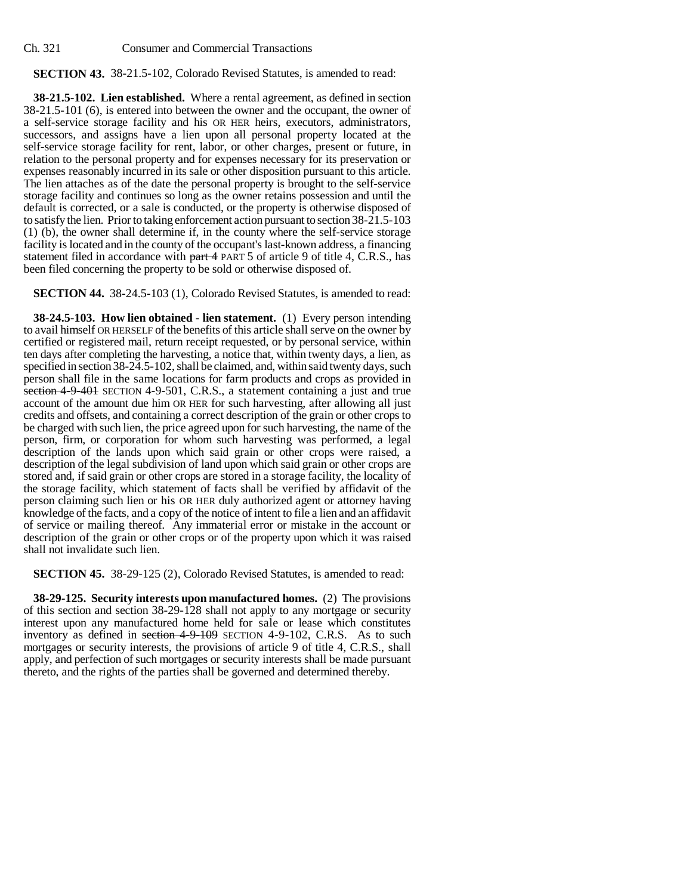**SECTION 43.** 38-21.5-102, Colorado Revised Statutes, is amended to read:

**38-21.5-102. Lien established.** Where a rental agreement, as defined in section 38-21.5-101 (6), is entered into between the owner and the occupant, the owner of a self-service storage facility and his OR HER heirs, executors, administrators, successors, and assigns have a lien upon all personal property located at the self-service storage facility for rent, labor, or other charges, present or future, in relation to the personal property and for expenses necessary for its preservation or expenses reasonably incurred in its sale or other disposition pursuant to this article. The lien attaches as of the date the personal property is brought to the self-service storage facility and continues so long as the owner retains possession and until the default is corrected, or a sale is conducted, or the property is otherwise disposed of to satisfy the lien. Prior to taking enforcement action pursuant to section 38-21.5-103 (1) (b), the owner shall determine if, in the county where the self-service storage facility is located and in the county of the occupant's last-known address, a financing statement filed in accordance with ~~part 4~~ PART 5 of article 9 of title 4, C.R.S., has been filed concerning the property to be sold or otherwise disposed of.

**SECTION 44.** 38-24.5-103 (1), Colorado Revised Statutes, is amended to read:

**38-24.5-103. How lien obtained - lien statement.** (1) Every person intending to avail himself OR HERSELF of the benefits of this article shall serve on the owner by certified or registered mail, return receipt requested, or by personal service, within ten days after completing the harvesting, a notice that, within twenty days, a lien, as specified in section 38-24.5-102, shall be claimed, and, within said twenty days, such person shall file in the same locations for farm products and crops as provided in ~~section 4-9-401~~ SECTION 4-9-501, C.R.S., a statement containing a just and true account of the amount due him OR HER for such harvesting, after allowing all just credits and offsets, and containing a correct description of the grain or other crops to be charged with such lien, the price agreed upon for such harvesting, the name of the person, firm, or corporation for whom such harvesting was performed, a legal description of the lands upon which said grain or other crops were raised, a description of the legal subdivision of land upon which said grain or other crops are stored and, if said grain or other crops are stored in a storage facility, the locality of the storage facility, which statement of facts shall be verified by affidavit of the person claiming such lien or his OR HER duly authorized agent or attorney having knowledge of the facts, and a copy of the notice of intent to file a lien and an affidavit of service or mailing thereof. Any immaterial error or mistake in the account or description of the grain or other crops or of the property upon which it was raised shall not invalidate such lien.

**SECTION 45.** 38-29-125 (2), Colorado Revised Statutes, is amended to read:

**38-29-125. Security interests upon manufactured homes.** (2) The provisions of this section and section 38-29-128 shall not apply to any mortgage or security interest upon any manufactured home held for sale or lease which constitutes inventory as defined in ~~section 4-9-109~~ SECTION 4-9-102, C.R.S. As to such mortgages or security interests, the provisions of article 9 of title 4, C.R.S., shall apply, and perfection of such mortgages or security interests shall be made pursuant thereto, and the rights of the parties shall be governed and determined thereby.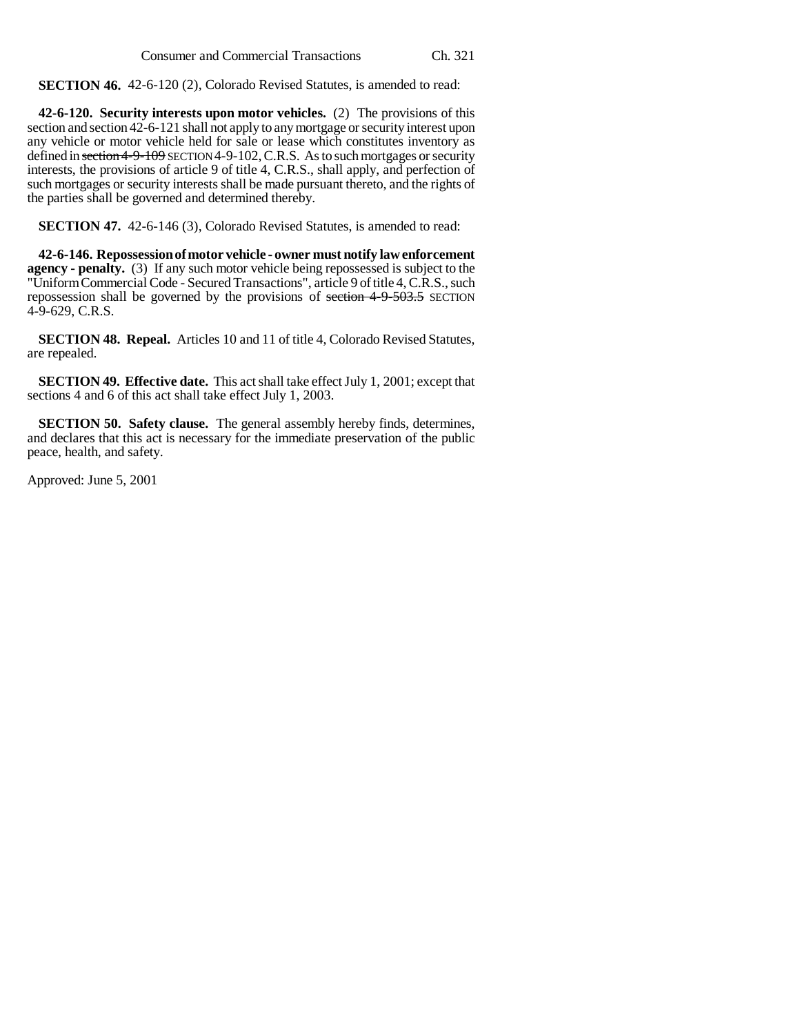**SECTION 46.** 42-6-120 (2), Colorado Revised Statutes, is amended to read:

**42-6-120. Security interests upon motor vehicles.** (2) The provisions of this section and section 42-6-121 shall not apply to any mortgage or security interest upon any vehicle or motor vehicle held for sale or lease which constitutes inventory as defined in ~~section 4-9-109~~ SECTION 4-9-102, C.R.S. As to such mortgages or security interests, the provisions of article 9 of title 4, C.R.S., shall apply, and perfection of such mortgages or security interests shall be made pursuant thereto, and the rights of the parties shall be governed and determined thereby.

**SECTION 47.** 42-6-146 (3), Colorado Revised Statutes, is amended to read:

**42-6-146. Repossession of motor vehicle - owner must notify law enforcement agency - penalty.** (3) If any such motor vehicle being repossessed is subject to the "Uniform Commercial Code - Secured Transactions", article 9 of title 4, C.R.S., such repossession shall be governed by the provisions of ~~section 4-9-503.5~~ SECTION 4-9-629, C.R.S.

**SECTION 48. Repeal.** Articles 10 and 11 of title 4, Colorado Revised Statutes, are repealed.

**SECTION 49. Effective date.** This act shall take effect July 1, 2001; except that sections 4 and 6 of this act shall take effect July 1, 2003.

**SECTION 50. Safety clause.** The general assembly hereby finds, determines, and declares that this act is necessary for the immediate preservation of the public peace, health, and safety.

Approved: June 5, 2001